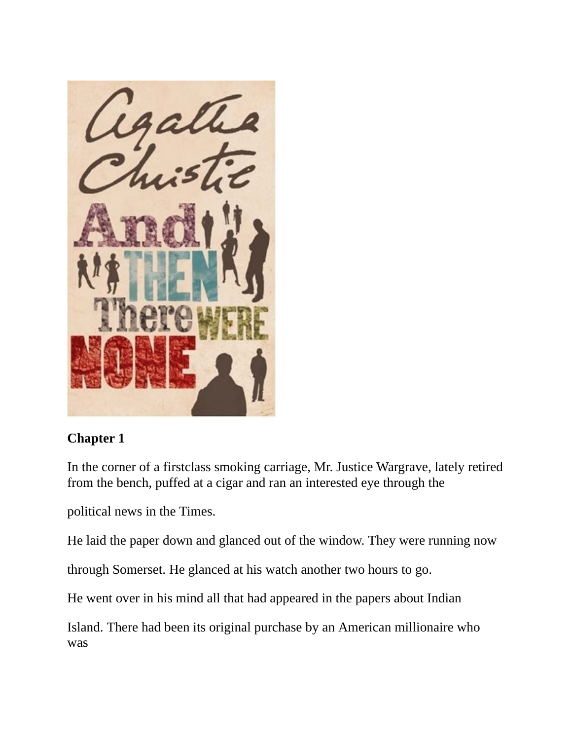## Chapter 1

In the corner of a firstclass smoking carriage, Mr. Justice Wargrave, lately retired from the bench, puffed at a cigar and ran an interested eye through the

political news in the Times.

He laid the paper down and glanced out of the window. They were running now

through Somerset. He glanced at his watch another two hours to go.

He went over in his mind all that had appeared in the papers about Indian

Island. There had been its original purchase by an American millionaire who was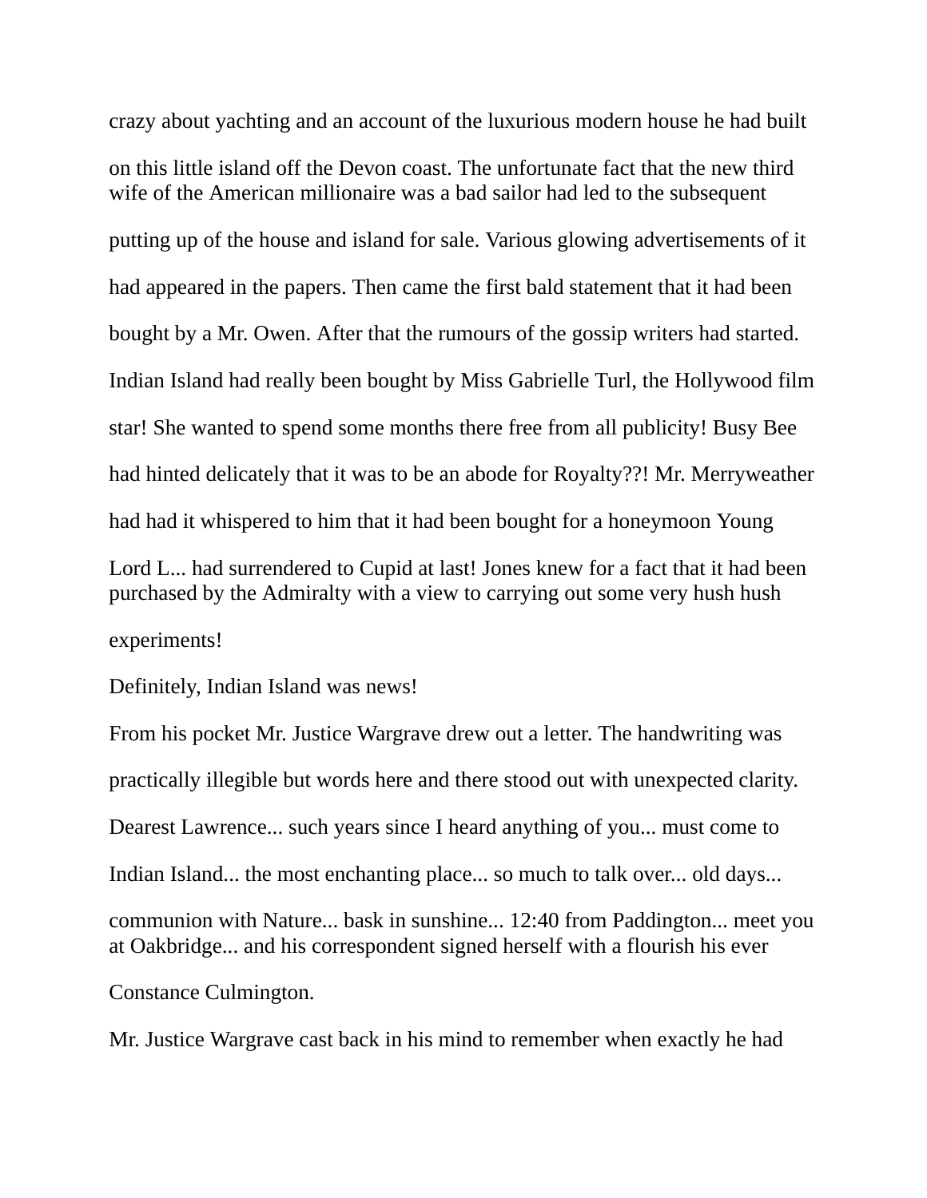crazy about yachting and an account of the luxurious modern house he had built on this little island off the Devon coast. The unfortunate fact that the new third wife of the American millionaire was a bad sailor had led to the subsequent putting up of the house and island for sale. Various glowing advertisements of it had appeared in the papers. Then came the first bald statement that it had been bought by a Mr. Owen. After that the rumours of the gossip writers had started. Indian Island had really been bought by Miss Gabrielle Turl, the Hollywood film star! She wanted to spend some months there free from all publicity! Busy Bee had hinted delicately that it was to be an abode for Royalty??! Mr. Merryweather had had it whispered to him that it had been bought for a honeymoon Young Lord L... had surrendered to Cupid at last! Jones knew for a fact that it had been purchased by the Admiralty with a view to carrying out some very hush hush experiments!

Definitely, Indian Island was news!

From his pocket Mr. Justice Wargrave drew out a letter. The handwriting was practically illegible but words here and there stood out with unexpected clarity. Dearest Lawrence... such years since I heard anything of you... must come to Indian Island... the most enchanting place... so much to talk over... old days... communion with Nature... bask in sunshine... 12:40 from Paddington... meet you at Oakbridge... and his correspondent signed herself with a flourish his ever Constance Culmington.

Mr. Justice Wargrave cast back in his mind to remember when exactly he had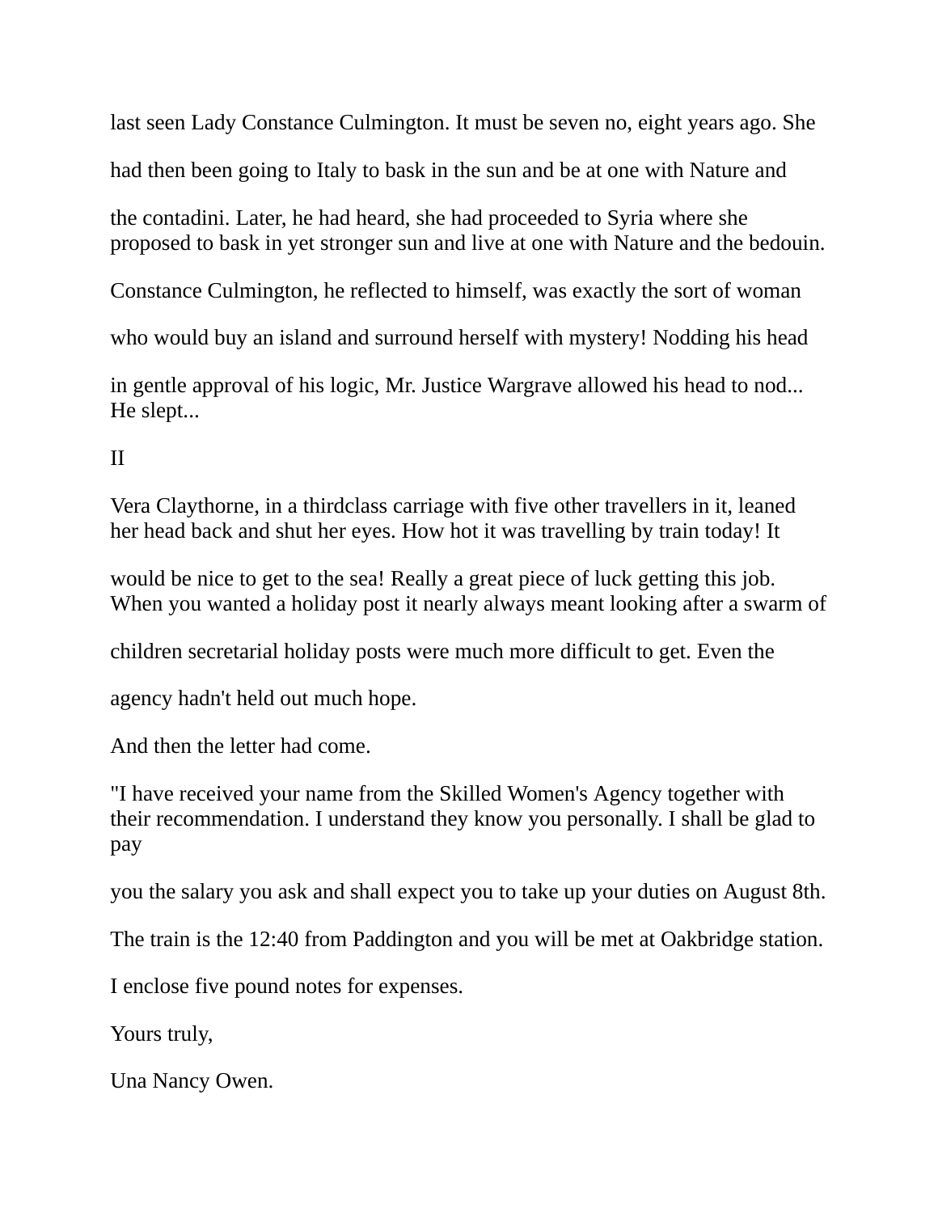last seen Lady Constance Culmington. It must be seven no, eight years ago. She had then been going to Italy to bask in the sun and be at one with Nature and the contadini. Later, he had heard, she had proceeded to Syria where she proposed to bask in yet stronger sun and live at one with Nature and the bedouin.

Constance Culmington, he reflected to himself, was exactly the sort of woman who would buy an island and surround herself with mystery! Nodding his head in gentle approval of his logic, Mr. Justice Wargrave allowed his head to nod... He slept...

II

Vera Claythorne, in a thirdclass carriage with five other travellers in it, leaned her head back and shut her eyes. How hot it was travelling by train today! It would be nice to get to the sea! Really a great piece of luck getting this job. When you wanted a holiday post it nearly always meant looking after a swarm of children secretarial holiday posts were much more difficult to get. Even the agency hadn't held out much hope.

And then the letter had come.

"I have received your name from the Skilled Women's Agency together with their recommendation. I understand they know you personally. I shall be glad to pay you the salary you ask and shall expect you to take up your duties on August 8th. The train is the 12:40 from Paddington and you will be met at Oakbridge station. I enclose five pound notes for expenses.

Yours truly,

Una Nancy Owen.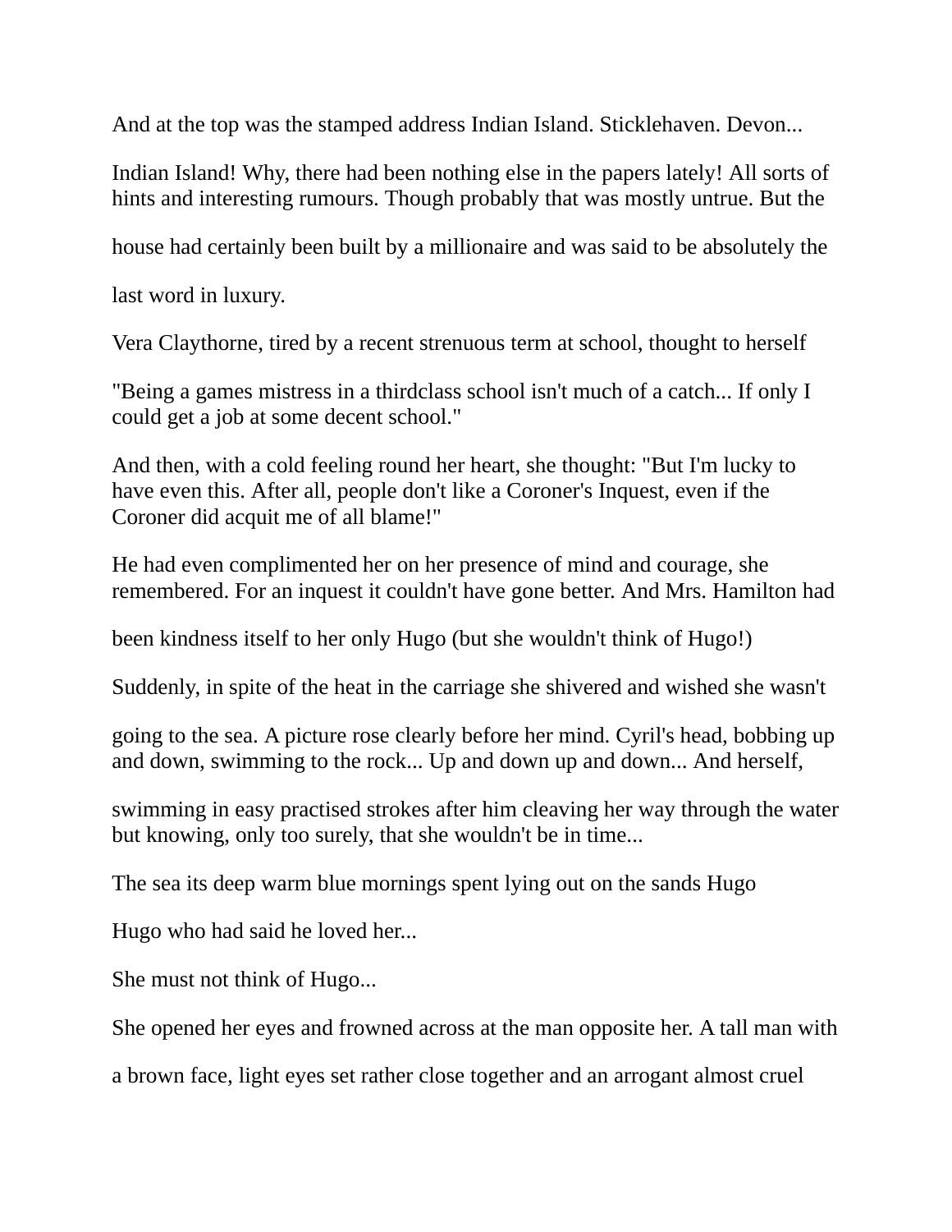And at the top was the stamped address Indian Island. Sticklehaven. Devon...

Indian Island! Why, there had been nothing else in the papers lately! All sorts of hints and interesting rumours. Though probably that was mostly untrue. But the house had certainly been built by a millionaire and was said to be absolutely the last word in luxury.

Vera Claythorne, tired by a recent strenuous term at school, thought to herself

"Being a games mistress in a thirdclass school isn't much of a catch... If only I could get a job at some decent school."

And then, with a cold feeling round her heart, she thought: "But I'm lucky to have even this. After all, people don't like a Coroner's Inquest, even if the Coroner did acquit me of all blame!"

He had even complimented her on her presence of mind and courage, she remembered. For an inquest it couldn't have gone better. And Mrs. Hamilton had been kindness itself to her only Hugo (but she wouldn't think of Hugo!)

Suddenly, in spite of the heat in the carriage she shivered and wished she wasn't going to the sea. A picture rose clearly before her mind. Cyril's head, bobbing up and down, swimming to the rock... Up and down up and down... And herself, swimming in easy practised strokes after him cleaving her way through the water but knowing, only too surely, that she wouldn't be in time...

The sea its deep warm blue mornings spent lying out on the sands Hugo

Hugo who had said he loved her...

She must not think of Hugo...

She opened her eyes and frowned across at the man opposite her. A tall man with a brown face, light eyes set rather close together and an arrogant almost cruel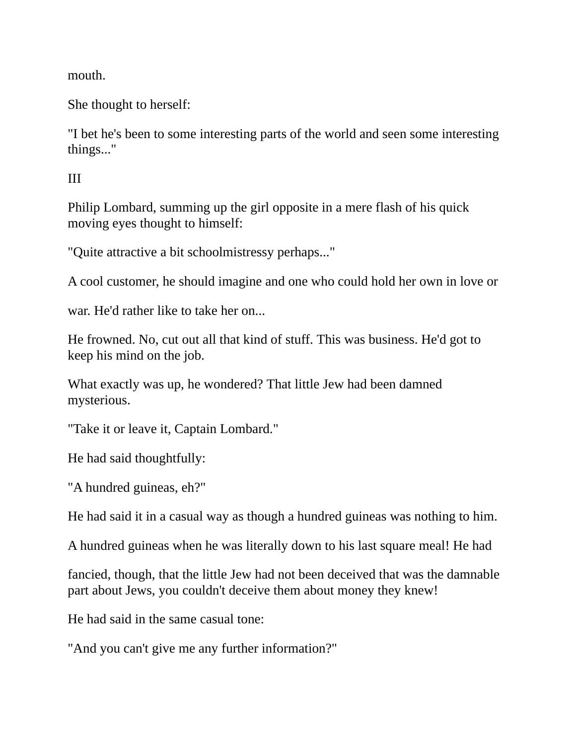mouth.

She thought to herself:

"I bet he's been to some interesting parts of the world and seen some interesting things..."

III

Philip Lombard, summing up the girl opposite in a mere flash of his quick moving eyes thought to himself:

"Quite attractive a bit schoolmistressy perhaps..."

A cool customer, he should imagine and one who could hold her own in love or war. He'd rather like to take her on...

He frowned. No, cut out all that kind of stuff. This was business. He'd got to keep his mind on the job.

What exactly was up, he wondered? That little Jew had been damned mysterious.

"Take it or leave it, Captain Lombard."

He had said thoughtfully:

"A hundred guineas, eh?"

He had said it in a casual way as though a hundred guineas was nothing to him. A hundred guineas when he was literally down to his last square meal! He had fancied, though, that the little Jew had not been deceived that was the damnable part about Jews, you couldn't deceive them about money they knew!

He had said in the same casual tone:

"And you can't give me any further information?"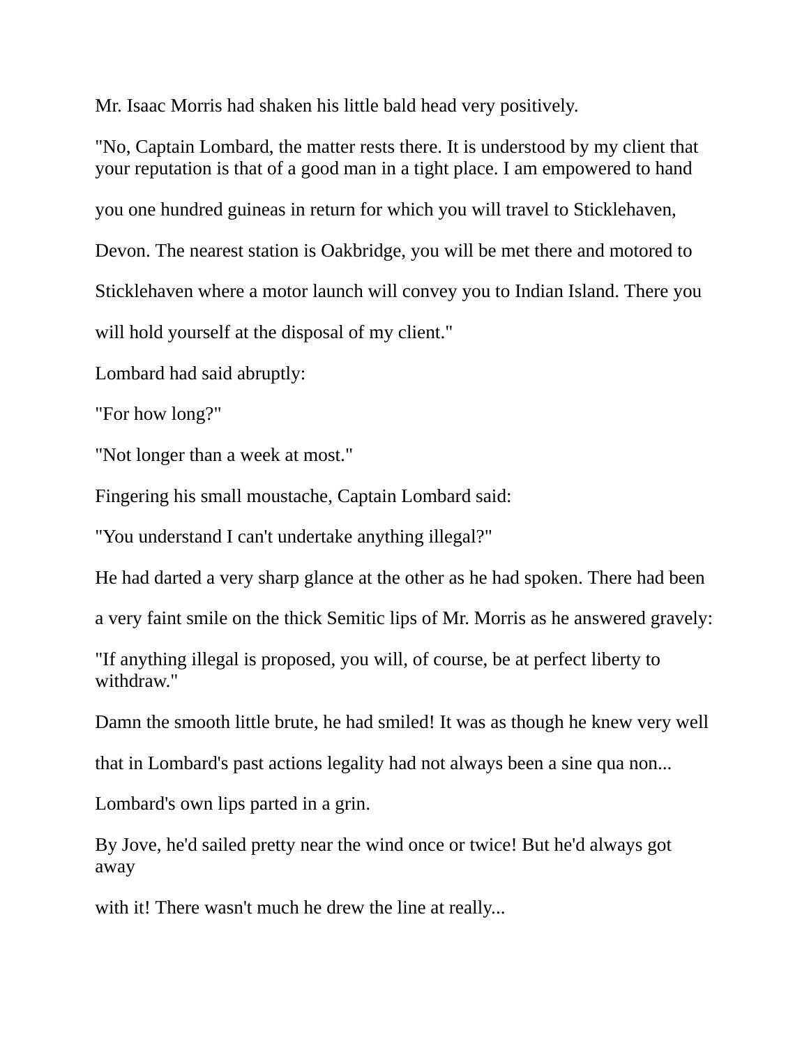Mr. Isaac Morris had shaken his little bald head very positively.

"No, Captain Lombard, the matter rests there. It is understood by my client that your reputation is that of a good man in a tight place. I am empowered to hand you one hundred guineas in return for which you will travel to Sticklehaven, Devon. The nearest station is Oakbridge, you will be met there and motored to Sticklehaven where a motor launch will convey you to Indian Island. There you will hold yourself at the disposal of my client."

Lombard had said abruptly:

"For how long?"

"Not longer than a week at most."

Fingering his small moustache, Captain Lombard said:

"You understand I can't undertake anything illegal?"

He had darted a very sharp glance at the other as he had spoken. There had been a very faint smile on the thick Semitic lips of Mr. Morris as he answered gravely:

"If anything illegal is proposed, you will, of course, be at perfect liberty to withdraw."

Damn the smooth little brute, he had smiled! It was as though he knew very well that in Lombard's past actions legality had not always been a sine qua non...

Lombard's own lips parted in a grin.

By Jove, he'd sailed pretty near the wind once or twice! But he'd always got away with it! There wasn't much he drew the line at really...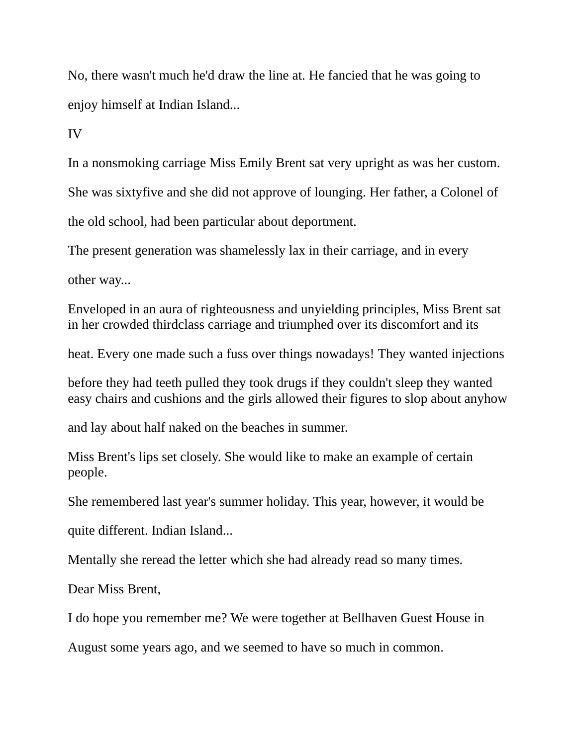No, there wasn't much he'd draw the line at. He fancied that he was going to enjoy himself at Indian Island...

IV

In a nonsmoking carriage Miss Emily Brent sat very upright as was her custom. She was sixtyfive and she did not approve of lounging. Her father, a Colonel of the old school, had been particular about deportment.

The present generation was shamelessly lax in their carriage, and in every other way...

Enveloped in an aura of righteousness and unyielding principles, Miss Brent sat in her crowded thirdclass carriage and triumphed over its discomfort and its heat. Every one made such a fuss over things nowadays! They wanted injections before they had teeth pulled they took drugs if they couldn't sleep they wanted easy chairs and cushions and the girls allowed their figures to slop about anyhow and lay about half naked on the beaches in summer.

Miss Brent's lips set closely. She would like to make an example of certain people.

She remembered last year's summer holiday. This year, however, it would be quite different. Indian Island...

Mentally she reread the letter which she had already read so many times.

Dear Miss Brent,

I do hope you remember me? We were together at Bellhaven Guest House in August some years ago, and we seemed to have so much in common.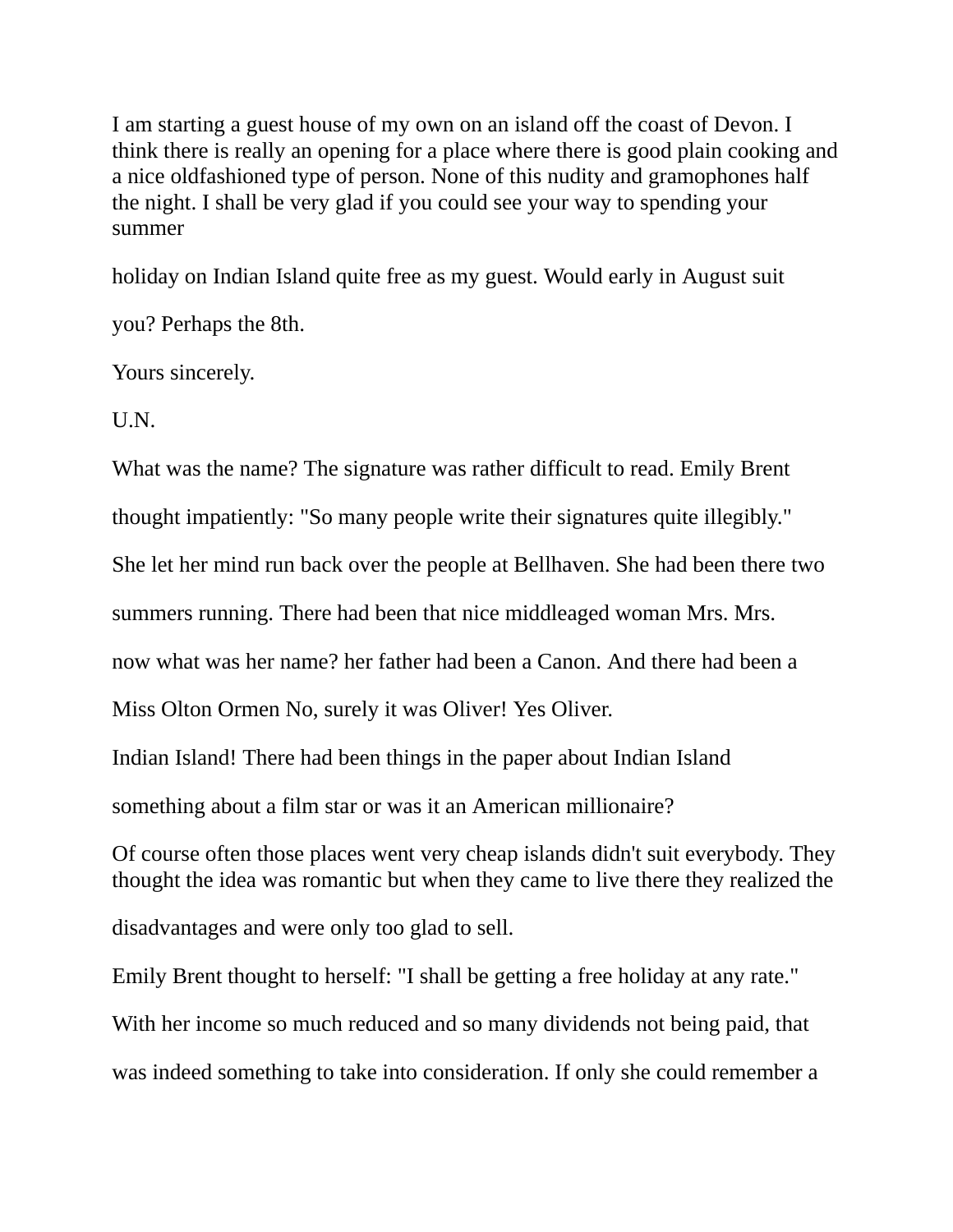I am starting a guest house of my own on an island off the coast of Devon. I think there is really an opening for a place where there is good plain cooking and a nice oldfashioned type of person. None of this nudity and gramophones half the night. I shall be very glad if you could see your way to spending your summer

holiday on Indian Island quite free as my guest. Would early in August suit

you? Perhaps the 8th.

Yours sincerely.

U.N.

What was the name? The signature was rather difficult to read. Emily Brent

thought impatiently: "So many people write their signatures quite illegibly."

She let her mind run back over the people at Bellhaven. She had been there two

summers running. There had been that nice middleaged woman Mrs. Mrs.

now what was her name? her father had been a Canon. And there had been a

Miss Olton Ormen No, surely it was Oliver! Yes Oliver.

Indian Island! There had been things in the paper about Indian Island

something about a film star or was it an American millionaire?

Of course often those places went very cheap islands didn't suit everybody. They thought the idea was romantic but when they came to live there they realized the

disadvantages and were only too glad to sell.

Emily Brent thought to herself: "I shall be getting a free holiday at any rate."

With her income so much reduced and so many dividends not being paid, that

was indeed something to take into consideration. If only she could remember a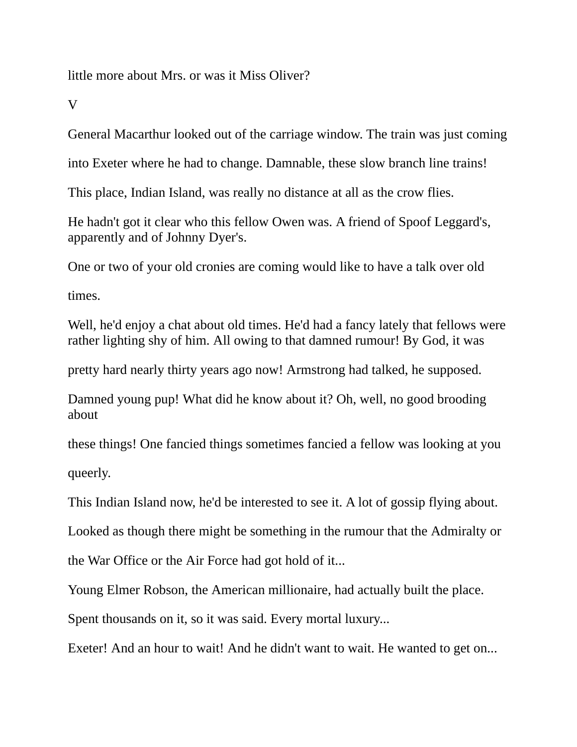little more about Mrs. or was it Miss Oliver?

V

General Macarthur looked out of the carriage window. The train was just coming into Exeter where he had to change. Damnable, these slow branch line trains! This place, Indian Island, was really no distance at all as the crow flies.

He hadn't got it clear who this fellow Owen was. A friend of Spoof Leggard's, apparently and of Johnny Dyer's.

One or two of your old cronies are coming would like to have a talk over old times.

Well, he'd enjoy a chat about old times. He'd had a fancy lately that fellows were rather lighting shy of him. All owing to that damned rumour! By God, it was pretty hard nearly thirty years ago now! Armstrong had talked, he supposed. Damned young pup! What did he know about it? Oh, well, no good brooding about these things! One fancied things sometimes fancied a fellow was looking at you queerly.

This Indian Island now, he'd be interested to see it. A lot of gossip flying about. Looked as though there might be something in the rumour that the Admiralty or the War Office or the Air Force had got hold of it...

Young Elmer Robson, the American millionaire, had actually built the place. Spent thousands on it, so it was said. Every mortal luxury...

Exeter! And an hour to wait! And he didn't want to wait. He wanted to get on...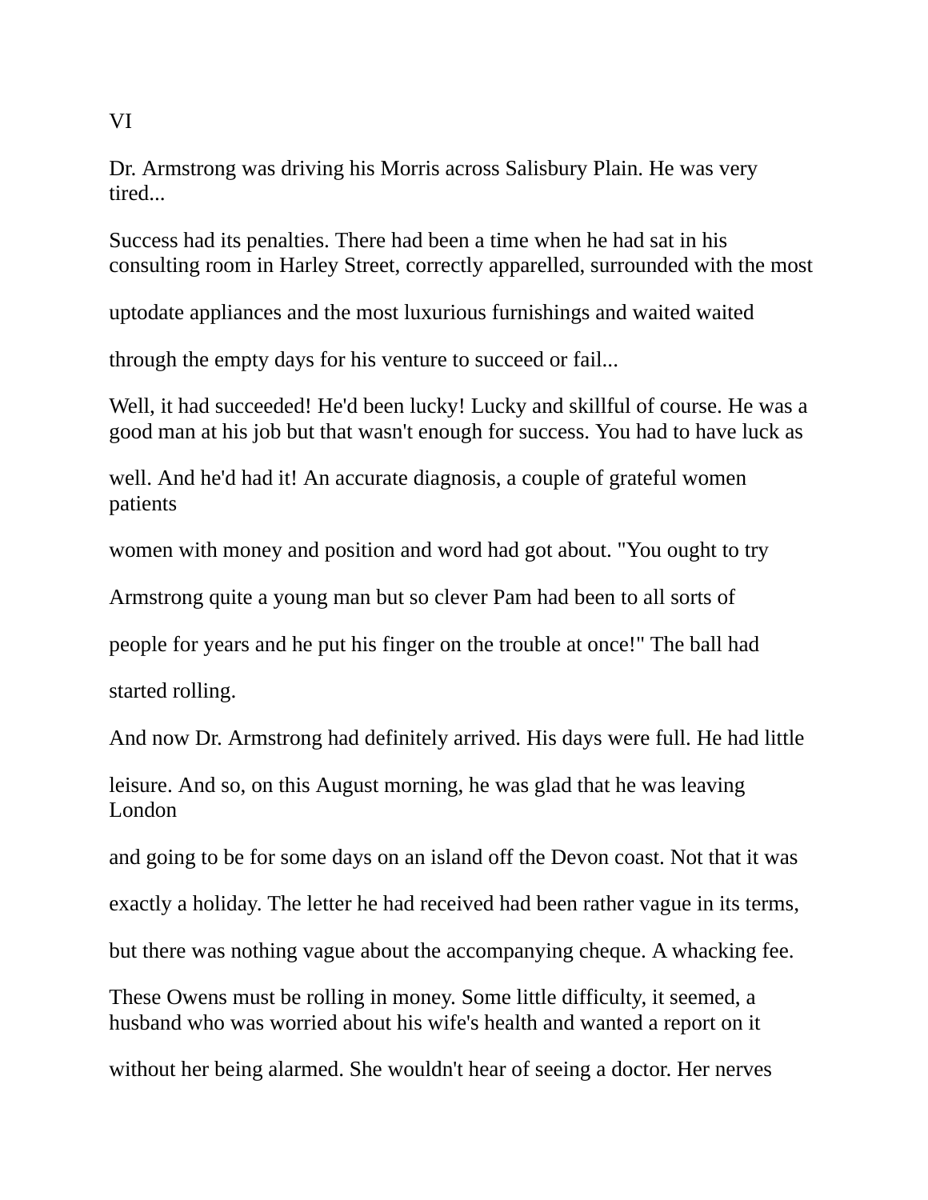VI

Dr. Armstrong was driving his Morris across Salisbury Plain. He was very tired...

Success had its penalties. There had been a time when he had sat in his consulting room in Harley Street, correctly apparelled, surrounded with the most uptodate appliances and the most luxurious furnishings and waited waited through the empty days for his venture to succeed or fail...

Well, it had succeeded! He'd been lucky! Lucky and skillful of course. He was a good man at his job but that wasn't enough for success. You had to have luck as well. And he'd had it! An accurate diagnosis, a couple of grateful women patients women with money and position and word had got about. "You ought to try Armstrong quite a young man but so clever Pam had been to all sorts of people for years and he put his finger on the trouble at once!" The ball had started rolling.

And now Dr. Armstrong had definitely arrived. His days were full. He had little leisure. And so, on this August morning, he was glad that he was leaving London and going to be for some days on an island off the Devon coast. Not that it was exactly a holiday. The letter he had received had been rather vague in its terms, but there was nothing vague about the accompanying cheque. A whacking fee.

These Owens must be rolling in money. Some little difficulty, it seemed, a husband who was worried about his wife's health and wanted a report on it without her being alarmed. She wouldn't hear of seeing a doctor. Her nerves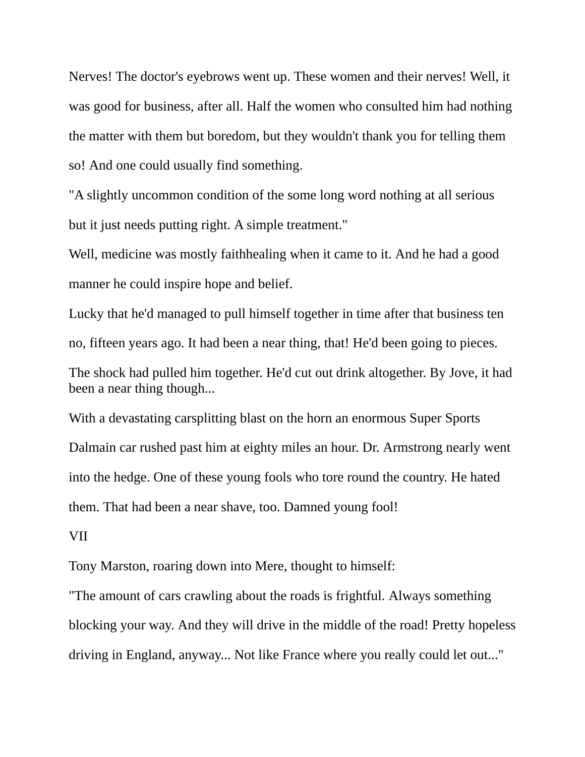Nerves! The doctor's eyebrows went up. These women and their nerves! Well, it was good for business, after all. Half the women who consulted him had nothing the matter with them but boredom, but they wouldn't thank you for telling them so! And one could usually find something.

"A slightly uncommon condition of the some long word nothing at all serious but it just needs putting right. A simple treatment."

Well, medicine was mostly faithhealing when it came to it. And he had a good manner he could inspire hope and belief.

Lucky that he'd managed to pull himself together in time after that business ten no, fifteen years ago. It had been a near thing, that! He'd been going to pieces.

The shock had pulled him together. He'd cut out drink altogether. By Jove, it had been a near thing though...

With a devastating carsplitting blast on the horn an enormous Super Sports Dalmain car rushed past him at eighty miles an hour. Dr. Armstrong nearly went into the hedge. One of these young fools who tore round the country. He hated them. That had been a near shave, too. Damned young fool!

## VII

Tony Marston, roaring down into Mere, thought to himself:

"The amount of cars crawling about the roads is frightful. Always something blocking your way. And they will drive in the middle of the road! Pretty hopeless driving in England, anyway... Not like France where you really could let out..."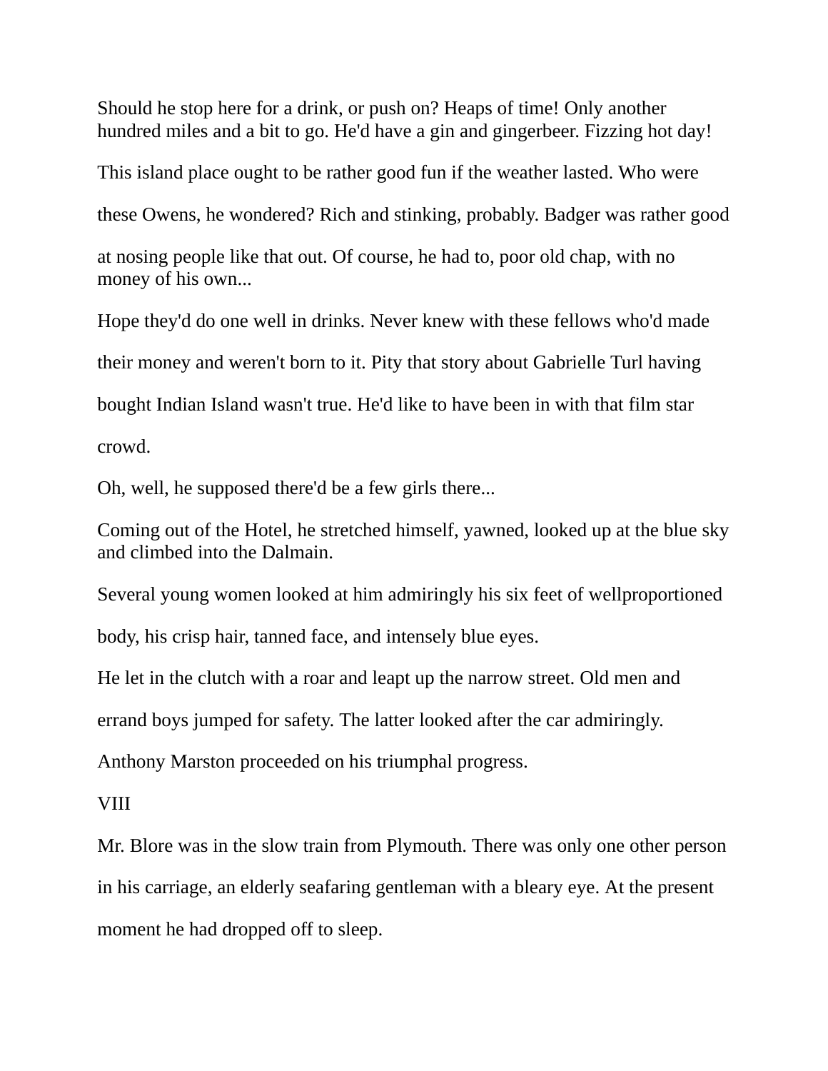Should he stop here for a drink, or push on? Heaps of time! Only another hundred miles and a bit to go. He'd have a gin and gingerbeer. Fizzing hot day!

This island place ought to be rather good fun if the weather lasted. Who were these Owens, he wondered? Rich and stinking, probably. Badger was rather good at nosing people like that out. Of course, he had to, poor old chap, with no money of his own...

Hope they'd do one well in drinks. Never knew with these fellows who'd made their money and weren't born to it. Pity that story about Gabrielle Turl having bought Indian Island wasn't true. He'd like to have been in with that film star crowd.

Oh, well, he supposed there'd be a few girls there...

Coming out of the Hotel, he stretched himself, yawned, looked up at the blue sky and climbed into the Dalmain.

Several young women looked at him admiringly his six feet of wellproportioned body, his crisp hair, tanned face, and intensely blue eyes.

He let in the clutch with a roar and leapt up the narrow street. Old men and errand boys jumped for safety. The latter looked after the car admiringly.

Anthony Marston proceeded on his triumphal progress.

## VIII

Mr. Blore was in the slow train from Plymouth. There was only one other person in his carriage, an elderly seafaring gentleman with a bleary eye. At the present moment he had dropped off to sleep.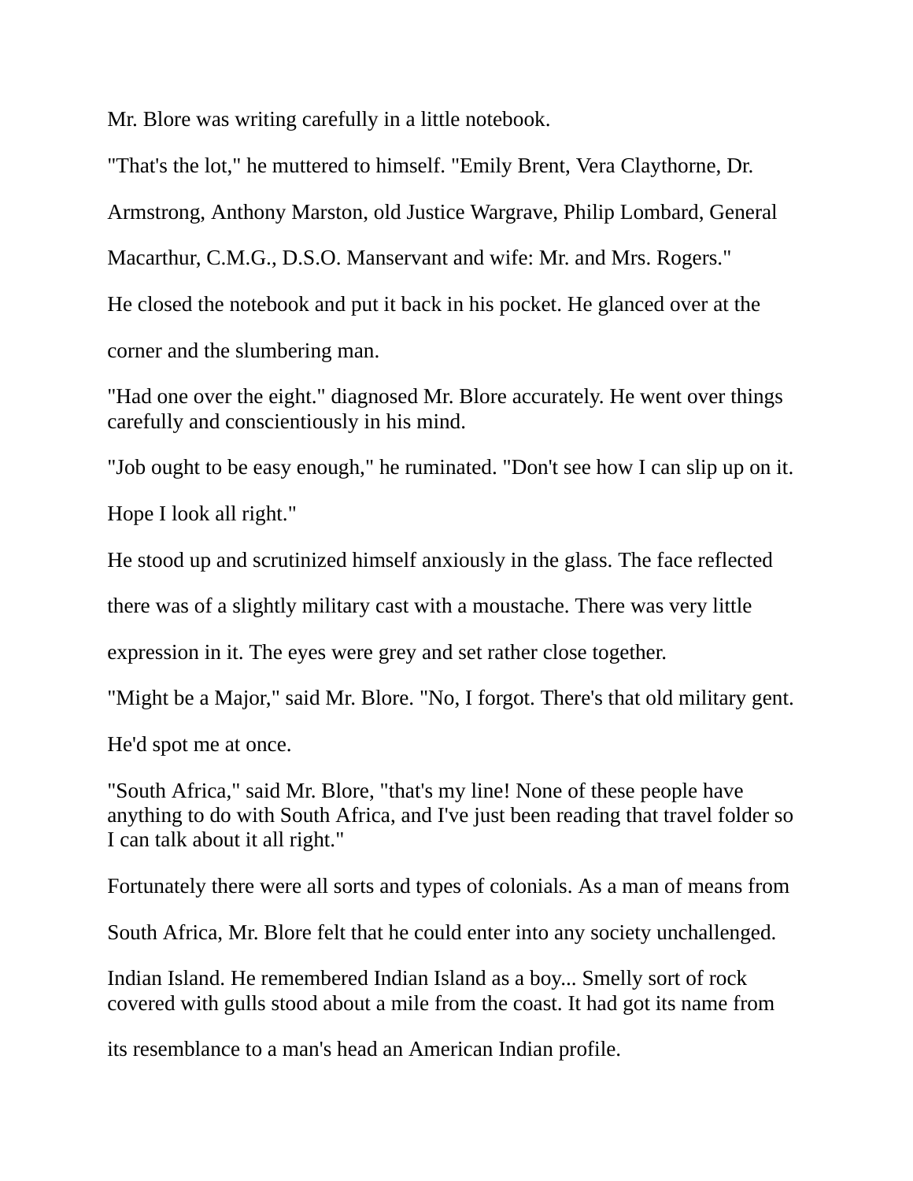Mr. Blore was writing carefully in a little notebook.

"That's the lot," he muttered to himself. "Emily Brent, Vera Claythorne, Dr. Armstrong, Anthony Marston, old Justice Wargrave, Philip Lombard, General Macarthur, C.M.G., D.S.O. Manservant and wife: Mr. and Mrs. Rogers."

He closed the notebook and put it back in his pocket. He glanced over at the corner and the slumbering man.

"Had one over the eight." diagnosed Mr. Blore accurately. He went over things carefully and conscientiously in his mind.

"Job ought to be easy enough," he ruminated. "Don't see how I can slip up on it. Hope I look all right."

He stood up and scrutinized himself anxiously in the glass. The face reflected there was of a slightly military cast with a moustache. There was very little expression in it. The eyes were grey and set rather close together.

"Might be a Major," said Mr. Blore. "No, I forgot. There's that old military gent. He'd spot me at once.

"South Africa," said Mr. Blore, "that's my line! None of these people have anything to do with South Africa, and I've just been reading that travel folder so I can talk about it all right."

Fortunately there were all sorts and types of colonials. As a man of means from South Africa, Mr. Blore felt that he could enter into any society unchallenged.

Indian Island. He remembered Indian Island as a boy... Smelly sort of rock covered with gulls stood about a mile from the coast. It had got its name from its resemblance to a man's head an American Indian profile.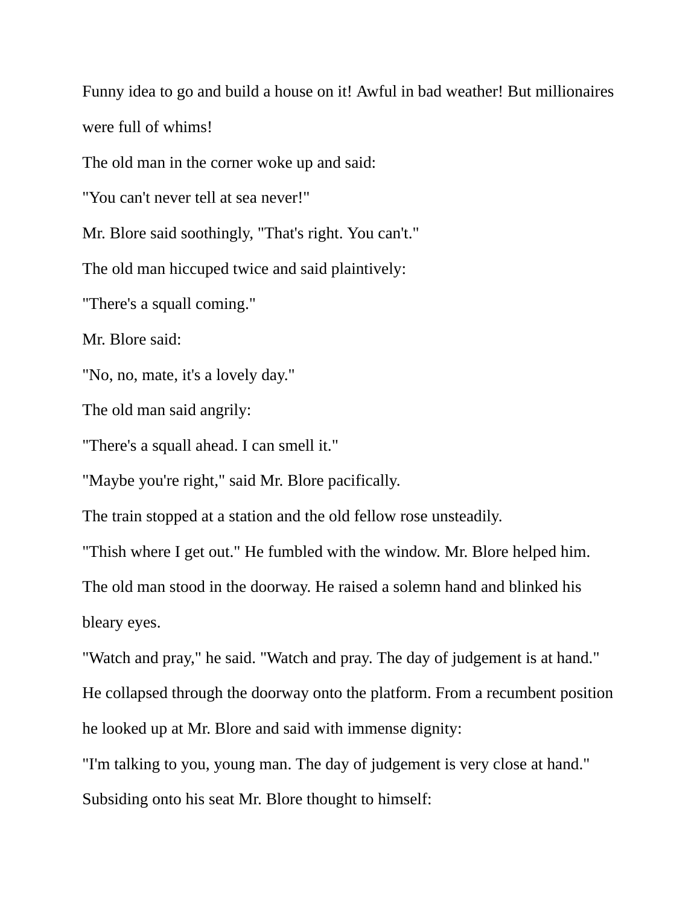Funny idea to go and build a house on it! Awful in bad weather! But millionaires were full of whims!

The old man in the corner woke up and said:

"You can't never tell at sea never!"

Mr. Blore said soothingly, "That's right. You can't."

The old man hiccuped twice and said plaintively:

"There's a squall coming."

Mr. Blore said:

"No, no, mate, it's a lovely day."

The old man said angrily:

"There's a squall ahead. I can smell it."

"Maybe you're right," said Mr. Blore pacifically.

The train stopped at a station and the old fellow rose unsteadily.

"Thish where I get out." He fumbled with the window. Mr. Blore helped him.

The old man stood in the doorway. He raised a solemn hand and blinked his bleary eyes.

"Watch and pray," he said. "Watch and pray. The day of judgement is at hand."

He collapsed through the doorway onto the platform. From a recumbent position he looked up at Mr. Blore and said with immense dignity:

"I'm talking to you, young man. The day of judgement is very close at hand."

Subsiding onto his seat Mr. Blore thought to himself: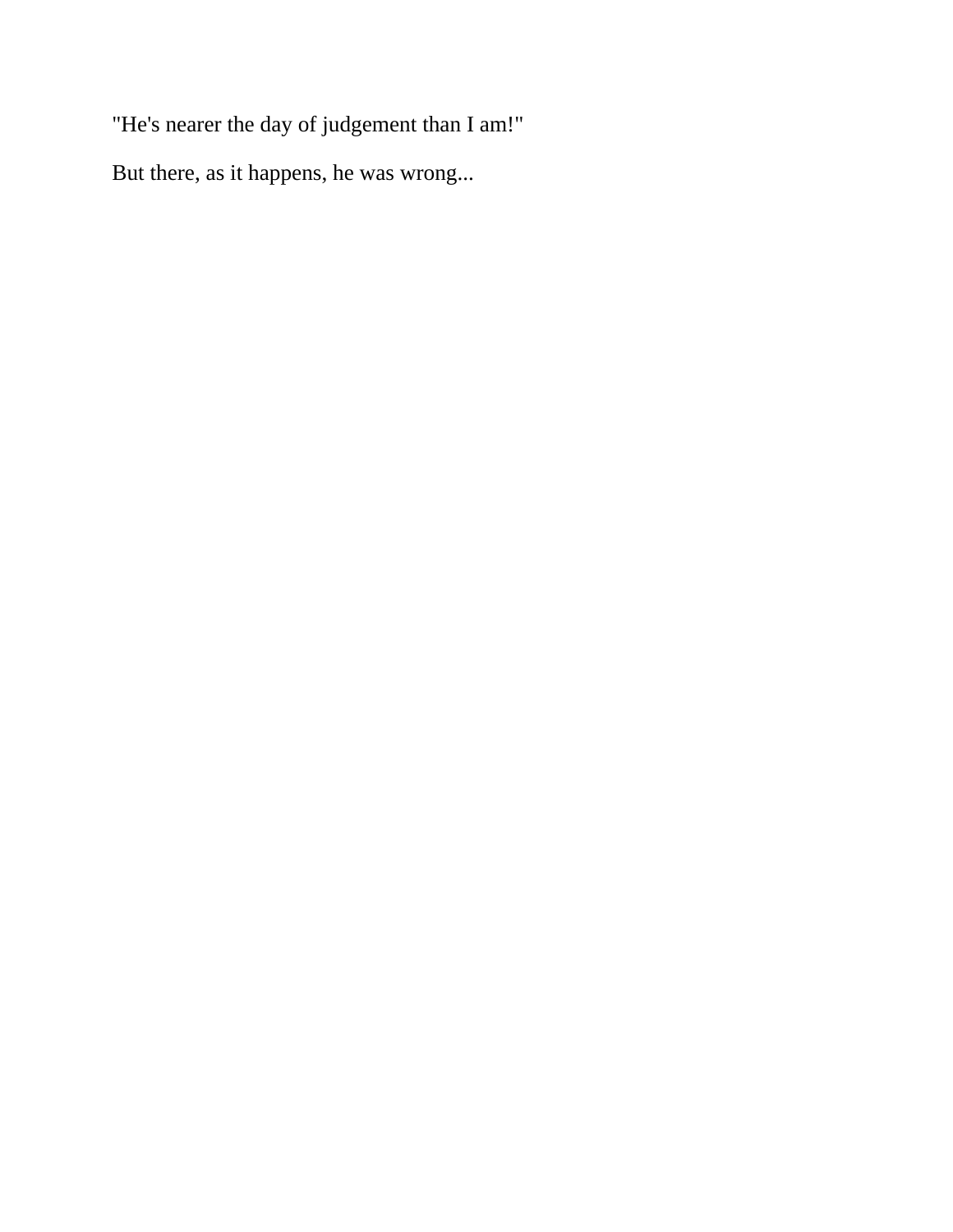"He's nearer the day of judgement than I am!"

But there, as it happens, he was wrong...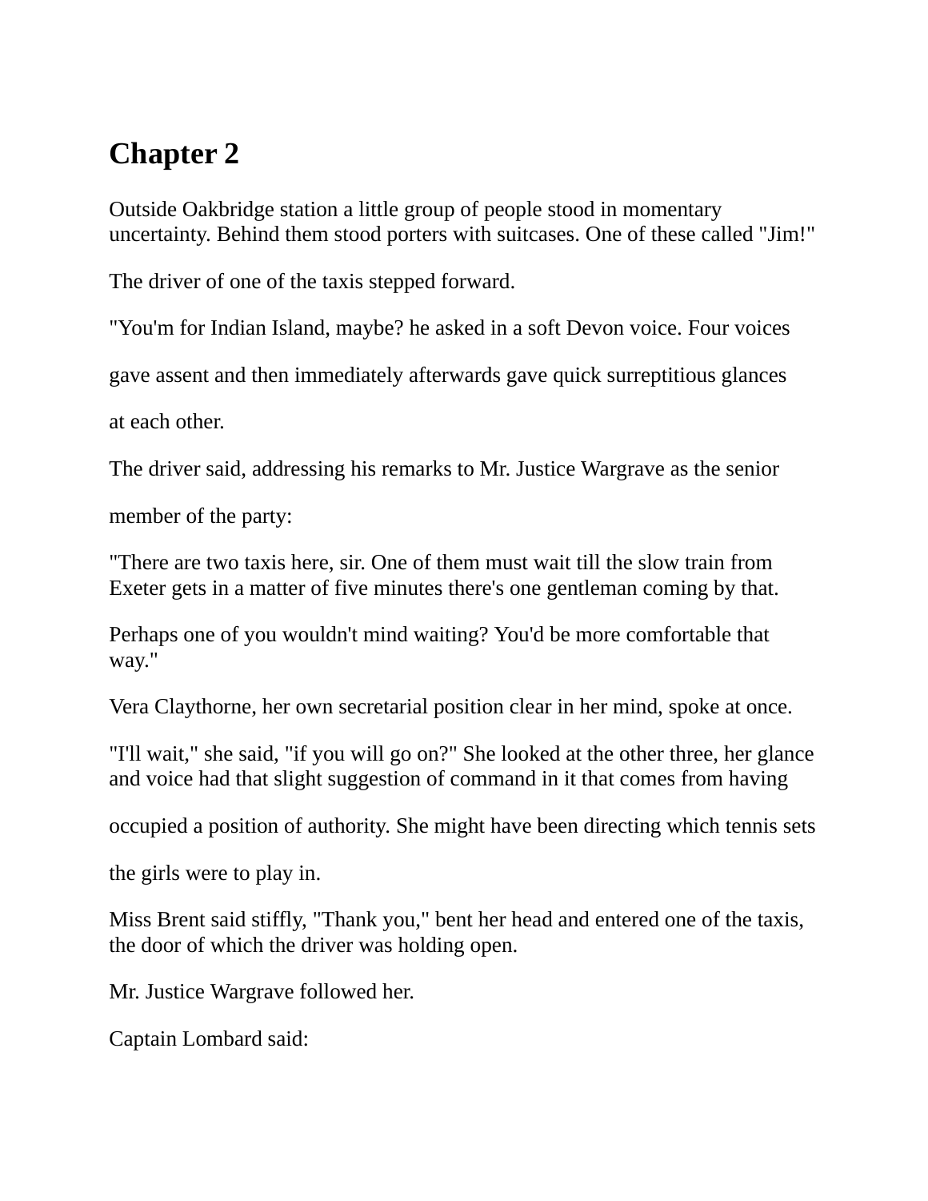# Chapter 2

Outside Oakbridge station a little group of people stood in momentary uncertainty. Behind them stood porters with suitcases. One of these called "Jim!"

The driver of one of the taxis stepped forward.

"You'm for Indian Island, maybe? he asked in a soft Devon voice. Four voices gave assent and then immediately afterwards gave quick surreptitious glances at each other.

The driver said, addressing his remarks to Mr. Justice Wargrave as the senior member of the party:

"There are two taxis here, sir. One of them must wait till the slow train from Exeter gets in a matter of five minutes there's one gentleman coming by that.

Perhaps one of you wouldn't mind waiting? You'd be more comfortable that way."

Vera Claythorne, her own secretarial position clear in her mind, spoke at once.

"I'll wait," she said, "if you will go on?" She looked at the other three, her glance and voice had that slight suggestion of command in it that comes from having occupied a position of authority. She might have been directing which tennis sets the girls were to play in.

Miss Brent said stiffly, "Thank you," bent her head and entered one of the taxis, the door of which the driver was holding open.

Mr. Justice Wargrave followed her.

Captain Lombard said: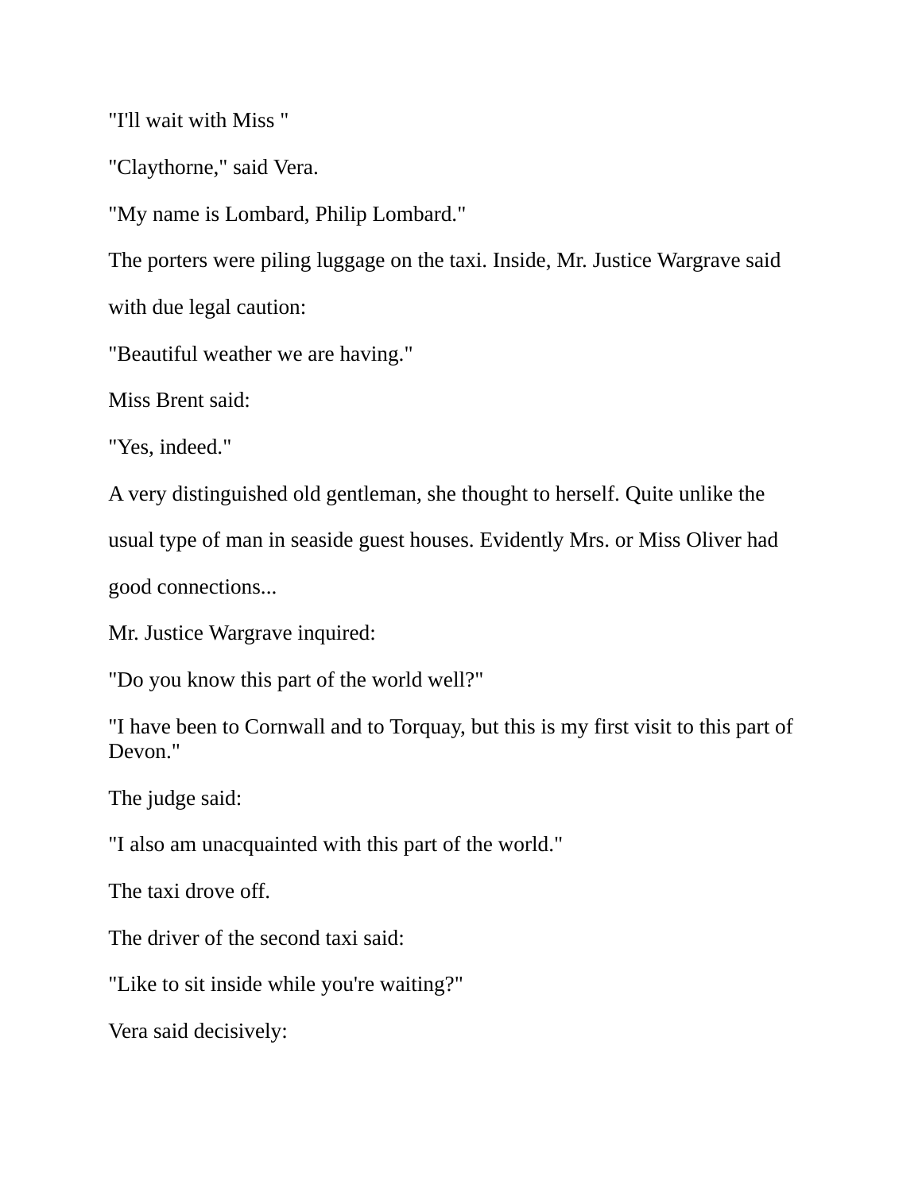"I'll wait with Miss "

"Claythorne," said Vera.

"My name is Lombard, Philip Lombard."

The porters were piling luggage on the taxi. Inside, Mr. Justice Wargrave said with due legal caution:

"Beautiful weather we are having."

Miss Brent said:

"Yes, indeed."

A very distinguished old gentleman, she thought to herself. Quite unlike the usual type of man in seaside guest houses. Evidently Mrs. or Miss Oliver had good connections...

Mr. Justice Wargrave inquired:

"Do you know this part of the world well?"

"I have been to Cornwall and to Torquay, but this is my first visit to this part of Devon."

The judge said:

"I also am unacquainted with this part of the world."

The taxi drove off.

The driver of the second taxi said:

"Like to sit inside while you're waiting?"

Vera said decisively: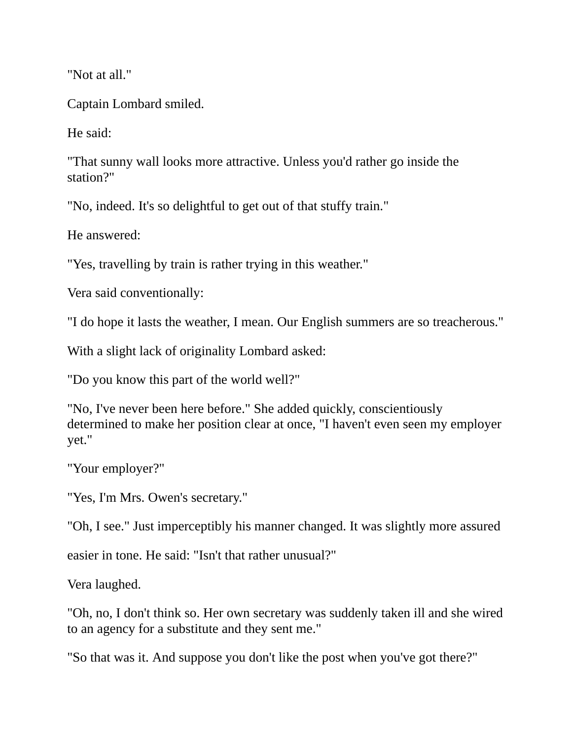"Not at all."

Captain Lombard smiled.

He said:

"That sunny wall looks more attractive. Unless you'd rather go inside the station?"

"No, indeed. It's so delightful to get out of that stuffy train."

He answered:

"Yes, travelling by train is rather trying in this weather."

Vera said conventionally:

"I do hope it lasts the weather, I mean. Our English summers are so treacherous."

With a slight lack of originality Lombard asked:

"Do you know this part of the world well?"

"No, I've never been here before." She added quickly, conscientiously determined to make her position clear at once, "I haven't even seen my employer yet."

"Your employer?"

"Yes, I'm Mrs. Owen's secretary."

"Oh, I see." Just imperceptibly his manner changed. It was slightly more assured

easier in tone. He said: "Isn't that rather unusual?"

Vera laughed.

"Oh, no, I don't think so. Her own secretary was suddenly taken ill and she wired to an agency for a substitute and they sent me."

"So that was it. And suppose you don't like the post when you've got there?"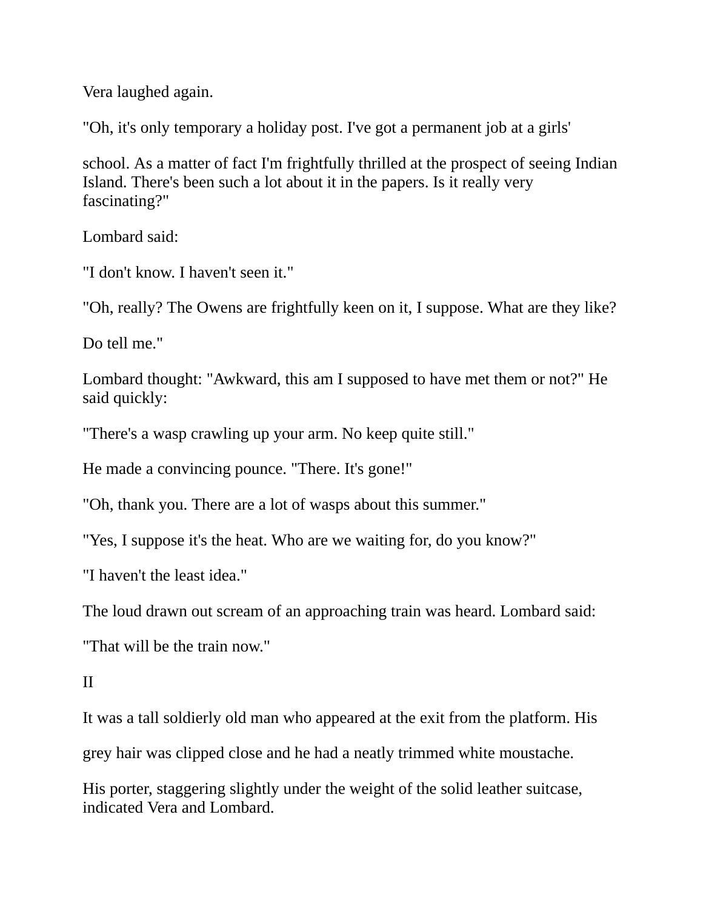Vera laughed again.

"Oh, it's only temporary a holiday post. I've got a permanent job at a girls' school. As a matter of fact I'm frightfully thrilled at the prospect of seeing Indian Island. There's been such a lot about it in the papers. Is it really very fascinating?"

Lombard said:

"I don't know. I haven't seen it."

"Oh, really? The Owens are frightfully keen on it, I suppose. What are they like? Do tell me."

Lombard thought: "Awkward, this am I supposed to have met them or not?" He said quickly:

"There's a wasp crawling up your arm. No keep quite still."

He made a convincing pounce. "There. It's gone!"

"Oh, thank you. There are a lot of wasps about this summer."

"Yes, I suppose it's the heat. Who are we waiting for, do you know?"

"I haven't the least idea."

The loud drawn out scream of an approaching train was heard. Lombard said:

"That will be the train now."

II

It was a tall soldierly old man who appeared at the exit from the platform. His grey hair was clipped close and he had a neatly trimmed white moustache.

His porter, staggering slightly under the weight of the solid leather suitcase, indicated Vera and Lombard.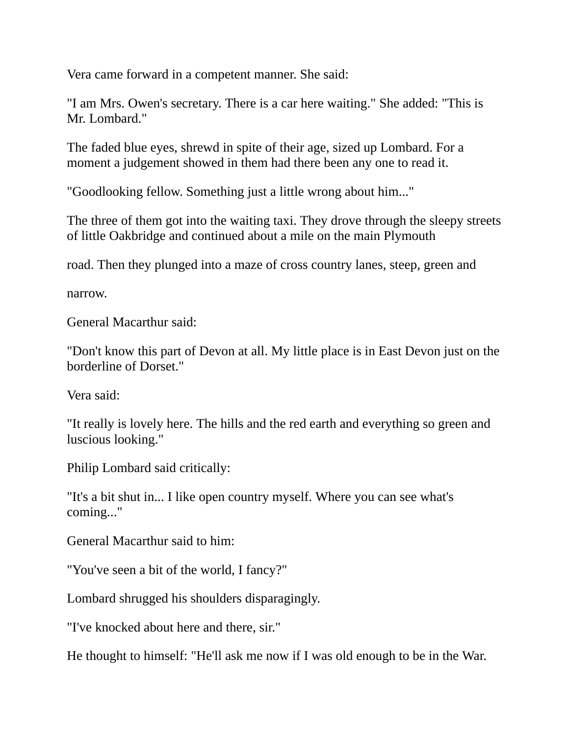Vera came forward in a competent manner. She said:

"I am Mrs. Owen's secretary. There is a car here waiting." She added: "This is Mr. Lombard."

The faded blue eyes, shrewd in spite of their age, sized up Lombard. For a moment a judgement showed in them had there been any one to read it.

"Goodlooking fellow. Something just a little wrong about him..."

The three of them got into the waiting taxi. They drove through the sleepy streets of little Oakbridge and continued about a mile on the main Plymouth

road. Then they plunged into a maze of cross country lanes, steep, green and

narrow.

General Macarthur said:

"Don't know this part of Devon at all. My little place is in East Devon just on the borderline of Dorset."

Vera said:

"It really is lovely here. The hills and the red earth and everything so green and luscious looking."

Philip Lombard said critically:

"It's a bit shut in... I like open country myself. Where you can see what's coming..."

General Macarthur said to him:

"You've seen a bit of the world, I fancy?"

Lombard shrugged his shoulders disparagingly.

"I've knocked about here and there, sir."

He thought to himself: "He'll ask me now if I was old enough to be in the War.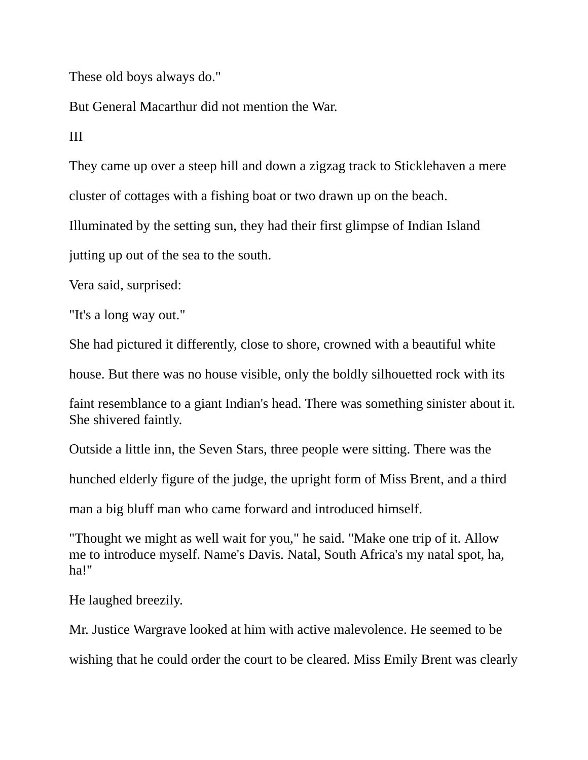These old boys always do."

But General Macarthur did not mention the War.

III

They came up over a steep hill and down a zigzag track to Sticklehaven a mere cluster of cottages with a fishing boat or two drawn up on the beach.

Illuminated by the setting sun, they had their first glimpse of Indian Island jutting up out of the sea to the south.

Vera said, surprised:

"It's a long way out."

She had pictured it differently, close to shore, crowned with a beautiful white house. But there was no house visible, only the boldly silhouetted rock with its faint resemblance to a giant Indian's head. There was something sinister about it. She shivered faintly.

Outside a little inn, the Seven Stars, three people were sitting. There was the hunched elderly figure of the judge, the upright form of Miss Brent, and a third man a big bluff man who came forward and introduced himself.

"Thought we might as well wait for you," he said. "Make one trip of it. Allow me to introduce myself. Name's Davis. Natal, South Africa's my natal spot, ha, ha!"

He laughed breezily.

Mr. Justice Wargrave looked at him with active malevolence. He seemed to be wishing that he could order the court to be cleared. Miss Emily Brent was clearly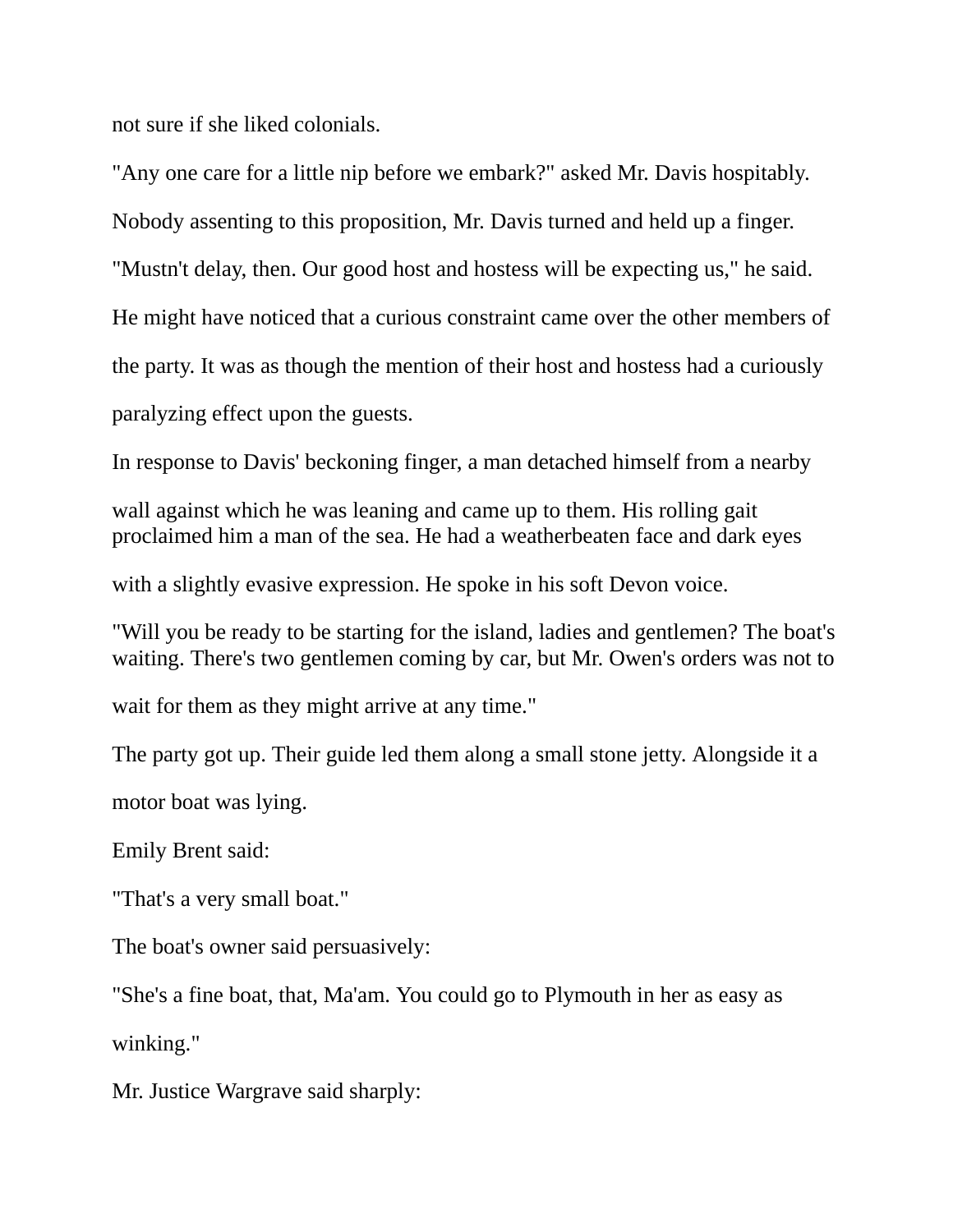not sure if she liked colonials.

"Any one care for a little nip before we embark?" asked Mr. Davis hospitably.

Nobody assenting to this proposition, Mr. Davis turned and held up a finger.

"Mustn't delay, then. Our good host and hostess will be expecting us," he said.

He might have noticed that a curious constraint came over the other members of the party. It was as though the mention of their host and hostess had a curiously paralyzing effect upon the guests.

In response to Davis' beckoning finger, a man detached himself from a nearby wall against which he was leaning and came up to them. His rolling gait proclaimed him a man of the sea. He had a weatherbeaten face and dark eyes with a slightly evasive expression. He spoke in his soft Devon voice.

"Will you be ready to be starting for the island, ladies and gentlemen? The boat's waiting. There's two gentlemen coming by car, but Mr. Owen's orders was not to wait for them as they might arrive at any time."

The party got up. Their guide led them along a small stone jetty. Alongside it a motor boat was lying.

Emily Brent said:

"That's a very small boat."

The boat's owner said persuasively:

"She's a fine boat, that, Ma'am. You could go to Plymouth in her as easy as winking."

Mr. Justice Wargrave said sharply: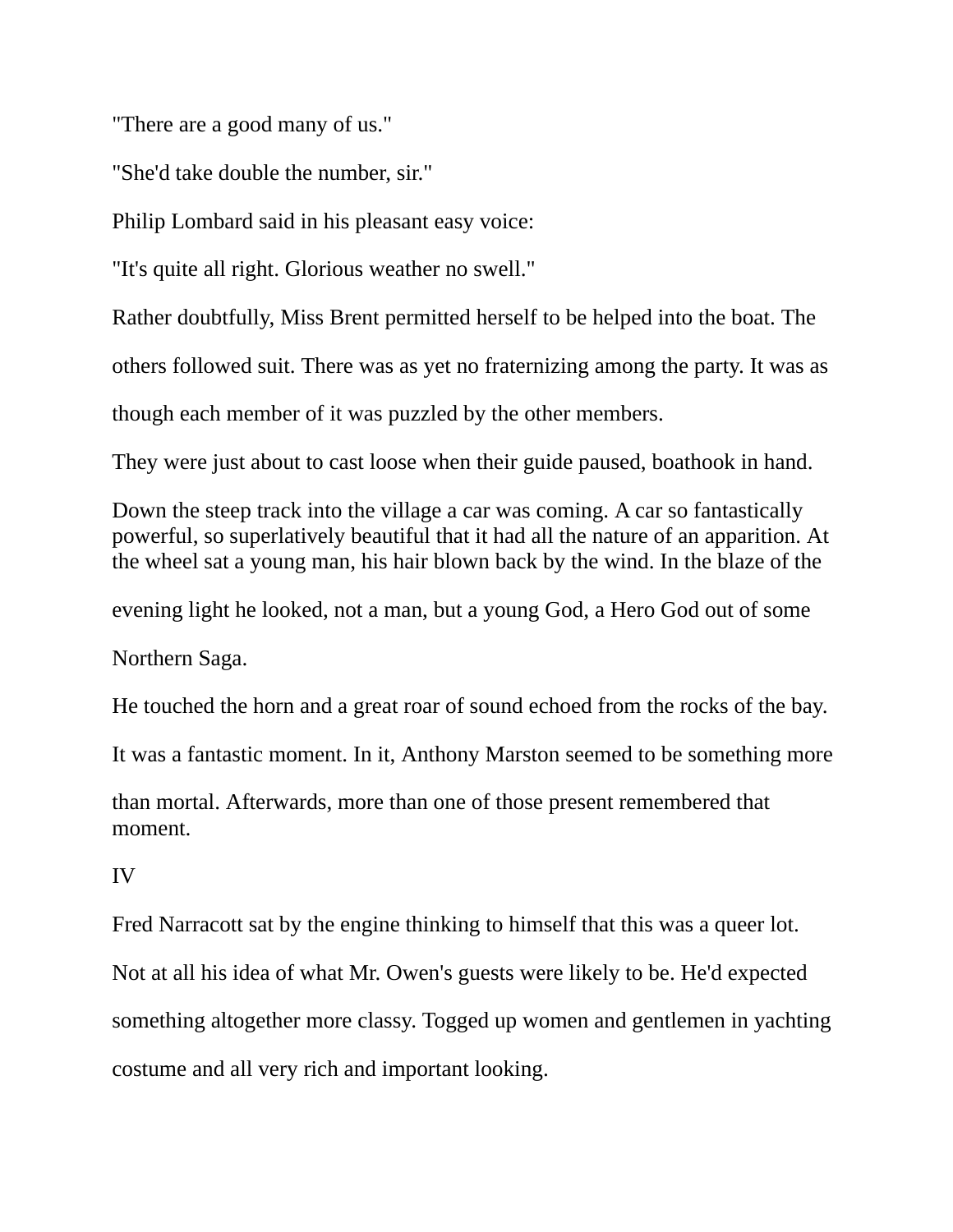"There are a good many of us."

"She'd take double the number, sir."

Philip Lombard said in his pleasant easy voice:

"It's quite all right. Glorious weather no swell."

Rather doubtfully, Miss Brent permitted herself to be helped into the boat. The others followed suit. There was as yet no fraternizing among the party. It was as though each member of it was puzzled by the other members.

They were just about to cast loose when their guide paused, boathook in hand.

Down the steep track into the village a car was coming. A car so fantastically powerful, so superlatively beautiful that it had all the nature of an apparition. At the wheel sat a young man, his hair blown back by the wind. In the blaze of the evening light he looked, not a man, but a young God, a Hero God out of some Northern Saga.

He touched the horn and a great roar of sound echoed from the rocks of the bay. It was a fantastic moment. In it, Anthony Marston seemed to be something more than mortal. Afterwards, more than one of those present remembered that moment.

## IV

Fred Narracott sat by the engine thinking to himself that this was a queer lot. Not at all his idea of what Mr. Owen's guests were likely to be. He'd expected something altogether more classy. Togged up women and gentlemen in yachting costume and all very rich and important looking.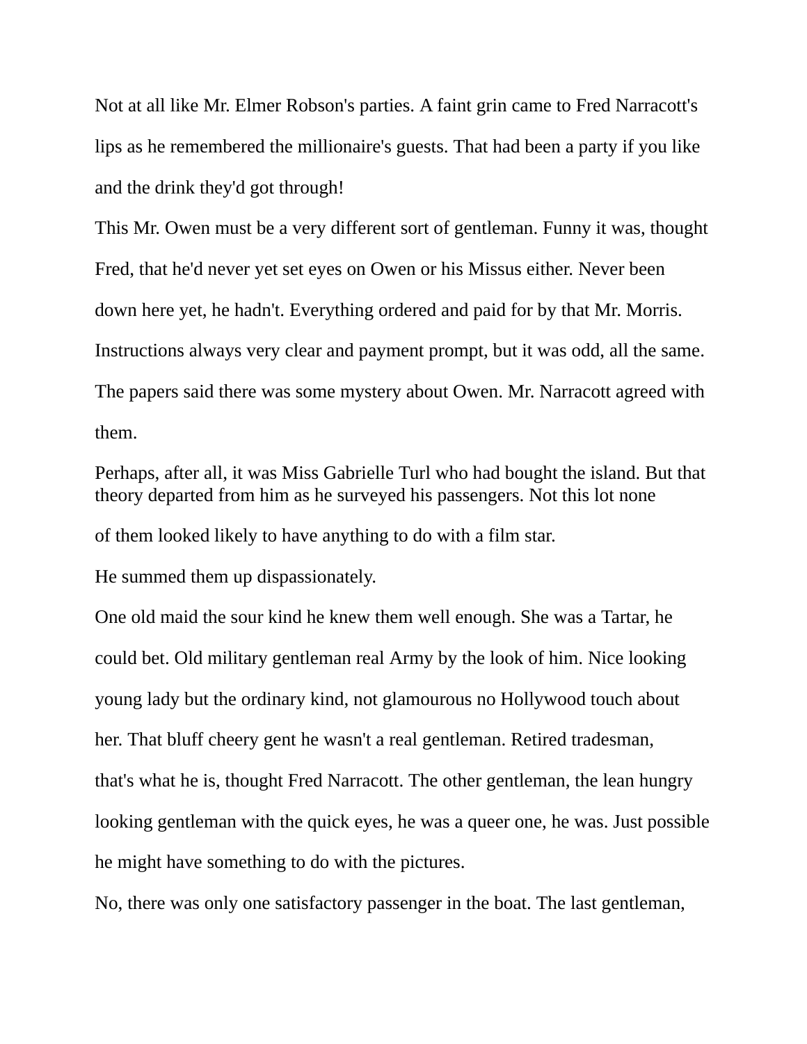Not at all like Mr. Elmer Robson's parties. A faint grin came to Fred Narracott's lips as he remembered the millionaire's guests. That had been a party if you like and the drink they'd got through!

This Mr. Owen must be a very different sort of gentleman. Funny it was, thought Fred, that he'd never yet set eyes on Owen or his Missus either. Never been down here yet, he hadn't. Everything ordered and paid for by that Mr. Morris. Instructions always very clear and payment prompt, but it was odd, all the same. The papers said there was some mystery about Owen. Mr. Narracott agreed with them.

Perhaps, after all, it was Miss Gabrielle Turl who had bought the island. But that theory departed from him as he surveyed his passengers. Not this lot none of them looked likely to have anything to do with a film star.

He summed them up dispassionately.

One old maid the sour kind he knew them well enough. She was a Tartar, he could bet. Old military gentleman real Army by the look of him. Nice looking young lady but the ordinary kind, not glamourous no Hollywood touch about her. That bluff cheery gent he wasn't a real gentleman. Retired tradesman, that's what he is, thought Fred Narracott. The other gentleman, the lean hungry looking gentleman with the quick eyes, he was a queer one, he was. Just possible he might have something to do with the pictures.

No, there was only one satisfactory passenger in the boat. The last gentleman,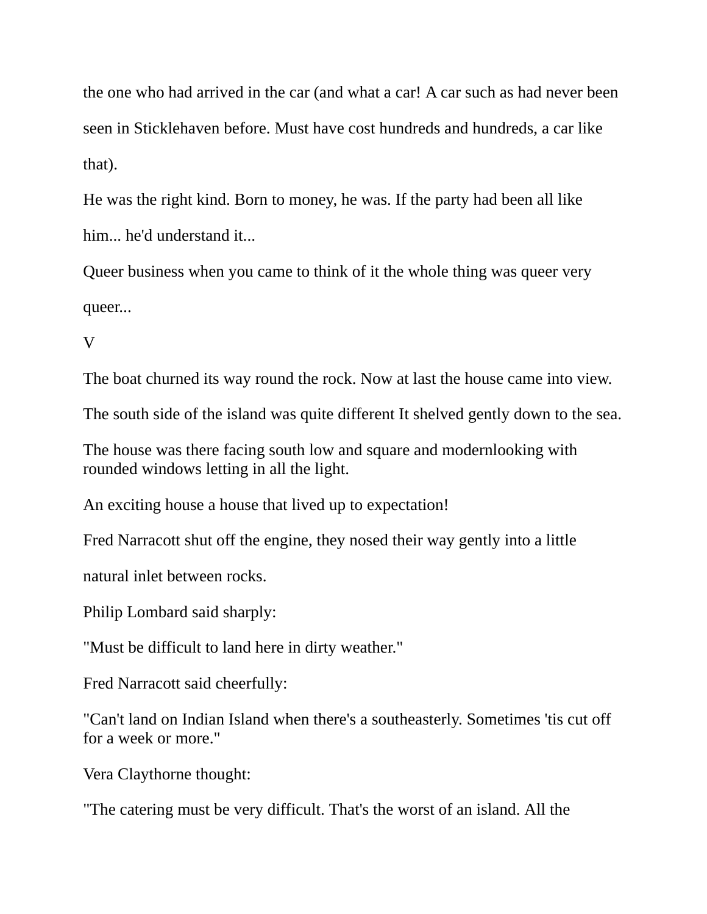the one who had arrived in the car (and what a car! A car such as had never been seen in Sticklehaven before. Must have cost hundreds and hundreds, a car like that).

He was the right kind. Born to money, he was. If the party had been all like him... he'd understand it...

Queer business when you came to think of it the whole thing was queer very queer...

V

The boat churned its way round the rock. Now at last the house came into view.

The south side of the island was quite different It shelved gently down to the sea.

The house was there facing south low and square and modernlooking with rounded windows letting in all the light.

An exciting house a house that lived up to expectation!

Fred Narracott shut off the engine, they nosed their way gently into a little natural inlet between rocks.

Philip Lombard said sharply:

"Must be difficult to land here in dirty weather."

Fred Narracott said cheerfully:

"Can't land on Indian Island when there's a southeasterly. Sometimes 'tis cut off for a week or more."

Vera Claythorne thought:

"The catering must be very difficult. That's the worst of an island. All the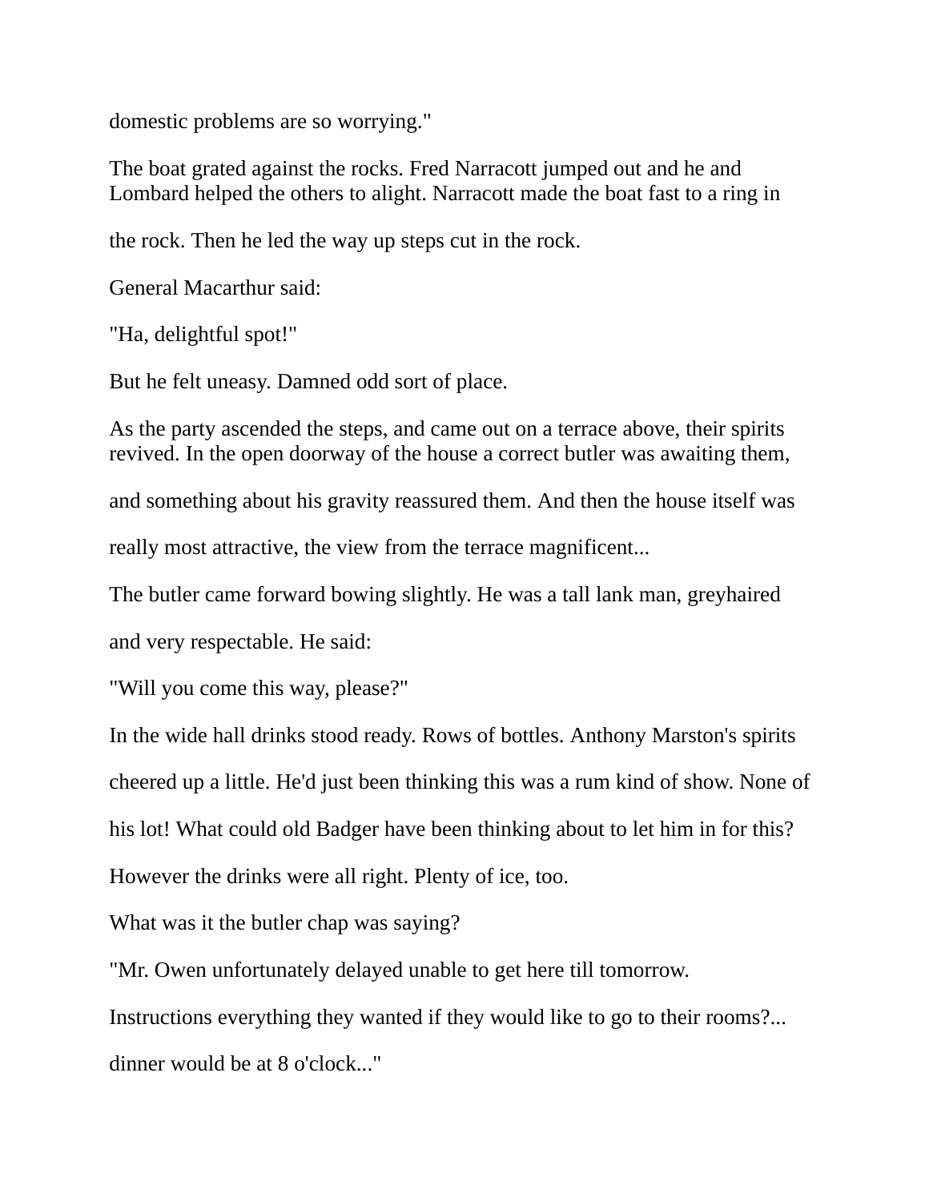domestic problems are so worrying."

The boat grated against the rocks. Fred Narracott jumped out and he and Lombard helped the others to alight. Narracott made the boat fast to a ring in the rock. Then he led the way up steps cut in the rock.

General Macarthur said:

"Ha, delightful spot!"

But he felt uneasy. Damned odd sort of place.

As the party ascended the steps, and came out on a terrace above, their spirits revived. In the open doorway of the house a correct butler was awaiting them, and something about his gravity reassured them. And then the house itself was really most attractive, the view from the terrace magnificent...

The butler came forward bowing slightly. He was a tall lank man, greyhaired and very respectable. He said:

"Will you come this way, please?"

In the wide hall drinks stood ready. Rows of bottles. Anthony Marston's spirits cheered up a little. He'd just been thinking this was a rum kind of show. None of his lot! What could old Badger have been thinking about to let him in for this? However the drinks were all right. Plenty of ice, too.

What was it the butler chap was saying?

"Mr. Owen unfortunately delayed unable to get here till tomorrow. Instructions everything they wanted if they would like to go to their rooms?... dinner would be at 8 o'clock..."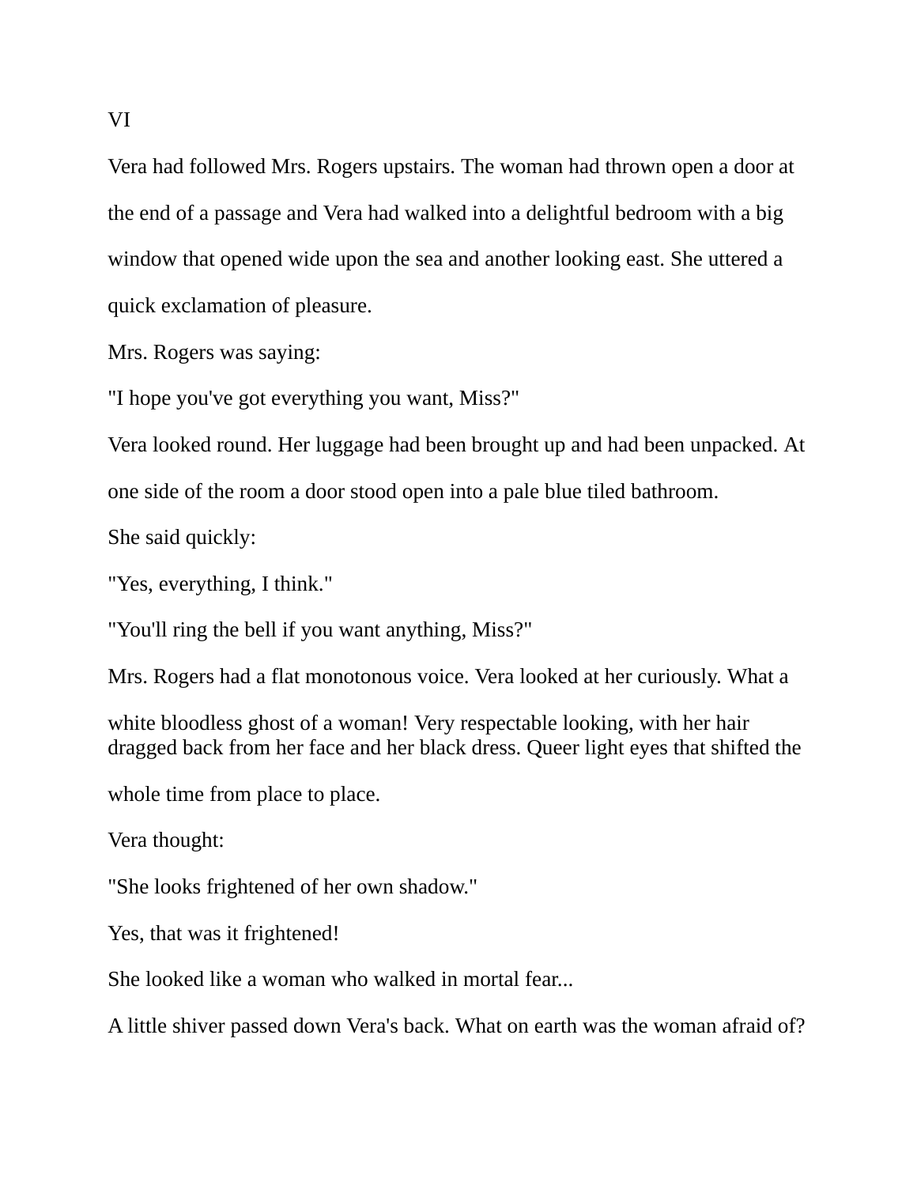VI

Vera had followed Mrs. Rogers upstairs. The woman had thrown open a door at the end of a passage and Vera had walked into a delightful bedroom with a big window that opened wide upon the sea and another looking east. She uttered a quick exclamation of pleasure.

Mrs. Rogers was saying:

"I hope you've got everything you want, Miss?"

Vera looked round. Her luggage had been brought up and had been unpacked. At one side of the room a door stood open into a pale blue tiled bathroom.

She said quickly:

"Yes, everything, I think."

"You'll ring the bell if you want anything, Miss?"

Mrs. Rogers had a flat monotonous voice. Vera looked at her curiously. What a white bloodless ghost of a woman! Very respectable looking, with her hair dragged back from her face and her black dress. Queer light eyes that shifted the whole time from place to place.

Vera thought:

"She looks frightened of her own shadow."

Yes, that was it frightened!

She looked like a woman who walked in mortal fear...

A little shiver passed down Vera's back. What on earth was the woman afraid of?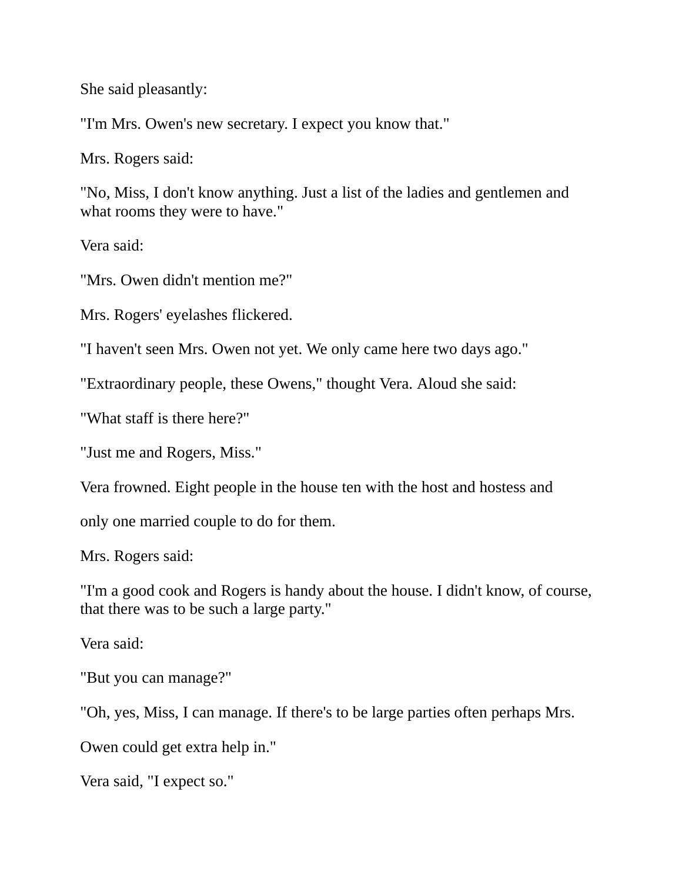She said pleasantly:

"I'm Mrs. Owen's new secretary. I expect you know that."

Mrs. Rogers said:

"No, Miss, I don't know anything. Just a list of the ladies and gentlemen and what rooms they were to have."

Vera said:

"Mrs. Owen didn't mention me?"

Mrs. Rogers' eyelashes flickered.

"I haven't seen Mrs. Owen not yet. We only came here two days ago."

"Extraordinary people, these Owens," thought Vera. Aloud she said:

"What staff is there here?"

"Just me and Rogers, Miss."

Vera frowned. Eight people in the house ten with the host and hostess and

only one married couple to do for them.

Mrs. Rogers said:

"I'm a good cook and Rogers is handy about the house. I didn't know, of course, that there was to be such a large party."

Vera said:

"But you can manage?"

"Oh, yes, Miss, I can manage. If there's to be large parties often perhaps Mrs.

Owen could get extra help in."

Vera said, "I expect so."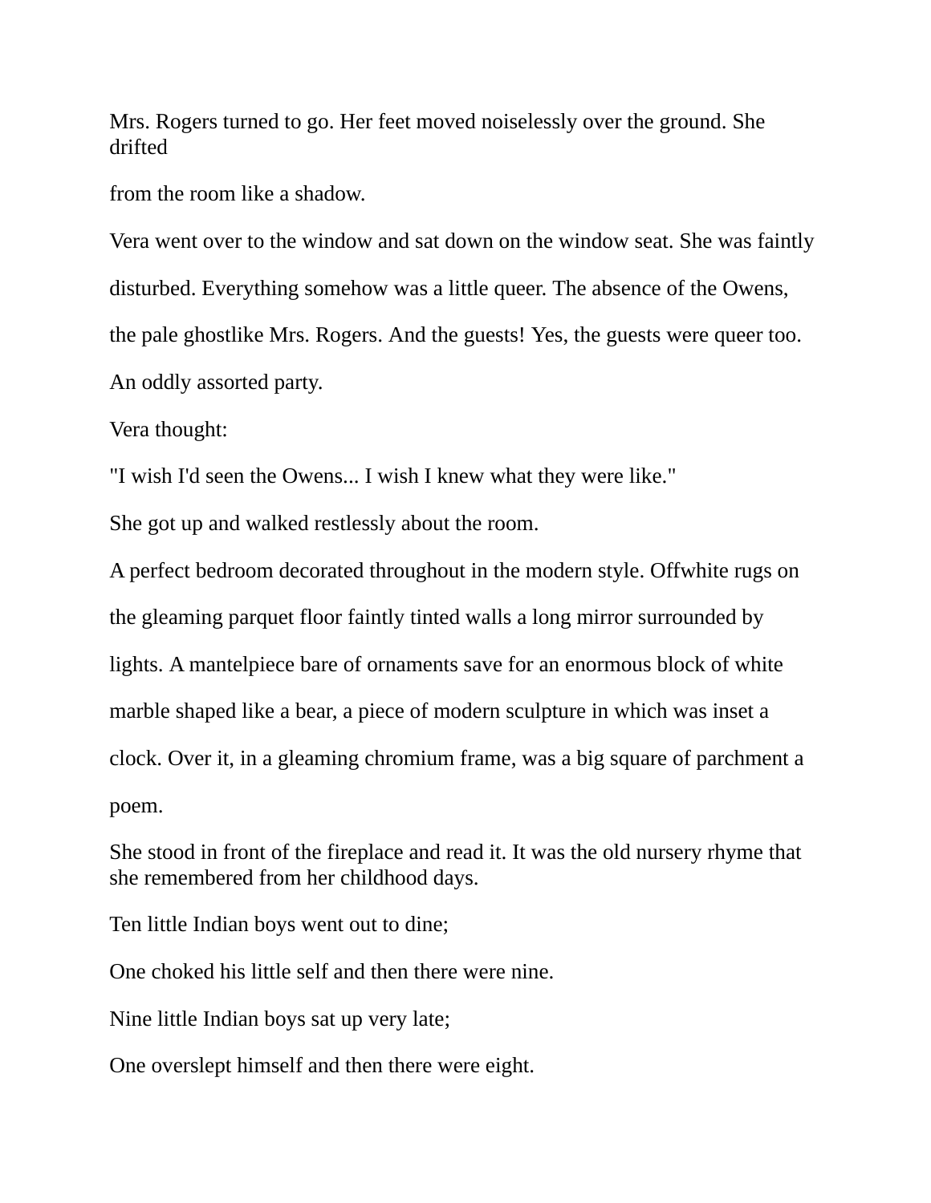Mrs. Rogers turned to go. Her feet moved noiselessly over the ground. She drifted

from the room like a shadow.

Vera went over to the window and sat down on the window seat. She was faintly

disturbed. Everything somehow was a little queer. The absence of the Owens,

the pale ghostlike Mrs. Rogers. And the guests! Yes, the guests were queer too.

An oddly assorted party.

Vera thought:

"I wish I'd seen the Owens... I wish I knew what they were like."

She got up and walked restlessly about the room.

A perfect bedroom decorated throughout in the modern style. Offwhite rugs on

the gleaming parquet floor faintly tinted walls a long mirror surrounded by

lights. A mantelpiece bare of ornaments save for an enormous block of white

marble shaped like a bear, a piece of modern sculpture in which was inset a

clock. Over it, in a gleaming chromium frame, was a big square of parchment a

poem.

She stood in front of the fireplace and read it. It was the old nursery rhyme that she remembered from her childhood days.

Ten little Indian boys went out to dine;

One choked his little self and then there were nine.

Nine little Indian boys sat up very late;

One overslept himself and then there were eight.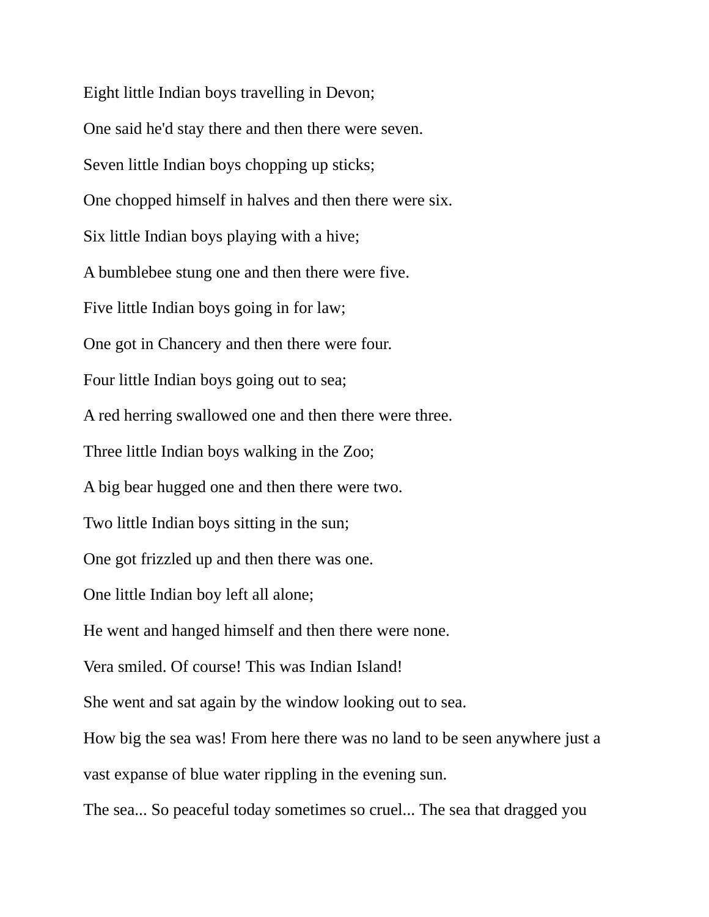Eight little Indian boys travelling in Devon;

One said he'd stay there and then there were seven.

Seven little Indian boys chopping up sticks;

One chopped himself in halves and then there were six.

Six little Indian boys playing with a hive;

A bumblebee stung one and then there were five.

Five little Indian boys going in for law;

One got in Chancery and then there were four.

Four little Indian boys going out to sea;

A red herring swallowed one and then there were three.

Three little Indian boys walking in the Zoo;

A big bear hugged one and then there were two.

Two little Indian boys sitting in the sun;

One got frizzled up and then there was one.

One little Indian boy left all alone;

He went and hanged himself and then there were none.

Vera smiled. Of course! This was Indian Island!

She went and sat again by the window looking out to sea.

How big the sea was! From here there was no land to be seen anywhere just a vast expanse of blue water rippling in the evening sun.

The sea... So peaceful today sometimes so cruel... The sea that dragged you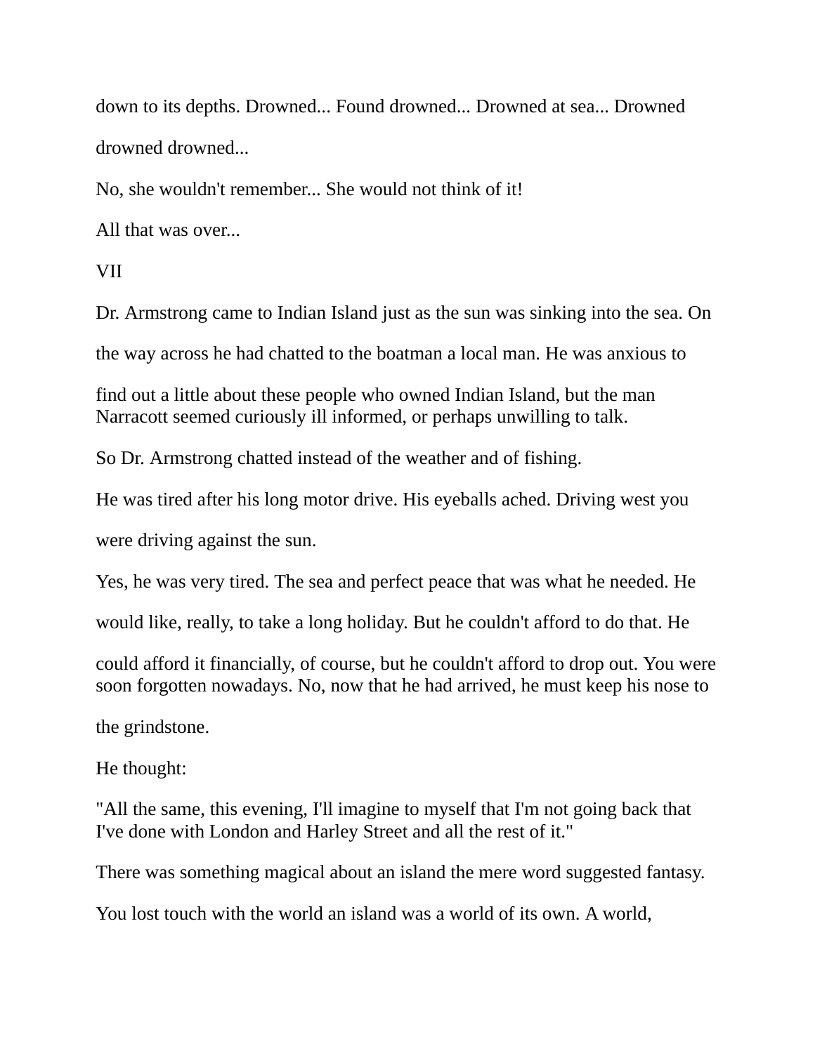down to its depths. Drowned... Found drowned... Drowned at sea... Drowned drowned drowned...

No, she wouldn't remember... She would not think of it!

All that was over...

## VII

Dr. Armstrong came to Indian Island just as the sun was sinking into the sea. On the way across he had chatted to the boatman a local man. He was anxious to find out a little about these people who owned Indian Island, but the man Narracott seemed curiously ill informed, or perhaps unwilling to talk.

So Dr. Armstrong chatted instead of the weather and of fishing.

He was tired after his long motor drive. His eyeballs ached. Driving west you were driving against the sun.

Yes, he was very tired. The sea and perfect peace that was what he needed. He would like, really, to take a long holiday. But he couldn't afford to do that. He could afford it financially, of course, but he couldn't afford to drop out. You were soon forgotten nowadays. No, now that he had arrived, he must keep his nose to the grindstone.

He thought:

"All the same, this evening, I'll imagine to myself that I'm not going back that I've done with London and Harley Street and all the rest of it."

There was something magical about an island the mere word suggested fantasy.

You lost touch with the world an island was a world of its own. A world,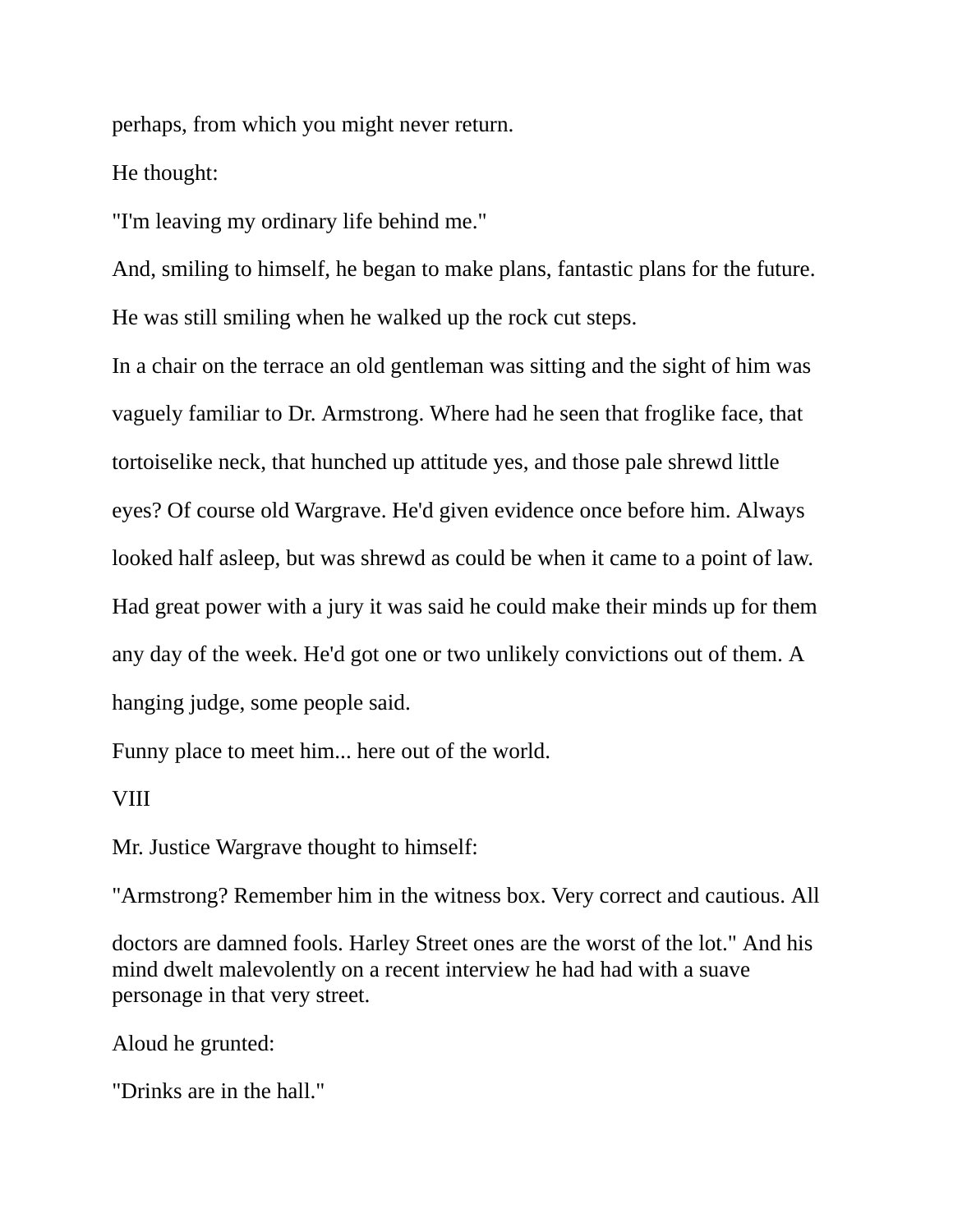perhaps, from which you might never return.

He thought:

"I'm leaving my ordinary life behind me."

And, smiling to himself, he began to make plans, fantastic plans for the future.

He was still smiling when he walked up the rock cut steps.

In a chair on the terrace an old gentleman was sitting and the sight of him was vaguely familiar to Dr. Armstrong. Where had he seen that froglike face, that tortoiselike neck, that hunched up attitude yes, and those pale shrewd little eyes? Of course old Wargrave. He'd given evidence once before him. Always looked half asleep, but was shrewd as could be when it came to a point of law. Had great power with a jury it was said he could make their minds up for them any day of the week. He'd got one or two unlikely convictions out of them. A hanging judge, some people said.

Funny place to meet him... here out of the world.

VIII

Mr. Justice Wargrave thought to himself:

"Armstrong? Remember him in the witness box. Very correct and cautious. All doctors are damned fools. Harley Street ones are the worst of the lot." And his mind dwelt malevolently on a recent interview he had had with a suave personage in that very street.

Aloud he grunted:

"Drinks are in the hall."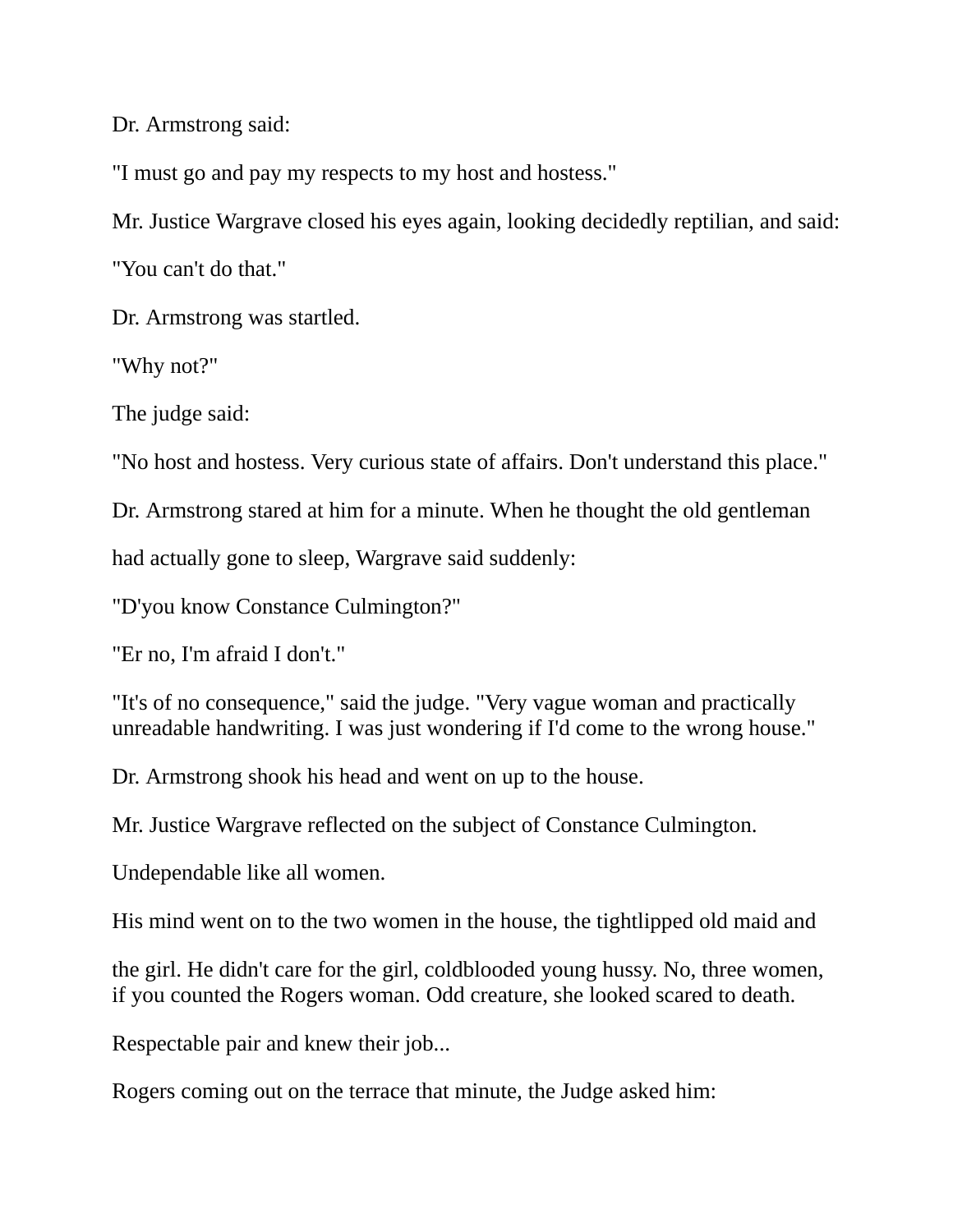Dr. Armstrong said:

"I must go and pay my respects to my host and hostess."

Mr. Justice Wargrave closed his eyes again, looking decidedly reptilian, and said:

"You can't do that."

Dr. Armstrong was startled.

"Why not?"

The judge said:

"No host and hostess. Very curious state of affairs. Don't understand this place."

Dr. Armstrong stared at him for a minute. When he thought the old gentleman had actually gone to sleep, Wargrave said suddenly:

"D'you know Constance Culmington?"

"Er no, I'm afraid I don't."

"It's of no consequence," said the judge. "Very vague woman and practically unreadable handwriting. I was just wondering if I'd come to the wrong house."

Dr. Armstrong shook his head and went on up to the house.

Mr. Justice Wargrave reflected on the subject of Constance Culmington.

Undependable like all women.

His mind went on to the two women in the house, the tightlipped old maid and the girl. He didn't care for the girl, coldblooded young hussy. No, three women, if you counted the Rogers woman. Odd creature, she looked scared to death.

Respectable pair and knew their job...

Rogers coming out on the terrace that minute, the Judge asked him: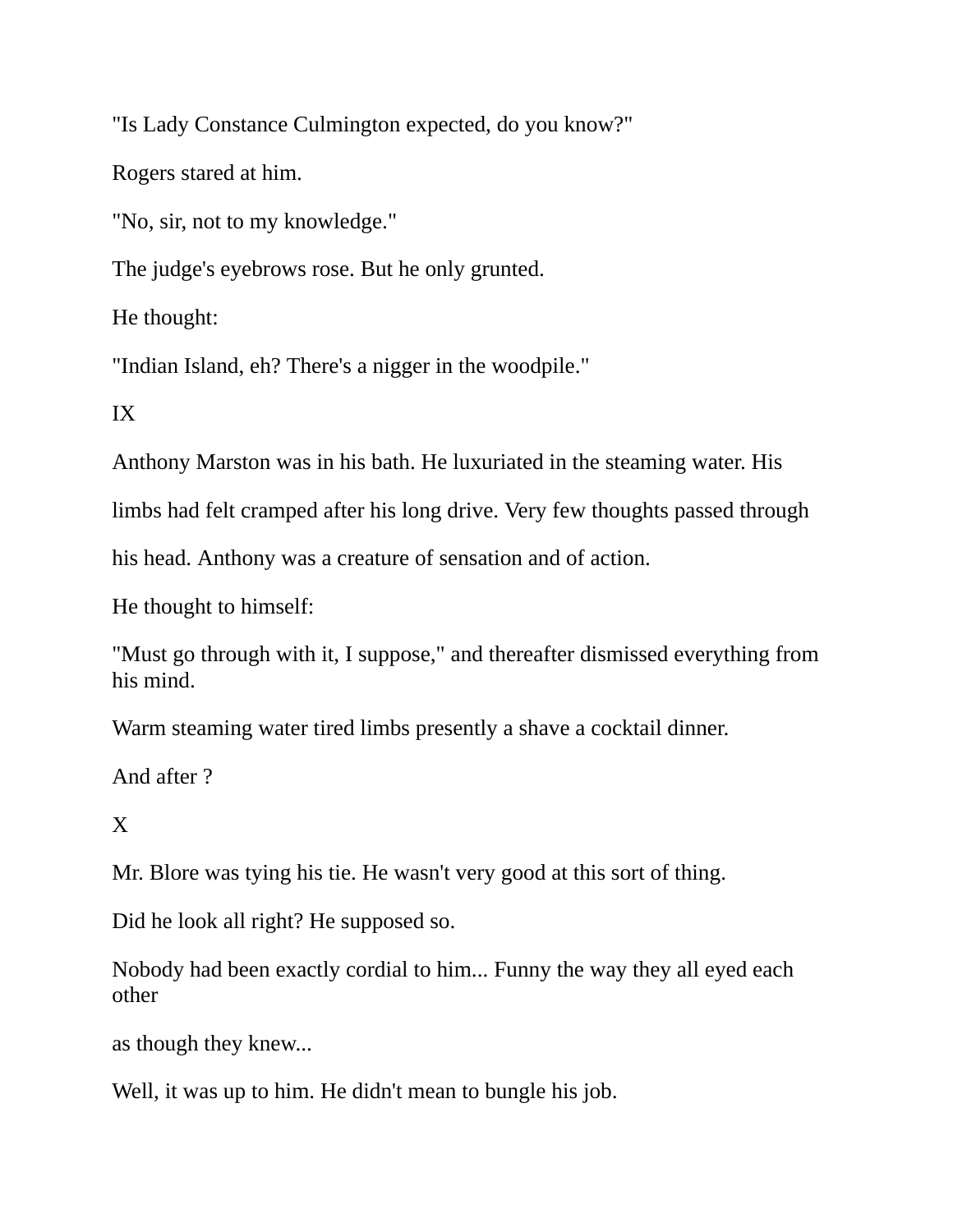"Is Lady Constance Culmington expected, do you know?"

Rogers stared at him.

"No, sir, not to my knowledge."

The judge's eyebrows rose. But he only grunted.

He thought:

"Indian Island, eh? There's a nigger in the woodpile."

## IX

Anthony Marston was in his bath. He luxuriated in the steaming water. His limbs had felt cramped after his long drive. Very few thoughts passed through his head. Anthony was a creature of sensation and of action.

He thought to himself:

"Must go through with it, I suppose," and thereafter dismissed everything from his mind.

Warm steaming water tired limbs presently a shave a cocktail dinner.

And after ?

## X

Mr. Blore was tying his tie. He wasn't very good at this sort of thing.

Did he look all right? He supposed so.

Nobody had been exactly cordial to him... Funny the way they all eyed each other as though they knew...

Well, it was up to him. He didn't mean to bungle his job.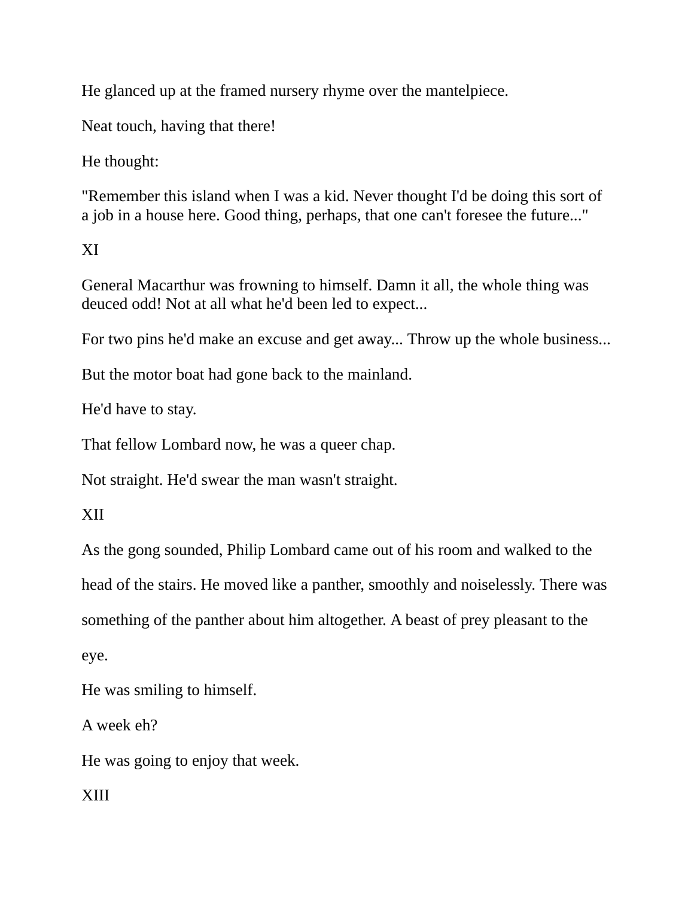He glanced up at the framed nursery rhyme over the mantelpiece.

Neat touch, having that there!

He thought:

"Remember this island when I was a kid. Never thought I'd be doing this sort of a job in a house here. Good thing, perhaps, that one can't foresee the future..."

## XI

General Macarthur was frowning to himself. Damn it all, the whole thing was deuced odd! Not at all what he'd been led to expect...

For two pins he'd make an excuse and get away... Throw up the whole business...

But the motor boat had gone back to the mainland.

He'd have to stay.

That fellow Lombard now, he was a queer chap.

Not straight. He'd swear the man wasn't straight.

## XII

As the gong sounded, Philip Lombard came out of his room and walked to the head of the stairs. He moved like a panther, smoothly and noiselessly. There was something of the panther about him altogether. A beast of prey pleasant to the eye.

He was smiling to himself.

A week eh?

He was going to enjoy that week.

## XIII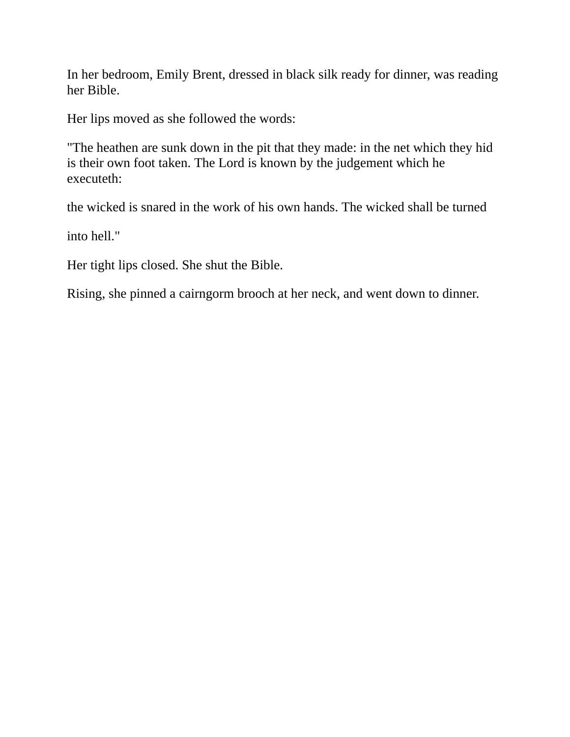In her bedroom, Emily Brent, dressed in black silk ready for dinner, was reading her Bible.

Her lips moved as she followed the words:

"The heathen are sunk down in the pit that they made: in the net which they hid is their own foot taken. The Lord is known by the judgement which he executeth:

the wicked is snared in the work of his own hands. The wicked shall be turned

into hell."

Her tight lips closed. She shut the Bible.

Rising, she pinned a cairngorm brooch at her neck, and went down to dinner.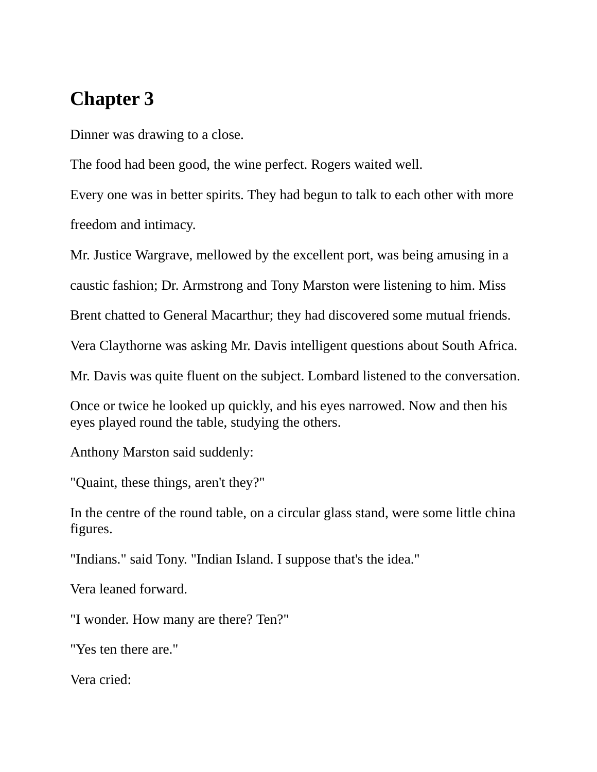# Chapter 3

Dinner was drawing to a close.

The food had been good, the wine perfect. Rogers waited well.

Every one was in better spirits. They had begun to talk to each other with more freedom and intimacy.

Mr. Justice Wargrave, mellowed by the excellent port, was being amusing in a caustic fashion; Dr. Armstrong and Tony Marston were listening to him. Miss Brent chatted to General Macarthur; they had discovered some mutual friends. Vera Claythorne was asking Mr. Davis intelligent questions about South Africa. Mr. Davis was quite fluent on the subject. Lombard listened to the conversation. Once or twice he looked up quickly, and his eyes narrowed. Now and then his eyes played round the table, studying the others.

Anthony Marston said suddenly:

"Quaint, these things, aren't they?"

In the centre of the round table, on a circular glass stand, were some little china figures.

"Indians." said Tony. "Indian Island. I suppose that's the idea."

Vera leaned forward.

"I wonder. How many are there? Ten?"

"Yes ten there are."

Vera cried: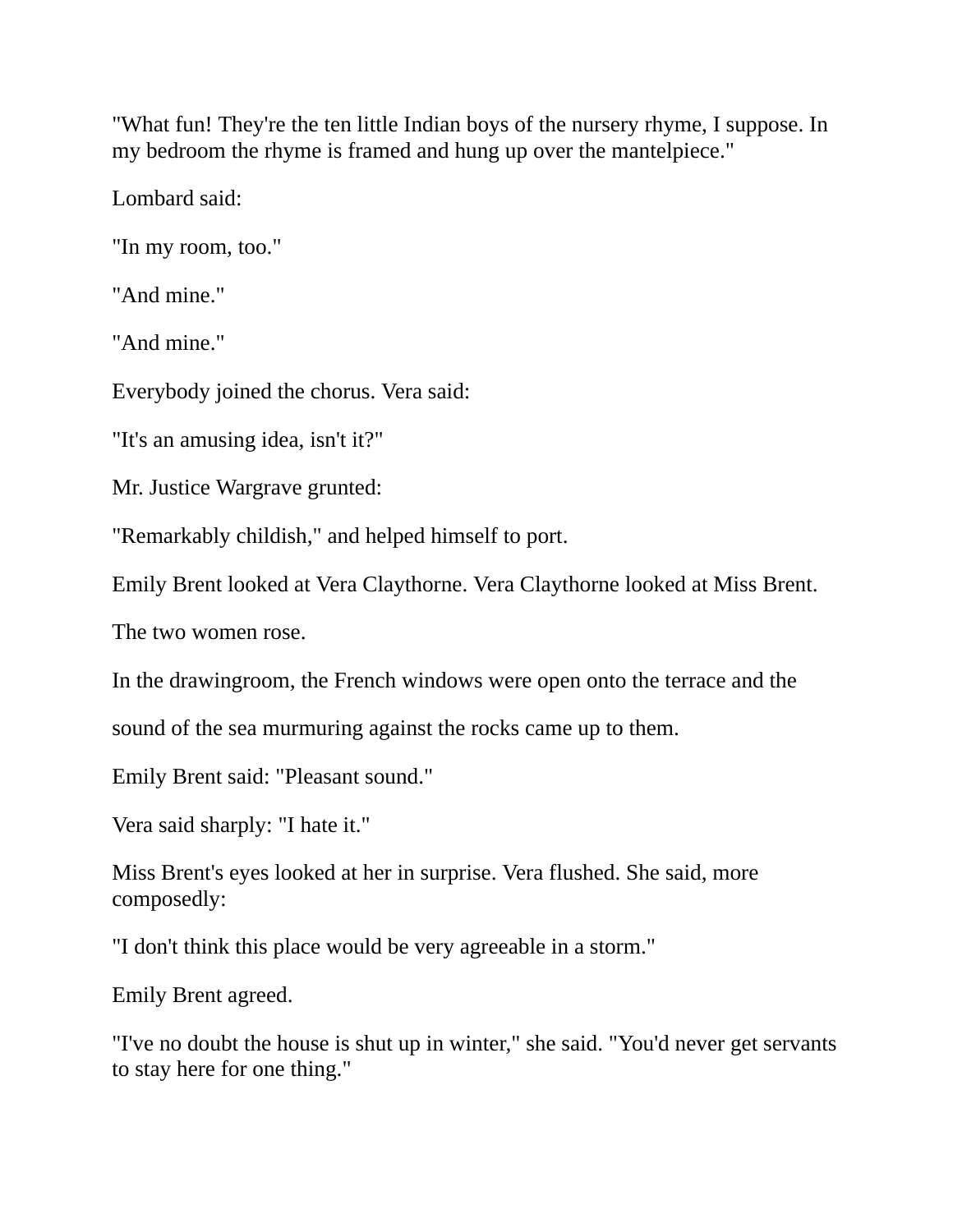"What fun! They're the ten little Indian boys of the nursery rhyme, I suppose. In my bedroom the rhyme is framed and hung up over the mantelpiece."

Lombard said:

"In my room, too."

"And mine."

"And mine."

Everybody joined the chorus. Vera said:

"It's an amusing idea, isn't it?"

Mr. Justice Wargrave grunted:

"Remarkably childish," and helped himself to port.

Emily Brent looked at Vera Claythorne. Vera Claythorne looked at Miss Brent.

The two women rose.

In the drawingroom, the French windows were open onto the terrace and the

sound of the sea murmuring against the rocks came up to them.

Emily Brent said: "Pleasant sound."

Vera said sharply: "I hate it."

Miss Brent's eyes looked at her in surprise. Vera flushed. She said, more composedly:

"I don't think this place would be very agreeable in a storm."

Emily Brent agreed.

"I've no doubt the house is shut up in winter," she said. "You'd never get servants to stay here for one thing."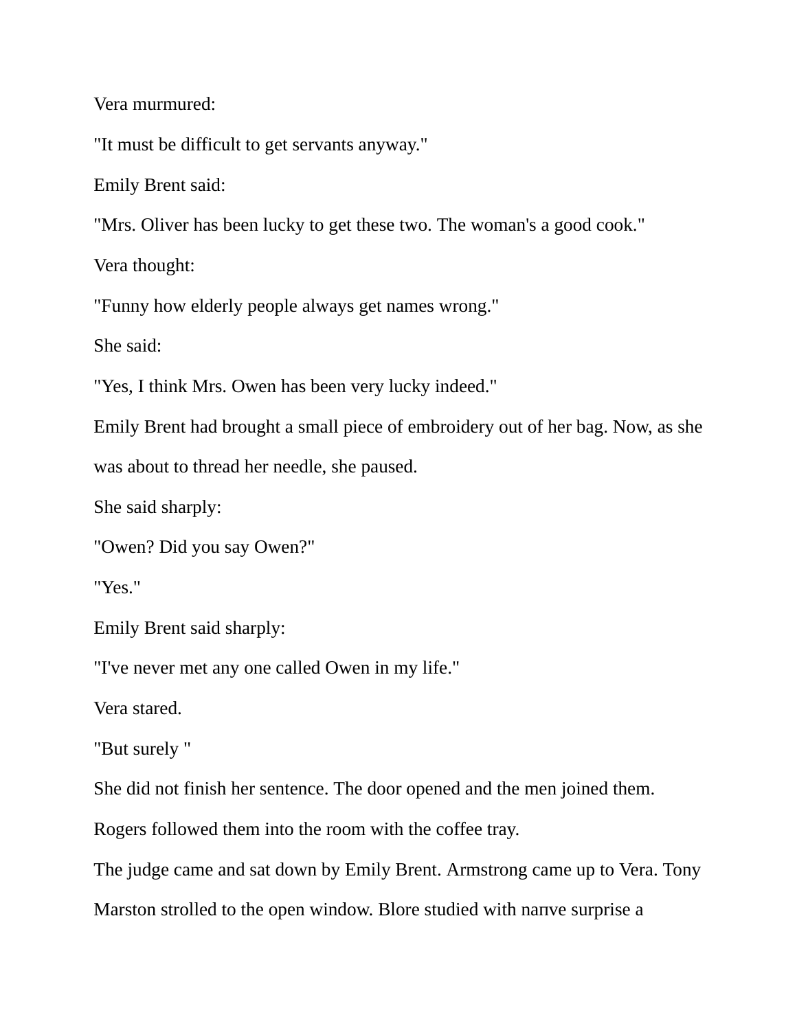Vera murmured:

"It must be difficult to get servants anyway."

Emily Brent said:

"Mrs. Oliver has been lucky to get these two. The woman's a good cook."

Vera thought:

"Funny how elderly people always get names wrong."

She said:

"Yes, I think Mrs. Owen has been very lucky indeed."

Emily Brent had brought a small piece of embroidery out of her bag. Now, as she was about to thread her needle, she paused.

She said sharply:

"Owen? Did you say Owen?"

"Yes."

Emily Brent said sharply:

"I've never met any one called Owen in my life."

Vera stared.

"But surely "

She did not finish her sentence. The door opened and the men joined them.

Rogers followed them into the room with the coffee tray.

The judge came and sat down by Emily Brent. Armstrong came up to Vera. Tony Marston strolled to the open window. Blore studied with naпve surprise a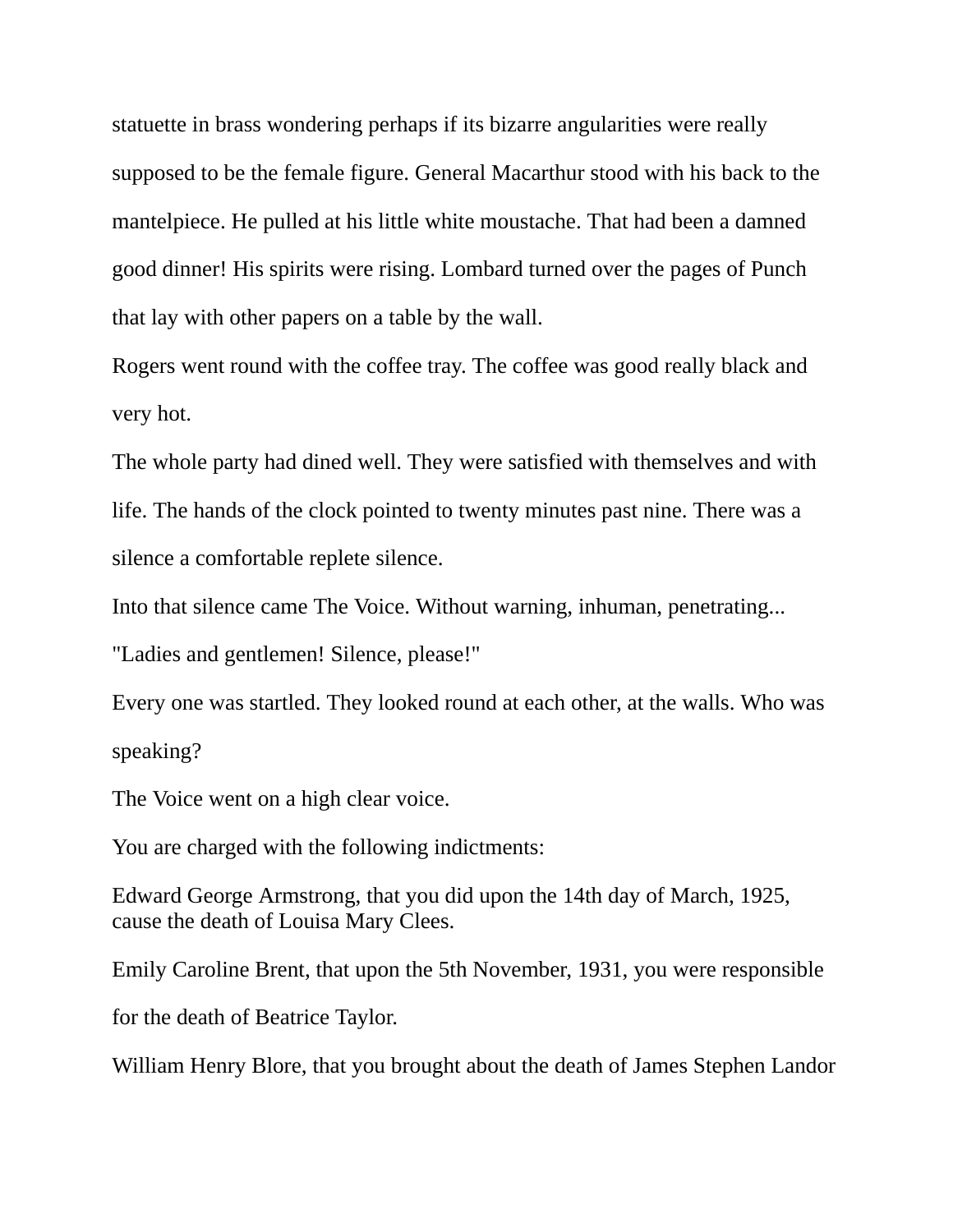statuette in brass wondering perhaps if its bizarre angularities were really supposed to be the female figure. General Macarthur stood with his back to the mantelpiece. He pulled at his little white moustache. That had been a damned good dinner! His spirits were rising. Lombard turned over the pages of Punch that lay with other papers on a table by the wall.

Rogers went round with the coffee tray. The coffee was good really black and very hot.

The whole party had dined well. They were satisfied with themselves and with life. The hands of the clock pointed to twenty minutes past nine. There was a silence a comfortable replete silence.

Into that silence came The Voice. Without warning, inhuman, penetrating...

"Ladies and gentlemen! Silence, please!"

Every one was startled. They looked round at each other, at the walls. Who was speaking?

The Voice went on a high clear voice.

You are charged with the following indictments:

Edward George Armstrong, that you did upon the 14th day of March, 1925, cause the death of Louisa Mary Clees.

Emily Caroline Brent, that upon the 5th November, 1931, you were responsible for the death of Beatrice Taylor.

William Henry Blore, that you brought about the death of James Stephen Landor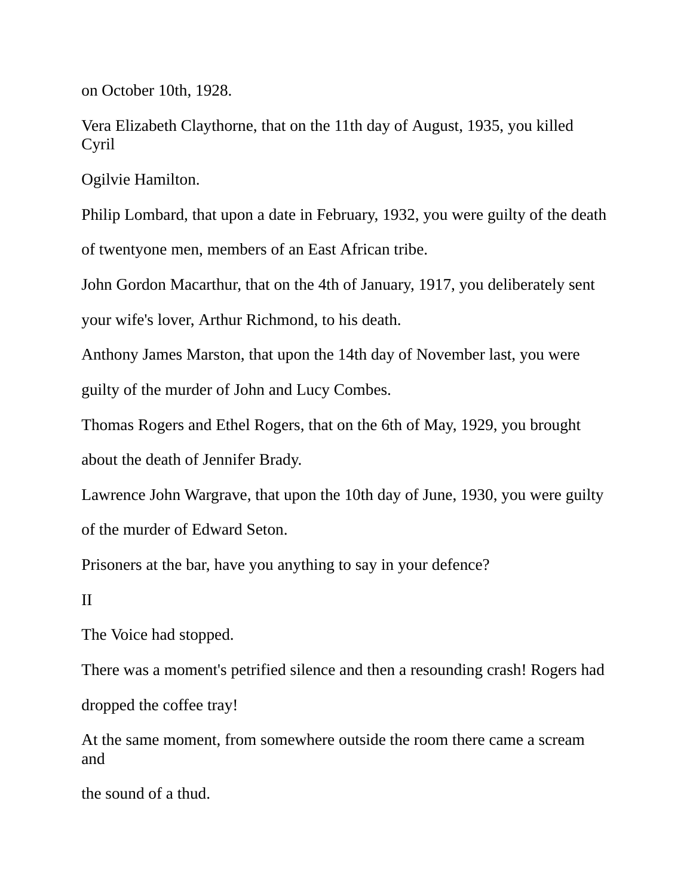on October 10th, 1928.

Vera Elizabeth Claythorne, that on the 11th day of August, 1935, you killed Cyril Ogilvie Hamilton.

Philip Lombard, that upon a date in February, 1932, you were guilty of the death of twentyone men, members of an East African tribe.

John Gordon Macarthur, that on the 4th of January, 1917, you deliberately sent your wife's lover, Arthur Richmond, to his death.

Anthony James Marston, that upon the 14th day of November last, you were guilty of the murder of John and Lucy Combes.

Thomas Rogers and Ethel Rogers, that on the 6th of May, 1929, you brought about the death of Jennifer Brady.

Lawrence John Wargrave, that upon the 10th day of June, 1930, you were guilty of the murder of Edward Seton.

Prisoners at the bar, have you anything to say in your defence?

## II

The Voice had stopped.

There was a moment's petrified silence and then a resounding crash! Rogers had dropped the coffee tray!

At the same moment, from somewhere outside the room there came a scream and the sound of a thud.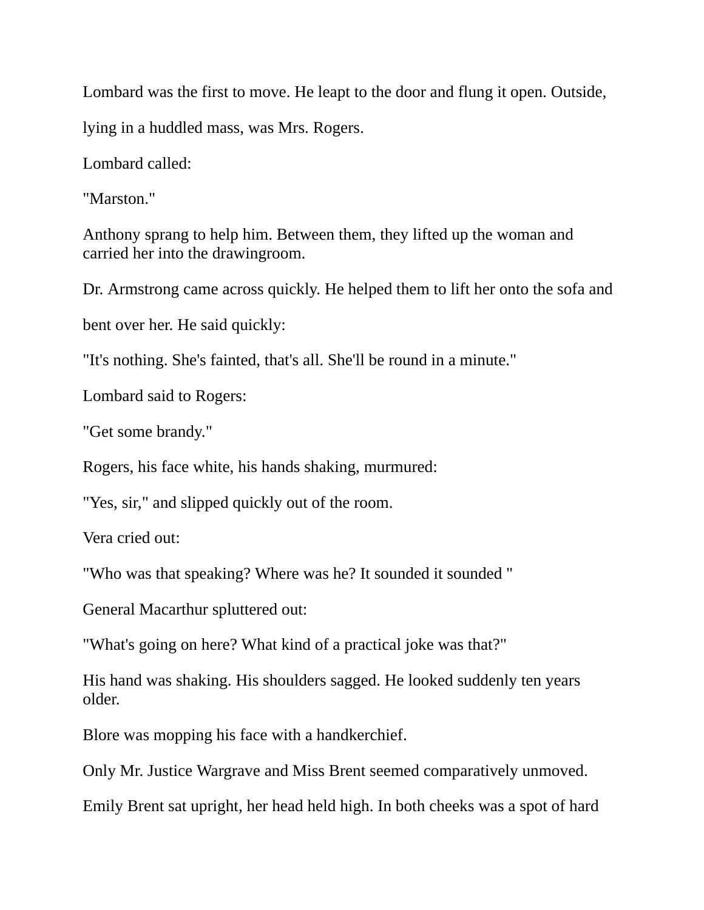Lombard was the first to move. He leapt to the door and flung it open. Outside, lying in a huddled mass, was Mrs. Rogers.

Lombard called:

"Marston."

Anthony sprang to help him. Between them, they lifted up the woman and carried her into the drawingroom.

Dr. Armstrong came across quickly. He helped them to lift her onto the sofa and bent over her. He said quickly:

"It's nothing. She's fainted, that's all. She'll be round in a minute."

Lombard said to Rogers:

"Get some brandy."

Rogers, his face white, his hands shaking, murmured:

"Yes, sir," and slipped quickly out of the room.

Vera cried out:

"Who was that speaking? Where was he? It sounded it sounded "

General Macarthur spluttered out:

"What's going on here? What kind of a practical joke was that?"

His hand was shaking. His shoulders sagged. He looked suddenly ten years older.

Blore was mopping his face with a handkerchief.

Only Mr. Justice Wargrave and Miss Brent seemed comparatively unmoved.

Emily Brent sat upright, her head held high. In both cheeks was a spot of hard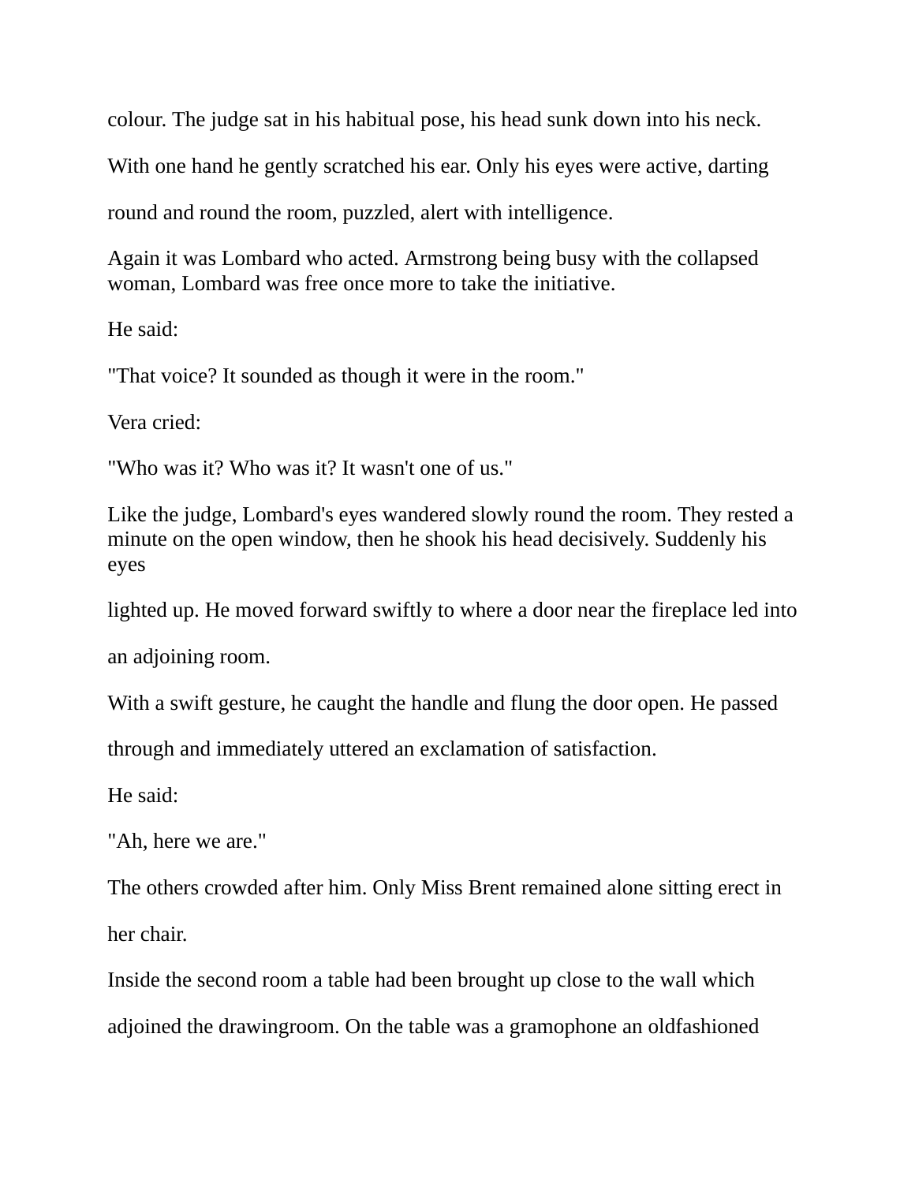colour. The judge sat in his habitual pose, his head sunk down into his neck. With one hand he gently scratched his ear. Only his eyes were active, darting round and round the room, puzzled, alert with intelligence.

Again it was Lombard who acted. Armstrong being busy with the collapsed woman, Lombard was free once more to take the initiative.

He said:

"That voice? It sounded as though it were in the room."

Vera cried:

"Who was it? Who was it? It wasn't one of us."

Like the judge, Lombard's eyes wandered slowly round the room. They rested a minute on the open window, then he shook his head decisively. Suddenly his eyes lighted up. He moved forward swiftly to where a door near the fireplace led into an adjoining room.

With a swift gesture, he caught the handle and flung the door open. He passed through and immediately uttered an exclamation of satisfaction.

He said:

"Ah, here we are."

The others crowded after him. Only Miss Brent remained alone sitting erect in her chair.

Inside the second room a table had been brought up close to the wall which adjoined the drawingroom. On the table was a gramophone an oldfashioned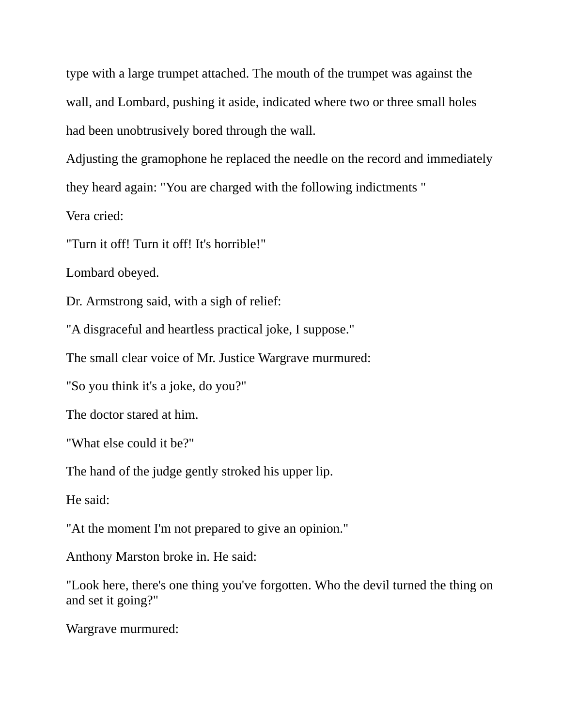type with a large trumpet attached. The mouth of the trumpet was against the wall, and Lombard, pushing it aside, indicated where two or three small holes had been unobtrusively bored through the wall.

Adjusting the gramophone he replaced the needle on the record and immediately they heard again: "You are charged with the following indictments "

Vera cried:

"Turn it off! Turn it off! It's horrible!"

Lombard obeyed.

Dr. Armstrong said, with a sigh of relief:

"A disgraceful and heartless practical joke, I suppose."

The small clear voice of Mr. Justice Wargrave murmured:

"So you think it's a joke, do you?"

The doctor stared at him.

"What else could it be?"

The hand of the judge gently stroked his upper lip.

He said:

"At the moment I'm not prepared to give an opinion."

Anthony Marston broke in. He said:

"Look here, there's one thing you've forgotten. Who the devil turned the thing on and set it going?"

Wargrave murmured: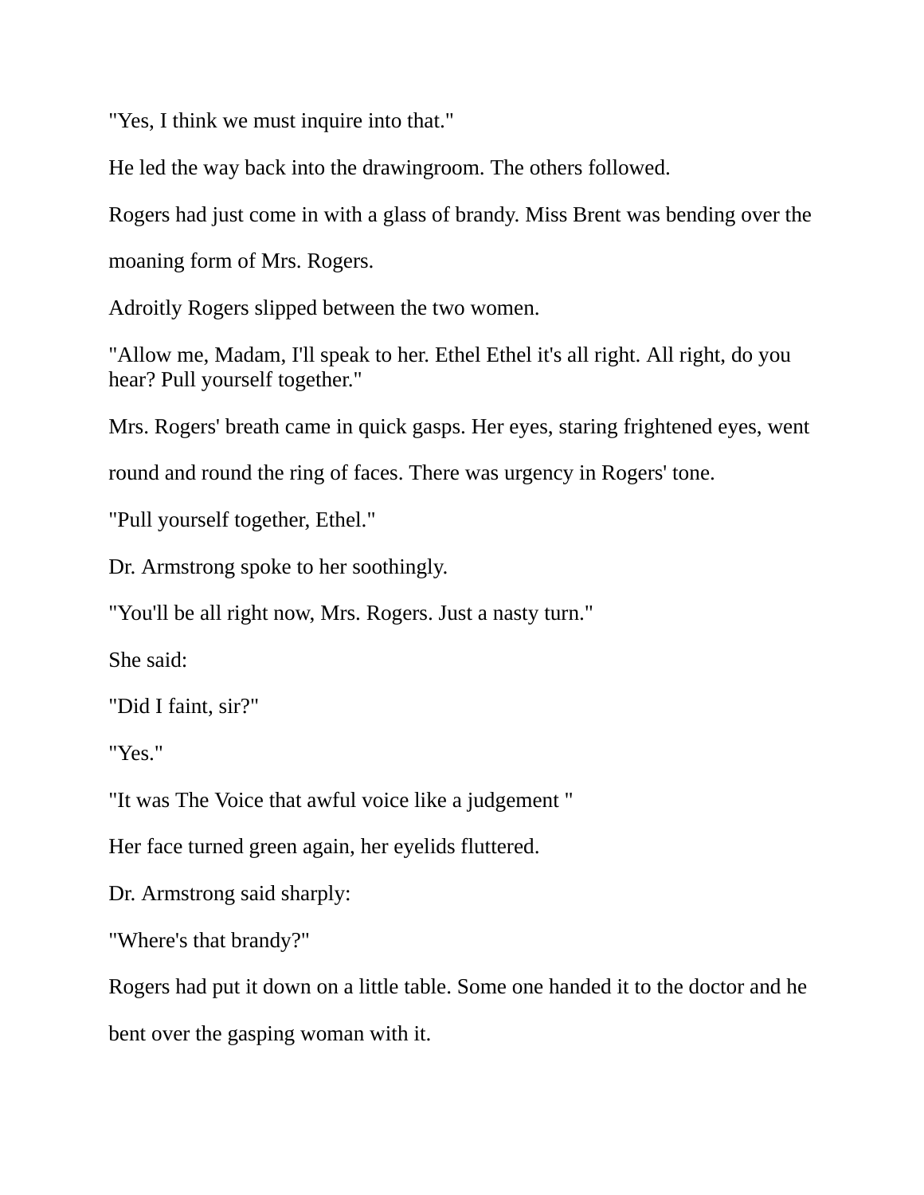"Yes, I think we must inquire into that."

He led the way back into the drawingroom. The others followed.

Rogers had just come in with a glass of brandy. Miss Brent was bending over the moaning form of Mrs. Rogers.

Adroitly Rogers slipped between the two women.

"Allow me, Madam, I'll speak to her. Ethel Ethel it's all right. All right, do you hear? Pull yourself together."

Mrs. Rogers' breath came in quick gasps. Her eyes, staring frightened eyes, went round and round the ring of faces. There was urgency in Rogers' tone.

"Pull yourself together, Ethel."

Dr. Armstrong spoke to her soothingly.

"You'll be all right now, Mrs. Rogers. Just a nasty turn."

She said:

"Did I faint, sir?"

"Yes."

"It was The Voice that awful voice like a judgement "

Her face turned green again, her eyelids fluttered.

Dr. Armstrong said sharply:

"Where's that brandy?"

Rogers had put it down on a little table. Some one handed it to the doctor and he bent over the gasping woman with it.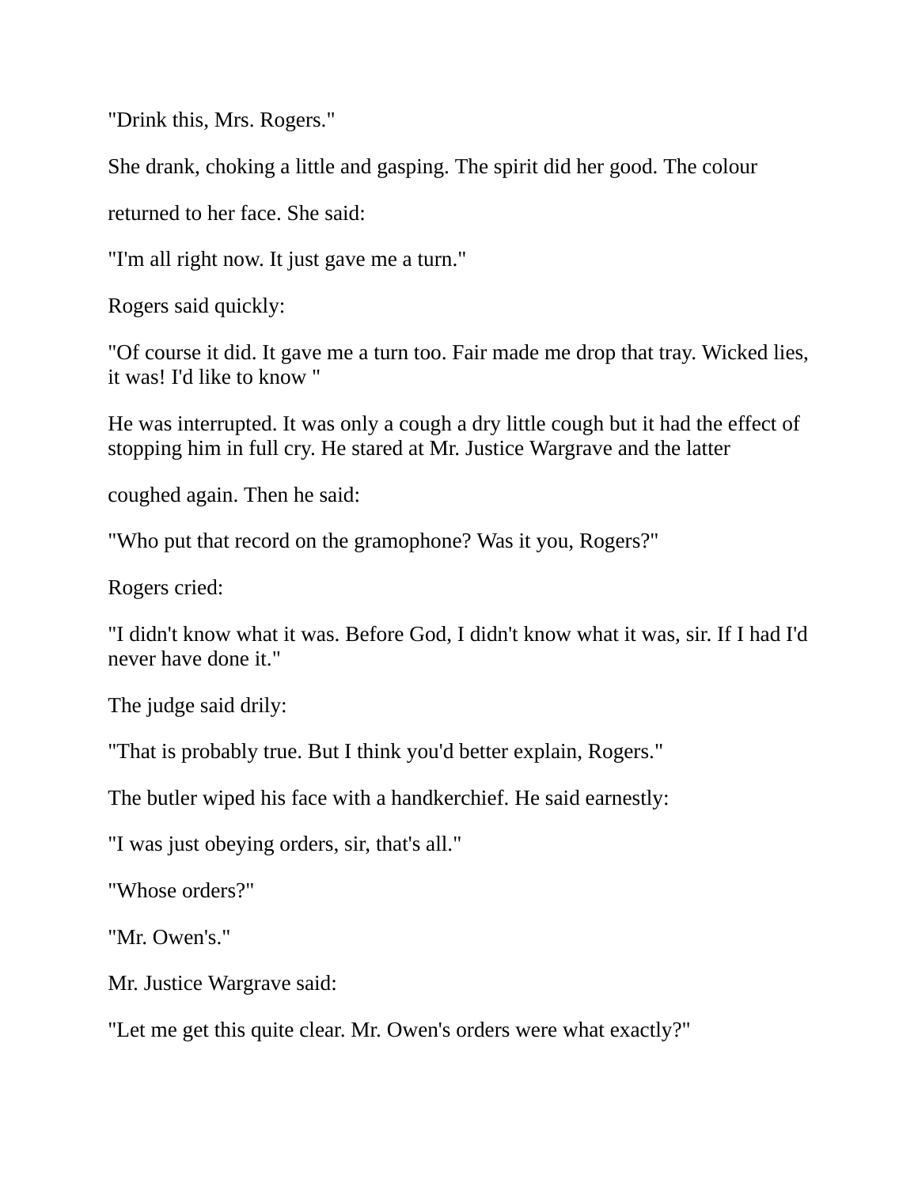"Drink this, Mrs. Rogers."

She drank, choking a little and gasping. The spirit did her good. The colour returned to her face. She said:

"I'm all right now. It just gave me a turn."

Rogers said quickly:

"Of course it did. It gave me a turn too. Fair made me drop that tray. Wicked lies, it was! I'd like to know "

He was interrupted. It was only a cough a dry little cough but it had the effect of stopping him in full cry. He stared at Mr. Justice Wargrave and the latter coughed again. Then he said:

"Who put that record on the gramophone? Was it you, Rogers?"

Rogers cried:

"I didn't know what it was. Before God, I didn't know what it was, sir. If I had I'd never have done it."

The judge said drily:

"That is probably true. But I think you'd better explain, Rogers."

The butler wiped his face with a handkerchief. He said earnestly:

"I was just obeying orders, sir, that's all."

"Whose orders?"

"Mr. Owen's."

Mr. Justice Wargrave said:

"Let me get this quite clear. Mr. Owen's orders were what exactly?"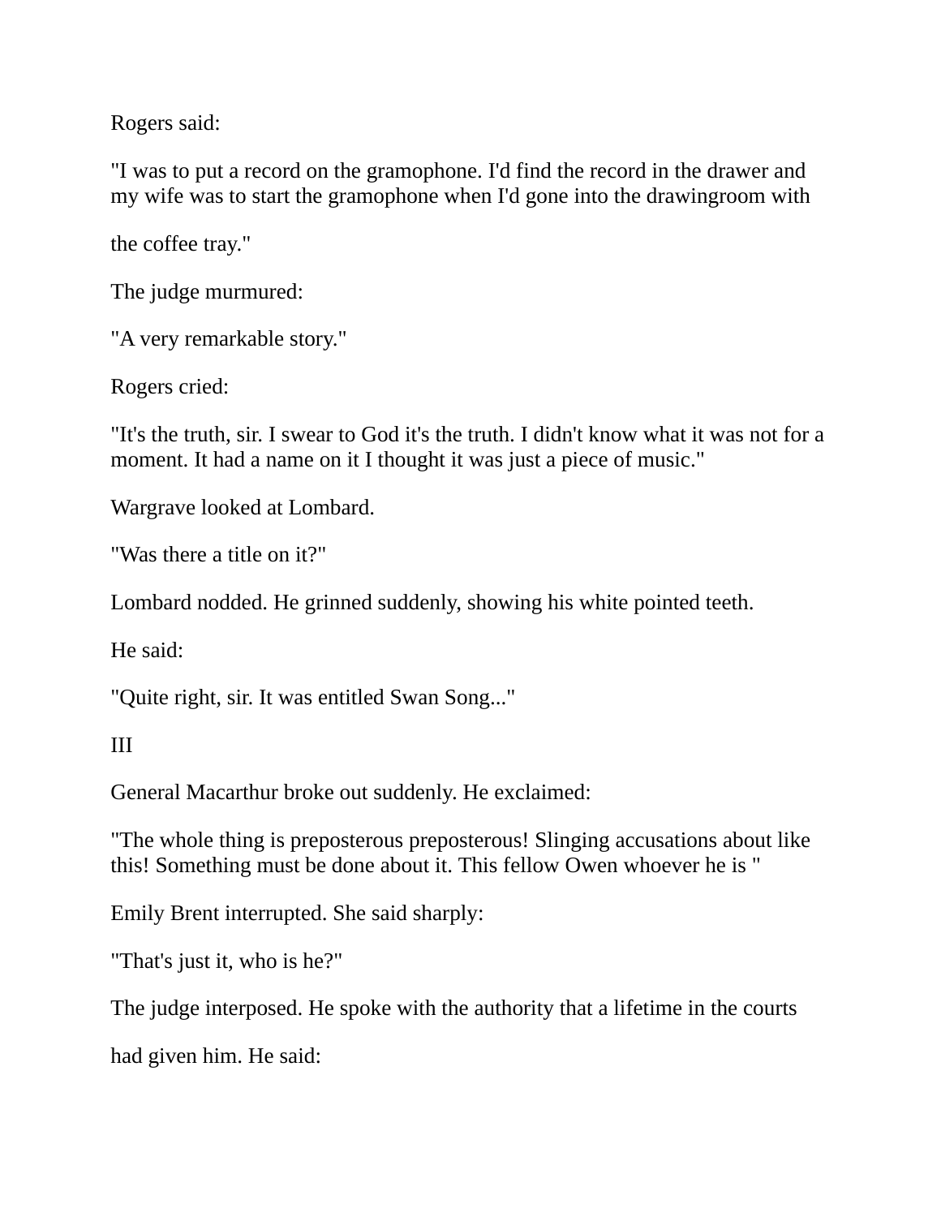Rogers said:

"I was to put a record on the gramophone. I'd find the record in the drawer and my wife was to start the gramophone when I'd gone into the drawingroom with the coffee tray."

The judge murmured:

"A very remarkable story."

Rogers cried:

"It's the truth, sir. I swear to God it's the truth. I didn't know what it was not for a moment. It had a name on it I thought it was just a piece of music."

Wargrave looked at Lombard.

"Was there a title on it?"

Lombard nodded. He grinned suddenly, showing his white pointed teeth.

He said:

"Quite right, sir. It was entitled Swan Song..."

III

General Macarthur broke out suddenly. He exclaimed:

"The whole thing is preposterous preposterous! Slinging accusations about like this! Something must be done about it. This fellow Owen whoever he is "

Emily Brent interrupted. She said sharply:

"That's just it, who is he?"

The judge interposed. He spoke with the authority that a lifetime in the courts had given him. He said: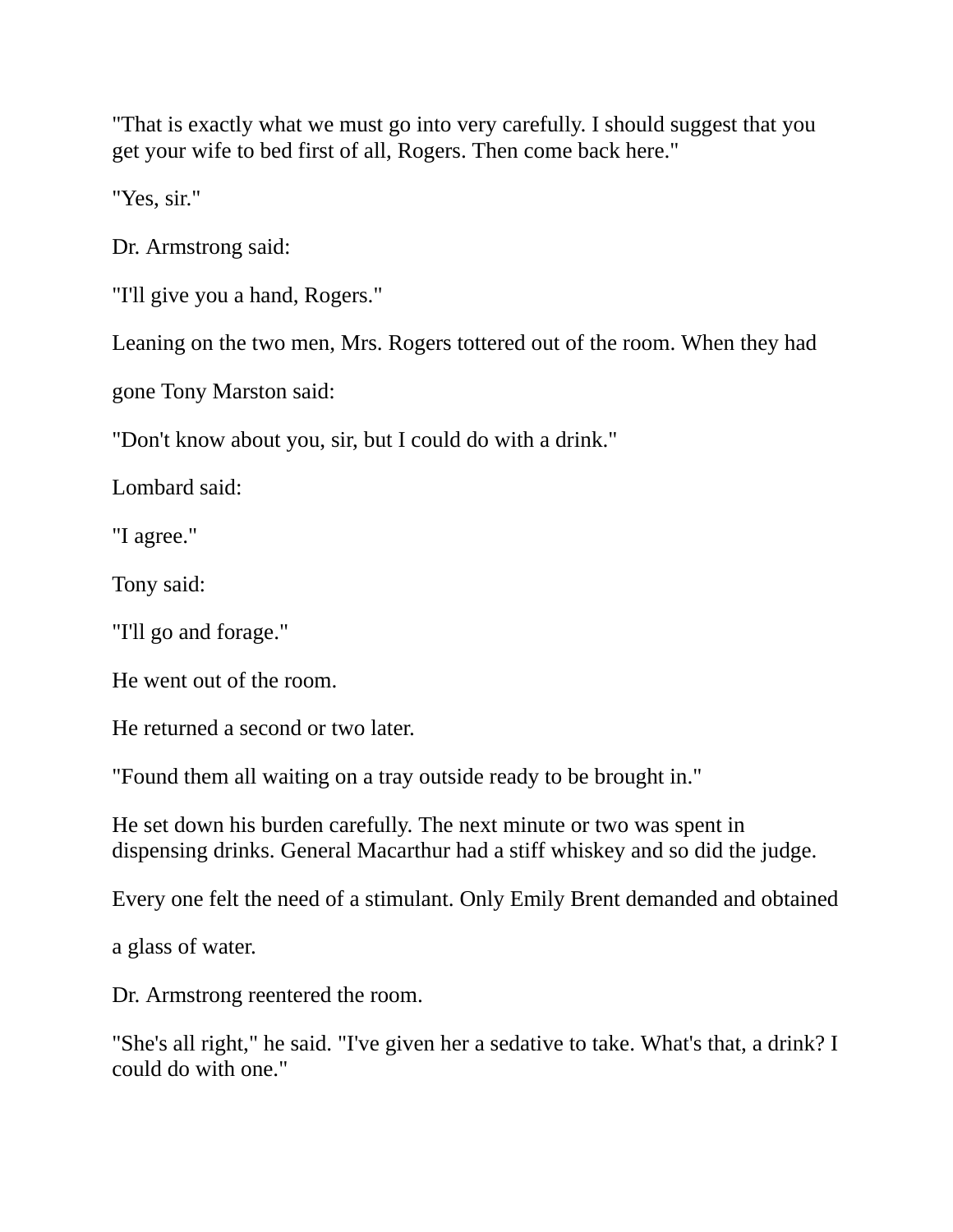"That is exactly what we must go into very carefully. I should suggest that you get your wife to bed first of all, Rogers. Then come back here."

"Yes, sir."

Dr. Armstrong said:

"I'll give you a hand, Rogers."

Leaning on the two men, Mrs. Rogers tottered out of the room. When they had gone Tony Marston said:

"Don't know about you, sir, but I could do with a drink."

Lombard said:

"I agree."

Tony said:

"I'll go and forage."

He went out of the room.

He returned a second or two later.

"Found them all waiting on a tray outside ready to be brought in."

He set down his burden carefully. The next minute or two was spent in dispensing drinks. General Macarthur had a stiff whiskey and so did the judge.

Every one felt the need of a stimulant. Only Emily Brent demanded and obtained a glass of water.

Dr. Armstrong reentered the room.

"She's all right," he said. "I've given her a sedative to take. What's that, a drink? I could do with one."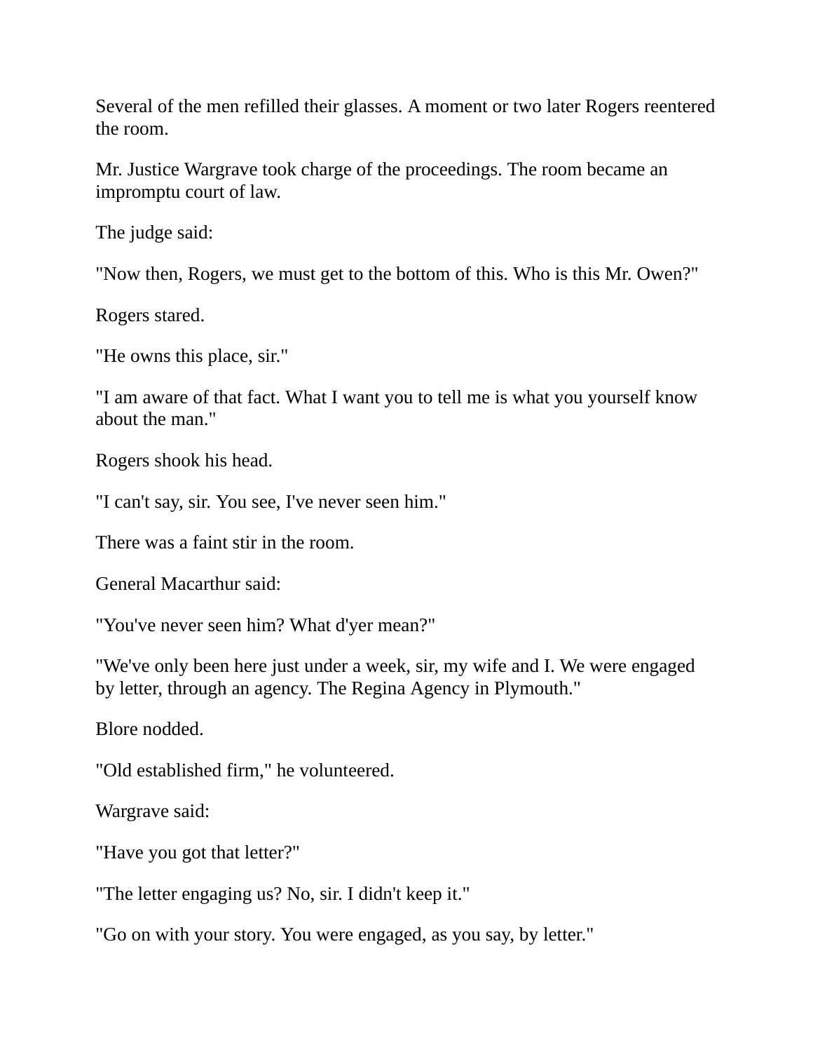Several of the men refilled their glasses. A moment or two later Rogers reentered the room.

Mr. Justice Wargrave took charge of the proceedings. The room became an impromptu court of law.

The judge said:

"Now then, Rogers, we must get to the bottom of this. Who is this Mr. Owen?"

Rogers stared.

"He owns this place, sir."

"I am aware of that fact. What I want you to tell me is what you yourself know about the man."

Rogers shook his head.

"I can't say, sir. You see, I've never seen him."

There was a faint stir in the room.

General Macarthur said:

"You've never seen him? What d'yer mean?"

"We've only been here just under a week, sir, my wife and I. We were engaged by letter, through an agency. The Regina Agency in Plymouth."

Blore nodded.

"Old established firm," he volunteered.

Wargrave said:

"Have you got that letter?"

"The letter engaging us? No, sir. I didn't keep it."

"Go on with your story. You were engaged, as you say, by letter."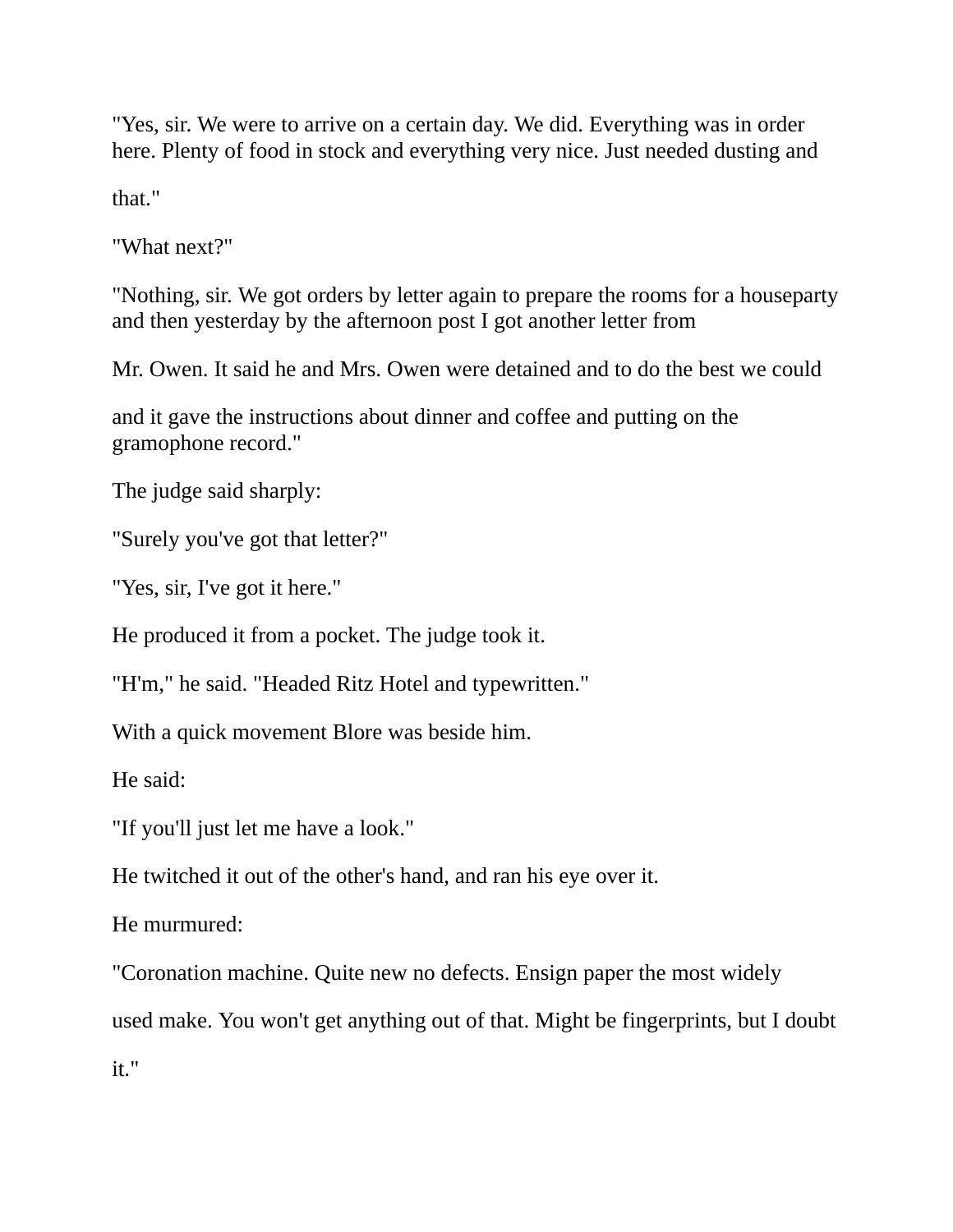"Yes, sir. We were to arrive on a certain day. We did. Everything was in order here. Plenty of food in stock and everything very nice. Just needed dusting and that."

"What next?"

"Nothing, sir. We got orders by letter again to prepare the rooms for a houseparty and then yesterday by the afternoon post I got another letter from Mr. Owen. It said he and Mrs. Owen were detained and to do the best we could and it gave the instructions about dinner and coffee and putting on the gramophone record."

The judge said sharply:

"Surely you've got that letter?"

"Yes, sir, I've got it here."

He produced it from a pocket. The judge took it.

"H'm," he said. "Headed Ritz Hotel and typewritten."

With a quick movement Blore was beside him.

He said:

"If you'll just let me have a look."

He twitched it out of the other's hand, and ran his eye over it.

He murmured:

"Coronation machine. Quite new no defects. Ensign paper the most widely used make. You won't get anything out of that. Might be fingerprints, but I doubt it."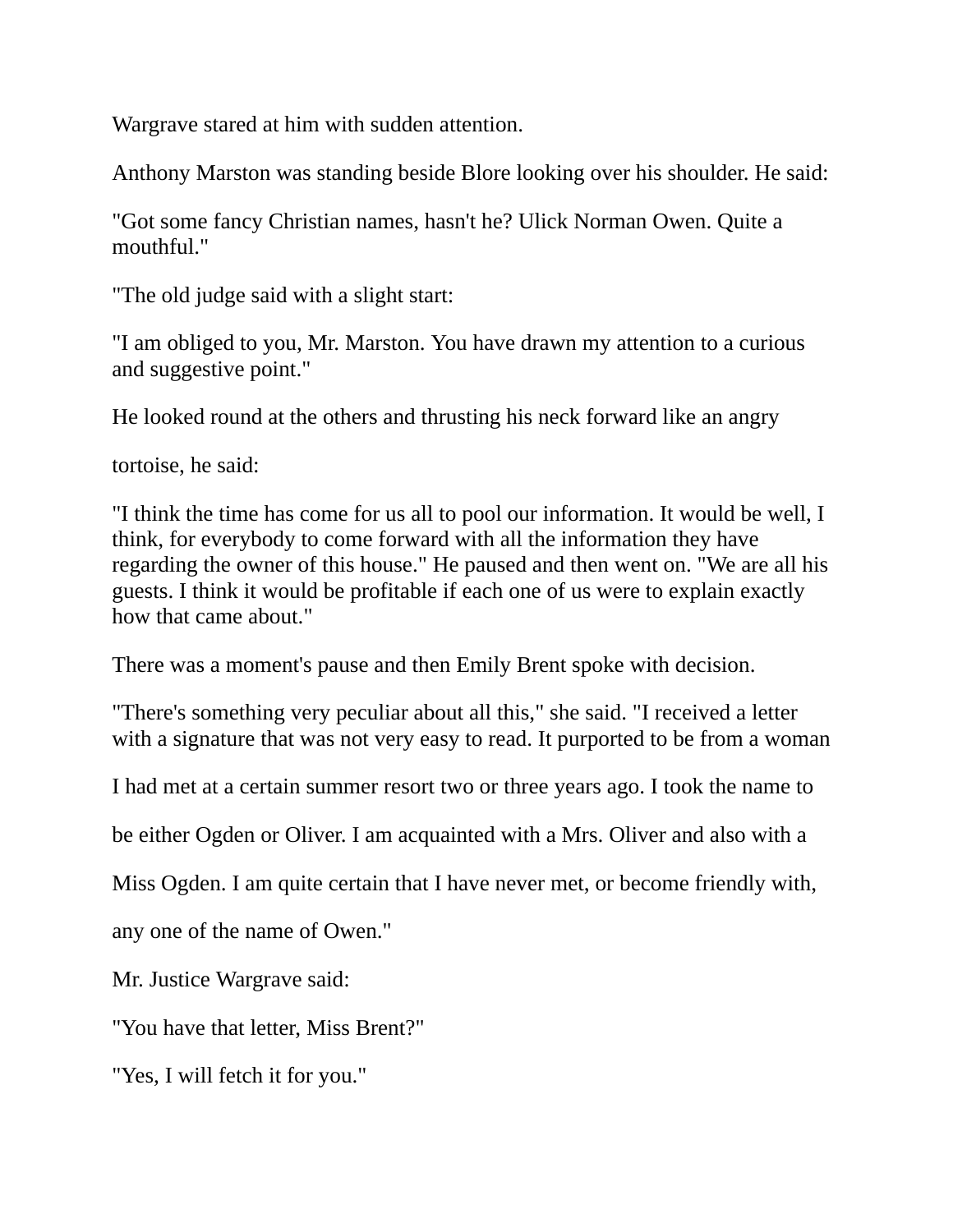Wargrave stared at him with sudden attention.

Anthony Marston was standing beside Blore looking over his shoulder. He said:

"Got some fancy Christian names, hasn't he? Ulick Norman Owen. Quite a mouthful."

"The old judge said with a slight start:

"I am obliged to you, Mr. Marston. You have drawn my attention to a curious and suggestive point."

He looked round at the others and thrusting his neck forward like an angry tortoise, he said:

"I think the time has come for us all to pool our information. It would be well, I think, for everybody to come forward with all the information they have regarding the owner of this house." He paused and then went on. "We are all his guests. I think it would be profitable if each one of us were to explain exactly how that came about."

There was a moment's pause and then Emily Brent spoke with decision.

"There's something very peculiar about all this," she said. "I received a letter with a signature that was not very easy to read. It purported to be from a woman I had met at a certain summer resort two or three years ago. I took the name to be either Ogden or Oliver. I am acquainted with a Mrs. Oliver and also with a Miss Ogden. I am quite certain that I have never met, or become friendly with, any one of the name of Owen."

Mr. Justice Wargrave said:

"You have that letter, Miss Brent?"

"Yes, I will fetch it for you."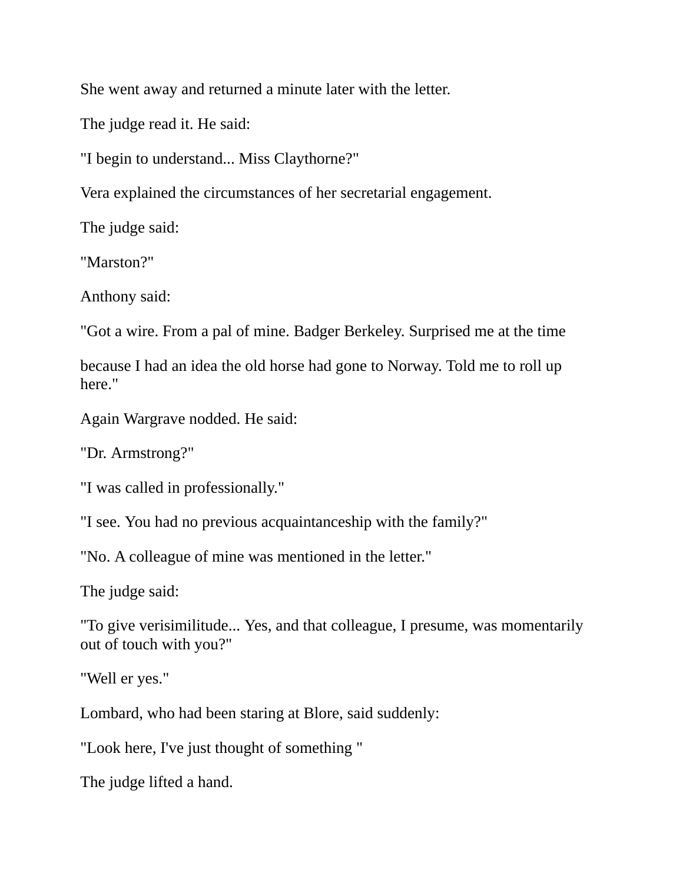She went away and returned a minute later with the letter.

The judge read it. He said:

"I begin to understand... Miss Claythorne?"

Vera explained the circumstances of her secretarial engagement.

The judge said:

"Marston?"

Anthony said:

"Got a wire. From a pal of mine. Badger Berkeley. Surprised me at the time

because I had an idea the old horse had gone to Norway. Told me to roll up here."

Again Wargrave nodded. He said:

"Dr. Armstrong?"

"I was called in professionally."

"I see. You had no previous acquaintanceship with the family?"

"No. A colleague of mine was mentioned in the letter."

The judge said:

"To give verisimilitude... Yes, and that colleague, I presume, was momentarily out of touch with you?"

"Well er yes."

Lombard, who had been staring at Blore, said suddenly:

"Look here, I've just thought of something "

The judge lifted a hand.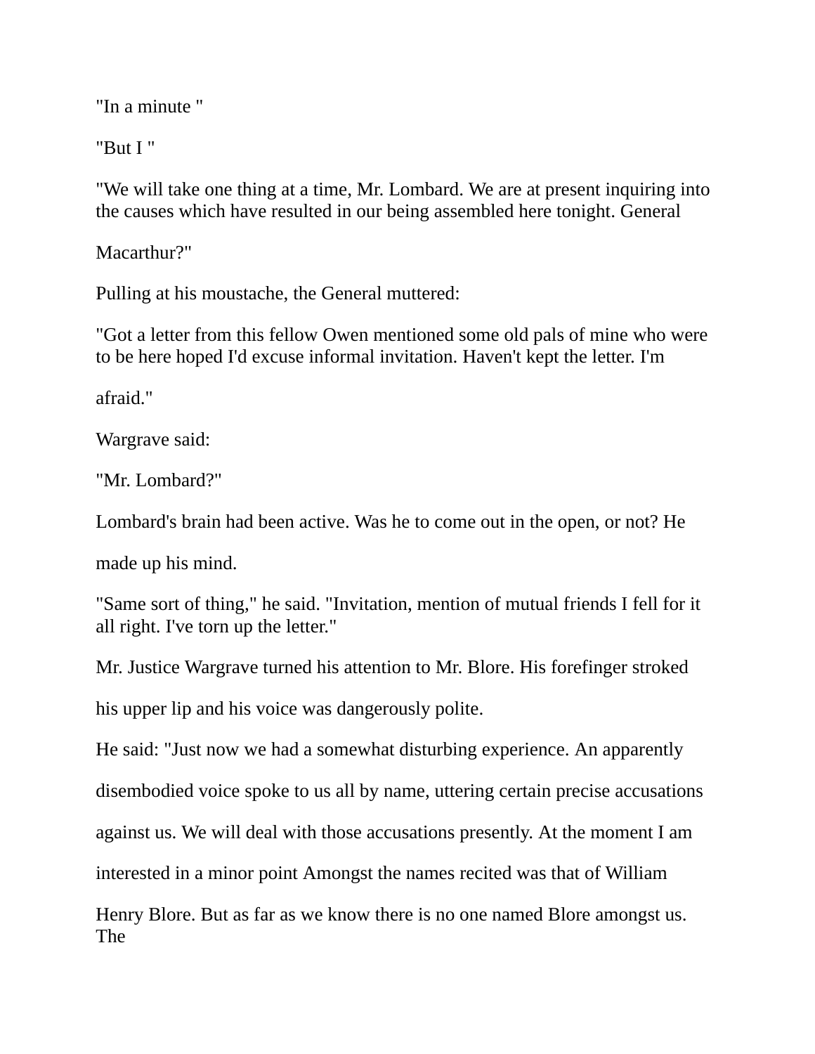"In a minute "

"But I "

"We will take one thing at a time, Mr. Lombard. We are at present inquiring into the causes which have resulted in our being assembled here tonight. General Macarthur?"

Pulling at his moustache, the General muttered:

"Got a letter from this fellow Owen mentioned some old pals of mine who were to be here hoped I'd excuse informal invitation. Haven't kept the letter. I'm afraid."

Wargrave said:

"Mr. Lombard?"

Lombard's brain had been active. Was he to come out in the open, or not? He made up his mind.

"Same sort of thing," he said. "Invitation, mention of mutual friends I fell for it all right. I've torn up the letter."

Mr. Justice Wargrave turned his attention to Mr. Blore. His forefinger stroked his upper lip and his voice was dangerously polite.

He said: "Just now we had a somewhat disturbing experience. An apparently disembodied voice spoke to us all by name, uttering certain precise accusations against us. We will deal with those accusations presently. At the moment I am interested in a minor point Amongst the names recited was that of William Henry Blore. But as far as we know there is no one named Blore amongst us. The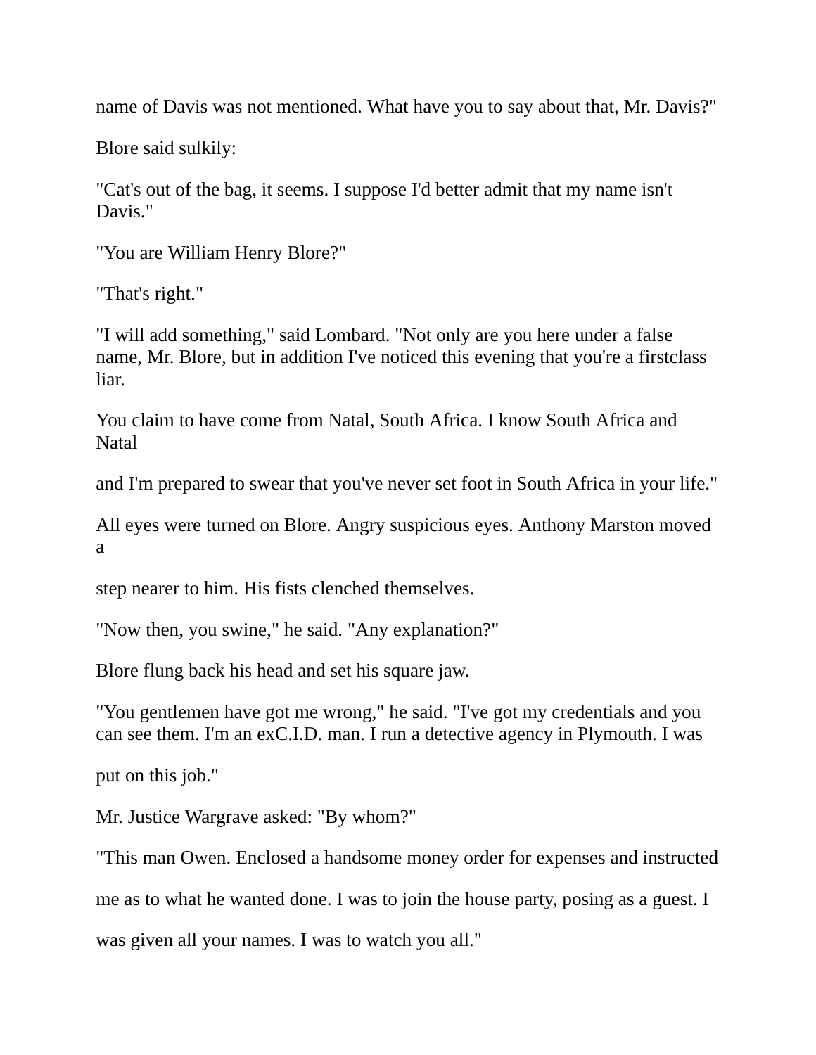name of Davis was not mentioned. What have you to say about that, Mr. Davis?"

Blore said sulkily:

"Cat's out of the bag, it seems. I suppose I'd better admit that my name isn't Davis."

"You are William Henry Blore?"

"That's right."

"I will add something," said Lombard. "Not only are you here under a false name, Mr. Blore, but in addition I've noticed this evening that you're a firstclass liar.

You claim to have come from Natal, South Africa. I know South Africa and Natal

and I'm prepared to swear that you've never set foot in South Africa in your life."

All eyes were turned on Blore. Angry suspicious eyes. Anthony Marston moved a

step nearer to him. His fists clenched themselves.

"Now then, you swine," he said. "Any explanation?"

Blore flung back his head and set his square jaw.

"You gentlemen have got me wrong," he said. "I've got my credentials and you can see them. I'm an exC.I.D. man. I run a detective agency in Plymouth. I was

put on this job."

Mr. Justice Wargrave asked: "By whom?"

"This man Owen. Enclosed a handsome money order for expenses and instructed

me as to what he wanted done. I was to join the house party, posing as a guest. I

was given all your names. I was to watch you all."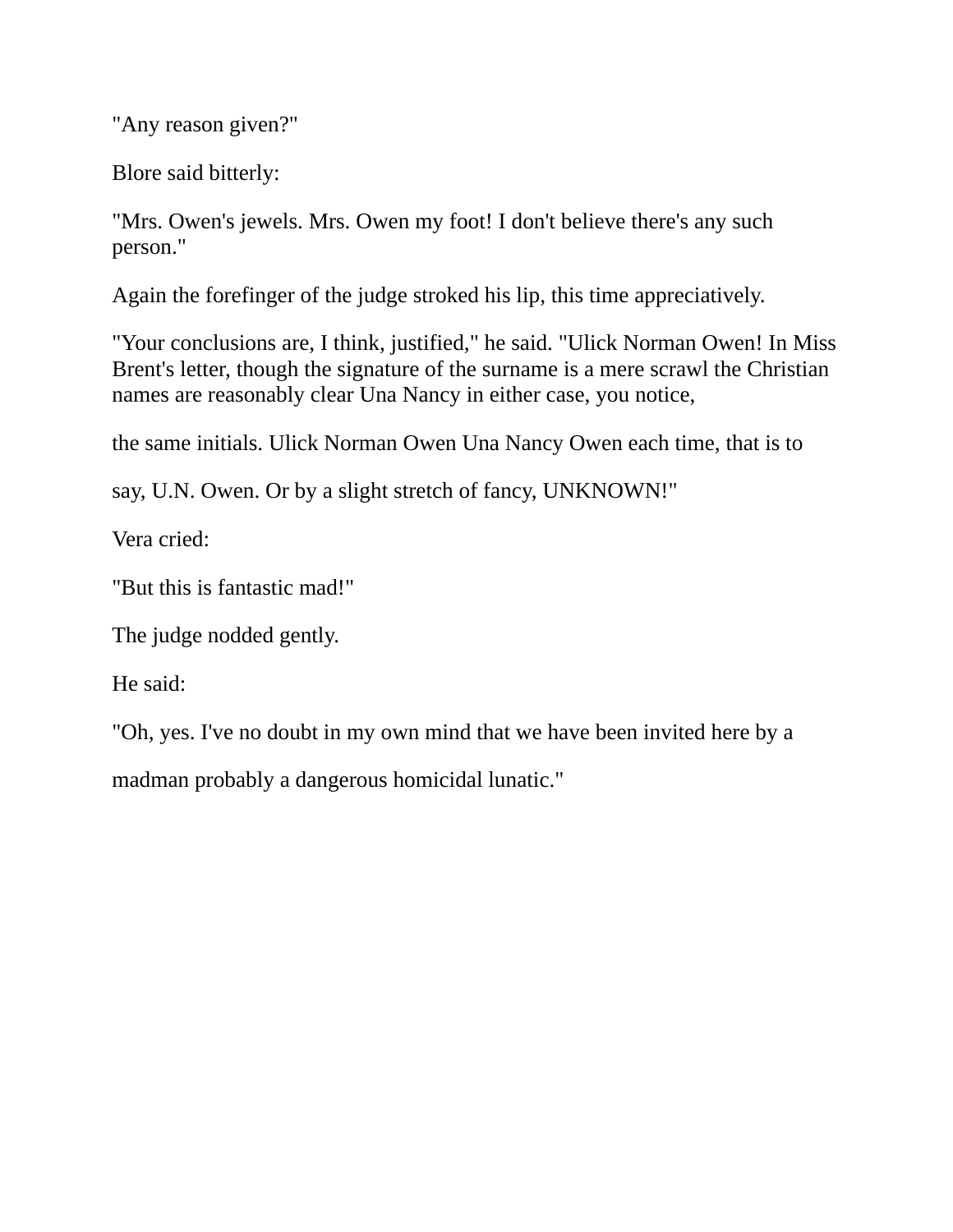"Any reason given?"

Blore said bitterly:

"Mrs. Owen's jewels. Mrs. Owen my foot! I don't believe there's any such person."

Again the forefinger of the judge stroked his lip, this time appreciatively.

"Your conclusions are, I think, justified," he said. "Ulick Norman Owen! In Miss Brent's letter, though the signature of the surname is a mere scrawl the Christian names are reasonably clear Una Nancy in either case, you notice,

the same initials. Ulick Norman Owen Una Nancy Owen each time, that is to

say, U.N. Owen. Or by a slight stretch of fancy, UNKNOWN!"

Vera cried:

"But this is fantastic mad!"

The judge nodded gently.

He said:

"Oh, yes. I've no doubt in my own mind that we have been invited here by a

madman probably a dangerous homicidal lunatic."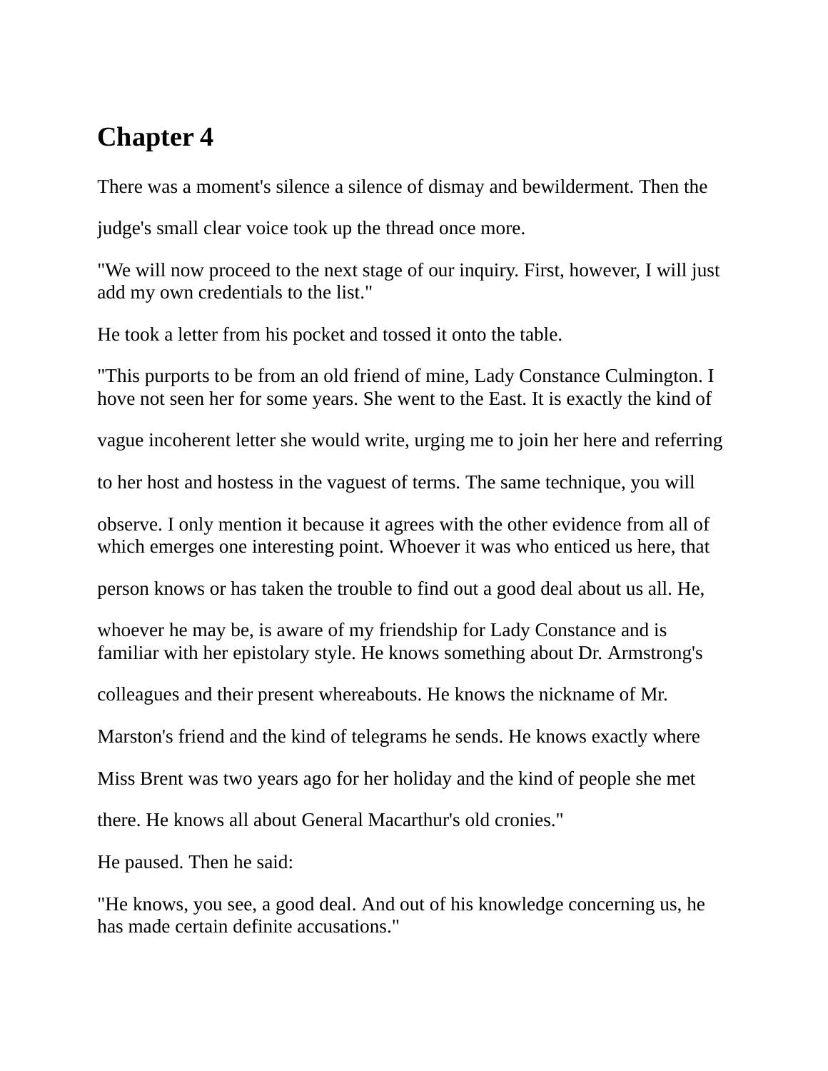# Chapter 4

There was a moment's silence a silence of dismay and bewilderment. Then the judge's small clear voice took up the thread once more.

"We will now proceed to the next stage of our inquiry. First, however, I will just add my own credentials to the list."

He took a letter from his pocket and tossed it onto the table.

"This purports to be from an old friend of mine, Lady Constance Culmington. I hove not seen her for some years. She went to the East. It is exactly the kind of vague incoherent letter she would write, urging me to join her here and referring to her host and hostess in the vaguest of terms. The same technique, you will observe. I only mention it because it agrees with the other evidence from all of which emerges one interesting point. Whoever it was who enticed us here, that person knows or has taken the trouble to find out a good deal about us all. He, whoever he may be, is aware of my friendship for Lady Constance and is familiar with her epistolary style. He knows something about Dr. Armstrong's colleagues and their present whereabouts. He knows the nickname of Mr. Marston's friend and the kind of telegrams he sends. He knows exactly where Miss Brent was two years ago for her holiday and the kind of people she met there. He knows all about General Macarthur's old cronies."

He paused. Then he said:

"He knows, you see, a good deal. And out of his knowledge concerning us, he has made certain definite accusations."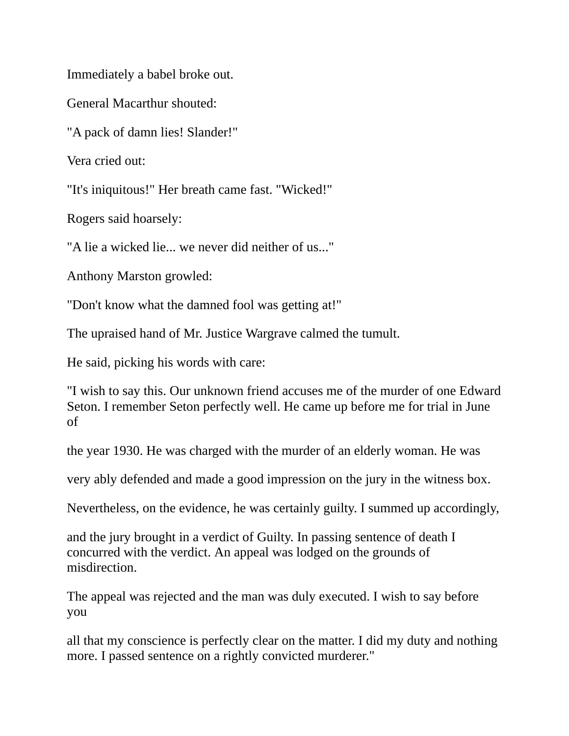Immediately a babel broke out.

General Macarthur shouted:

"A pack of damn lies! Slander!"

Vera cried out:

"It's iniquitous!" Her breath came fast. "Wicked!"

Rogers said hoarsely:

"A lie a wicked lie... we never did neither of us..."

Anthony Marston growled:

"Don't know what the damned fool was getting at!"

The upraised hand of Mr. Justice Wargrave calmed the tumult.

He said, picking his words with care:

"I wish to say this. Our unknown friend accuses me of the murder of one Edward Seton. I remember Seton perfectly well. He came up before me for trial in June of the year 1930. He was charged with the murder of an elderly woman. He was very ably defended and made a good impression on the jury in the witness box. Nevertheless, on the evidence, he was certainly guilty. I summed up accordingly, and the jury brought in a verdict of Guilty. In passing sentence of death I concurred with the verdict. An appeal was lodged on the grounds of misdirection.

The appeal was rejected and the man was duly executed. I wish to say before you all that my conscience is perfectly clear on the matter. I did my duty and nothing more. I passed sentence on a rightly convicted murderer."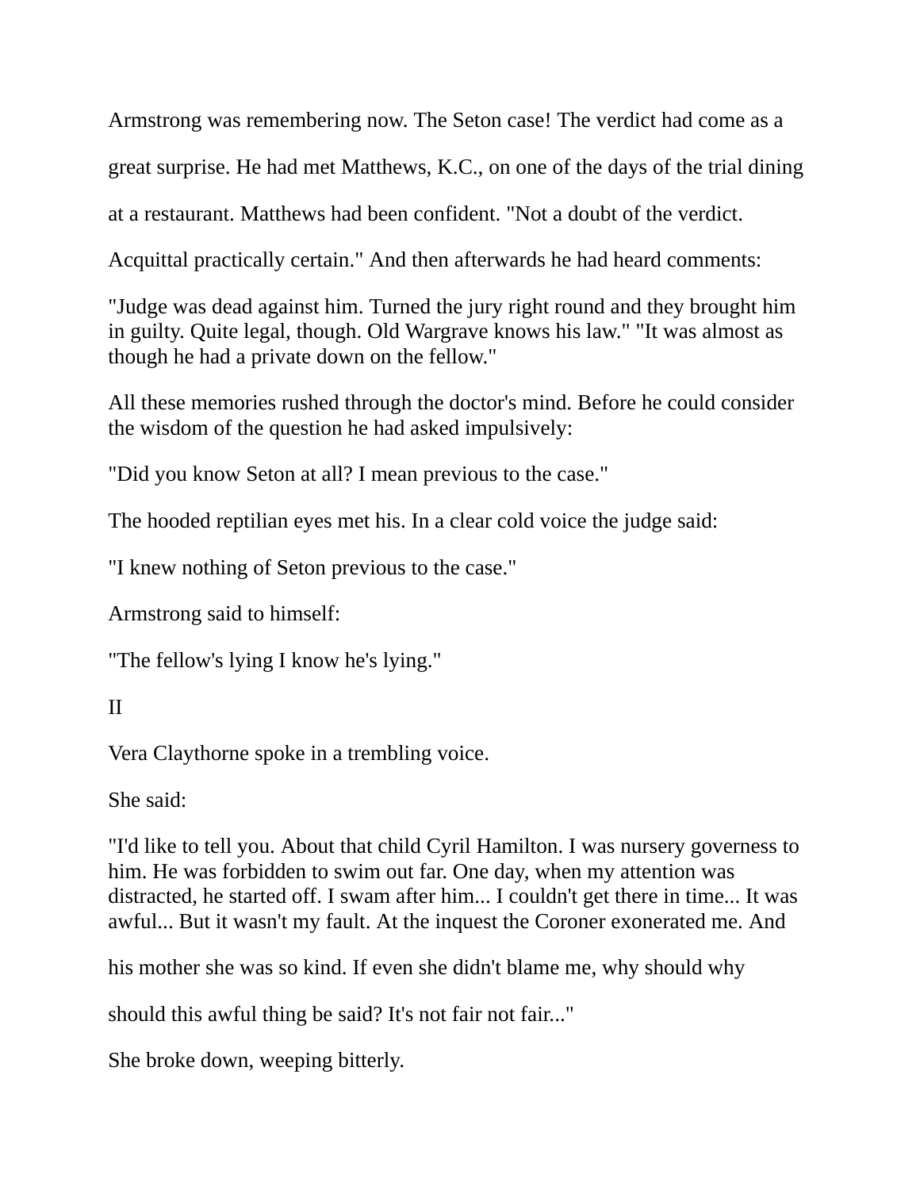Armstrong was remembering now. The Seton case! The verdict had come as a great surprise. He had met Matthews, K.C., on one of the days of the trial dining at a restaurant. Matthews had been confident. "Not a doubt of the verdict. Acquittal practically certain." And then afterwards he had heard comments:

"Judge was dead against him. Turned the jury right round and they brought him in guilty. Quite legal, though. Old Wargrave knows his law." "It was almost as though he had a private down on the fellow."

All these memories rushed through the doctor's mind. Before he could consider the wisdom of the question he had asked impulsively:

"Did you know Seton at all? I mean previous to the case."

The hooded reptilian eyes met his. In a clear cold voice the judge said:

"I knew nothing of Seton previous to the case."

Armstrong said to himself:

"The fellow's lying I know he's lying."

II

Vera Claythorne spoke in a trembling voice.

She said:

"I'd like to tell you. About that child Cyril Hamilton. I was nursery governess to him. He was forbidden to swim out far. One day, when my attention was distracted, he started off. I swam after him... I couldn't get there in time... It was awful... But it wasn't my fault. At the inquest the Coroner exonerated me. And his mother she was so kind. If even she didn't blame me, why should why should this awful thing be said? It's not fair not fair..."

She broke down, weeping bitterly.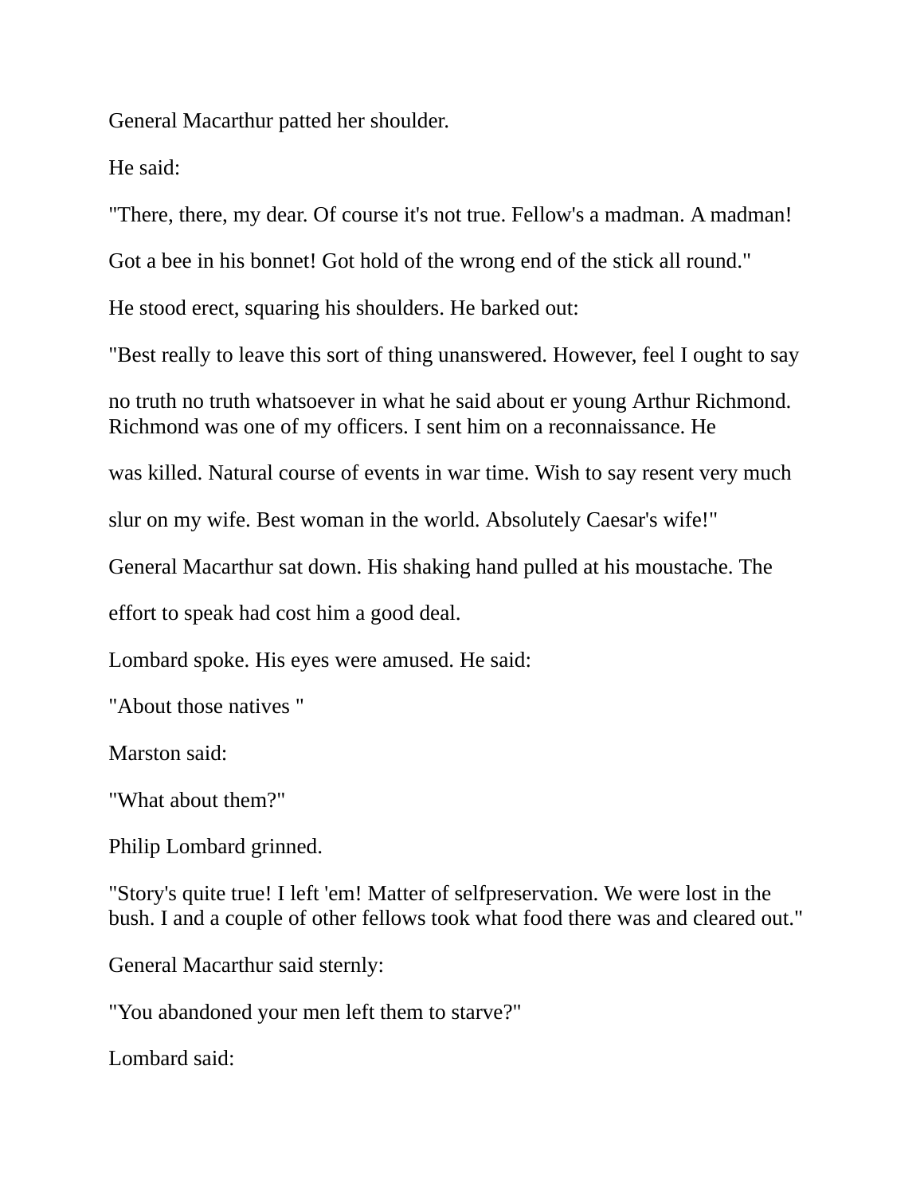General Macarthur patted her shoulder.

He said:

"There, there, my dear. Of course it's not true. Fellow's a madman. A madman!

Got a bee in his bonnet! Got hold of the wrong end of the stick all round."

He stood erect, squaring his shoulders. He barked out:

"Best really to leave this sort of thing unanswered. However, feel I ought to say

no truth no truth whatsoever in what he said about er young Arthur Richmond. Richmond was one of my officers. I sent him on a reconnaissance. He

was killed. Natural course of events in war time. Wish to say resent very much

slur on my wife. Best woman in the world. Absolutely Caesar's wife!"

General Macarthur sat down. His shaking hand pulled at his moustache. The

effort to speak had cost him a good deal.

Lombard spoke. His eyes were amused. He said:

"About those natives "

Marston said:

"What about them?"

Philip Lombard grinned.

"Story's quite true! I left 'em! Matter of selfpreservation. We were lost in the bush. I and a couple of other fellows took what food there was and cleared out."

General Macarthur said sternly:

"You abandoned your men left them to starve?"

Lombard said: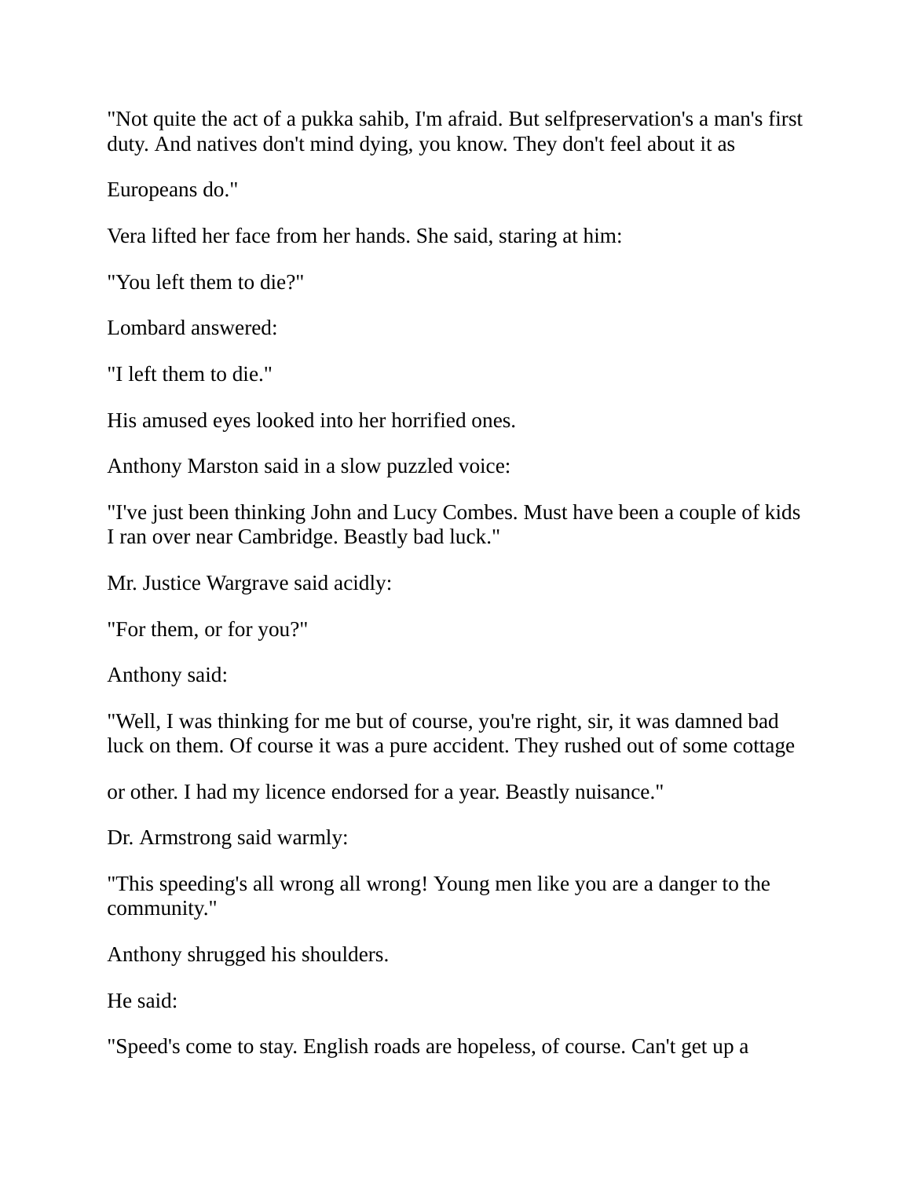"Not quite the act of a pukka sahib, I'm afraid. But selfpreservation's a man's first duty. And natives don't mind dying, you know. They don't feel about it as

Europeans do."

Vera lifted her face from her hands. She said, staring at him:

"You left them to die?"

Lombard answered:

"I left them to die."

His amused eyes looked into her horrified ones.

Anthony Marston said in a slow puzzled voice:

"I've just been thinking John and Lucy Combes. Must have been a couple of kids I ran over near Cambridge. Beastly bad luck."

Mr. Justice Wargrave said acidly:

"For them, or for you?"

Anthony said:

"Well, I was thinking for me but of course, you're right, sir, it was damned bad luck on them. Of course it was a pure accident. They rushed out of some cottage

or other. I had my licence endorsed for a year. Beastly nuisance."

Dr. Armstrong said warmly:

"This speeding's all wrong all wrong! Young men like you are a danger to the community."

Anthony shrugged his shoulders.

He said:

"Speed's come to stay. English roads are hopeless, of course. Can't get up a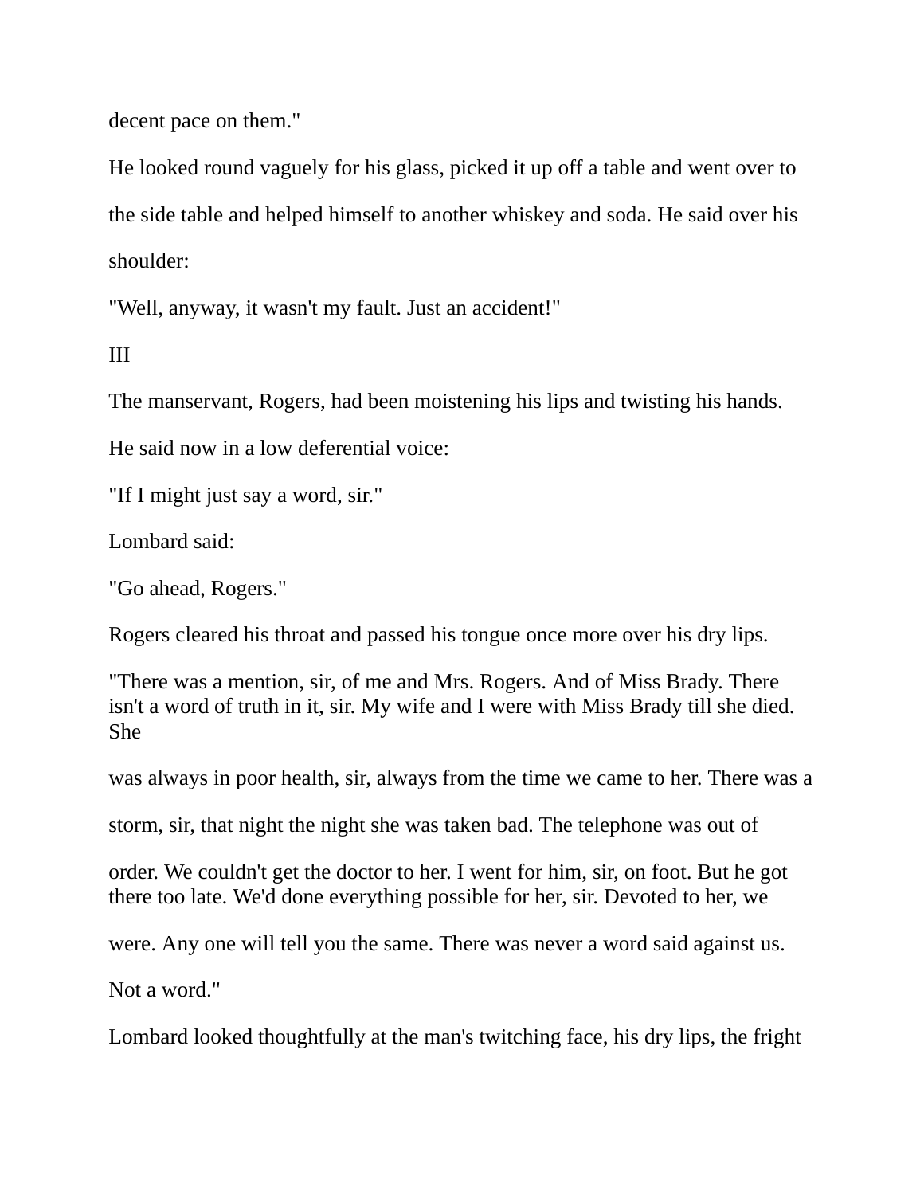decent pace on them."

He looked round vaguely for his glass, picked it up off a table and went over to the side table and helped himself to another whiskey and soda. He said over his shoulder:

"Well, anyway, it wasn't my fault. Just an accident!"

III

The manservant, Rogers, had been moistening his lips and twisting his hands. He said now in a low deferential voice:

"If I might just say a word, sir."

Lombard said:

"Go ahead, Rogers."

Rogers cleared his throat and passed his tongue once more over his dry lips.

"There was a mention, sir, of me and Mrs. Rogers. And of Miss Brady. There isn't a word of truth in it, sir. My wife and I were with Miss Brady till she died. She was always in poor health, sir, always from the time we came to her. There was a storm, sir, that night the night she was taken bad. The telephone was out of order. We couldn't get the doctor to her. I went for him, sir, on foot. But he got there too late. We'd done everything possible for her, sir. Devoted to her, we were. Any one will tell you the same. There was never a word said against us. Not a word."

Lombard looked thoughtfully at the man's twitching face, his dry lips, the fright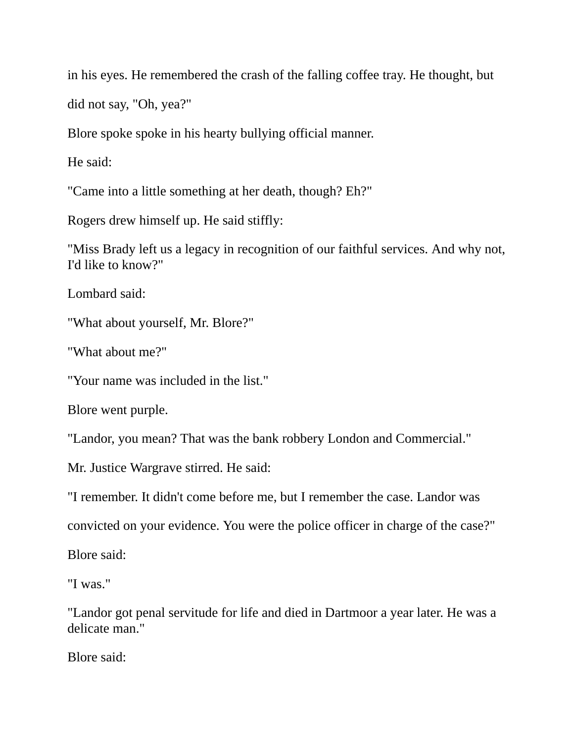in his eyes. He remembered the crash of the falling coffee tray. He thought, but did not say, "Oh, yea?"

Blore spoke spoke in his hearty bullying official manner.

He said:

"Came into a little something at her death, though? Eh?"

Rogers drew himself up. He said stiffly:

"Miss Brady left us a legacy in recognition of our faithful services. And why not, I'd like to know?"

Lombard said:

"What about yourself, Mr. Blore?"

"What about me?"

"Your name was included in the list."

Blore went purple.

"Landor, you mean? That was the bank robbery London and Commercial."

Mr. Justice Wargrave stirred. He said:

"I remember. It didn't come before me, but I remember the case. Landor was convicted on your evidence. You were the police officer in charge of the case?"

Blore said:

"I was."

"Landor got penal servitude for life and died in Dartmoor a year later. He was a delicate man."

Blore said: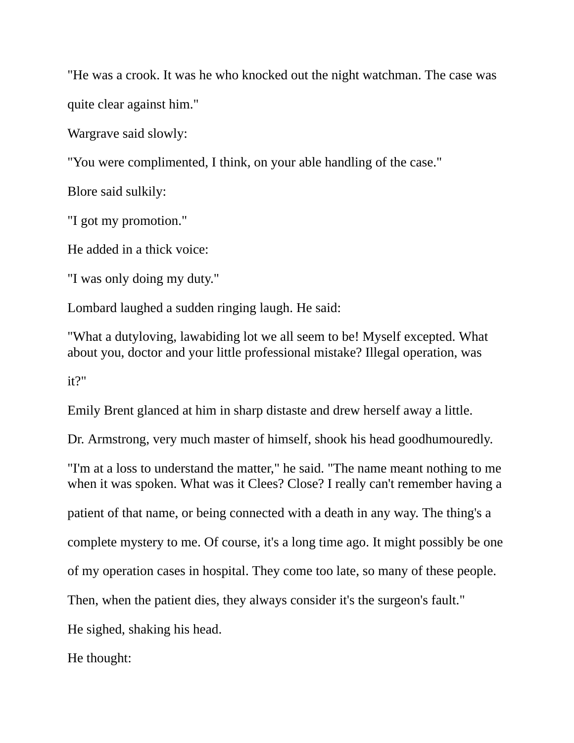"He was a crook. It was he who knocked out the night watchman. The case was quite clear against him."

Wargrave said slowly:

"You were complimented, I think, on your able handling of the case."

Blore said sulkily:

"I got my promotion."

He added in a thick voice:

"I was only doing my duty."

Lombard laughed a sudden ringing laugh. He said:

"What a dutyloving, lawabiding lot we all seem to be! Myself excepted. What about you, doctor and your little professional mistake? Illegal operation, was it?"

Emily Brent glanced at him in sharp distaste and drew herself away a little.

Dr. Armstrong, very much master of himself, shook his head goodhumouredly.

"I'm at a loss to understand the matter," he said. "The name meant nothing to me when it was spoken. What was it Clees? Close? I really can't remember having a patient of that name, or being connected with a death in any way. The thing's a complete mystery to me. Of course, it's a long time ago. It might possibly be one of my operation cases in hospital. They come too late, so many of these people. Then, when the patient dies, they always consider it's the surgeon's fault."

He sighed, shaking his head.

He thought: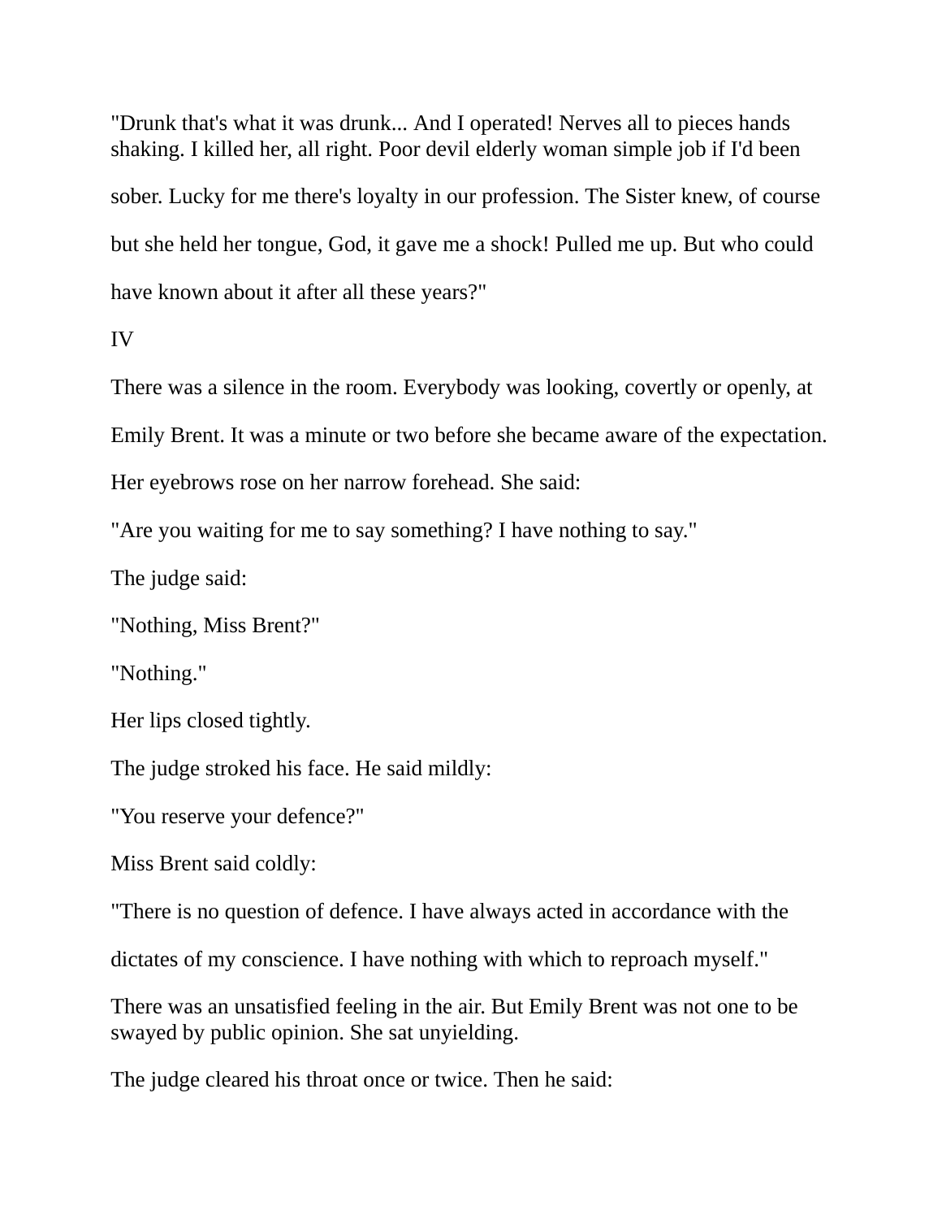"Drunk that's what it was drunk... And I operated! Nerves all to pieces hands shaking. I killed her, all right. Poor devil elderly woman simple job if I'd been sober. Lucky for me there's loyalty in our profession. The Sister knew, of course but she held her tongue, God, it gave me a shock! Pulled me up. But who could have known about it after all these years?"

IV

There was a silence in the room. Everybody was looking, covertly or openly, at Emily Brent. It was a minute or two before she became aware of the expectation. Her eyebrows rose on her narrow forehead. She said:

"Are you waiting for me to say something? I have nothing to say."

The judge said:

"Nothing, Miss Brent?"

"Nothing."

Her lips closed tightly.

The judge stroked his face. He said mildly:

"You reserve your defence?"

Miss Brent said coldly:

"There is no question of defence. I have always acted in accordance with the dictates of my conscience. I have nothing with which to reproach myself."

There was an unsatisfied feeling in the air. But Emily Brent was not one to be swayed by public opinion. She sat unyielding.

The judge cleared his throat once or twice. Then he said: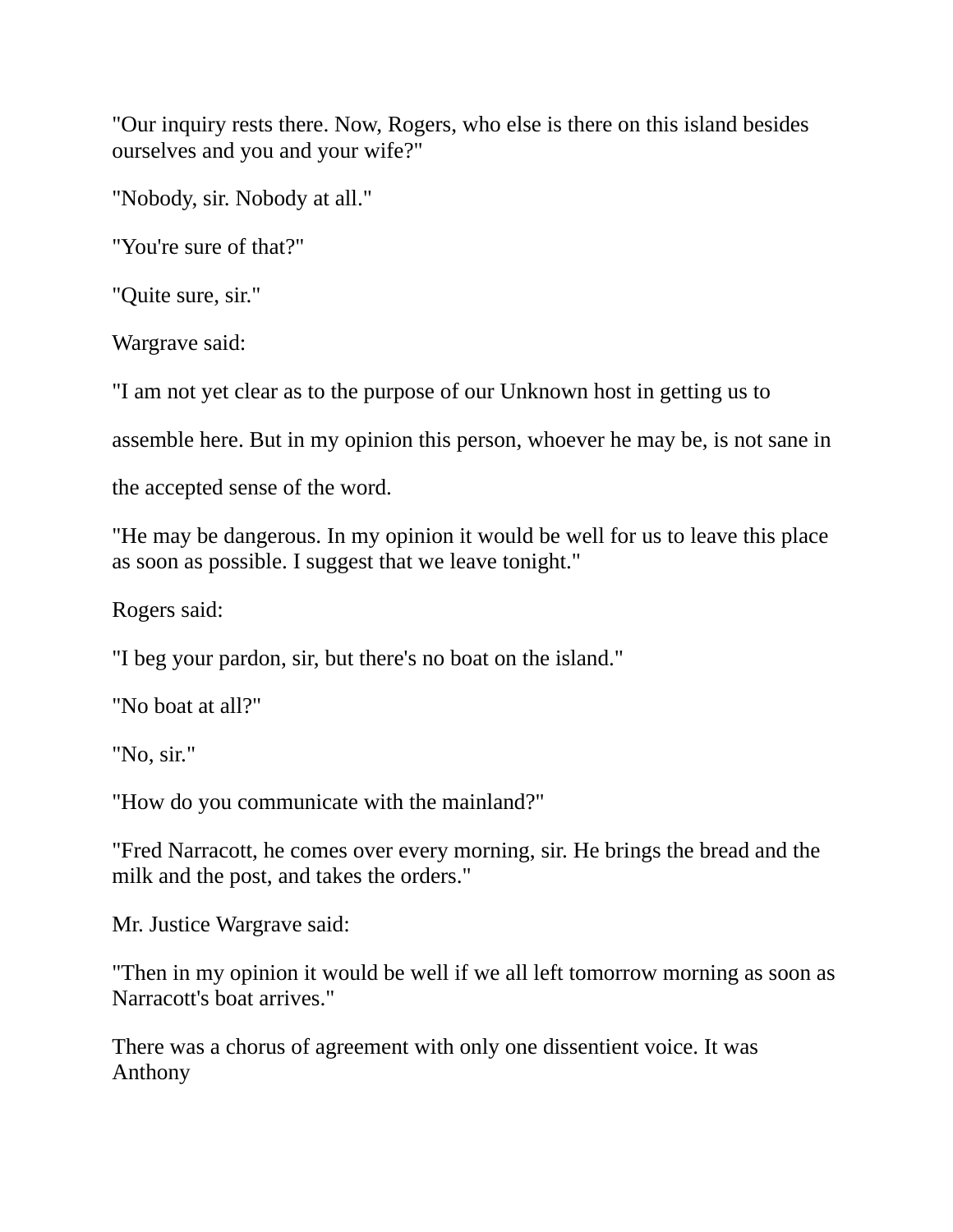"Our inquiry rests there. Now, Rogers, who else is there on this island besides ourselves and you and your wife?"

"Nobody, sir. Nobody at all."

"You're sure of that?"

"Quite sure, sir."

Wargrave said:

"I am not yet clear as to the purpose of our Unknown host in getting us to assemble here. But in my opinion this person, whoever he may be, is not sane in the accepted sense of the word.

"He may be dangerous. In my opinion it would be well for us to leave this place as soon as possible. I suggest that we leave tonight."

Rogers said:

"I beg your pardon, sir, but there's no boat on the island."

"No boat at all?"

"No, sir."

"How do you communicate with the mainland?"

"Fred Narracott, he comes over every morning, sir. He brings the bread and the milk and the post, and takes the orders."

Mr. Justice Wargrave said:

"Then in my opinion it would be well if we all left tomorrow morning as soon as Narracott's boat arrives."

There was a chorus of agreement with only one dissentient voice. It was Anthony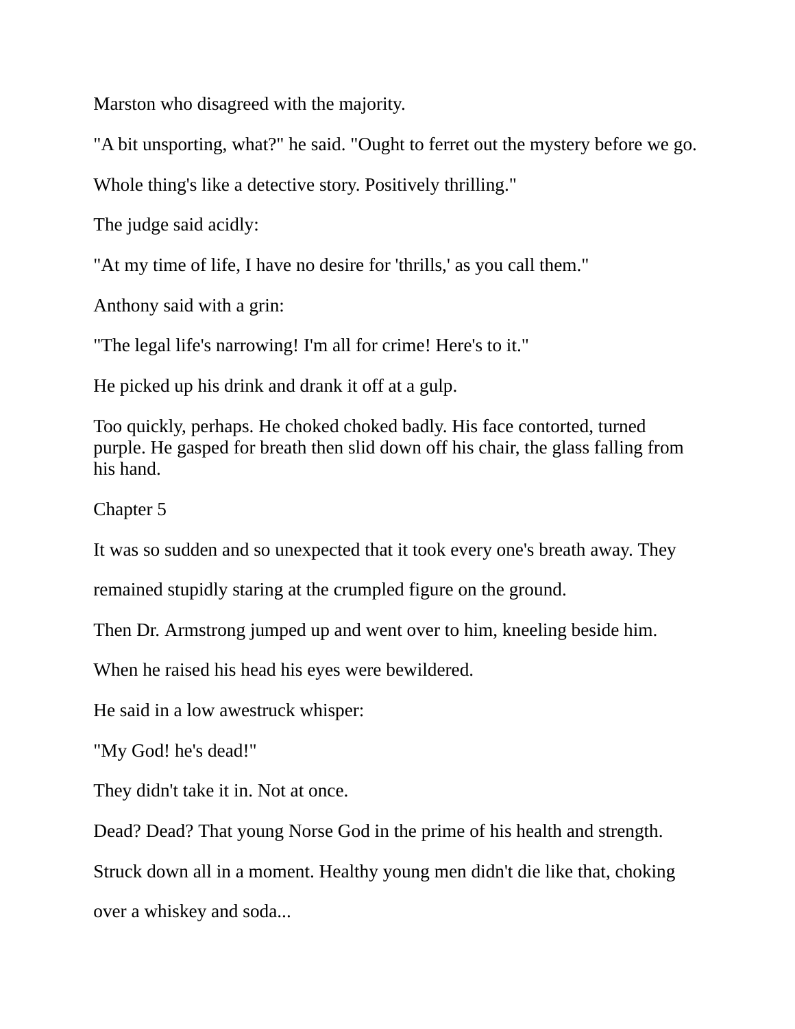Marston who disagreed with the majority.

"A bit unsporting, what?" he said. "Ought to ferret out the mystery before we go.

Whole thing's like a detective story. Positively thrilling."

The judge said acidly:

"At my time of life, I have no desire for 'thrills,' as you call them."

Anthony said with a grin:

"The legal life's narrowing! I'm all for crime! Here's to it."

He picked up his drink and drank it off at a gulp.

Too quickly, perhaps. He choked choked badly. His face contorted, turned purple. He gasped for breath then slid down off his chair, the glass falling from his hand.

## Chapter 5

It was so sudden and so unexpected that it took every one's breath away. They

remained stupidly staring at the crumpled figure on the ground.

Then Dr. Armstrong jumped up and went over to him, kneeling beside him.

When he raised his head his eyes were bewildered.

He said in a low awestruck whisper:

"My God! he's dead!"

They didn't take it in. Not at once.

Dead? Dead? That young Norse God in the prime of his health and strength.

Struck down all in a moment. Healthy young men didn't die like that, choking

over a whiskey and soda...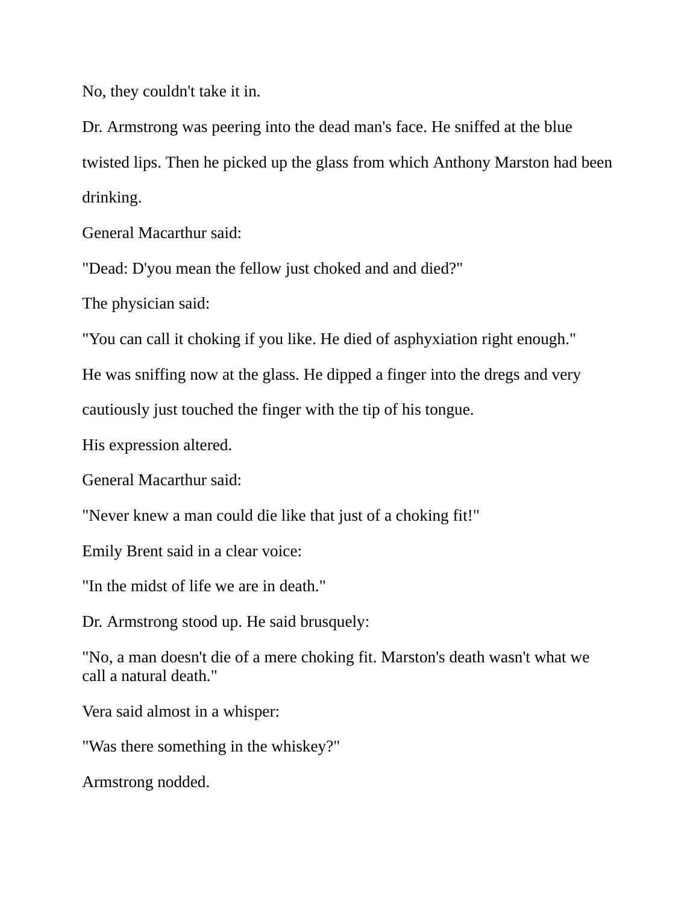No, they couldn't take it in.

Dr. Armstrong was peering into the dead man's face. He sniffed at the blue twisted lips. Then he picked up the glass from which Anthony Marston had been drinking.

General Macarthur said:

"Dead: D'you mean the fellow just choked and and died?"

The physician said:

"You can call it choking if you like. He died of asphyxiation right enough."

He was sniffing now at the glass. He dipped a finger into the dregs and very cautiously just touched the finger with the tip of his tongue.

His expression altered.

General Macarthur said:

"Never knew a man could die like that just of a choking fit!"

Emily Brent said in a clear voice:

"In the midst of life we are in death."

Dr. Armstrong stood up. He said brusquely:

"No, a man doesn't die of a mere choking fit. Marston's death wasn't what we call a natural death."

Vera said almost in a whisper:

"Was there something in the whiskey?"

Armstrong nodded.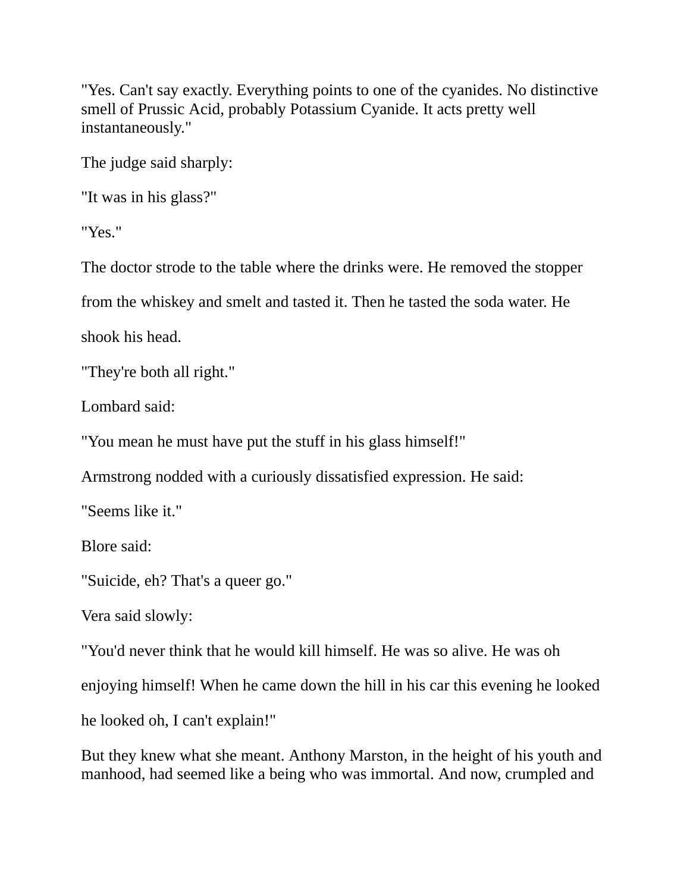"Yes. Can't say exactly. Everything points to one of the cyanides. No distinctive smell of Prussic Acid, probably Potassium Cyanide. It acts pretty well instantaneously."

The judge said sharply:

"It was in his glass?"

"Yes."

The doctor strode to the table where the drinks were. He removed the stopper from the whiskey and smelt and tasted it. Then he tasted the soda water. He shook his head.

"They're both all right."

Lombard said:

"You mean he must have put the stuff in his glass himself!"

Armstrong nodded with a curiously dissatisfied expression. He said:

"Seems like it."

Blore said:

"Suicide, eh? That's a queer go."

Vera said slowly:

"You'd never think that he would kill himself. He was so alive. He was oh enjoying himself! When he came down the hill in his car this evening he looked he looked oh, I can't explain!"

But they knew what she meant. Anthony Marston, in the height of his youth and manhood, had seemed like a being who was immortal. And now, crumpled and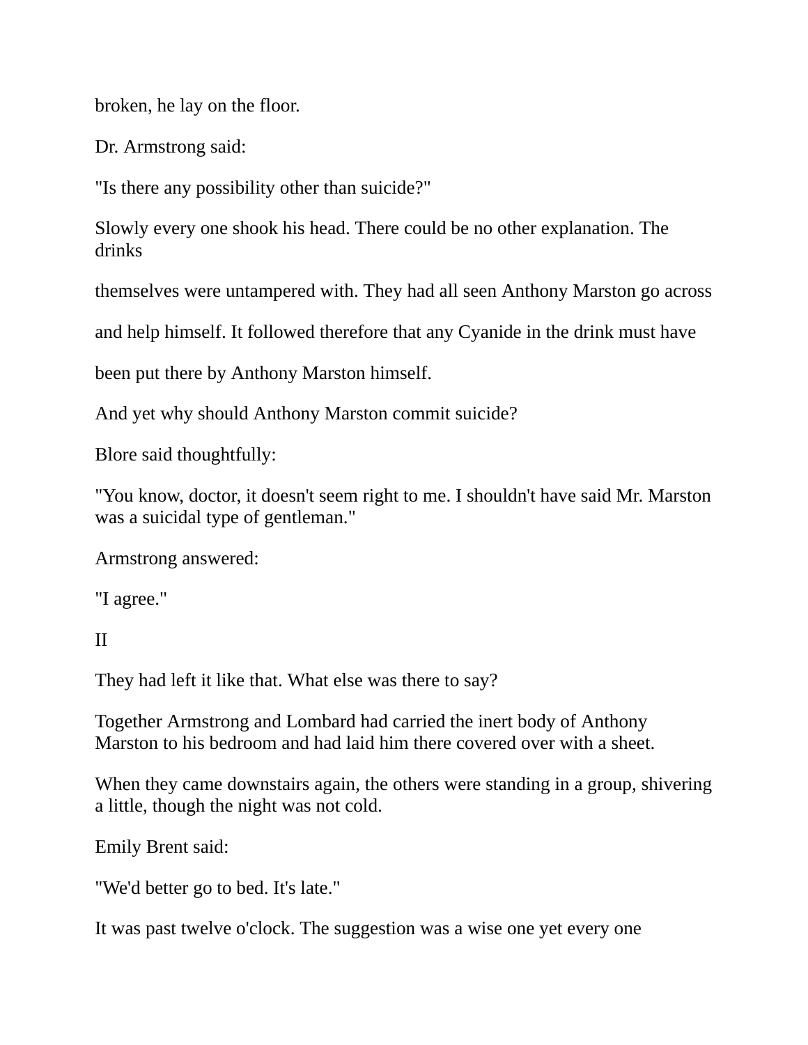broken, he lay on the floor.

Dr. Armstrong said:

"Is there any possibility other than suicide?"

Slowly every one shook his head. There could be no other explanation. The drinks themselves were untampered with. They had all seen Anthony Marston go across and help himself. It followed therefore that any Cyanide in the drink must have been put there by Anthony Marston himself.

And yet why should Anthony Marston commit suicide?

Blore said thoughtfully:

"You know, doctor, it doesn't seem right to me. I shouldn't have said Mr. Marston was a suicidal type of gentleman."

Armstrong answered:

"I agree."

## II

They had left it like that. What else was there to say?

Together Armstrong and Lombard had carried the inert body of Anthony Marston to his bedroom and had laid him there covered over with a sheet.

When they came downstairs again, the others were standing in a group, shivering a little, though the night was not cold.

Emily Brent said:

"We'd better go to bed. It's late."

It was past twelve o'clock. The suggestion was a wise one yet every one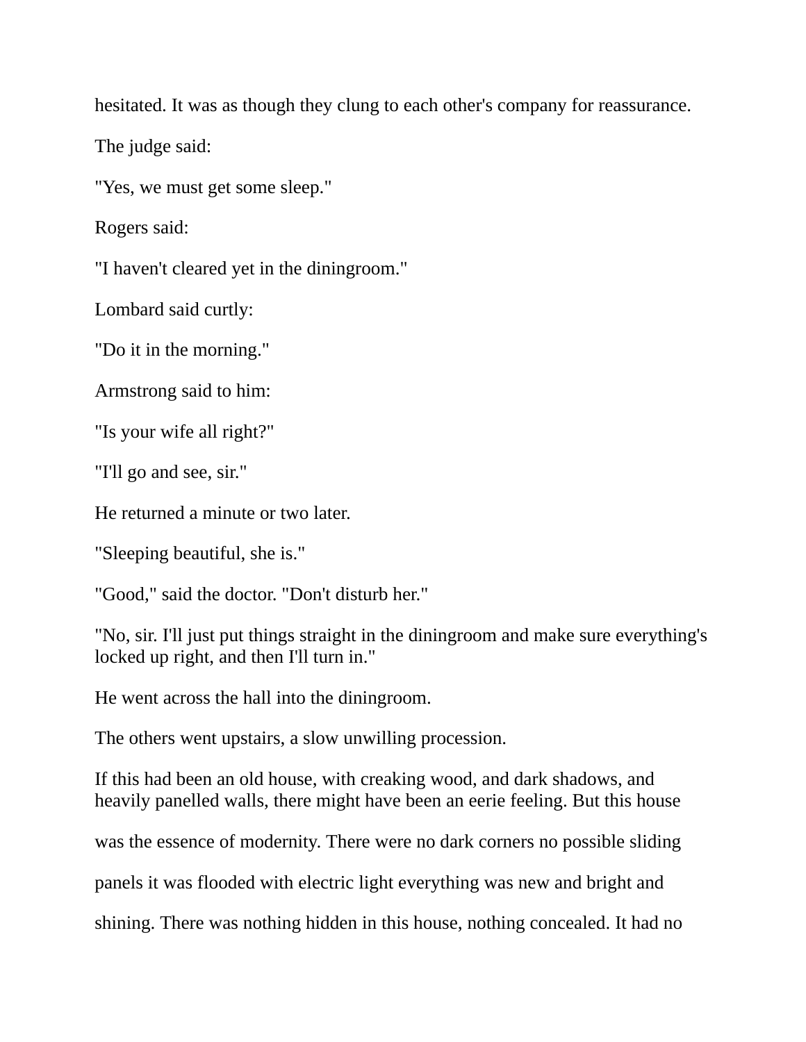hesitated. It was as though they clung to each other's company for reassurance.

The judge said:

"Yes, we must get some sleep."

Rogers said:

"I haven't cleared yet in the diningroom."

Lombard said curtly:

"Do it in the morning."

Armstrong said to him:

"Is your wife all right?"

"I'll go and see, sir."

He returned a minute or two later.

"Sleeping beautiful, she is."

"Good," said the doctor. "Don't disturb her."

"No, sir. I'll just put things straight in the diningroom and make sure everything's locked up right, and then I'll turn in."

He went across the hall into the diningroom.

The others went upstairs, a slow unwilling procession.

If this had been an old house, with creaking wood, and dark shadows, and heavily panelled walls, there might have been an eerie feeling. But this house was the essence of modernity. There were no dark corners no possible sliding panels it was flooded with electric light everything was new and bright and shining. There was nothing hidden in this house, nothing concealed. It had no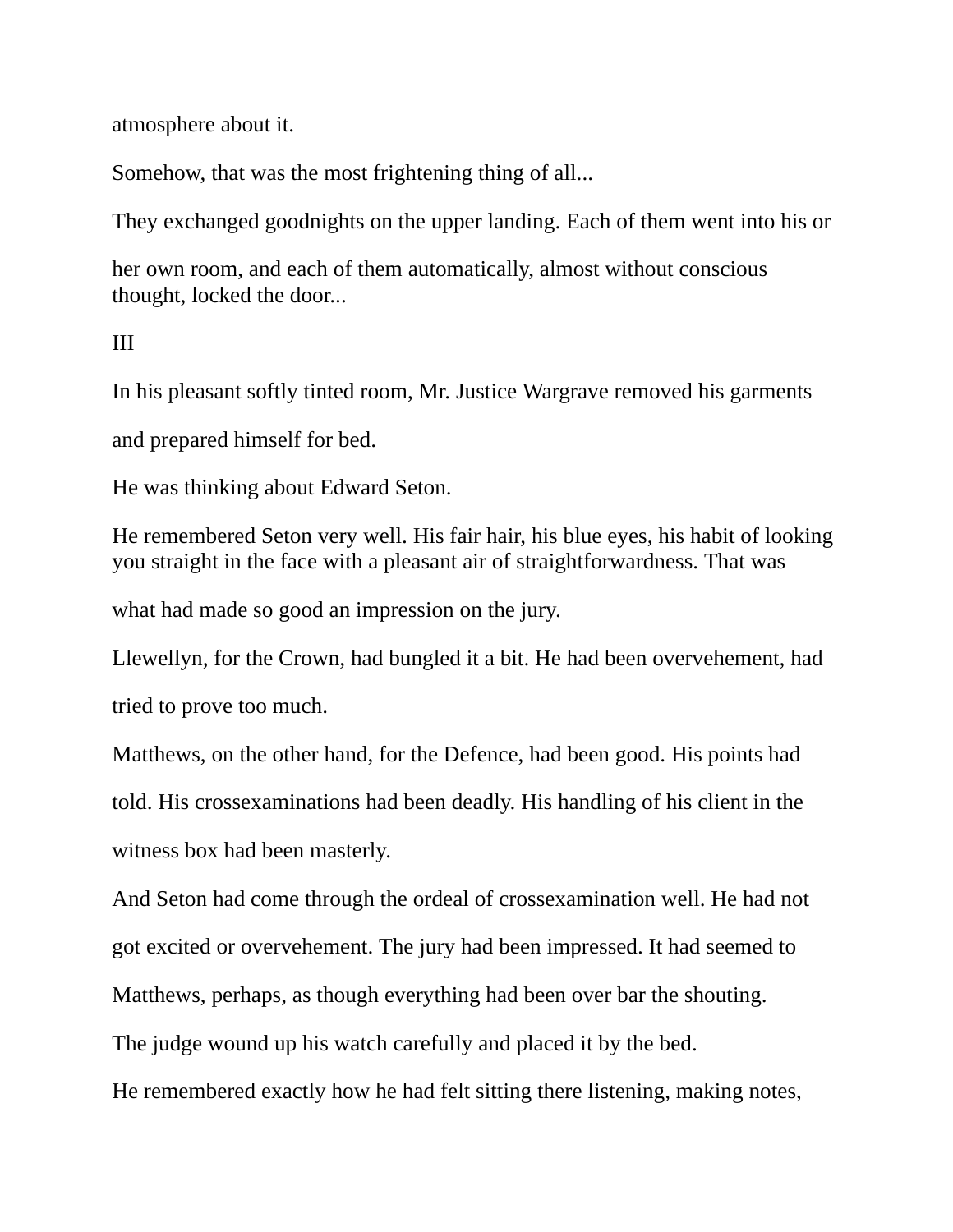atmosphere about it.

Somehow, that was the most frightening thing of all...

They exchanged goodnights on the upper landing. Each of them went into his or her own room, and each of them automatically, almost without conscious thought, locked the door...

III

In his pleasant softly tinted room, Mr. Justice Wargrave removed his garments and prepared himself for bed.

He was thinking about Edward Seton.

He remembered Seton very well. His fair hair, his blue eyes, his habit of looking you straight in the face with a pleasant air of straightforwardness. That was what had made so good an impression on the jury.

Llewellyn, for the Crown, had bungled it a bit. He had been overvehement, had tried to prove too much.

Matthews, on the other hand, for the Defence, had been good. His points had told. His crossexaminations had been deadly. His handling of his client in the witness box had been masterly.

And Seton had come through the ordeal of crossexamination well. He had not got excited or overvehement. The jury had been impressed. It had seemed to Matthews, perhaps, as though everything had been over bar the shouting.

The judge wound up his watch carefully and placed it by the bed.

He remembered exactly how he had felt sitting there listening, making notes,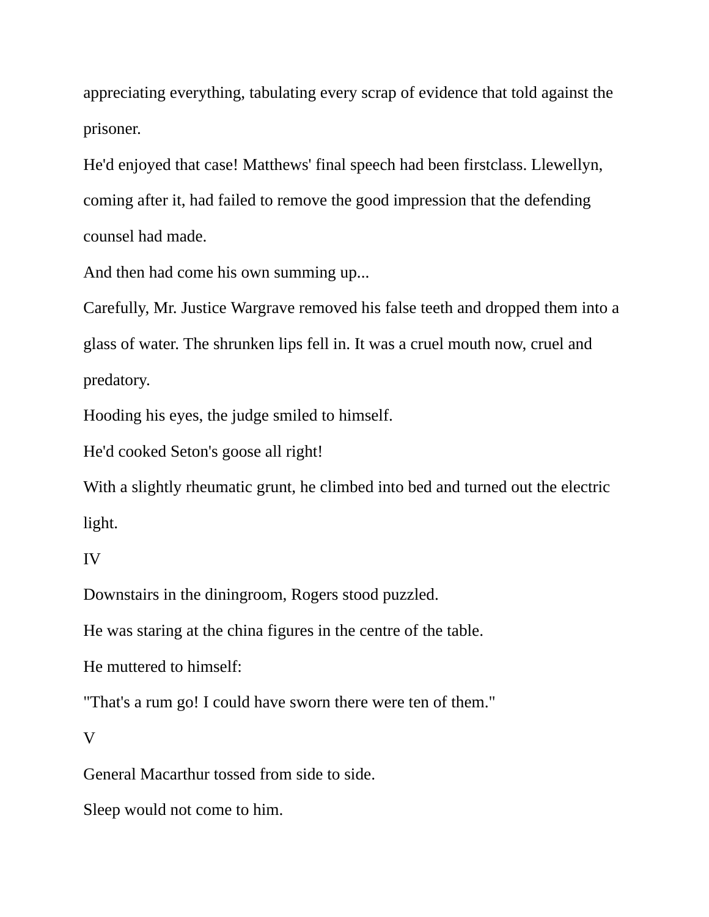appreciating everything, tabulating every scrap of evidence that told against the prisoner.

He'd enjoyed that case! Matthews' final speech had been firstclass. Llewellyn, coming after it, had failed to remove the good impression that the defending counsel had made.

And then had come his own summing up...

Carefully, Mr. Justice Wargrave removed his false teeth and dropped them into a glass of water. The shrunken lips fell in. It was a cruel mouth now, cruel and predatory.

Hooding his eyes, the judge smiled to himself.

He'd cooked Seton's goose all right!

With a slightly rheumatic grunt, he climbed into bed and turned out the electric light.

## IV

Downstairs in the diningroom, Rogers stood puzzled.

He was staring at the china figures in the centre of the table.

He muttered to himself:

"That's a rum go! I could have sworn there were ten of them."

## V

General Macarthur tossed from side to side.

Sleep would not come to him.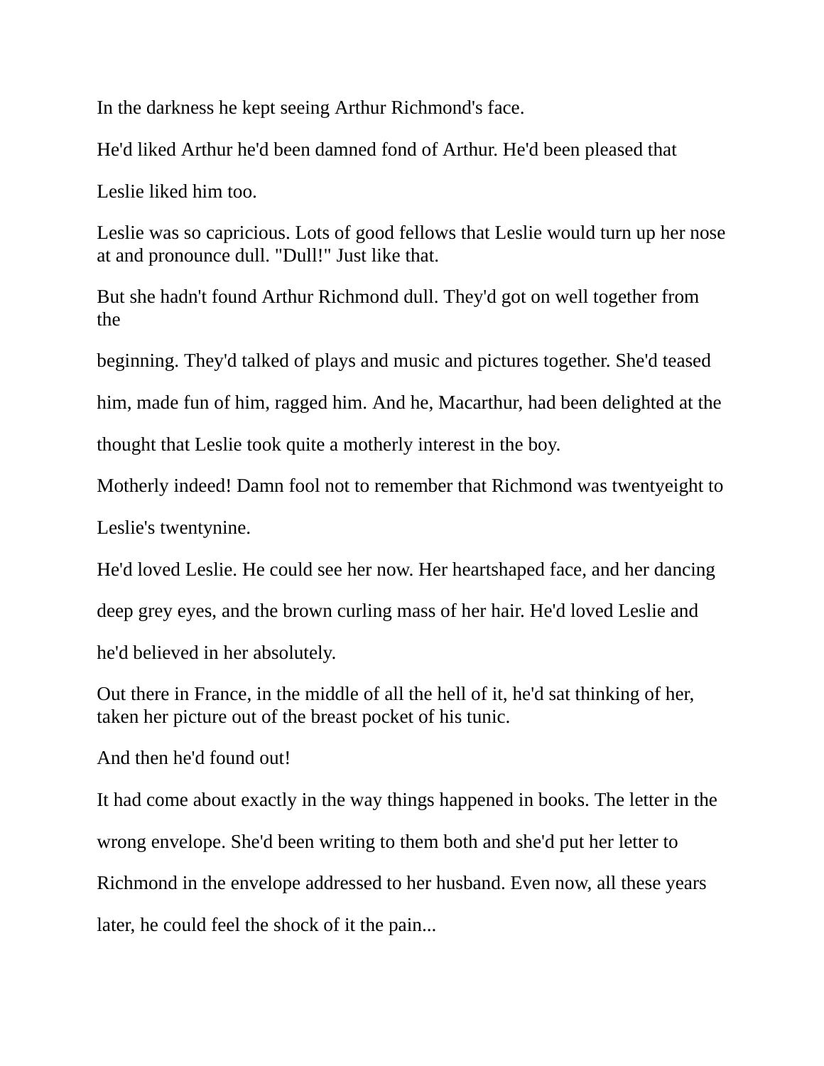In the darkness he kept seeing Arthur Richmond's face.

He'd liked Arthur he'd been damned fond of Arthur. He'd been pleased that Leslie liked him too.

Leslie was so capricious. Lots of good fellows that Leslie would turn up her nose at and pronounce dull. "Dull!" Just like that.

But she hadn't found Arthur Richmond dull. They'd got on well together from the beginning. They'd talked of plays and music and pictures together. She'd teased him, made fun of him, ragged him. And he, Macarthur, had been delighted at the thought that Leslie took quite a motherly interest in the boy.

Motherly indeed! Damn fool not to remember that Richmond was twentyeight to Leslie's twentynine.

He'd loved Leslie. He could see her now. Her heartshaped face, and her dancing deep grey eyes, and the brown curling mass of her hair. He'd loved Leslie and he'd believed in her absolutely.

Out there in France, in the middle of all the hell of it, he'd sat thinking of her, taken her picture out of the breast pocket of his tunic.

And then he'd found out!

It had come about exactly in the way things happened in books. The letter in the wrong envelope. She'd been writing to them both and she'd put her letter to Richmond in the envelope addressed to her husband. Even now, all these years later, he could feel the shock of it the pain...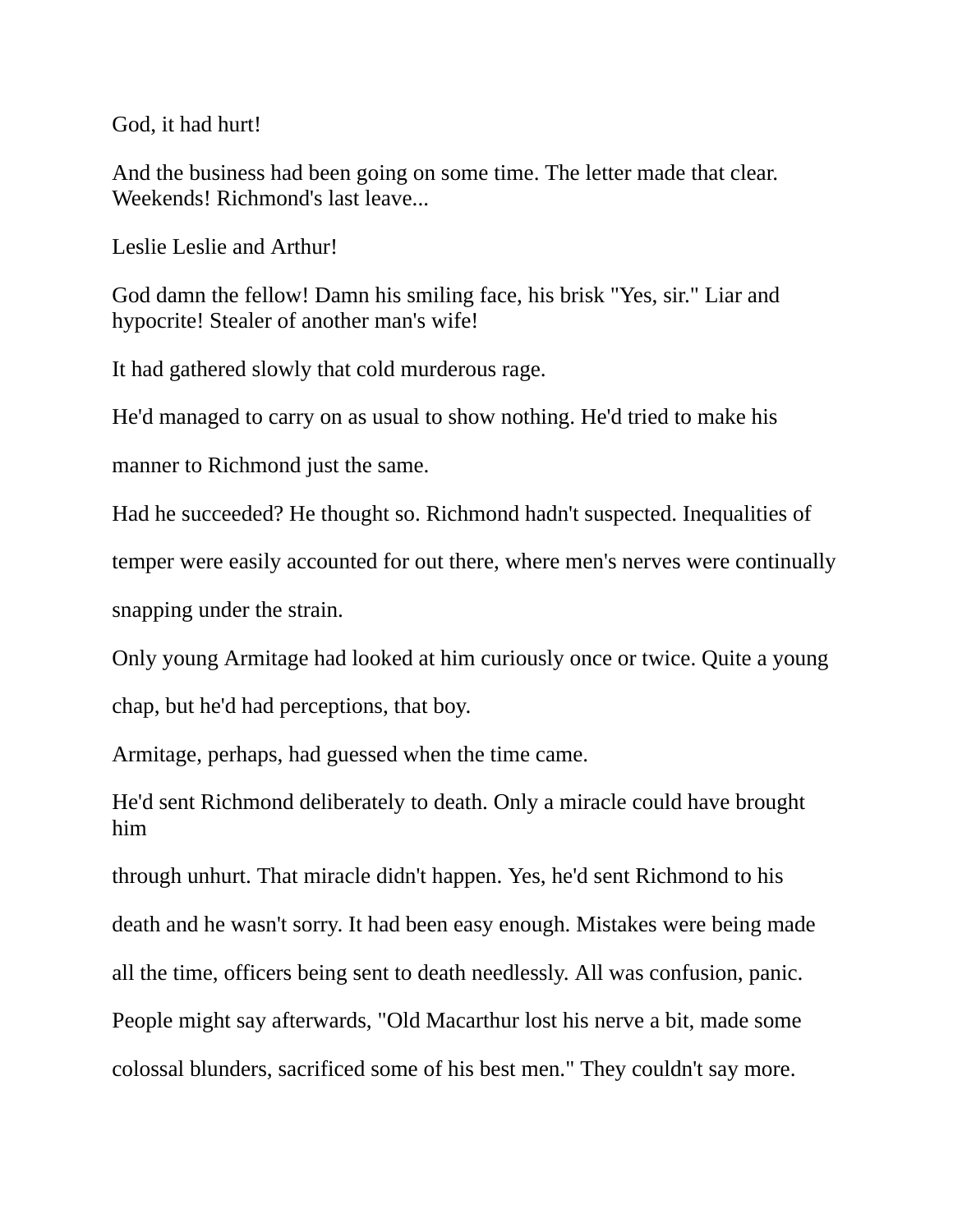God, it had hurt!

And the business had been going on some time. The letter made that clear. Weekends! Richmond's last leave...

Leslie Leslie and Arthur!

God damn the fellow! Damn his smiling face, his brisk "Yes, sir." Liar and hypocrite! Stealer of another man's wife!

It had gathered slowly that cold murderous rage.

He'd managed to carry on as usual to show nothing. He'd tried to make his manner to Richmond just the same.

Had he succeeded? He thought so. Richmond hadn't suspected. Inequalities of temper were easily accounted for out there, where men's nerves were continually snapping under the strain.

Only young Armitage had looked at him curiously once or twice. Quite a young chap, but he'd had perceptions, that boy.

Armitage, perhaps, had guessed when the time came.

He'd sent Richmond deliberately to death. Only a miracle could have brought him through unhurt. That miracle didn't happen. Yes, he'd sent Richmond to his death and he wasn't sorry. It had been easy enough. Mistakes were being made all the time, officers being sent to death needlessly. All was confusion, panic. People might say afterwards, "Old Macarthur lost his nerve a bit, made some colossal blunders, sacrificed some of his best men." They couldn't say more.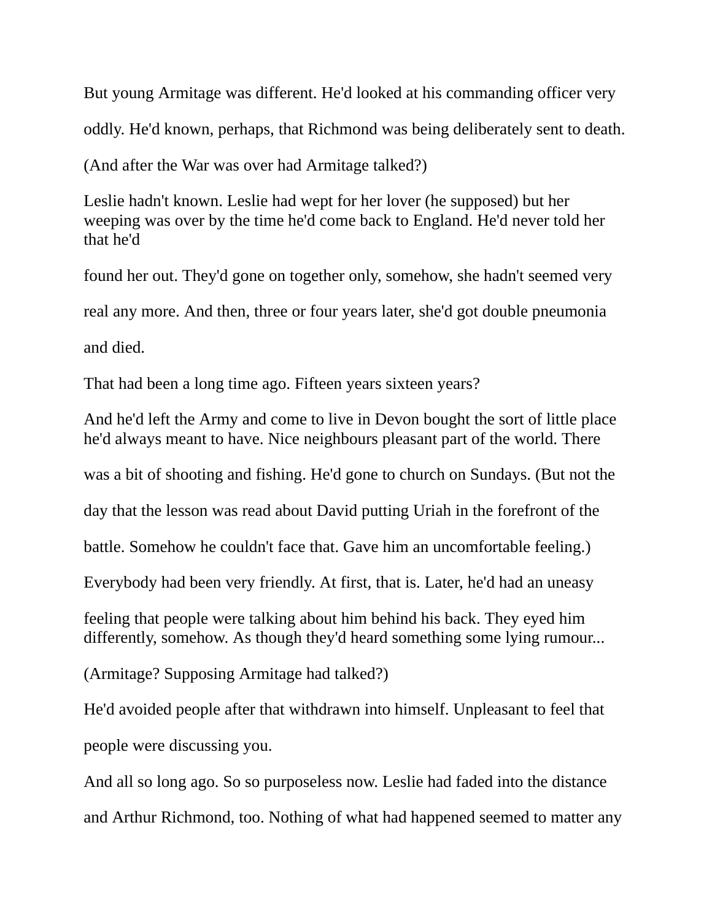But young Armitage was different. He'd looked at his commanding officer very oddly. He'd known, perhaps, that Richmond was being deliberately sent to death.

(And after the War was over had Armitage talked?)

Leslie hadn't known. Leslie had wept for her lover (he supposed) but her weeping was over by the time he'd come back to England. He'd never told her that he'd found her out. They'd gone on together only, somehow, she hadn't seemed very real any more. And then, three or four years later, she'd got double pneumonia and died.

That had been a long time ago. Fifteen years sixteen years?

And he'd left the Army and come to live in Devon bought the sort of little place he'd always meant to have. Nice neighbours pleasant part of the world. There was a bit of shooting and fishing. He'd gone to church on Sundays. (But not the day that the lesson was read about David putting Uriah in the forefront of the battle. Somehow he couldn't face that. Gave him an uncomfortable feeling.)

Everybody had been very friendly. At first, that is. Later, he'd had an uneasy feeling that people were talking about him behind his back. They eyed him differently, somehow. As though they'd heard something some lying rumour...

(Armitage? Supposing Armitage had talked?)

He'd avoided people after that withdrawn into himself. Unpleasant to feel that people were discussing you.

And all so long ago. So so purposeless now. Leslie had faded into the distance and Arthur Richmond, too. Nothing of what had happened seemed to matter any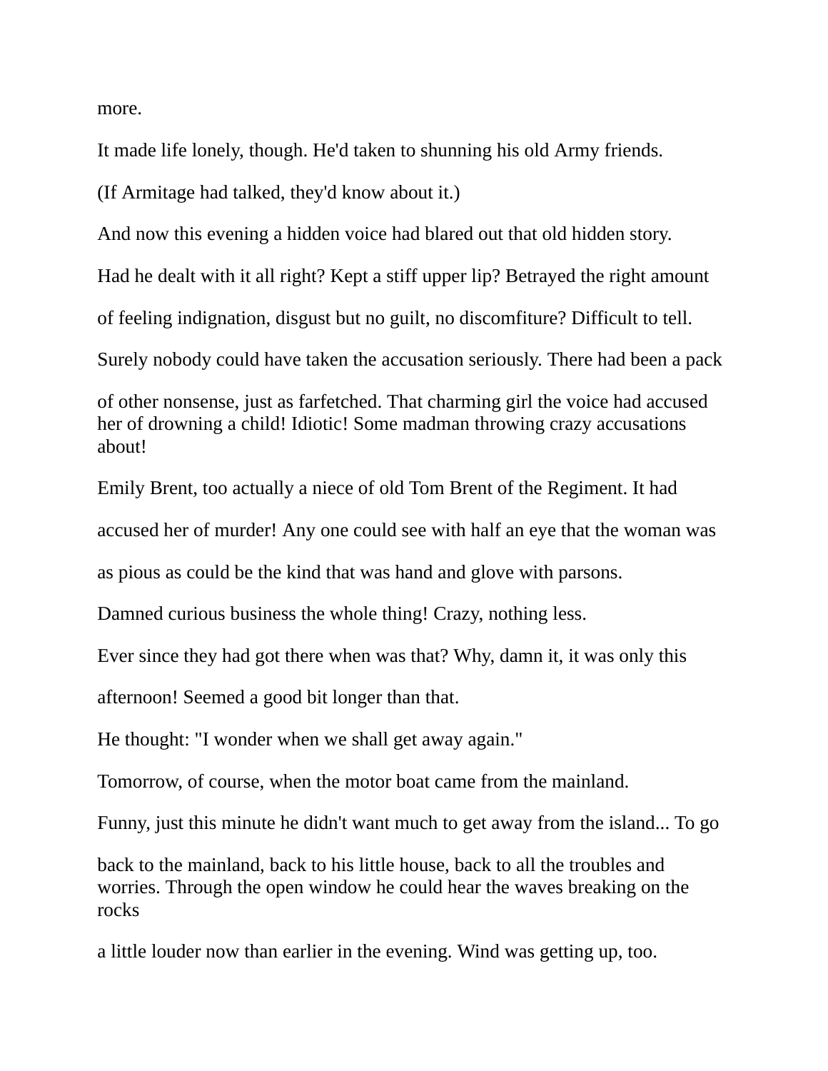more.

It made life lonely, though. He'd taken to shunning his old Army friends.

(If Armitage had talked, they'd know about it.)

And now this evening a hidden voice had blared out that old hidden story.

Had he dealt with it all right? Kept a stiff upper lip? Betrayed the right amount

of feeling indignation, disgust but no guilt, no discomfiture? Difficult to tell.

Surely nobody could have taken the accusation seriously. There had been a pack

of other nonsense, just as farfetched. That charming girl the voice had accused her of drowning a child! Idiotic! Some madman throwing crazy accusations about!

Emily Brent, too actually a niece of old Tom Brent of the Regiment. It had

accused her of murder! Any one could see with half an eye that the woman was

as pious as could be the kind that was hand and glove with parsons.

Damned curious business the whole thing! Crazy, nothing less.

Ever since they had got there when was that? Why, damn it, it was only this

afternoon! Seemed a good bit longer than that.

He thought: "I wonder when we shall get away again."

Tomorrow, of course, when the motor boat came from the mainland.

Funny, just this minute he didn't want much to get away from the island... To go

back to the mainland, back to his little house, back to all the troubles and worries. Through the open window he could hear the waves breaking on the rocks

a little louder now than earlier in the evening. Wind was getting up, too.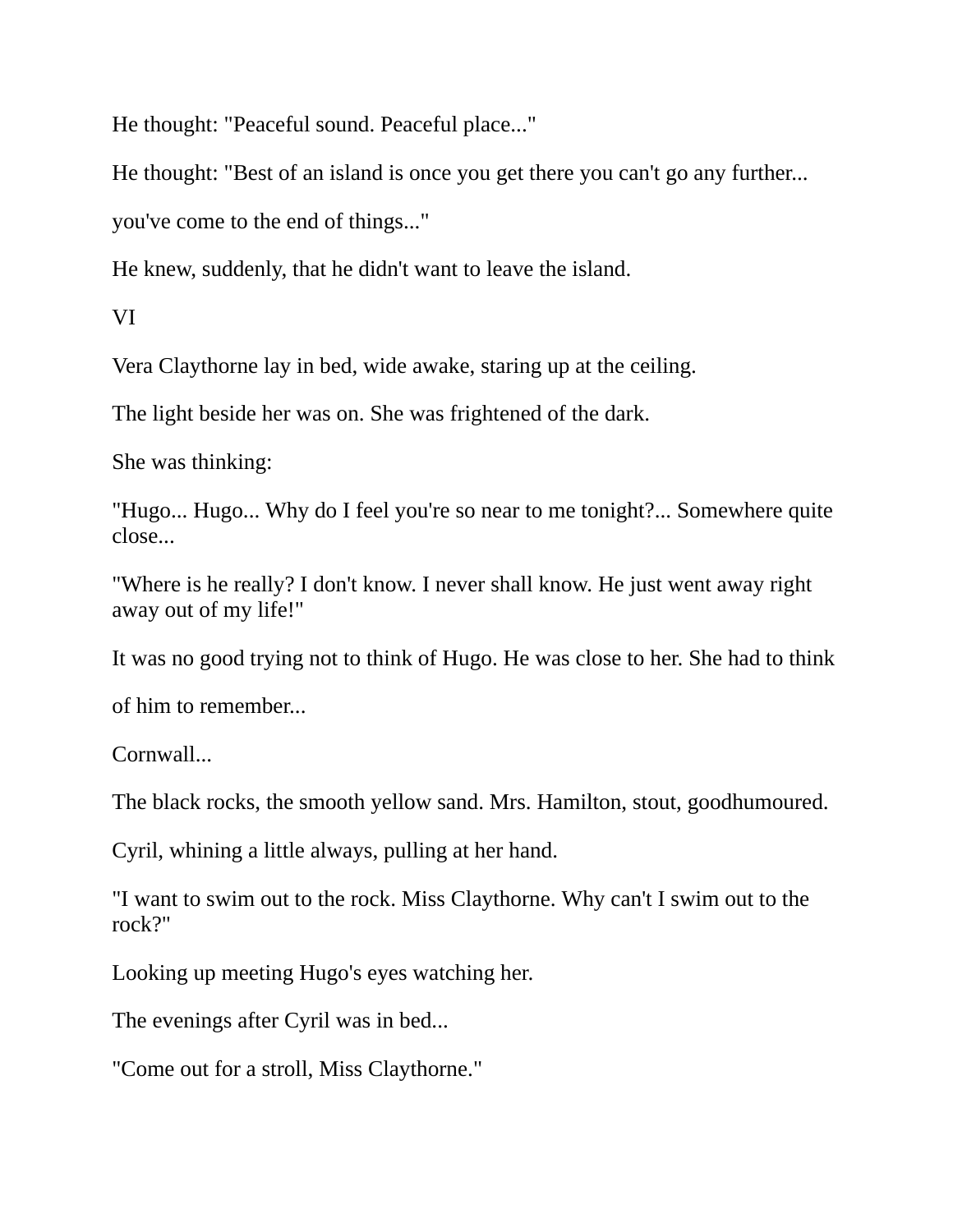He thought: "Peaceful sound. Peaceful place..."

He thought: "Best of an island is once you get there you can't go any further...

you've come to the end of things..."

He knew, suddenly, that he didn't want to leave the island.

VI

Vera Claythorne lay in bed, wide awake, staring up at the ceiling.

The light beside her was on. She was frightened of the dark.

She was thinking:

"Hugo... Hugo... Why do I feel you're so near to me tonight?... Somewhere quite close...

"Where is he really? I don't know. I never shall know. He just went away right away out of my life!"

It was no good trying not to think of Hugo. He was close to her. She had to think

of him to remember...

Cornwall...

The black rocks, the smooth yellow sand. Mrs. Hamilton, stout, goodhumoured.

Cyril, whining a little always, pulling at her hand.

"I want to swim out to the rock. Miss Claythorne. Why can't I swim out to the rock?"

Looking up meeting Hugo's eyes watching her.

The evenings after Cyril was in bed...

"Come out for a stroll, Miss Claythorne."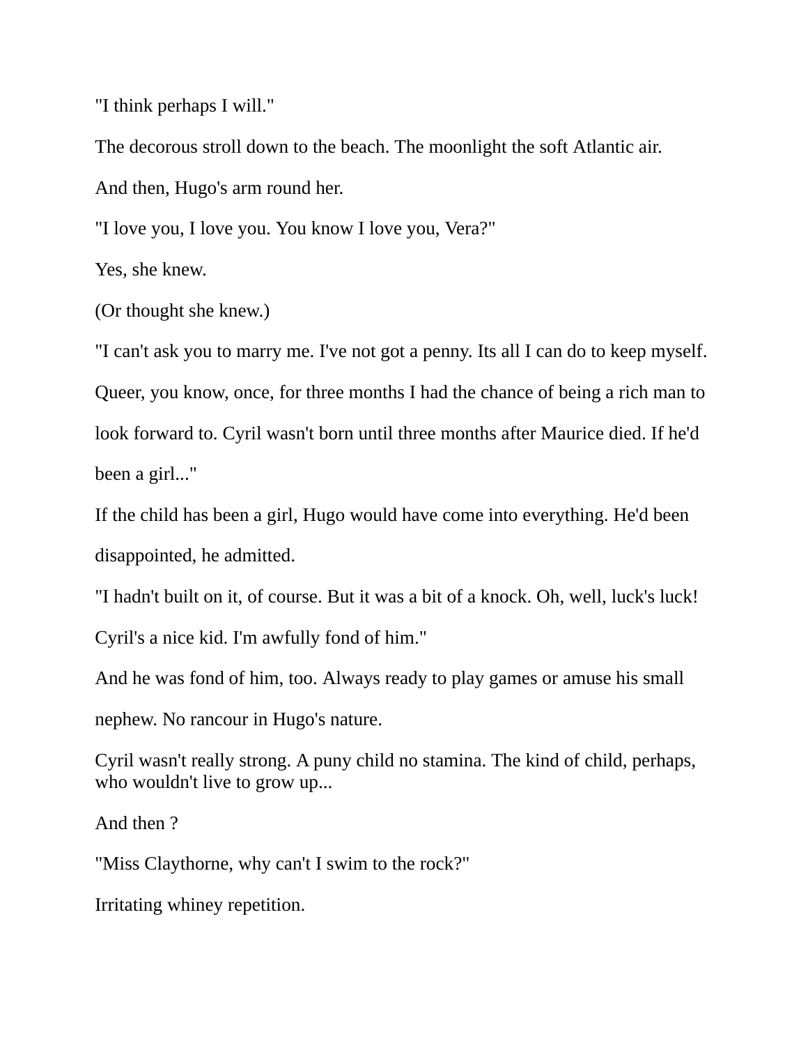"I think perhaps I will."

The decorous stroll down to the beach. The moonlight the soft Atlantic air.

And then, Hugo's arm round her.

"I love you, I love you. You know I love you, Vera?"

Yes, she knew.

(Or thought she knew.)

"I can't ask you to marry me. I've not got a penny. Its all I can do to keep myself. Queer, you know, once, for three months I had the chance of being a rich man to look forward to. Cyril wasn't born until three months after Maurice died. If he'd been a girl..."

If the child has been a girl, Hugo would have come into everything. He'd been disappointed, he admitted.

"I hadn't built on it, of course. But it was a bit of a knock. Oh, well, luck's luck! Cyril's a nice kid. I'm awfully fond of him."

And he was fond of him, too. Always ready to play games or amuse his small nephew. No rancour in Hugo's nature.

Cyril wasn't really strong. A puny child no stamina. The kind of child, perhaps, who wouldn't live to grow up...

And then ?

"Miss Claythorne, why can't I swim to the rock?"

Irritating whiney repetition.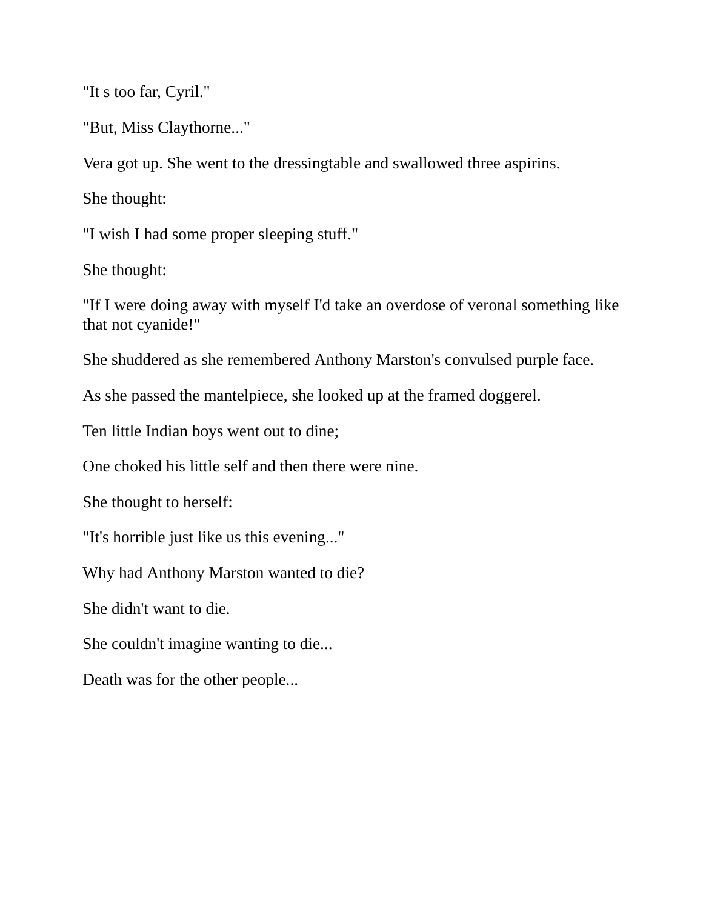"It s too far, Cyril."

"But, Miss Claythorne..."

Vera got up. She went to the dressingtable and swallowed three aspirins.

She thought:

"I wish I had some proper sleeping stuff."

She thought:

"If I were doing away with myself I'd take an overdose of veronal something like that not cyanide!"

She shuddered as she remembered Anthony Marston's convulsed purple face.

As she passed the mantelpiece, she looked up at the framed doggerel.

Ten little Indian boys went out to dine;

One choked his little self and then there were nine.

She thought to herself:

"It's horrible just like us this evening..."

Why had Anthony Marston wanted to die?

She didn't want to die.

She couldn't imagine wanting to die...

Death was for the other people...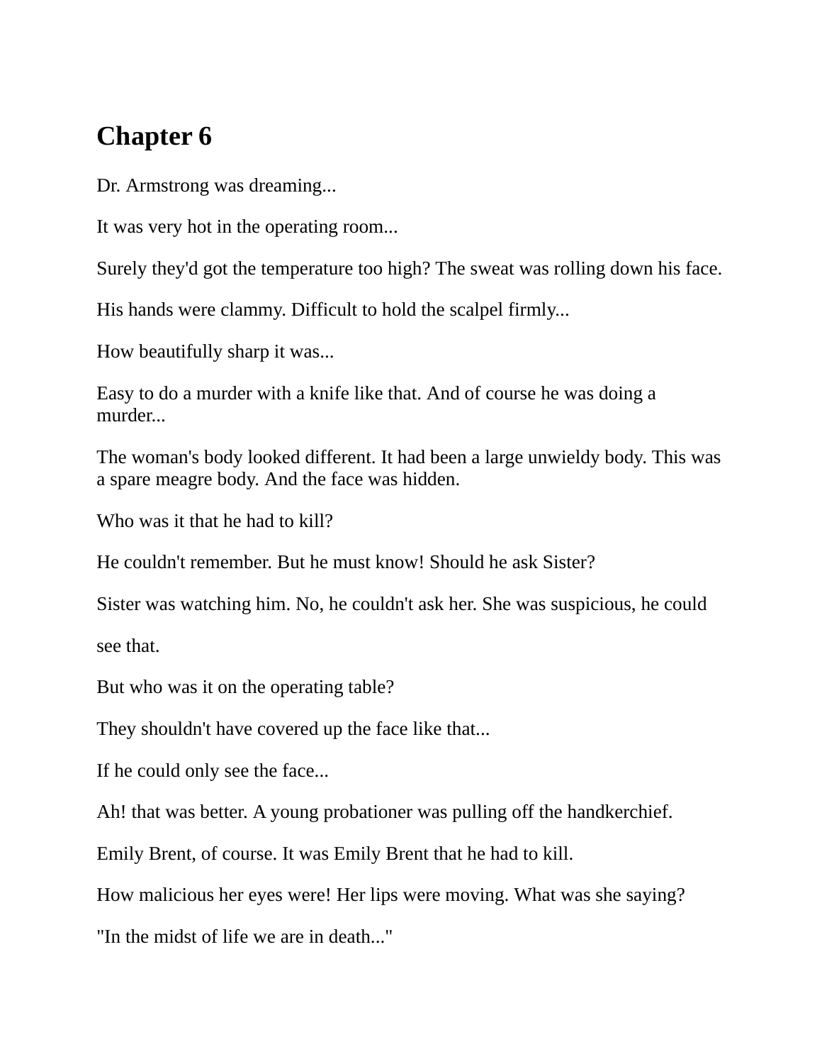# Chapter 6

Dr. Armstrong was dreaming...

It was very hot in the operating room...

Surely they'd got the temperature too high? The sweat was rolling down his face.

His hands were clammy. Difficult to hold the scalpel firmly...

How beautifully sharp it was...

Easy to do a murder with a knife like that. And of course he was doing a murder...

The woman's body looked different. It had been a large unwieldy body. This was a spare meagre body. And the face was hidden.

Who was it that he had to kill?

He couldn't remember. But he must know! Should he ask Sister?

Sister was watching him. No, he couldn't ask her. She was suspicious, he could see that.

But who was it on the operating table?

They shouldn't have covered up the face like that...

If he could only see the face...

Ah! that was better. A young probationer was pulling off the handkerchief.

Emily Brent, of course. It was Emily Brent that he had to kill.

How malicious her eyes were! Her lips were moving. What was she saying?

"In the midst of life we are in death..."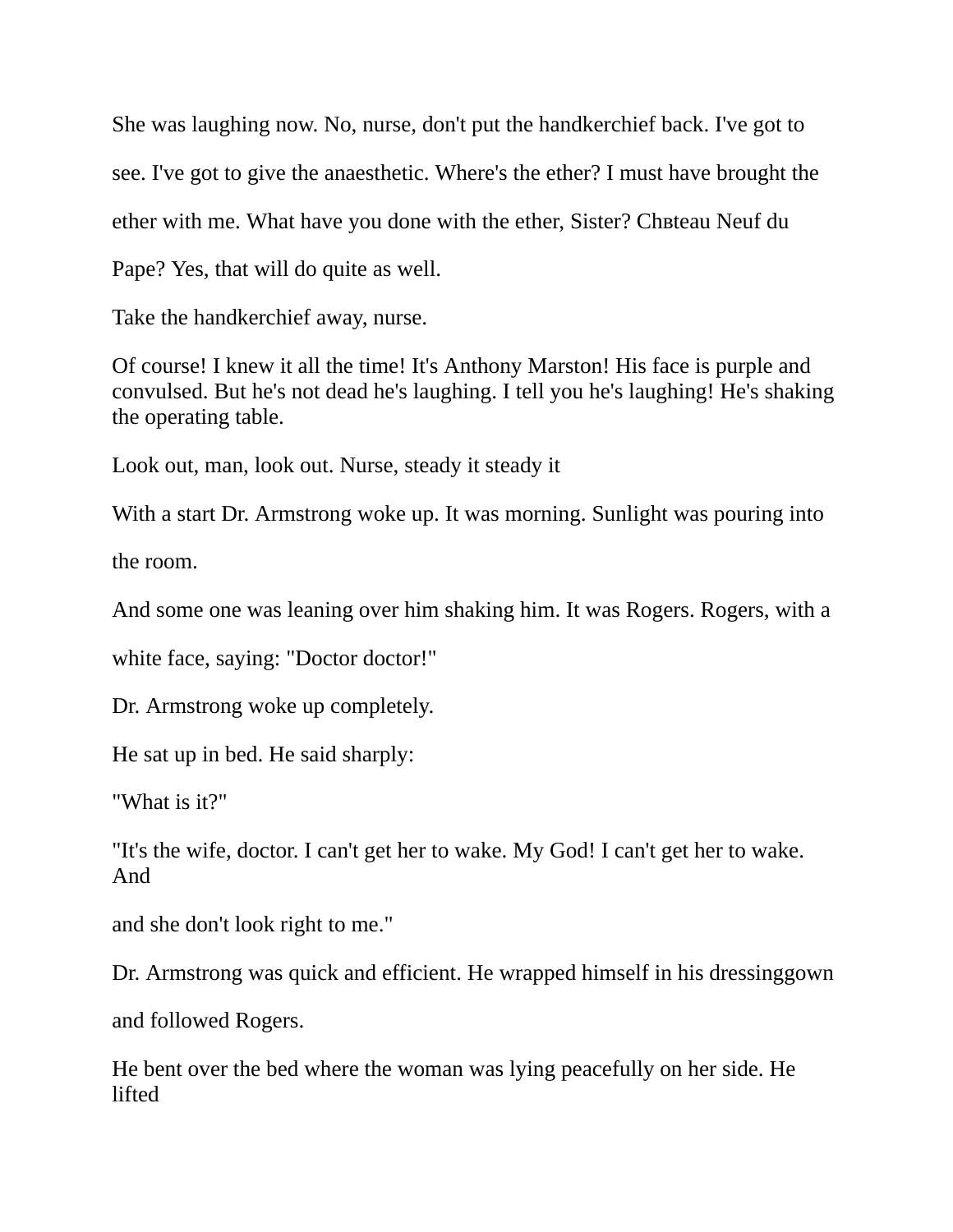She was laughing now. No, nurse, don't put the handkerchief back. I've got to see. I've got to give the anaesthetic. Where's the ether? I must have brought the ether with me. What have you done with the ether, Sister? Chвteau Neuf du Pape? Yes, that will do quite as well.

Take the handkerchief away, nurse.

Of course! I knew it all the time! It's Anthony Marston! His face is purple and convulsed. But he's not dead he's laughing. I tell you he's laughing! He's shaking the operating table.

Look out, man, look out. Nurse, steady it steady it

With a start Dr. Armstrong woke up. It was morning. Sunlight was pouring into the room.

And some one was leaning over him shaking him. It was Rogers. Rogers, with a white face, saying: "Doctor doctor!"

Dr. Armstrong woke up completely.

He sat up in bed. He said sharply:

"What is it?"

"It's the wife, doctor. I can't get her to wake. My God! I can't get her to wake. And

and she don't look right to me."

Dr. Armstrong was quick and efficient. He wrapped himself in his dressinggown and followed Rogers.

He bent over the bed where the woman was lying peacefully on her side. He lifted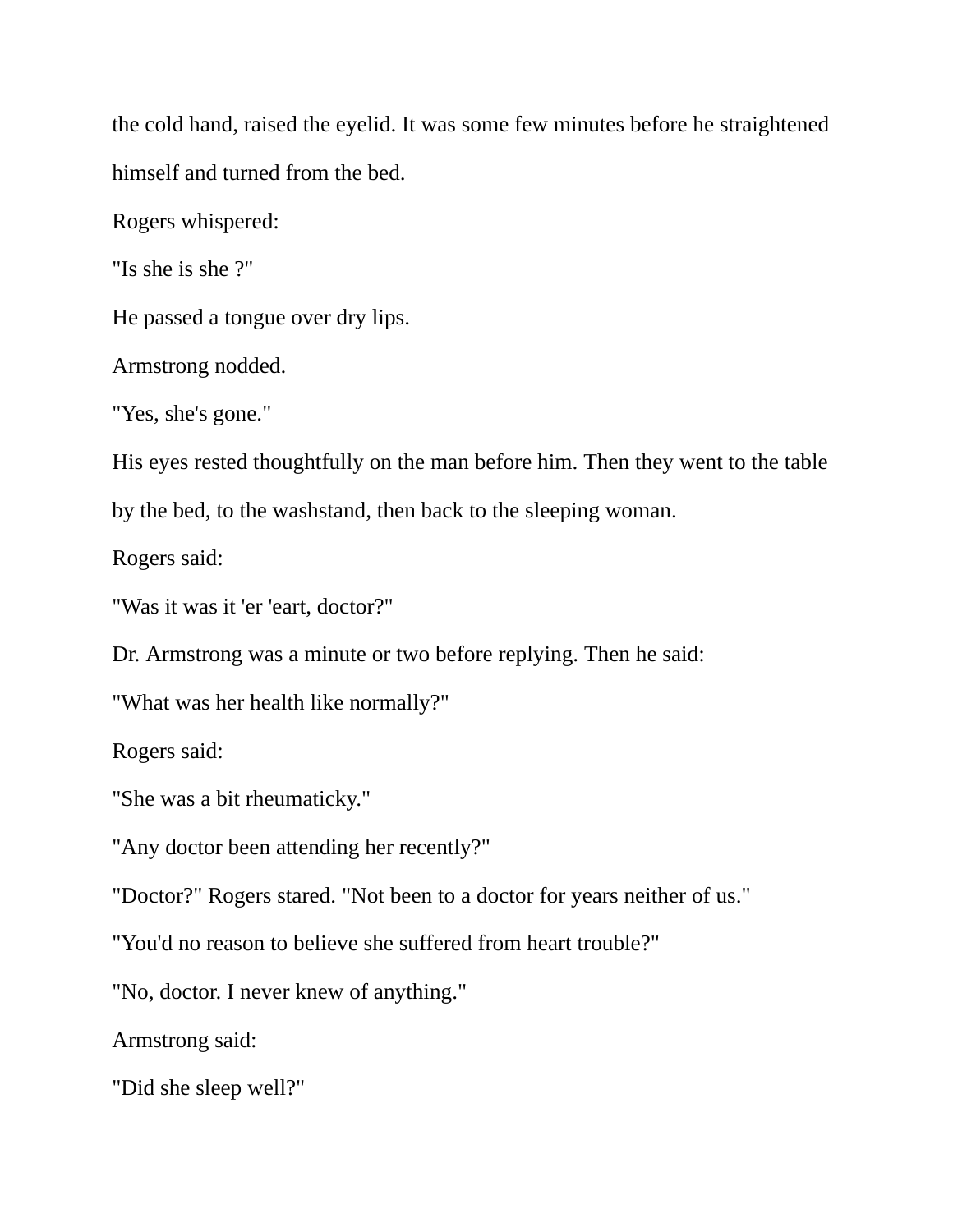the cold hand, raised the eyelid. It was some few minutes before he straightened himself and turned from the bed.

Rogers whispered:

"Is she is she ?"

He passed a tongue over dry lips.

Armstrong nodded.

"Yes, she's gone."

His eyes rested thoughtfully on the man before him. Then they went to the table by the bed, to the washstand, then back to the sleeping woman.

Rogers said:

"Was it was it 'er 'eart, doctor?"

Dr. Armstrong was a minute or two before replying. Then he said:

"What was her health like normally?"

Rogers said:

"She was a bit rheumaticky."

"Any doctor been attending her recently?"

"Doctor?" Rogers stared. "Not been to a doctor for years neither of us."

"You'd no reason to believe she suffered from heart trouble?"

"No, doctor. I never knew of anything."

Armstrong said:

"Did she sleep well?"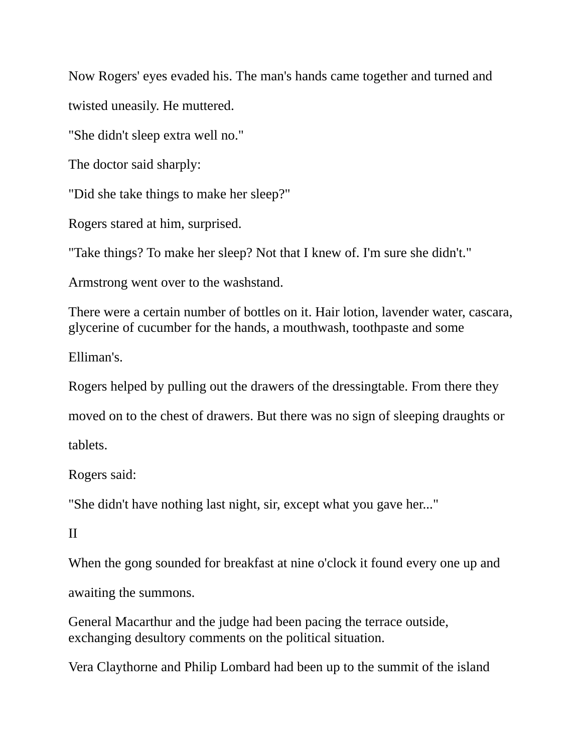Now Rogers' eyes evaded his. The man's hands came together and turned and twisted uneasily. He muttered.

"She didn't sleep extra well no."

The doctor said sharply:

"Did she take things to make her sleep?"

Rogers stared at him, surprised.

"Take things? To make her sleep? Not that I knew of. I'm sure she didn't."

Armstrong went over to the washstand.

There were a certain number of bottles on it. Hair lotion, lavender water, cascara, glycerine of cucumber for the hands, a mouthwash, toothpaste and some Elliman's.

Rogers helped by pulling out the drawers of the dressingtable. From there they moved on to the chest of drawers. But there was no sign of sleeping draughts or tablets.

Rogers said:

"She didn't have nothing last night, sir, except what you gave her..."

## II

When the gong sounded for breakfast at nine o'clock it found every one up and awaiting the summons.

General Macarthur and the judge had been pacing the terrace outside, exchanging desultory comments on the political situation.

Vera Claythorne and Philip Lombard had been up to the summit of the island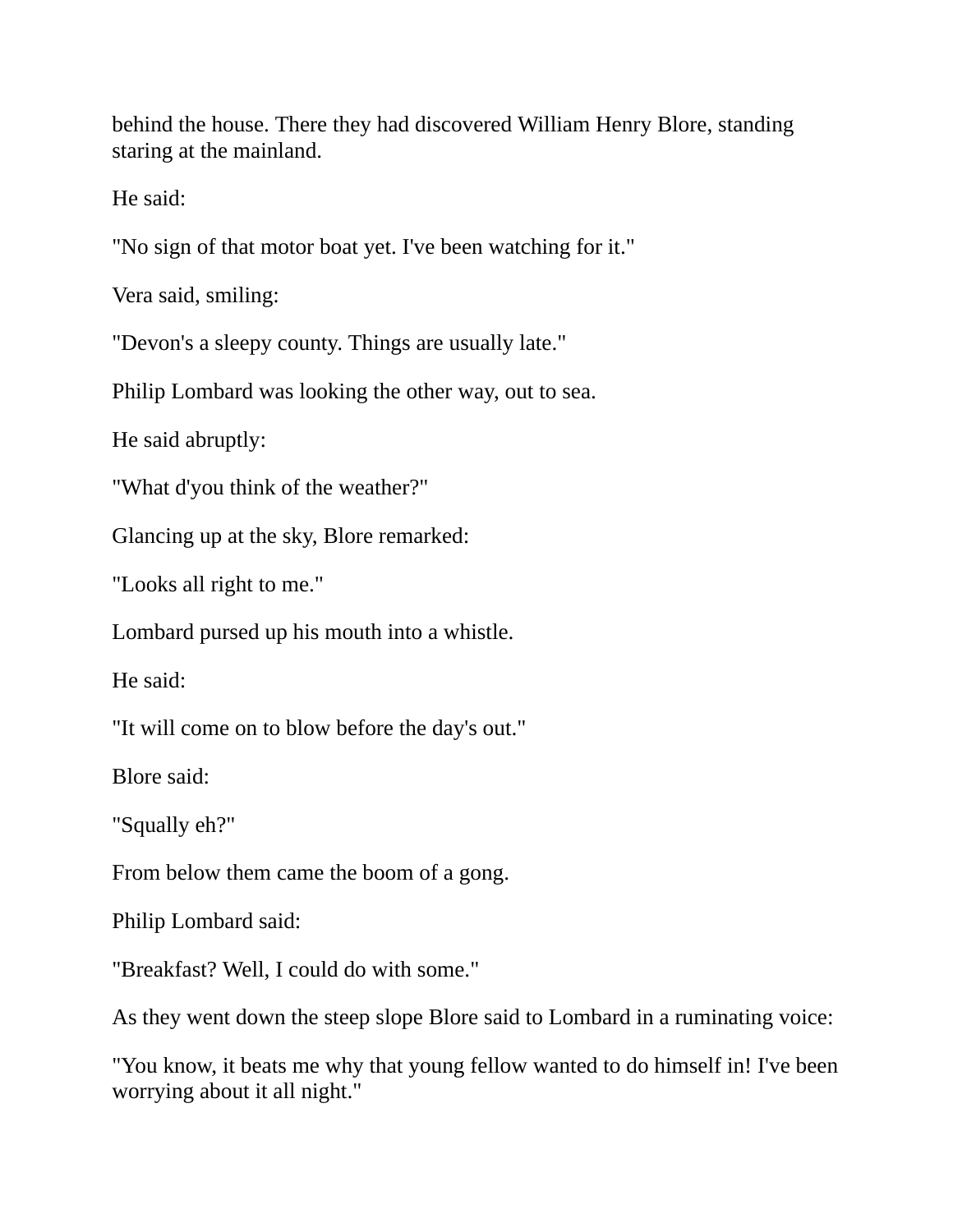behind the house. There they had discovered William Henry Blore, standing staring at the mainland.

He said:

"No sign of that motor boat yet. I've been watching for it."

Vera said, smiling:

"Devon's a sleepy county. Things are usually late."

Philip Lombard was looking the other way, out to sea.

He said abruptly:

"What d'you think of the weather?"

Glancing up at the sky, Blore remarked:

"Looks all right to me."

Lombard pursed up his mouth into a whistle.

He said:

"It will come on to blow before the day's out."

Blore said:

"Squally eh?"

From below them came the boom of a gong.

Philip Lombard said:

"Breakfast? Well, I could do with some."

As they went down the steep slope Blore said to Lombard in a ruminating voice:

"You know, it beats me why that young fellow wanted to do himself in! I've been worrying about it all night."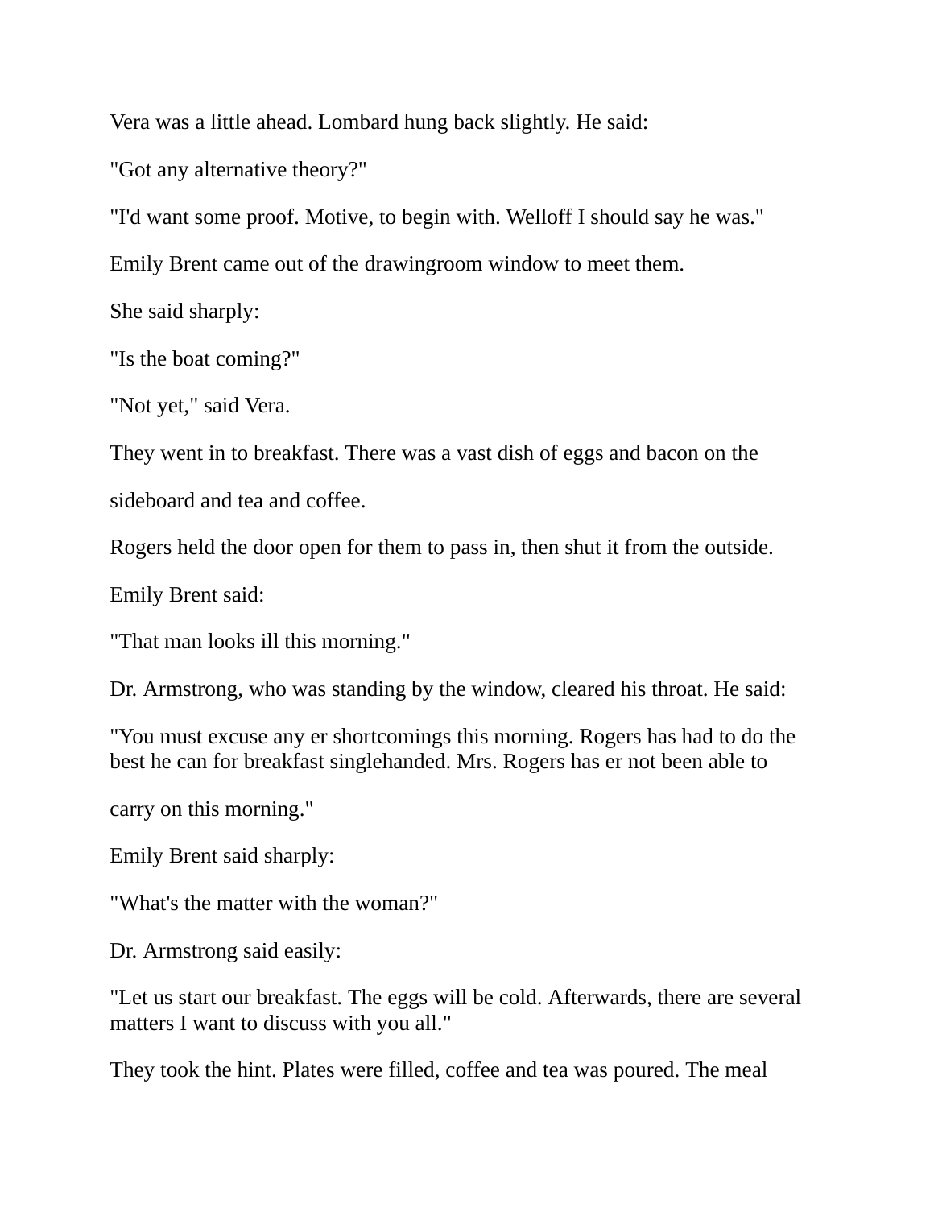Vera was a little ahead. Lombard hung back slightly. He said:

"Got any alternative theory?"

"I'd want some proof. Motive, to begin with. Welloff I should say he was."

Emily Brent came out of the drawingroom window to meet them.

She said sharply:

"Is the boat coming?"

"Not yet," said Vera.

They went in to breakfast. There was a vast dish of eggs and bacon on the sideboard and tea and coffee.

Rogers held the door open for them to pass in, then shut it from the outside.

Emily Brent said:

"That man looks ill this morning."

Dr. Armstrong, who was standing by the window, cleared his throat. He said:

"You must excuse any er shortcomings this morning. Rogers has had to do the best he can for breakfast singlehanded. Mrs. Rogers has er not been able to carry on this morning."

Emily Brent said sharply:

"What's the matter with the woman?"

Dr. Armstrong said easily:

"Let us start our breakfast. The eggs will be cold. Afterwards, there are several matters I want to discuss with you all."

They took the hint. Plates were filled, coffee and tea was poured. The meal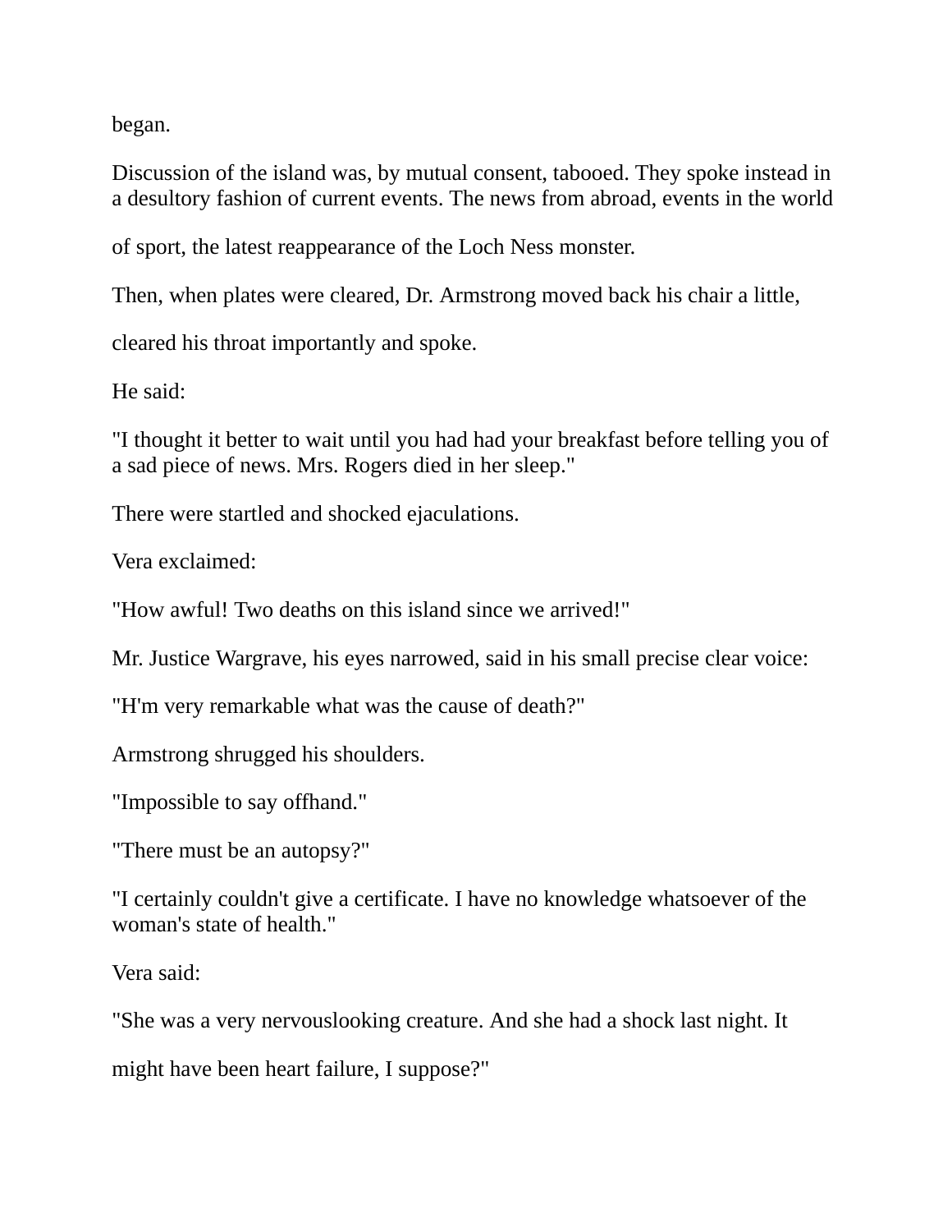began.

Discussion of the island was, by mutual consent, tabooed. They spoke instead in a desultory fashion of current events. The news from abroad, events in the world of sport, the latest reappearance of the Loch Ness monster.

Then, when plates were cleared, Dr. Armstrong moved back his chair a little, cleared his throat importantly and spoke.

He said:

"I thought it better to wait until you had had your breakfast before telling you of a sad piece of news. Mrs. Rogers died in her sleep."

There were startled and shocked ejaculations.

Vera exclaimed:

"How awful! Two deaths on this island since we arrived!"

Mr. Justice Wargrave, his eyes narrowed, said in his small precise clear voice:

"H'm very remarkable what was the cause of death?"

Armstrong shrugged his shoulders.

"Impossible to say offhand."

"There must be an autopsy?"

"I certainly couldn't give a certificate. I have no knowledge whatsoever of the woman's state of health."

Vera said:

"She was a very nervouslooking creature. And she had a shock last night. It might have been heart failure, I suppose?"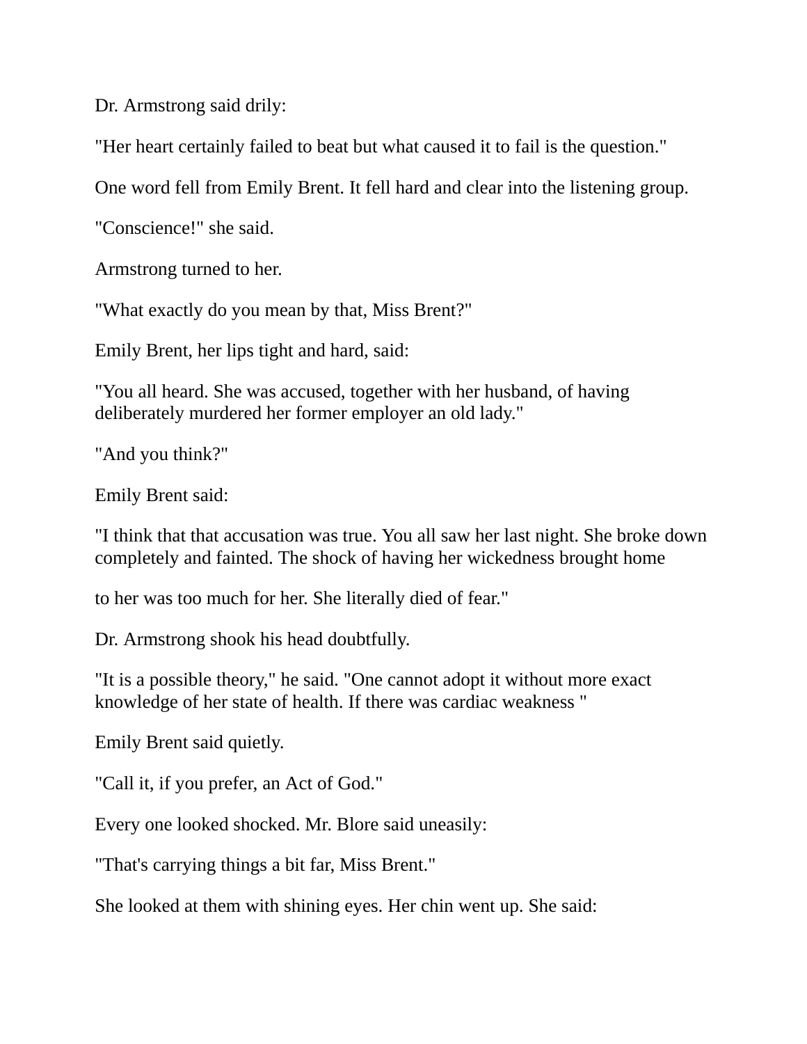Dr. Armstrong said drily:

"Her heart certainly failed to beat but what caused it to fail is the question."

One word fell from Emily Brent. It fell hard and clear into the listening group.

"Conscience!" she said.

Armstrong turned to her.

"What exactly do you mean by that, Miss Brent?"

Emily Brent, her lips tight and hard, said:

"You all heard. She was accused, together with her husband, of having deliberately murdered her former employer an old lady."

"And you think?"

Emily Brent said:

"I think that that accusation was true. You all saw her last night. She broke down completely and fainted. The shock of having her wickedness brought home to her was too much for her. She literally died of fear."

Dr. Armstrong shook his head doubtfully.

"It is a possible theory," he said. "One cannot adopt it without more exact knowledge of her state of health. If there was cardiac weakness "

Emily Brent said quietly.

"Call it, if you prefer, an Act of God."

Every one looked shocked. Mr. Blore said uneasily:

"That's carrying things a bit far, Miss Brent."

She looked at them with shining eyes. Her chin went up. She said: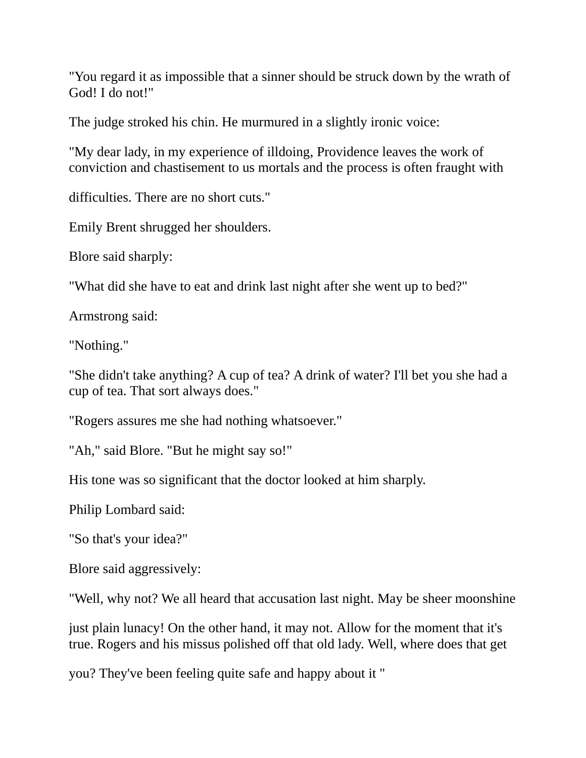"You regard it as impossible that a sinner should be struck down by the wrath of God! I do not!"

The judge stroked his chin. He murmured in a slightly ironic voice:

"My dear lady, in my experience of illdoing, Providence leaves the work of conviction and chastisement to us mortals and the process is often fraught with difficulties. There are no short cuts."

Emily Brent shrugged her shoulders.

Blore said sharply:

"What did she have to eat and drink last night after she went up to bed?"

Armstrong said:

"Nothing."

"She didn't take anything? A cup of tea? A drink of water? I'll bet you she had a cup of tea. That sort always does."

"Rogers assures me she had nothing whatsoever."

"Ah," said Blore. "But he might say so!"

His tone was so significant that the doctor looked at him sharply.

Philip Lombard said:

"So that's your idea?"

Blore said aggressively:

"Well, why not? We all heard that accusation last night. May be sheer moonshine just plain lunacy! On the other hand, it may not. Allow for the moment that it's true. Rogers and his missus polished off that old lady. Well, where does that get you? They've been feeling quite safe and happy about it "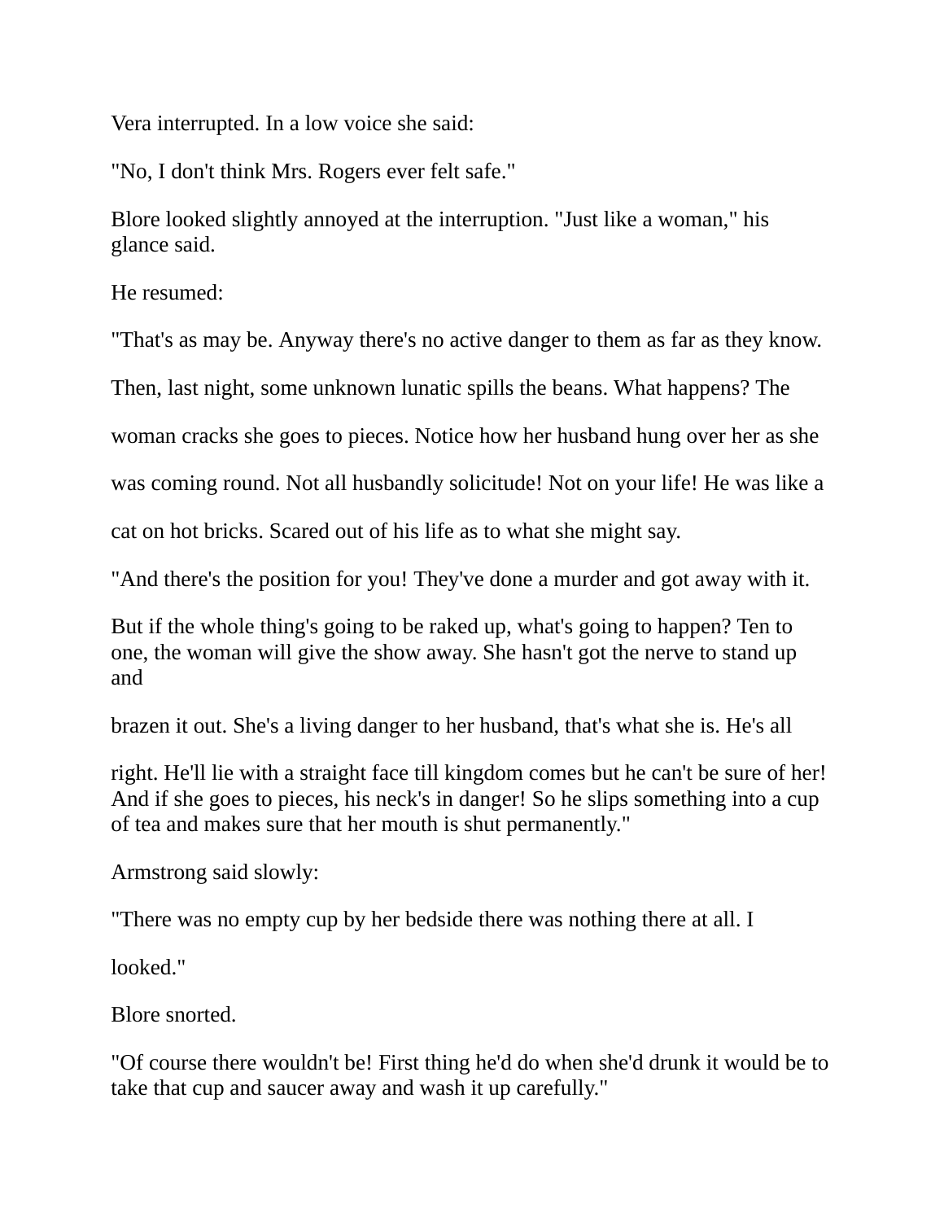Vera interrupted. In a low voice she said:

"No, I don't think Mrs. Rogers ever felt safe."

Blore looked slightly annoyed at the interruption. "Just like a woman," his glance said.

He resumed:

"That's as may be. Anyway there's no active danger to them as far as they know. Then, last night, some unknown lunatic spills the beans. What happens? The woman cracks she goes to pieces. Notice how her husband hung over her as she was coming round. Not all husbandly solicitude! Not on your life! He was like a cat on hot bricks. Scared out of his life as to what she might say.

"And there's the position for you! They've done a murder and got away with it. But if the whole thing's going to be raked up, what's going to happen? Ten to one, the woman will give the show away. She hasn't got the nerve to stand up and brazen it out. She's a living danger to her husband, that's what she is. He's all right. He'll lie with a straight face till kingdom comes but he can't be sure of her! And if she goes to pieces, his neck's in danger! So he slips something into a cup of tea and makes sure that her mouth is shut permanently."

Armstrong said slowly:

"There was no empty cup by her bedside there was nothing there at all. I looked."

Blore snorted.

"Of course there wouldn't be! First thing he'd do when she'd drunk it would be to take that cup and saucer away and wash it up carefully."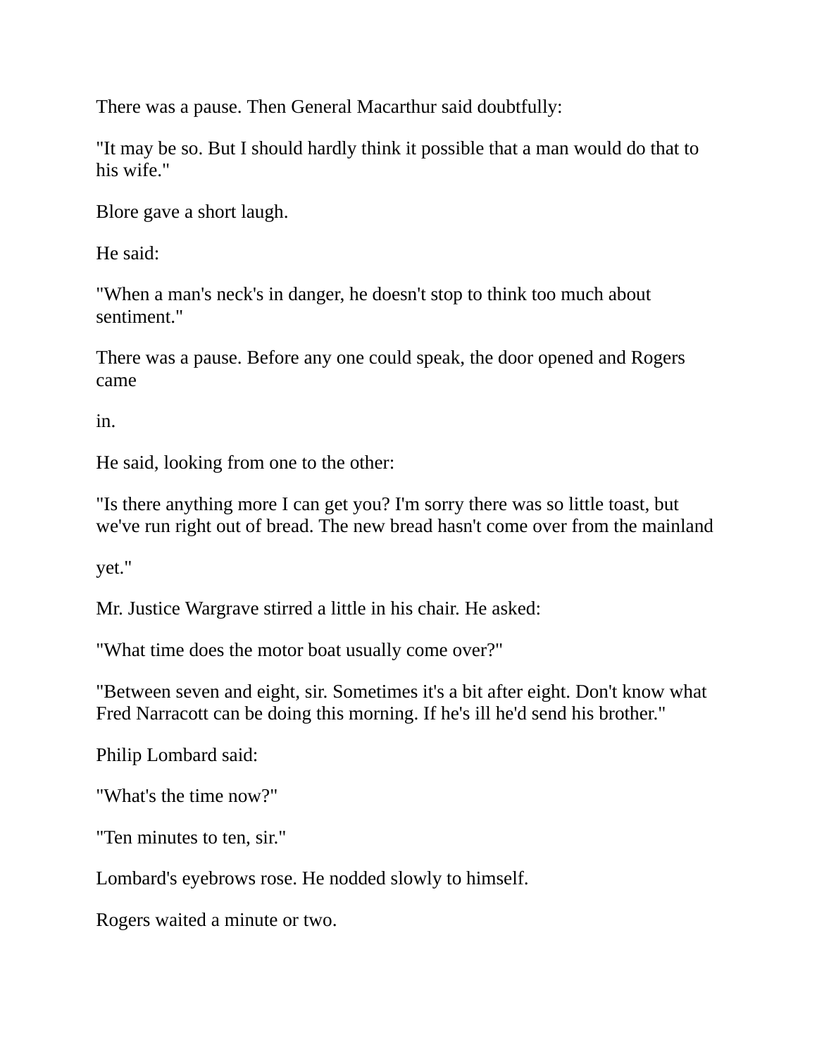There was a pause. Then General Macarthur said doubtfully:

"It may be so. But I should hardly think it possible that a man would do that to his wife."

Blore gave a short laugh.

He said:

"When a man's neck's in danger, he doesn't stop to think too much about sentiment."

There was a pause. Before any one could speak, the door opened and Rogers came in.

He said, looking from one to the other:

"Is there anything more I can get you? I'm sorry there was so little toast, but we've run right out of bread. The new bread hasn't come over from the mainland yet."

Mr. Justice Wargrave stirred a little in his chair. He asked:

"What time does the motor boat usually come over?"

"Between seven and eight, sir. Sometimes it's a bit after eight. Don't know what Fred Narracott can be doing this morning. If he's ill he'd send his brother."

Philip Lombard said:

"What's the time now?"

"Ten minutes to ten, sir."

Lombard's eyebrows rose. He nodded slowly to himself.

Rogers waited a minute or two.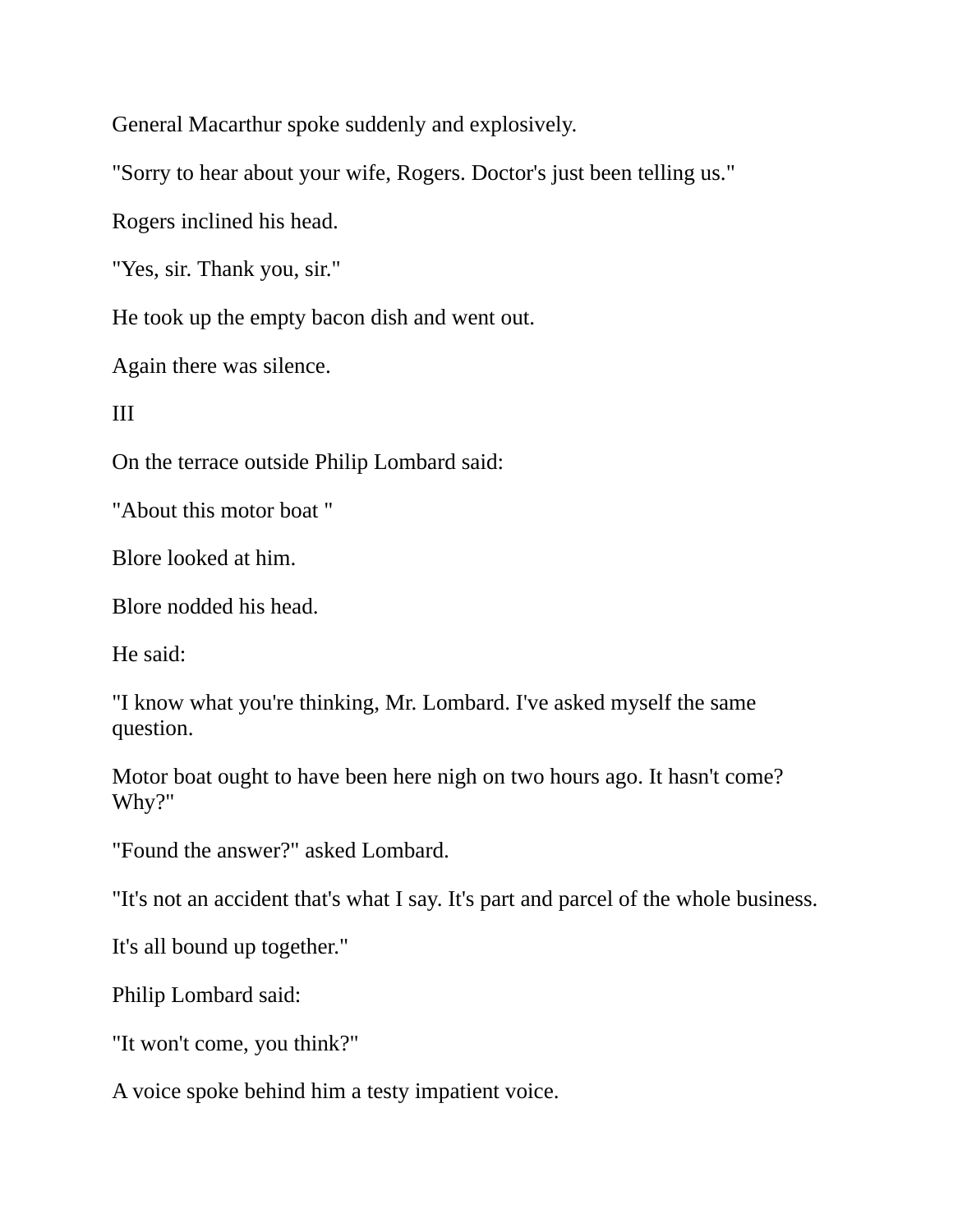General Macarthur spoke suddenly and explosively.

"Sorry to hear about your wife, Rogers. Doctor's just been telling us."

Rogers inclined his head.

"Yes, sir. Thank you, sir."

He took up the empty bacon dish and went out.

Again there was silence.

III

On the terrace outside Philip Lombard said:

"About this motor boat "

Blore looked at him.

Blore nodded his head.

He said:

"I know what you're thinking, Mr. Lombard. I've asked myself the same question.

Motor boat ought to have been here nigh on two hours ago. It hasn't come? Why?"

"Found the answer?" asked Lombard.

"It's not an accident that's what I say. It's part and parcel of the whole business.

It's all bound up together."

Philip Lombard said:

"It won't come, you think?"

A voice spoke behind him a testy impatient voice.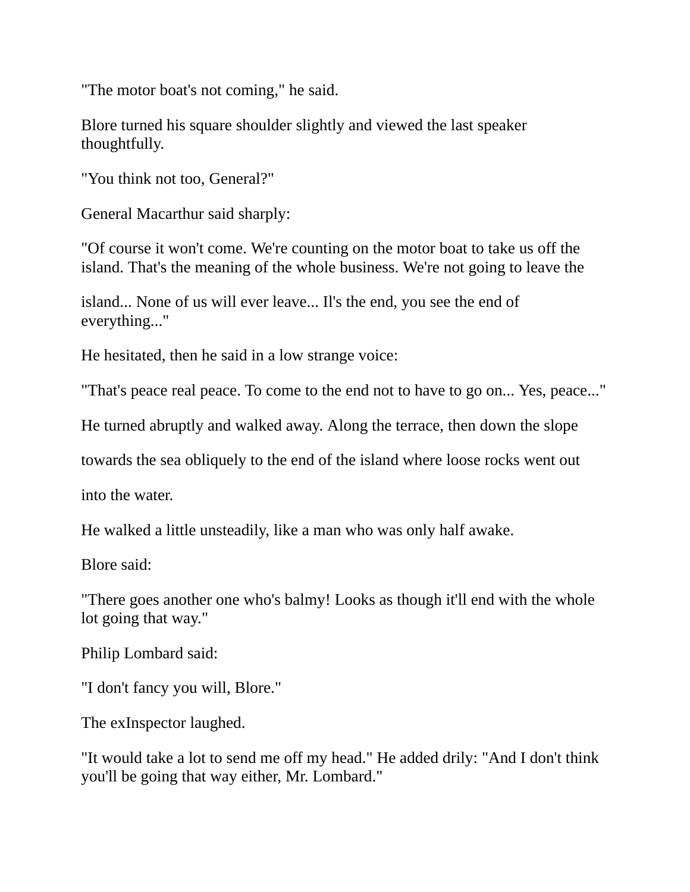"The motor boat's not coming," he said.

Blore turned his square shoulder slightly and viewed the last speaker thoughtfully.

"You think not too, General?"

General Macarthur said sharply:

"Of course it won't come. We're counting on the motor boat to take us off the island. That's the meaning of the whole business. We're not going to leave the

island... None of us will ever leave... Il's the end, you see the end of everything..."

He hesitated, then he said in a low strange voice:

"That's peace real peace. To come to the end not to have to go on... Yes, peace..."

He turned abruptly and walked away. Along the terrace, then down the slope

towards the sea obliquely to the end of the island where loose rocks went out

into the water.

He walked a little unsteadily, like a man who was only half awake.

Blore said:

"There goes another one who's balmy! Looks as though it'll end with the whole lot going that way."

Philip Lombard said:

"I don't fancy you will, Blore."

The exInspector laughed.

"It would take a lot to send me off my head." He added drily: "And I don't think you'll be going that way either, Mr. Lombard."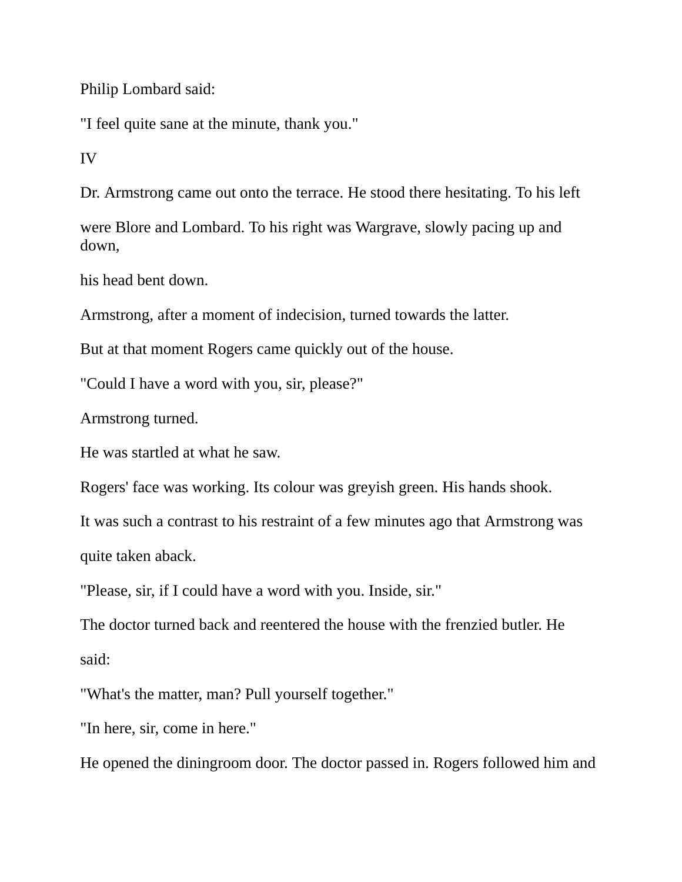Philip Lombard said:

"I feel quite sane at the minute, thank you."

IV

Dr. Armstrong came out onto the terrace. He stood there hesitating. To his left were Blore and Lombard. To his right was Wargrave, slowly pacing up and down, his head bent down.

Armstrong, after a moment of indecision, turned towards the latter.

But at that moment Rogers came quickly out of the house.

"Could I have a word with you, sir, please?"

Armstrong turned.

He was startled at what he saw.

Rogers' face was working. Its colour was greyish green. His hands shook.

It was such a contrast to his restraint of a few minutes ago that Armstrong was quite taken aback.

"Please, sir, if I could have a word with you. Inside, sir."

The doctor turned back and reentered the house with the frenzied butler. He said:

"What's the matter, man? Pull yourself together."

"In here, sir, come in here."

He opened the diningroom door. The doctor passed in. Rogers followed him and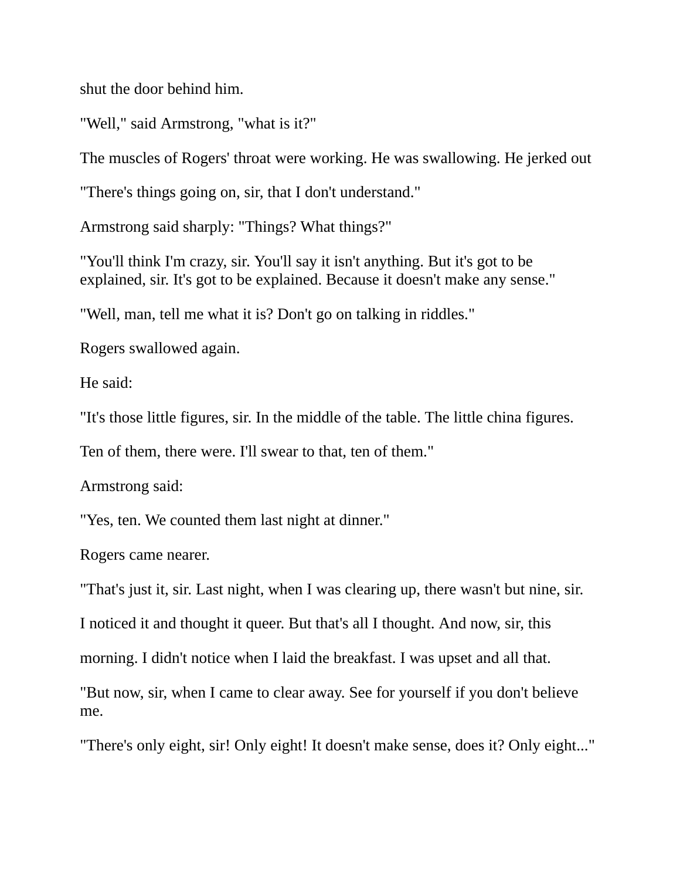shut the door behind him.

"Well," said Armstrong, "what is it?"

The muscles of Rogers' throat were working. He was swallowing. He jerked out

"There's things going on, sir, that I don't understand."

Armstrong said sharply: "Things? What things?"

"You'll think I'm crazy, sir. You'll say it isn't anything. But it's got to be explained, sir. It's got to be explained. Because it doesn't make any sense."

"Well, man, tell me what it is? Don't go on talking in riddles."

Rogers swallowed again.

He said:

"It's those little figures, sir. In the middle of the table. The little china figures.

Ten of them, there were. I'll swear to that, ten of them."

Armstrong said:

"Yes, ten. We counted them last night at dinner."

Rogers came nearer.

"That's just it, sir. Last night, when I was clearing up, there wasn't but nine, sir.

I noticed it and thought it queer. But that's all I thought. And now, sir, this

morning. I didn't notice when I laid the breakfast. I was upset and all that.

"But now, sir, when I came to clear away. See for yourself if you don't believe me.

"There's only eight, sir! Only eight! It doesn't make sense, does it? Only eight..."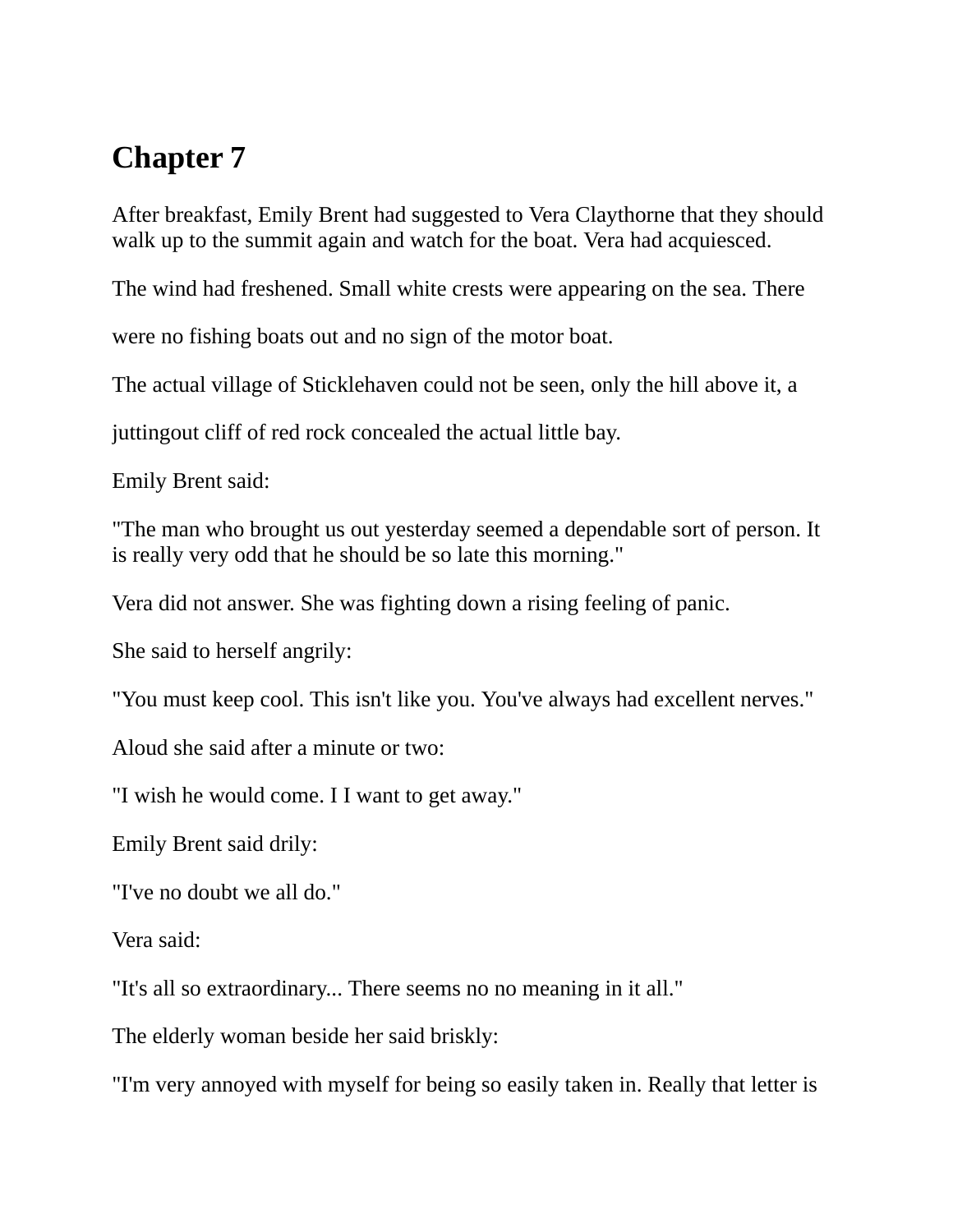# Chapter 7

After breakfast, Emily Brent had suggested to Vera Claythorne that they should walk up to the summit again and watch for the boat. Vera had acquiesced.

The wind had freshened. Small white crests were appearing on the sea. There were no fishing boats out and no sign of the motor boat.

The actual village of Sticklehaven could not be seen, only the hill above it, a juttingout cliff of red rock concealed the actual little bay.

Emily Brent said:

"The man who brought us out yesterday seemed a dependable sort of person. It is really very odd that he should be so late this morning."

Vera did not answer. She was fighting down a rising feeling of panic.

She said to herself angrily:

"You must keep cool. This isn't like you. You've always had excellent nerves."

Aloud she said after a minute or two:

"I wish he would come. I I want to get away."

Emily Brent said drily:

"I've no doubt we all do."

Vera said:

"It's all so extraordinary... There seems no no meaning in it all."

The elderly woman beside her said briskly:

"I'm very annoyed with myself for being so easily taken in. Really that letter is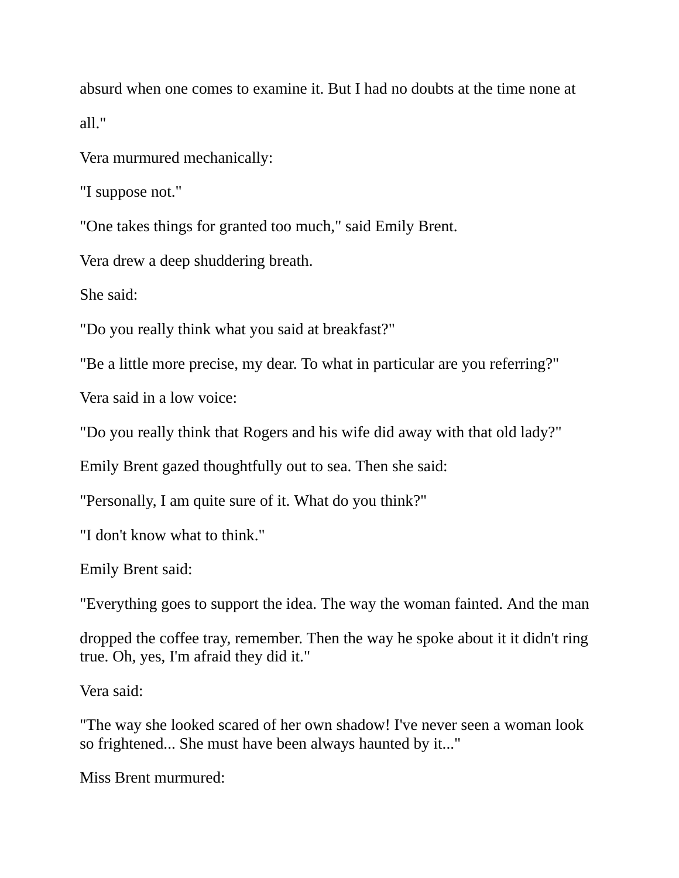absurd when one comes to examine it. But I had no doubts at the time none at all."

Vera murmured mechanically:

"I suppose not."

"One takes things for granted too much," said Emily Brent.

Vera drew a deep shuddering breath.

She said:

"Do you really think what you said at breakfast?"

"Be a little more precise, my dear. To what in particular are you referring?"

Vera said in a low voice:

"Do you really think that Rogers and his wife did away with that old lady?"

Emily Brent gazed thoughtfully out to sea. Then she said:

"Personally, I am quite sure of it. What do you think?"

"I don't know what to think."

Emily Brent said:

"Everything goes to support the idea. The way the woman fainted. And the man dropped the coffee tray, remember. Then the way he spoke about it it didn't ring true. Oh, yes, I'm afraid they did it."

Vera said:

"The way she looked scared of her own shadow! I've never seen a woman look so frightened... She must have been always haunted by it..."

Miss Brent murmured: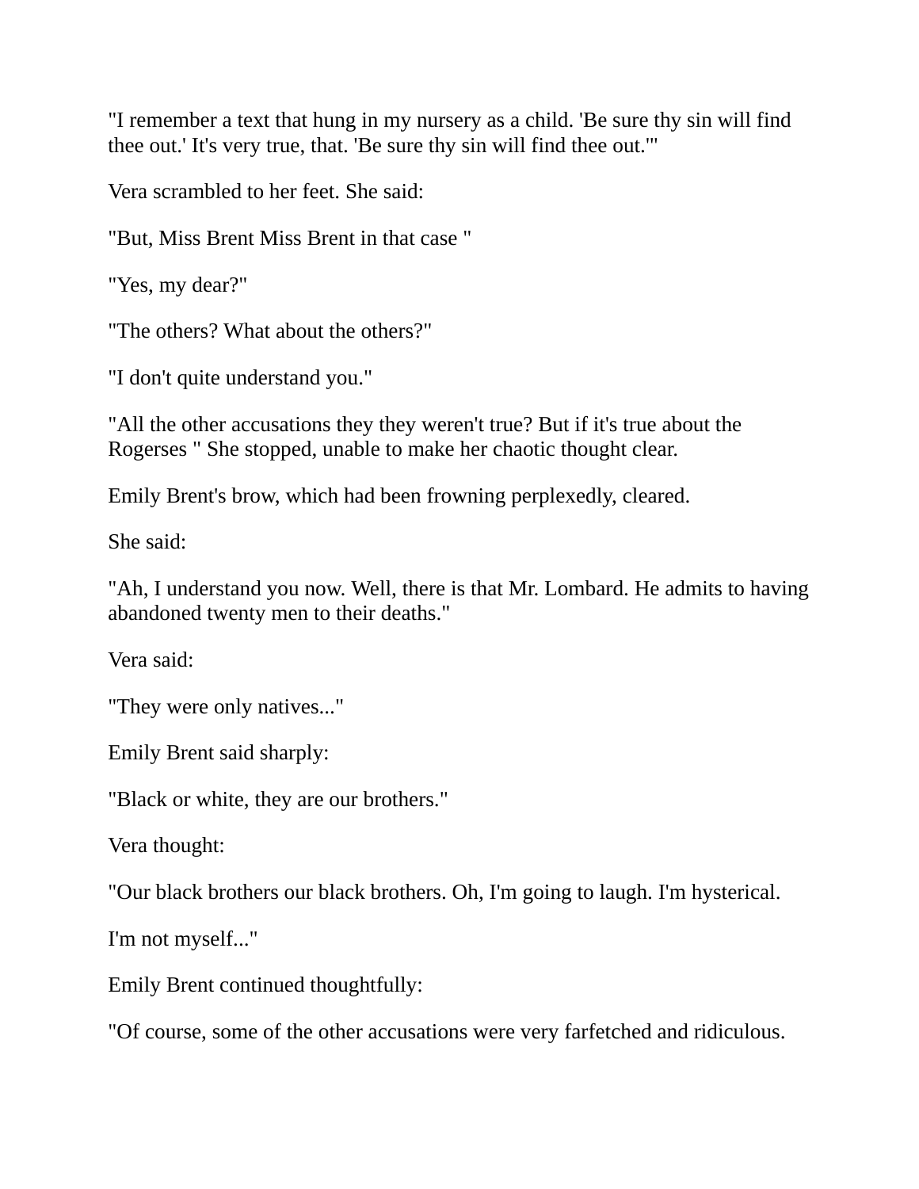"I remember a text that hung in my nursery as a child. 'Be sure thy sin will find thee out.' It's very true, that. 'Be sure thy sin will find thee out.'"

Vera scrambled to her feet. She said:

"But, Miss Brent Miss Brent in that case "

"Yes, my dear?"

"The others? What about the others?"

"I don't quite understand you."

"All the other accusations they they weren't true? But if it's true about the Rogerses " She stopped, unable to make her chaotic thought clear.

Emily Brent's brow, which had been frowning perplexedly, cleared.

She said:

"Ah, I understand you now. Well, there is that Mr. Lombard. He admits to having abandoned twenty men to their deaths."

Vera said:

"They were only natives..."

Emily Brent said sharply:

"Black or white, they are our brothers."

Vera thought:

"Our black brothers our black brothers. Oh, I'm going to laugh. I'm hysterical.

I'm not myself..."

Emily Brent continued thoughtfully:

"Of course, some of the other accusations were very farfetched and ridiculous.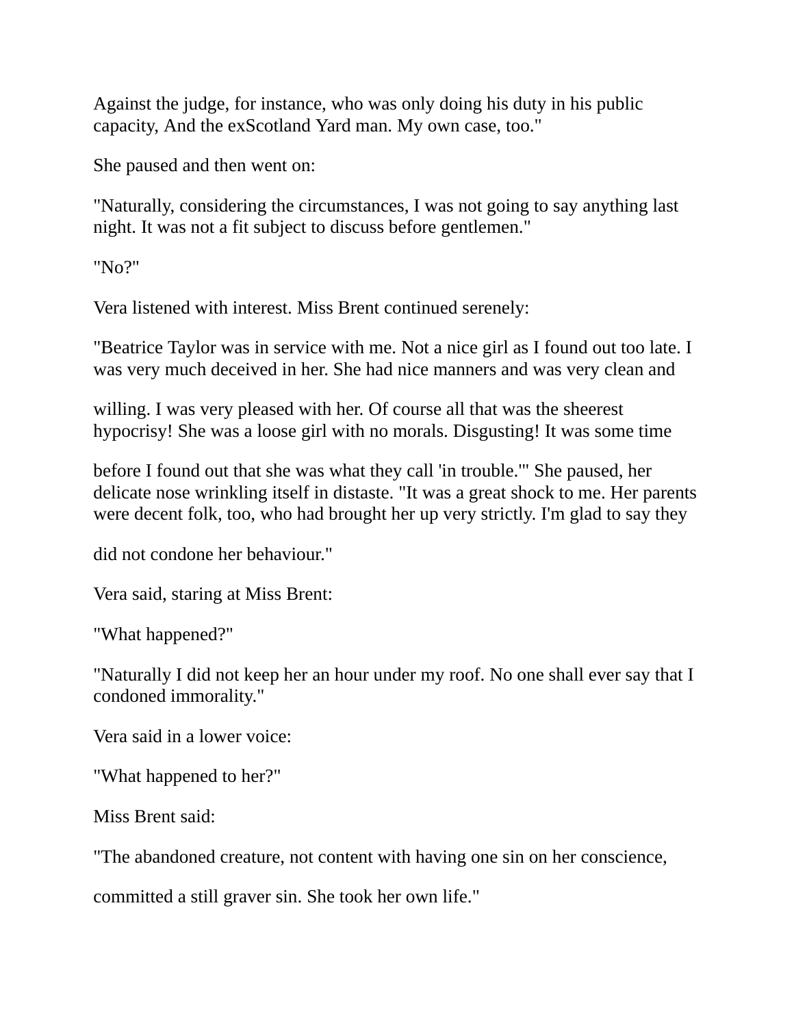Against the judge, for instance, who was only doing his duty in his public capacity, And the exScotland Yard man. My own case, too."

She paused and then went on:

"Naturally, considering the circumstances, I was not going to say anything last night. It was not a fit subject to discuss before gentlemen."

"No?"

Vera listened with interest. Miss Brent continued serenely:

"Beatrice Taylor was in service with me. Not a nice girl as I found out too late. I was very much deceived in her. She had nice manners and was very clean and willing. I was very pleased with her. Of course all that was the sheerest hypocrisy! She was a loose girl with no morals. Disgusting! It was some time before I found out that she was what they call 'in trouble.'" She paused, her delicate nose wrinkling itself in distaste. "It was a great shock to me. Her parents were decent folk, too, who had brought her up very strictly. I'm glad to say they did not condone her behaviour."

Vera said, staring at Miss Brent:

"What happened?"

"Naturally I did not keep her an hour under my roof. No one shall ever say that I condoned immorality."

Vera said in a lower voice:

"What happened to her?"

Miss Brent said:

"The abandoned creature, not content with having one sin on her conscience, committed a still graver sin. She took her own life."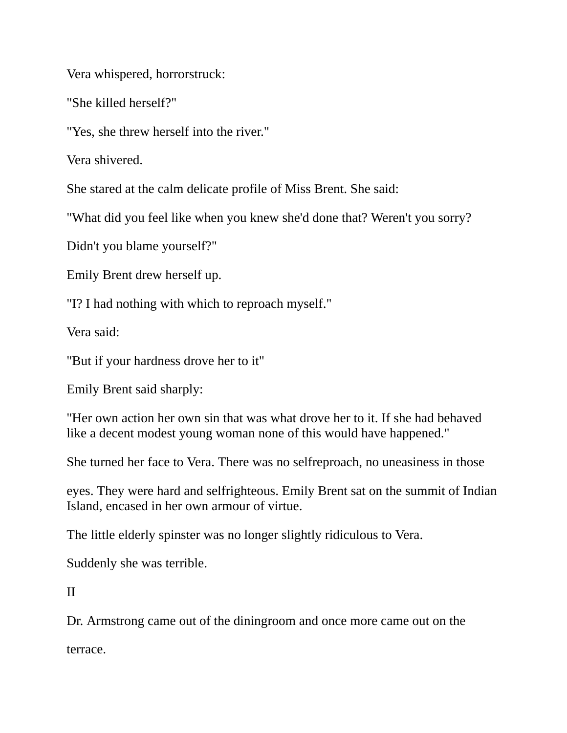Vera whispered, horrorstruck:

"She killed herself?"

"Yes, she threw herself into the river."

Vera shivered.

She stared at the calm delicate profile of Miss Brent. She said:

"What did you feel like when you knew she'd done that? Weren't you sorry?

Didn't you blame yourself?"

Emily Brent drew herself up.

"I? I had nothing with which to reproach myself."

Vera said:

"But if your hardness drove her to it"

Emily Brent said sharply:

"Her own action her own sin that was what drove her to it. If she had behaved like a decent modest young woman none of this would have happened."

She turned her face to Vera. There was no selfreproach, no uneasiness in those

eyes. They were hard and selfrighteous. Emily Brent sat on the summit of Indian Island, encased in her own armour of virtue.

The little elderly spinster was no longer slightly ridiculous to Vera.

Suddenly she was terrible.

## II

Dr. Armstrong came out of the diningroom and once more came out on the

terrace.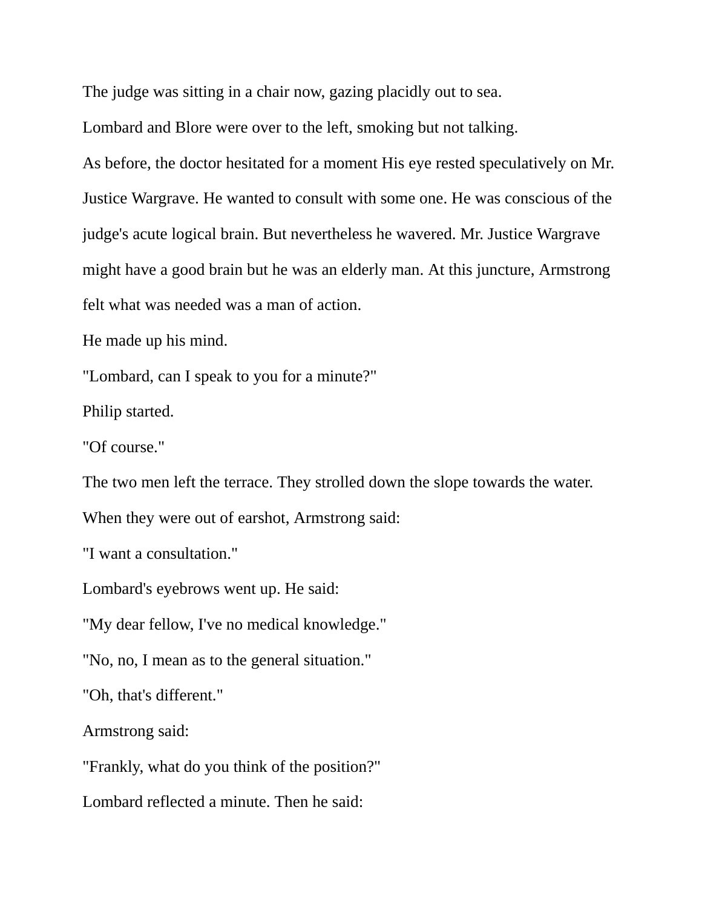The judge was sitting in a chair now, gazing placidly out to sea.

Lombard and Blore were over to the left, smoking but not talking.

As before, the doctor hesitated for a moment His eye rested speculatively on Mr. Justice Wargrave. He wanted to consult with some one. He was conscious of the judge's acute logical brain. But nevertheless he wavered. Mr. Justice Wargrave might have a good brain but he was an elderly man. At this juncture, Armstrong felt what was needed was a man of action.

He made up his mind.

"Lombard, can I speak to you for a minute?"

Philip started.

"Of course."

The two men left the terrace. They strolled down the slope towards the water. When they were out of earshot, Armstrong said:

"I want a consultation."

Lombard's eyebrows went up. He said:

"My dear fellow, I've no medical knowledge."

"No, no, I mean as to the general situation."

"Oh, that's different."

Armstrong said:

"Frankly, what do you think of the position?"

Lombard reflected a minute. Then he said: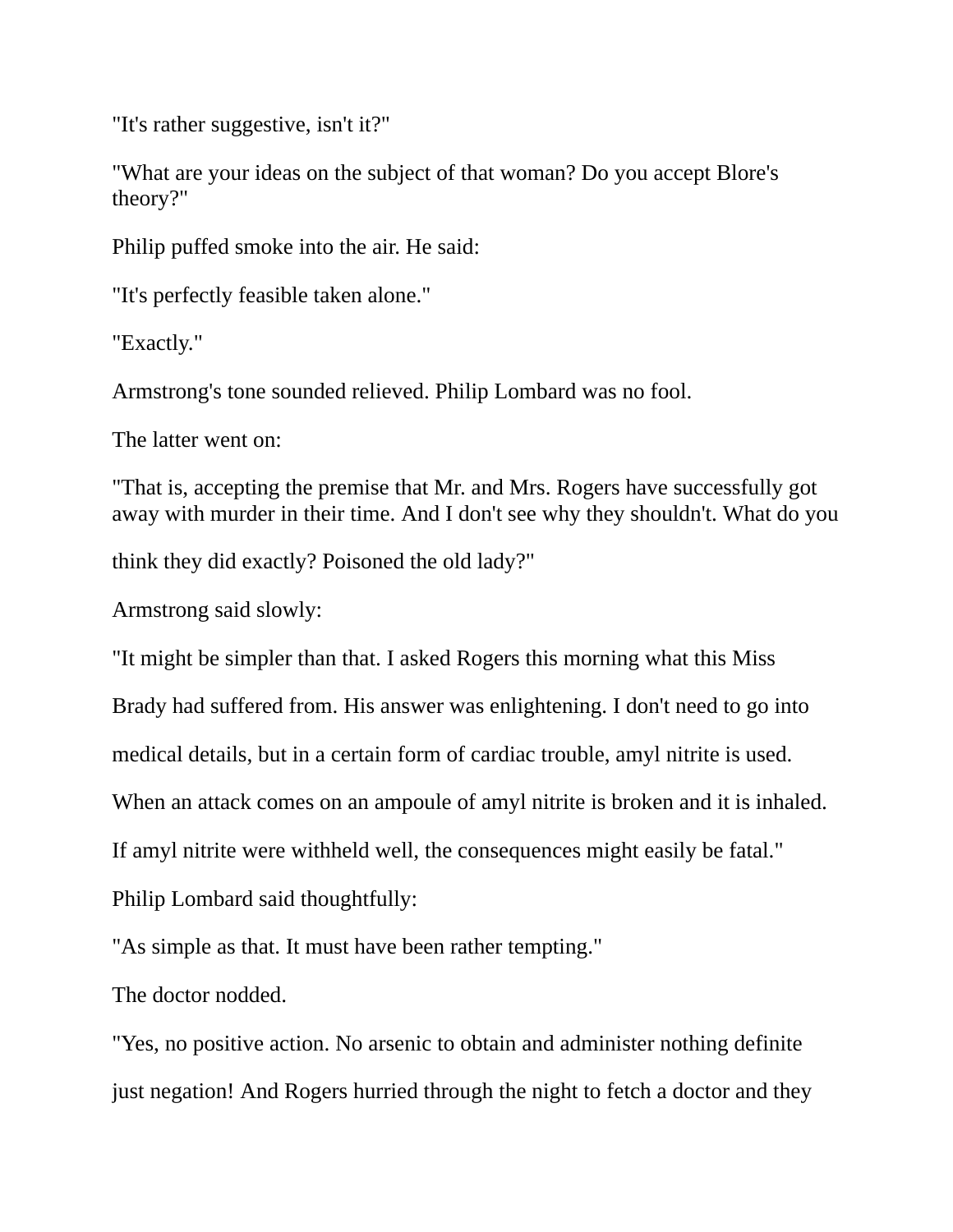"It's rather suggestive, isn't it?"

"What are your ideas on the subject of that woman? Do you accept Blore's theory?"

Philip puffed smoke into the air. He said:

"It's perfectly feasible taken alone."

"Exactly."

Armstrong's tone sounded relieved. Philip Lombard was no fool.

The latter went on:

"That is, accepting the premise that Mr. and Mrs. Rogers have successfully got away with murder in their time. And I don't see why they shouldn't. What do you think they did exactly? Poisoned the old lady?"

Armstrong said slowly:

"It might be simpler than that. I asked Rogers this morning what this Miss Brady had suffered from. His answer was enlightening. I don't need to go into medical details, but in a certain form of cardiac trouble, amyl nitrite is used. When an attack comes on an ampoule of amyl nitrite is broken and it is inhaled. If amyl nitrite were withheld well, the consequences might easily be fatal."

Philip Lombard said thoughtfully:

"As simple as that. It must have been rather tempting."

The doctor nodded.

"Yes, no positive action. No arsenic to obtain and administer nothing definite just negation! And Rogers hurried through the night to fetch a doctor and they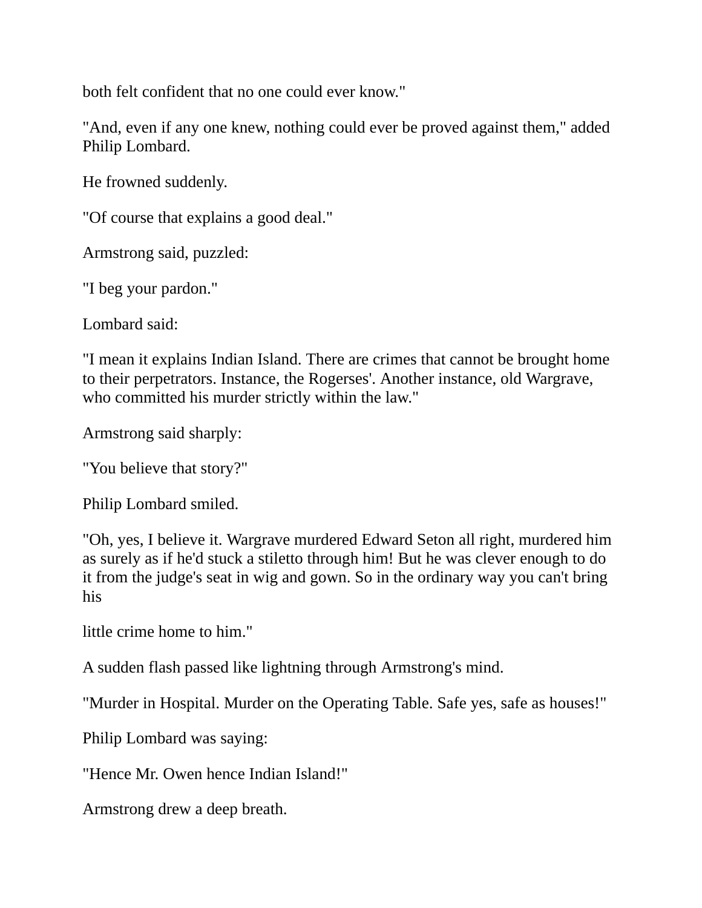both felt confident that no one could ever know."

"And, even if any one knew, nothing could ever be proved against them," added Philip Lombard.

He frowned suddenly.

"Of course that explains a good deal."

Armstrong said, puzzled:

"I beg your pardon."

Lombard said:

"I mean it explains Indian Island. There are crimes that cannot be brought home to their perpetrators. Instance, the Rogerses'. Another instance, old Wargrave, who committed his murder strictly within the law."

Armstrong said sharply:

"You believe that story?"

Philip Lombard smiled.

"Oh, yes, I believe it. Wargrave murdered Edward Seton all right, murdered him as surely as if he'd stuck a stiletto through him! But he was clever enough to do it from the judge's seat in wig and gown. So in the ordinary way you can't bring his little crime home to him."

A sudden flash passed like lightning through Armstrong's mind.

"Murder in Hospital. Murder on the Operating Table. Safe yes, safe as houses!"

Philip Lombard was saying:

"Hence Mr. Owen hence Indian Island!"

Armstrong drew a deep breath.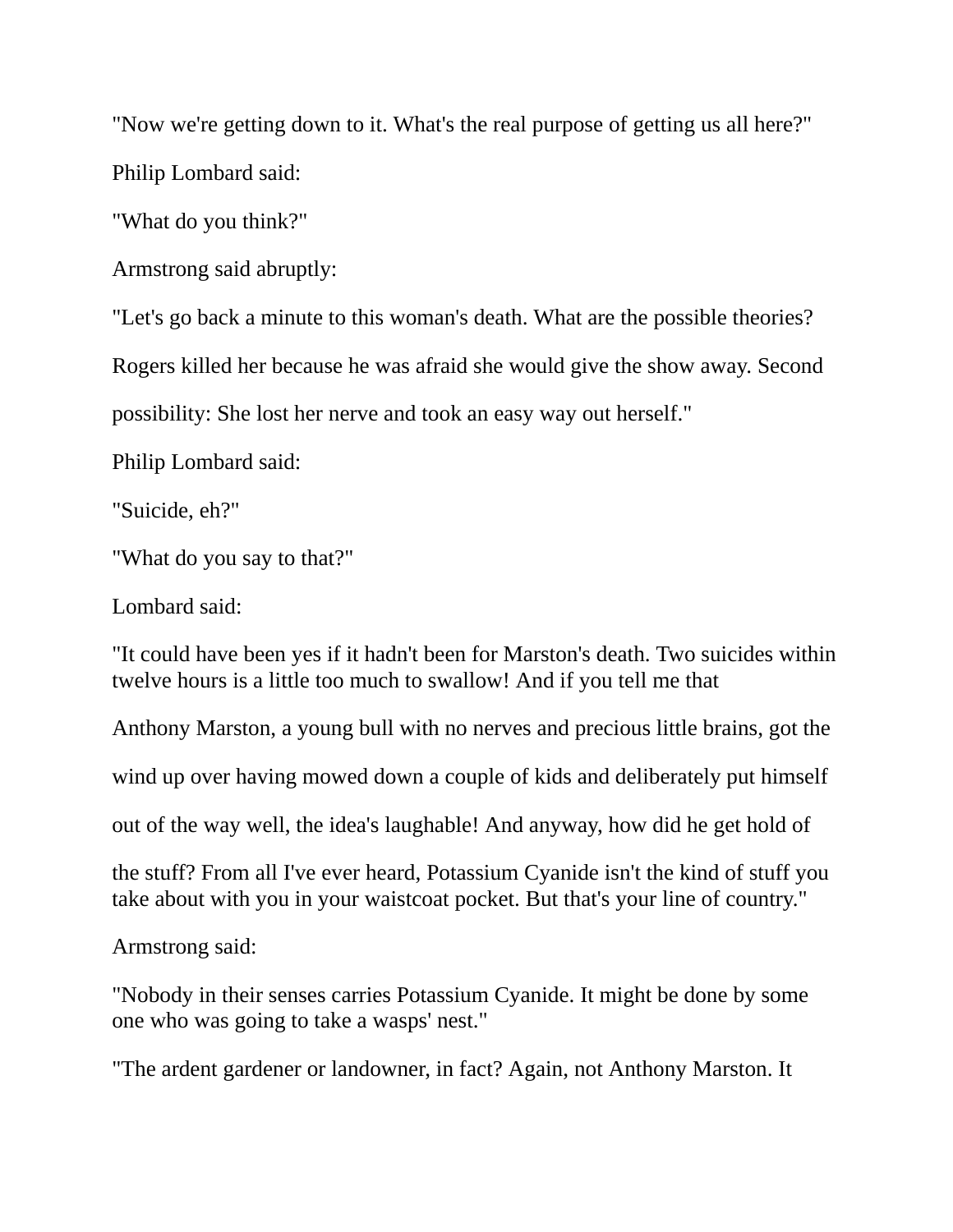"Now we're getting down to it. What's the real purpose of getting us all here?"

Philip Lombard said:

"What do you think?"

Armstrong said abruptly:

"Let's go back a minute to this woman's death. What are the possible theories? Rogers killed her because he was afraid she would give the show away. Second possibility: She lost her nerve and took an easy way out herself."

Philip Lombard said:

"Suicide, eh?"

"What do you say to that?"

Lombard said:

"It could have been yes if it hadn't been for Marston's death. Two suicides within twelve hours is a little too much to swallow! And if you tell me that Anthony Marston, a young bull with no nerves and precious little brains, got the wind up over having mowed down a couple of kids and deliberately put himself out of the way well, the idea's laughable! And anyway, how did he get hold of the stuff? From all I've ever heard, Potassium Cyanide isn't the kind of stuff you take about with you in your waistcoat pocket. But that's your line of country."

Armstrong said:

"Nobody in their senses carries Potassium Cyanide. It might be done by some one who was going to take a wasps' nest."

"The ardent gardener or landowner, in fact? Again, not Anthony Marston. It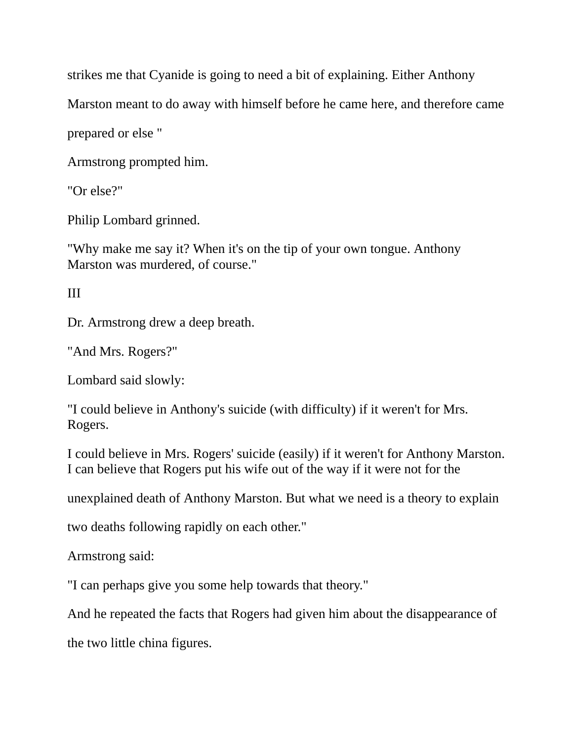strikes me that Cyanide is going to need a bit of explaining. Either Anthony Marston meant to do away with himself before he came here, and therefore came prepared or else "

Armstrong prompted him.

"Or else?"

Philip Lombard grinned.

"Why make me say it? When it's on the tip of your own tongue. Anthony Marston was murdered, of course."

III

Dr. Armstrong drew a deep breath.

"And Mrs. Rogers?"

Lombard said slowly:

"I could believe in Anthony's suicide (with difficulty) if it weren't for Mrs. Rogers.

I could believe in Mrs. Rogers' suicide (easily) if it weren't for Anthony Marston. I can believe that Rogers put his wife out of the way if it were not for the unexplained death of Anthony Marston. But what we need is a theory to explain two deaths following rapidly on each other."

Armstrong said:

"I can perhaps give you some help towards that theory."

And he repeated the facts that Rogers had given him about the disappearance of the two little china figures.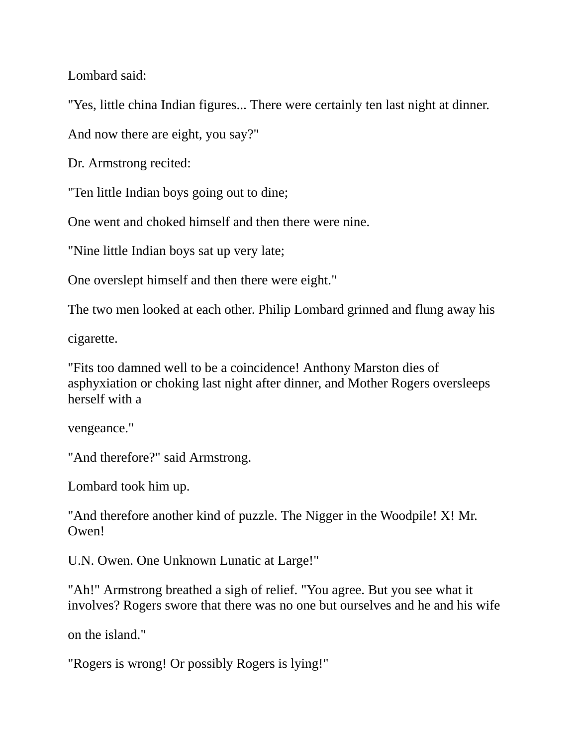Lombard said:

"Yes, little china Indian figures... There were certainly ten last night at dinner.

And now there are eight, you say?"

Dr. Armstrong recited:

"Ten little Indian boys going out to dine;

One went and choked himself and then there were nine.

"Nine little Indian boys sat up very late;

One overslept himself and then there were eight."

The two men looked at each other. Philip Lombard grinned and flung away his cigarette.

"Fits too damned well to be a coincidence! Anthony Marston dies of asphyxiation or choking last night after dinner, and Mother Rogers oversleeps herself with a vengeance."

"And therefore?" said Armstrong.

Lombard took him up.

"And therefore another kind of puzzle. The Nigger in the Woodpile! X! Mr. Owen! U.N. Owen. One Unknown Lunatic at Large!"

"Ah!" Armstrong breathed a sigh of relief. "You agree. But you see what it involves? Rogers swore that there was no one but ourselves and he and his wife on the island."

"Rogers is wrong! Or possibly Rogers is lying!"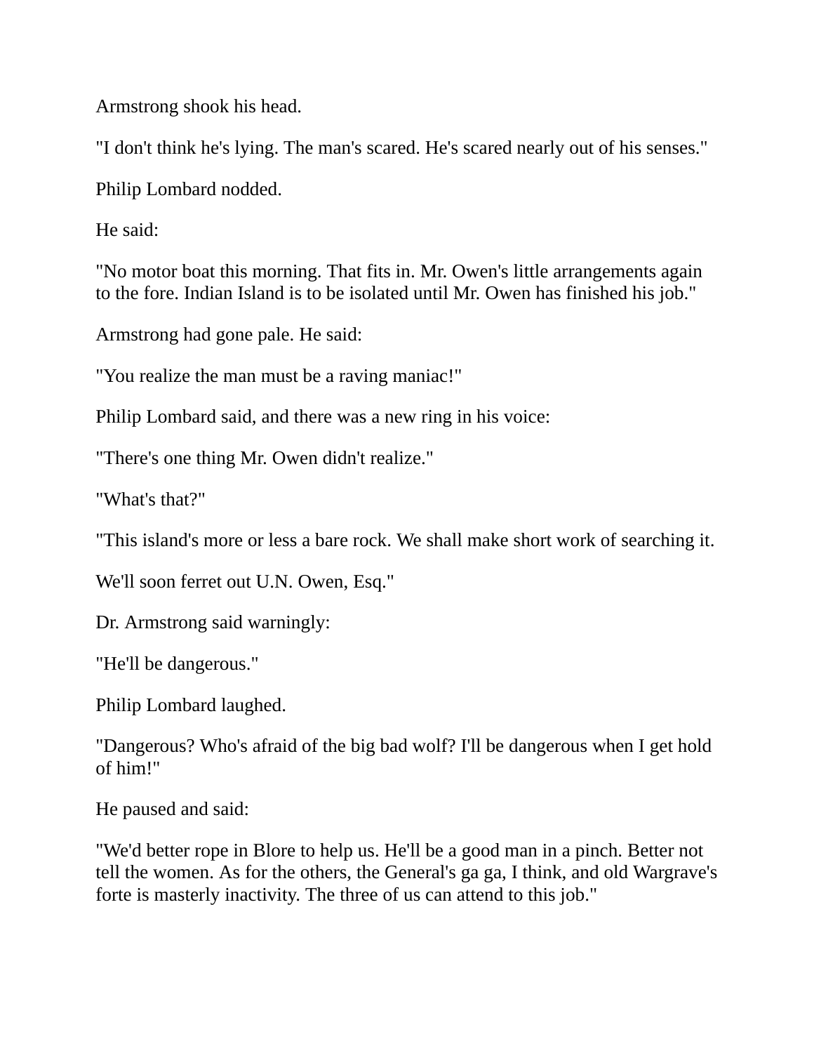Armstrong shook his head.

"I don't think he's lying. The man's scared. He's scared nearly out of his senses."

Philip Lombard nodded.

He said:

"No motor boat this morning. That fits in. Mr. Owen's little arrangements again to the fore. Indian Island is to be isolated until Mr. Owen has finished his job."

Armstrong had gone pale. He said:

"You realize the man must be a raving maniac!"

Philip Lombard said, and there was a new ring in his voice:

"There's one thing Mr. Owen didn't realize."

"What's that?"

"This island's more or less a bare rock. We shall make short work of searching it.

We'll soon ferret out U.N. Owen, Esq."

Dr. Armstrong said warningly:

"He'll be dangerous."

Philip Lombard laughed.

"Dangerous? Who's afraid of the big bad wolf? I'll be dangerous when I get hold of him!"

He paused and said:

"We'd better rope in Blore to help us. He'll be a good man in a pinch. Better not tell the women. As for the others, the General's ga ga, I think, and old Wargrave's forte is masterly inactivity. The three of us can attend to this job."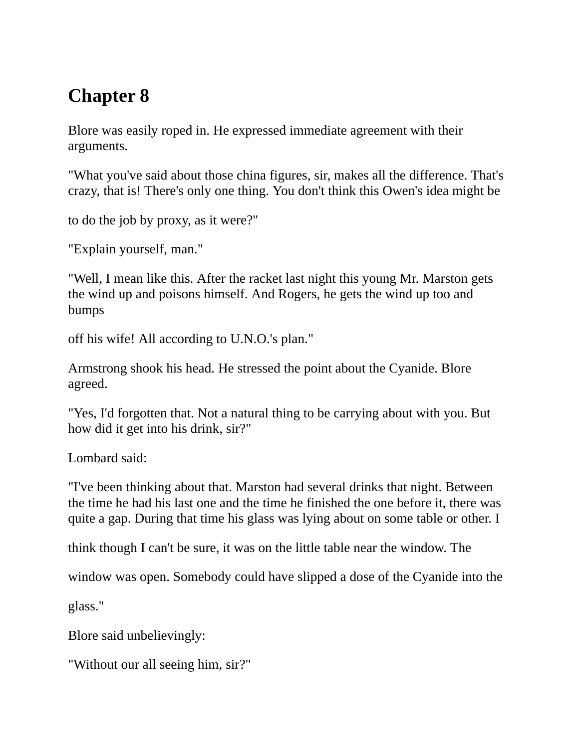# Chapter 8

Blore was easily roped in. He expressed immediate agreement with their arguments.

"What you've said about those china figures, sir, makes all the difference. That's crazy, that is! There's only one thing. You don't think this Owen's idea might be to do the job by proxy, as it were?"

"Explain yourself, man."

"Well, I mean like this. After the racket last night this young Mr. Marston gets the wind up and poisons himself. And Rogers, he gets the wind up too and bumps off his wife! All according to U.N.O.'s plan."

Armstrong shook his head. He stressed the point about the Cyanide. Blore agreed.

"Yes, I'd forgotten that. Not a natural thing to be carrying about with you. But how did it get into his drink, sir?"

Lombard said:

"I've been thinking about that. Marston had several drinks that night. Between the time he had his last one and the time he finished the one before it, there was quite a gap. During that time his glass was lying about on some table or other. I think though I can't be sure, it was on the little table near the window. The window was open. Somebody could have slipped a dose of the Cyanide into the glass."

Blore said unbelievingly:

"Without our all seeing him, sir?"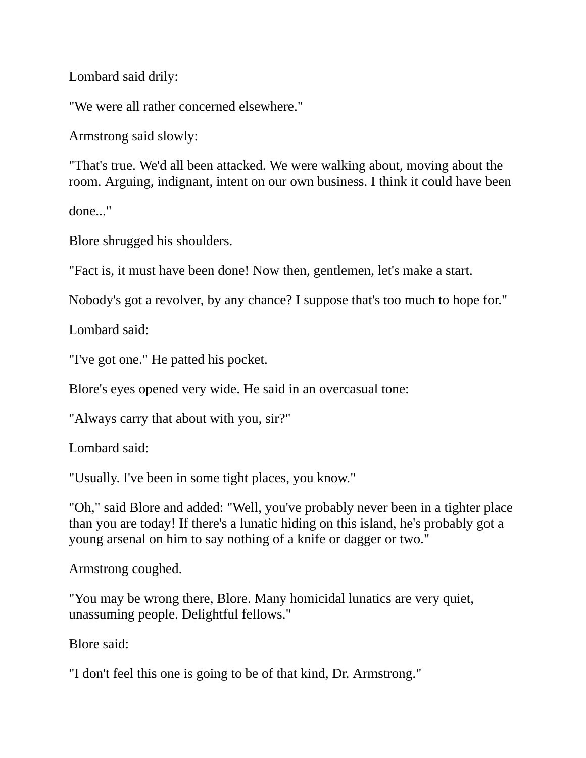Lombard said drily:

"We were all rather concerned elsewhere."

Armstrong said slowly:

"That's true. We'd all been attacked. We were walking about, moving about the room. Arguing, indignant, intent on our own business. I think it could have been done..."

Blore shrugged his shoulders.

"Fact is, it must have been done! Now then, gentlemen, let's make a start. Nobody's got a revolver, by any chance? I suppose that's too much to hope for."

Lombard said:

"I've got one." He patted his pocket.

Blore's eyes opened very wide. He said in an overcasual tone:

"Always carry that about with you, sir?"

Lombard said:

"Usually. I've been in some tight places, you know."

"Oh," said Blore and added: "Well, you've probably never been in a tighter place than you are today! If there's a lunatic hiding on this island, he's probably got a young arsenal on him to say nothing of a knife or dagger or two."

Armstrong coughed.

"You may be wrong there, Blore. Many homicidal lunatics are very quiet, unassuming people. Delightful fellows."

Blore said:

"I don't feel this one is going to be of that kind, Dr. Armstrong."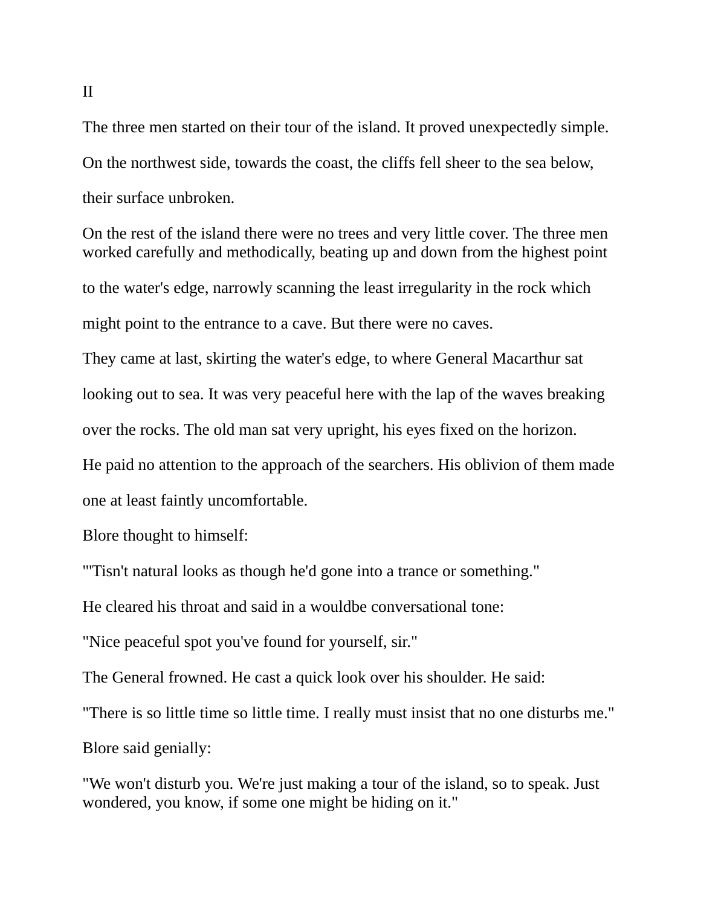II

The three men started on their tour of the island. It proved unexpectedly simple. On the northwest side, towards the coast, the cliffs fell sheer to the sea below, their surface unbroken.

On the rest of the island there were no trees and very little cover. The three men worked carefully and methodically, beating up and down from the highest point to the water's edge, narrowly scanning the least irregularity in the rock which might point to the entrance to a cave. But there were no caves.

They came at last, skirting the water's edge, to where General Macarthur sat looking out to sea. It was very peaceful here with the lap of the waves breaking over the rocks. The old man sat very upright, his eyes fixed on the horizon.

He paid no attention to the approach of the searchers. His oblivion of them made one at least faintly uncomfortable.

Blore thought to himself:

"'Tisn't natural looks as though he'd gone into a trance or something."

He cleared his throat and said in a wouldbe conversational tone:

"Nice peaceful spot you've found for yourself, sir."

The General frowned. He cast a quick look over his shoulder. He said:

"There is so little time so little time. I really must insist that no one disturbs me."

Blore said genially:

"We won't disturb you. We're just making a tour of the island, so to speak. Just wondered, you know, if some one might be hiding on it."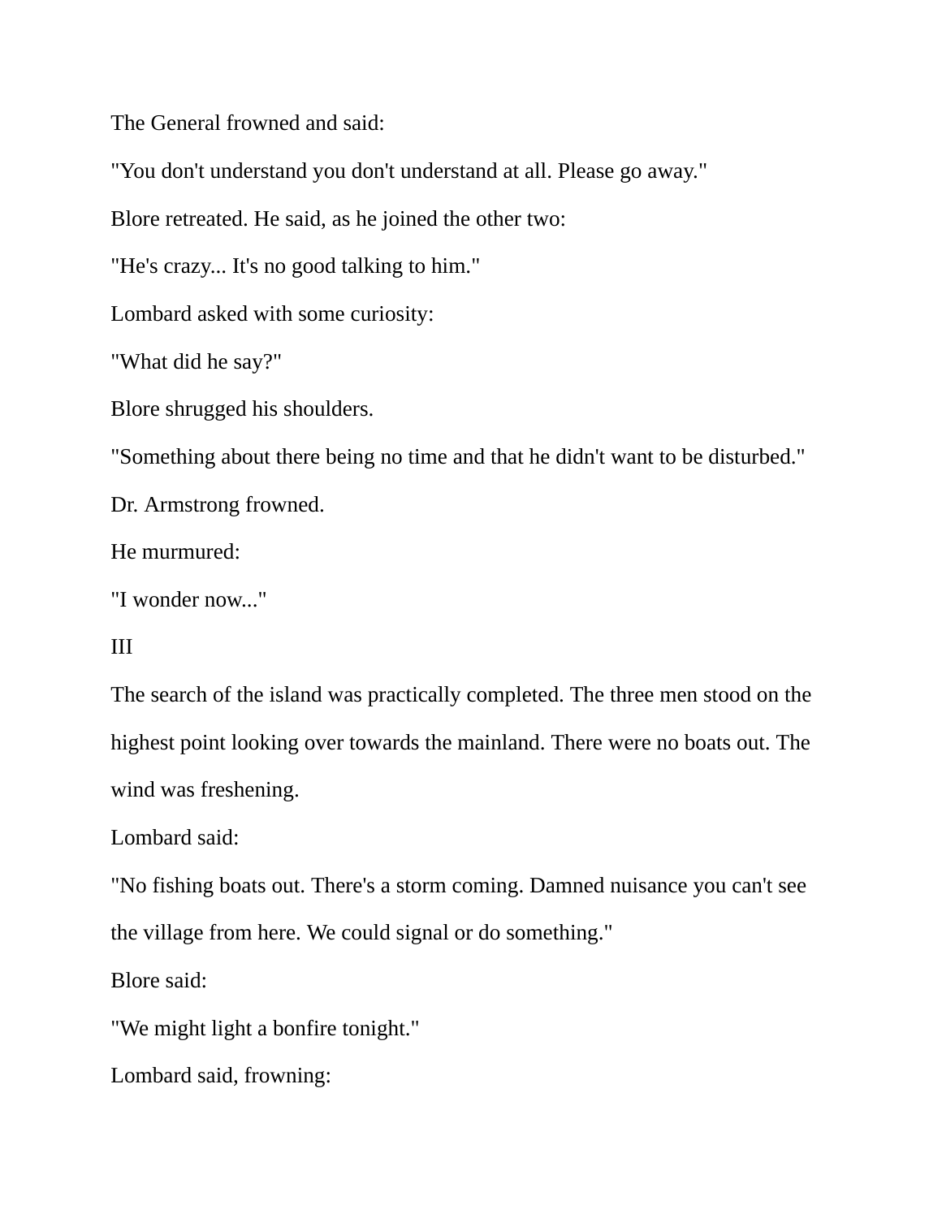The General frowned and said:

"You don't understand you don't understand at all. Please go away."

Blore retreated. He said, as he joined the other two:

"He's crazy... It's no good talking to him."

Lombard asked with some curiosity:

"What did he say?"

Blore shrugged his shoulders.

"Something about there being no time and that he didn't want to be disturbed."

Dr. Armstrong frowned.

He murmured:

"I wonder now..."

III

The search of the island was practically completed. The three men stood on the highest point looking over towards the mainland. There were no boats out. The wind was freshening.

Lombard said:

"No fishing boats out. There's a storm coming. Damned nuisance you can't see the village from here. We could signal or do something."

Blore said:

"We might light a bonfire tonight."

Lombard said, frowning: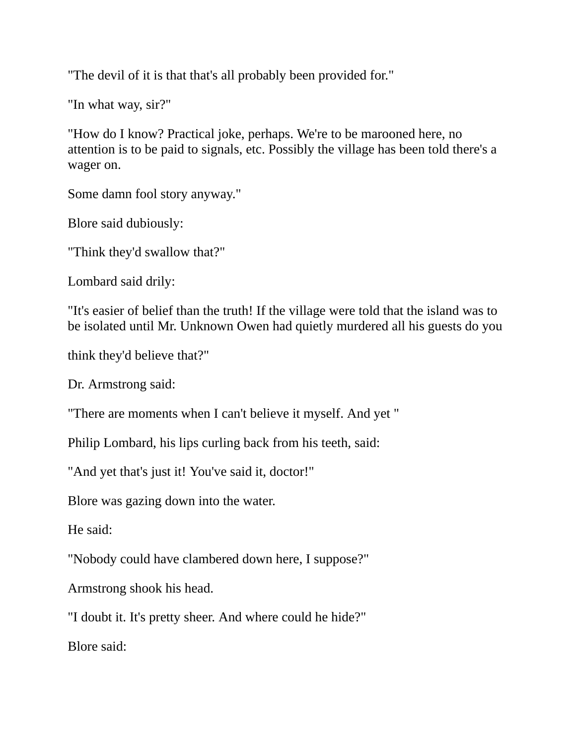"The devil of it is that that's all probably been provided for."

"In what way, sir?"

"How do I know? Practical joke, perhaps. We're to be marooned here, no attention is to be paid to signals, etc. Possibly the village has been told there's a wager on.

Some damn fool story anyway."

Blore said dubiously:

"Think they'd swallow that?"

Lombard said drily:

"It's easier of belief than the truth! If the village were told that the island was to be isolated until Mr. Unknown Owen had quietly murdered all his guests do you

think they'd believe that?"

Dr. Armstrong said:

"There are moments when I can't believe it myself. And yet "

Philip Lombard, his lips curling back from his teeth, said:

"And yet that's just it! You've said it, doctor!"

Blore was gazing down into the water.

He said:

"Nobody could have clambered down here, I suppose?"

Armstrong shook his head.

"I doubt it. It's pretty sheer. And where could he hide?"

Blore said: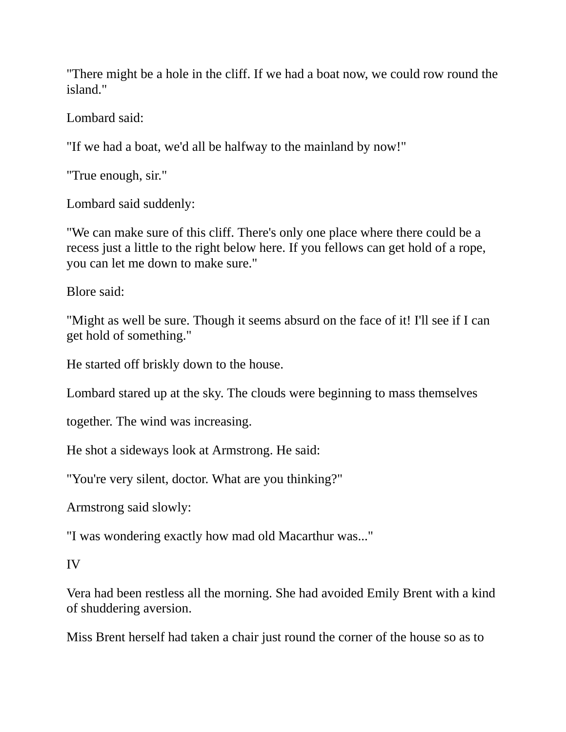"There might be a hole in the cliff. If we had a boat now, we could row round the island."

Lombard said:

"If we had a boat, we'd all be halfway to the mainland by now!"

"True enough, sir."

Lombard said suddenly:

"We can make sure of this cliff. There's only one place where there could be a recess just a little to the right below here. If you fellows can get hold of a rope, you can let me down to make sure."

Blore said:

"Might as well be sure. Though it seems absurd on the face of it! I'll see if I can get hold of something."

He started off briskly down to the house.

Lombard stared up at the sky. The clouds were beginning to mass themselves

together. The wind was increasing.

He shot a sideways look at Armstrong. He said:

"You're very silent, doctor. What are you thinking?"

Armstrong said slowly:

"I was wondering exactly how mad old Macarthur was..."

## IV

Vera had been restless all the morning. She had avoided Emily Brent with a kind of shuddering aversion.

Miss Brent herself had taken a chair just round the corner of the house so as to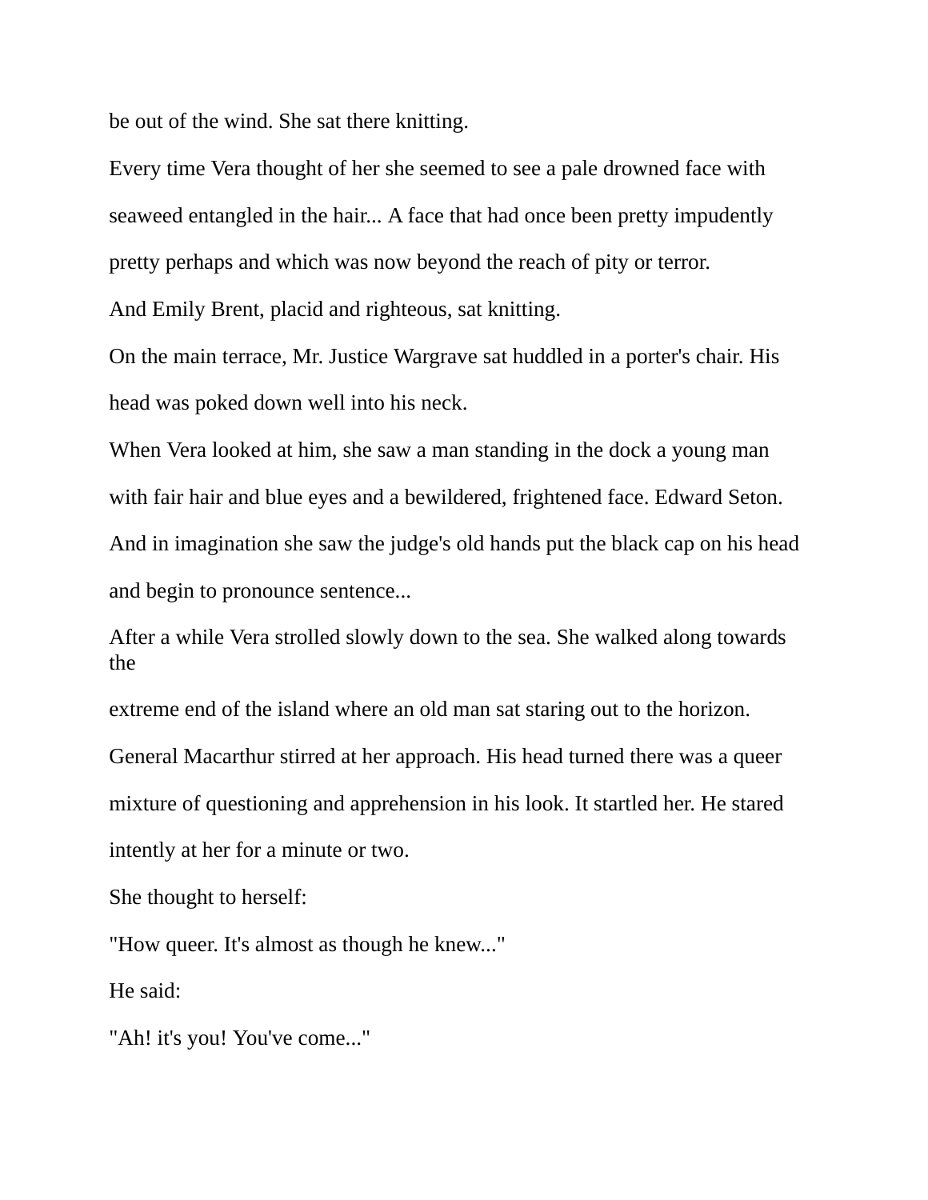be out of the wind. She sat there knitting.

Every time Vera thought of her she seemed to see a pale drowned face with seaweed entangled in the hair... A face that had once been pretty impudently pretty perhaps and which was now beyond the reach of pity or terror.

And Emily Brent, placid and righteous, sat knitting.

On the main terrace, Mr. Justice Wargrave sat huddled in a porter's chair. His head was poked down well into his neck.

When Vera looked at him, she saw a man standing in the dock a young man with fair hair and blue eyes and a bewildered, frightened face. Edward Seton. And in imagination she saw the judge's old hands put the black cap on his head and begin to pronounce sentence...

After a while Vera strolled slowly down to the sea. She walked along towards the extreme end of the island where an old man sat staring out to the horizon.

General Macarthur stirred at her approach. His head turned there was a queer mixture of questioning and apprehension in his look. It startled her. He stared intently at her for a minute or two.

She thought to herself:

"How queer. It's almost as though he knew..."

He said:

"Ah! it's you! You've come..."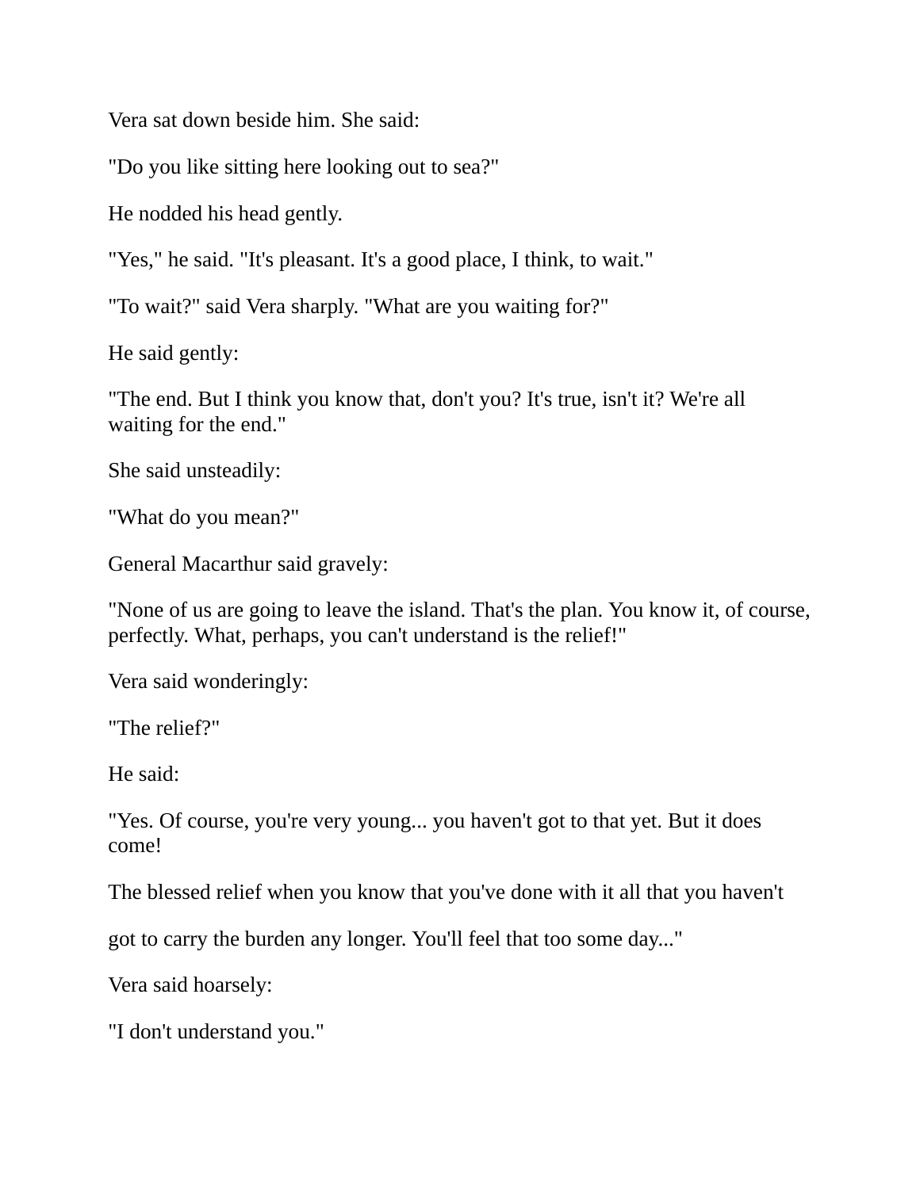Vera sat down beside him. She said:

"Do you like sitting here looking out to sea?"

He nodded his head gently.

"Yes," he said. "It's pleasant. It's a good place, I think, to wait."

"To wait?" said Vera sharply. "What are you waiting for?"

He said gently:

"The end. But I think you know that, don't you? It's true, isn't it? We're all waiting for the end."

She said unsteadily:

"What do you mean?"

General Macarthur said gravely:

"None of us are going to leave the island. That's the plan. You know it, of course, perfectly. What, perhaps, you can't understand is the relief!"

Vera said wonderingly:

"The relief?"

He said:

"Yes. Of course, you're very young... you haven't got to that yet. But it does come!

The blessed relief when you know that you've done with it all that you haven't

got to carry the burden any longer. You'll feel that too some day..."

Vera said hoarsely:

"I don't understand you."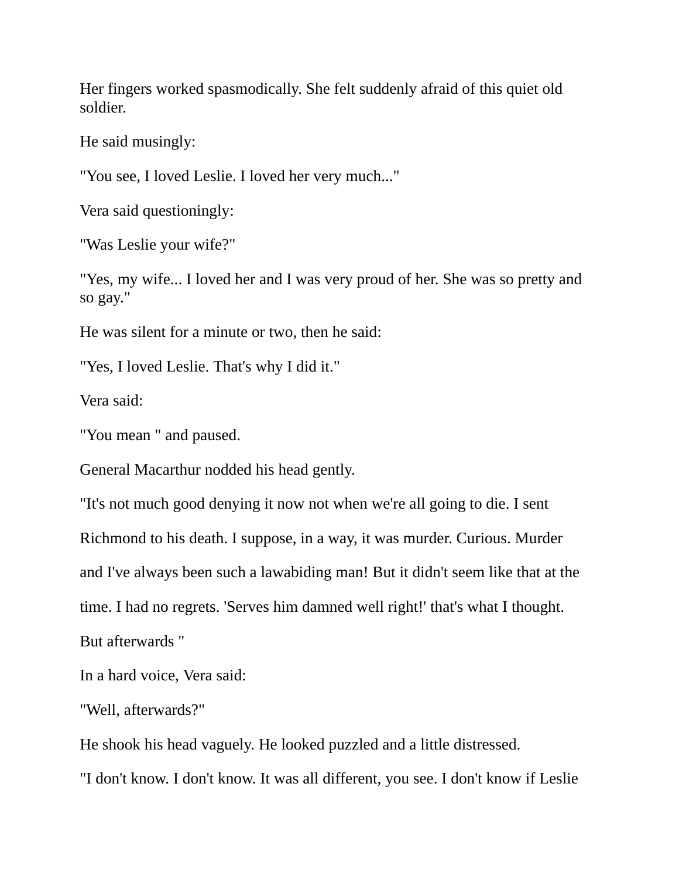Her fingers worked spasmodically. She felt suddenly afraid of this quiet old soldier.

He said musingly:

"You see, I loved Leslie. I loved her very much..."

Vera said questioningly:

"Was Leslie your wife?"

"Yes, my wife... I loved her and I was very proud of her. She was so pretty and so gay."

He was silent for a minute or two, then he said:

"Yes, I loved Leslie. That's why I did it."

Vera said:

"You mean " and paused.

General Macarthur nodded his head gently.

"It's not much good denying it now not when we're all going to die. I sent Richmond to his death. I suppose, in a way, it was murder. Curious. Murder and I've always been such a lawabiding man! But it didn't seem like that at the time. I had no regrets. 'Serves him damned well right!' that's what I thought. But afterwards "

In a hard voice, Vera said:

"Well, afterwards?"

He shook his head vaguely. He looked puzzled and a little distressed.

"I don't know. I don't know. It was all different, you see. I don't know if Leslie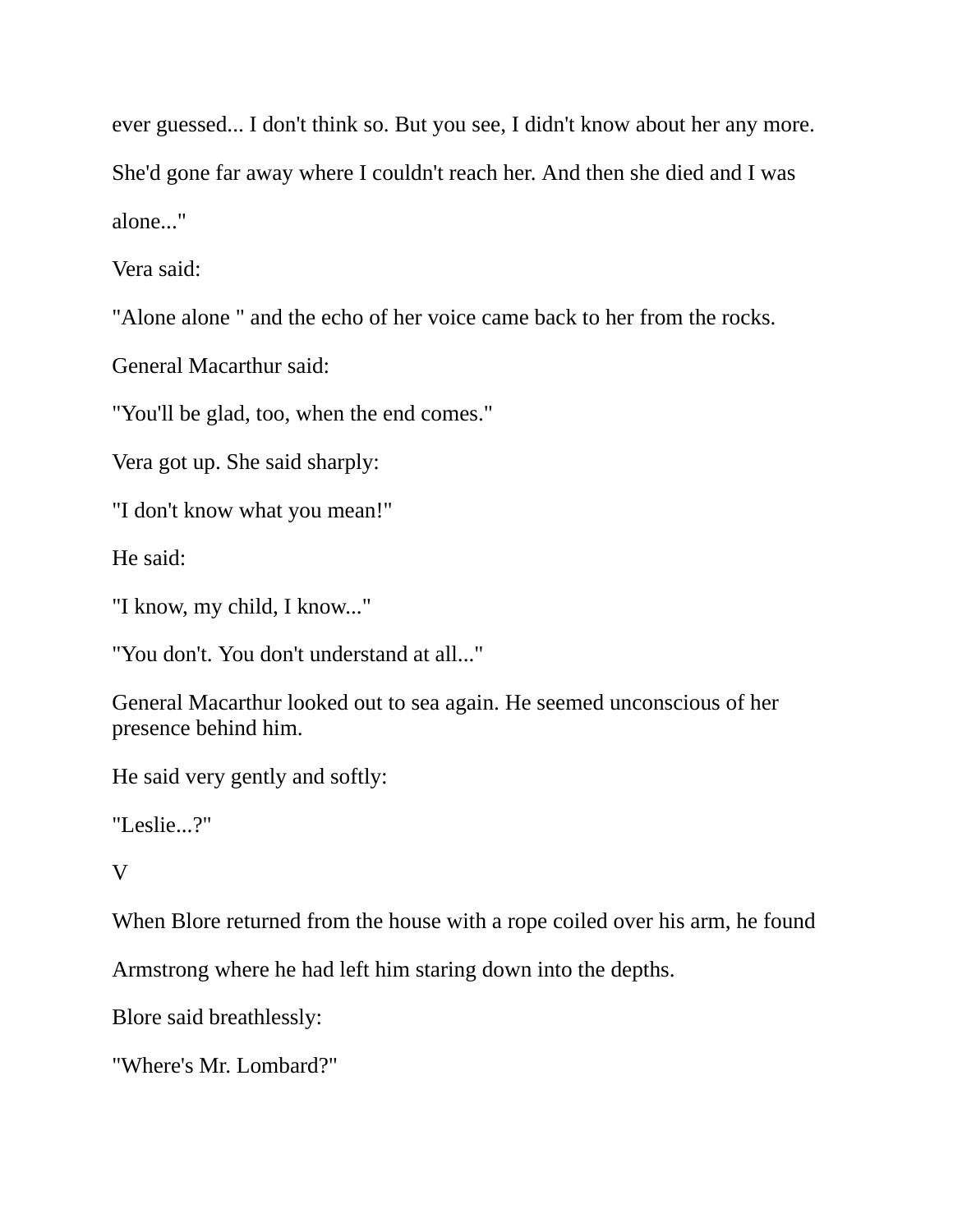ever guessed... I don't think so. But you see, I didn't know about her any more. She'd gone far away where I couldn't reach her. And then she died and I was alone..."

Vera said:

"Alone alone " and the echo of her voice came back to her from the rocks.

General Macarthur said:

"You'll be glad, too, when the end comes."

Vera got up. She said sharply:

"I don't know what you mean!"

He said:

"I know, my child, I know..."

"You don't. You don't understand at all..."

General Macarthur looked out to sea again. He seemed unconscious of her presence behind him.

He said very gently and softly:

"Leslie...?"

V

When Blore returned from the house with a rope coiled over his arm, he found Armstrong where he had left him staring down into the depths.

Blore said breathlessly:

"Where's Mr. Lombard?"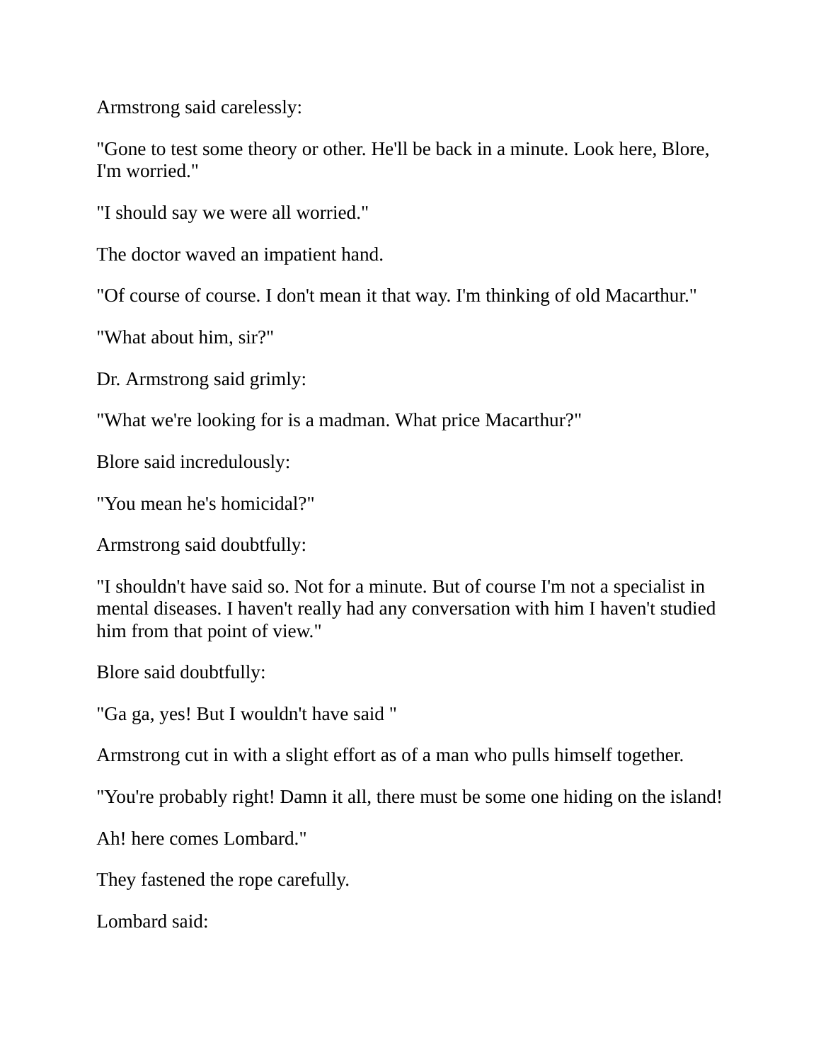Armstrong said carelessly:

"Gone to test some theory or other. He'll be back in a minute. Look here, Blore, I'm worried."

"I should say we were all worried."

The doctor waved an impatient hand.

"Of course of course. I don't mean it that way. I'm thinking of old Macarthur."

"What about him, sir?"

Dr. Armstrong said grimly:

"What we're looking for is a madman. What price Macarthur?"

Blore said incredulously:

"You mean he's homicidal?"

Armstrong said doubtfully:

"I shouldn't have said so. Not for a minute. But of course I'm not a specialist in mental diseases. I haven't really had any conversation with him I haven't studied him from that point of view."

Blore said doubtfully:

"Ga ga, yes! But I wouldn't have said "

Armstrong cut in with a slight effort as of a man who pulls himself together.

"You're probably right! Damn it all, there must be some one hiding on the island!

Ah! here comes Lombard."

They fastened the rope carefully.

Lombard said: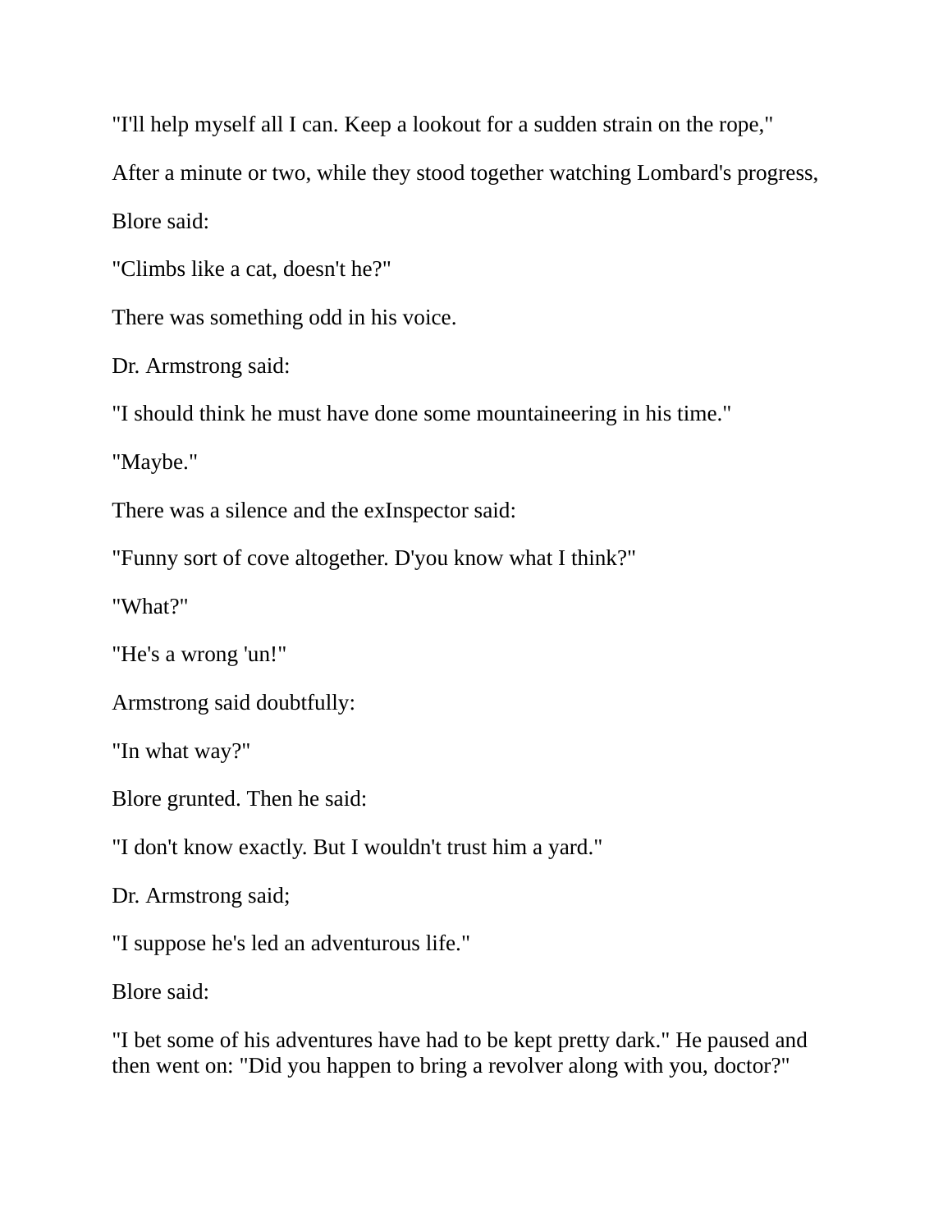"I'll help myself all I can. Keep a lookout for a sudden strain on the rope,"

After a minute or two, while they stood together watching Lombard's progress,

Blore said:

"Climbs like a cat, doesn't he?"

There was something odd in his voice.

Dr. Armstrong said:

"I should think he must have done some mountaineering in his time."

"Maybe."

There was a silence and the exInspector said:

"Funny sort of cove altogether. D'you know what I think?"

"What?"

"He's a wrong 'un!"

Armstrong said doubtfully:

"In what way?"

Blore grunted. Then he said:

"I don't know exactly. But I wouldn't trust him a yard."

Dr. Armstrong said;

"I suppose he's led an adventurous life."

Blore said:

"I bet some of his adventures have had to be kept pretty dark." He paused and then went on: "Did you happen to bring a revolver along with you, doctor?"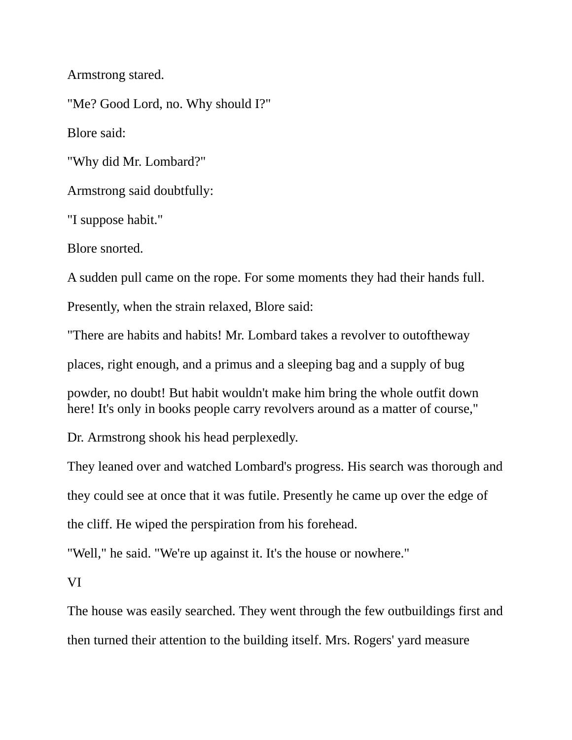Armstrong stared.

"Me? Good Lord, no. Why should I?"

Blore said:

"Why did Mr. Lombard?"

Armstrong said doubtfully:

"I suppose habit."

Blore snorted.

A sudden pull came on the rope. For some moments they had their hands full.

Presently, when the strain relaxed, Blore said:

"There are habits and habits! Mr. Lombard takes a revolver to outoftheway places, right enough, and a primus and a sleeping bag and a supply of bug powder, no doubt! But habit wouldn't make him bring the whole outfit down here! It's only in books people carry revolvers around as a matter of course,"

Dr. Armstrong shook his head perplexedly.

They leaned over and watched Lombard's progress. His search was thorough and they could see at once that it was futile. Presently he came up over the edge of the cliff. He wiped the perspiration from his forehead.

"Well," he said. "We're up against it. It's the house or nowhere."

## VI

The house was easily searched. They went through the few outbuildings first and then turned their attention to the building itself. Mrs. Rogers' yard measure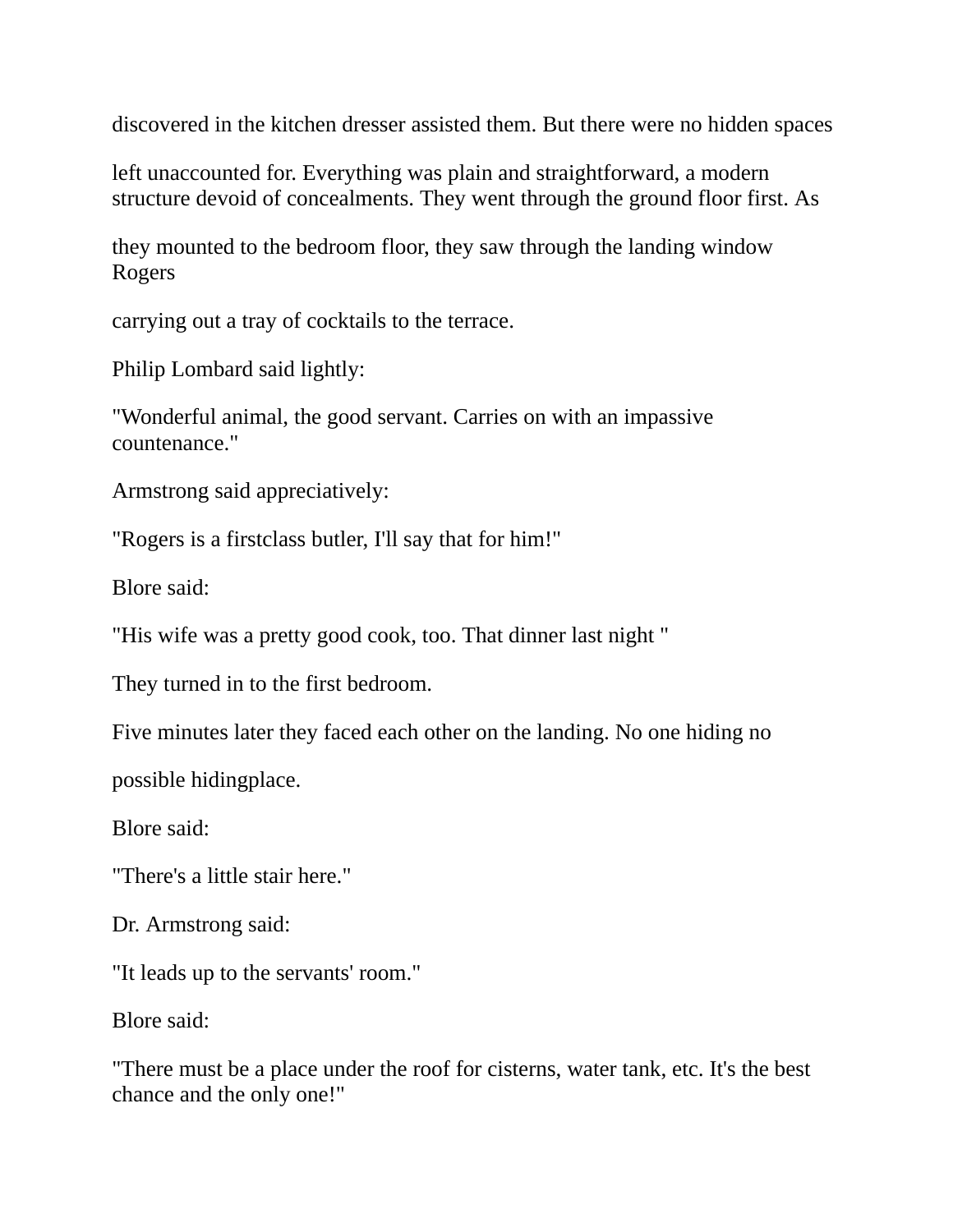discovered in the kitchen dresser assisted them. But there were no hidden spaces left unaccounted for. Everything was plain and straightforward, a modern structure devoid of concealments. They went through the ground floor first. As they mounted to the bedroom floor, they saw through the landing window Rogers carrying out a tray of cocktails to the terrace.

Philip Lombard said lightly:

"Wonderful animal, the good servant. Carries on with an impassive countenance."

Armstrong said appreciatively:

"Rogers is a firstclass butler, I'll say that for him!"

Blore said:

"His wife was a pretty good cook, too. That dinner last night "

They turned in to the first bedroom.

Five minutes later they faced each other on the landing. No one hiding no possible hidingplace.

Blore said:

"There's a little stair here."

Dr. Armstrong said:

"It leads up to the servants' room."

Blore said:

"There must be a place under the roof for cisterns, water tank, etc. It's the best chance and the only one!"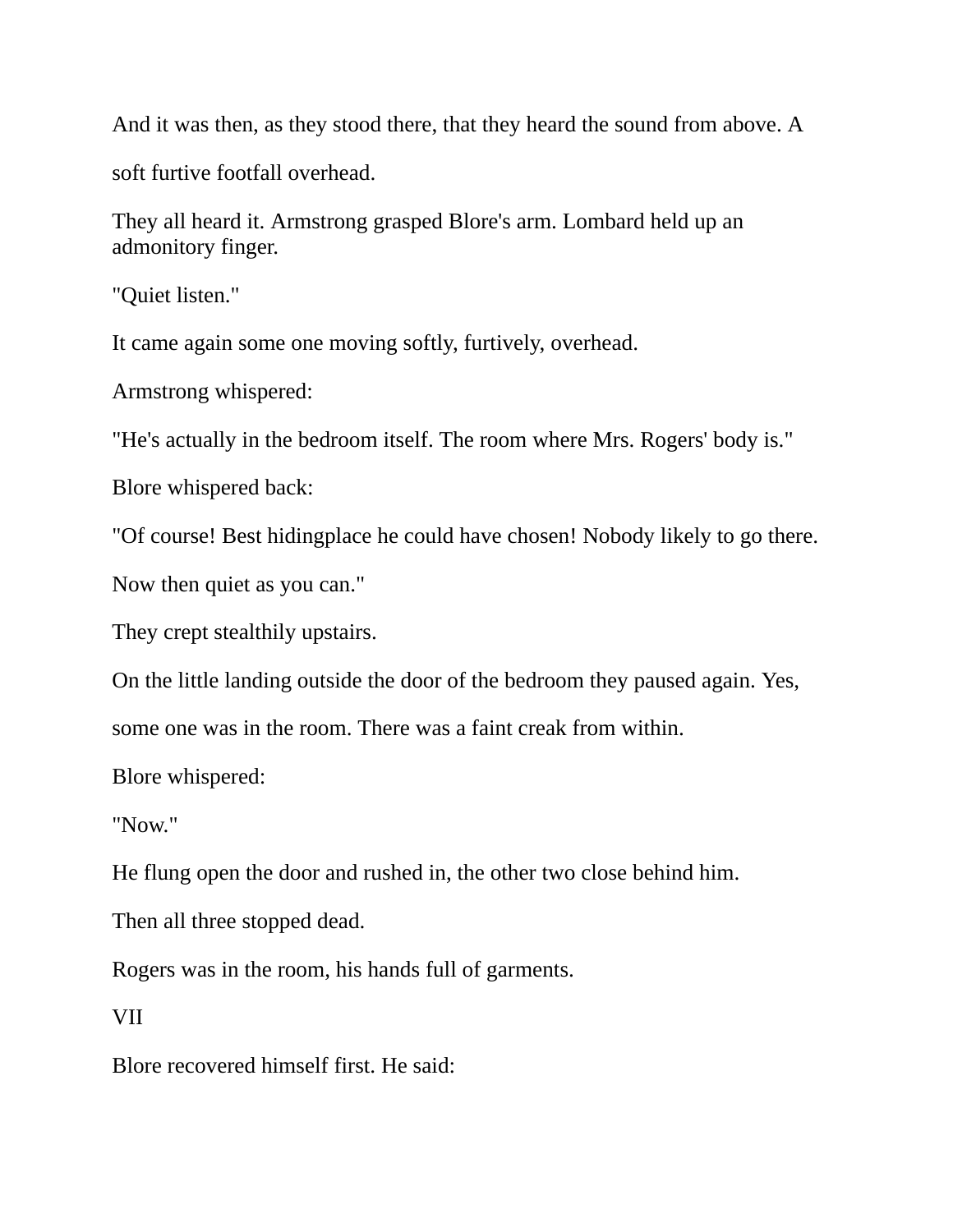And it was then, as they stood there, that they heard the sound from above. A soft furtive footfall overhead.

They all heard it. Armstrong grasped Blore's arm. Lombard held up an admonitory finger.

"Quiet listen."

It came again some one moving softly, furtively, overhead.

Armstrong whispered:

"He's actually in the bedroom itself. The room where Mrs. Rogers' body is."

Blore whispered back:

"Of course! Best hidingplace he could have chosen! Nobody likely to go there. Now then quiet as you can."

They crept stealthily upstairs.

On the little landing outside the door of the bedroom they paused again. Yes, some one was in the room. There was a faint creak from within.

Blore whispered:

"Now."

He flung open the door and rushed in, the other two close behind him.

Then all three stopped dead.

Rogers was in the room, his hands full of garments.

## VII

Blore recovered himself first. He said: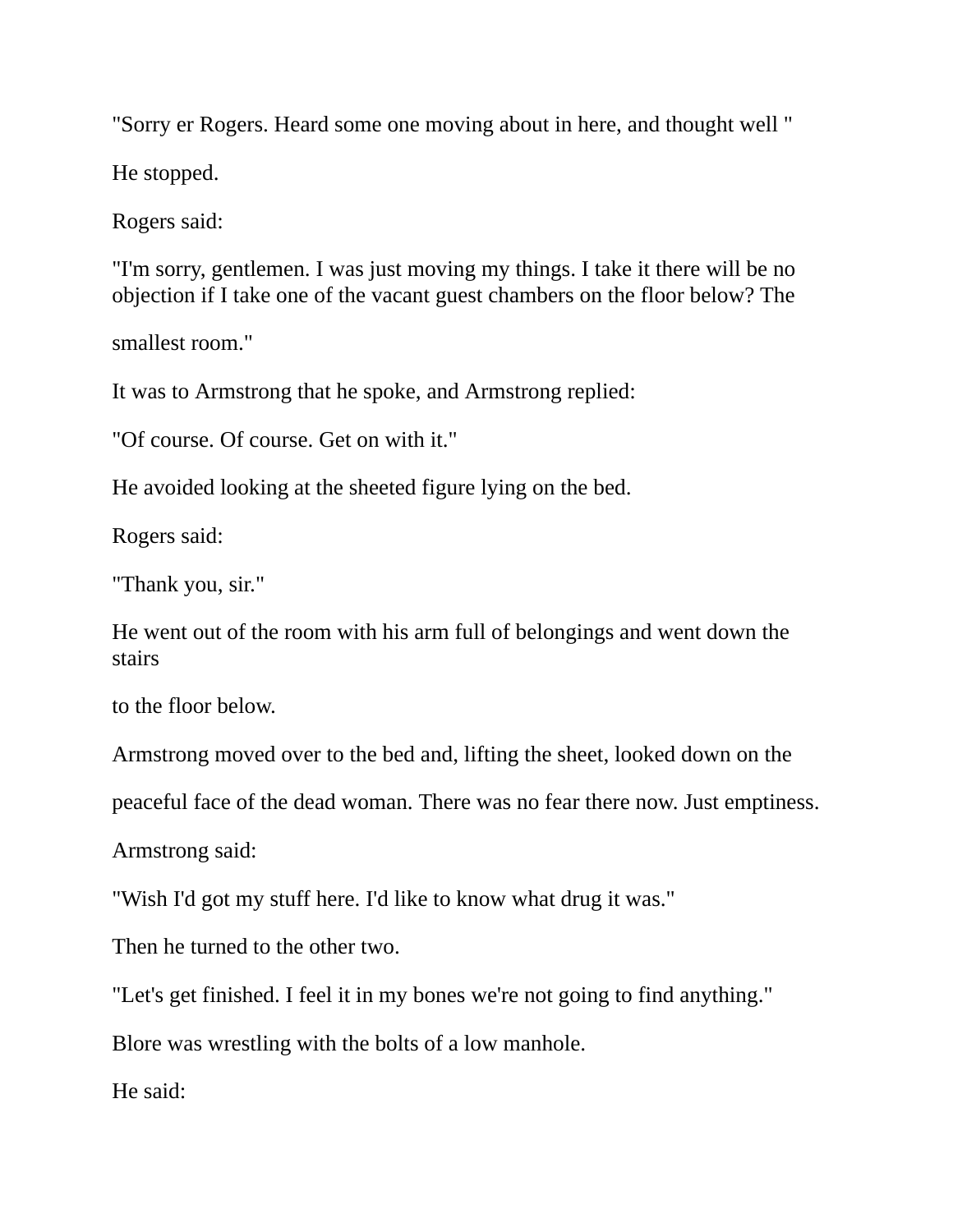"Sorry er Rogers. Heard some one moving about in here, and thought well "

He stopped.

Rogers said:

"I'm sorry, gentlemen. I was just moving my things. I take it there will be no objection if I take one of the vacant guest chambers on the floor below? The smallest room."

It was to Armstrong that he spoke, and Armstrong replied:

"Of course. Of course. Get on with it."

He avoided looking at the sheeted figure lying on the bed.

Rogers said:

"Thank you, sir."

He went out of the room with his arm full of belongings and went down the stairs to the floor below.

Armstrong moved over to the bed and, lifting the sheet, looked down on the peaceful face of the dead woman. There was no fear there now. Just emptiness.

Armstrong said:

"Wish I'd got my stuff here. I'd like to know what drug it was."

Then he turned to the other two.

"Let's get finished. I feel it in my bones we're not going to find anything."

Blore was wrestling with the bolts of a low manhole.

He said: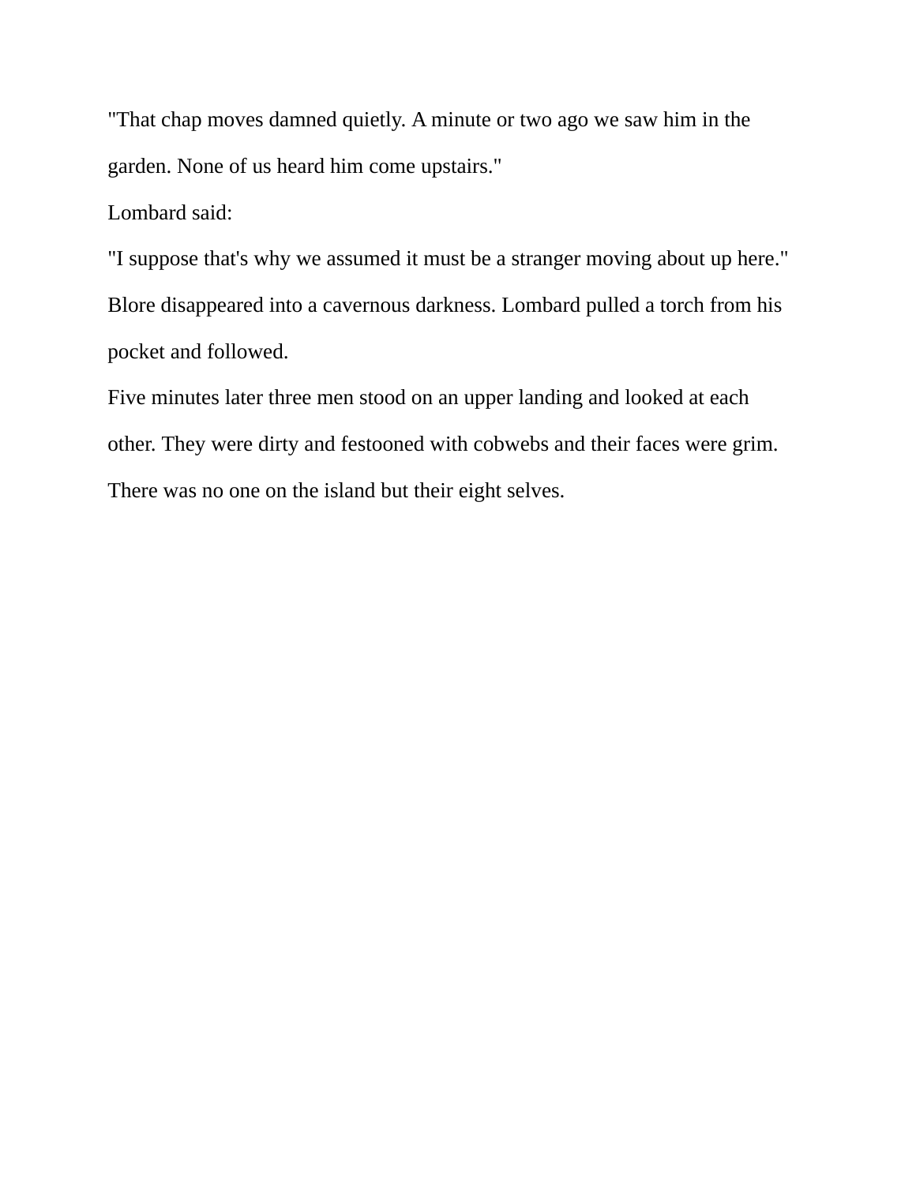"That chap moves damned quietly. A minute or two ago we saw him in the garden. None of us heard him come upstairs."

Lombard said:

"I suppose that's why we assumed it must be a stranger moving about up here."

Blore disappeared into a cavernous darkness. Lombard pulled a torch from his pocket and followed.

Five minutes later three men stood on an upper landing and looked at each other. They were dirty and festooned with cobwebs and their faces were grim.

There was no one on the island but their eight selves.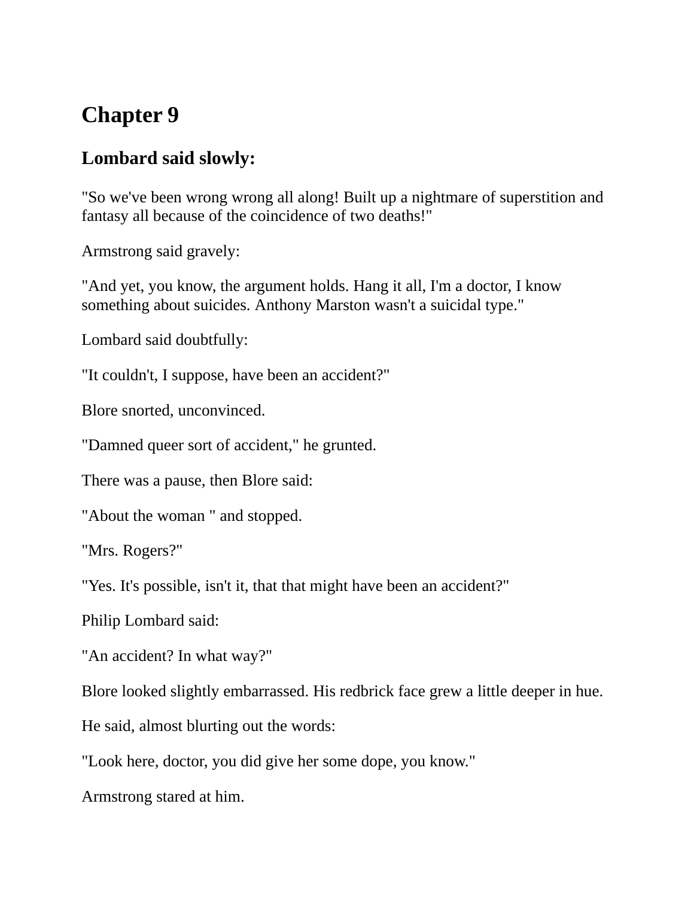# Chapter 9

## Lombard said slowly:

"So we've been wrong wrong all along! Built up a nightmare of superstition and fantasy all because of the coincidence of two deaths!"

Armstrong said gravely:

"And yet, you know, the argument holds. Hang it all, I'm a doctor, I know something about suicides. Anthony Marston wasn't a suicidal type."

Lombard said doubtfully:

"It couldn't, I suppose, have been an accident?"

Blore snorted, unconvinced.

"Damned queer sort of accident," he grunted.

There was a pause, then Blore said:

"About the woman " and stopped.

"Mrs. Rogers?"

"Yes. It's possible, isn't it, that that might have been an accident?"

Philip Lombard said:

"An accident? In what way?"

Blore looked slightly embarrassed. His redbrick face grew a little deeper in hue.

He said, almost blurting out the words:

"Look here, doctor, you did give her some dope, you know."

Armstrong stared at him.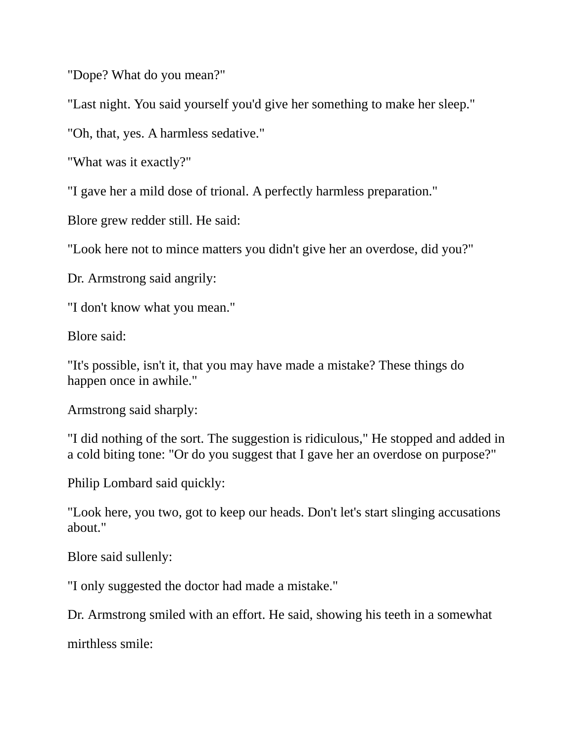"Dope? What do you mean?"

"Last night. You said yourself you'd give her something to make her sleep."

"Oh, that, yes. A harmless sedative."

"What was it exactly?"

"I gave her a mild dose of trional. A perfectly harmless preparation."

Blore grew redder still. He said:

"Look here not to mince matters you didn't give her an overdose, did you?"

Dr. Armstrong said angrily:

"I don't know what you mean."

Blore said:

"It's possible, isn't it, that you may have made a mistake? These things do happen once in awhile."

Armstrong said sharply:

"I did nothing of the sort. The suggestion is ridiculous," He stopped and added in a cold biting tone: "Or do you suggest that I gave her an overdose on purpose?"

Philip Lombard said quickly:

"Look here, you two, got to keep our heads. Don't let's start slinging accusations about."

Blore said sullenly:

"I only suggested the doctor had made a mistake."

Dr. Armstrong smiled with an effort. He said, showing his teeth in a somewhat mirthless smile: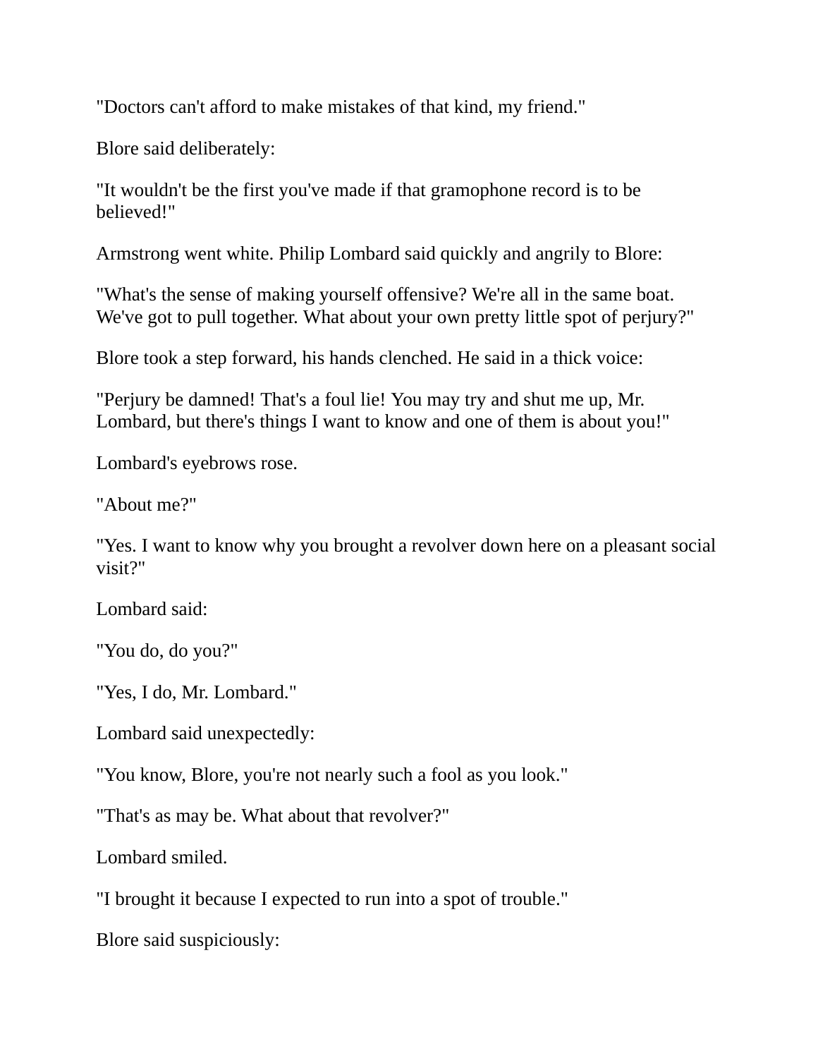"Doctors can't afford to make mistakes of that kind, my friend."

Blore said deliberately:

"It wouldn't be the first you've made if that gramophone record is to be believed!"

Armstrong went white. Philip Lombard said quickly and angrily to Blore:

"What's the sense of making yourself offensive? We're all in the same boat. We've got to pull together. What about your own pretty little spot of perjury?"

Blore took a step forward, his hands clenched. He said in a thick voice:

"Perjury be damned! That's a foul lie! You may try and shut me up, Mr. Lombard, but there's things I want to know and one of them is about you!"

Lombard's eyebrows rose.

"About me?"

"Yes. I want to know why you brought a revolver down here on a pleasant social visit?"

Lombard said:

"You do, do you?"

"Yes, I do, Mr. Lombard."

Lombard said unexpectedly:

"You know, Blore, you're not nearly such a fool as you look."

"That's as may be. What about that revolver?"

Lombard smiled.

"I brought it because I expected to run into a spot of trouble."

Blore said suspiciously: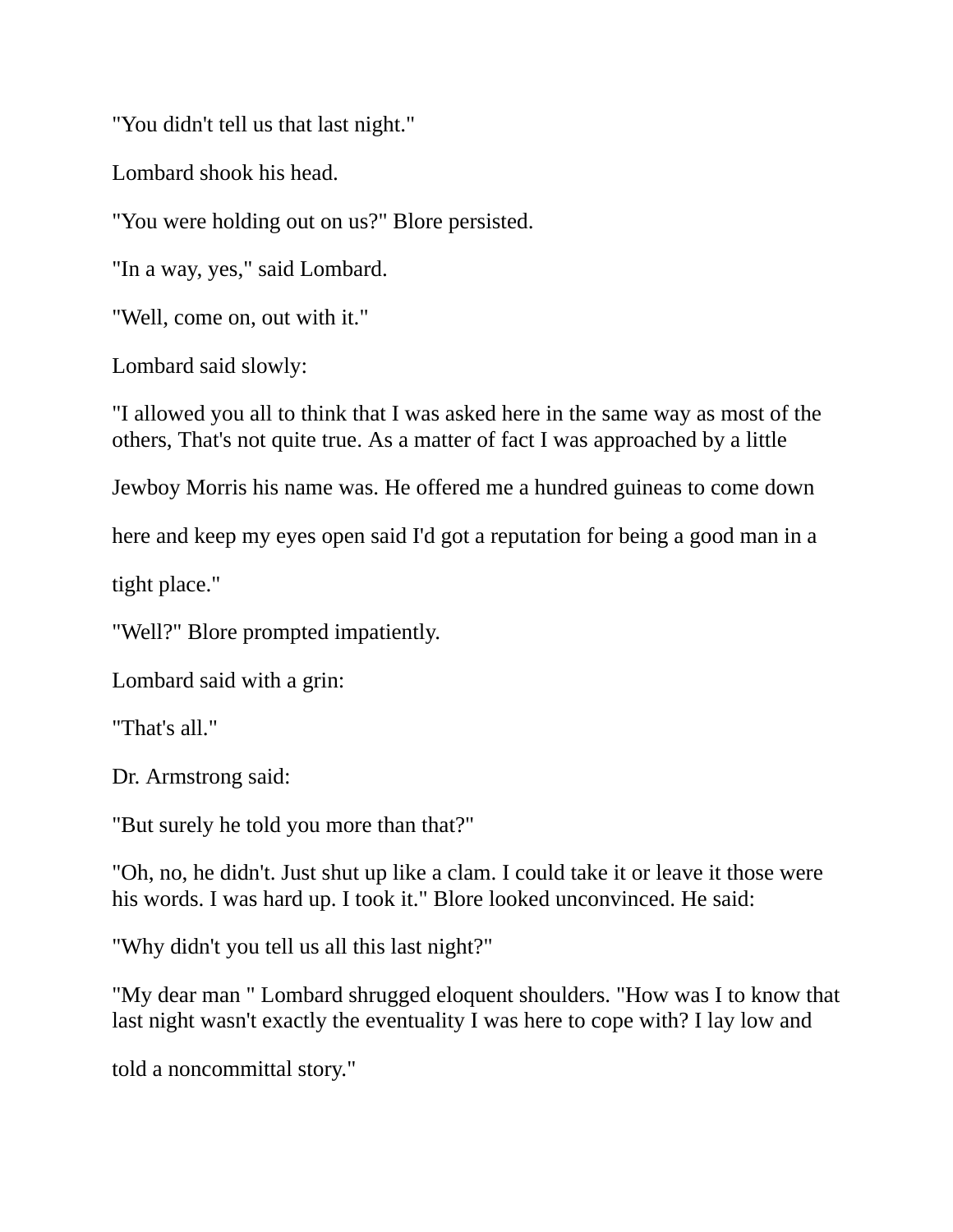"You didn't tell us that last night."

Lombard shook his head.

"You were holding out on us?" Blore persisted.

"In a way, yes," said Lombard.

"Well, come on, out with it."

Lombard said slowly:

"I allowed you all to think that I was asked here in the same way as most of the others, That's not quite true. As a matter of fact I was approached by a little Jewboy Morris his name was. He offered me a hundred guineas to come down here and keep my eyes open said I'd got a reputation for being a good man in a tight place."

"Well?" Blore prompted impatiently.

Lombard said with a grin:

"That's all."

Dr. Armstrong said:

"But surely he told you more than that?"

"Oh, no, he didn't. Just shut up like a clam. I could take it or leave it those were his words. I was hard up. I took it." Blore looked unconvinced. He said:

"Why didn't you tell us all this last night?"

"My dear man " Lombard shrugged eloquent shoulders. "How was I to know that last night wasn't exactly the eventuality I was here to cope with? I lay low and told a noncommittal story."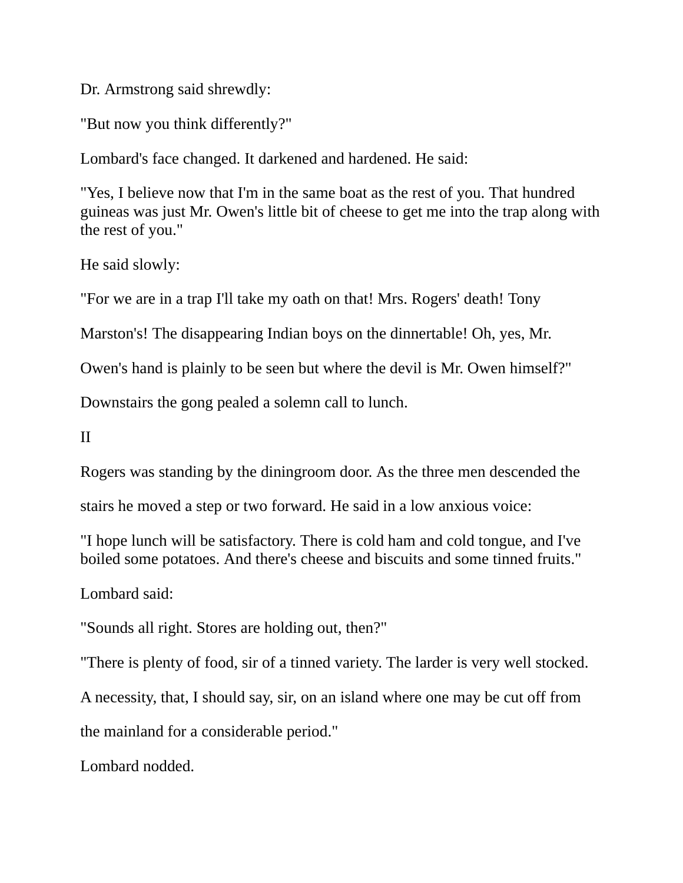Dr. Armstrong said shrewdly:

"But now you think differently?"

Lombard's face changed. It darkened and hardened. He said:

"Yes, I believe now that I'm in the same boat as the rest of you. That hundred guineas was just Mr. Owen's little bit of cheese to get me into the trap along with the rest of you."

He said slowly:

"For we are in a trap I'll take my oath on that! Mrs. Rogers' death! Tony Marston's! The disappearing Indian boys on the dinnertable! Oh, yes, Mr. Owen's hand is plainly to be seen but where the devil is Mr. Owen himself?"

Downstairs the gong pealed a solemn call to lunch.

## II

Rogers was standing by the diningroom door. As the three men descended the stairs he moved a step or two forward. He said in a low anxious voice:

"I hope lunch will be satisfactory. There is cold ham and cold tongue, and I've boiled some potatoes. And there's cheese and biscuits and some tinned fruits."

Lombard said:

"Sounds all right. Stores are holding out, then?"

"There is plenty of food, sir of a tinned variety. The larder is very well stocked. A necessity, that, I should say, sir, on an island where one may be cut off from the mainland for a considerable period."

Lombard nodded.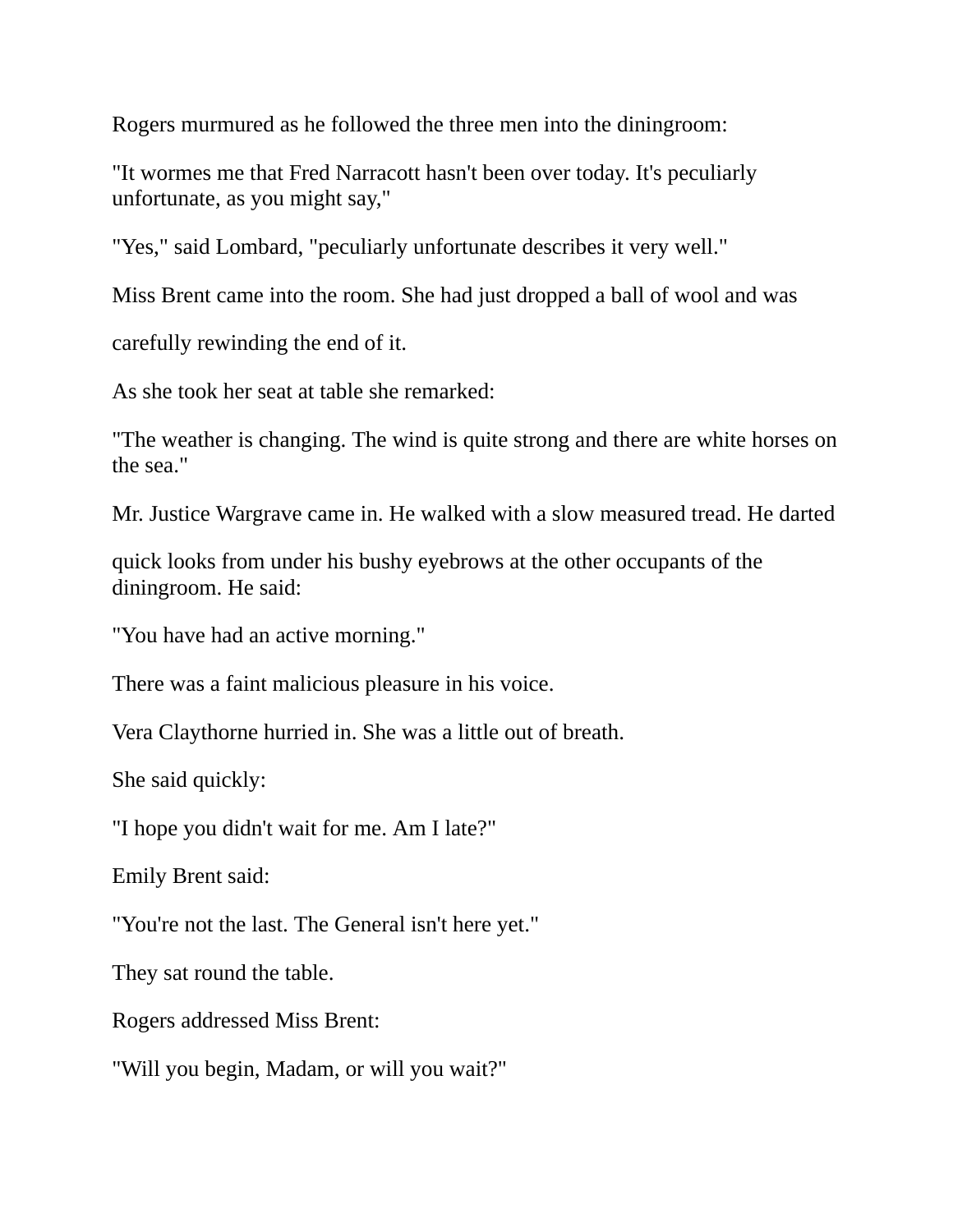Rogers murmured as he followed the three men into the diningroom:

"It wormes me that Fred Narracott hasn't been over today. It's peculiarly unfortunate, as you might say,"

"Yes," said Lombard, "peculiarly unfortunate describes it very well."

Miss Brent came into the room. She had just dropped a ball of wool and was carefully rewinding the end of it.

As she took her seat at table she remarked:

"The weather is changing. The wind is quite strong and there are white horses on the sea."

Mr. Justice Wargrave came in. He walked with a slow measured tread. He darted quick looks from under his bushy eyebrows at the other occupants of the diningroom. He said:

"You have had an active morning."

There was a faint malicious pleasure in his voice.

Vera Claythorne hurried in. She was a little out of breath.

She said quickly:

"I hope you didn't wait for me. Am I late?"

Emily Brent said:

"You're not the last. The General isn't here yet."

They sat round the table.

Rogers addressed Miss Brent:

"Will you begin, Madam, or will you wait?"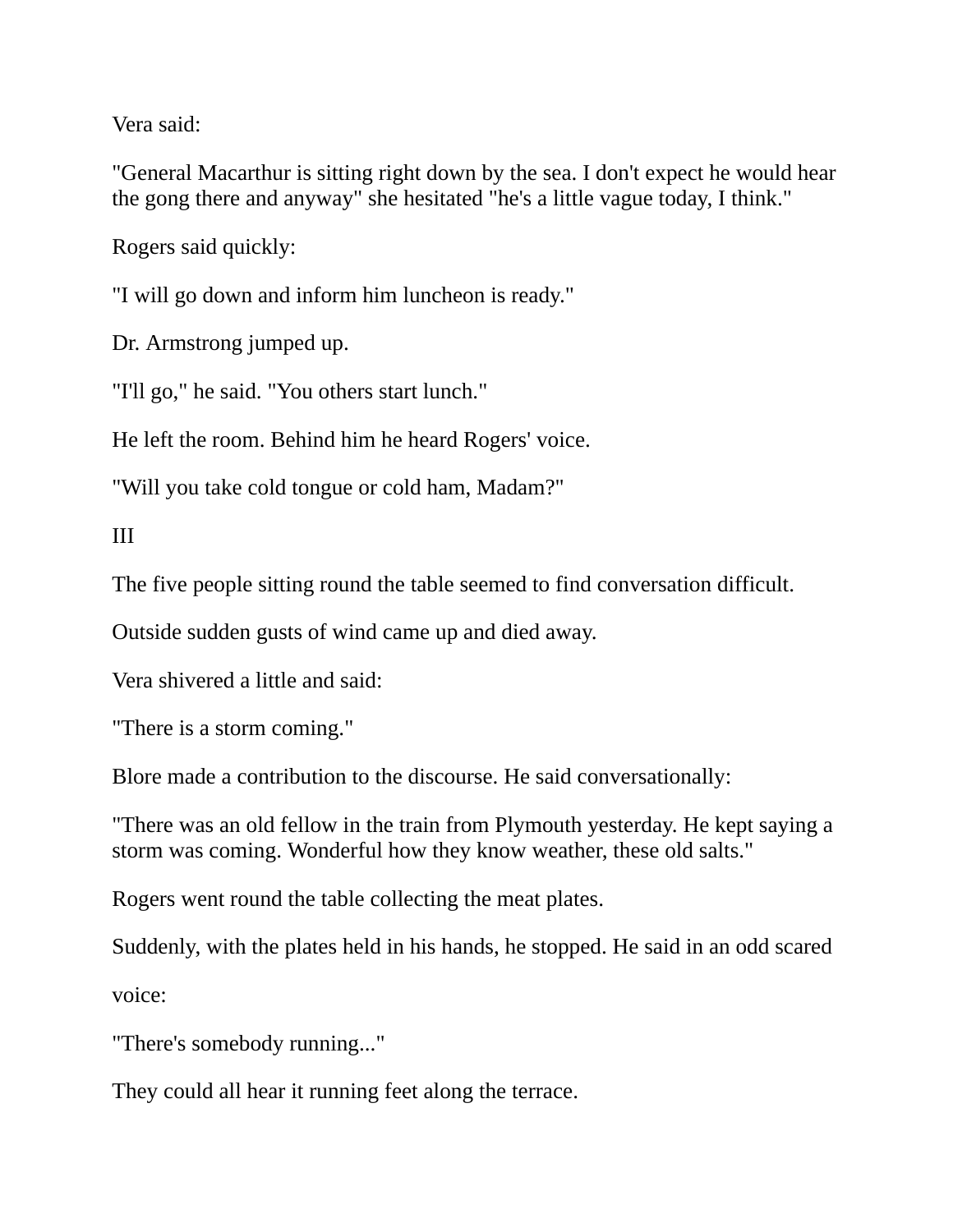Vera said:

"General Macarthur is sitting right down by the sea. I don't expect he would hear the gong there and anyway" she hesitated "he's a little vague today, I think."

Rogers said quickly:

"I will go down and inform him luncheon is ready."

Dr. Armstrong jumped up.

"I'll go," he said. "You others start lunch."

He left the room. Behind him he heard Rogers' voice.

"Will you take cold tongue or cold ham, Madam?"

III

The five people sitting round the table seemed to find conversation difficult.

Outside sudden gusts of wind came up and died away.

Vera shivered a little and said:

"There is a storm coming."

Blore made a contribution to the discourse. He said conversationally:

"There was an old fellow in the train from Plymouth yesterday. He kept saying a storm was coming. Wonderful how they know weather, these old salts."

Rogers went round the table collecting the meat plates.

Suddenly, with the plates held in his hands, he stopped. He said in an odd scared

voice:

"There's somebody running..."

They could all hear it running feet along the terrace.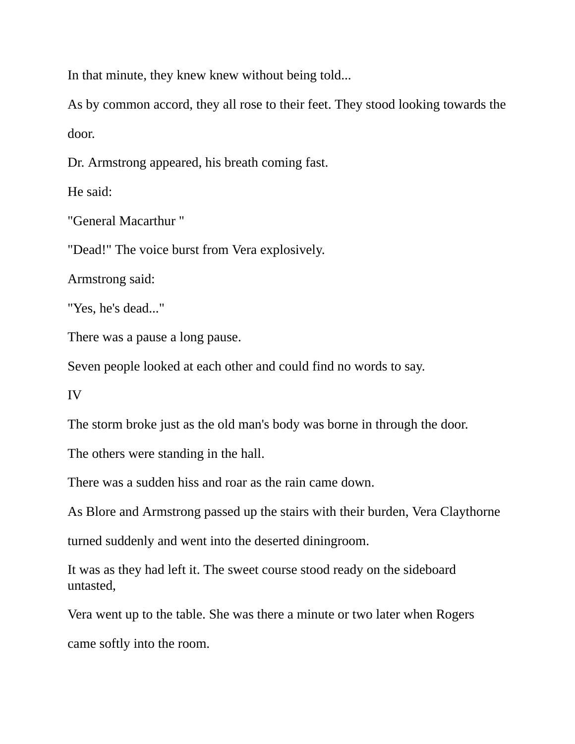In that minute, they knew knew without being told...

As by common accord, they all rose to their feet. They stood looking towards the door.

Dr. Armstrong appeared, his breath coming fast.

He said:

"General Macarthur "

"Dead!" The voice burst from Vera explosively.

Armstrong said:

"Yes, he's dead..."

There was a pause a long pause.

Seven people looked at each other and could find no words to say.

IV

The storm broke just as the old man's body was borne in through the door.

The others were standing in the hall.

There was a sudden hiss and roar as the rain came down.

As Blore and Armstrong passed up the stairs with their burden, Vera Claythorne turned suddenly and went into the deserted diningroom.

It was as they had left it. The sweet course stood ready on the sideboard untasted,

Vera went up to the table. She was there a minute or two later when Rogers came softly into the room.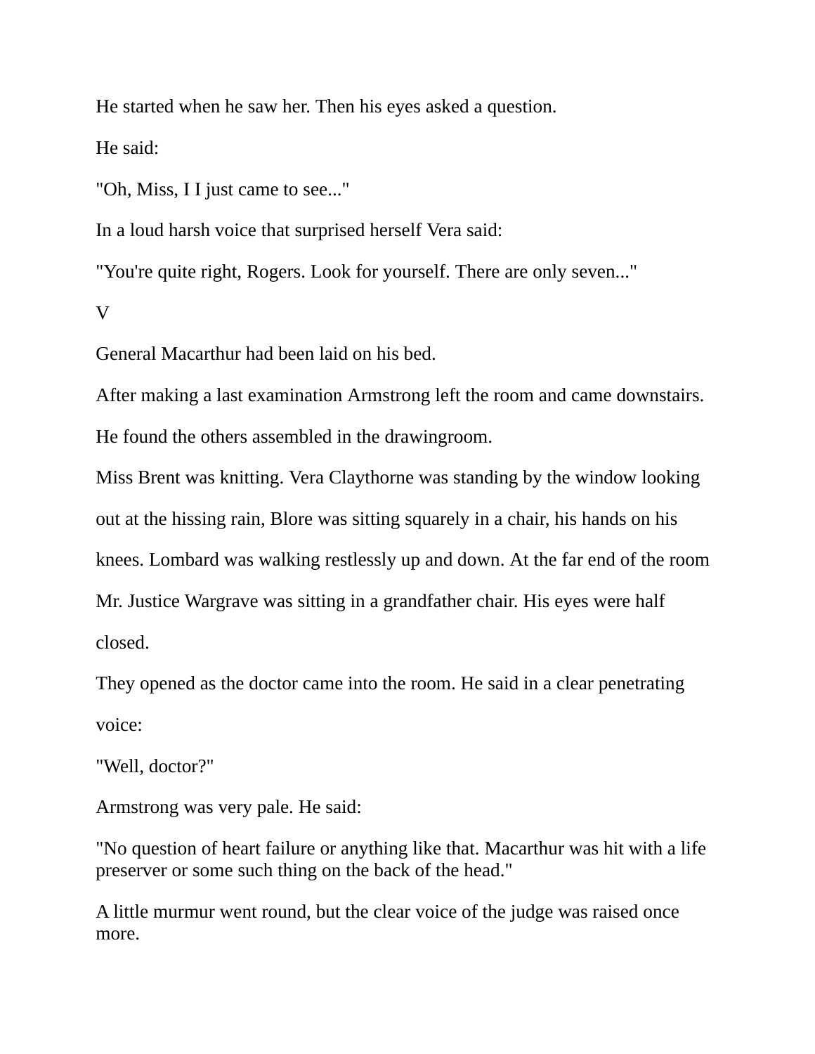He started when he saw her. Then his eyes asked a question.

He said:

"Oh, Miss, I I just came to see..."

In a loud harsh voice that surprised herself Vera said:

"You're quite right, Rogers. Look for yourself. There are only seven..."

V

General Macarthur had been laid on his bed.

After making a last examination Armstrong left the room and came downstairs.

He found the others assembled in the drawingroom.

Miss Brent was knitting. Vera Claythorne was standing by the window looking out at the hissing rain, Blore was sitting squarely in a chair, his hands on his knees. Lombard was walking restlessly up and down. At the far end of the room Mr. Justice Wargrave was sitting in a grandfather chair. His eyes were half closed.

They opened as the doctor came into the room. He said in a clear penetrating voice:

"Well, doctor?"

Armstrong was very pale. He said:

"No question of heart failure or anything like that. Macarthur was hit with a life preserver or some such thing on the back of the head."

A little murmur went round, but the clear voice of the judge was raised once more.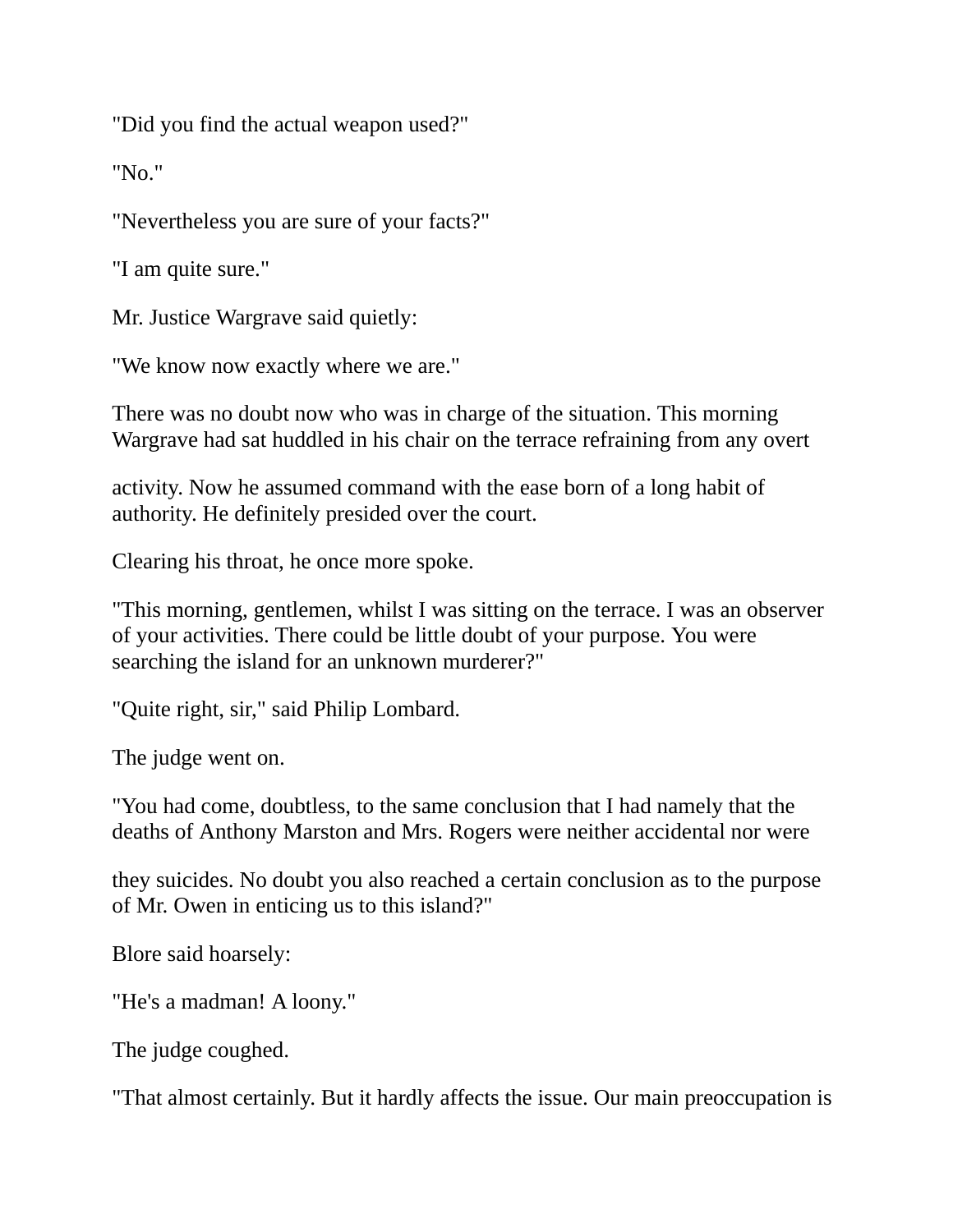"Did you find the actual weapon used?"

"No."

"Nevertheless you are sure of your facts?"

"I am quite sure."

Mr. Justice Wargrave said quietly:

"We know now exactly where we are."

There was no doubt now who was in charge of the situation. This morning Wargrave had sat huddled in his chair on the terrace refraining from any overt activity. Now he assumed command with the ease born of a long habit of authority. He definitely presided over the court.

Clearing his throat, he once more spoke.

"This morning, gentlemen, whilst I was sitting on the terrace. I was an observer of your activities. There could be little doubt of your purpose. You were searching the island for an unknown murderer?"

"Quite right, sir," said Philip Lombard.

The judge went on.

"You had come, doubtless, to the same conclusion that I had namely that the deaths of Anthony Marston and Mrs. Rogers were neither accidental nor were they suicides. No doubt you also reached a certain conclusion as to the purpose of Mr. Owen in enticing us to this island?"

Blore said hoarsely:

"He's a madman! A loony."

The judge coughed.

"That almost certainly. But it hardly affects the issue. Our main preoccupation is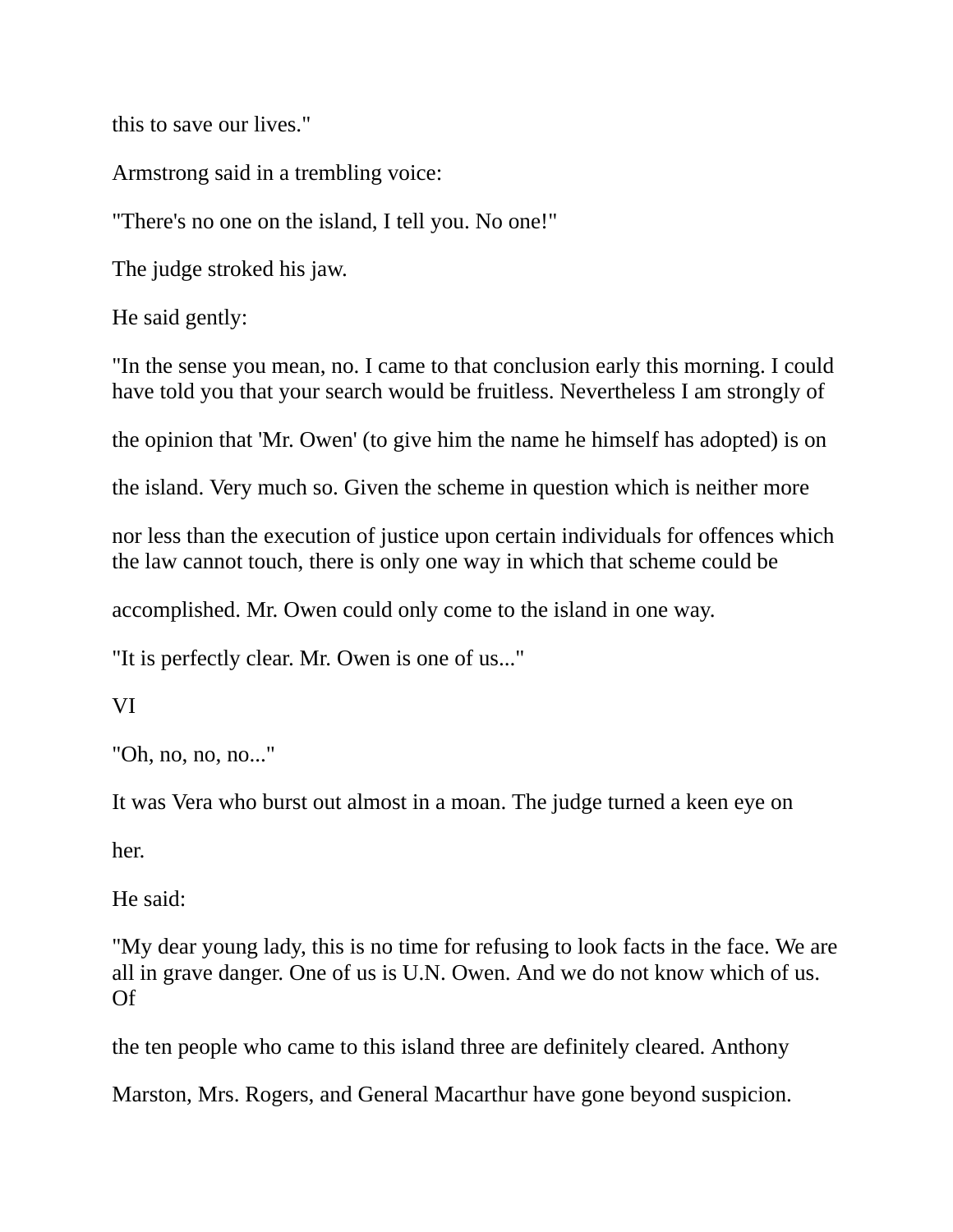this to save our lives."

Armstrong said in a trembling voice:

"There's no one on the island, I tell you. No one!"

The judge stroked his jaw.

He said gently:

"In the sense you mean, no. I came to that conclusion early this morning. I could have told you that your search would be fruitless. Nevertheless I am strongly of the opinion that 'Mr. Owen' (to give him the name he himself has adopted) is on the island. Very much so. Given the scheme in question which is neither more nor less than the execution of justice upon certain individuals for offences which the law cannot touch, there is only one way in which that scheme could be accomplished. Mr. Owen could only come to the island in one way.

"It is perfectly clear. Mr. Owen is one of us..."

VI

"Oh, no, no, no..."

It was Vera who burst out almost in a moan. The judge turned a keen eye on her.

He said:

"My dear young lady, this is no time for refusing to look facts in the face. We are all in grave danger. One of us is U.N. Owen. And we do not know which of us. Of the ten people who came to this island three are definitely cleared. Anthony Marston, Mrs. Rogers, and General Macarthur have gone beyond suspicion.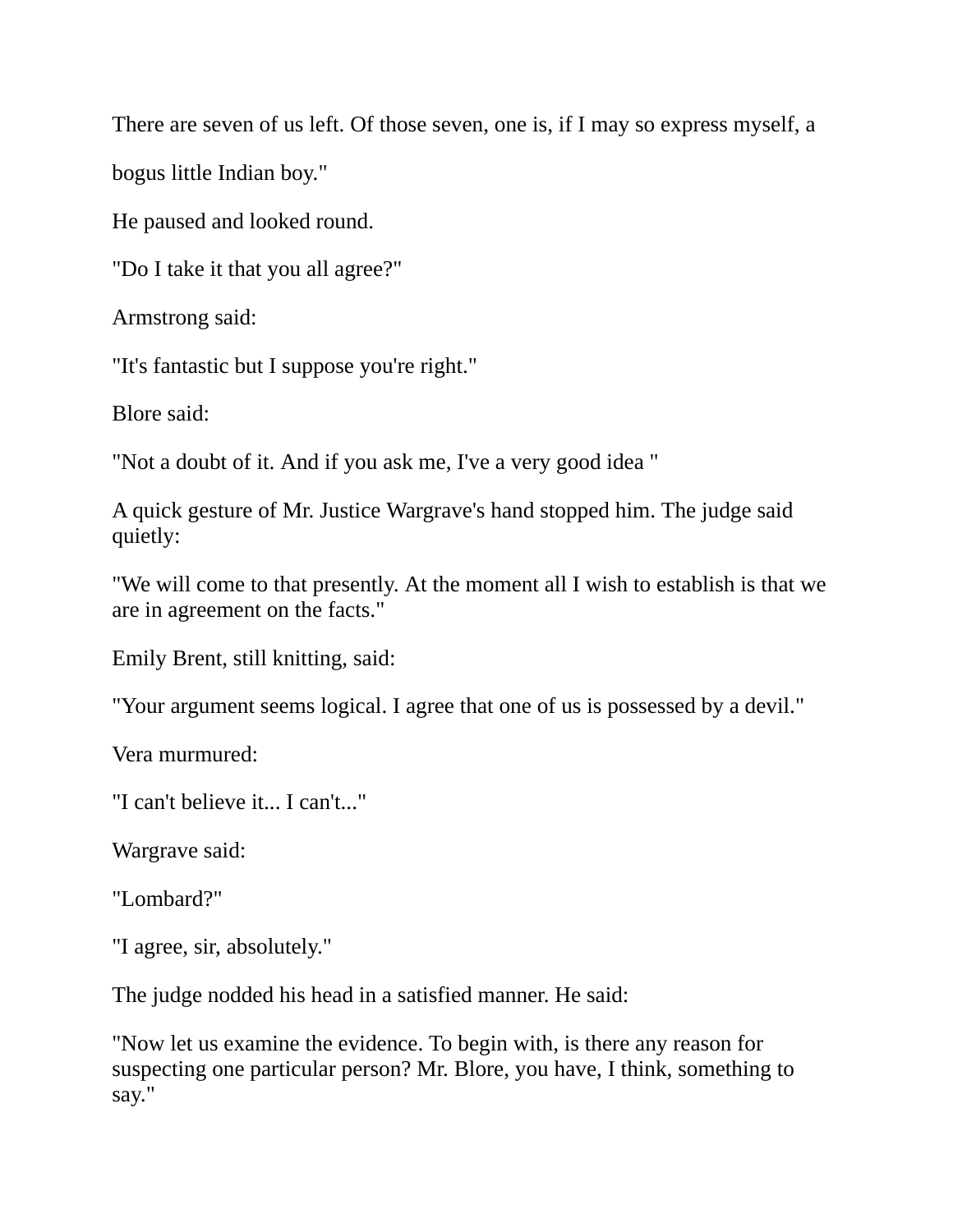There are seven of us left. Of those seven, one is, if I may so express myself, a bogus little Indian boy."

He paused and looked round.

"Do I take it that you all agree?"

Armstrong said:

"It's fantastic but I suppose you're right."

Blore said:

"Not a doubt of it. And if you ask me, I've a very good idea "

A quick gesture of Mr. Justice Wargrave's hand stopped him. The judge said quietly:

"We will come to that presently. At the moment all I wish to establish is that we are in agreement on the facts."

Emily Brent, still knitting, said:

"Your argument seems logical. I agree that one of us is possessed by a devil."

Vera murmured:

"I can't believe it... I can't..."

Wargrave said:

"Lombard?"

"I agree, sir, absolutely."

The judge nodded his head in a satisfied manner. He said:

"Now let us examine the evidence. To begin with, is there any reason for suspecting one particular person? Mr. Blore, you have, I think, something to say."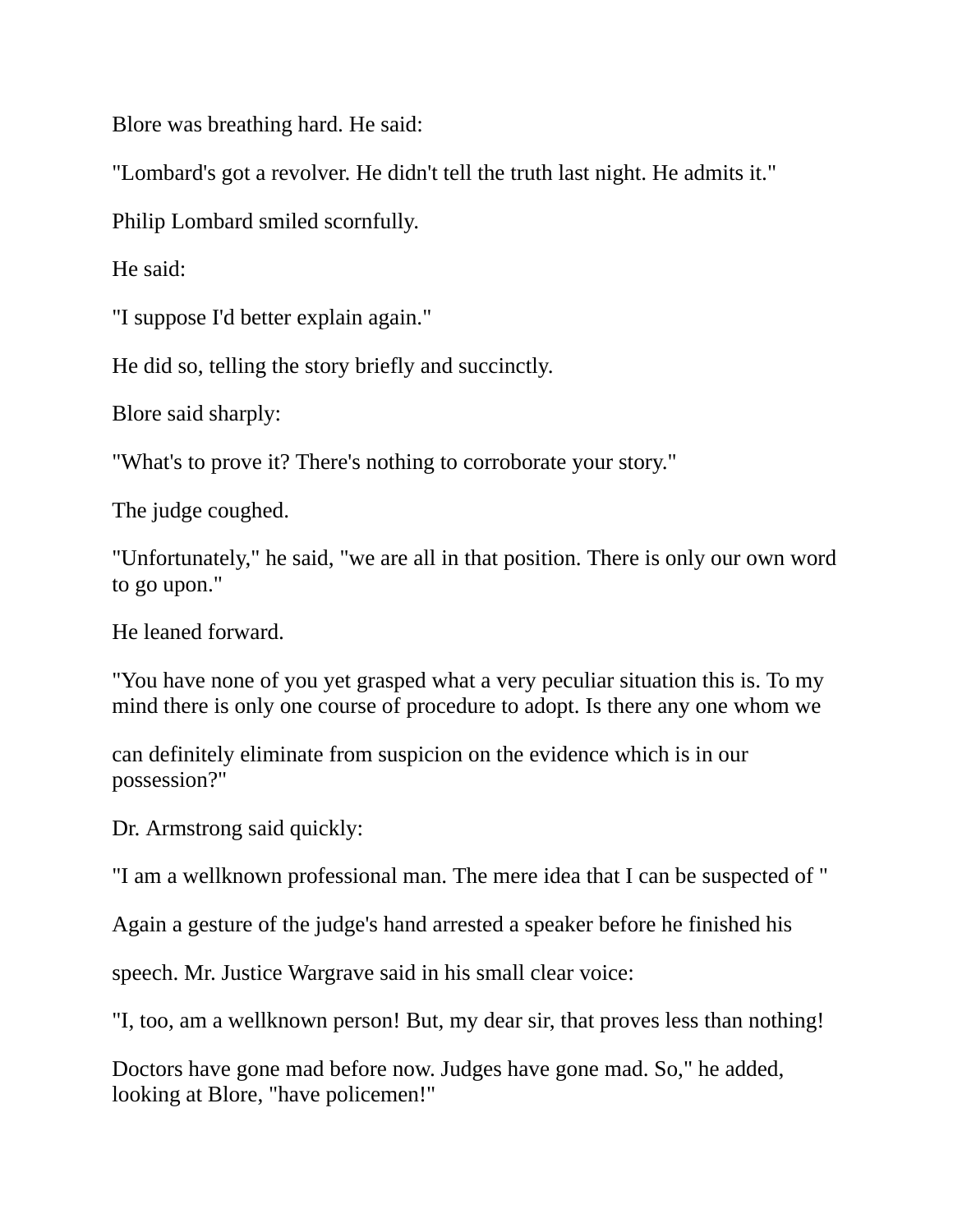Blore was breathing hard. He said:

"Lombard's got a revolver. He didn't tell the truth last night. He admits it."

Philip Lombard smiled scornfully.

He said:

"I suppose I'd better explain again."

He did so, telling the story briefly and succinctly.

Blore said sharply:

"What's to prove it? There's nothing to corroborate your story."

The judge coughed.

"Unfortunately," he said, "we are all in that position. There is only our own word to go upon."

He leaned forward.

"You have none of you yet grasped what a very peculiar situation this is. To my mind there is only one course of procedure to adopt. Is there any one whom we can definitely eliminate from suspicion on the evidence which is in our possession?"

Dr. Armstrong said quickly:

"I am a wellknown professional man. The mere idea that I can be suspected of "

Again a gesture of the judge's hand arrested a speaker before he finished his speech. Mr. Justice Wargrave said in his small clear voice:

"I, too, am a wellknown person! But, my dear sir, that proves less than nothing! Doctors have gone mad before now. Judges have gone mad. So," he added, looking at Blore, "have policemen!"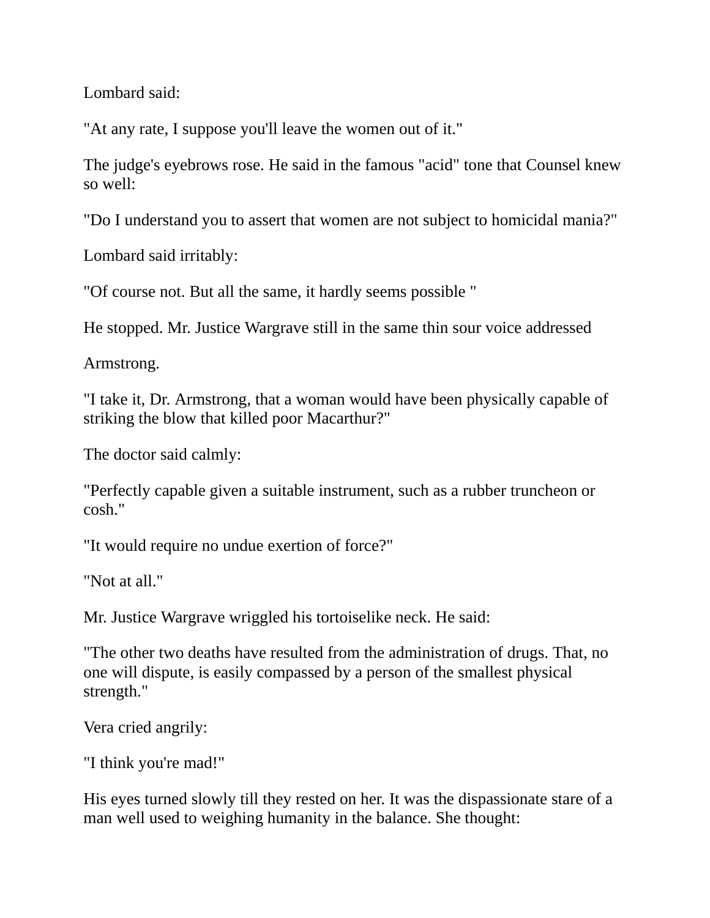Lombard said:

"At any rate, I suppose you'll leave the women out of it."

The judge's eyebrows rose. He said in the famous "acid" tone that Counsel knew so well:

"Do I understand you to assert that women are not subject to homicidal mania?"

Lombard said irritably:

"Of course not. But all the same, it hardly seems possible "

He stopped. Mr. Justice Wargrave still in the same thin sour voice addressed

Armstrong.

"I take it, Dr. Armstrong, that a woman would have been physically capable of striking the blow that killed poor Macarthur?"

The doctor said calmly:

"Perfectly capable given a suitable instrument, such as a rubber truncheon or cosh."

"It would require no undue exertion of force?"

"Not at all."

Mr. Justice Wargrave wriggled his tortoiselike neck. He said:

"The other two deaths have resulted from the administration of drugs. That, no one will dispute, is easily compassed by a person of the smallest physical strength."

Vera cried angrily:

"I think you're mad!"

His eyes turned slowly till they rested on her. It was the dispassionate stare of a man well used to weighing humanity in the balance. She thought: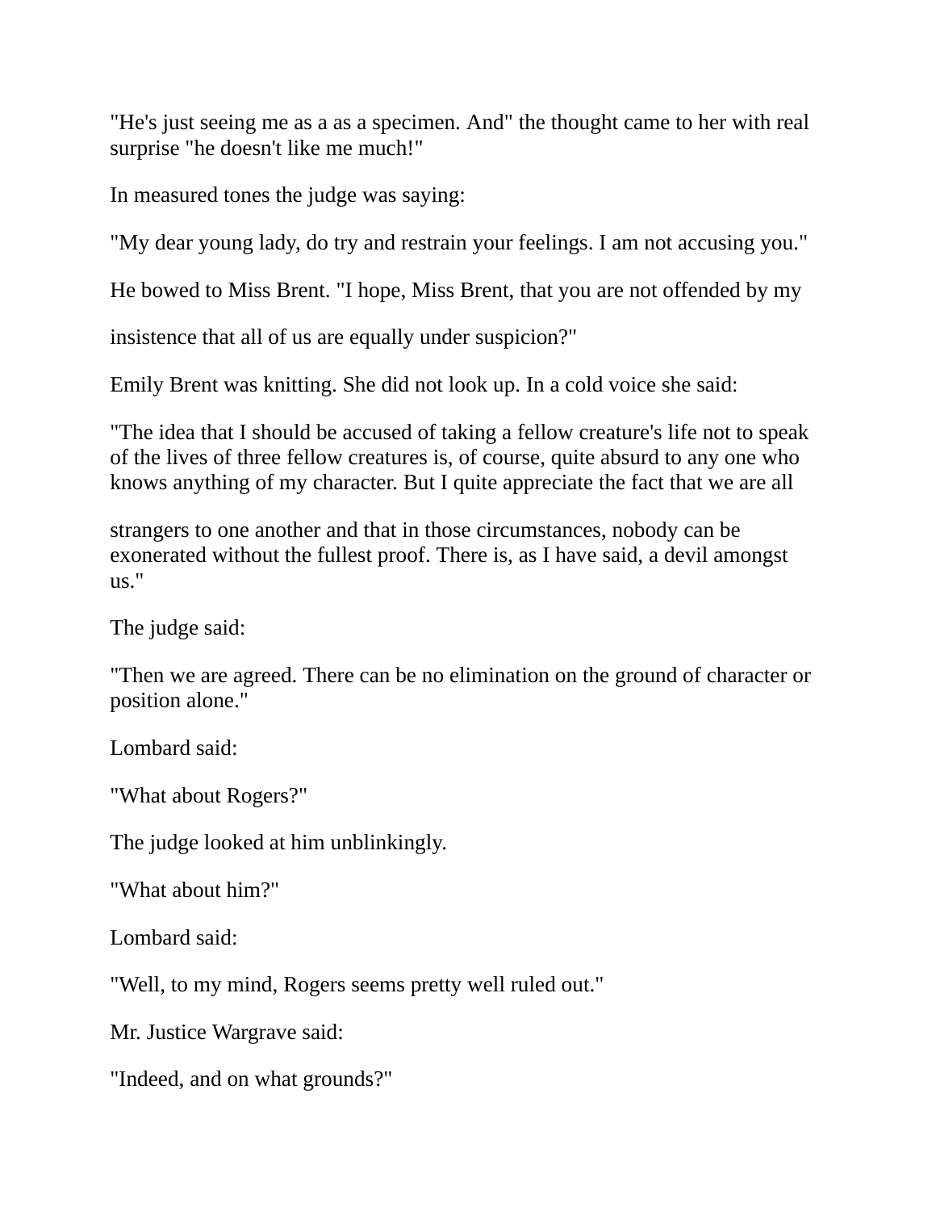"He's just seeing me as a as a specimen. And" the thought came to her with real surprise "he doesn't like me much!"

In measured tones the judge was saying:

"My dear young lady, do try and restrain your feelings. I am not accusing you."

He bowed to Miss Brent. "I hope, Miss Brent, that you are not offended by my insistence that all of us are equally under suspicion?"

Emily Brent was knitting. She did not look up. In a cold voice she said:

"The idea that I should be accused of taking a fellow creature's life not to speak of the lives of three fellow creatures is, of course, quite absurd to any one who knows anything of my character. But I quite appreciate the fact that we are all strangers to one another and that in those circumstances, nobody can be exonerated without the fullest proof. There is, as I have said, a devil amongst us."

The judge said:

"Then we are agreed. There can be no elimination on the ground of character or position alone."

Lombard said:

"What about Rogers?"

The judge looked at him unblinkingly.

"What about him?"

Lombard said:

"Well, to my mind, Rogers seems pretty well ruled out."

Mr. Justice Wargrave said:

"Indeed, and on what grounds?"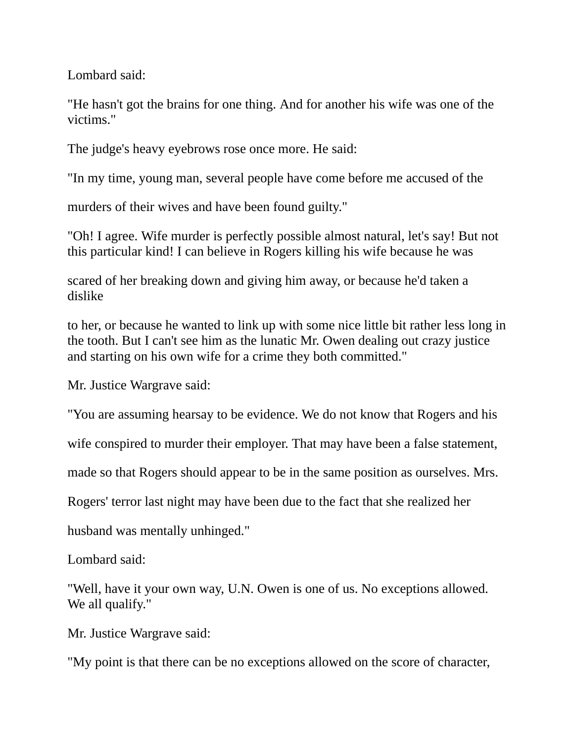Lombard said:

"He hasn't got the brains for one thing. And for another his wife was one of the victims."

The judge's heavy eyebrows rose once more. He said:

"In my time, young man, several people have come before me accused of the murders of their wives and have been found guilty."

"Oh! I agree. Wife murder is perfectly possible almost natural, let's say! But not this particular kind! I can believe in Rogers killing his wife because he was scared of her breaking down and giving him away, or because he'd taken a dislike to her, or because he wanted to link up with some nice little bit rather less long in the tooth. But I can't see him as the lunatic Mr. Owen dealing out crazy justice and starting on his own wife for a crime they both committed."

Mr. Justice Wargrave said:

"You are assuming hearsay to be evidence. We do not know that Rogers and his wife conspired to murder their employer. That may have been a false statement, made so that Rogers should appear to be in the same position as ourselves. Mrs. Rogers' terror last night may have been due to the fact that she realized her husband was mentally unhinged."

Lombard said:

"Well, have it your own way, U.N. Owen is one of us. No exceptions allowed. We all qualify."

Mr. Justice Wargrave said:

"My point is that there can be no exceptions allowed on the score of character,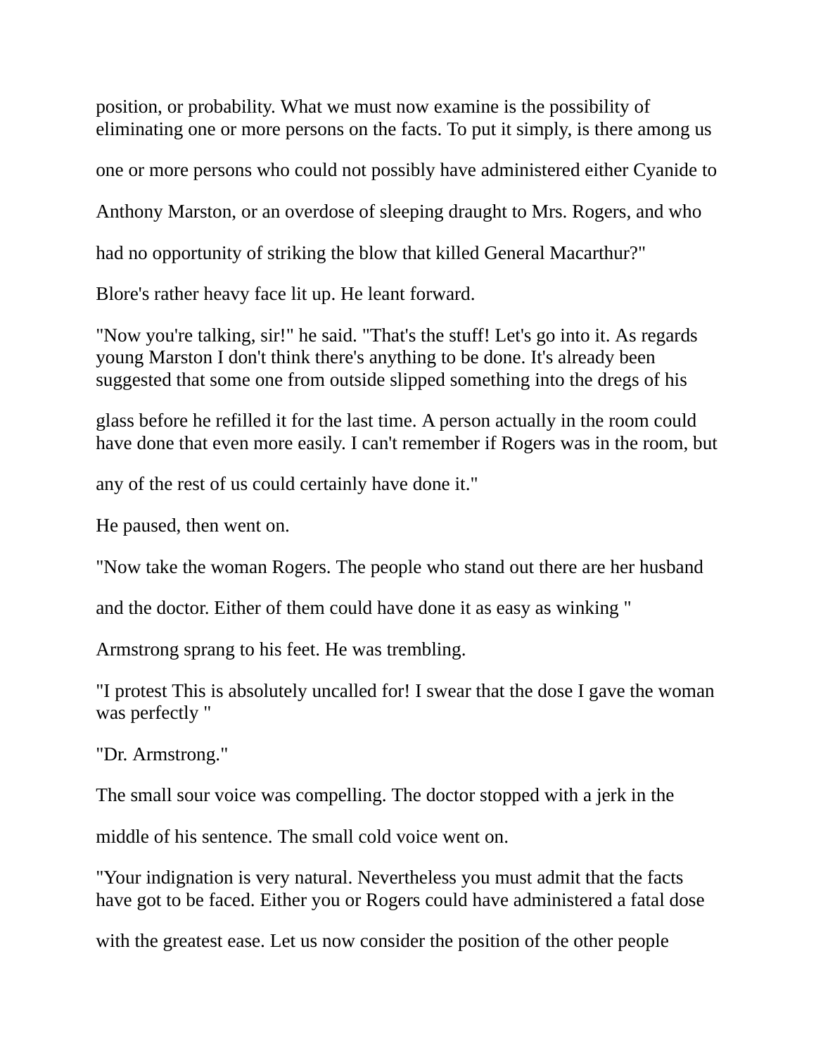position, or probability. What we must now examine is the possibility of eliminating one or more persons on the facts. To put it simply, is there among us one or more persons who could not possibly have administered either Cyanide to Anthony Marston, or an overdose of sleeping draught to Mrs. Rogers, and who had no opportunity of striking the blow that killed General Macarthur?"

Blore's rather heavy face lit up. He leant forward.

"Now you're talking, sir!" he said. "That's the stuff! Let's go into it. As regards young Marston I don't think there's anything to be done. It's already been suggested that some one from outside slipped something into the dregs of his glass before he refilled it for the last time. A person actually in the room could have done that even more easily. I can't remember if Rogers was in the room, but any of the rest of us could certainly have done it."

He paused, then went on.

"Now take the woman Rogers. The people who stand out there are her husband and the doctor. Either of them could have done it as easy as winking "

Armstrong sprang to his feet. He was trembling.

"I protest This is absolutely uncalled for! I swear that the dose I gave the woman was perfectly "

"Dr. Armstrong."

The small sour voice was compelling. The doctor stopped with a jerk in the middle of his sentence. The small cold voice went on.

"Your indignation is very natural. Nevertheless you must admit that the facts have got to be faced. Either you or Rogers could have administered a fatal dose with the greatest ease. Let us now consider the position of the other people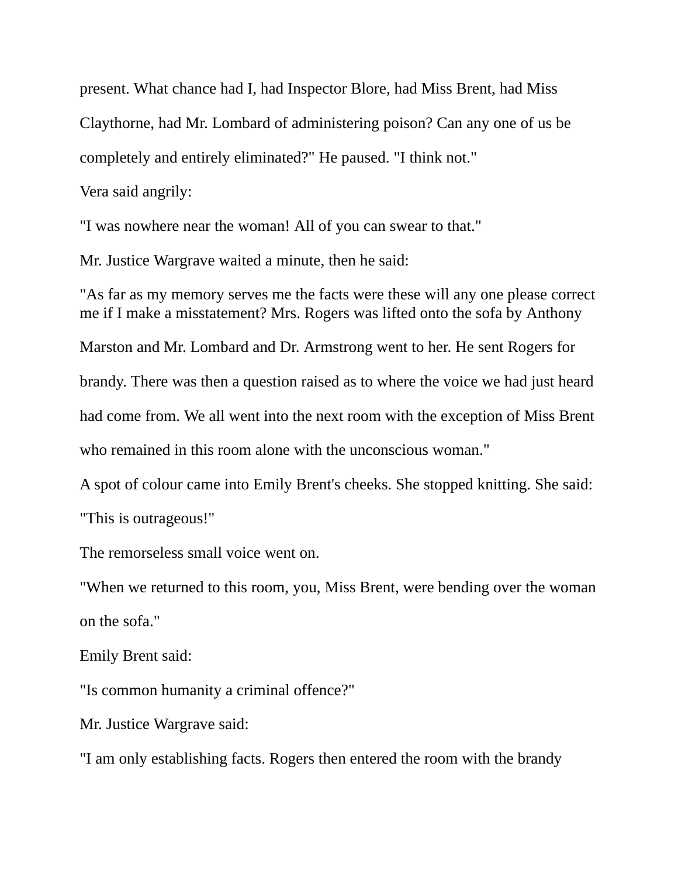present. What chance had I, had Inspector Blore, had Miss Brent, had Miss Claythorne, had Mr. Lombard of administering poison? Can any one of us be completely and entirely eliminated?" He paused. "I think not."

Vera said angrily:

"I was nowhere near the woman! All of you can swear to that."

Mr. Justice Wargrave waited a minute, then he said:

"As far as my memory serves me the facts were these will any one please correct me if I make a misstatement? Mrs. Rogers was lifted onto the sofa by Anthony Marston and Mr. Lombard and Dr. Armstrong went to her. He sent Rogers for brandy. There was then a question raised as to where the voice we had just heard had come from. We all went into the next room with the exception of Miss Brent who remained in this room alone with the unconscious woman."

A spot of colour came into Emily Brent's cheeks. She stopped knitting. She said:

"This is outrageous!"

The remorseless small voice went on.

"When we returned to this room, you, Miss Brent, were bending over the woman on the sofa."

Emily Brent said:

"Is common humanity a criminal offence?"

Mr. Justice Wargrave said:

"I am only establishing facts. Rogers then entered the room with the brandy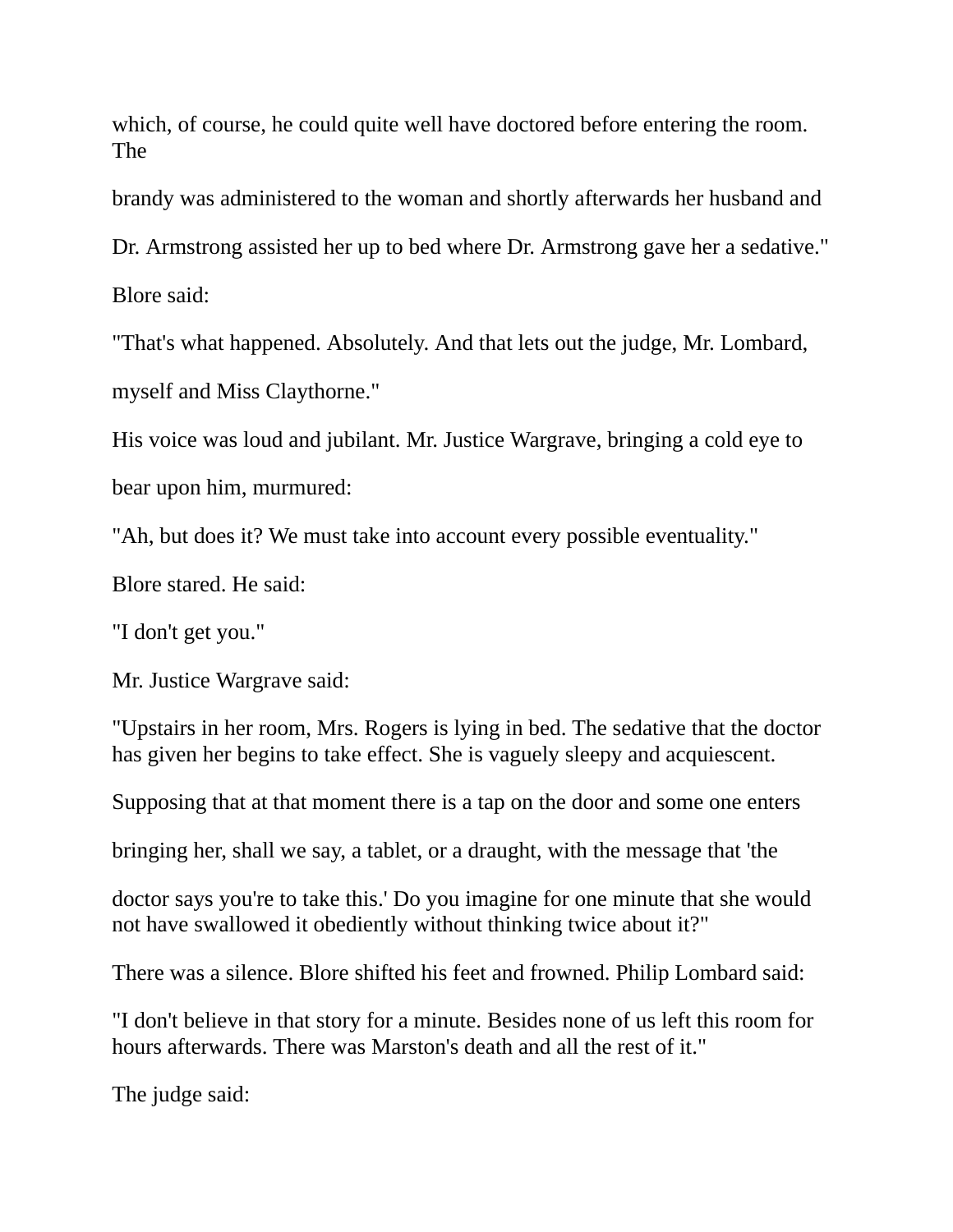which, of course, he could quite well have doctored before entering the room. The brandy was administered to the woman and shortly afterwards her husband and Dr. Armstrong assisted her up to bed where Dr. Armstrong gave her a sedative."

Blore said:

"That's what happened. Absolutely. And that lets out the judge, Mr. Lombard, myself and Miss Claythorne."

His voice was loud and jubilant. Mr. Justice Wargrave, bringing a cold eye to bear upon him, murmured:

"Ah, but does it? We must take into account every possible eventuality."

Blore stared. He said:

"I don't get you."

Mr. Justice Wargrave said:

"Upstairs in her room, Mrs. Rogers is lying in bed. The sedative that the doctor has given her begins to take effect. She is vaguely sleepy and acquiescent. Supposing that at that moment there is a tap on the door and some one enters bringing her, shall we say, a tablet, or a draught, with the message that 'the doctor says you're to take this.' Do you imagine for one minute that she would not have swallowed it obediently without thinking twice about it?"

There was a silence. Blore shifted his feet and frowned. Philip Lombard said:

"I don't believe in that story for a minute. Besides none of us left this room for hours afterwards. There was Marston's death and all the rest of it."

The judge said: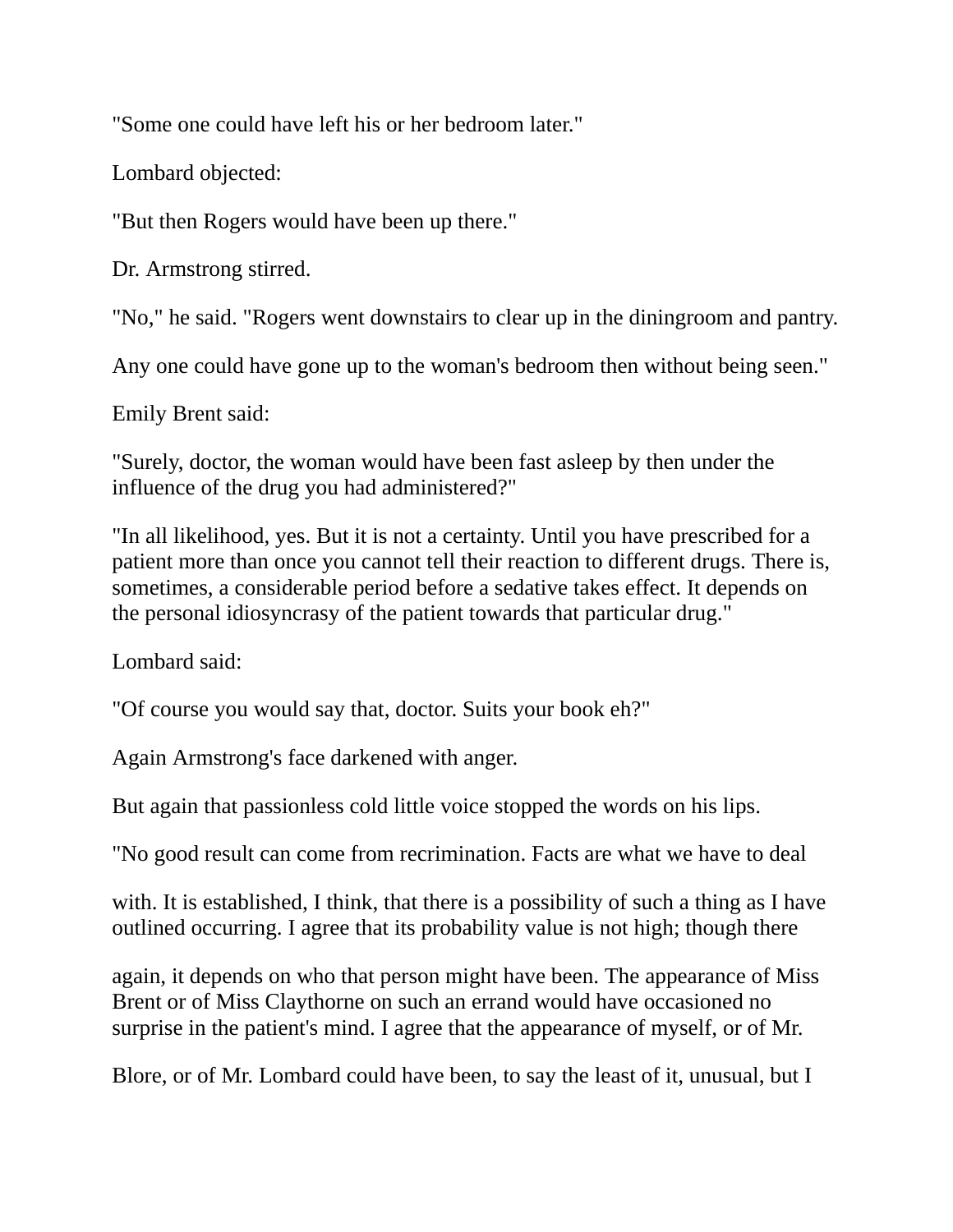"Some one could have left his or her bedroom later."

Lombard objected:

"But then Rogers would have been up there."

Dr. Armstrong stirred.

"No," he said. "Rogers went downstairs to clear up in the diningroom and pantry.

Any one could have gone up to the woman's bedroom then without being seen."

Emily Brent said:

"Surely, doctor, the woman would have been fast asleep by then under the influence of the drug you had administered?"

"In all likelihood, yes. But it is not a certainty. Until you have prescribed for a patient more than once you cannot tell their reaction to different drugs. There is, sometimes, a considerable period before a sedative takes effect. It depends on the personal idiosyncrasy of the patient towards that particular drug."

Lombard said:

"Of course you would say that, doctor. Suits your book eh?"

Again Armstrong's face darkened with anger.

But again that passionless cold little voice stopped the words on his lips.

"No good result can come from recrimination. Facts are what we have to deal

with. It is established, I think, that there is a possibility of such a thing as I have outlined occurring. I agree that its probability value is not high; though there

again, it depends on who that person might have been. The appearance of Miss Brent or of Miss Claythorne on such an errand would have occasioned no surprise in the patient's mind. I agree that the appearance of myself, or of Mr.

Blore, or of Mr. Lombard could have been, to say the least of it, unusual, but I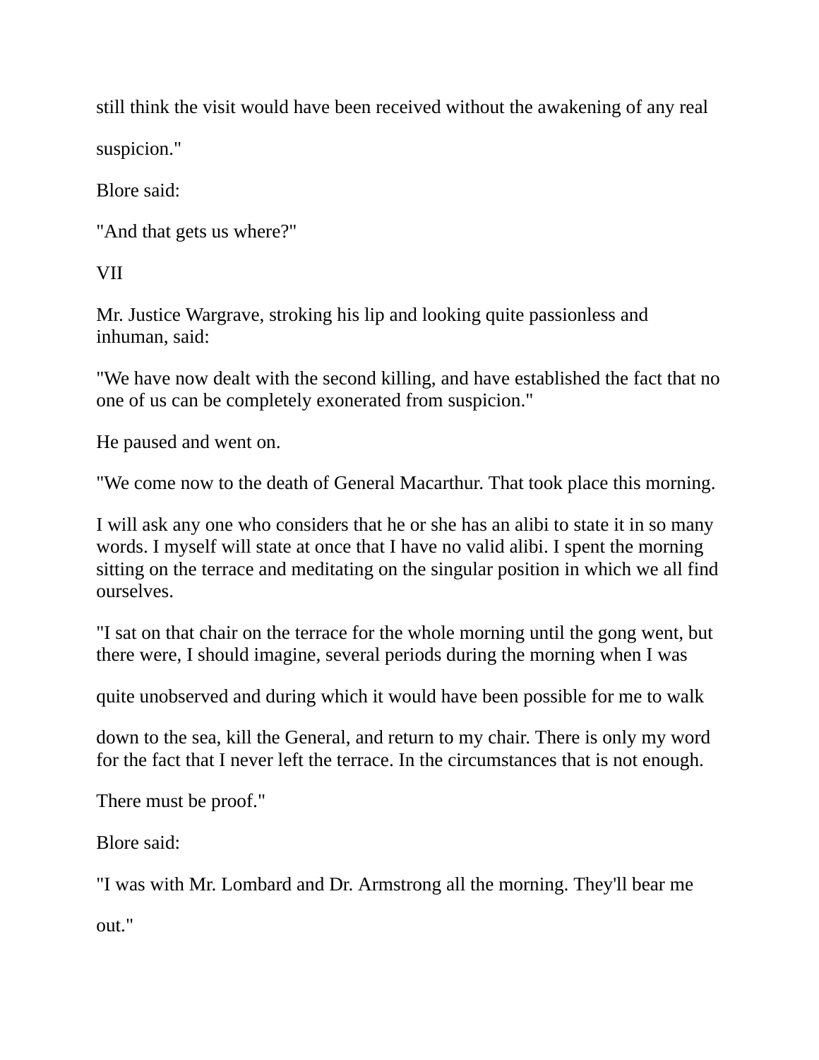still think the visit would have been received without the awakening of any real suspicion."

Blore said:

"And that gets us where?"

VII

Mr. Justice Wargrave, stroking his lip and looking quite passionless and inhuman, said:

"We have now dealt with the second killing, and have established the fact that no one of us can be completely exonerated from suspicion."

He paused and went on.

"We come now to the death of General Macarthur. That took place this morning.

I will ask any one who considers that he or she has an alibi to state it in so many words. I myself will state at once that I have no valid alibi. I spent the morning sitting on the terrace and meditating on the singular position in which we all find ourselves.

"I sat on that chair on the terrace for the whole morning until the gong went, but there were, I should imagine, several periods during the morning when I was quite unobserved and during which it would have been possible for me to walk down to the sea, kill the General, and return to my chair. There is only my word for the fact that I never left the terrace. In the circumstances that is not enough.

There must be proof."

Blore said:

"I was with Mr. Lombard and Dr. Armstrong all the morning. They'll bear me out."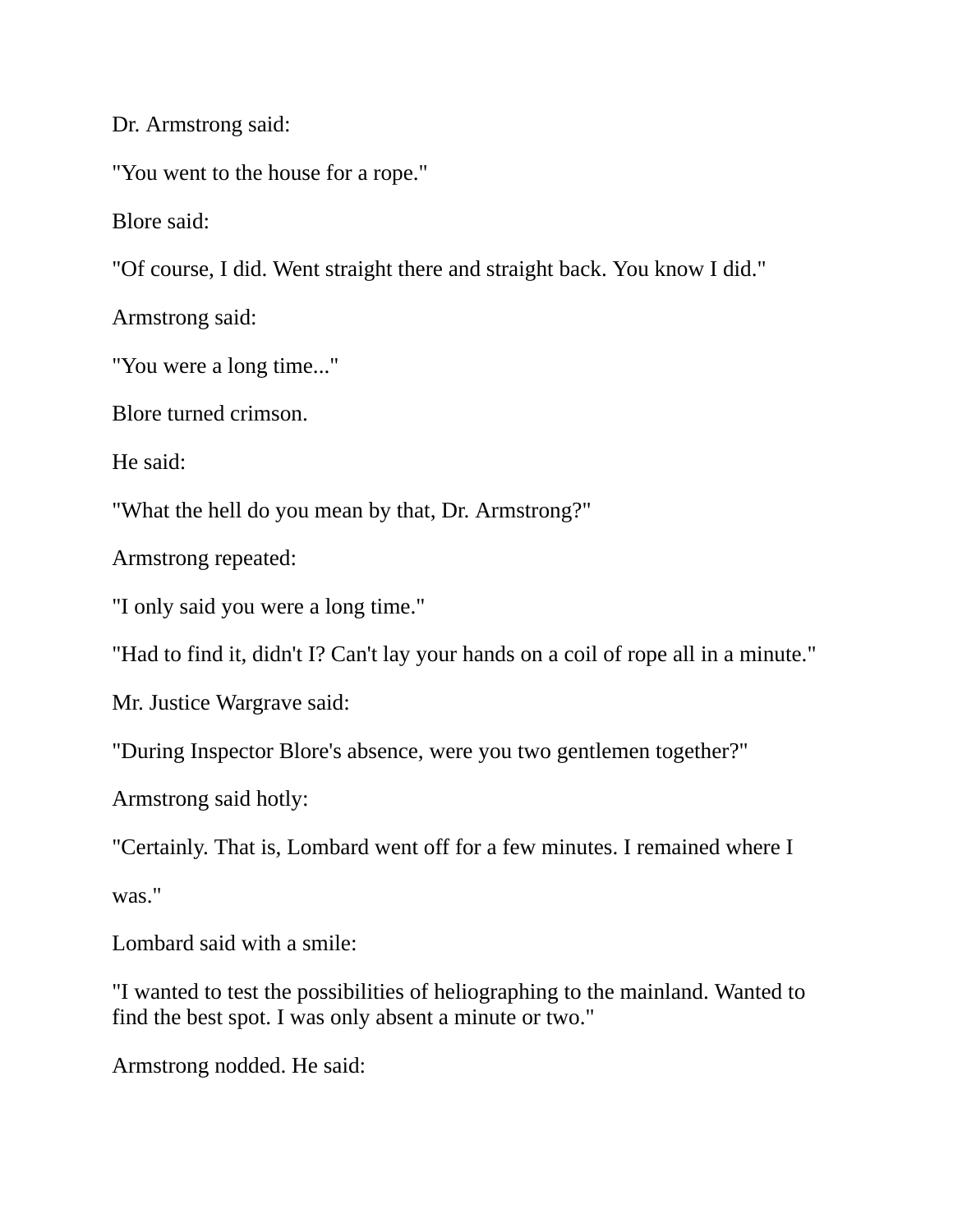Dr. Armstrong said:

"You went to the house for a rope."

Blore said:

"Of course, I did. Went straight there and straight back. You know I did."

Armstrong said:

"You were a long time..."

Blore turned crimson.

He said:

"What the hell do you mean by that, Dr. Armstrong?"

Armstrong repeated:

"I only said you were a long time."

"Had to find it, didn't I? Can't lay your hands on a coil of rope all in a minute."

Mr. Justice Wargrave said:

"During Inspector Blore's absence, were you two gentlemen together?"

Armstrong said hotly:

"Certainly. That is, Lombard went off for a few minutes. I remained where I was."

Lombard said with a smile:

"I wanted to test the possibilities of heliographing to the mainland. Wanted to find the best spot. I was only absent a minute or two."

Armstrong nodded. He said: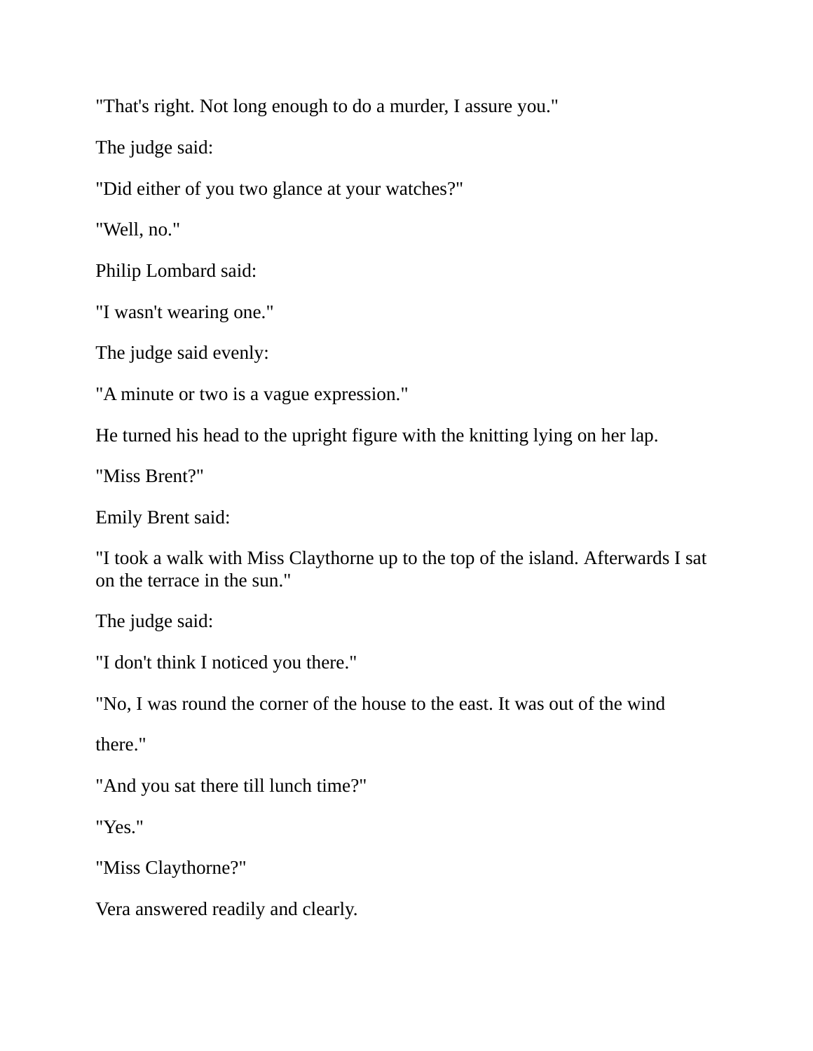"That's right. Not long enough to do a murder, I assure you."

The judge said:

"Did either of you two glance at your watches?"

"Well, no."

Philip Lombard said:

"I wasn't wearing one."

The judge said evenly:

"A minute or two is a vague expression."

He turned his head to the upright figure with the knitting lying on her lap.

"Miss Brent?"

Emily Brent said:

"I took a walk with Miss Claythorne up to the top of the island. Afterwards I sat on the terrace in the sun."

The judge said:

"I don't think I noticed you there."

"No, I was round the corner of the house to the east. It was out of the wind there."

"And you sat there till lunch time?"

"Yes."

"Miss Claythorne?"

Vera answered readily and clearly.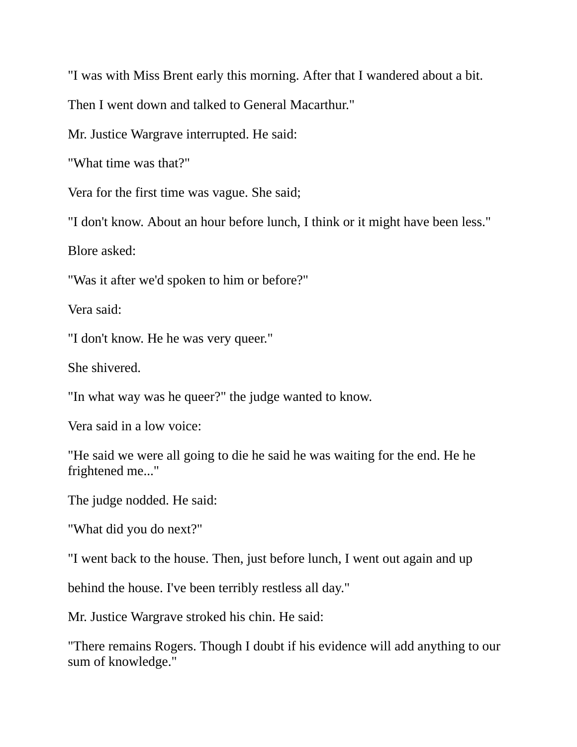"I was with Miss Brent early this morning. After that I wandered about a bit.

Then I went down and talked to General Macarthur."

Mr. Justice Wargrave interrupted. He said:

"What time was that?"

Vera for the first time was vague. She said;

"I don't know. About an hour before lunch, I think or it might have been less."

Blore asked:

"Was it after we'd spoken to him or before?"

Vera said:

"I don't know. He he was very queer."

She shivered.

"In what way was he queer?" the judge wanted to know.

Vera said in a low voice:

"He said we were all going to die he said he was waiting for the end. He he frightened me..."

The judge nodded. He said:

"What did you do next?"

"I went back to the house. Then, just before lunch, I went out again and up

behind the house. I've been terribly restless all day."

Mr. Justice Wargrave stroked his chin. He said:

"There remains Rogers. Though I doubt if his evidence will add anything to our sum of knowledge."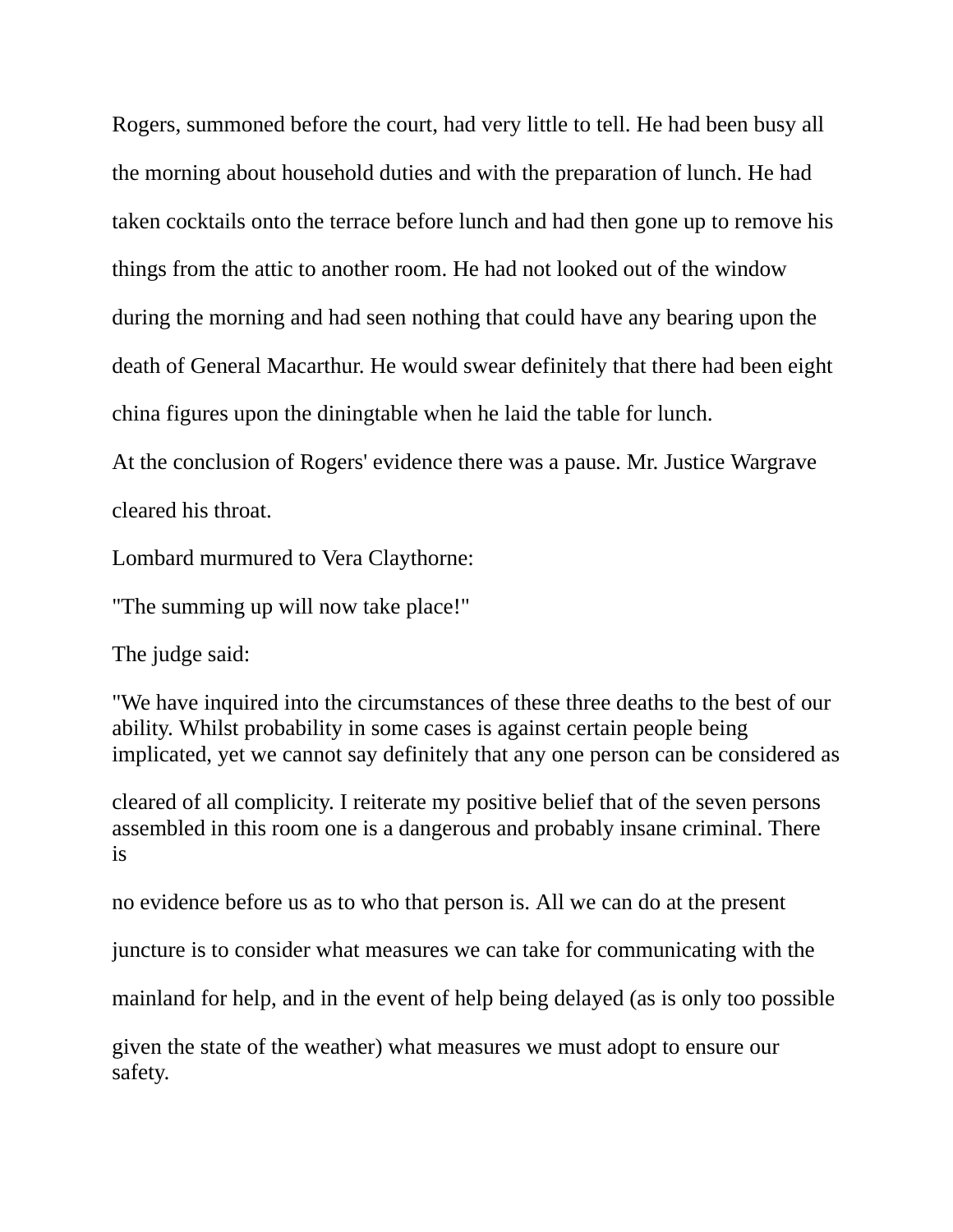Rogers, summoned before the court, had very little to tell. He had been busy all the morning about household duties and with the preparation of lunch. He had taken cocktails onto the terrace before lunch and had then gone up to remove his things from the attic to another room. He had not looked out of the window during the morning and had seen nothing that could have any bearing upon the death of General Macarthur. He would swear definitely that there had been eight china figures upon the diningtable when he laid the table for lunch.

At the conclusion of Rogers' evidence there was a pause. Mr. Justice Wargrave cleared his throat.

Lombard murmured to Vera Claythorne:

"The summing up will now take place!"

The judge said:

"We have inquired into the circumstances of these three deaths to the best of our ability. Whilst probability in some cases is against certain people being implicated, yet we cannot say definitely that any one person can be considered as cleared of all complicity. I reiterate my positive belief that of the seven persons assembled in this room one is a dangerous and probably insane criminal. There is no evidence before us as to who that person is. All we can do at the present juncture is to consider what measures we can take for communicating with the mainland for help, and in the event of help being delayed (as is only too possible given the state of the weather) what measures we must adopt to ensure our safety.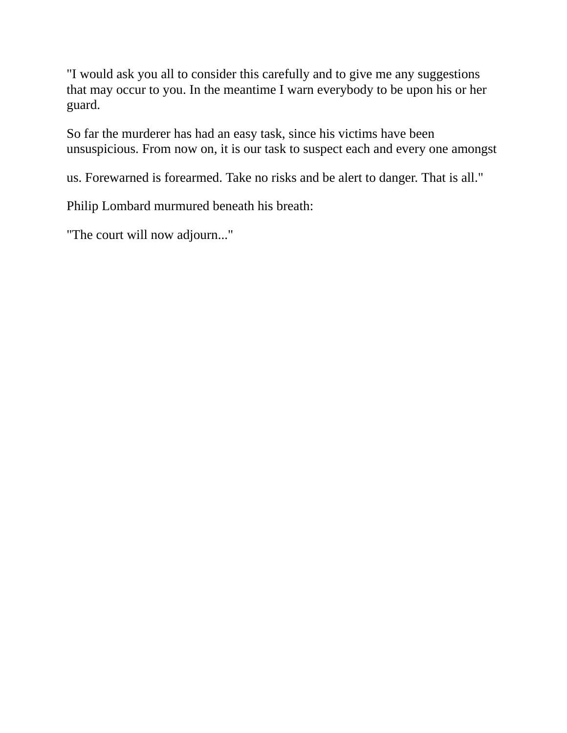"I would ask you all to consider this carefully and to give me any suggestions that may occur to you. In the meantime I warn everybody to be upon his or her guard.

So far the murderer has had an easy task, since his victims have been unsuspicious. From now on, it is our task to suspect each and every one amongst us. Forewarned is forearmed. Take no risks and be alert to danger. That is all."

Philip Lombard murmured beneath his breath:

"The court will now adjourn..."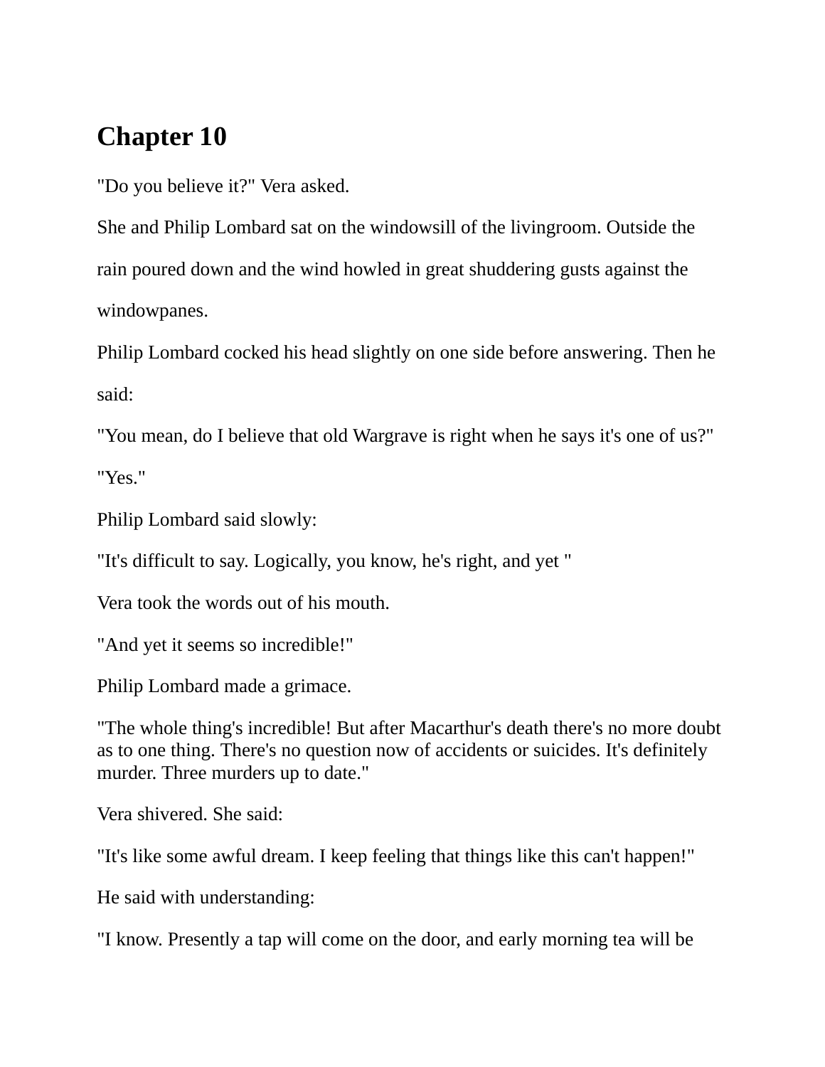# Chapter 10

"Do you believe it?" Vera asked.

She and Philip Lombard sat on the windowsill of the livingroom. Outside the rain poured down and the wind howled in great shuddering gusts against the windowpanes.

Philip Lombard cocked his head slightly on one side before answering. Then he said:

"You mean, do I believe that old Wargrave is right when he says it's one of us?"

"Yes."

Philip Lombard said slowly:

"It's difficult to say. Logically, you know, he's right, and yet "

Vera took the words out of his mouth.

"And yet it seems so incredible!"

Philip Lombard made a grimace.

"The whole thing's incredible! But after Macarthur's death there's no more doubt as to one thing. There's no question now of accidents or suicides. It's definitely murder. Three murders up to date."

Vera shivered. She said:

"It's like some awful dream. I keep feeling that things like this can't happen!"

He said with understanding:

"I know. Presently a tap will come on the door, and early morning tea will be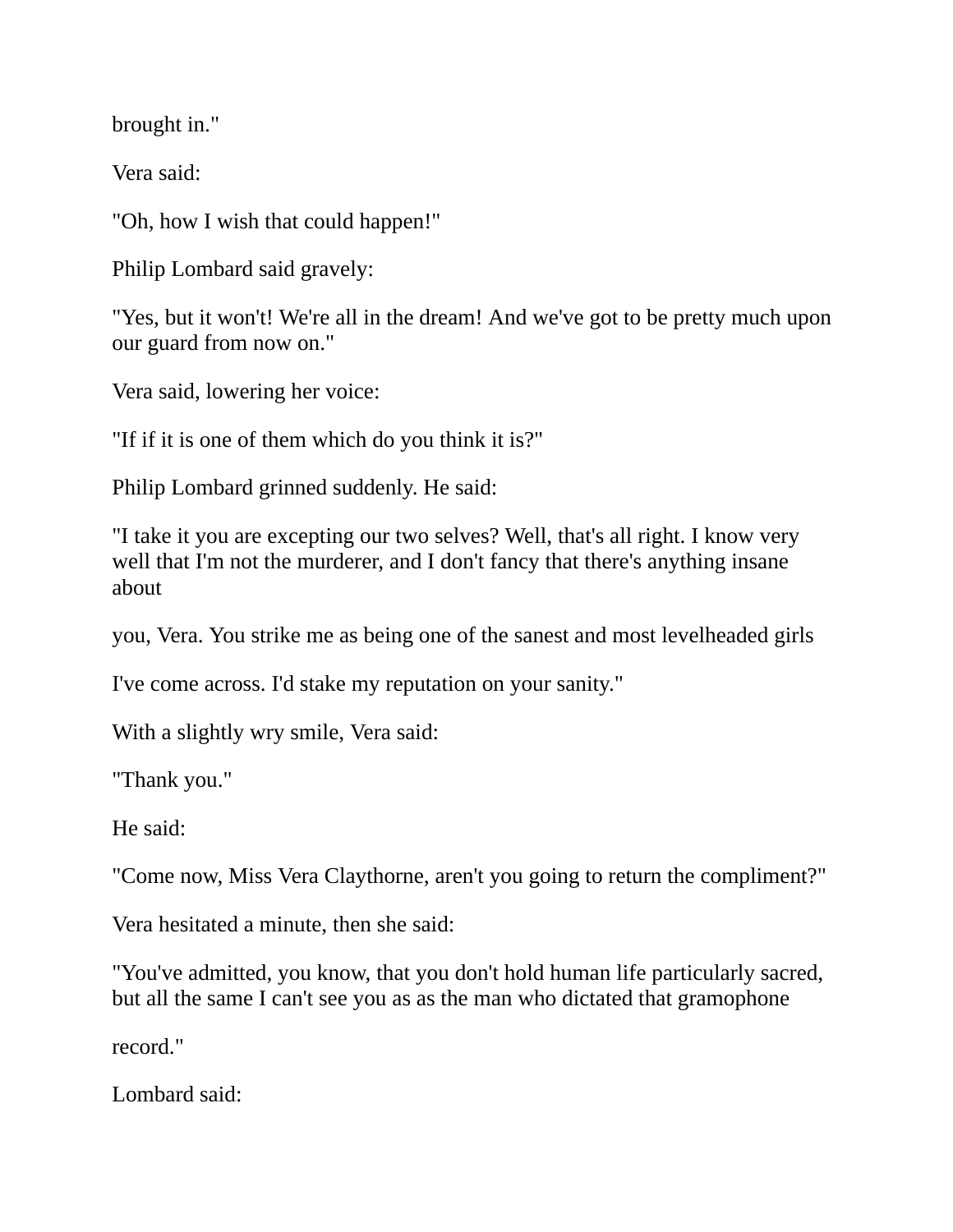brought in."

Vera said:

"Oh, how I wish that could happen!"

Philip Lombard said gravely:

"Yes, but it won't! We're all in the dream! And we've got to be pretty much upon our guard from now on."

Vera said, lowering her voice:

"If if it is one of them which do you think it is?"

Philip Lombard grinned suddenly. He said:

"I take it you are excepting our two selves? Well, that's all right. I know very well that I'm not the murderer, and I don't fancy that there's anything insane about

you, Vera. You strike me as being one of the sanest and most levelheaded girls

I've come across. I'd stake my reputation on your sanity."

With a slightly wry smile, Vera said:

"Thank you."

He said:

"Come now, Miss Vera Claythorne, aren't you going to return the compliment?"

Vera hesitated a minute, then she said:

"You've admitted, you know, that you don't hold human life particularly sacred, but all the same I can't see you as as the man who dictated that gramophone

record."

Lombard said: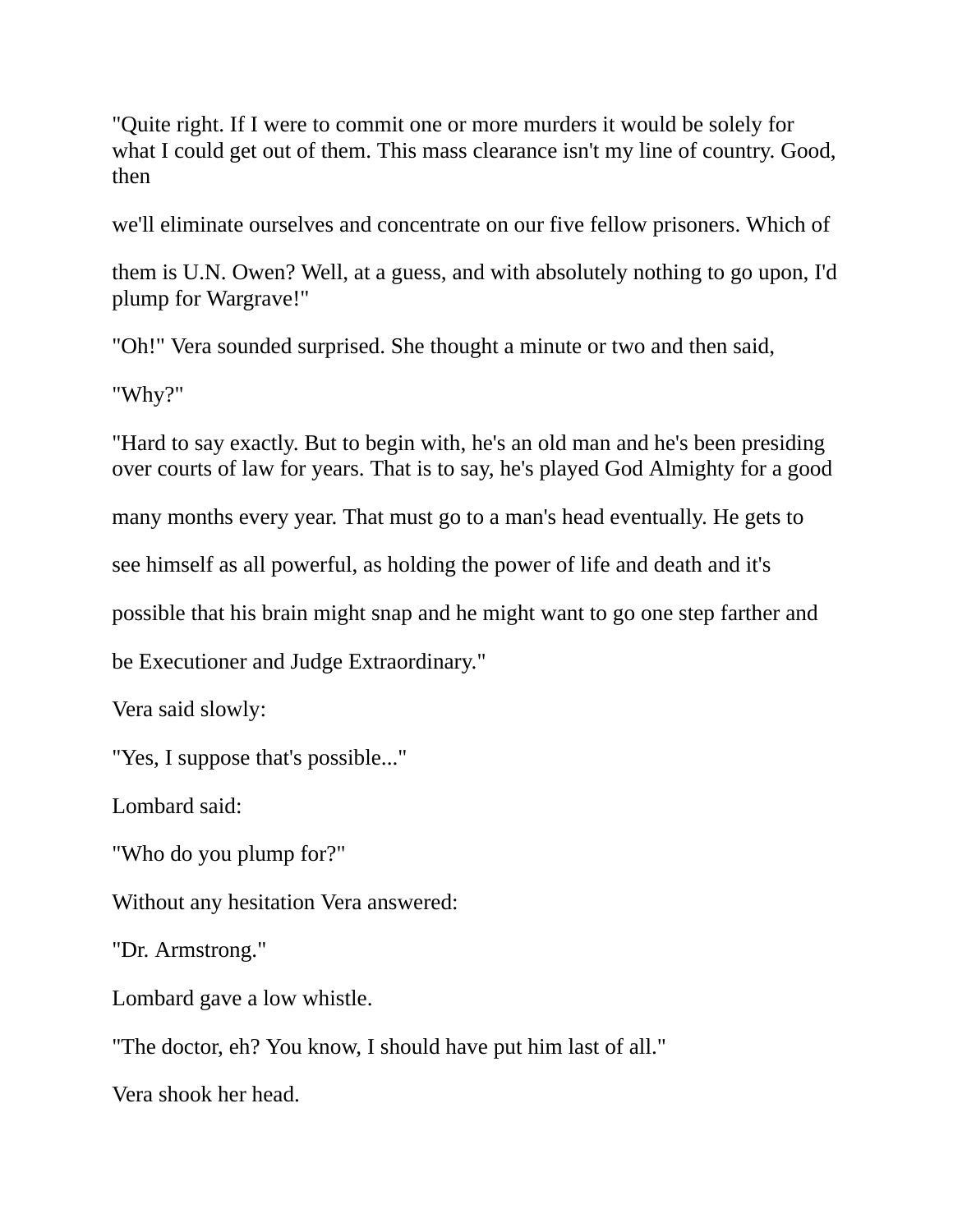"Quite right. If I were to commit one or more murders it would be solely for what I could get out of them. This mass clearance isn't my line of country. Good, then

we'll eliminate ourselves and concentrate on our five fellow prisoners. Which of

them is U.N. Owen? Well, at a guess, and with absolutely nothing to go upon, I'd plump for Wargrave!"

"Oh!" Vera sounded surprised. She thought a minute or two and then said,

"Why?"

"Hard to say exactly. But to begin with, he's an old man and he's been presiding over courts of law for years. That is to say, he's played God Almighty for a good

many months every year. That must go to a man's head eventually. He gets to

see himself as all powerful, as holding the power of life and death and it's

possible that his brain might snap and he might want to go one step farther and

be Executioner and Judge Extraordinary."

Vera said slowly:

"Yes, I suppose that's possible..."

Lombard said:

"Who do you plump for?"

Without any hesitation Vera answered:

"Dr. Armstrong."

Lombard gave a low whistle.

"The doctor, eh? You know, I should have put him last of all."

Vera shook her head.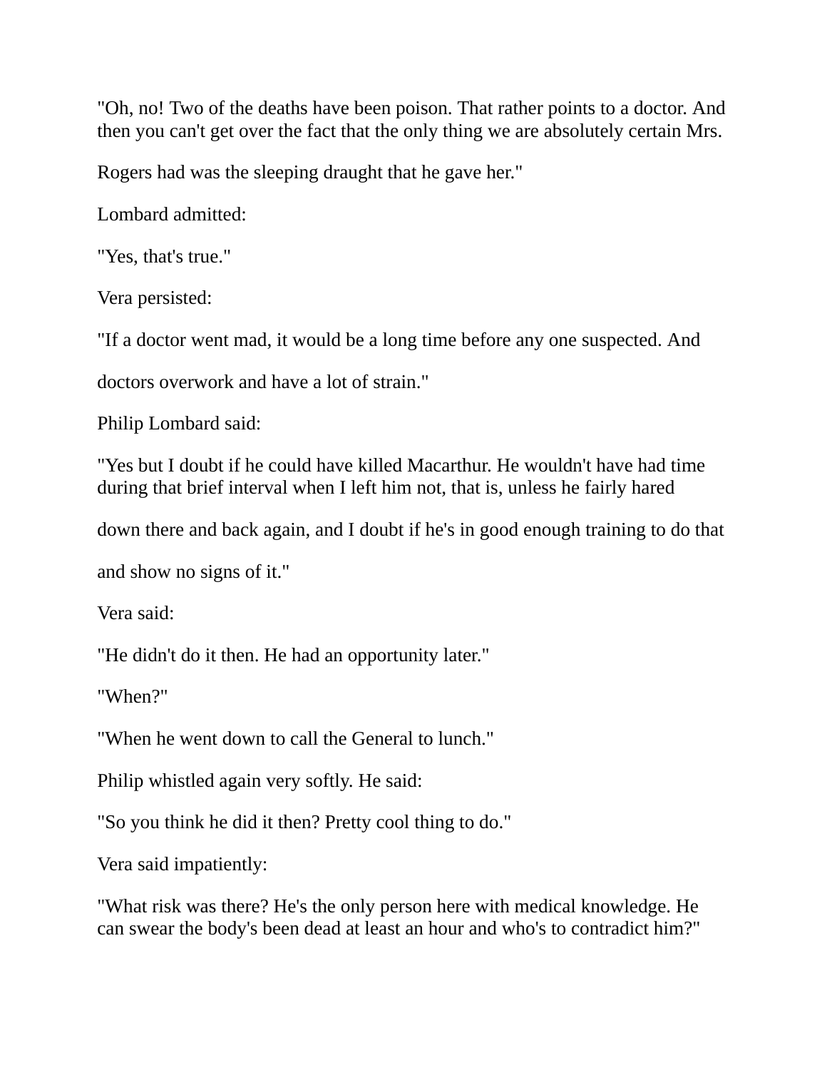"Oh, no! Two of the deaths have been poison. That rather points to a doctor. And then you can't get over the fact that the only thing we are absolutely certain Mrs. Rogers had was the sleeping draught that he gave her."

Lombard admitted:

"Yes, that's true."

Vera persisted:

"If a doctor went mad, it would be a long time before any one suspected. And doctors overwork and have a lot of strain."

Philip Lombard said:

"Yes but I doubt if he could have killed Macarthur. He wouldn't have had time during that brief interval when I left him not, that is, unless he fairly hared down there and back again, and I doubt if he's in good enough training to do that and show no signs of it."

Vera said:

"He didn't do it then. He had an opportunity later."

"When?"

"When he went down to call the General to lunch."

Philip whistled again very softly. He said:

"So you think he did it then? Pretty cool thing to do."

Vera said impatiently:

"What risk was there? He's the only person here with medical knowledge. He can swear the body's been dead at least an hour and who's to contradict him?"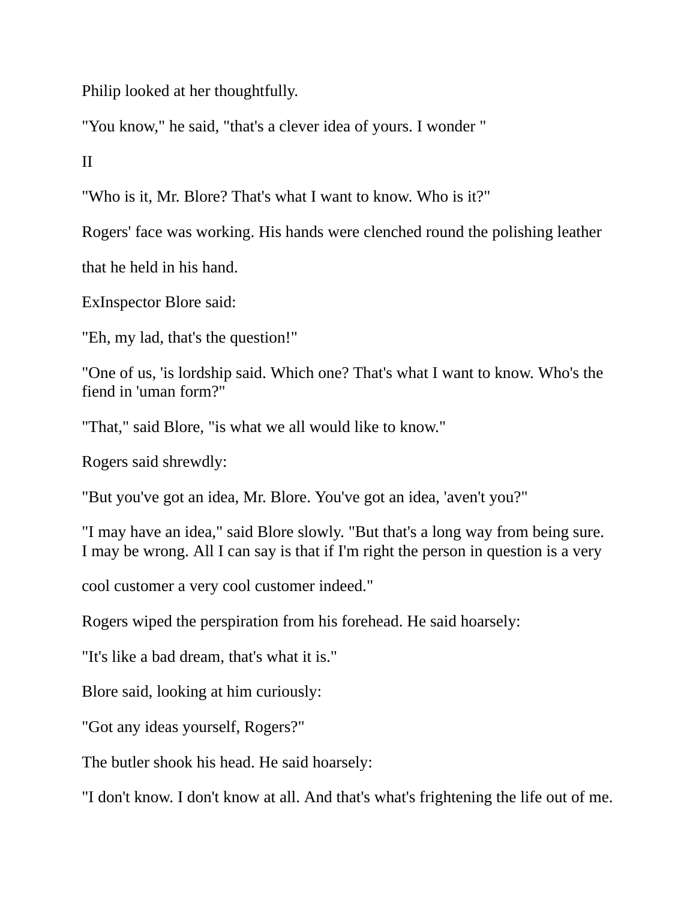Philip looked at her thoughtfully.

"You know," he said, "that's a clever idea of yours. I wonder "

II

"Who is it, Mr. Blore? That's what I want to know. Who is it?"

Rogers' face was working. His hands were clenched round the polishing leather that he held in his hand.

ExInspector Blore said:

"Eh, my lad, that's the question!"

"One of us, 'is lordship said. Which one? That's what I want to know. Who's the fiend in 'uman form?"

"That," said Blore, "is what we all would like to know."

Rogers said shrewdly:

"But you've got an idea, Mr. Blore. You've got an idea, 'aven't you?"

"I may have an idea," said Blore slowly. "But that's a long way from being sure. I may be wrong. All I can say is that if I'm right the person in question is a very cool customer a very cool customer indeed."

Rogers wiped the perspiration from his forehead. He said hoarsely:

"It's like a bad dream, that's what it is."

Blore said, looking at him curiously:

"Got any ideas yourself, Rogers?"

The butler shook his head. He said hoarsely:

"I don't know. I don't know at all. And that's what's frightening the life out of me.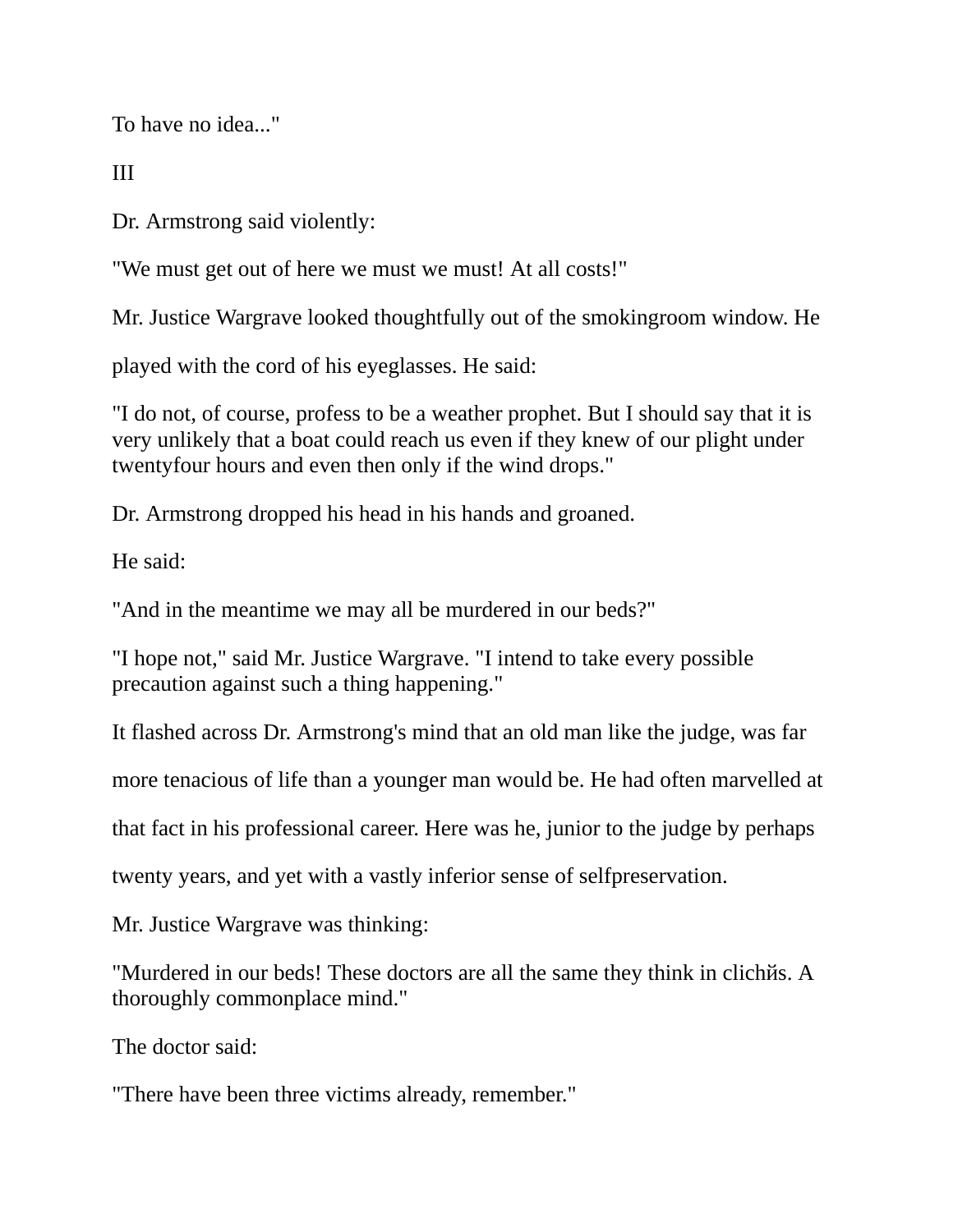To have no idea..."

III

Dr. Armstrong said violently:

"We must get out of here we must we must! At all costs!"

Mr. Justice Wargrave looked thoughtfully out of the smokingroom window. He played with the cord of his eyeglasses. He said:

"I do not, of course, profess to be a weather prophet. But I should say that it is very unlikely that a boat could reach us even if they knew of our plight under twentyfour hours and even then only if the wind drops."

Dr. Armstrong dropped his head in his hands and groaned.

He said:

"And in the meantime we may all be murdered in our beds?"

"I hope not," said Mr. Justice Wargrave. "I intend to take every possible precaution against such a thing happening."

It flashed across Dr. Armstrong's mind that an old man like the judge, was far more tenacious of life than a younger man would be. He had often marvelled at that fact in his professional career. Here was he, junior to the judge by perhaps twenty years, and yet with a vastly inferior sense of selfpreservation.

Mr. Justice Wargrave was thinking:

"Murdered in our beds! These doctors are all the same they think in clichйs. A thoroughly commonplace mind."

The doctor said:

"There have been three victims already, remember."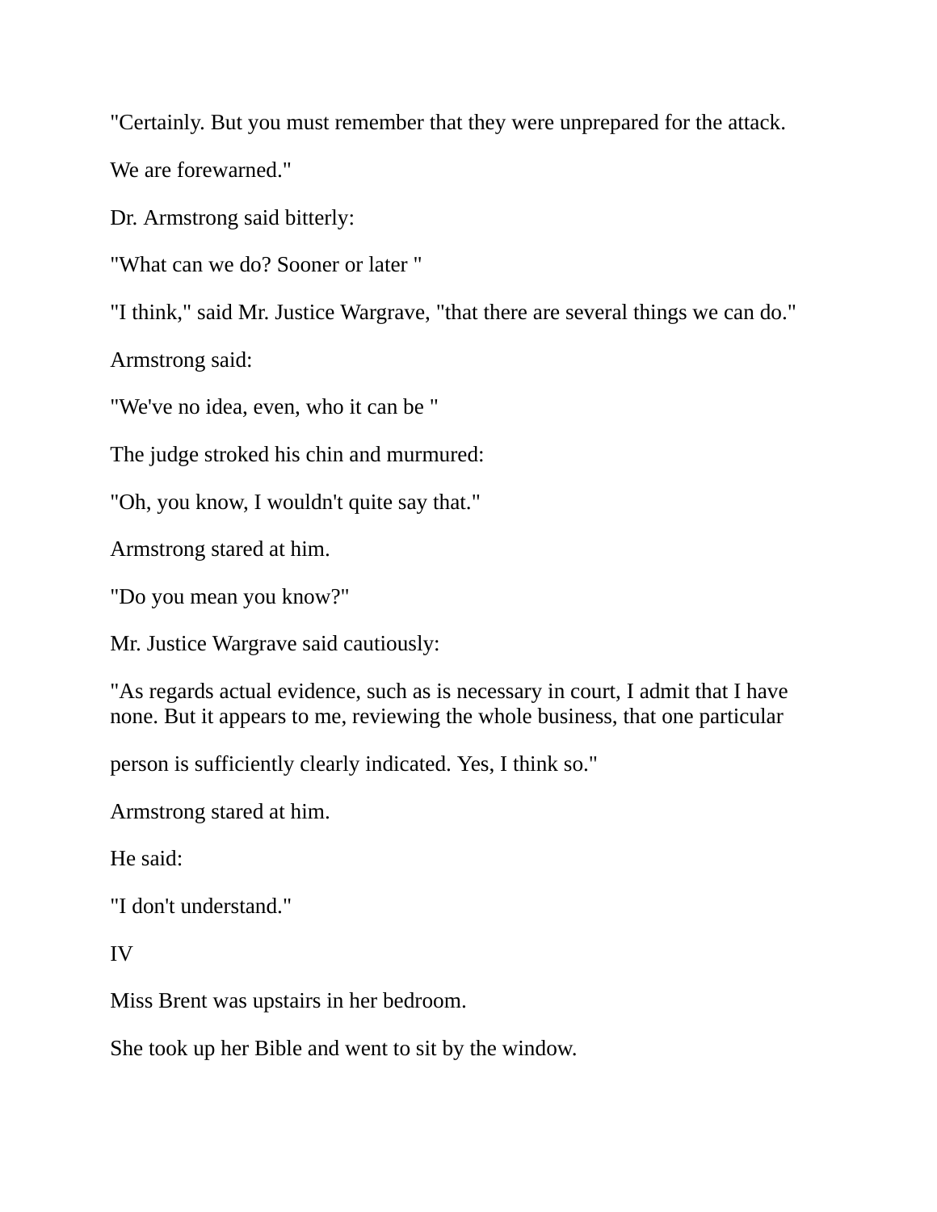"Certainly. But you must remember that they were unprepared for the attack.

We are forewarned."

Dr. Armstrong said bitterly:

"What can we do? Sooner or later "

"I think," said Mr. Justice Wargrave, "that there are several things we can do."

Armstrong said:

"We've no idea, even, who it can be "

The judge stroked his chin and murmured:

"Oh, you know, I wouldn't quite say that."

Armstrong stared at him.

"Do you mean you know?"

Mr. Justice Wargrave said cautiously:

"As regards actual evidence, such as is necessary in court, I admit that I have none. But it appears to me, reviewing the whole business, that one particular

person is sufficiently clearly indicated. Yes, I think so."

Armstrong stared at him.

He said:

"I don't understand."

IV

Miss Brent was upstairs in her bedroom.

She took up her Bible and went to sit by the window.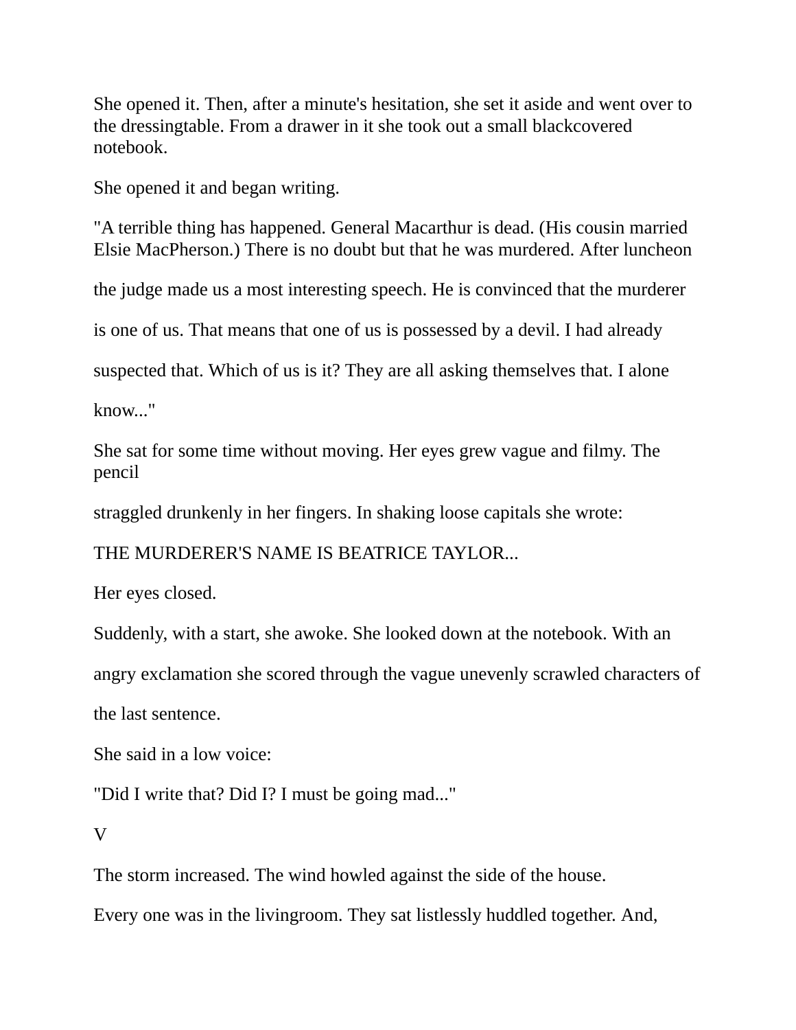She opened it. Then, after a minute's hesitation, she set it aside and went over to the dressingtable. From a drawer in it she took out a small blackcovered notebook.

She opened it and began writing.

"A terrible thing has happened. General Macarthur is dead. (His cousin married Elsie MacPherson.) There is no doubt but that he was murdered. After luncheon the judge made us a most interesting speech. He is convinced that the murderer is one of us. That means that one of us is possessed by a devil. I had already suspected that. Which of us is it? They are all asking themselves that. I alone know..."

She sat for some time without moving. Her eyes grew vague and filmy. The pencil straggled drunkenly in her fingers. In shaking loose capitals she wrote:

THE MURDERER'S NAME IS BEATRICE TAYLOR...

Her eyes closed.

Suddenly, with a start, she awoke. She looked down at the notebook. With an angry exclamation she scored through the vague unevenly scrawled characters of the last sentence.

She said in a low voice:

"Did I write that? Did I? I must be going mad..."

## V

The storm increased. The wind howled against the side of the house.

Every one was in the livingroom. They sat listlessly huddled together. And,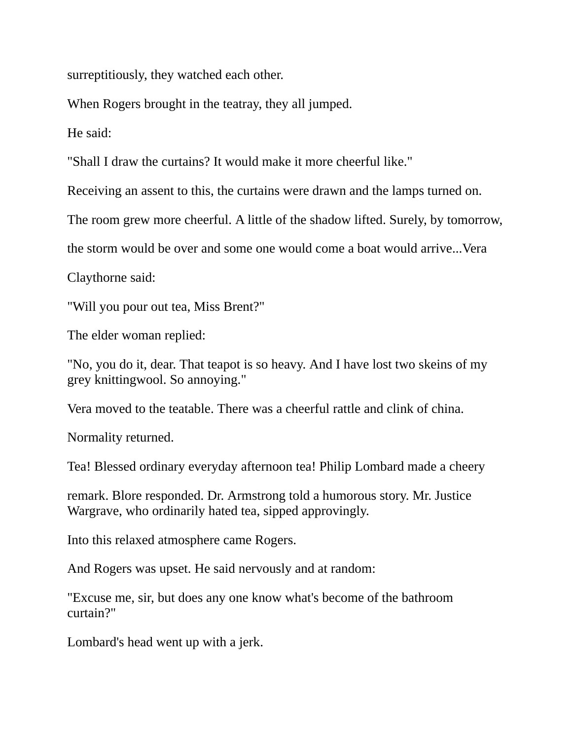surreptitiously, they watched each other.

When Rogers brought in the teatray, they all jumped.

He said:

"Shall I draw the curtains? It would make it more cheerful like."

Receiving an assent to this, the curtains were drawn and the lamps turned on.

The room grew more cheerful. A little of the shadow lifted. Surely, by tomorrow, the storm would be over and some one would come a boat would arrive...Vera Claythorne said:

"Will you pour out tea, Miss Brent?"

The elder woman replied:

"No, you do it, dear. That teapot is so heavy. And I have lost two skeins of my grey knittingwool. So annoying."

Vera moved to the teatable. There was a cheerful rattle and clink of china.

Normality returned.

Tea! Blessed ordinary everyday afternoon tea! Philip Lombard made a cheery remark. Blore responded. Dr. Armstrong told a humorous story. Mr. Justice Wargrave, who ordinarily hated tea, sipped approvingly.

Into this relaxed atmosphere came Rogers.

And Rogers was upset. He said nervously and at random:

"Excuse me, sir, but does any one know what's become of the bathroom curtain?"

Lombard's head went up with a jerk.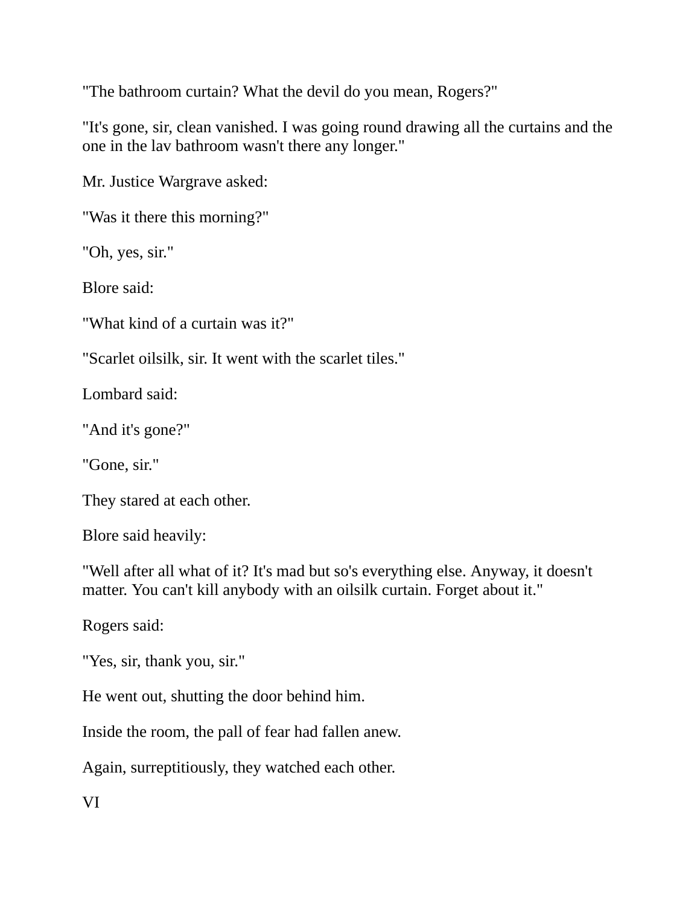"The bathroom curtain? What the devil do you mean, Rogers?"

"It's gone, sir, clean vanished. I was going round drawing all the curtains and the one in the lav bathroom wasn't there any longer."

Mr. Justice Wargrave asked:

"Was it there this morning?"

"Oh, yes, sir."

Blore said:

"What kind of a curtain was it?"

"Scarlet oilsilk, sir. It went with the scarlet tiles."

Lombard said:

"And it's gone?"

"Gone, sir."

They stared at each other.

Blore said heavily:

"Well after all what of it? It's mad but so's everything else. Anyway, it doesn't matter. You can't kill anybody with an oilsilk curtain. Forget about it."

Rogers said:

"Yes, sir, thank you, sir."

He went out, shutting the door behind him.

Inside the room, the pall of fear had fallen anew.

Again, surreptitiously, they watched each other.

## VI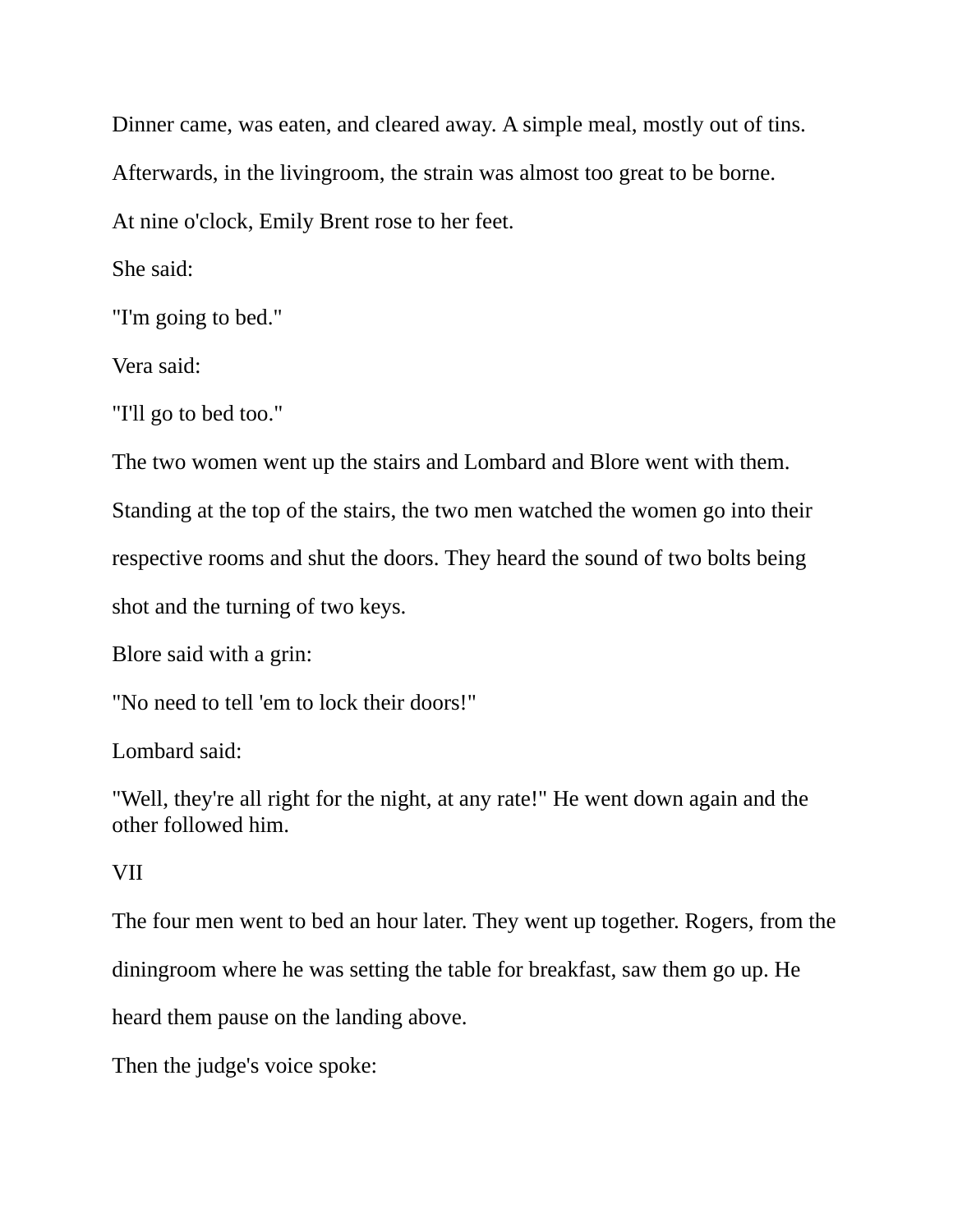Dinner came, was eaten, and cleared away. A simple meal, mostly out of tins.

Afterwards, in the livingroom, the strain was almost too great to be borne.

At nine o'clock, Emily Brent rose to her feet.

She said:

"I'm going to bed."

Vera said:

"I'll go to bed too."

The two women went up the stairs and Lombard and Blore went with them.

Standing at the top of the stairs, the two men watched the women go into their respective rooms and shut the doors. They heard the sound of two bolts being shot and the turning of two keys.

Blore said with a grin:

"No need to tell 'em to lock their doors!"

Lombard said:

"Well, they're all right for the night, at any rate!" He went down again and the other followed him.

## VII

The four men went to bed an hour later. They went up together. Rogers, from the diningroom where he was setting the table for breakfast, saw them go up. He heard them pause on the landing above.

Then the judge's voice spoke: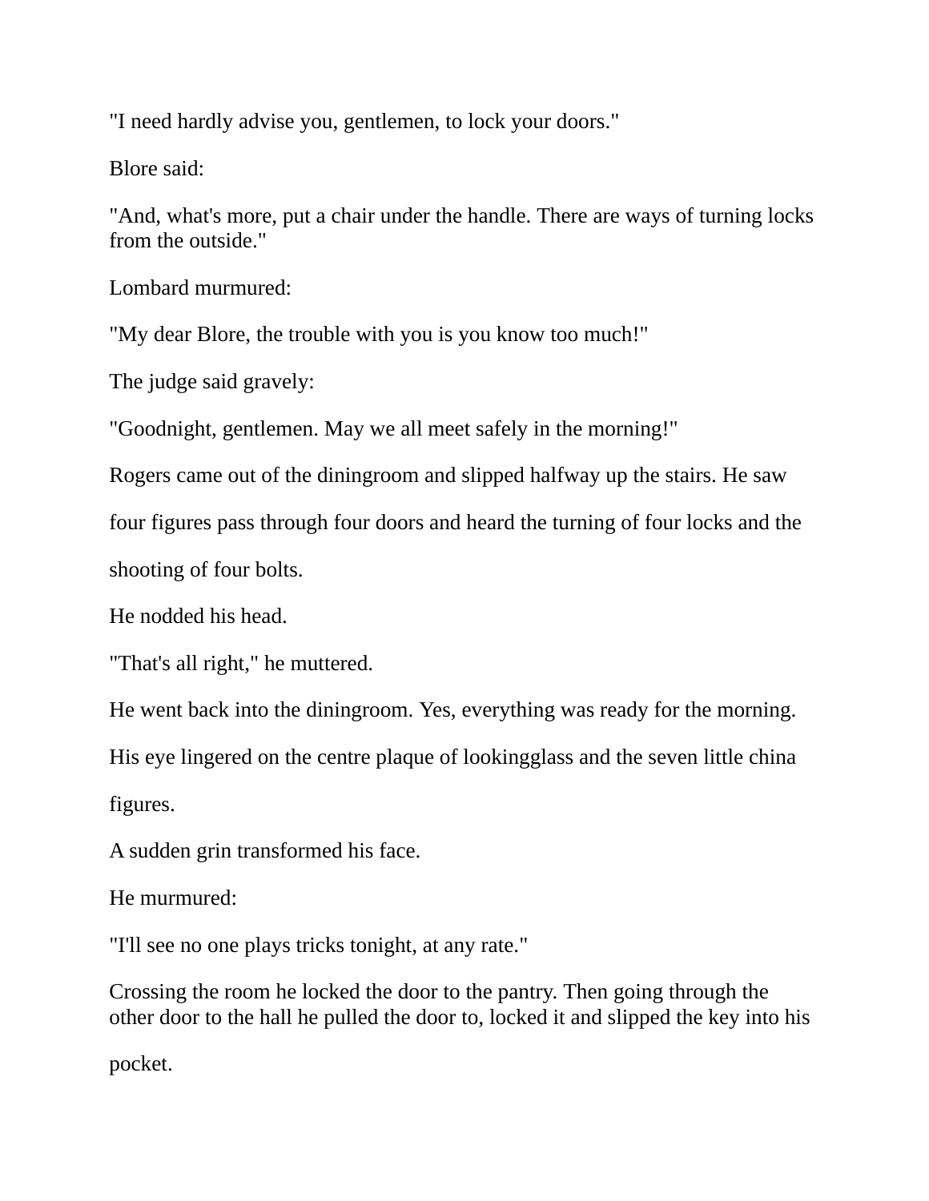"I need hardly advise you, gentlemen, to lock your doors."

Blore said:

"And, what's more, put a chair under the handle. There are ways of turning locks from the outside."

Lombard murmured:

"My dear Blore, the trouble with you is you know too much!"

The judge said gravely:

"Goodnight, gentlemen. May we all meet safely in the morning!"

Rogers came out of the diningroom and slipped halfway up the stairs. He saw four figures pass through four doors and heard the turning of four locks and the shooting of four bolts.

He nodded his head.

"That's all right," he muttered.

He went back into the diningroom. Yes, everything was ready for the morning. His eye lingered on the centre plaque of lookingglass and the seven little china figures.

A sudden grin transformed his face.

He murmured:

"I'll see no one plays tricks tonight, at any rate."

Crossing the room he locked the door to the pantry. Then going through the other door to the hall he pulled the door to, locked it and slipped the key into his pocket.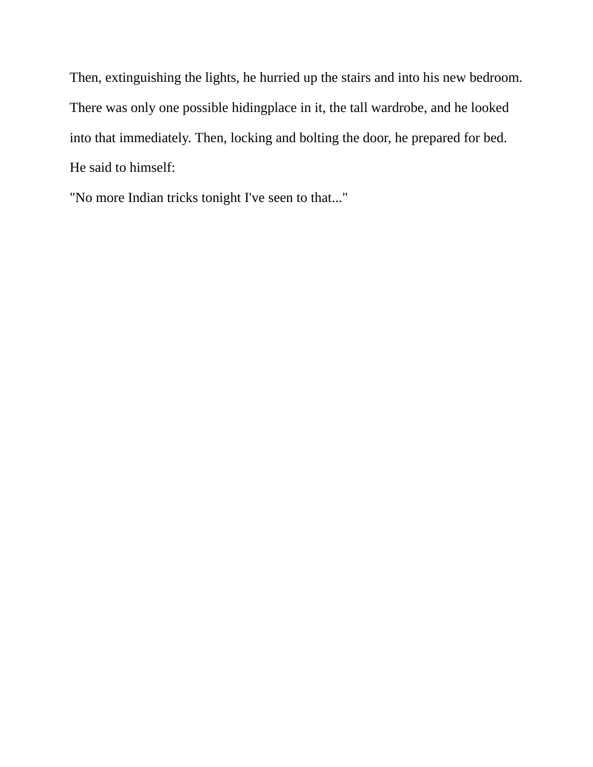Then, extinguishing the lights, he hurried up the stairs and into his new bedroom. There was only one possible hidingplace in it, the tall wardrobe, and he looked into that immediately. Then, locking and bolting the door, he prepared for bed. He said to himself:

"No more Indian tricks tonight I've seen to that..."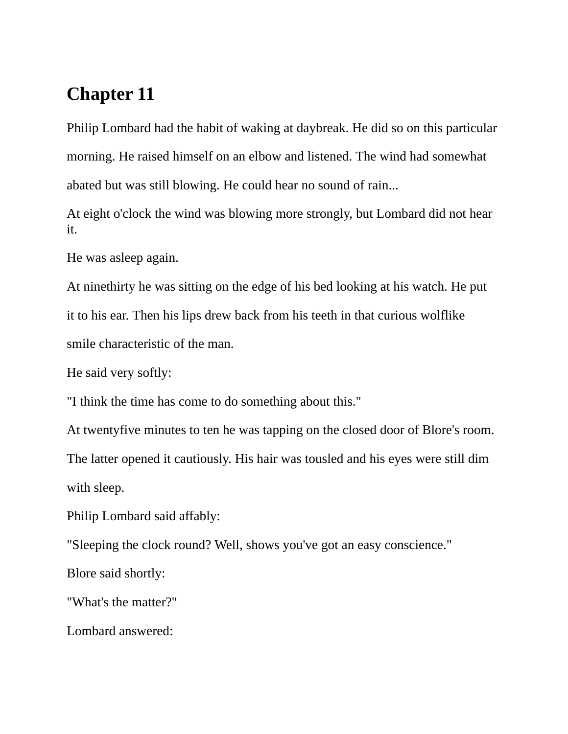# Chapter 11

Philip Lombard had the habit of waking at daybreak. He did so on this particular morning. He raised himself on an elbow and listened. The wind had somewhat abated but was still blowing. He could hear no sound of rain...

At eight o'clock the wind was blowing more strongly, but Lombard did not hear it.

He was asleep again.

At ninethirty he was sitting on the edge of his bed looking at his watch. He put it to his ear. Then his lips drew back from his teeth in that curious wolflike smile characteristic of the man.

He said very softly:

"I think the time has come to do something about this."

At twentyfive minutes to ten he was tapping on the closed door of Blore's room. The latter opened it cautiously. His hair was tousled and his eyes were still dim with sleep.

Philip Lombard said affably:

"Sleeping the clock round? Well, shows you've got an easy conscience."

Blore said shortly:

"What's the matter?"

Lombard answered: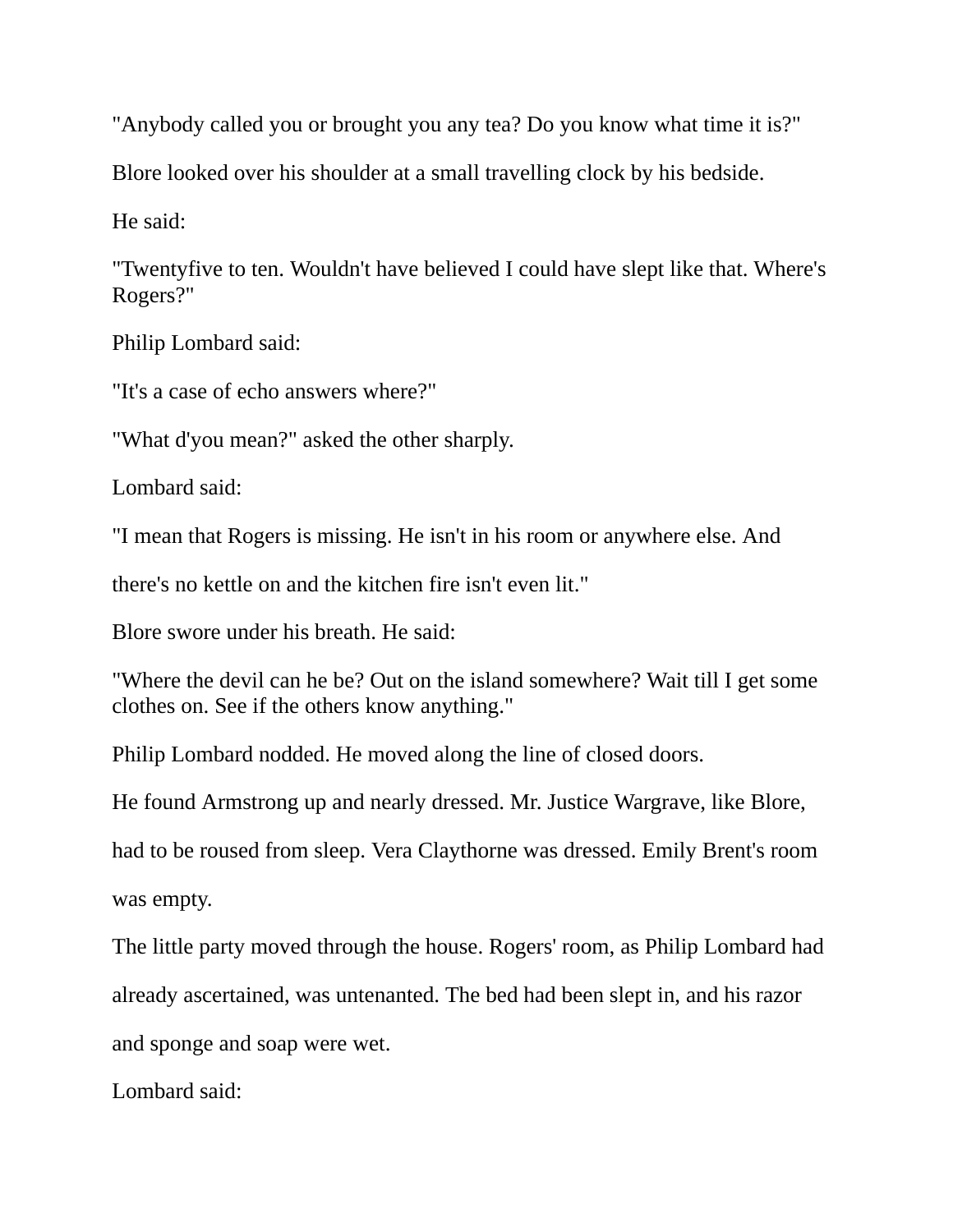"Anybody called you or brought you any tea? Do you know what time it is?"

Blore looked over his shoulder at a small travelling clock by his bedside.

He said:

"Twentyfive to ten. Wouldn't have believed I could have slept like that. Where's Rogers?"

Philip Lombard said:

"It's a case of echo answers where?"

"What d'you mean?" asked the other sharply.

Lombard said:

"I mean that Rogers is missing. He isn't in his room or anywhere else. And there's no kettle on and the kitchen fire isn't even lit."

Blore swore under his breath. He said:

"Where the devil can he be? Out on the island somewhere? Wait till I get some clothes on. See if the others know anything."

Philip Lombard nodded. He moved along the line of closed doors.

He found Armstrong up and nearly dressed. Mr. Justice Wargrave, like Blore, had to be roused from sleep. Vera Claythorne was dressed. Emily Brent's room was empty.

The little party moved through the house. Rogers' room, as Philip Lombard had already ascertained, was untenanted. The bed had been slept in, and his razor and sponge and soap were wet.

Lombard said: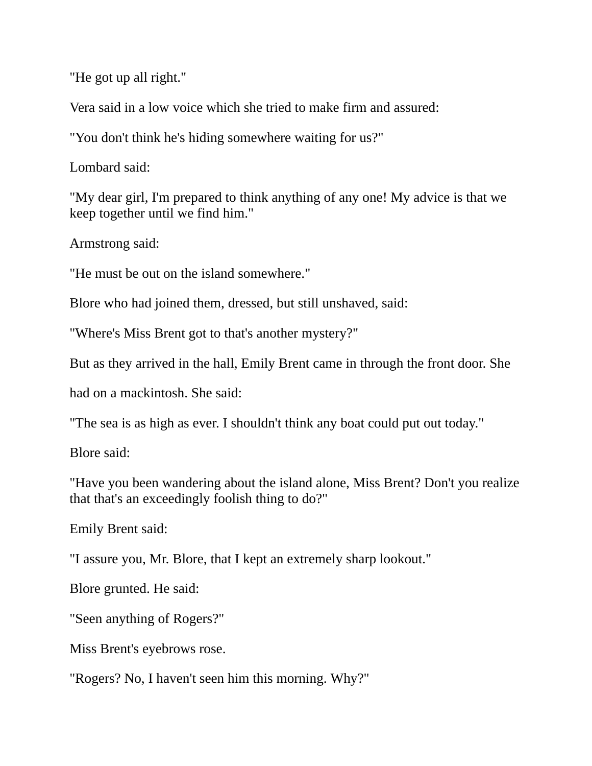"He got up all right."

Vera said in a low voice which she tried to make firm and assured:

"You don't think he's hiding somewhere waiting for us?"

Lombard said:

"My dear girl, I'm prepared to think anything of any one! My advice is that we keep together until we find him."

Armstrong said:

"He must be out on the island somewhere."

Blore who had joined them, dressed, but still unshaved, said:

"Where's Miss Brent got to that's another mystery?"

But as they arrived in the hall, Emily Brent came in through the front door. She had on a mackintosh. She said:

"The sea is as high as ever. I shouldn't think any boat could put out today."

Blore said:

"Have you been wandering about the island alone, Miss Brent? Don't you realize that that's an exceedingly foolish thing to do?"

Emily Brent said:

"I assure you, Mr. Blore, that I kept an extremely sharp lookout."

Blore grunted. He said:

"Seen anything of Rogers?"

Miss Brent's eyebrows rose.

"Rogers? No, I haven't seen him this morning. Why?"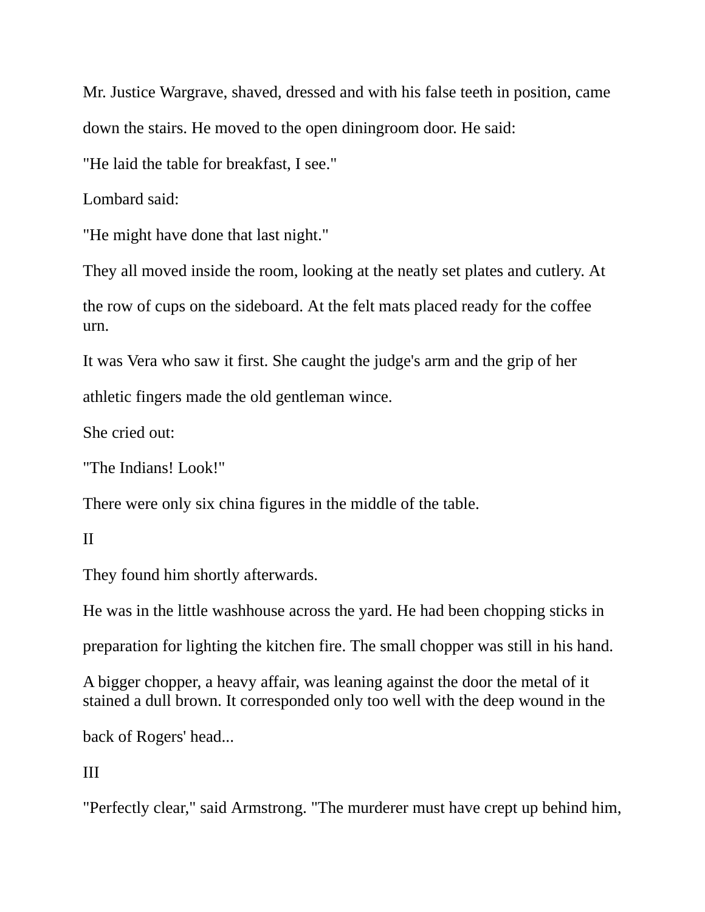Mr. Justice Wargrave, shaved, dressed and with his false teeth in position, came down the stairs. He moved to the open diningroom door. He said:

"He laid the table for breakfast, I see."

Lombard said:

"He might have done that last night."

They all moved inside the room, looking at the neatly set plates and cutlery. At the row of cups on the sideboard. At the felt mats placed ready for the coffee urn.

It was Vera who saw it first. She caught the judge's arm and the grip of her athletic fingers made the old gentleman wince.

She cried out:

"The Indians! Look!"

There were only six china figures in the middle of the table.

II

They found him shortly afterwards.

He was in the little washhouse across the yard. He had been chopping sticks in preparation for lighting the kitchen fire. The small chopper was still in his hand.

A bigger chopper, a heavy affair, was leaning against the door the metal of it stained a dull brown. It corresponded only too well with the deep wound in the back of Rogers' head...

III

"Perfectly clear," said Armstrong. "The murderer must have crept up behind him,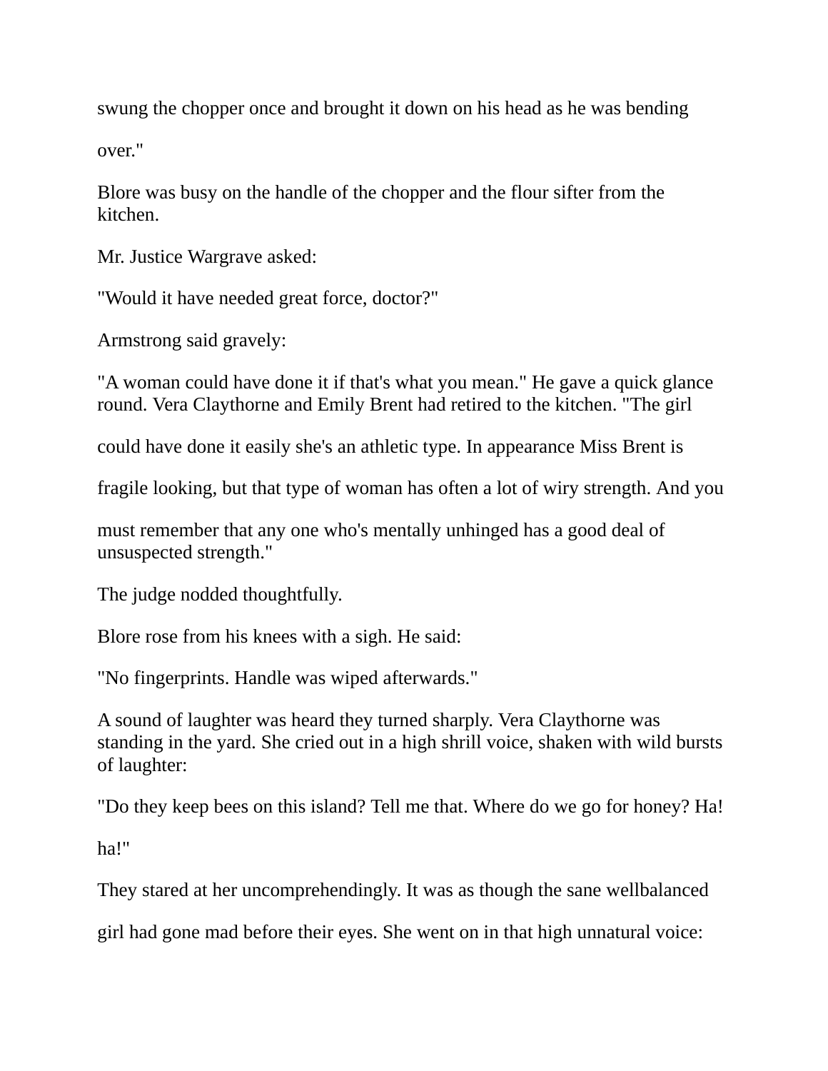swung the chopper once and brought it down on his head as he was bending over."

Blore was busy on the handle of the chopper and the flour sifter from the kitchen.

Mr. Justice Wargrave asked:

"Would it have needed great force, doctor?"

Armstrong said gravely:

"A woman could have done it if that's what you mean." He gave a quick glance round. Vera Claythorne and Emily Brent had retired to the kitchen. "The girl could have done it easily she's an athletic type. In appearance Miss Brent is fragile looking, but that type of woman has often a lot of wiry strength. And you must remember that any one who's mentally unhinged has a good deal of unsuspected strength."

The judge nodded thoughtfully.

Blore rose from his knees with a sigh. He said:

"No fingerprints. Handle was wiped afterwards."

A sound of laughter was heard they turned sharply. Vera Claythorne was standing in the yard. She cried out in a high shrill voice, shaken with wild bursts of laughter:

"Do they keep bees on this island? Tell me that. Where do we go for honey? Ha! ha!"

They stared at her uncomprehendingly. It was as though the sane wellbalanced girl had gone mad before their eyes. She went on in that high unnatural voice: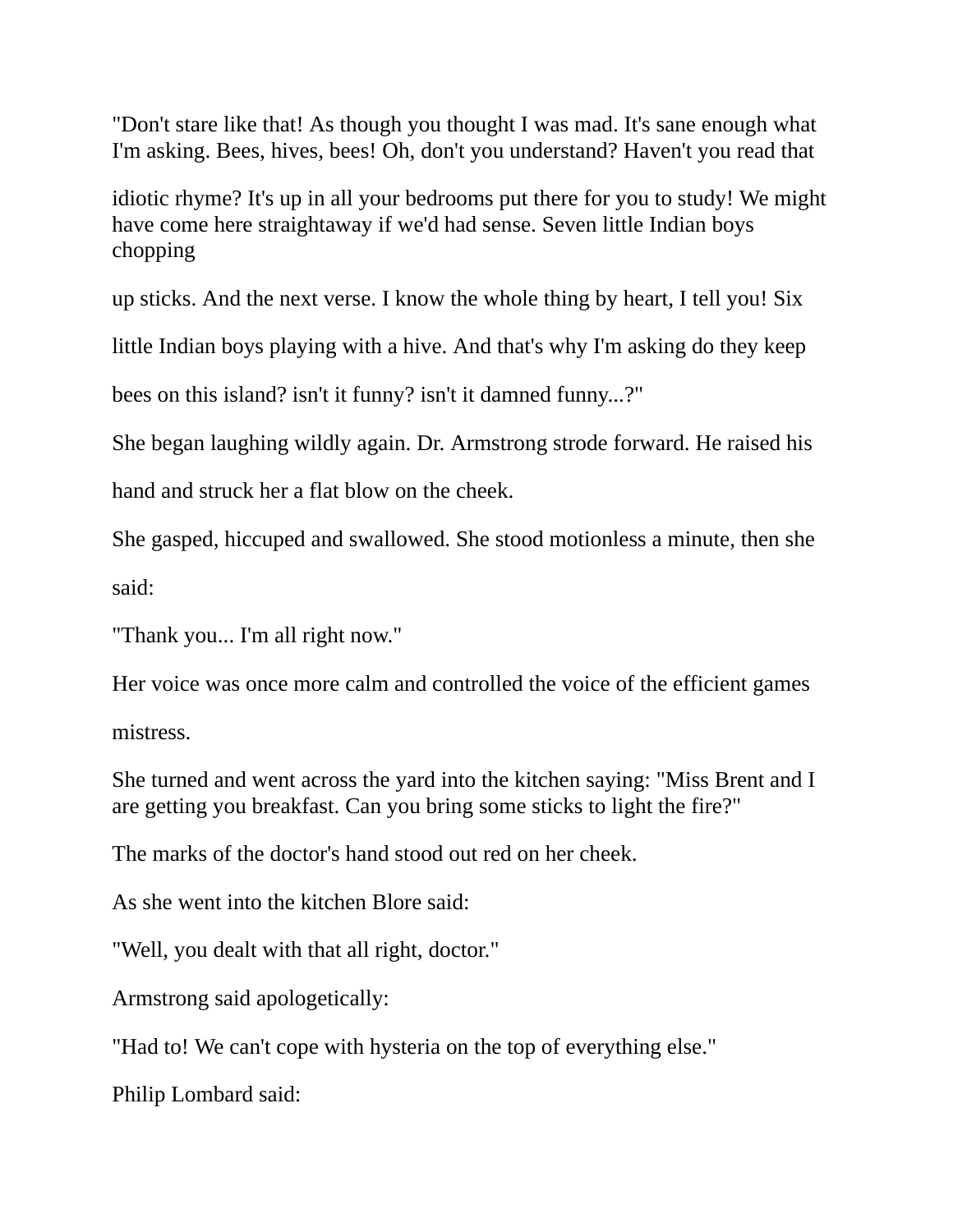"Don't stare like that! As though you thought I was mad. It's sane enough what I'm asking. Bees, hives, bees! Oh, don't you understand? Haven't you read that idiotic rhyme? It's up in all your bedrooms put there for you to study! We might have come here straightaway if we'd had sense. Seven little Indian boys chopping up sticks. And the next verse. I know the whole thing by heart, I tell you! Six little Indian boys playing with a hive. And that's why I'm asking do they keep bees on this island? isn't it funny? isn't it damned funny...?"

She began laughing wildly again. Dr. Armstrong strode forward. He raised his hand and struck her a flat blow on the cheek.

She gasped, hiccuped and swallowed. She stood motionless a minute, then she said:

"Thank you... I'm all right now."

Her voice was once more calm and controlled the voice of the efficient games mistress.

She turned and went across the yard into the kitchen saying: "Miss Brent and I are getting you breakfast. Can you bring some sticks to light the fire?"

The marks of the doctor's hand stood out red on her cheek.

As she went into the kitchen Blore said:

"Well, you dealt with that all right, doctor."

Armstrong said apologetically:

"Had to! We can't cope with hysteria on the top of everything else."

Philip Lombard said: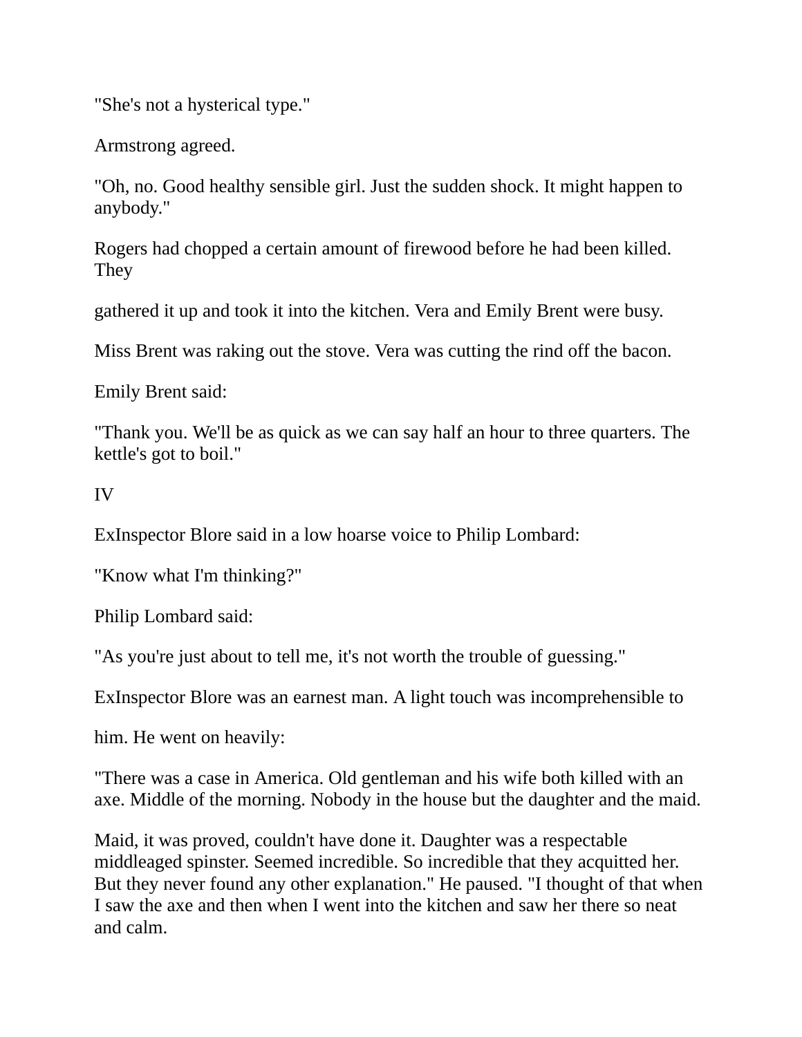"She's not a hysterical type."

Armstrong agreed.

"Oh, no. Good healthy sensible girl. Just the sudden shock. It might happen to anybody."

Rogers had chopped a certain amount of firewood before he had been killed. They

gathered it up and took it into the kitchen. Vera and Emily Brent were busy.

Miss Brent was raking out the stove. Vera was cutting the rind off the bacon.

Emily Brent said:

"Thank you. We'll be as quick as we can say half an hour to three quarters. The kettle's got to boil."

IV

ExInspector Blore said in a low hoarse voice to Philip Lombard:

"Know what I'm thinking?"

Philip Lombard said:

"As you're just about to tell me, it's not worth the trouble of guessing."

ExInspector Blore was an earnest man. A light touch was incomprehensible to

him. He went on heavily:

"There was a case in America. Old gentleman and his wife both killed with an axe. Middle of the morning. Nobody in the house but the daughter and the maid.

Maid, it was proved, couldn't have done it. Daughter was a respectable middleaged spinster. Seemed incredible. So incredible that they acquitted her. But they never found any other explanation." He paused. "I thought of that when I saw the axe and then when I went into the kitchen and saw her there so neat and calm.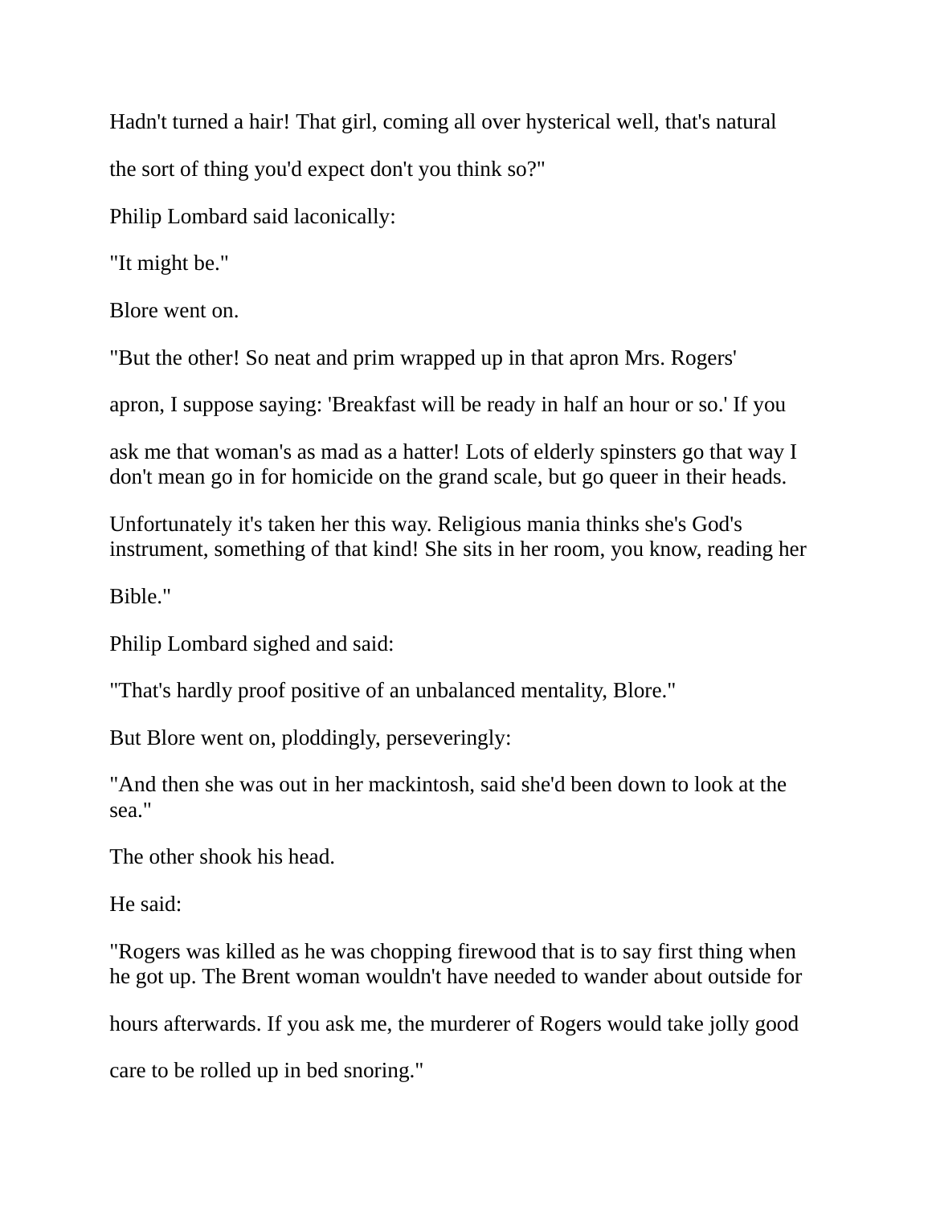Hadn't turned a hair! That girl, coming all over hysterical well, that's natural the sort of thing you'd expect don't you think so?"

Philip Lombard said laconically:

"It might be."

Blore went on.

"But the other! So neat and prim wrapped up in that apron Mrs. Rogers' apron, I suppose saying: 'Breakfast will be ready in half an hour or so.' If you ask me that woman's as mad as a hatter! Lots of elderly spinsters go that way I don't mean go in for homicide on the grand scale, but go queer in their heads.

Unfortunately it's taken her this way. Religious mania thinks she's God's instrument, something of that kind! She sits in her room, you know, reading her Bible."

Philip Lombard sighed and said:

"That's hardly proof positive of an unbalanced mentality, Blore."

But Blore went on, ploddingly, perseveringly:

"And then she was out in her mackintosh, said she'd been down to look at the sea."

The other shook his head.

He said:

"Rogers was killed as he was chopping firewood that is to say first thing when he got up. The Brent woman wouldn't have needed to wander about outside for hours afterwards. If you ask me, the murderer of Rogers would take jolly good care to be rolled up in bed snoring."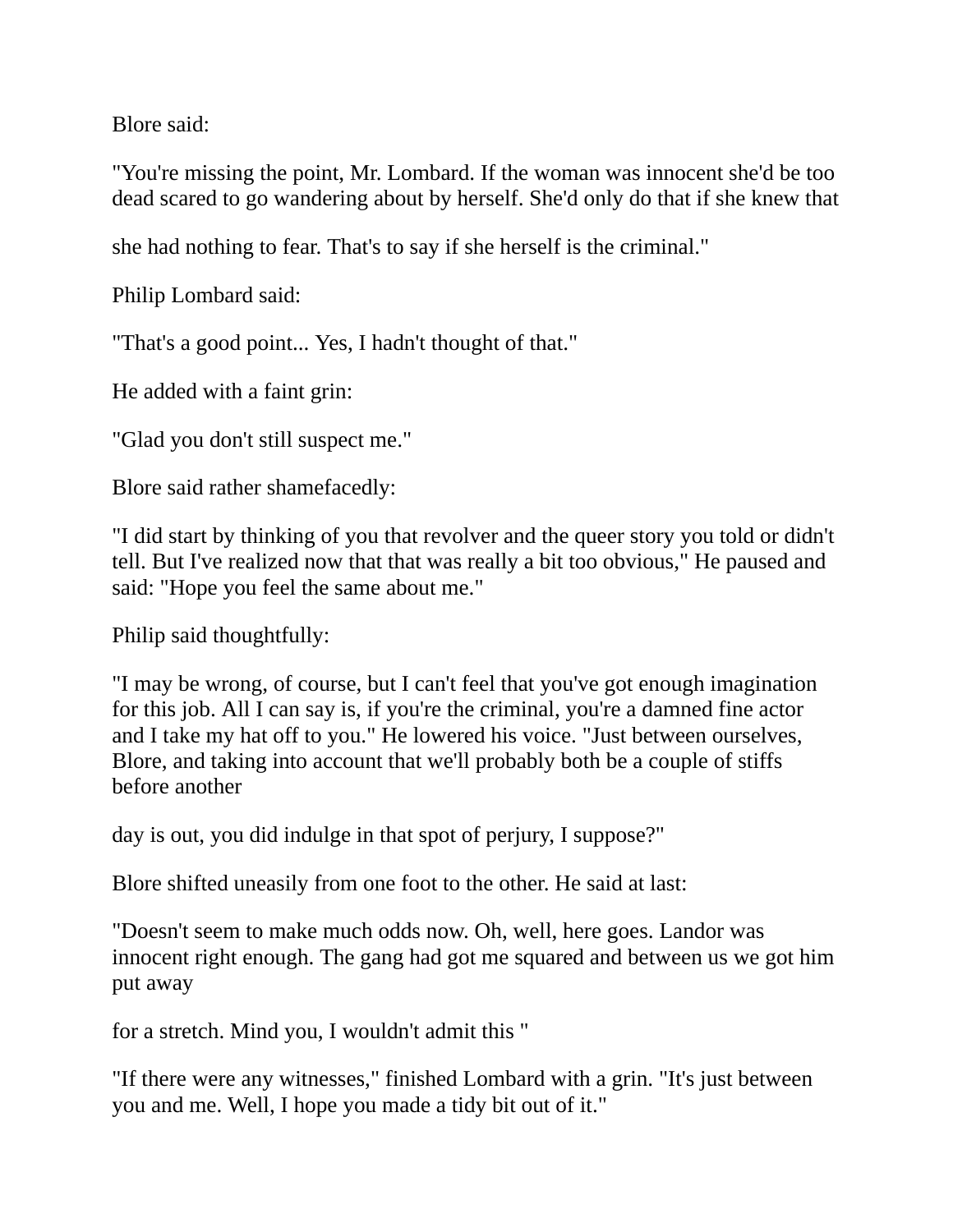Blore said:

"You're missing the point, Mr. Lombard. If the woman was innocent she'd be too dead scared to go wandering about by herself. She'd only do that if she knew that she had nothing to fear. That's to say if she herself is the criminal."

Philip Lombard said:

"That's a good point... Yes, I hadn't thought of that."

He added with a faint grin:

"Glad you don't still suspect me."

Blore said rather shamefacedly:

"I did start by thinking of you that revolver and the queer story you told or didn't tell. But I've realized now that that was really a bit too obvious," He paused and said: "Hope you feel the same about me."

Philip said thoughtfully:

"I may be wrong, of course, but I can't feel that you've got enough imagination for this job. All I can say is, if you're the criminal, you're a damned fine actor and I take my hat off to you." He lowered his voice. "Just between ourselves, Blore, and taking into account that we'll probably both be a couple of stiffs before another day is out, you did indulge in that spot of perjury, I suppose?"

Blore shifted uneasily from one foot to the other. He said at last:

"Doesn't seem to make much odds now. Oh, well, here goes. Landor was innocent right enough. The gang had got me squared and between us we got him put away for a stretch. Mind you, I wouldn't admit this "

"If there were any witnesses," finished Lombard with a grin. "It's just between you and me. Well, I hope you made a tidy bit out of it."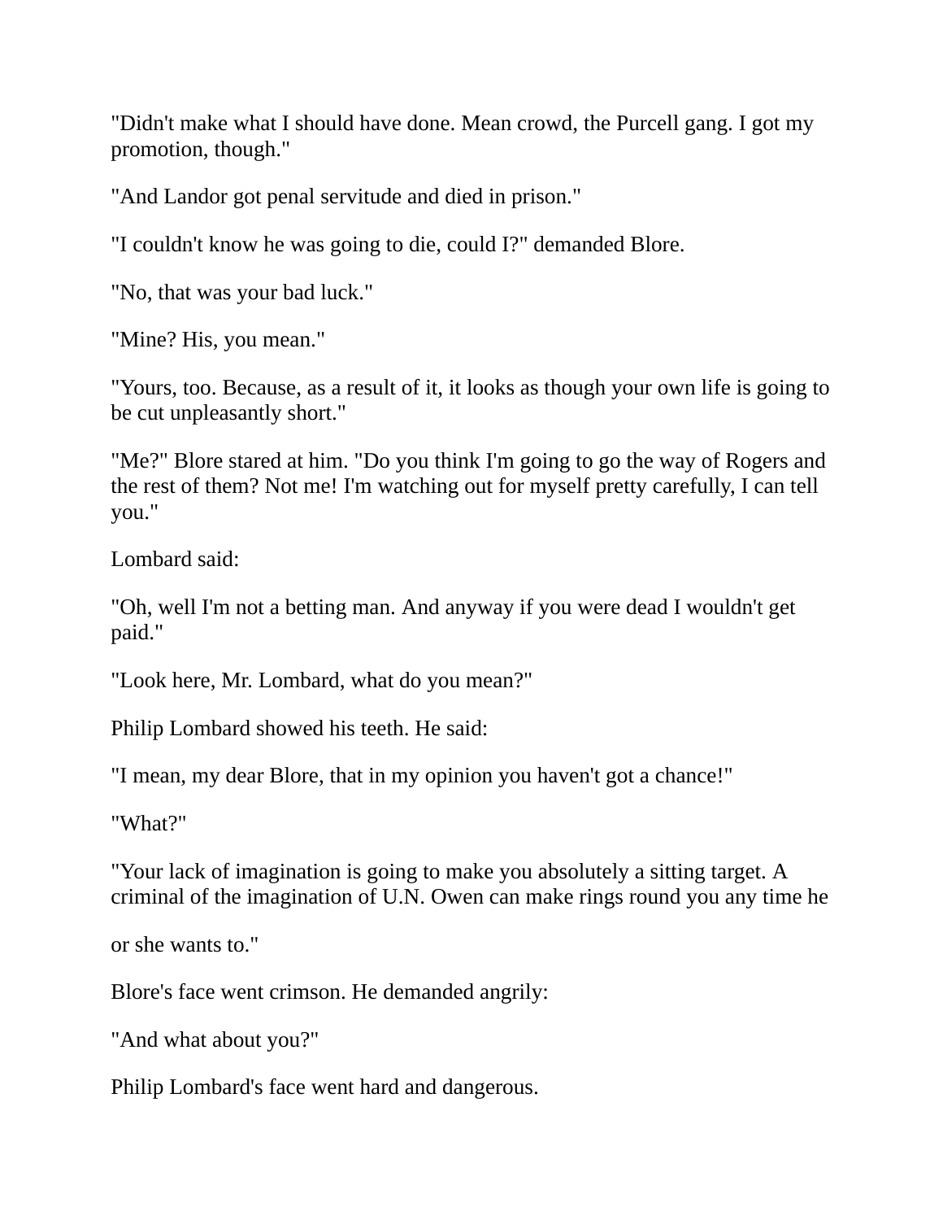"Didn't make what I should have done. Mean crowd, the Purcell gang. I got my promotion, though."

"And Landor got penal servitude and died in prison."

"I couldn't know he was going to die, could I?" demanded Blore.

"No, that was your bad luck."

"Mine? His, you mean."

"Yours, too. Because, as a result of it, it looks as though your own life is going to be cut unpleasantly short."

"Me?" Blore stared at him. "Do you think I'm going to go the way of Rogers and the rest of them? Not me! I'm watching out for myself pretty carefully, I can tell you."

Lombard said:

"Oh, well I'm not a betting man. And anyway if you were dead I wouldn't get paid."

"Look here, Mr. Lombard, what do you mean?"

Philip Lombard showed his teeth. He said:

"I mean, my dear Blore, that in my opinion you haven't got a chance!"

"What?"

"Your lack of imagination is going to make you absolutely a sitting target. A criminal of the imagination of U.N. Owen can make rings round you any time he or she wants to."

Blore's face went crimson. He demanded angrily:

"And what about you?"

Philip Lombard's face went hard and dangerous.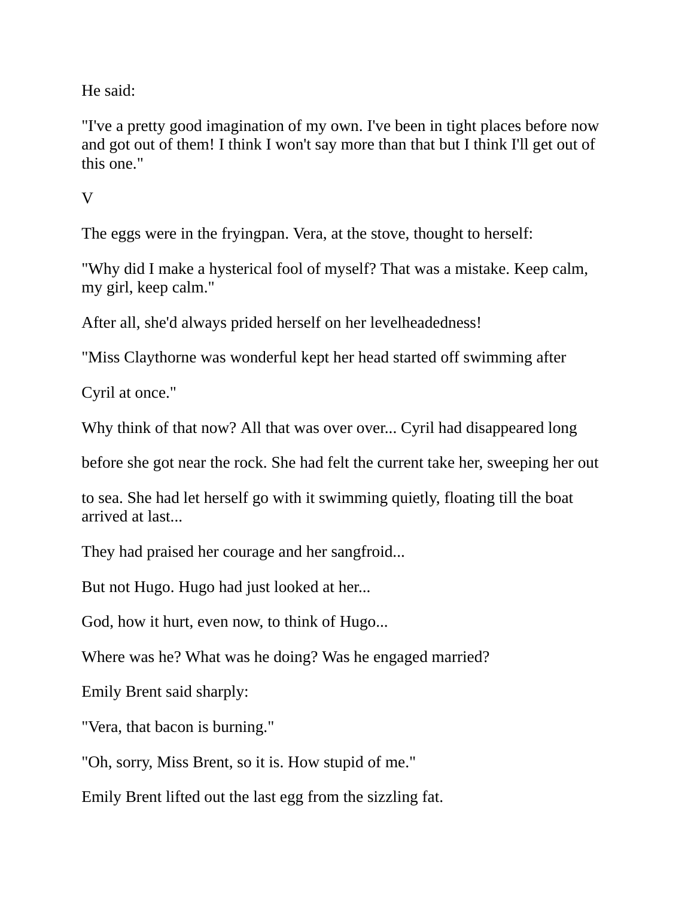He said:

"I've a pretty good imagination of my own. I've been in tight places before now and got out of them! I think I won't say more than that but I think I'll get out of this one."

V

The eggs were in the fryingpan. Vera, at the stove, thought to herself:

"Why did I make a hysterical fool of myself? That was a mistake. Keep calm, my girl, keep calm."

After all, she'd always prided herself on her levelheadedness!

"Miss Claythorne was wonderful kept her head started off swimming after

Cyril at once."

Why think of that now? All that was over over... Cyril had disappeared long

before she got near the rock. She had felt the current take her, sweeping her out

to sea. She had let herself go with it swimming quietly, floating till the boat arrived at last...

They had praised her courage and her sangfroid...

But not Hugo. Hugo had just looked at her...

God, how it hurt, even now, to think of Hugo...

Where was he? What was he doing? Was he engaged married?

Emily Brent said sharply:

"Vera, that bacon is burning."

"Oh, sorry, Miss Brent, so it is. How stupid of me."

Emily Brent lifted out the last egg from the sizzling fat.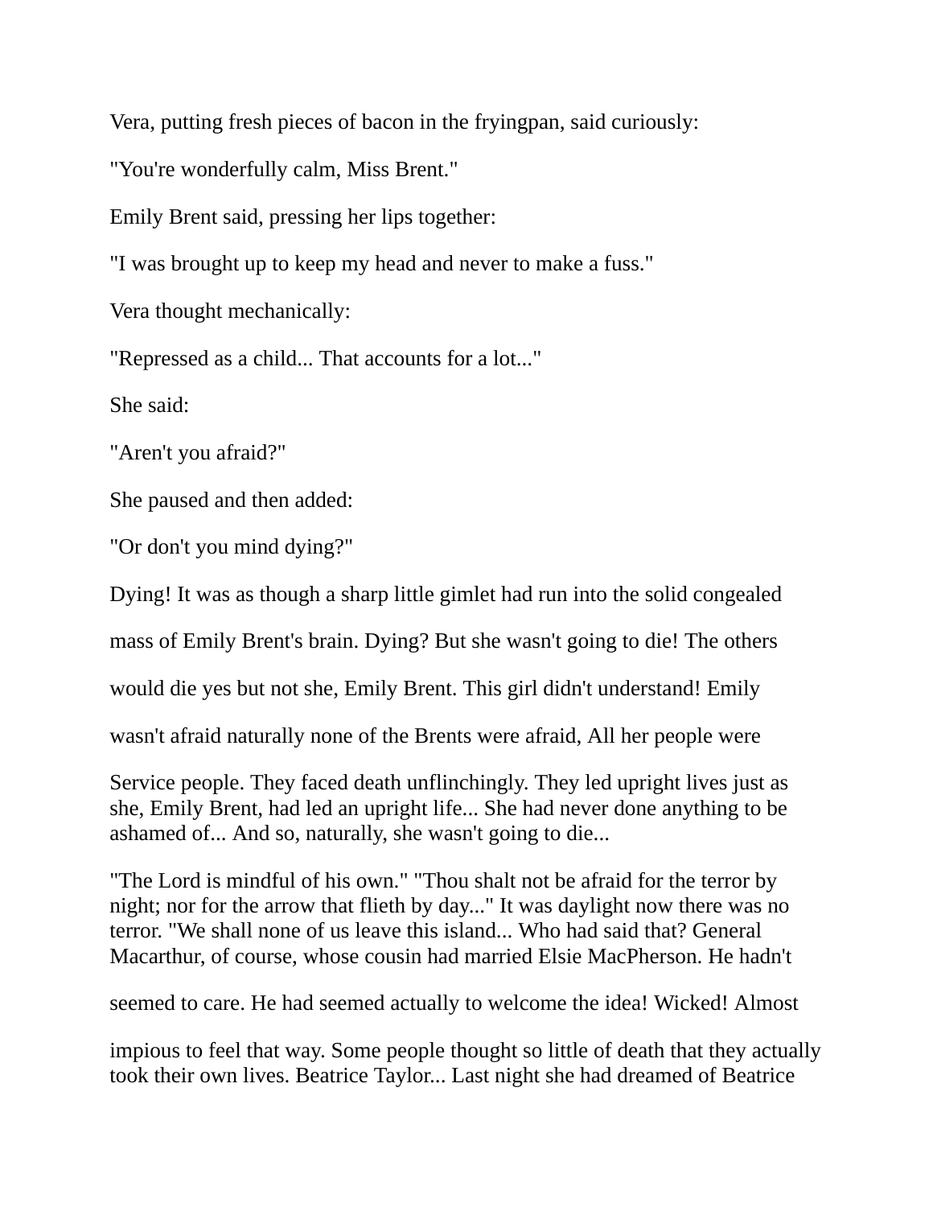Vera, putting fresh pieces of bacon in the fryingpan, said curiously:

"You're wonderfully calm, Miss Brent."

Emily Brent said, pressing her lips together:

"I was brought up to keep my head and never to make a fuss."

Vera thought mechanically:

"Repressed as a child... That accounts for a lot..."

She said:

"Aren't you afraid?"

She paused and then added:

"Or don't you mind dying?"

Dying! It was as though a sharp little gimlet had run into the solid congealed mass of Emily Brent's brain. Dying? But she wasn't going to die! The others would die yes but not she, Emily Brent. This girl didn't understand! Emily wasn't afraid naturally none of the Brents were afraid, All her people were Service people. They faced death unflinchingly. They led upright lives just as she, Emily Brent, had led an upright life... She had never done anything to be ashamed of... And so, naturally, she wasn't going to die...

"The Lord is mindful of his own." "Thou shalt not be afraid for the terror by night; nor for the arrow that flieth by day..." It was daylight now there was no terror. "We shall none of us leave this island... Who had said that? General Macarthur, of course, whose cousin had married Elsie MacPherson. He hadn't seemed to care. He had seemed actually to welcome the idea! Wicked! Almost impious to feel that way. Some people thought so little of death that they actually took their own lives. Beatrice Taylor... Last night she had dreamed of Beatrice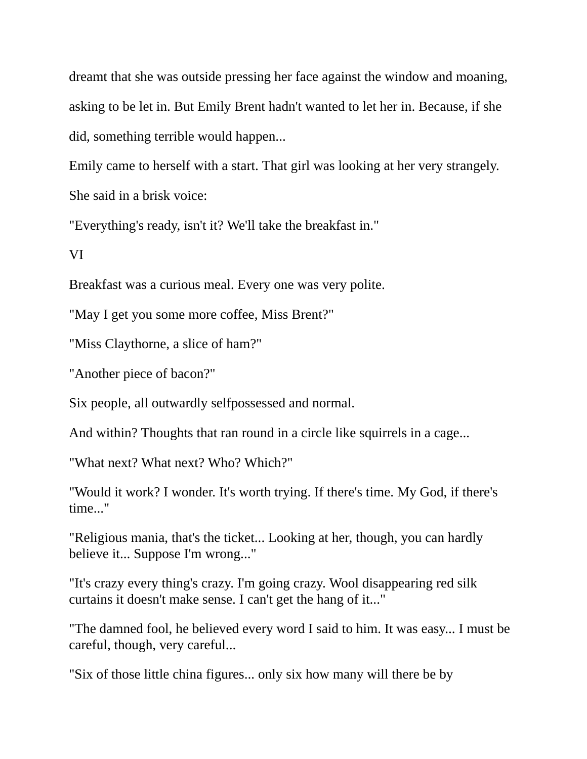dreamt that she was outside pressing her face against the window and moaning, asking to be let in. But Emily Brent hadn't wanted to let her in. Because, if she did, something terrible would happen...

Emily came to herself with a start. That girl was looking at her very strangely. She said in a brisk voice:

"Everything's ready, isn't it? We'll take the breakfast in."

VI

Breakfast was a curious meal. Every one was very polite.

"May I get you some more coffee, Miss Brent?"

"Miss Claythorne, a slice of ham?"

"Another piece of bacon?"

Six people, all outwardly selfpossessed and normal.

And within? Thoughts that ran round in a circle like squirrels in a cage...

"What next? What next? Who? Which?"

"Would it work? I wonder. It's worth trying. If there's time. My God, if there's time..."

"Religious mania, that's the ticket... Looking at her, though, you can hardly believe it... Suppose I'm wrong..."

"It's crazy every thing's crazy. I'm going crazy. Wool disappearing red silk curtains it doesn't make sense. I can't get the hang of it..."

"The damned fool, he believed every word I said to him. It was easy... I must be careful, though, very careful...

"Six of those little china figures... only six how many will there be by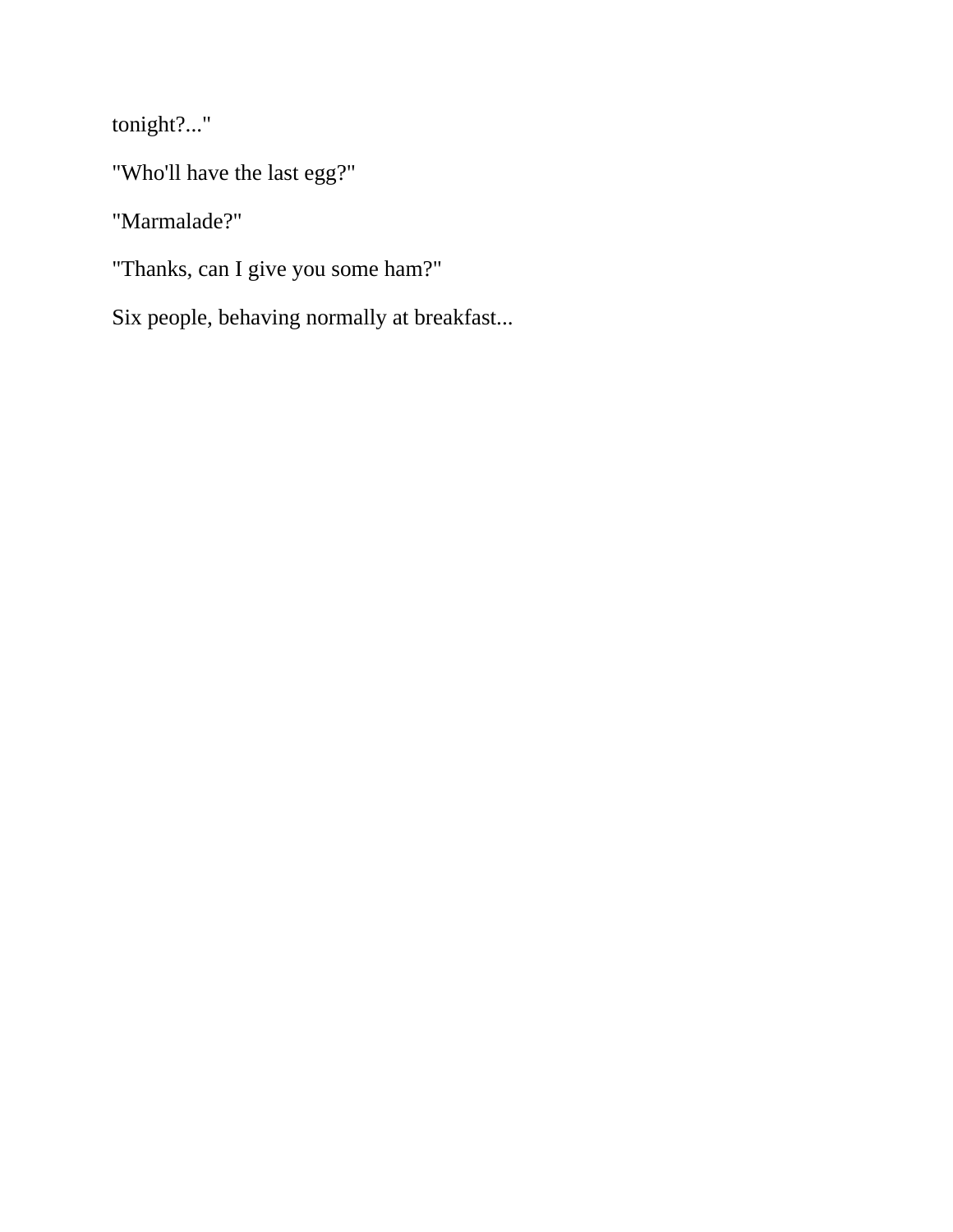tonight?..."

"Who'll have the last egg?"

"Marmalade?"

"Thanks, can I give you some ham?"

Six people, behaving normally at breakfast...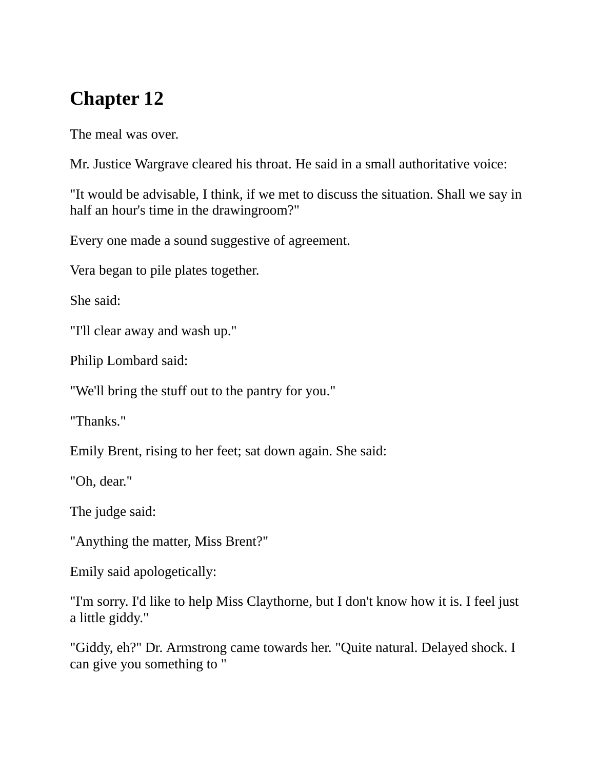# Chapter 12

The meal was over.

Mr. Justice Wargrave cleared his throat. He said in a small authoritative voice:

"It would be advisable, I think, if we met to discuss the situation. Shall we say in half an hour's time in the drawingroom?"

Every one made a sound suggestive of agreement.

Vera began to pile plates together.

She said:

"I'll clear away and wash up."

Philip Lombard said:

"We'll bring the stuff out to the pantry for you."

"Thanks."

Emily Brent, rising to her feet; sat down again. She said:

"Oh, dear."

The judge said:

"Anything the matter, Miss Brent?"

Emily said apologetically:

"I'm sorry. I'd like to help Miss Claythorne, but I don't know how it is. I feel just a little giddy."

"Giddy, eh?" Dr. Armstrong came towards her. "Quite natural. Delayed shock. I can give you something to "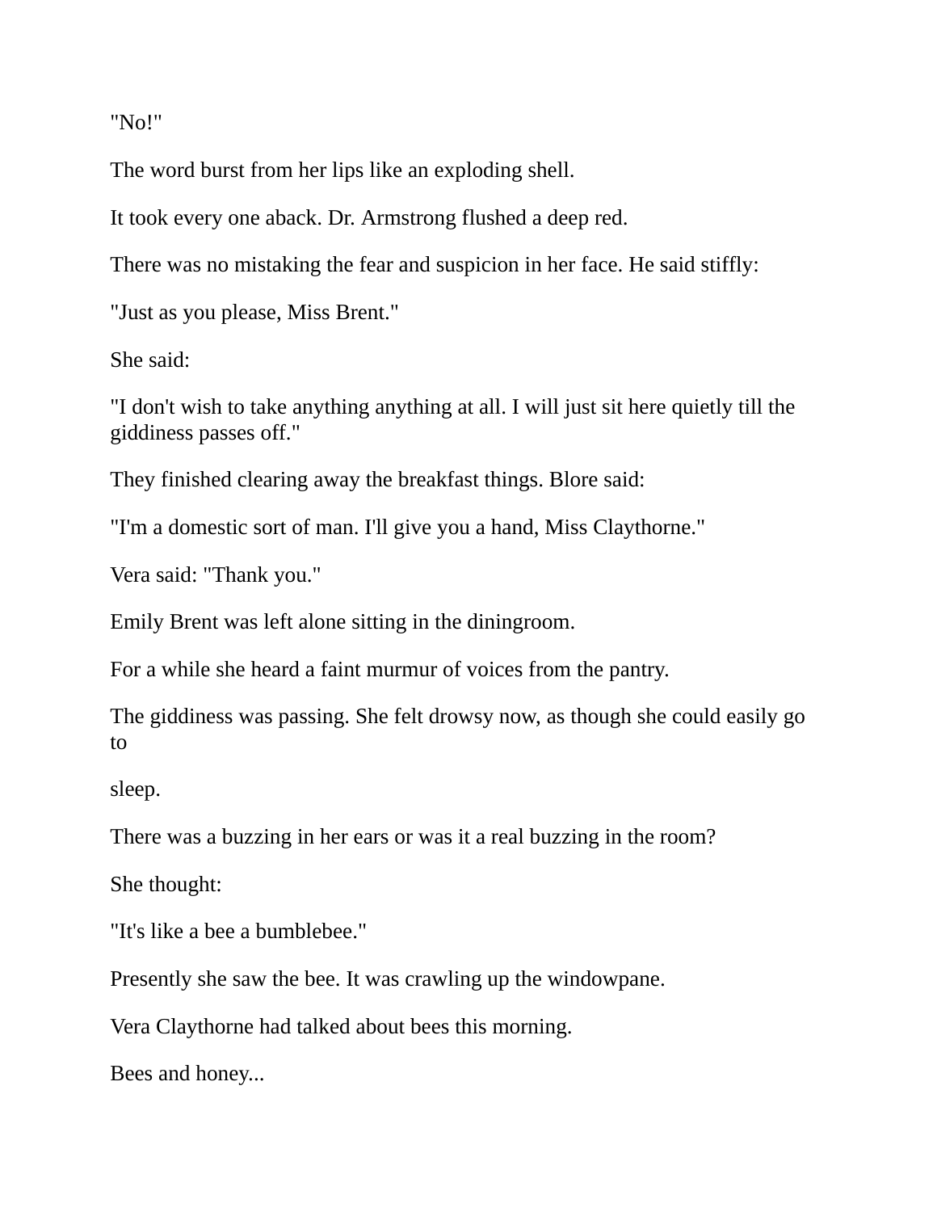"No!"

The word burst from her lips like an exploding shell.

It took every one aback. Dr. Armstrong flushed a deep red.

There was no mistaking the fear and suspicion in her face. He said stiffly:

"Just as you please, Miss Brent."

She said:

"I don't wish to take anything anything at all. I will just sit here quietly till the giddiness passes off."

They finished clearing away the breakfast things. Blore said:

"I'm a domestic sort of man. I'll give you a hand, Miss Claythorne."

Vera said: "Thank you."

Emily Brent was left alone sitting in the diningroom.

For a while she heard a faint murmur of voices from the pantry.

The giddiness was passing. She felt drowsy now, as though she could easily go to

sleep.

There was a buzzing in her ears or was it a real buzzing in the room?

She thought:

"It's like a bee a bumblebee."

Presently she saw the bee. It was crawling up the windowpane.

Vera Claythorne had talked about bees this morning.

Bees and honey...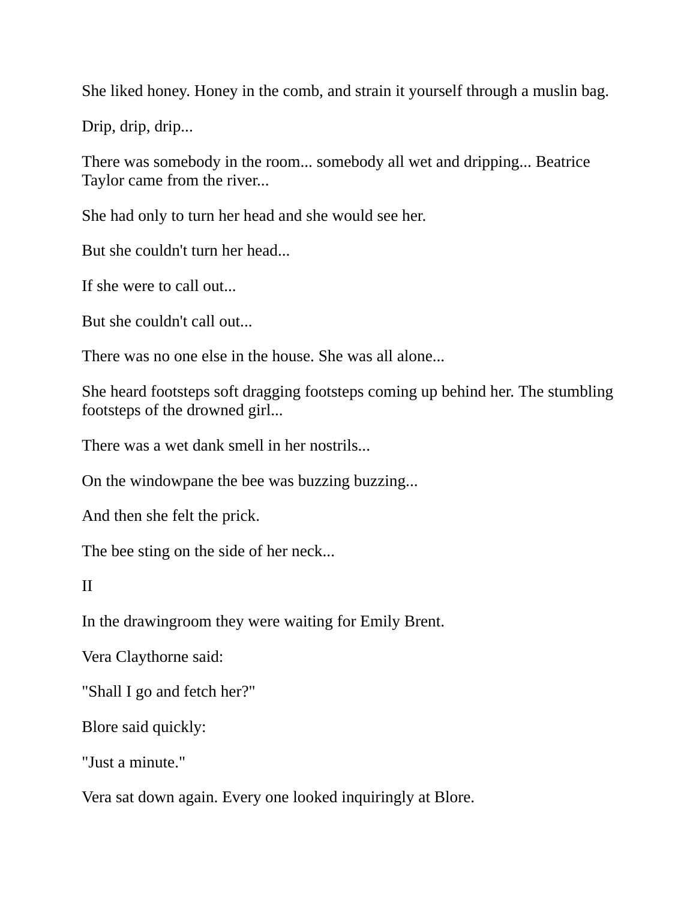She liked honey. Honey in the comb, and strain it yourself through a muslin bag.

Drip, drip, drip...

There was somebody in the room... somebody all wet and dripping... Beatrice Taylor came from the river...

She had only to turn her head and she would see her.

But she couldn't turn her head...

If she were to call out...

But she couldn't call out...

There was no one else in the house. She was all alone...

She heard footsteps soft dragging footsteps coming up behind her. The stumbling footsteps of the drowned girl...

There was a wet dank smell in her nostrils...

On the windowpane the bee was buzzing buzzing...

And then she felt the prick.

The bee sting on the side of her neck...

## II

In the drawingroom they were waiting for Emily Brent.

Vera Claythorne said:

"Shall I go and fetch her?"

Blore said quickly:

"Just a minute."

Vera sat down again. Every one looked inquiringly at Blore.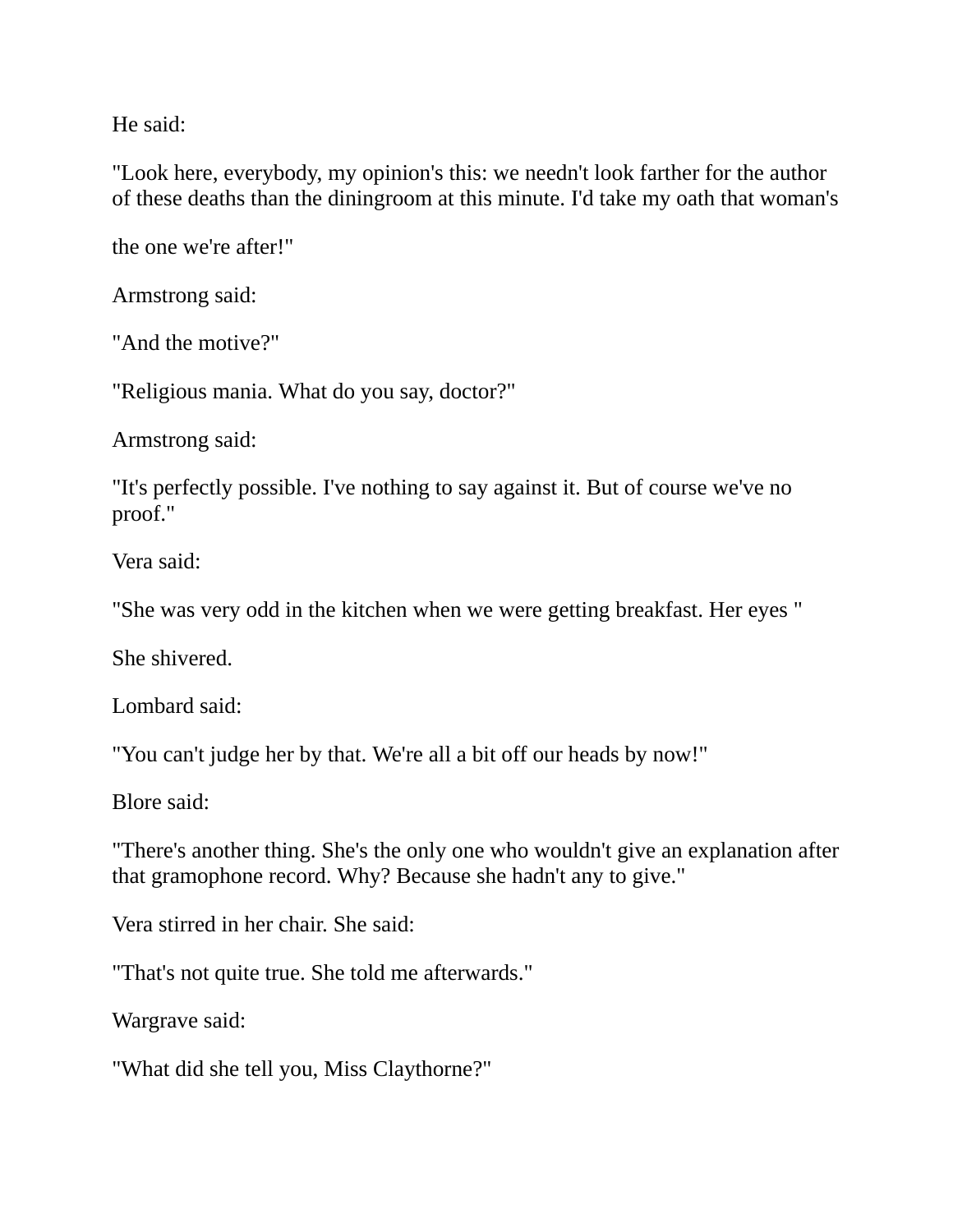He said:

"Look here, everybody, my opinion's this: we needn't look farther for the author of these deaths than the diningroom at this minute. I'd take my oath that woman's

the one we're after!"

Armstrong said:

"And the motive?"

"Religious mania. What do you say, doctor?"

Armstrong said:

"It's perfectly possible. I've nothing to say against it. But of course we've no proof."

Vera said:

"She was very odd in the kitchen when we were getting breakfast. Her eyes "

She shivered.

Lombard said:

"You can't judge her by that. We're all a bit off our heads by now!"

Blore said:

"There's another thing. She's the only one who wouldn't give an explanation after that gramophone record. Why? Because she hadn't any to give."

Vera stirred in her chair. She said:

"That's not quite true. She told me afterwards."

Wargrave said:

"What did she tell you, Miss Claythorne?"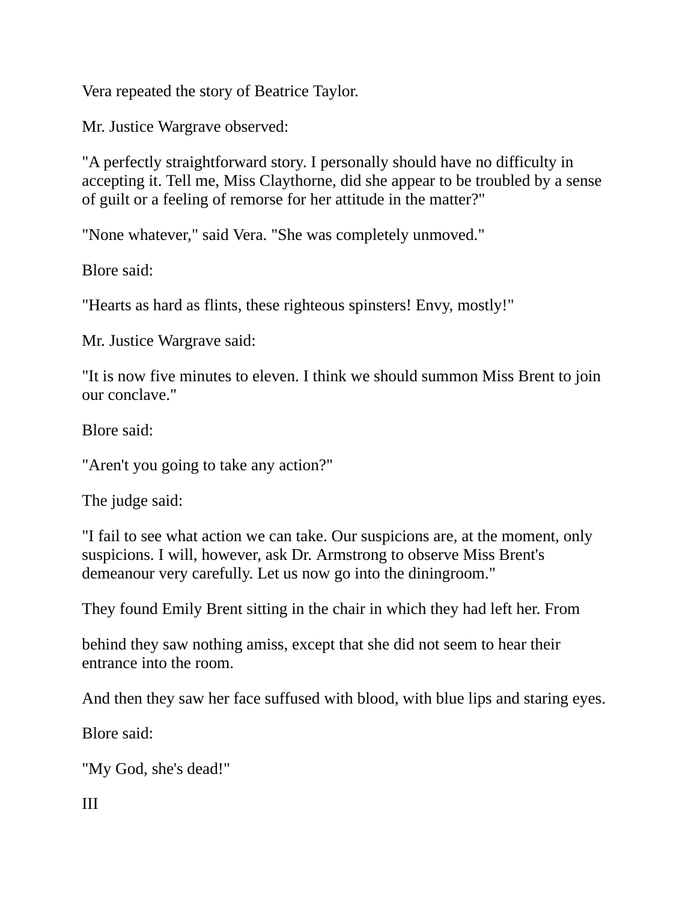Vera repeated the story of Beatrice Taylor.

Mr. Justice Wargrave observed:

"A perfectly straightforward story. I personally should have no difficulty in accepting it. Tell me, Miss Claythorne, did she appear to be troubled by a sense of guilt or a feeling of remorse for her attitude in the matter?"

"None whatever," said Vera. "She was completely unmoved."

Blore said:

"Hearts as hard as flints, these righteous spinsters! Envy, mostly!"

Mr. Justice Wargrave said:

"It is now five minutes to eleven. I think we should summon Miss Brent to join our conclave."

Blore said:

"Aren't you going to take any action?"

The judge said:

"I fail to see what action we can take. Our suspicions are, at the moment, only suspicions. I will, however, ask Dr. Armstrong to observe Miss Brent's demeanour very carefully. Let us now go into the diningroom."

They found Emily Brent sitting in the chair in which they had left her. From

behind they saw nothing amiss, except that she did not seem to hear their entrance into the room.

And then they saw her face suffused with blood, with blue lips and staring eyes.

Blore said:

"My God, she's dead!"

III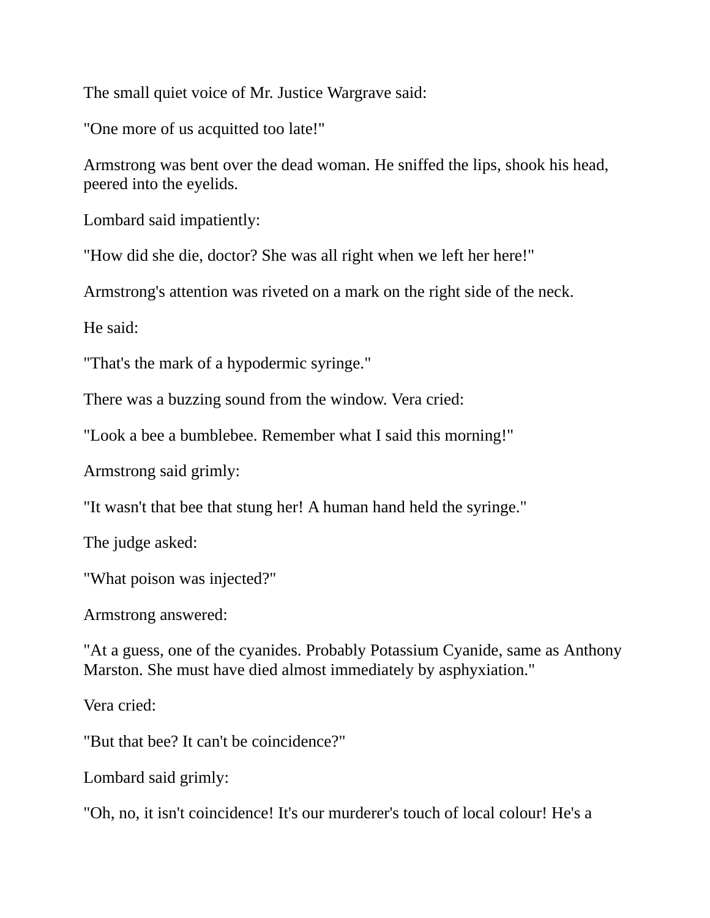The small quiet voice of Mr. Justice Wargrave said:

"One more of us acquitted too late!"

Armstrong was bent over the dead woman. He sniffed the lips, shook his head, peered into the eyelids.

Lombard said impatiently:

"How did she die, doctor? She was all right when we left her here!"

Armstrong's attention was riveted on a mark on the right side of the neck.

He said:

"That's the mark of a hypodermic syringe."

There was a buzzing sound from the window. Vera cried:

"Look a bee a bumblebee. Remember what I said this morning!"

Armstrong said grimly:

"It wasn't that bee that stung her! A human hand held the syringe."

The judge asked:

"What poison was injected?"

Armstrong answered:

"At a guess, one of the cyanides. Probably Potassium Cyanide, same as Anthony Marston. She must have died almost immediately by asphyxiation."

Vera cried:

"But that bee? It can't be coincidence?"

Lombard said grimly:

"Oh, no, it isn't coincidence! It's our murderer's touch of local colour! He's a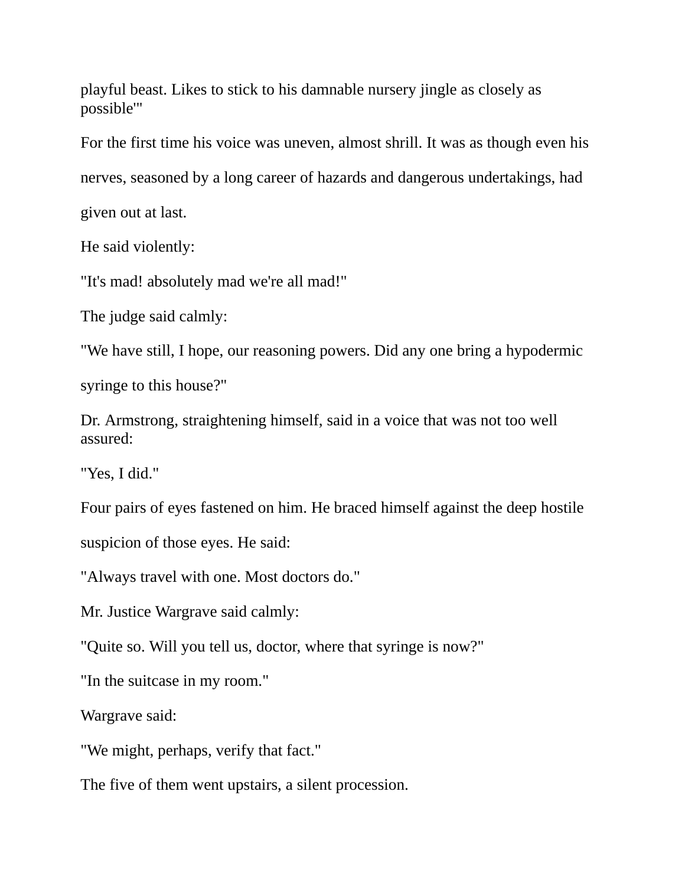playful beast. Likes to stick to his damnable nursery jingle as closely as possible'"

For the first time his voice was uneven, almost shrill. It was as though even his nerves, seasoned by a long career of hazards and dangerous undertakings, had given out at last.

He said violently:

"It's mad! absolutely mad we're all mad!"

The judge said calmly:

"We have still, I hope, our reasoning powers. Did any one bring a hypodermic syringe to this house?"

Dr. Armstrong, straightening himself, said in a voice that was not too well assured:

"Yes, I did."

Four pairs of eyes fastened on him. He braced himself against the deep hostile suspicion of those eyes. He said:

"Always travel with one. Most doctors do."

Mr. Justice Wargrave said calmly:

"Quite so. Will you tell us, doctor, where that syringe is now?"

"In the suitcase in my room."

Wargrave said:

"We might, perhaps, verify that fact."

The five of them went upstairs, a silent procession.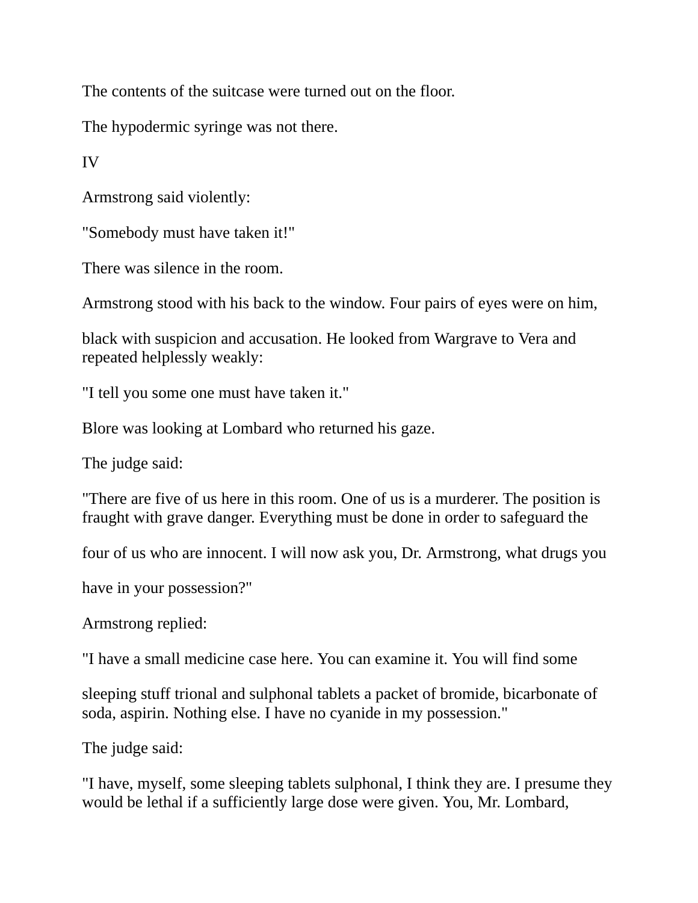The contents of the suitcase were turned out on the floor.

The hypodermic syringe was not there.

IV

Armstrong said violently:

"Somebody must have taken it!"

There was silence in the room.

Armstrong stood with his back to the window. Four pairs of eyes were on him, black with suspicion and accusation. He looked from Wargrave to Vera and repeated helplessly weakly:

"I tell you some one must have taken it."

Blore was looking at Lombard who returned his gaze.

The judge said:

"There are five of us here in this room. One of us is a murderer. The position is fraught with grave danger. Everything must be done in order to safeguard the four of us who are innocent. I will now ask you, Dr. Armstrong, what drugs you have in your possession?"

Armstrong replied:

"I have a small medicine case here. You can examine it. You will find some sleeping stuff trional and sulphonal tablets a packet of bromide, bicarbonate of soda, aspirin. Nothing else. I have no cyanide in my possession."

The judge said:

"I have, myself, some sleeping tablets sulphonal, I think they are. I presume they would be lethal if a sufficiently large dose were given. You, Mr. Lombard,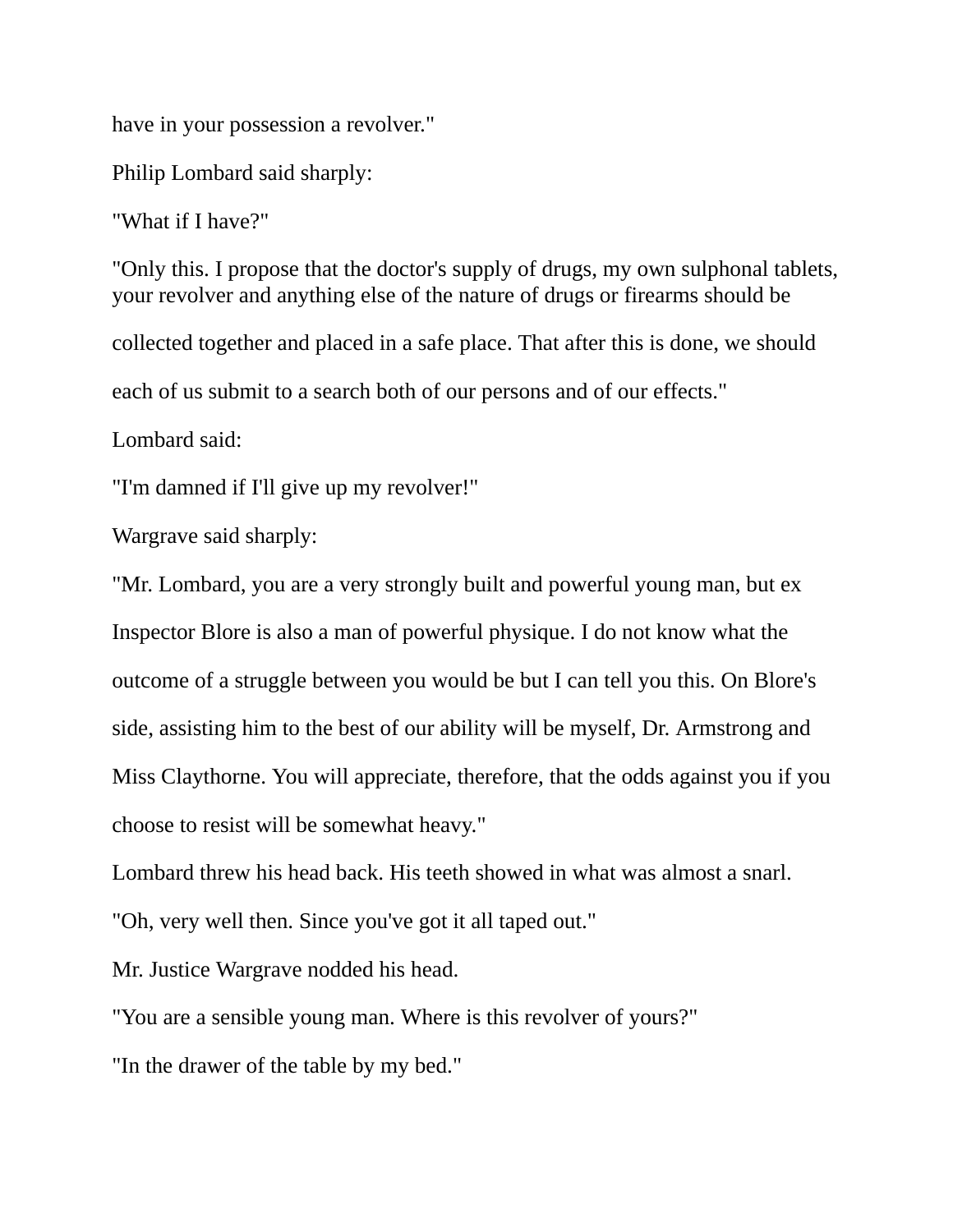have in your possession a revolver."

Philip Lombard said sharply:

"What if I have?"

"Only this. I propose that the doctor's supply of drugs, my own sulphonal tablets, your revolver and anything else of the nature of drugs or firearms should be collected together and placed in a safe place. That after this is done, we should each of us submit to a search both of our persons and of our effects."

Lombard said:

"I'm damned if I'll give up my revolver!"

Wargrave said sharply:

"Mr. Lombard, you are a very strongly built and powerful young man, but ex Inspector Blore is also a man of powerful physique. I do not know what the outcome of a struggle between you would be but I can tell you this. On Blore's side, assisting him to the best of our ability will be myself, Dr. Armstrong and Miss Claythorne. You will appreciate, therefore, that the odds against you if you choose to resist will be somewhat heavy."

Lombard threw his head back. His teeth showed in what was almost a snarl.

"Oh, very well then. Since you've got it all taped out."

Mr. Justice Wargrave nodded his head.

"You are a sensible young man. Where is this revolver of yours?"

"In the drawer of the table by my bed."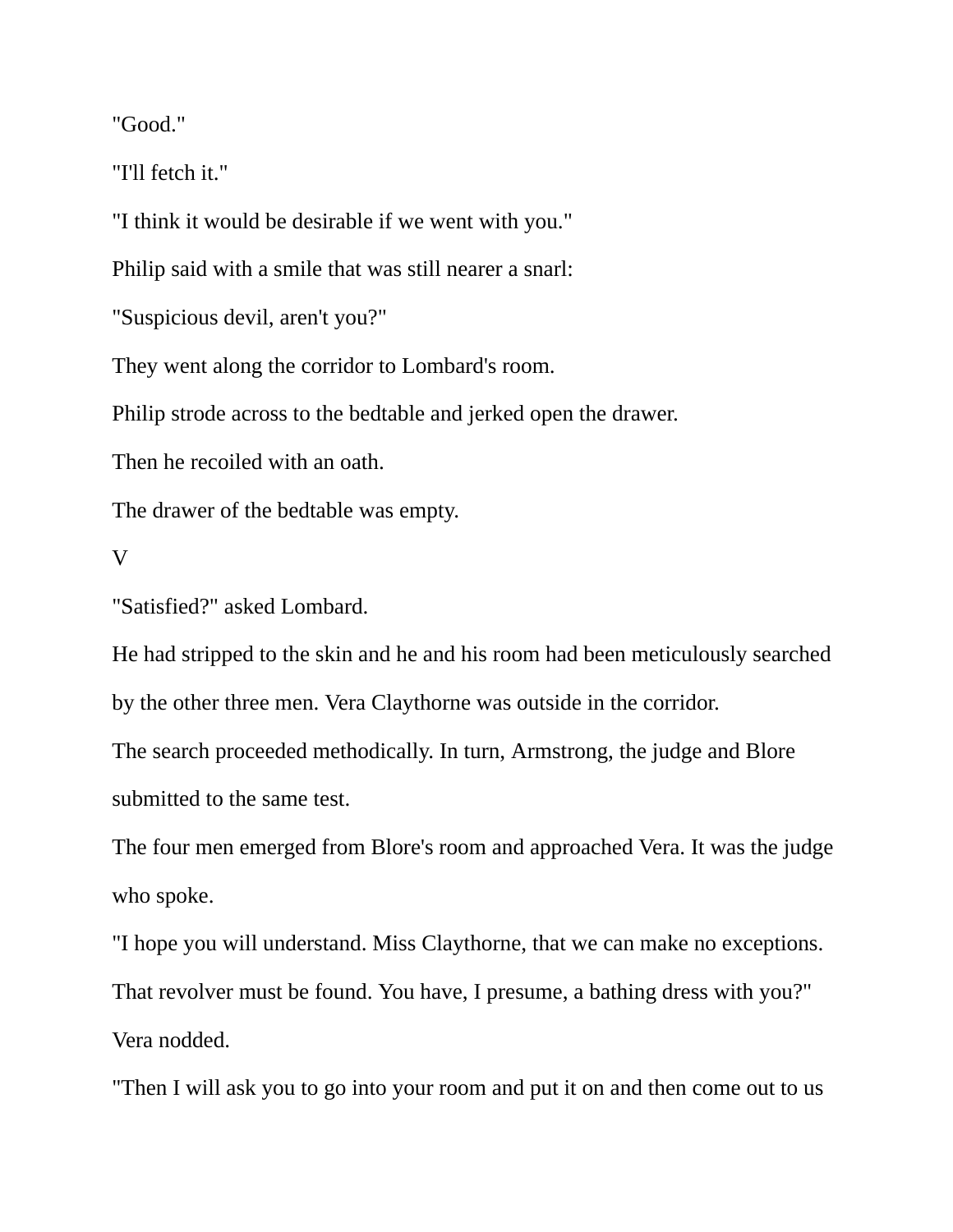"Good."

"I'll fetch it."

"I think it would be desirable if we went with you."

Philip said with a smile that was still nearer a snarl:

"Suspicious devil, aren't you?"

They went along the corridor to Lombard's room.

Philip strode across to the bedtable and jerked open the drawer.

Then he recoiled with an oath.

The drawer of the bedtable was empty.

V

"Satisfied?" asked Lombard.

He had stripped to the skin and he and his room had been meticulously searched by the other three men. Vera Claythorne was outside in the corridor.

The search proceeded methodically. In turn, Armstrong, the judge and Blore submitted to the same test.

The four men emerged from Blore's room and approached Vera. It was the judge who spoke.

"I hope you will understand. Miss Claythorne, that we can make no exceptions. That revolver must be found. You have, I presume, a bathing dress with you?"

Vera nodded.

"Then I will ask you to go into your room and put it on and then come out to us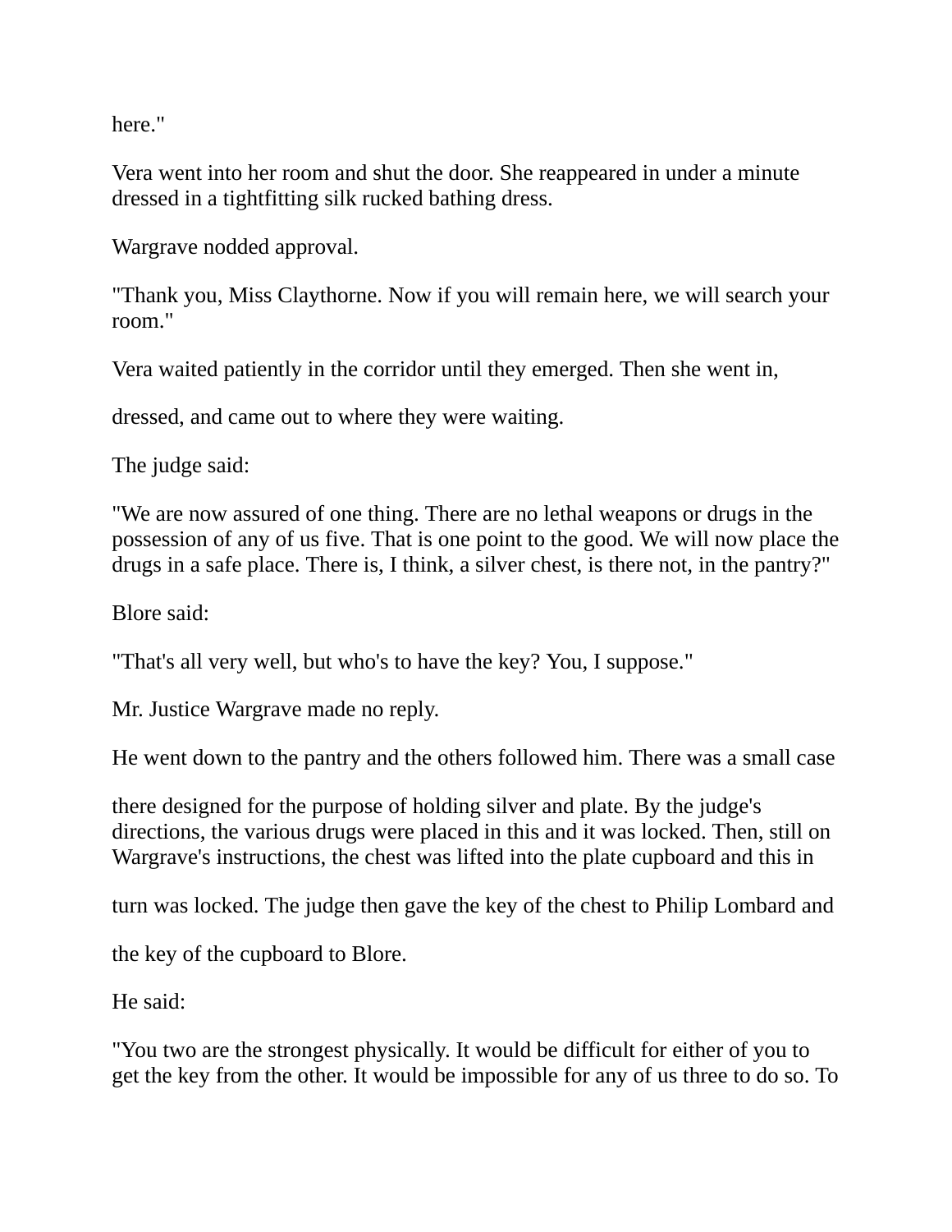here."

Vera went into her room and shut the door. She reappeared in under a minute dressed in a tightfitting silk rucked bathing dress.

Wargrave nodded approval.

"Thank you, Miss Claythorne. Now if you will remain here, we will search your room."

Vera waited patiently in the corridor until they emerged. Then she went in,

dressed, and came out to where they were waiting.

The judge said:

"We are now assured of one thing. There are no lethal weapons or drugs in the possession of any of us five. That is one point to the good. We will now place the drugs in a safe place. There is, I think, a silver chest, is there not, in the pantry?"

Blore said:

"That's all very well, but who's to have the key? You, I suppose."

Mr. Justice Wargrave made no reply.

He went down to the pantry and the others followed him. There was a small case

there designed for the purpose of holding silver and plate. By the judge's directions, the various drugs were placed in this and it was locked. Then, still on Wargrave's instructions, the chest was lifted into the plate cupboard and this in

turn was locked. The judge then gave the key of the chest to Philip Lombard and

the key of the cupboard to Blore.

He said:

"You two are the strongest physically. It would be difficult for either of you to get the key from the other. It would be impossible for any of us three to do so. To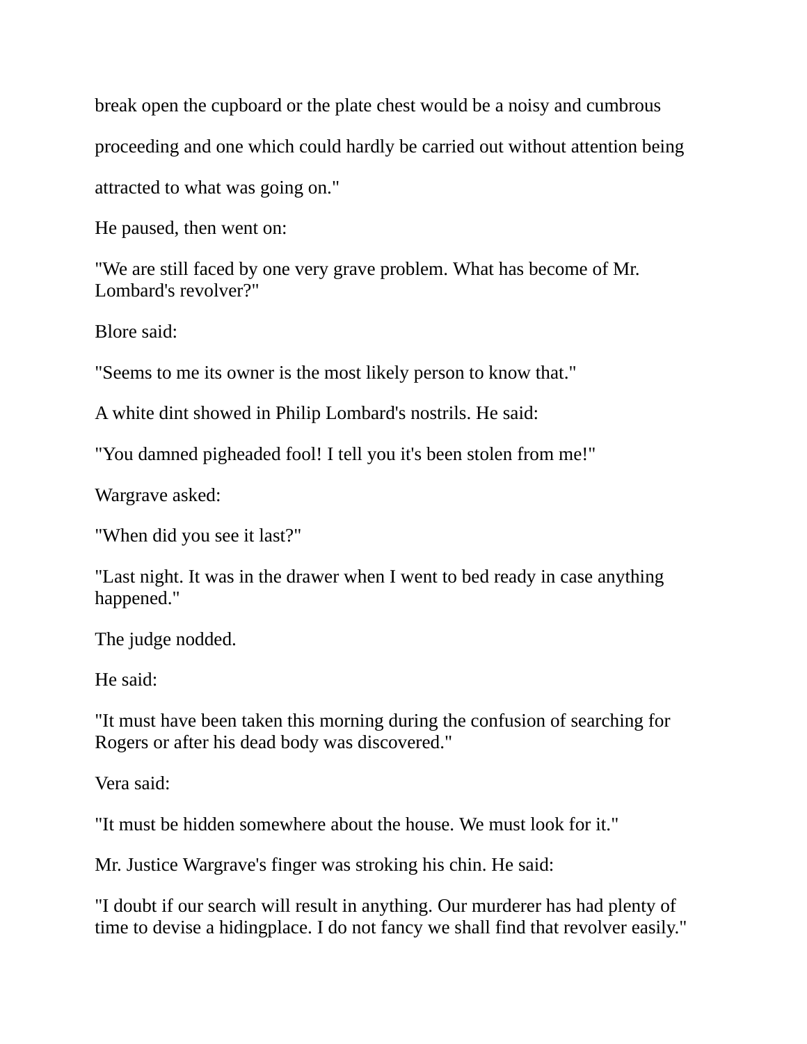break open the cupboard or the plate chest would be a noisy and cumbrous proceeding and one which could hardly be carried out without attention being attracted to what was going on."

He paused, then went on:

"We are still faced by one very grave problem. What has become of Mr. Lombard's revolver?"

Blore said:

"Seems to me its owner is the most likely person to know that."

A white dint showed in Philip Lombard's nostrils. He said:

"You damned pigheaded fool! I tell you it's been stolen from me!"

Wargrave asked:

"When did you see it last?"

"Last night. It was in the drawer when I went to bed ready in case anything happened."

The judge nodded.

He said:

"It must have been taken this morning during the confusion of searching for Rogers or after his dead body was discovered."

Vera said:

"It must be hidden somewhere about the house. We must look for it."

Mr. Justice Wargrave's finger was stroking his chin. He said:

"I doubt if our search will result in anything. Our murderer has had plenty of time to devise a hidingplace. I do not fancy we shall find that revolver easily."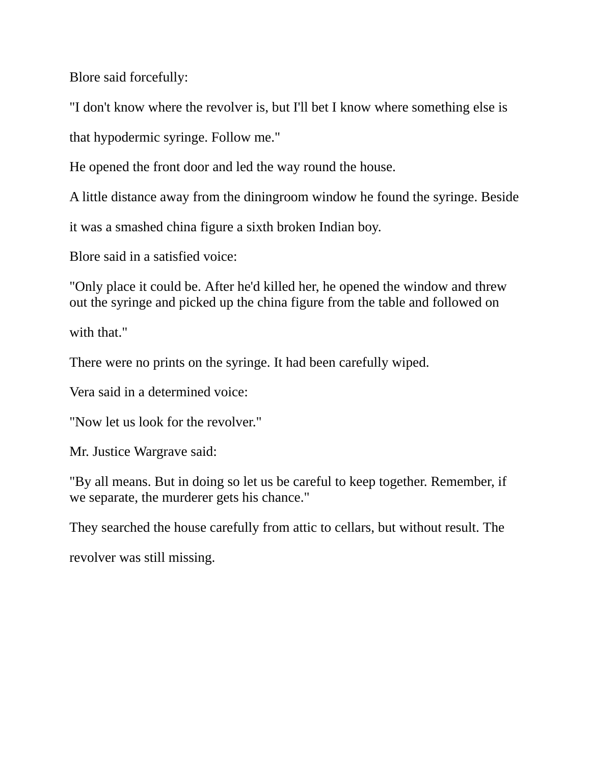Blore said forcefully:

"I don't know where the revolver is, but I'll bet I know where something else is that hypodermic syringe. Follow me."

He opened the front door and led the way round the house.

A little distance away from the diningroom window he found the syringe. Beside it was a smashed china figure a sixth broken Indian boy.

Blore said in a satisfied voice:

"Only place it could be. After he'd killed her, he opened the window and threw out the syringe and picked up the china figure from the table and followed on with that."

There were no prints on the syringe. It had been carefully wiped.

Vera said in a determined voice:

"Now let us look for the revolver."

Mr. Justice Wargrave said:

"By all means. But in doing so let us be careful to keep together. Remember, if we separate, the murderer gets his chance."

They searched the house carefully from attic to cellars, but without result. The revolver was still missing.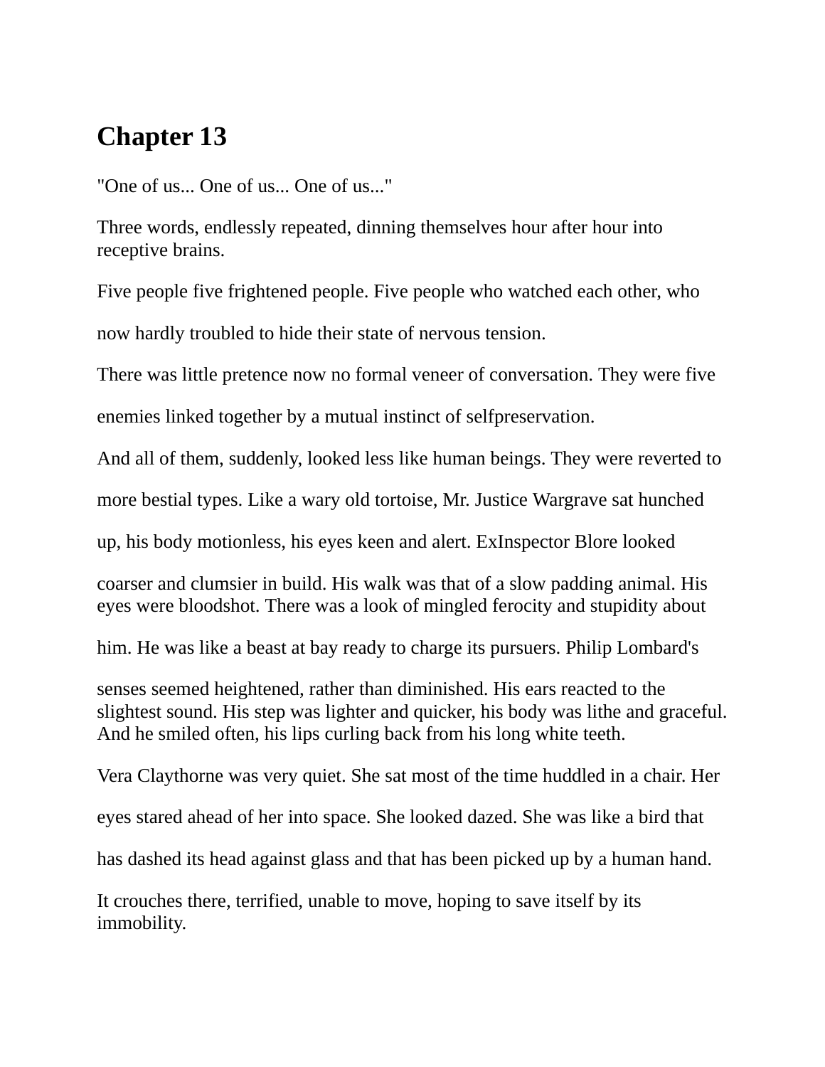# Chapter 13

"One of us... One of us... One of us..."

Three words, endlessly repeated, dinning themselves hour after hour into receptive brains.

Five people five frightened people. Five people who watched each other, who now hardly troubled to hide their state of nervous tension.

There was little pretence now no formal veneer of conversation. They were five enemies linked together by a mutual instinct of selfpreservation.

And all of them, suddenly, looked less like human beings. They were reverted to more bestial types. Like a wary old tortoise, Mr. Justice Wargrave sat hunched up, his body motionless, his eyes keen and alert. ExInspector Blore looked coarser and clumsier in build. His walk was that of a slow padding animal. His eyes were bloodshot. There was a look of mingled ferocity and stupidity about him. He was like a beast at bay ready to charge its pursuers. Philip Lombard's senses seemed heightened, rather than diminished. His ears reacted to the slightest sound. His step was lighter and quicker, his body was lithe and graceful. And he smiled often, his lips curling back from his long white teeth.

Vera Claythorne was very quiet. She sat most of the time huddled in a chair. Her eyes stared ahead of her into space. She looked dazed. She was like a bird that has dashed its head against glass and that has been picked up by a human hand.

It crouches there, terrified, unable to move, hoping to save itself by its immobility.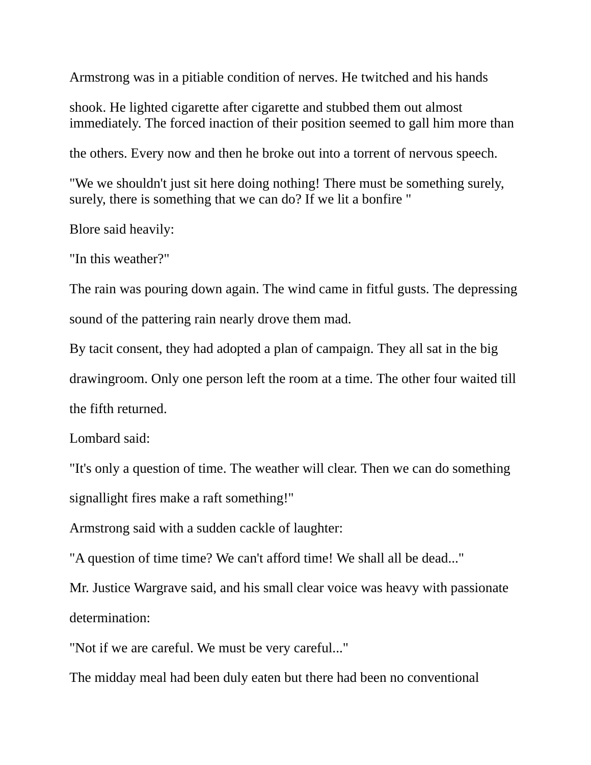Armstrong was in a pitiable condition of nerves. He twitched and his hands shook. He lighted cigarette after cigarette and stubbed them out almost immediately. The forced inaction of their position seemed to gall him more than the others. Every now and then he broke out into a torrent of nervous speech.

"We we shouldn't just sit here doing nothing! There must be something surely, surely, there is something that we can do? If we lit a bonfire "

Blore said heavily:

"In this weather?"

The rain was pouring down again. The wind came in fitful gusts. The depressing sound of the pattering rain nearly drove them mad.

By tacit consent, they had adopted a plan of campaign. They all sat in the big drawingroom. Only one person left the room at a time. The other four waited till the fifth returned.

Lombard said:

"It's only a question of time. The weather will clear. Then we can do something signallight fires make a raft something!"

Armstrong said with a sudden cackle of laughter:

"A question of time time? We can't afford time! We shall all be dead..."

Mr. Justice Wargrave said, and his small clear voice was heavy with passionate determination:

"Not if we are careful. We must be very careful..."

The midday meal had been duly eaten but there had been no conventional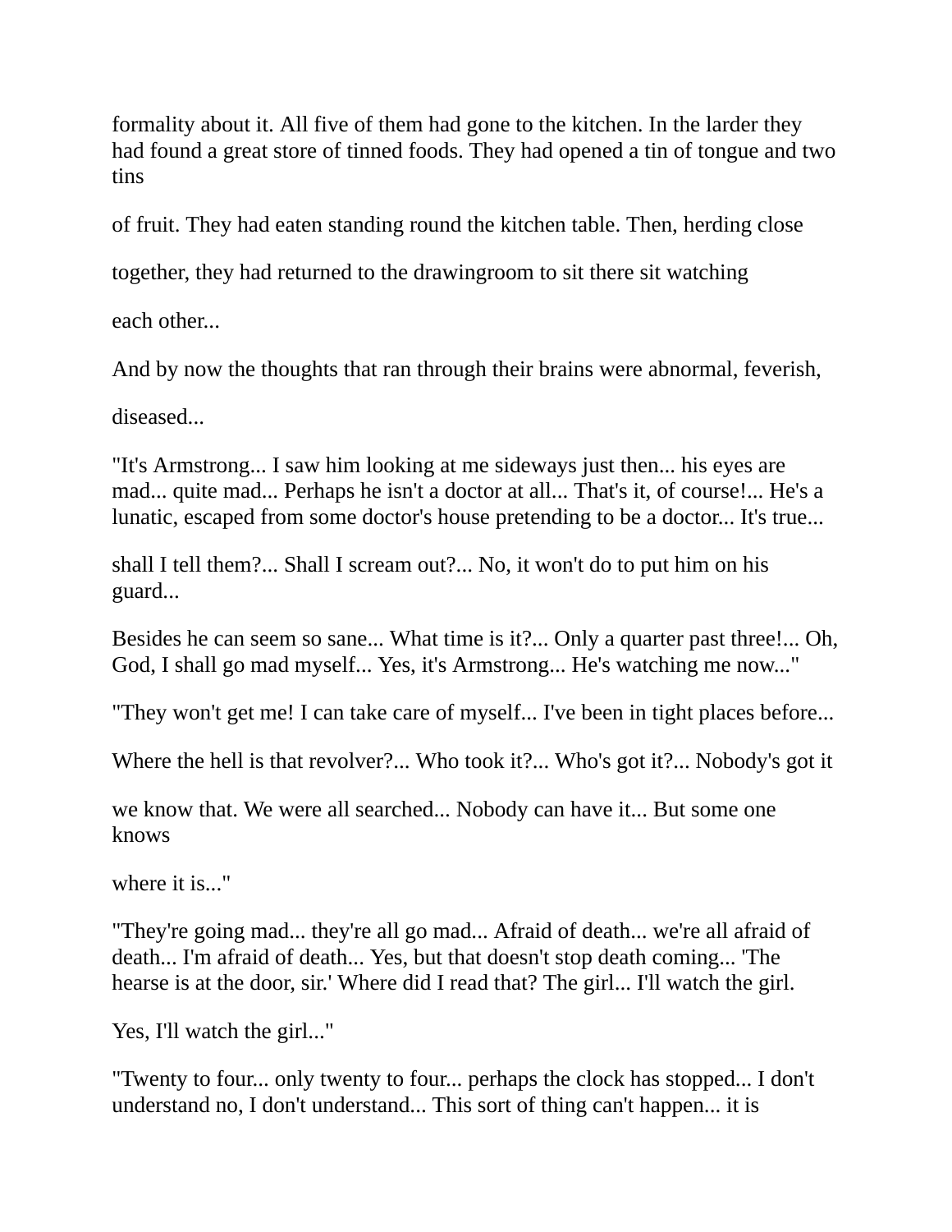formality about it. All five of them had gone to the kitchen. In the larder they had found a great store of tinned foods. They had opened a tin of tongue and two tins

of fruit. They had eaten standing round the kitchen table. Then, herding close

together, they had returned to the drawingroom to sit there sit watching

each other...

And by now the thoughts that ran through their brains were abnormal, feverish,

diseased...

"It's Armstrong... I saw him looking at me sideways just then... his eyes are mad... quite mad... Perhaps he isn't a doctor at all... That's it, of course!... He's a lunatic, escaped from some doctor's house pretending to be a doctor... It's true...

shall I tell them?... Shall I scream out?... No, it won't do to put him on his guard...

Besides he can seem so sane... What time is it?... Only a quarter past three!... Oh, God, I shall go mad myself... Yes, it's Armstrong... He's watching me now..."

"They won't get me! I can take care of myself... I've been in tight places before...

Where the hell is that revolver?... Who took it?... Who's got it?... Nobody's got it

we know that. We were all searched... Nobody can have it... But some one knows

where it is..."

"They're going mad... they're all go mad... Afraid of death... we're all afraid of death... I'm afraid of death... Yes, but that doesn't stop death coming... 'The hearse is at the door, sir.' Where did I read that? The girl... I'll watch the girl.

Yes, I'll watch the girl..."

"Twenty to four... only twenty to four... perhaps the clock has stopped... I don't understand no, I don't understand... This sort of thing can't happen... it is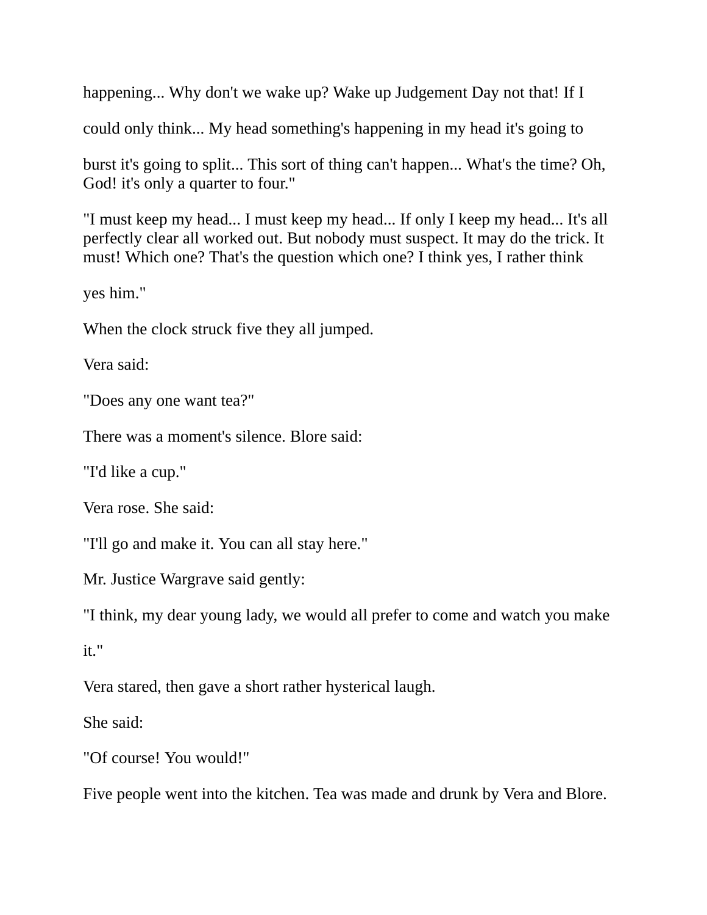happening... Why don't we wake up? Wake up Judgement Day not that! If I could only think... My head something's happening in my head it's going to burst it's going to split... This sort of thing can't happen... What's the time? Oh, God! it's only a quarter to four."

"I must keep my head... I must keep my head... If only I keep my head... It's all perfectly clear all worked out. But nobody must suspect. It may do the trick. It must! Which one? That's the question which one? I think yes, I rather think yes him."

When the clock struck five they all jumped.

Vera said:

"Does any one want tea?"

There was a moment's silence. Blore said:

"I'd like a cup."

Vera rose. She said:

"I'll go and make it. You can all stay here."

Mr. Justice Wargrave said gently:

"I think, my dear young lady, we would all prefer to come and watch you make it."

Vera stared, then gave a short rather hysterical laugh.

She said:

"Of course! You would!"

Five people went into the kitchen. Tea was made and drunk by Vera and Blore.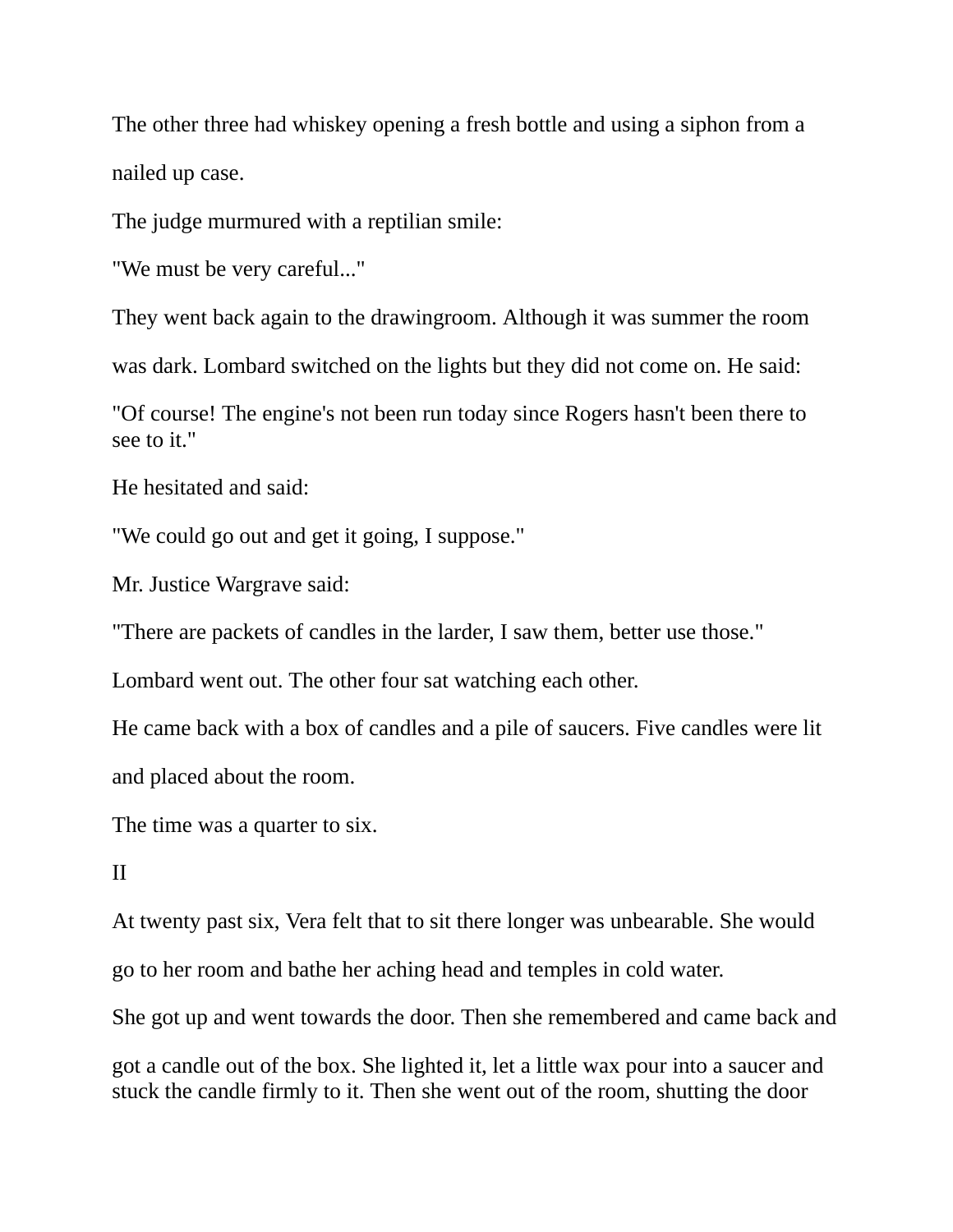The other three had whiskey opening a fresh bottle and using a siphon from a nailed up case.

The judge murmured with a reptilian smile:

"We must be very careful..."

They went back again to the drawingroom. Although it was summer the room was dark. Lombard switched on the lights but they did not come on. He said:

"Of course! The engine's not been run today since Rogers hasn't been there to see to it."

He hesitated and said:

"We could go out and get it going, I suppose."

Mr. Justice Wargrave said:

"There are packets of candles in the larder, I saw them, better use those."

Lombard went out. The other four sat watching each other.

He came back with a box of candles and a pile of saucers. Five candles were lit and placed about the room.

The time was a quarter to six.

II

At twenty past six, Vera felt that to sit there longer was unbearable. She would go to her room and bathe her aching head and temples in cold water.

She got up and went towards the door. Then she remembered and came back and got a candle out of the box. She lighted it, let a little wax pour into a saucer and stuck the candle firmly to it. Then she went out of the room, shutting the door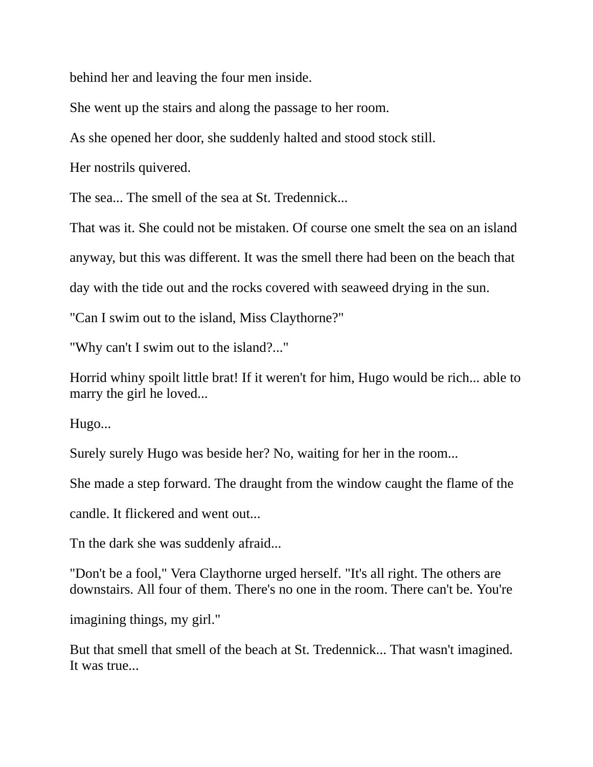behind her and leaving the four men inside.

She went up the stairs and along the passage to her room.

As she opened her door, she suddenly halted and stood stock still.

Her nostrils quivered.

The sea... The smell of the sea at St. Tredennick...

That was it. She could not be mistaken. Of course one smelt the sea on an island anyway, but this was different. It was the smell there had been on the beach that day with the tide out and the rocks covered with seaweed drying in the sun.

"Can I swim out to the island, Miss Claythorne?"

"Why can't I swim out to the island?..."

Horrid whiny spoilt little brat! If it weren't for him, Hugo would be rich... able to marry the girl he loved...

Hugo...

Surely surely Hugo was beside her? No, waiting for her in the room...

She made a step forward. The draught from the window caught the flame of the candle. It flickered and went out...

Tn the dark she was suddenly afraid...

"Don't be a fool," Vera Claythorne urged herself. "It's all right. The others are downstairs. All four of them. There's no one in the room. There can't be. You're imagining things, my girl."

But that smell that smell of the beach at St. Tredennick... That wasn't imagined. It was true...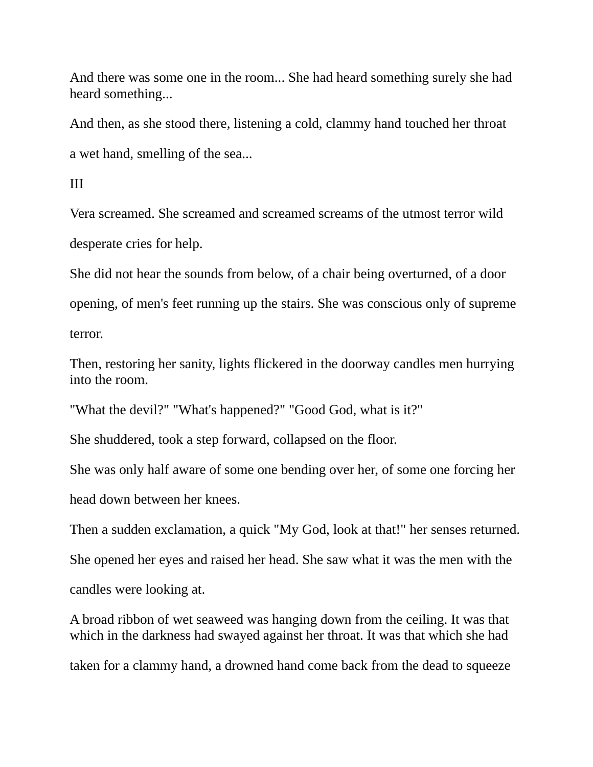And there was some one in the room... She had heard something surely she had heard something...

And then, as she stood there, listening a cold, clammy hand touched her throat

a wet hand, smelling of the sea...

III

Vera screamed. She screamed and screamed screams of the utmost terror wild

desperate cries for help.

She did not hear the sounds from below, of a chair being overturned, of a door

opening, of men's feet running up the stairs. She was conscious only of supreme

terror.

Then, restoring her sanity, lights flickered in the doorway candles men hurrying into the room.

"What the devil?" "What's happened?" "Good God, what is it?"

She shuddered, took a step forward, collapsed on the floor.

She was only half aware of some one bending over her, of some one forcing her

head down between her knees.

Then a sudden exclamation, a quick "My God, look at that!" her senses returned.

She opened her eyes and raised her head. She saw what it was the men with the

candles were looking at.

A broad ribbon of wet seaweed was hanging down from the ceiling. It was that which in the darkness had swayed against her throat. It was that which she had

taken for a clammy hand, a drowned hand come back from the dead to squeeze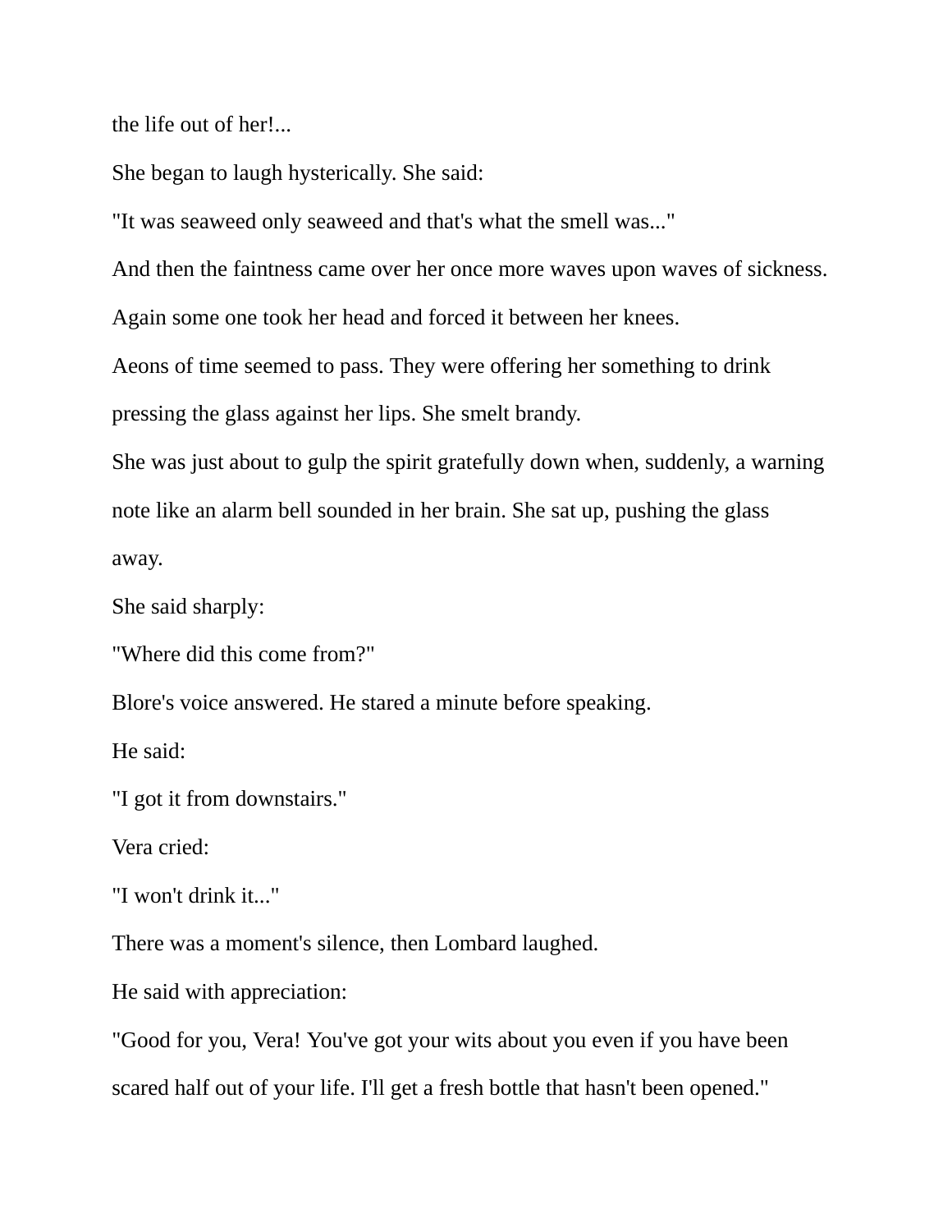the life out of her!...

She began to laugh hysterically. She said:

"It was seaweed only seaweed and that's what the smell was..."

And then the faintness came over her once more waves upon waves of sickness.

Again some one took her head and forced it between her knees.

Aeons of time seemed to pass. They were offering her something to drink pressing the glass against her lips. She smelt brandy.

She was just about to gulp the spirit gratefully down when, suddenly, a warning note like an alarm bell sounded in her brain. She sat up, pushing the glass away.

She said sharply:

"Where did this come from?"

Blore's voice answered. He stared a minute before speaking.

He said:

"I got it from downstairs."

Vera cried:

"I won't drink it..."

There was a moment's silence, then Lombard laughed.

He said with appreciation:

"Good for you, Vera! You've got your wits about you even if you have been scared half out of your life. I'll get a fresh bottle that hasn't been opened."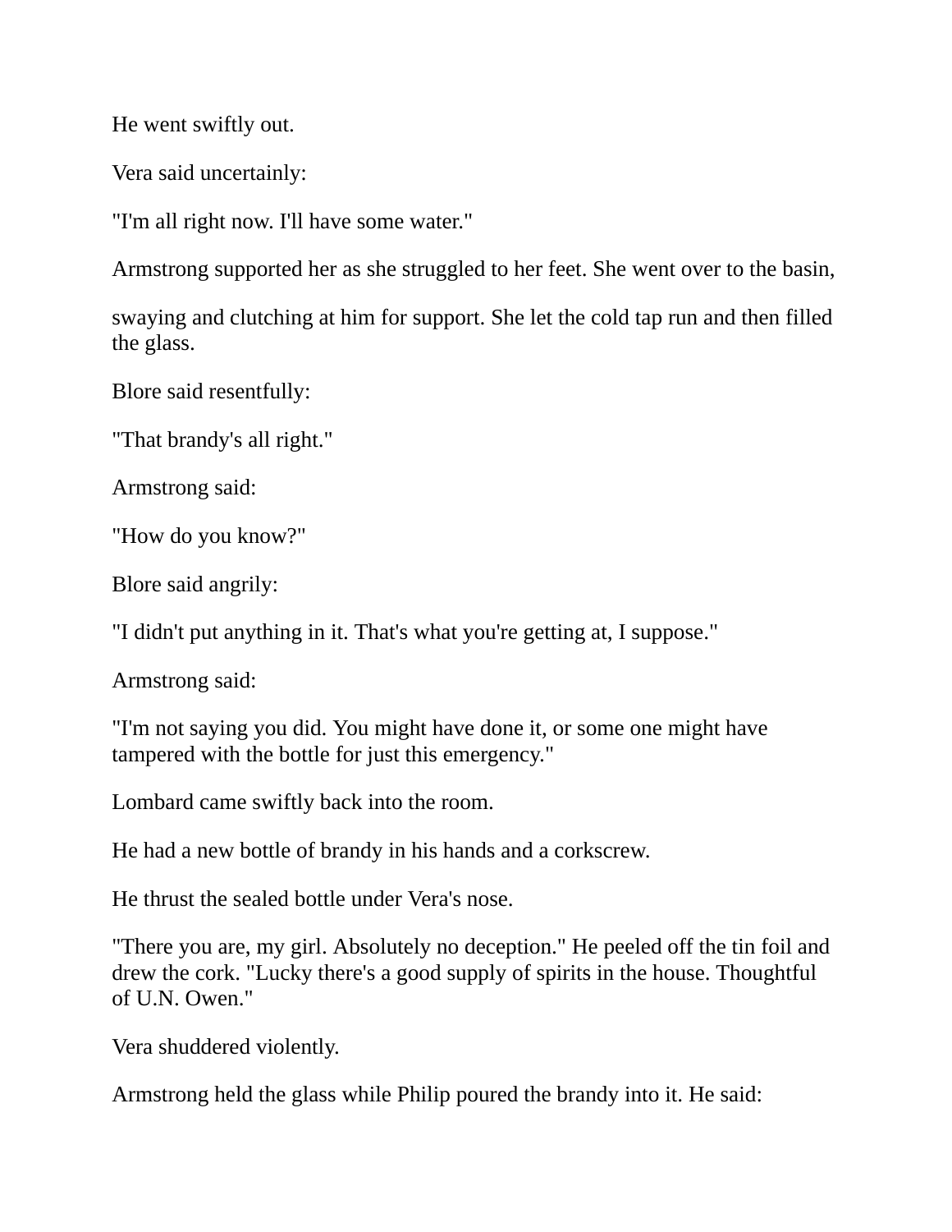He went swiftly out.

Vera said uncertainly:

"I'm all right now. I'll have some water."

Armstrong supported her as she struggled to her feet. She went over to the basin,

swaying and clutching at him for support. She let the cold tap run and then filled the glass.

Blore said resentfully:

"That brandy's all right."

Armstrong said:

"How do you know?"

Blore said angrily:

"I didn't put anything in it. That's what you're getting at, I suppose."

Armstrong said:

"I'm not saying you did. You might have done it, or some one might have tampered with the bottle for just this emergency."

Lombard came swiftly back into the room.

He had a new bottle of brandy in his hands and a corkscrew.

He thrust the sealed bottle under Vera's nose.

"There you are, my girl. Absolutely no deception." He peeled off the tin foil and drew the cork. "Lucky there's a good supply of spirits in the house. Thoughtful of U.N. Owen."

Vera shuddered violently.

Armstrong held the glass while Philip poured the brandy into it. He said: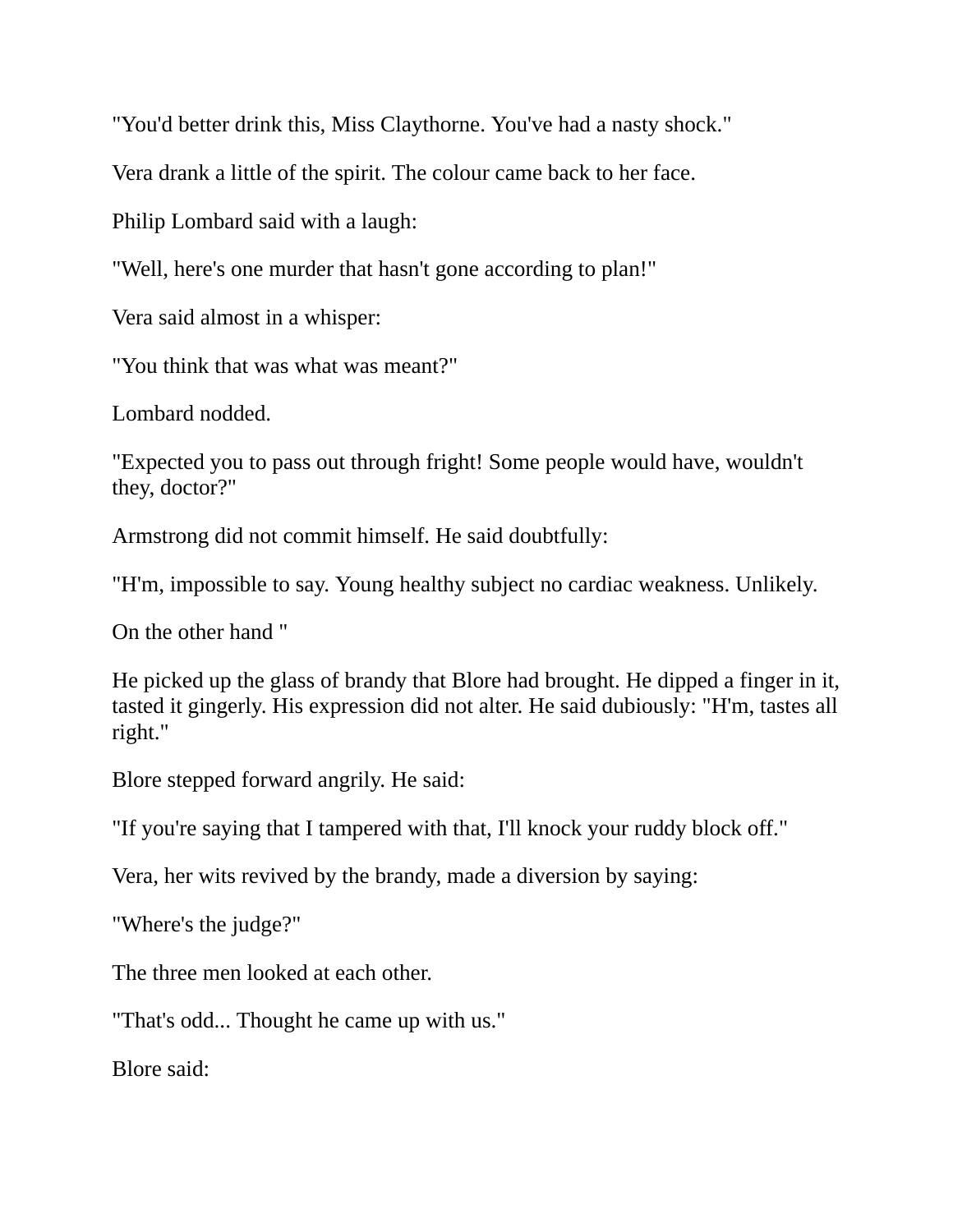"You'd better drink this, Miss Claythorne. You've had a nasty shock."

Vera drank a little of the spirit. The colour came back to her face.

Philip Lombard said with a laugh:

"Well, here's one murder that hasn't gone according to plan!"

Vera said almost in a whisper:

"You think that was what was meant?"

Lombard nodded.

"Expected you to pass out through fright! Some people would have, wouldn't they, doctor?"

Armstrong did not commit himself. He said doubtfully:

"H'm, impossible to say. Young healthy subject no cardiac weakness. Unlikely.

On the other hand "

He picked up the glass of brandy that Blore had brought. He dipped a finger in it, tasted it gingerly. His expression did not alter. He said dubiously: "H'm, tastes all right."

Blore stepped forward angrily. He said:

"If you're saying that I tampered with that, I'll knock your ruddy block off."

Vera, her wits revived by the brandy, made a diversion by saying:

"Where's the judge?"

The three men looked at each other.

"That's odd... Thought he came up with us."

Blore said: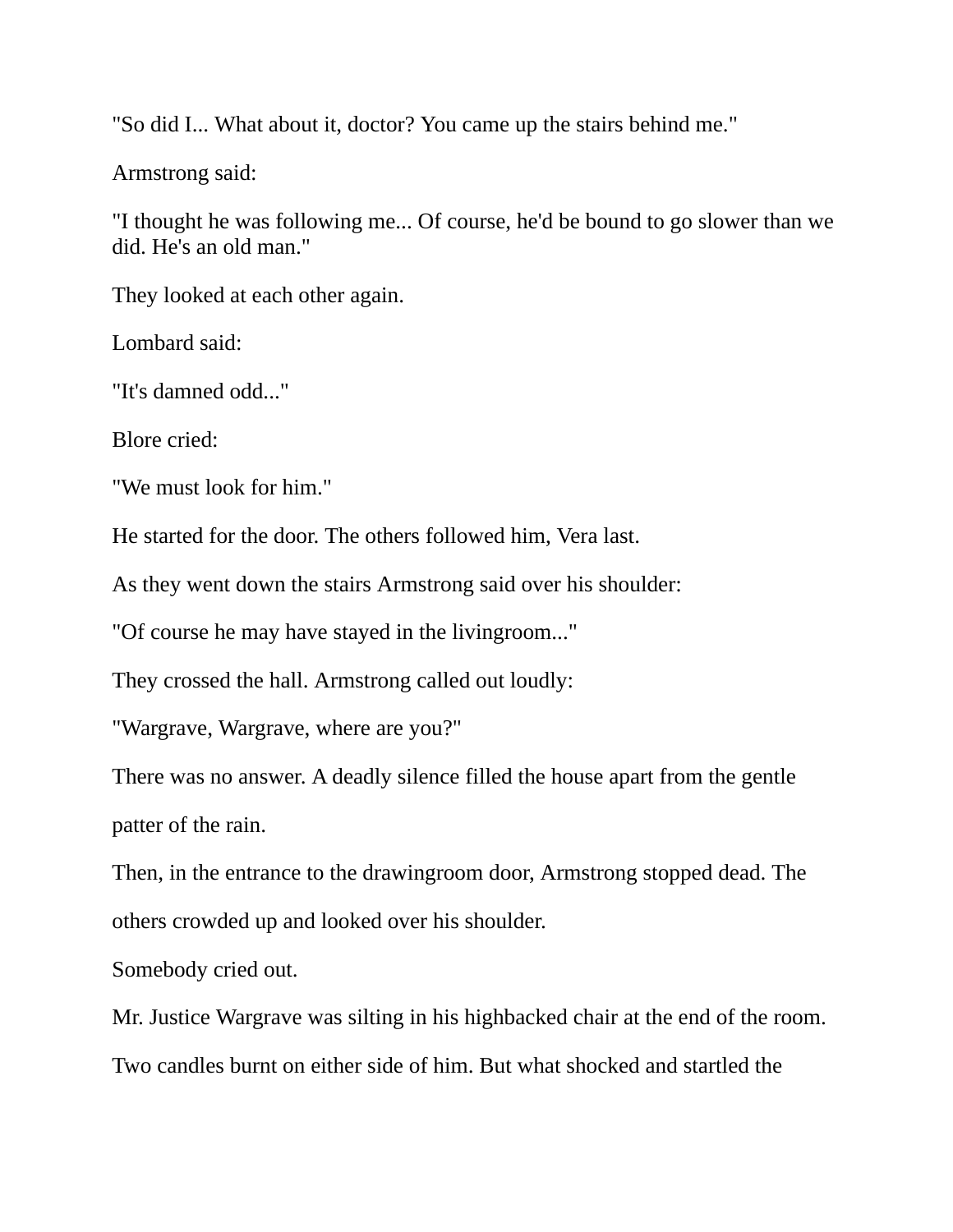"So did I... What about it, doctor? You came up the stairs behind me."

Armstrong said:

"I thought he was following me... Of course, he'd be bound to go slower than we did. He's an old man."

They looked at each other again.

Lombard said:

"It's damned odd..."

Blore cried:

"We must look for him."

He started for the door. The others followed him, Vera last.

As they went down the stairs Armstrong said over his shoulder:

"Of course he may have stayed in the livingroom..."

They crossed the hall. Armstrong called out loudly:

"Wargrave, Wargrave, where are you?"

There was no answer. A deadly silence filled the house apart from the gentle patter of the rain.

Then, in the entrance to the drawingroom door, Armstrong stopped dead. The others crowded up and looked over his shoulder.

Somebody cried out.

Mr. Justice Wargrave was silting in his highbacked chair at the end of the room. Two candles burnt on either side of him. But what shocked and startled the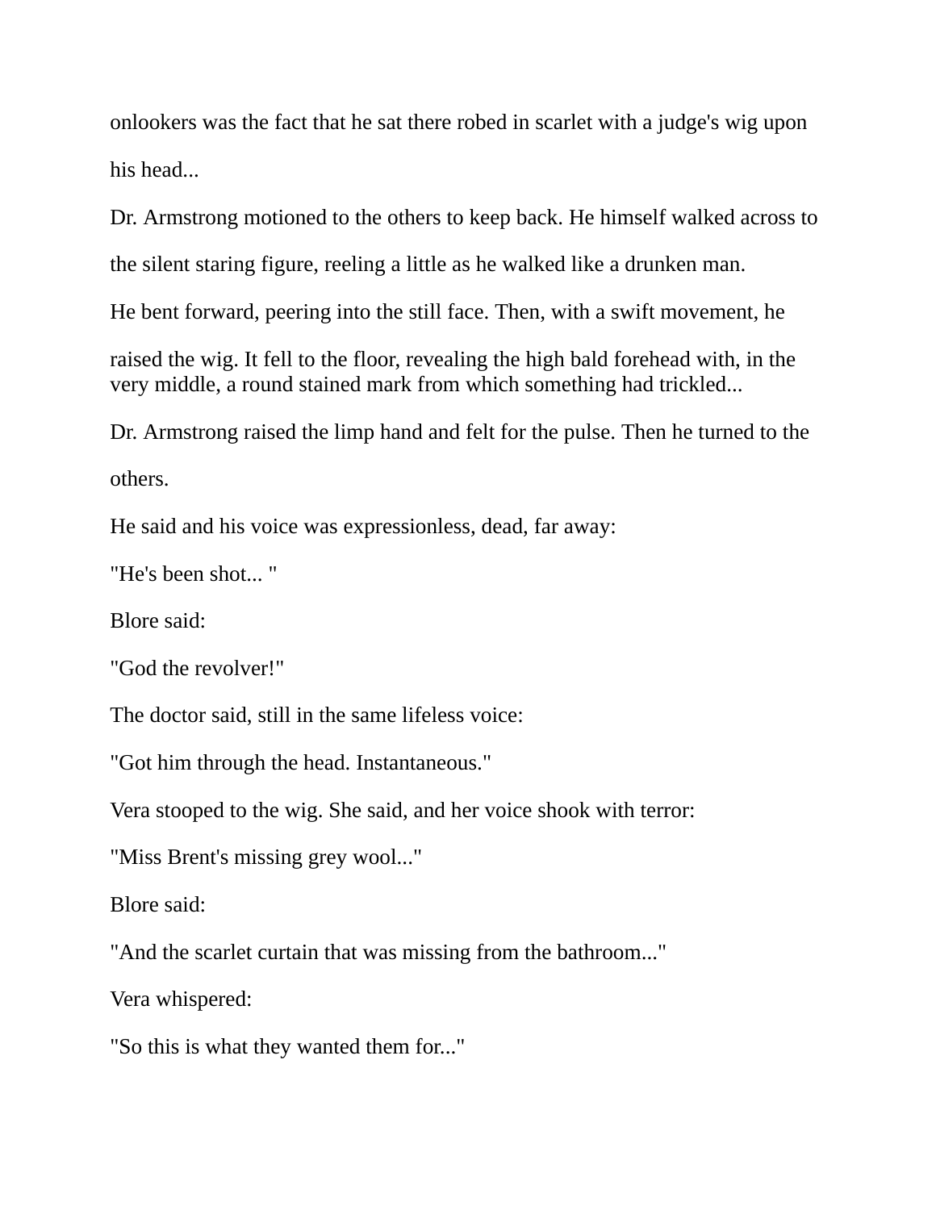onlookers was the fact that he sat there robed in scarlet with a judge's wig upon his head...

Dr. Armstrong motioned to the others to keep back. He himself walked across to the silent staring figure, reeling a little as he walked like a drunken man.

He bent forward, peering into the still face. Then, with a swift movement, he raised the wig. It fell to the floor, revealing the high bald forehead with, in the very middle, a round stained mark from which something had trickled...

Dr. Armstrong raised the limp hand and felt for the pulse. Then he turned to the others.

He said and his voice was expressionless, dead, far away:

"He's been shot... "

Blore said:

"God the revolver!"

The doctor said, still in the same lifeless voice:

"Got him through the head. Instantaneous."

Vera stooped to the wig. She said, and her voice shook with terror:

"Miss Brent's missing grey wool..."

Blore said:

"And the scarlet curtain that was missing from the bathroom..."

Vera whispered:

"So this is what they wanted them for..."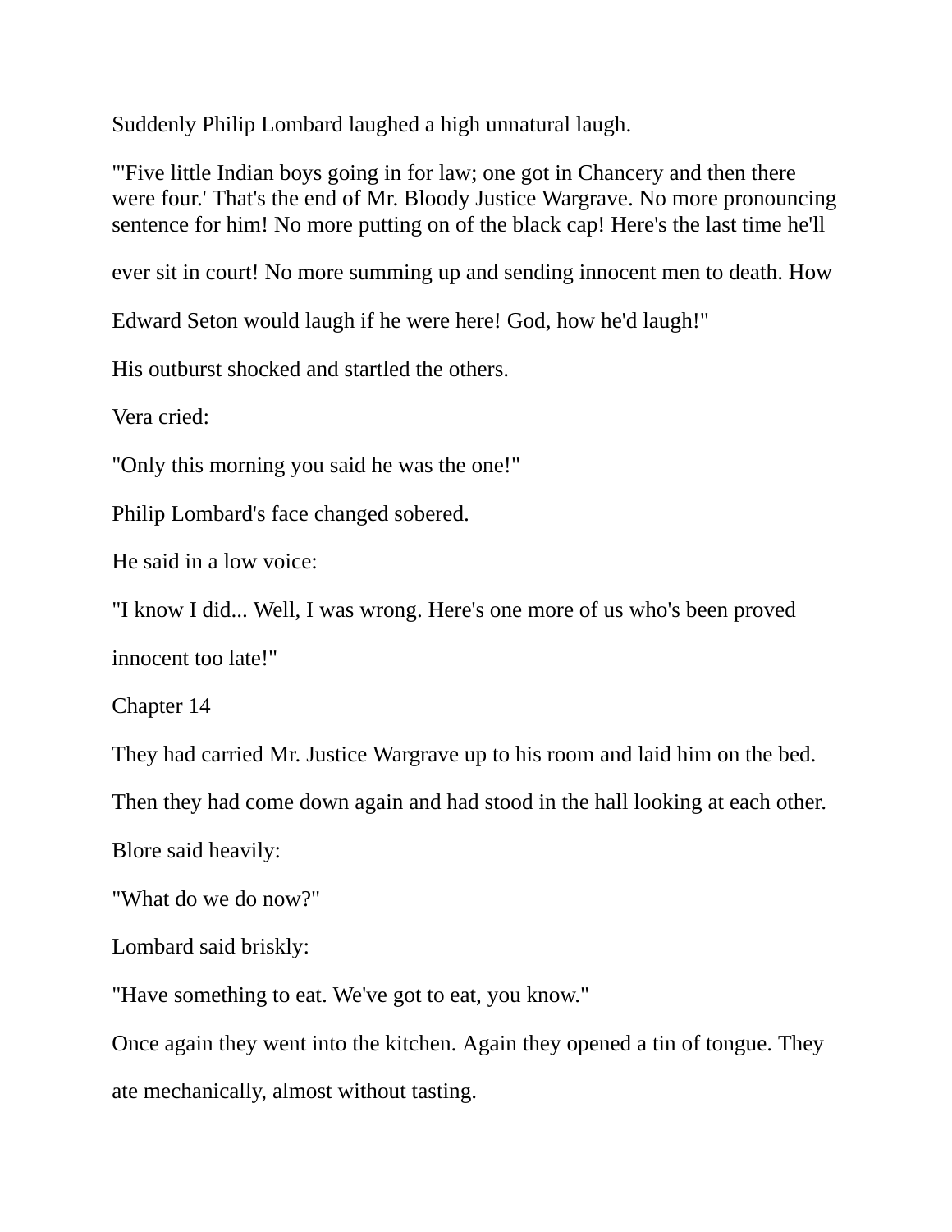Suddenly Philip Lombard laughed a high unnatural laugh.

"'Five little Indian boys going in for law; one got in Chancery and then there were four.' That's the end of Mr. Bloody Justice Wargrave. No more pronouncing sentence for him! No more putting on of the black cap! Here's the last time he'll ever sit in court! No more summing up and sending innocent men to death. How Edward Seton would laugh if he were here! God, how he'd laugh!"

His outburst shocked and startled the others.

Vera cried:

"Only this morning you said he was the one!"

Philip Lombard's face changed sobered.

He said in a low voice:

"I know I did... Well, I was wrong. Here's one more of us who's been proved innocent too late!"

## Chapter 14

They had carried Mr. Justice Wargrave up to his room and laid him on the bed.

Then they had come down again and had stood in the hall looking at each other.

Blore said heavily:

"What do we do now?"

Lombard said briskly:

"Have something to eat. We've got to eat, you know."

Once again they went into the kitchen. Again they opened a tin of tongue. They ate mechanically, almost without tasting.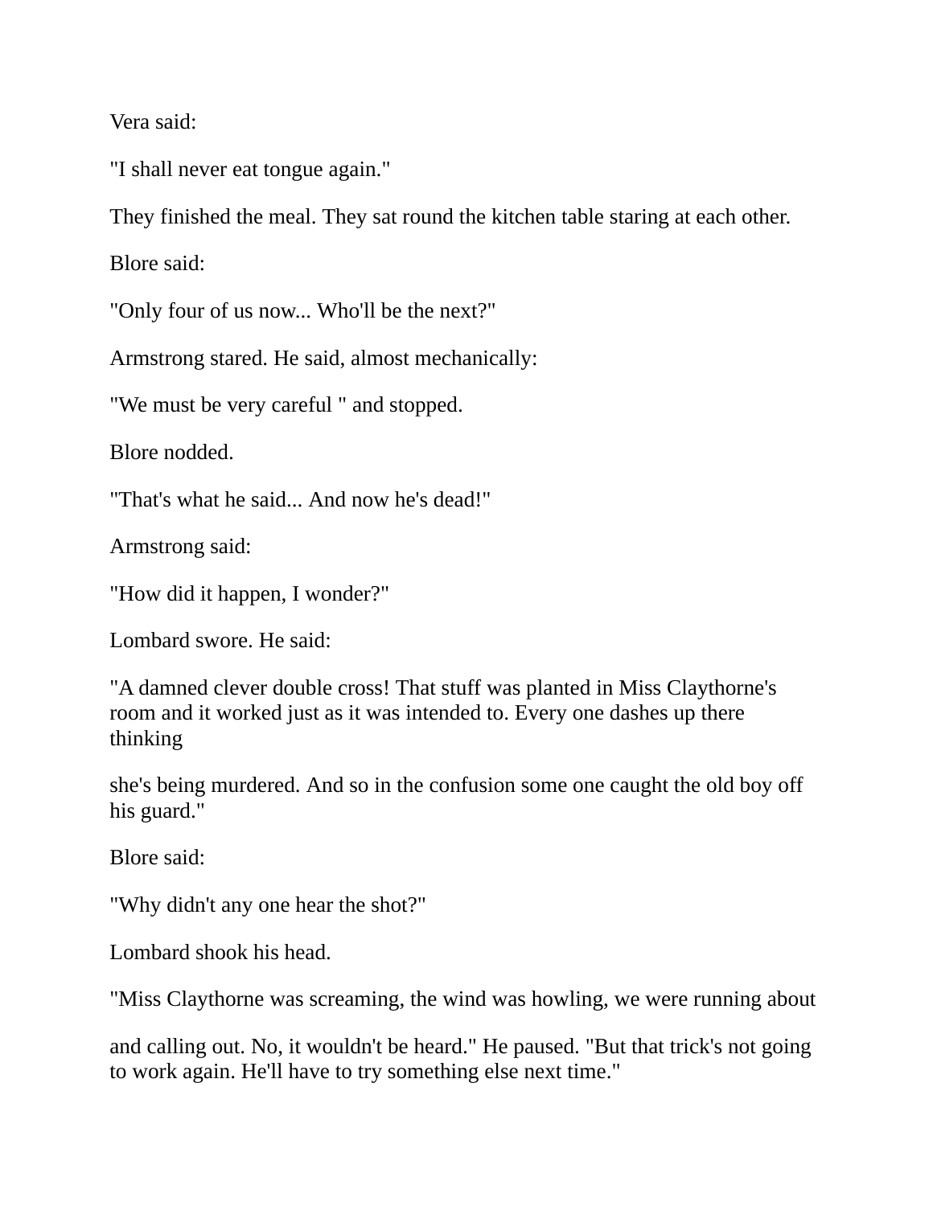Vera said:

"I shall never eat tongue again."

They finished the meal. They sat round the kitchen table staring at each other.

Blore said:

"Only four of us now... Who'll be the next?"

Armstrong stared. He said, almost mechanically:

"We must be very careful " and stopped.

Blore nodded.

"That's what he said... And now he's dead!"

Armstrong said:

"How did it happen, I wonder?"

Lombard swore. He said:

"A damned clever double cross! That stuff was planted in Miss Claythorne's room and it worked just as it was intended to. Every one dashes up there thinking she's being murdered. And so in the confusion some one caught the old boy off his guard."

Blore said:

"Why didn't any one hear the shot?"

Lombard shook his head.

"Miss Claythorne was screaming, the wind was howling, we were running about and calling out. No, it wouldn't be heard." He paused. "But that trick's not going to work again. He'll have to try something else next time."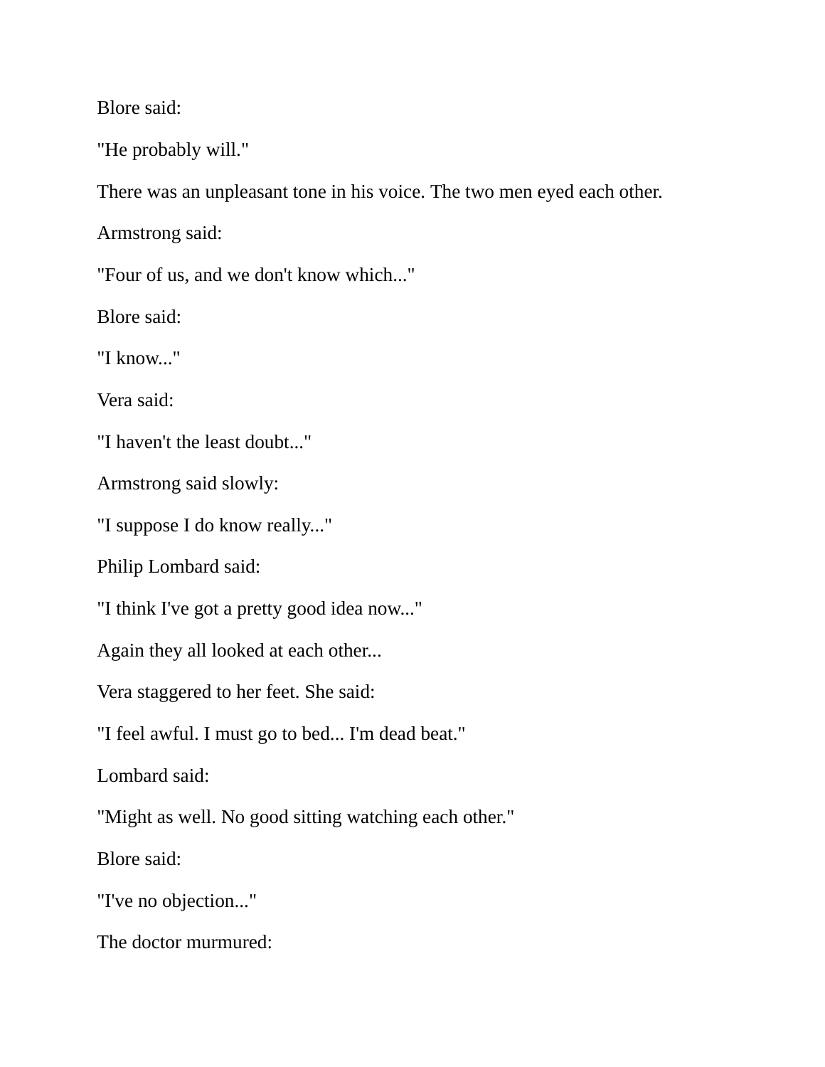Blore said:

"He probably will."

There was an unpleasant tone in his voice. The two men eyed each other.

Armstrong said:

"Four of us, and we don't know which..."

Blore said:

"I know..."

Vera said:

"I haven't the least doubt..."

Armstrong said slowly:

"I suppose I do know really..."

Philip Lombard said:

"I think I've got a pretty good idea now..."

Again they all looked at each other...

Vera staggered to her feet. She said:

"I feel awful. I must go to bed... I'm dead beat."

Lombard said:

"Might as well. No good sitting watching each other."

Blore said:

"I've no objection..."

The doctor murmured: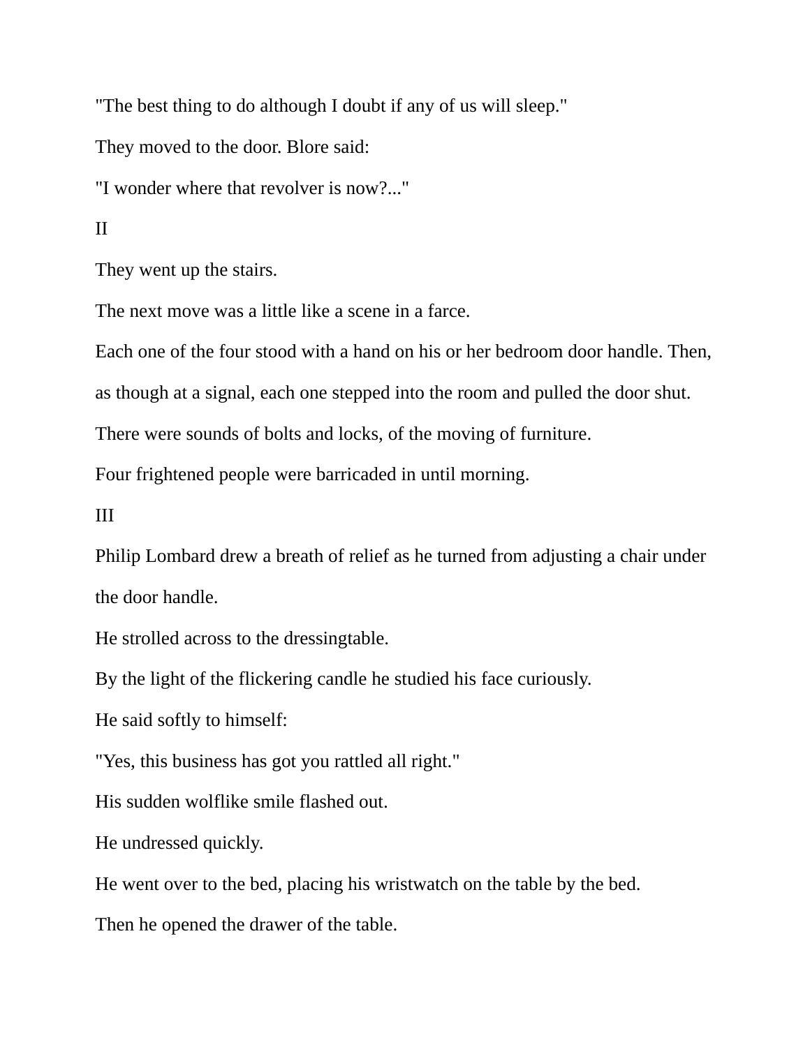"The best thing to do although I doubt if any of us will sleep."

They moved to the door. Blore said:

"I wonder where that revolver is now?..."

## II

They went up the stairs.

The next move was a little like a scene in a farce.

Each one of the four stood with a hand on his or her bedroom door handle. Then, as though at a signal, each one stepped into the room and pulled the door shut.

There were sounds of bolts and locks, of the moving of furniture.

Four frightened people were barricaded in until morning.

## III

Philip Lombard drew a breath of relief as he turned from adjusting a chair under the door handle.

He strolled across to the dressingtable.

By the light of the flickering candle he studied his face curiously.

He said softly to himself:

"Yes, this business has got you rattled all right."

His sudden wolflike smile flashed out.

He undressed quickly.

He went over to the bed, placing his wristwatch on the table by the bed.

Then he opened the drawer of the table.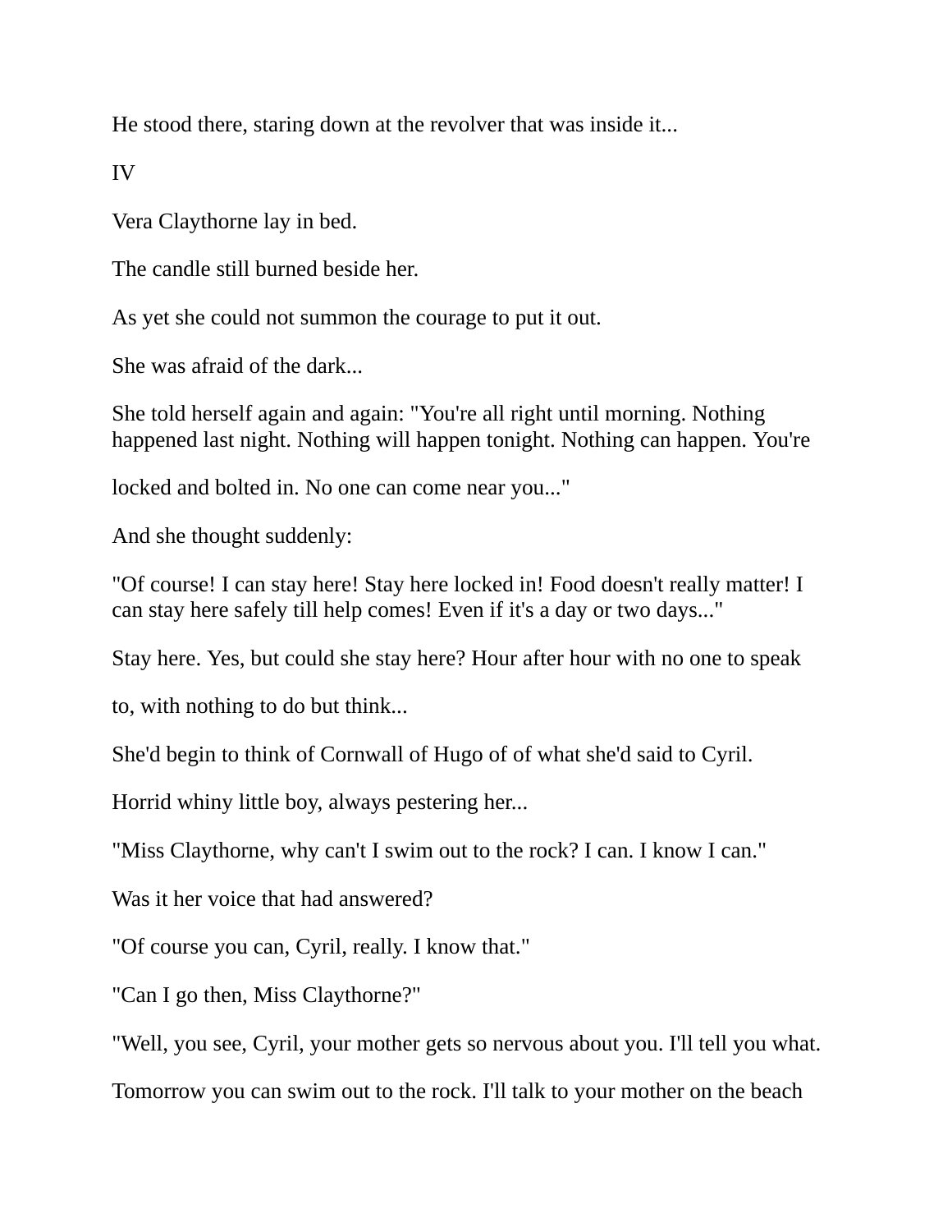He stood there, staring down at the revolver that was inside it...

IV

Vera Claythorne lay in bed.

The candle still burned beside her.

As yet she could not summon the courage to put it out.

She was afraid of the dark...

She told herself again and again: "You're all right until morning. Nothing happened last night. Nothing will happen tonight. Nothing can happen. You're locked and bolted in. No one can come near you..."

And she thought suddenly:

"Of course! I can stay here! Stay here locked in! Food doesn't really matter! I can stay here safely till help comes! Even if it's a day or two days..."

Stay here. Yes, but could she stay here? Hour after hour with no one to speak to, with nothing to do but think...

She'd begin to think of Cornwall of Hugo of of what she'd said to Cyril.

Horrid whiny little boy, always pestering her...

"Miss Claythorne, why can't I swim out to the rock? I can. I know I can."

Was it her voice that had answered?

"Of course you can, Cyril, really. I know that."

"Can I go then, Miss Claythorne?"

"Well, you see, Cyril, your mother gets so nervous about you. I'll tell you what. Tomorrow you can swim out to the rock. I'll talk to your mother on the beach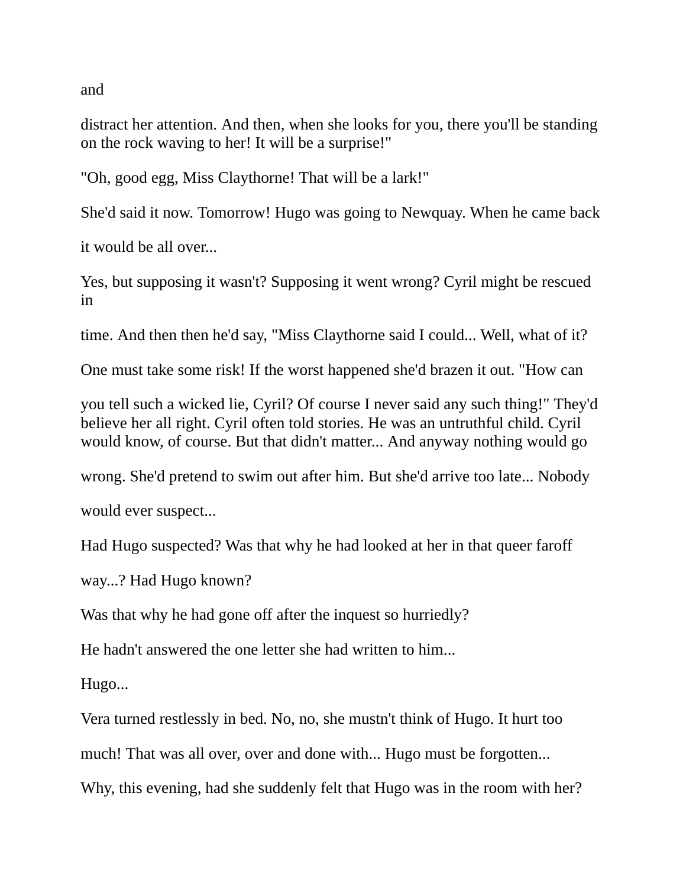and

distract her attention. And then, when she looks for you, there you'll be standing on the rock waving to her! It will be a surprise!"

"Oh, good egg, Miss Claythorne! That will be a lark!"

She'd said it now. Tomorrow! Hugo was going to Newquay. When he came back

it would be all over...

Yes, but supposing it wasn't? Supposing it went wrong? Cyril might be rescued in

time. And then then he'd say, "Miss Claythorne said I could... Well, what of it?

One must take some risk! If the worst happened she'd brazen it out. "How can

you tell such a wicked lie, Cyril? Of course I never said any such thing!" They'd believe her all right. Cyril often told stories. He was an untruthful child. Cyril would know, of course. But that didn't matter... And anyway nothing would go

wrong. She'd pretend to swim out after him. But she'd arrive too late... Nobody

would ever suspect...

Had Hugo suspected? Was that why he had looked at her in that queer faroff

way...? Had Hugo known?

Was that why he had gone off after the inquest so hurriedly?

He hadn't answered the one letter she had written to him...

Hugo...

Vera turned restlessly in bed. No, no, she mustn't think of Hugo. It hurt too

much! That was all over, over and done with... Hugo must be forgotten...

Why, this evening, had she suddenly felt that Hugo was in the room with her?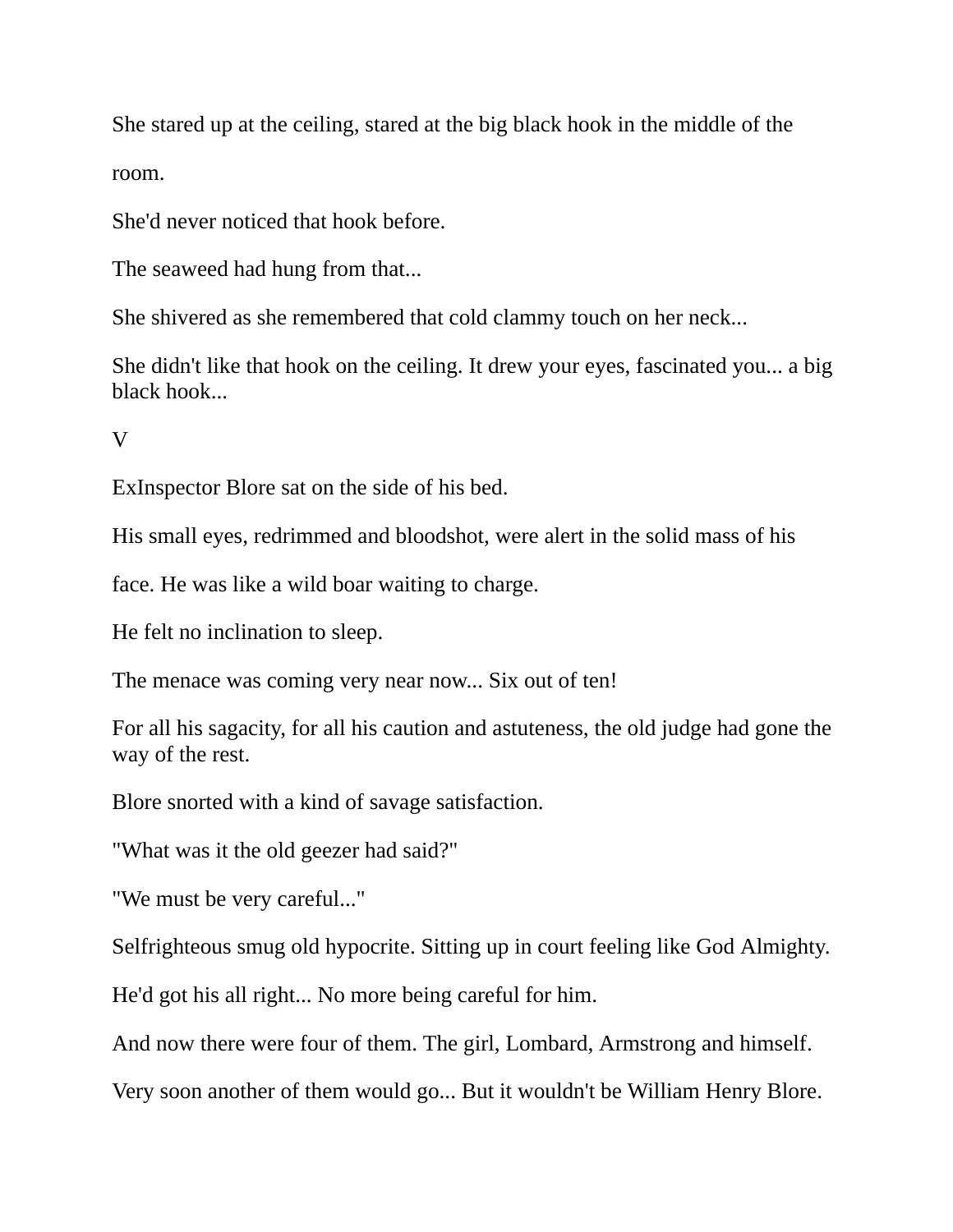She stared up at the ceiling, stared at the big black hook in the middle of the room.

She'd never noticed that hook before.

The seaweed had hung from that...

She shivered as she remembered that cold clammy touch on her neck...

She didn't like that hook on the ceiling. It drew your eyes, fascinated you... a big black hook...

V

ExInspector Blore sat on the side of his bed.

His small eyes, redrimmed and bloodshot, were alert in the solid mass of his face. He was like a wild boar waiting to charge.

He felt no inclination to sleep.

The menace was coming very near now... Six out of ten!

For all his sagacity, for all his caution and astuteness, the old judge had gone the way of the rest.

Blore snorted with a kind of savage satisfaction.

"What was it the old geezer had said?"

"We must be very careful..."

Selfrighteous smug old hypocrite. Sitting up in court feeling like God Almighty.

He'd got his all right... No more being careful for him.

And now there were four of them. The girl, Lombard, Armstrong and himself.

Very soon another of them would go... But it wouldn't be William Henry Blore.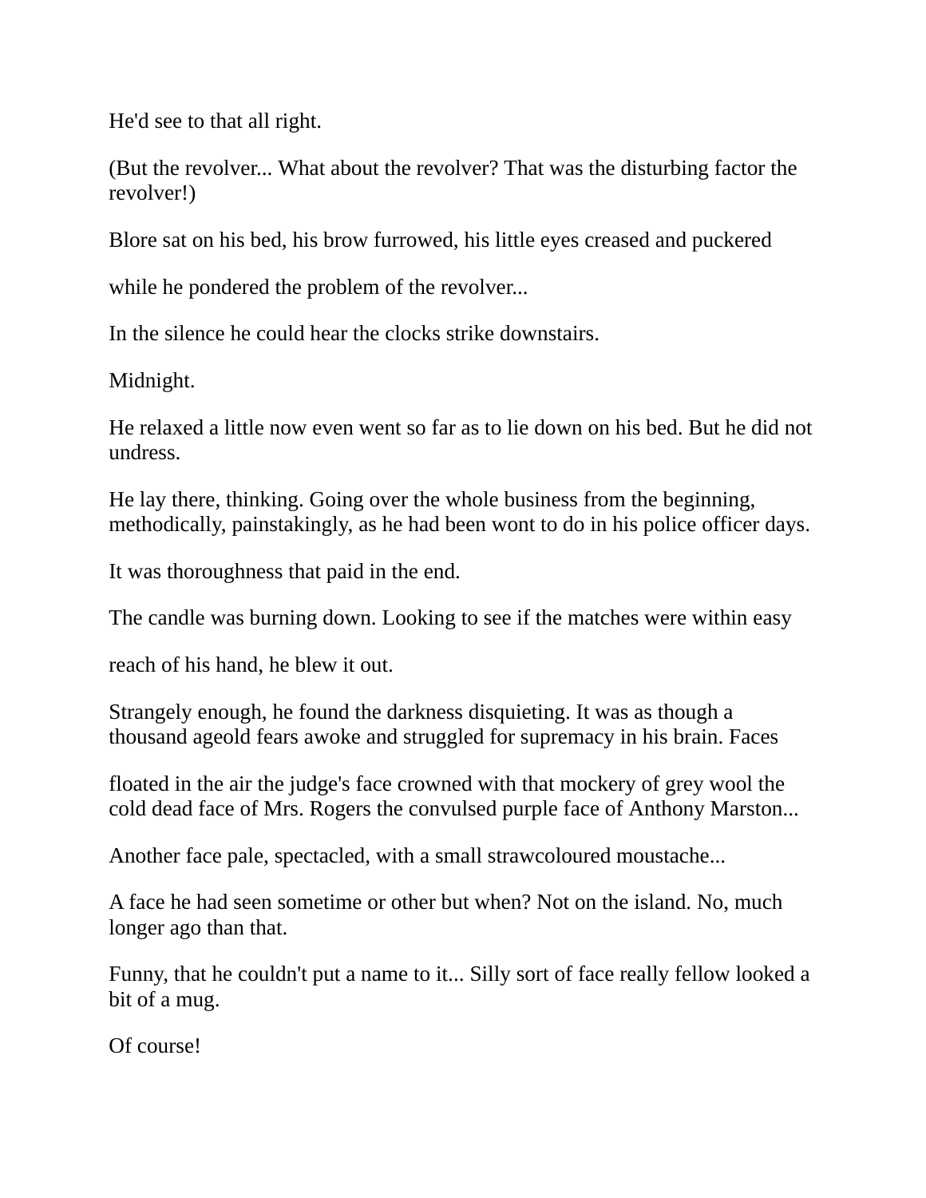He'd see to that all right.

(But the revolver... What about the revolver? That was the disturbing factor the revolver!)

Blore sat on his bed, his brow furrowed, his little eyes creased and puckered

while he pondered the problem of the revolver...

In the silence he could hear the clocks strike downstairs.

Midnight.

He relaxed a little now even went so far as to lie down on his bed. But he did not undress.

He lay there, thinking. Going over the whole business from the beginning, methodically, painstakingly, as he had been wont to do in his police officer days.

It was thoroughness that paid in the end.

The candle was burning down. Looking to see if the matches were within easy

reach of his hand, he blew it out.

Strangely enough, he found the darkness disquieting. It was as though a thousand ageold fears awoke and struggled for supremacy in his brain. Faces

floated in the air the judge's face crowned with that mockery of grey wool the cold dead face of Mrs. Rogers the convulsed purple face of Anthony Marston...

Another face pale, spectacled, with a small strawcoloured moustache...

A face he had seen sometime or other but when? Not on the island. No, much longer ago than that.

Funny, that he couldn't put a name to it... Silly sort of face really fellow looked a bit of a mug.

Of course!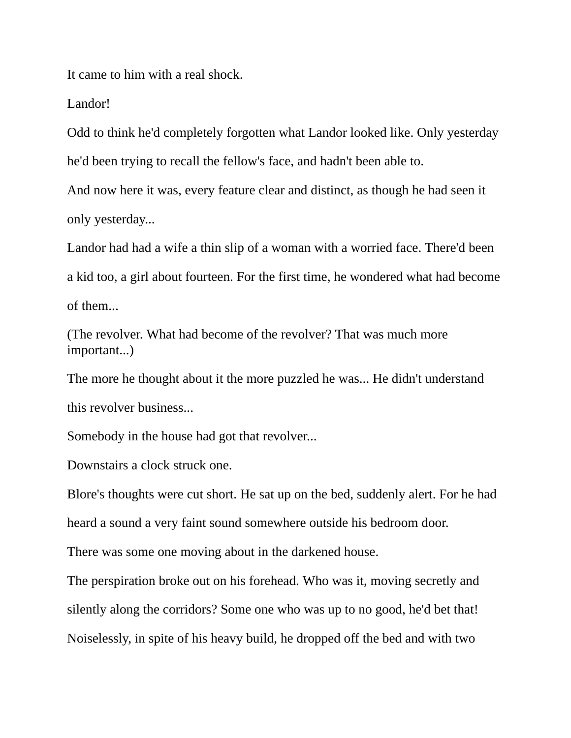It came to him with a real shock.

Landor!

Odd to think he'd completely forgotten what Landor looked like. Only yesterday he'd been trying to recall the fellow's face, and hadn't been able to.

And now here it was, every feature clear and distinct, as though he had seen it only yesterday...

Landor had had a wife a thin slip of a woman with a worried face. There'd been a kid too, a girl about fourteen. For the first time, he wondered what had become of them...

(The revolver. What had become of the revolver? That was much more important...)

The more he thought about it the more puzzled he was... He didn't understand this revolver business...

Somebody in the house had got that revolver...

Downstairs a clock struck one.

Blore's thoughts were cut short. He sat up on the bed, suddenly alert. For he had heard a sound a very faint sound somewhere outside his bedroom door.

There was some one moving about in the darkened house.

The perspiration broke out on his forehead. Who was it, moving secretly and silently along the corridors? Some one who was up to no good, he'd bet that!

Noiselessly, in spite of his heavy build, he dropped off the bed and with two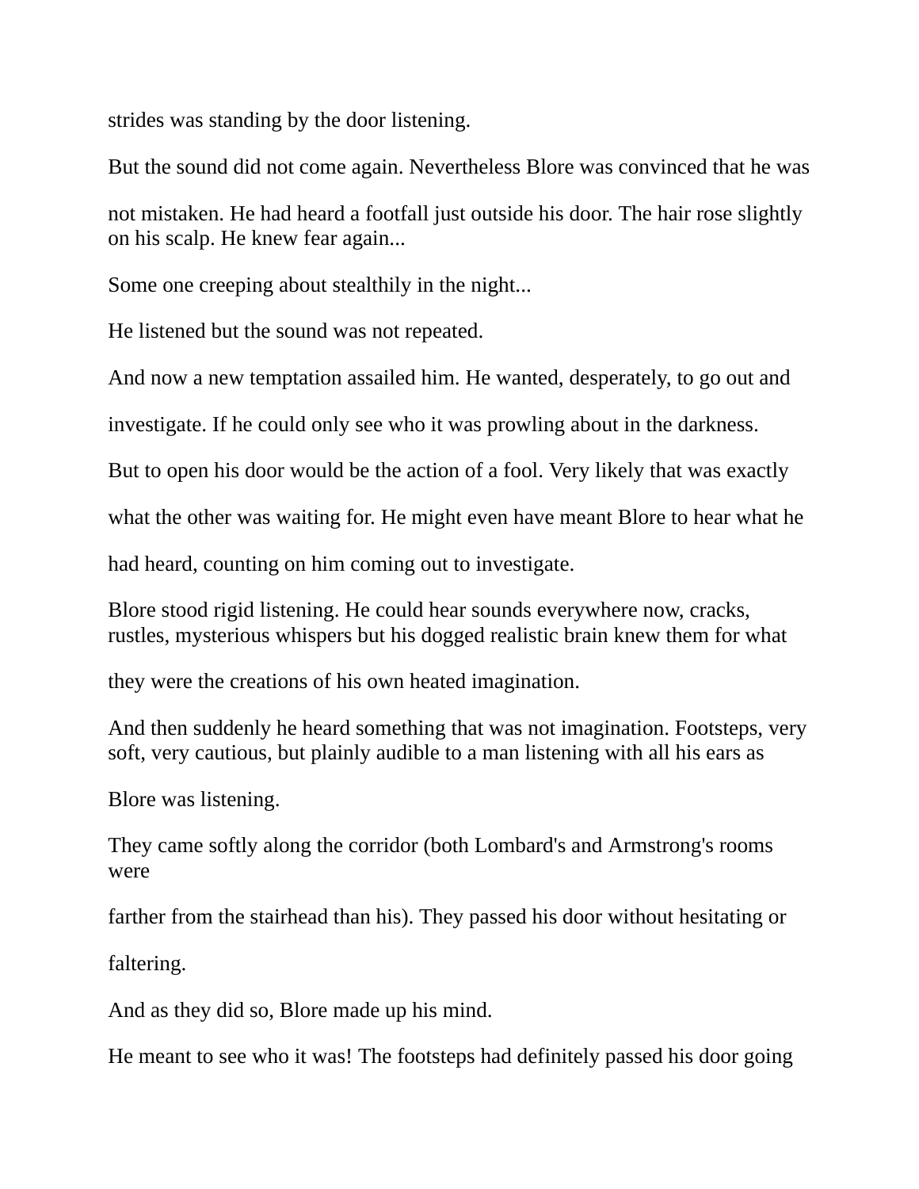strides was standing by the door listening.

But the sound did not come again. Nevertheless Blore was convinced that he was not mistaken. He had heard a footfall just outside his door. The hair rose slightly on his scalp. He knew fear again...

Some one creeping about stealthily in the night...

He listened but the sound was not repeated.

And now a new temptation assailed him. He wanted, desperately, to go out and investigate. If he could only see who it was prowling about in the darkness.

But to open his door would be the action of a fool. Very likely that was exactly what the other was waiting for. He might even have meant Blore to hear what he had heard, counting on him coming out to investigate.

Blore stood rigid listening. He could hear sounds everywhere now, cracks, rustles, mysterious whispers but his dogged realistic brain knew them for what they were the creations of his own heated imagination.

And then suddenly he heard something that was not imagination. Footsteps, very soft, very cautious, but plainly audible to a man listening with all his ears as Blore was listening.

They came softly along the corridor (both Lombard's and Armstrong's rooms were farther from the stairhead than his). They passed his door without hesitating or faltering.

And as they did so, Blore made up his mind.

He meant to see who it was! The footsteps had definitely passed his door going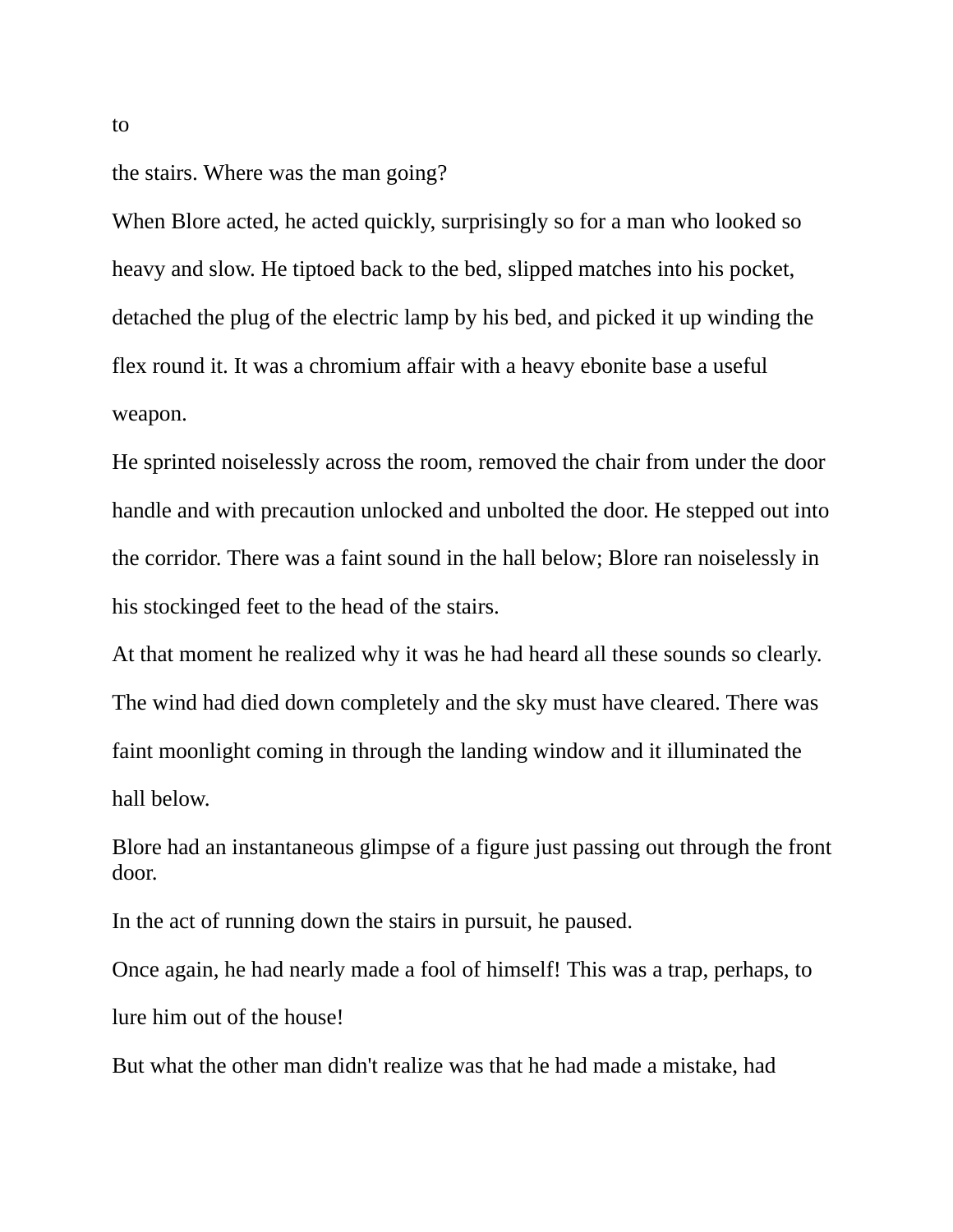to

the stairs. Where was the man going?

When Blore acted, he acted quickly, surprisingly so for a man who looked so heavy and slow. He tiptoed back to the bed, slipped matches into his pocket, detached the plug of the electric lamp by his bed, and picked it up winding the flex round it. It was a chromium affair with a heavy ebonite base a useful weapon.

He sprinted noiselessly across the room, removed the chair from under the door handle and with precaution unlocked and unbolted the door. He stepped out into the corridor. There was a faint sound in the hall below; Blore ran noiselessly in his stockinged feet to the head of the stairs.

At that moment he realized why it was he had heard all these sounds so clearly. The wind had died down completely and the sky must have cleared. There was faint moonlight coming in through the landing window and it illuminated the hall below.

Blore had an instantaneous glimpse of a figure just passing out through the front door.

In the act of running down the stairs in pursuit, he paused.

Once again, he had nearly made a fool of himself! This was a trap, perhaps, to lure him out of the house!

But what the other man didn't realize was that he had made a mistake, had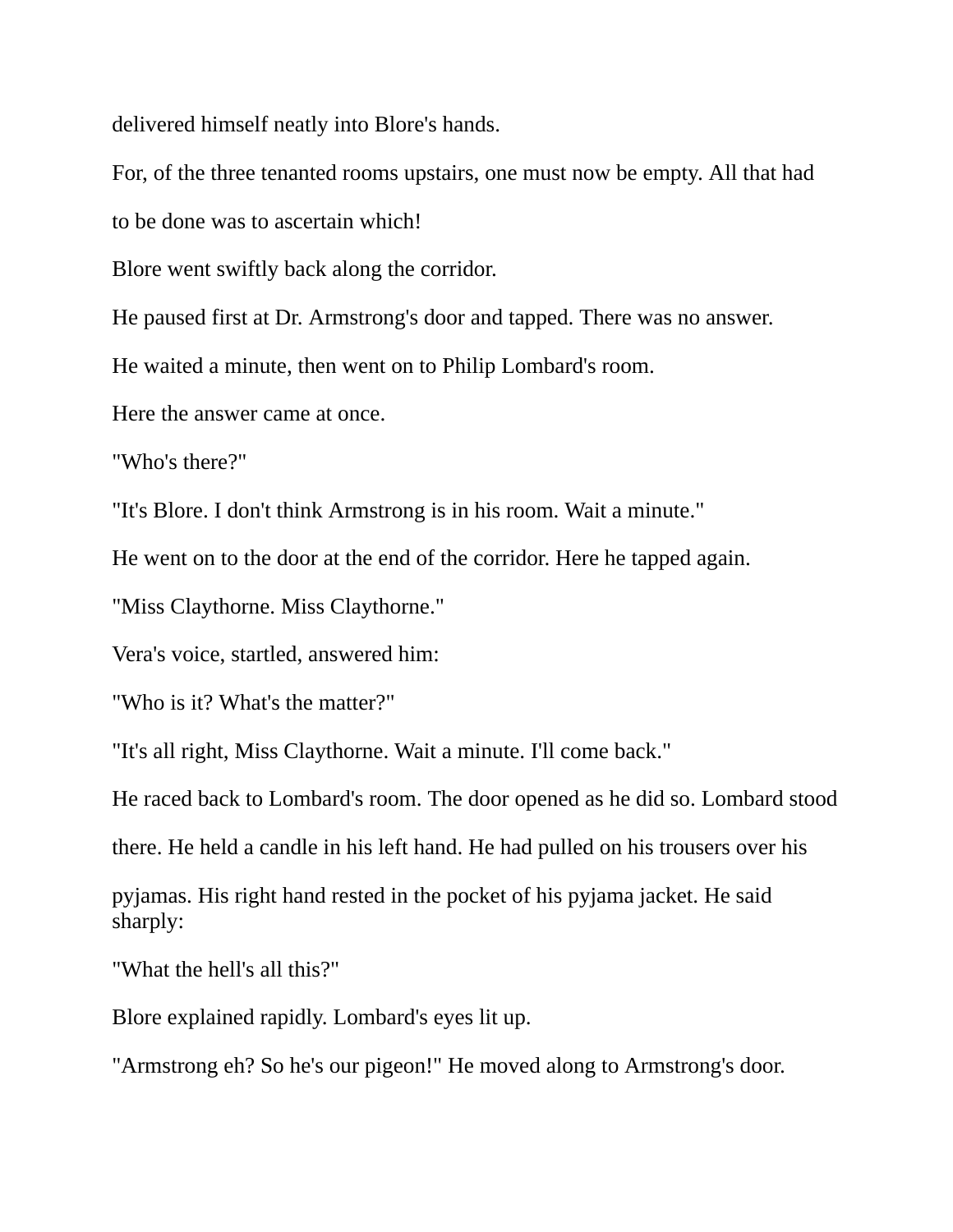delivered himself neatly into Blore's hands.

For, of the three tenanted rooms upstairs, one must now be empty. All that had to be done was to ascertain which!

Blore went swiftly back along the corridor.

He paused first at Dr. Armstrong's door and tapped. There was no answer.

He waited a minute, then went on to Philip Lombard's room.

Here the answer came at once.

"Who's there?"

"It's Blore. I don't think Armstrong is in his room. Wait a minute."

He went on to the door at the end of the corridor. Here he tapped again.

"Miss Claythorne. Miss Claythorne."

Vera's voice, startled, answered him:

"Who is it? What's the matter?"

"It's all right, Miss Claythorne. Wait a minute. I'll come back."

He raced back to Lombard's room. The door opened as he did so. Lombard stood there. He held a candle in his left hand. He had pulled on his trousers over his pyjamas. His right hand rested in the pocket of his pyjama jacket. He said sharply:

"What the hell's all this?"

Blore explained rapidly. Lombard's eyes lit up.

"Armstrong eh? So he's our pigeon!" He moved along to Armstrong's door.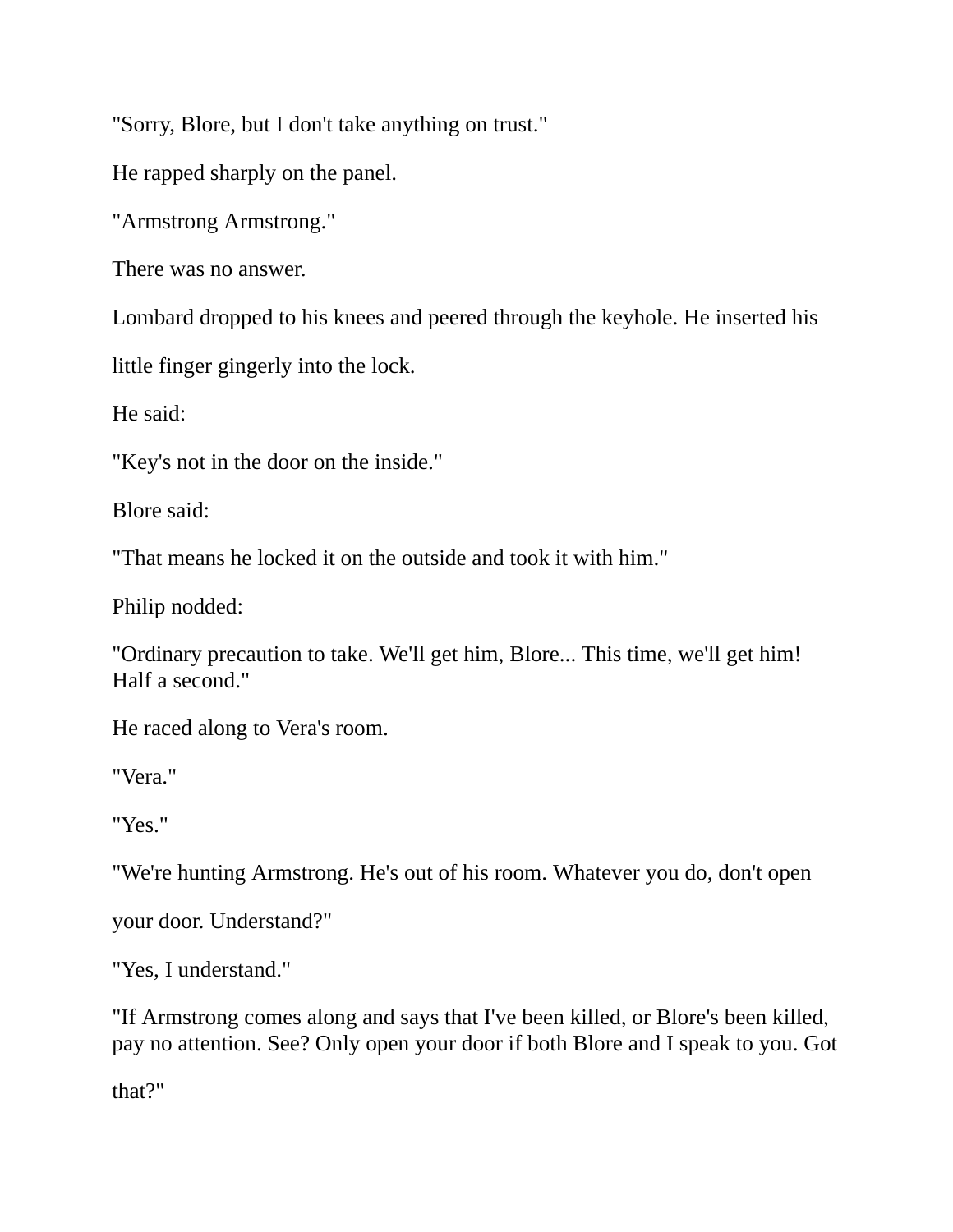"Sorry, Blore, but I don't take anything on trust."

He rapped sharply on the panel.

"Armstrong Armstrong."

There was no answer.

Lombard dropped to his knees and peered through the keyhole. He inserted his little finger gingerly into the lock.

He said:

"Key's not in the door on the inside."

Blore said:

"That means he locked it on the outside and took it with him."

Philip nodded:

"Ordinary precaution to take. We'll get him, Blore... This time, we'll get him! Half a second."

He raced along to Vera's room.

"Vera."

"Yes."

"We're hunting Armstrong. He's out of his room. Whatever you do, don't open your door. Understand?"

"Yes, I understand."

"If Armstrong comes along and says that I've been killed, or Blore's been killed, pay no attention. See? Only open your door if both Blore and I speak to you. Got that?"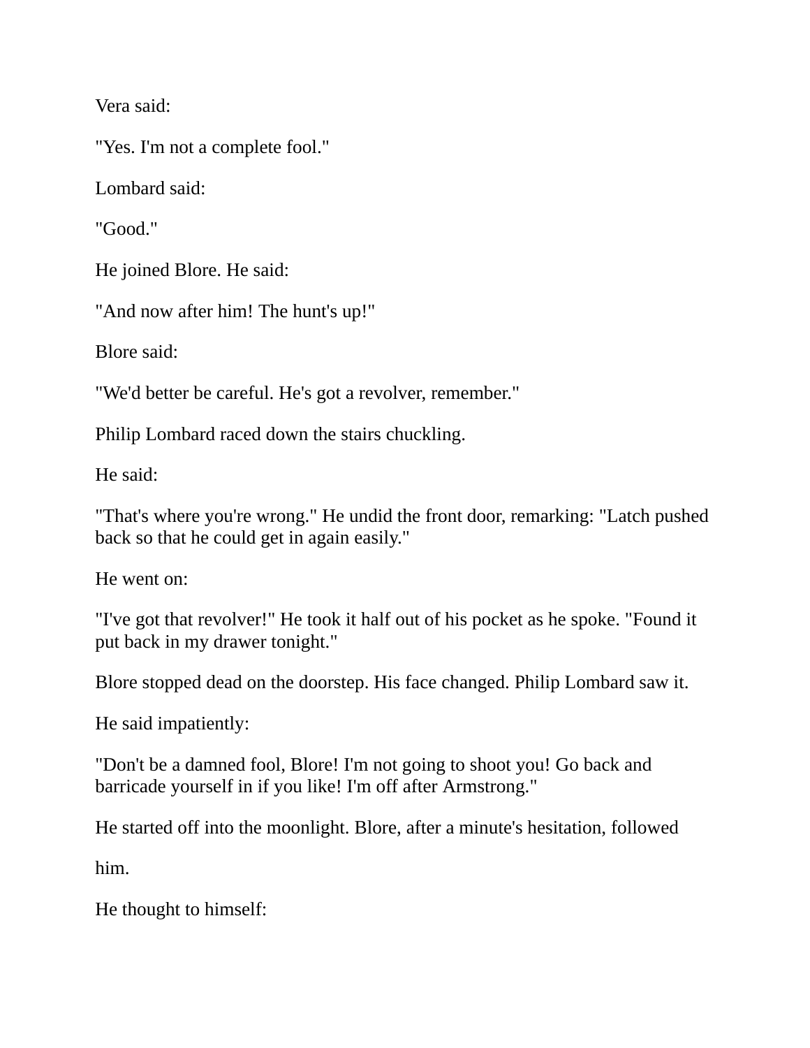Vera said:

"Yes. I'm not a complete fool."

Lombard said:

"Good."

He joined Blore. He said:

"And now after him! The hunt's up!"

Blore said:

"We'd better be careful. He's got a revolver, remember."

Philip Lombard raced down the stairs chuckling.

He said:

"That's where you're wrong." He undid the front door, remarking: "Latch pushed back so that he could get in again easily."

He went on:

"I've got that revolver!" He took it half out of his pocket as he spoke. "Found it put back in my drawer tonight."

Blore stopped dead on the doorstep. His face changed. Philip Lombard saw it.

He said impatiently:

"Don't be a damned fool, Blore! I'm not going to shoot you! Go back and barricade yourself in if you like! I'm off after Armstrong."

He started off into the moonlight. Blore, after a minute's hesitation, followed

him.

He thought to himself: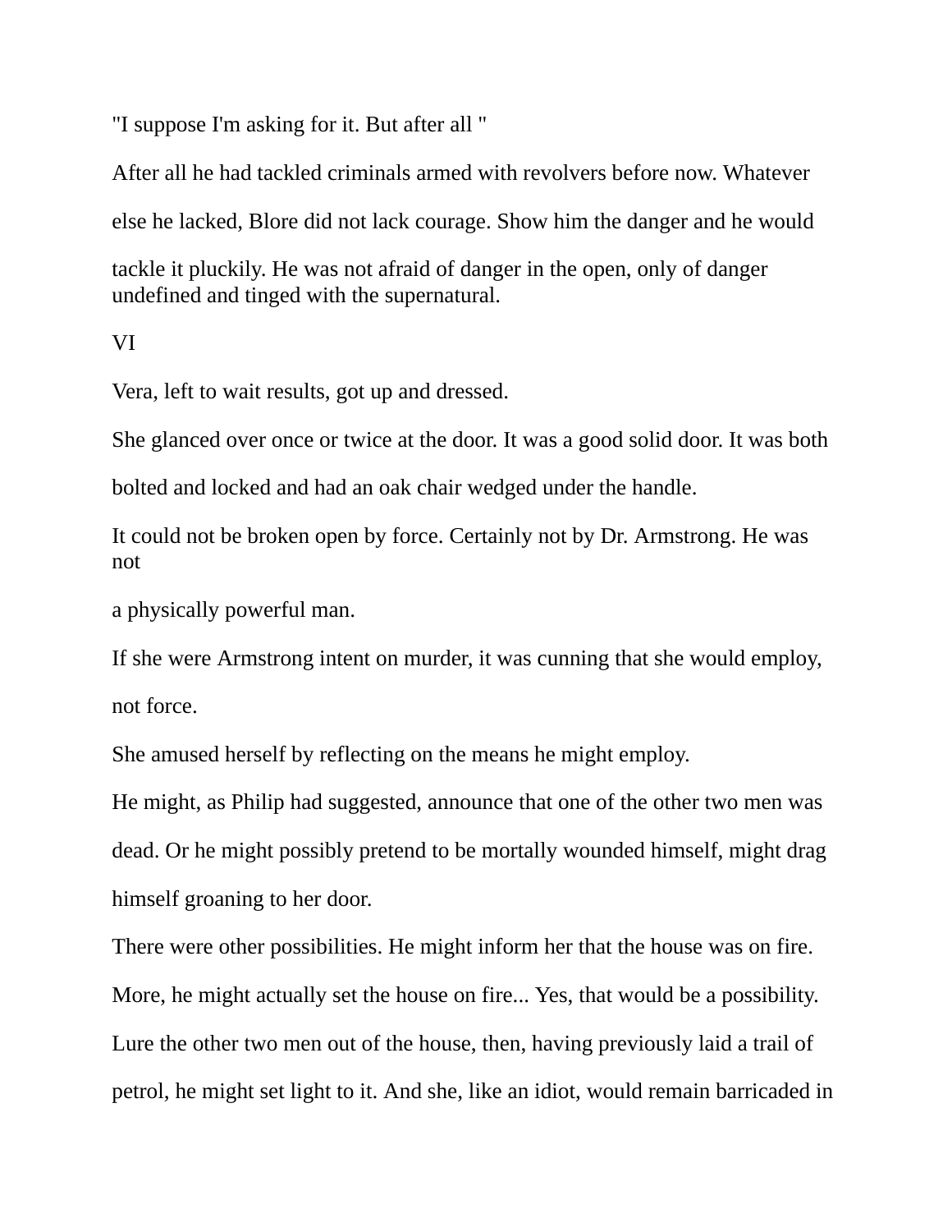"I suppose I'm asking for it. But after all "

After all he had tackled criminals armed with revolvers before now. Whatever else he lacked, Blore did not lack courage. Show him the danger and he would tackle it pluckily. He was not afraid of danger in the open, only of danger undefined and tinged with the supernatural.

VI

Vera, left to wait results, got up and dressed.

She glanced over once or twice at the door. It was a good solid door. It was both bolted and locked and had an oak chair wedged under the handle.

It could not be broken open by force. Certainly not by Dr. Armstrong. He was not a physically powerful man.

If she were Armstrong intent on murder, it was cunning that she would employ, not force.

She amused herself by reflecting on the means he might employ.

He might, as Philip had suggested, announce that one of the other two men was dead. Or he might possibly pretend to be mortally wounded himself, might drag himself groaning to her door.

There were other possibilities. He might inform her that the house was on fire. More, he might actually set the house on fire... Yes, that would be a possibility. Lure the other two men out of the house, then, having previously laid a trail of petrol, he might set light to it. And she, like an idiot, would remain barricaded in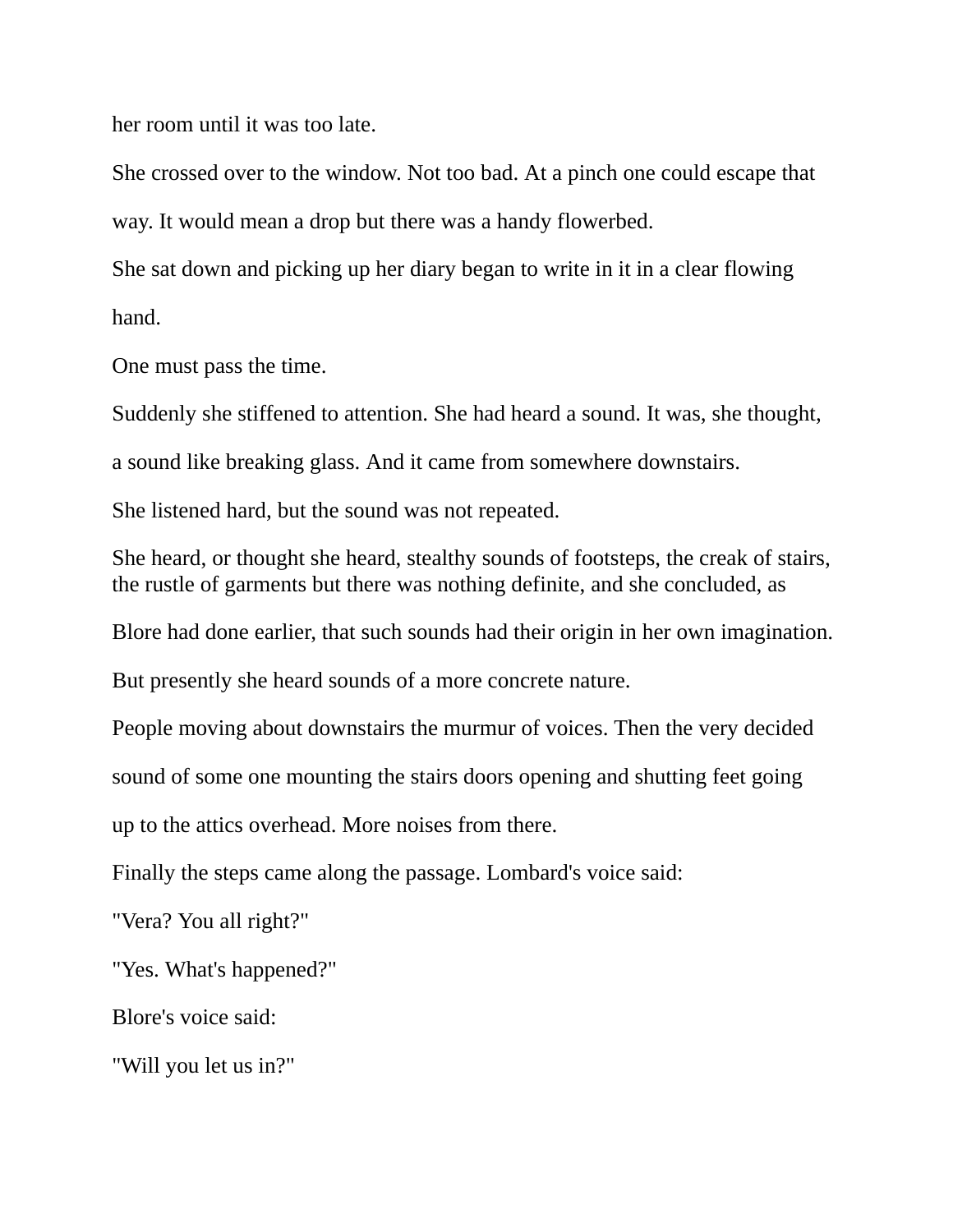her room until it was too late.

She crossed over to the window. Not too bad. At a pinch one could escape that way. It would mean a drop but there was a handy flowerbed.

She sat down and picking up her diary began to write in it in a clear flowing hand.

One must pass the time.

Suddenly she stiffened to attention. She had heard a sound. It was, she thought, a sound like breaking glass. And it came from somewhere downstairs.

She listened hard, but the sound was not repeated.

She heard, or thought she heard, stealthy sounds of footsteps, the creak of stairs, the rustle of garments but there was nothing definite, and she concluded, as Blore had done earlier, that such sounds had their origin in her own imagination.

But presently she heard sounds of a more concrete nature.

People moving about downstairs the murmur of voices. Then the very decided sound of some one mounting the stairs doors opening and shutting feet going up to the attics overhead. More noises from there.

Finally the steps came along the passage. Lombard's voice said:

"Vera? You all right?"

"Yes. What's happened?"

Blore's voice said:

"Will you let us in?"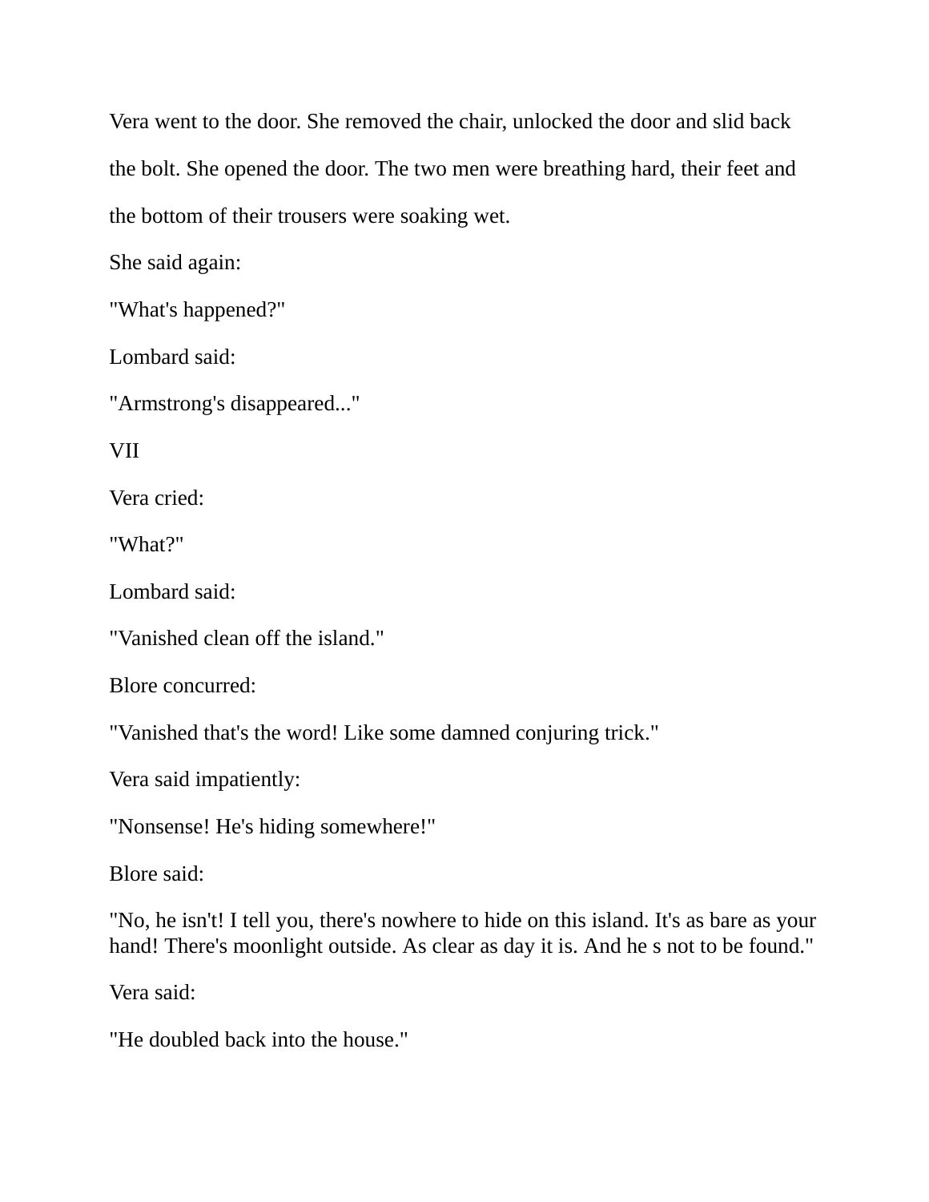Vera went to the door. She removed the chair, unlocked the door and slid back the bolt. She opened the door. The two men were breathing hard, their feet and the bottom of their trousers were soaking wet.

She said again:

"What's happened?"

Lombard said:

"Armstrong's disappeared..."

## VII

Vera cried:

"What?"

Lombard said:

"Vanished clean off the island."

Blore concurred:

"Vanished that's the word! Like some damned conjuring trick."

Vera said impatiently:

"Nonsense! He's hiding somewhere!"

Blore said:

"No, he isn't! I tell you, there's nowhere to hide on this island. It's as bare as your hand! There's moonlight outside. As clear as day it is. And he s not to be found."

Vera said:

"He doubled back into the house."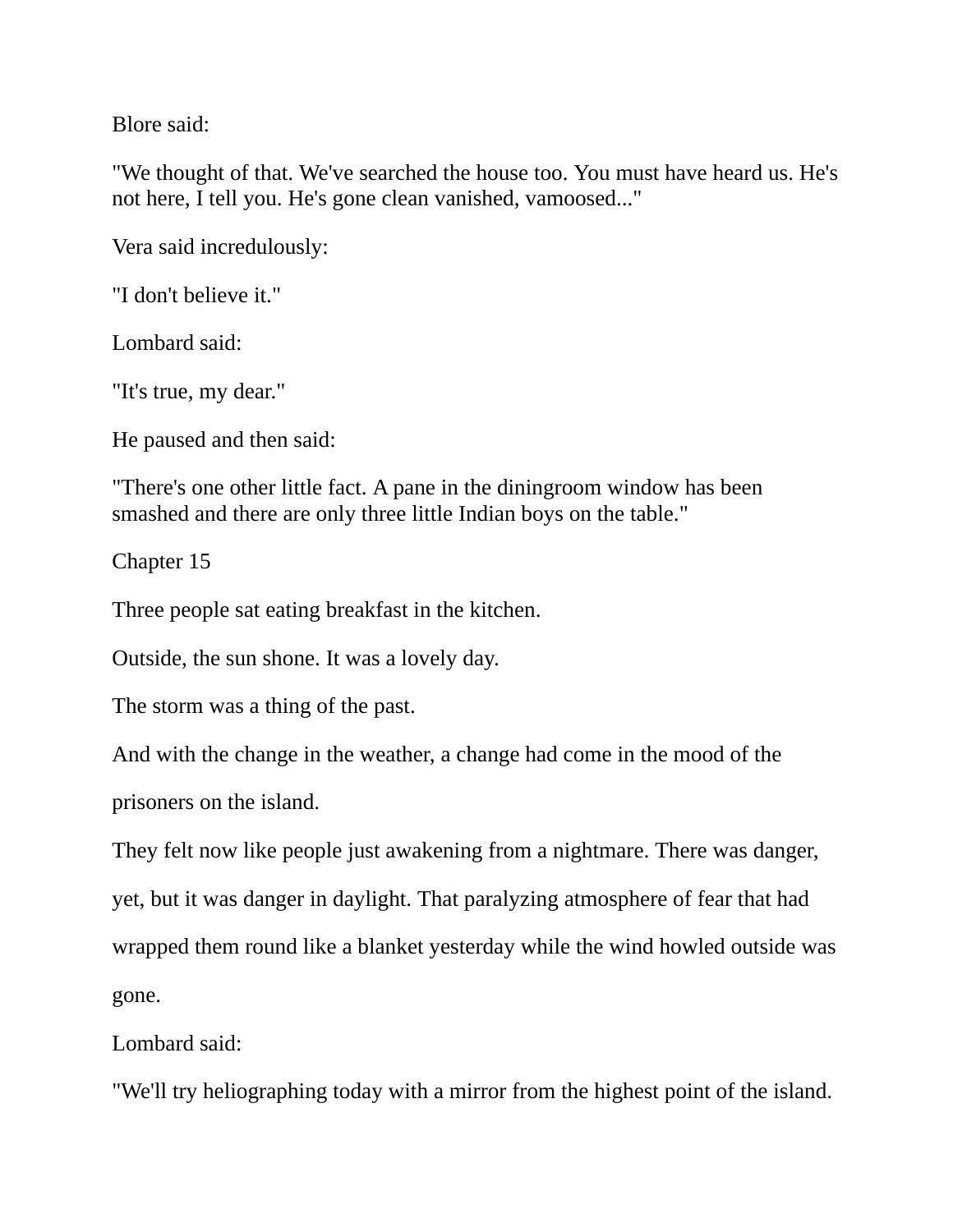Blore said:

"We thought of that. We've searched the house too. You must have heard us. He's not here, I tell you. He's gone clean vanished, vamoosed..."

Vera said incredulously:

"I don't believe it."

Lombard said:

"It's true, my dear."

He paused and then said:

"There's one other little fact. A pane in the diningroom window has been smashed and there are only three little Indian boys on the table."

## Chapter 15

Three people sat eating breakfast in the kitchen.

Outside, the sun shone. It was a lovely day.

The storm was a thing of the past.

And with the change in the weather, a change had come in the mood of the prisoners on the island.

They felt now like people just awakening from a nightmare. There was danger, yet, but it was danger in daylight. That paralyzing atmosphere of fear that had wrapped them round like a blanket yesterday while the wind howled outside was gone.

Lombard said:

"We'll try heliographing today with a mirror from the highest point of the island.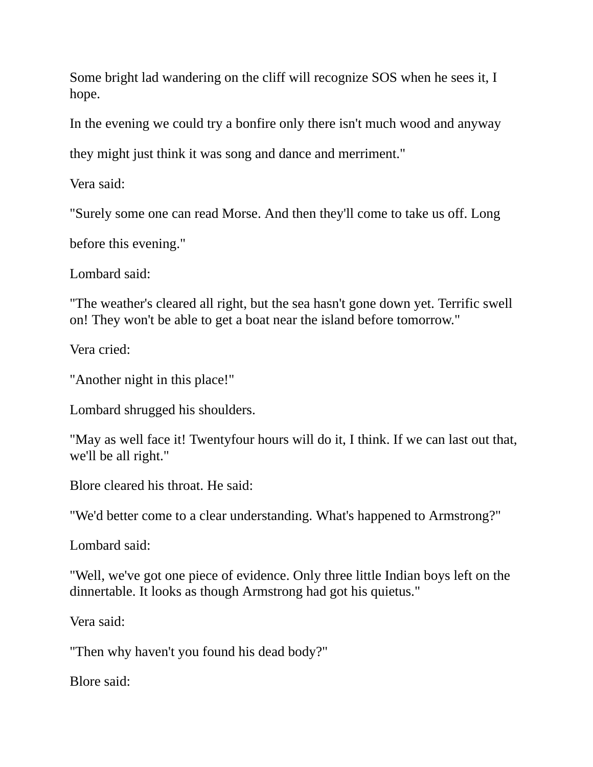Some bright lad wandering on the cliff will recognize SOS when he sees it, I hope.

In the evening we could try a bonfire only there isn't much wood and anyway

they might just think it was song and dance and merriment."

Vera said:

"Surely some one can read Morse. And then they'll come to take us off. Long

before this evening."

Lombard said:

"The weather's cleared all right, but the sea hasn't gone down yet. Terrific swell on! They won't be able to get a boat near the island before tomorrow."

Vera cried:

"Another night in this place!"

Lombard shrugged his shoulders.

"May as well face it! Twentyfour hours will do it, I think. If we can last out that, we'll be all right."

Blore cleared his throat. He said:

"We'd better come to a clear understanding. What's happened to Armstrong?"

Lombard said:

"Well, we've got one piece of evidence. Only three little Indian boys left on the dinnertable. It looks as though Armstrong had got his quietus."

Vera said:

"Then why haven't you found his dead body?"

Blore said: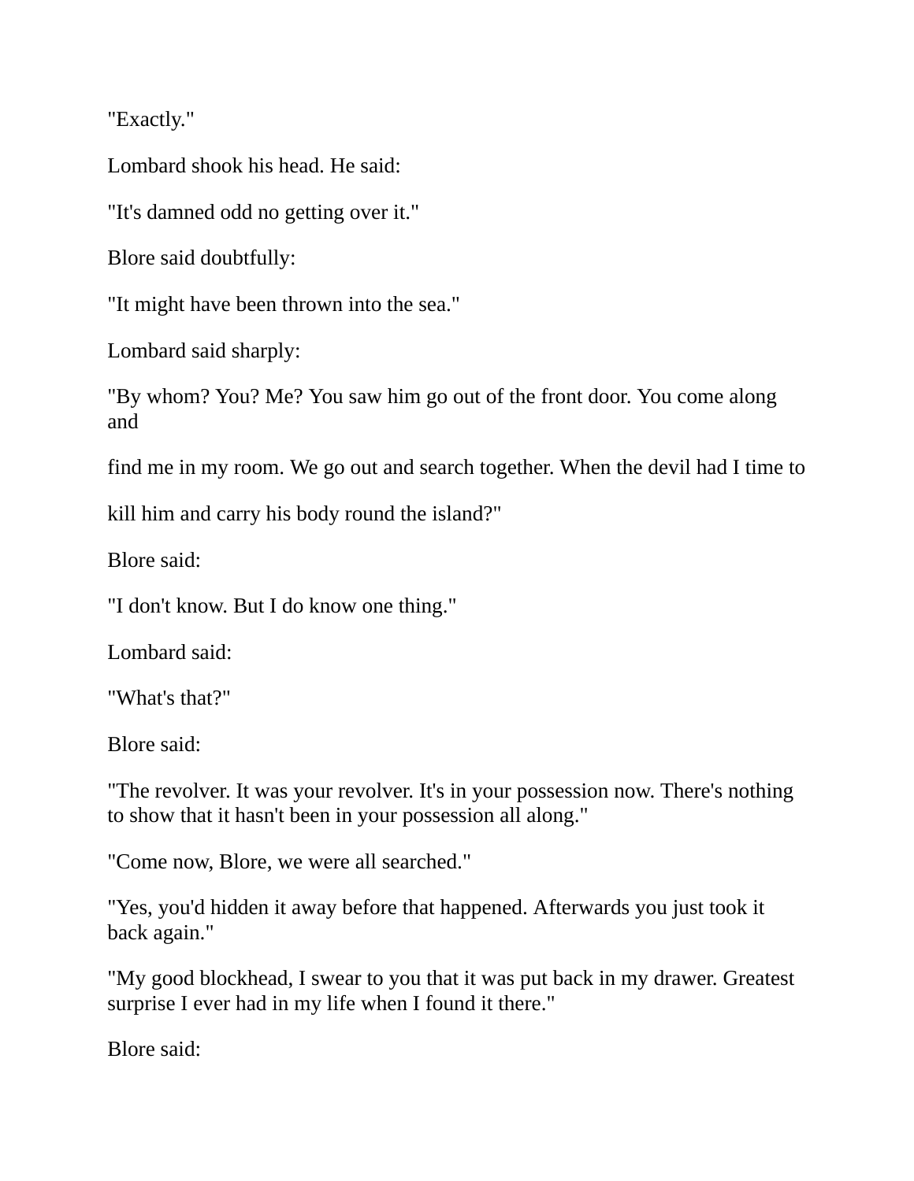"Exactly."

Lombard shook his head. He said:

"It's damned odd no getting over it."

Blore said doubtfully:

"It might have been thrown into the sea."

Lombard said sharply:

"By whom? You? Me? You saw him go out of the front door. You come along and find me in my room. We go out and search together. When the devil had I time to kill him and carry his body round the island?"

Blore said:

"I don't know. But I do know one thing."

Lombard said:

"What's that?"

Blore said:

"The revolver. It was your revolver. It's in your possession now. There's nothing to show that it hasn't been in your possession all along."

"Come now, Blore, we were all searched."

"Yes, you'd hidden it away before that happened. Afterwards you just took it back again."

"My good blockhead, I swear to you that it was put back in my drawer. Greatest surprise I ever had in my life when I found it there."

Blore said: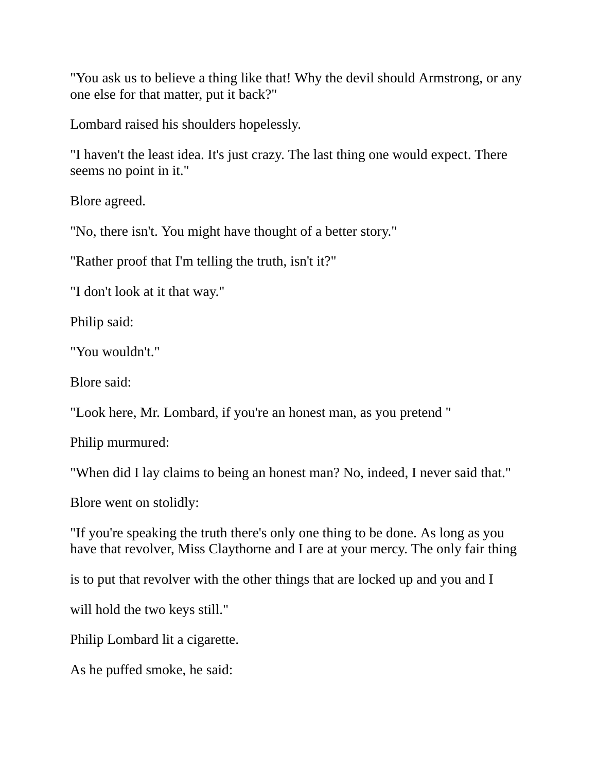"You ask us to believe a thing like that! Why the devil should Armstrong, or any one else for that matter, put it back?"

Lombard raised his shoulders hopelessly.

"I haven't the least idea. It's just crazy. The last thing one would expect. There seems no point in it."

Blore agreed.

"No, there isn't. You might have thought of a better story."

"Rather proof that I'm telling the truth, isn't it?"

"I don't look at it that way."

Philip said:

"You wouldn't."

Blore said:

"Look here, Mr. Lombard, if you're an honest man, as you pretend "

Philip murmured:

"When did I lay claims to being an honest man? No, indeed, I never said that."

Blore went on stolidly:

"If you're speaking the truth there's only one thing to be done. As long as you have that revolver, Miss Claythorne and I are at your mercy. The only fair thing is to put that revolver with the other things that are locked up and you and I will hold the two keys still."

Philip Lombard lit a cigarette.

As he puffed smoke, he said: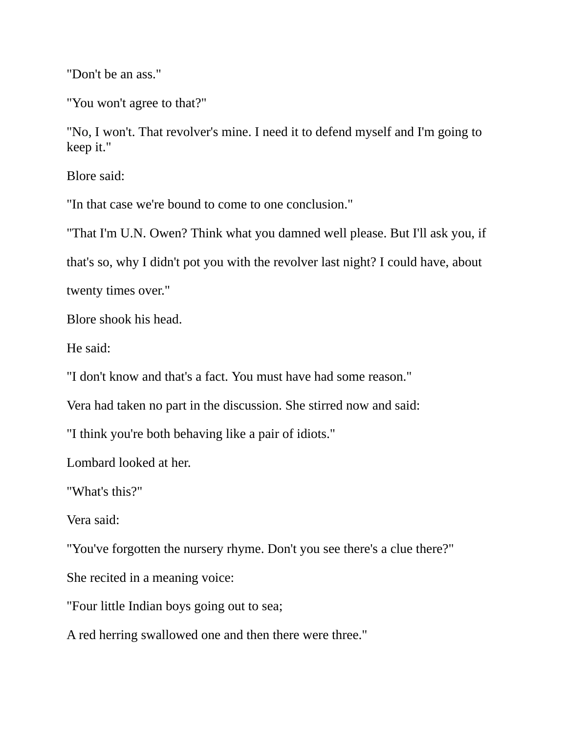"Don't be an ass."

"You won't agree to that?"

"No, I won't. That revolver's mine. I need it to defend myself and I'm going to keep it."

Blore said:

"In that case we're bound to come to one conclusion."

"That I'm U.N. Owen? Think what you damned well please. But I'll ask you, if that's so, why I didn't pot you with the revolver last night? I could have, about twenty times over."

Blore shook his head.

He said:

"I don't know and that's a fact. You must have had some reason."

Vera had taken no part in the discussion. She stirred now and said:

"I think you're both behaving like a pair of idiots."

Lombard looked at her.

"What's this?"

Vera said:

"You've forgotten the nursery rhyme. Don't you see there's a clue there?"

She recited in a meaning voice:

"Four little Indian boys going out to sea;

A red herring swallowed one and then there were three."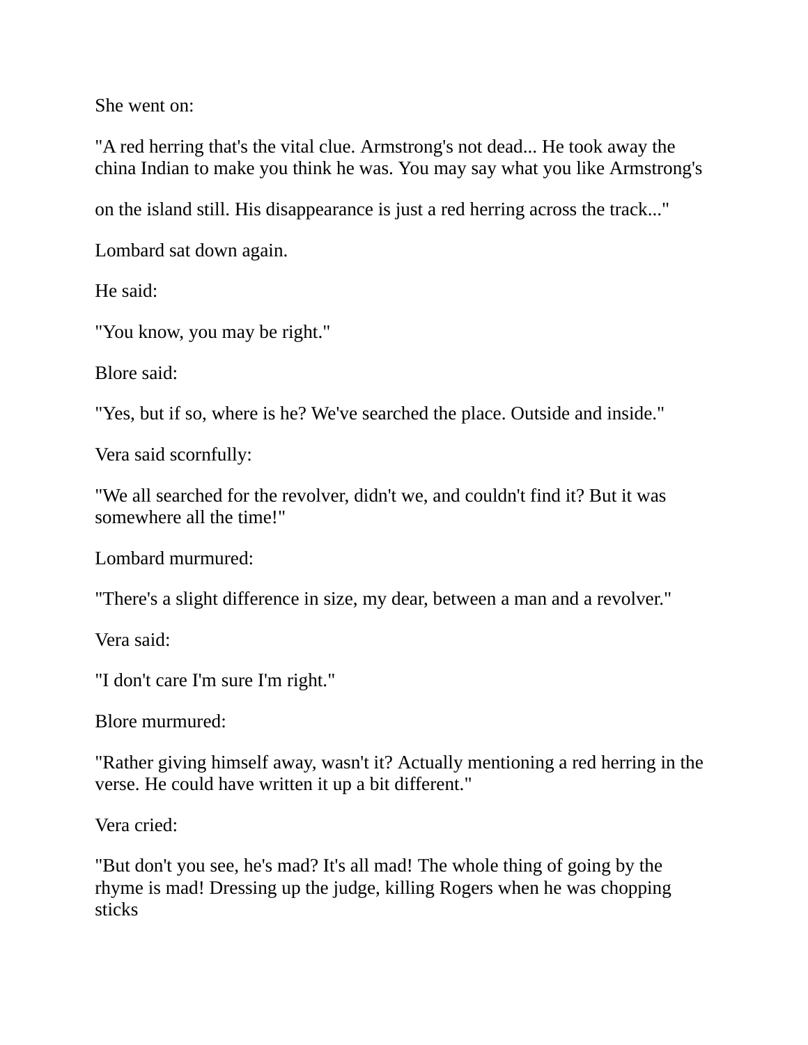She went on:

"A red herring that's the vital clue. Armstrong's not dead... He took away the china Indian to make you think he was. You may say what you like Armstrong's

on the island still. His disappearance is just a red herring across the track..."

Lombard sat down again.

He said:

"You know, you may be right."

Blore said:

"Yes, but if so, where is he? We've searched the place. Outside and inside."

Vera said scornfully:

"We all searched for the revolver, didn't we, and couldn't find it? But it was somewhere all the time!"

Lombard murmured:

"There's a slight difference in size, my dear, between a man and a revolver."

Vera said:

"I don't care I'm sure I'm right."

Blore murmured:

"Rather giving himself away, wasn't it? Actually mentioning a red herring in the verse. He could have written it up a bit different."

Vera cried:

"But don't you see, he's mad? It's all mad! The whole thing of going by the rhyme is mad! Dressing up the judge, killing Rogers when he was chopping sticks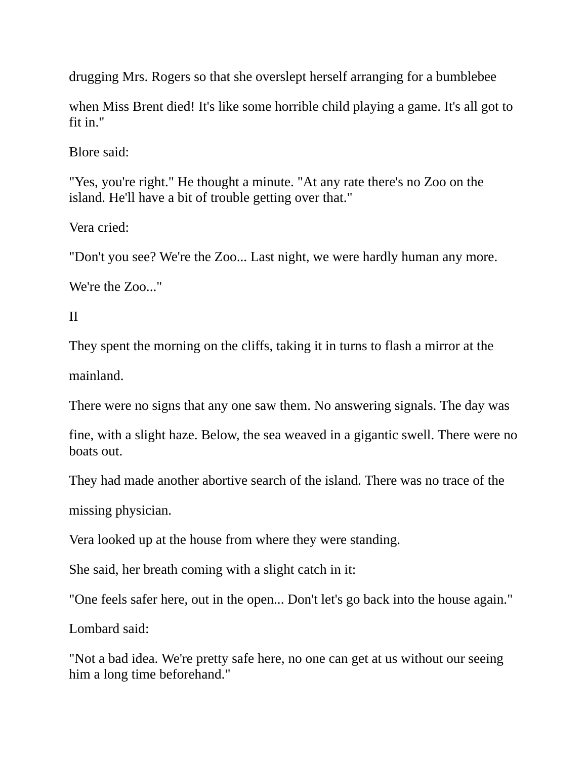drugging Mrs. Rogers so that she overslept herself arranging for a bumblebee

when Miss Brent died! It's like some horrible child playing a game. It's all got to fit in."

Blore said:

"Yes, you're right." He thought a minute. "At any rate there's no Zoo on the island. He'll have a bit of trouble getting over that."

Vera cried:

"Don't you see? We're the Zoo... Last night, we were hardly human any more.

We're the Zoo..."

II

They spent the morning on the cliffs, taking it in turns to flash a mirror at the

mainland.

There were no signs that any one saw them. No answering signals. The day was

fine, with a slight haze. Below, the sea weaved in a gigantic swell. There were no boats out.

They had made another abortive search of the island. There was no trace of the

missing physician.

Vera looked up at the house from where they were standing.

She said, her breath coming with a slight catch in it:

"One feels safer here, out in the open... Don't let's go back into the house again."

Lombard said:

"Not a bad idea. We're pretty safe here, no one can get at us without our seeing him a long time beforehand."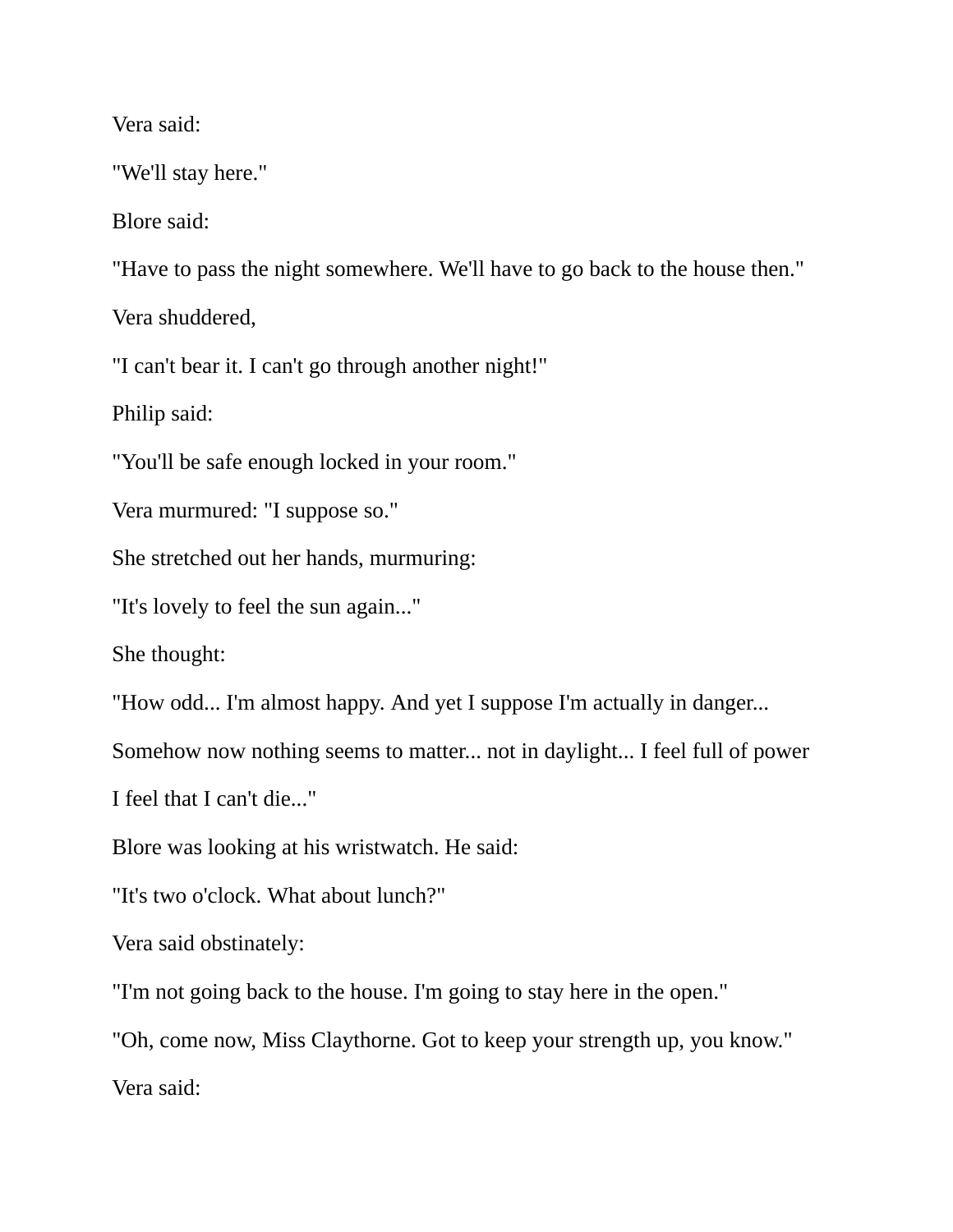Vera said:

"We'll stay here."

Blore said:

"Have to pass the night somewhere. We'll have to go back to the house then."

Vera shuddered,

"I can't bear it. I can't go through another night!"

Philip said:

"You'll be safe enough locked in your room."

Vera murmured: "I suppose so."

She stretched out her hands, murmuring:

"It's lovely to feel the sun again..."

She thought:

"How odd... I'm almost happy. And yet I suppose I'm actually in danger...

Somehow now nothing seems to matter... not in daylight... I feel full of power

I feel that I can't die..."

Blore was looking at his wristwatch. He said:

"It's two o'clock. What about lunch?"

Vera said obstinately:

"I'm not going back to the house. I'm going to stay here in the open."

"Oh, come now, Miss Claythorne. Got to keep your strength up, you know."

Vera said: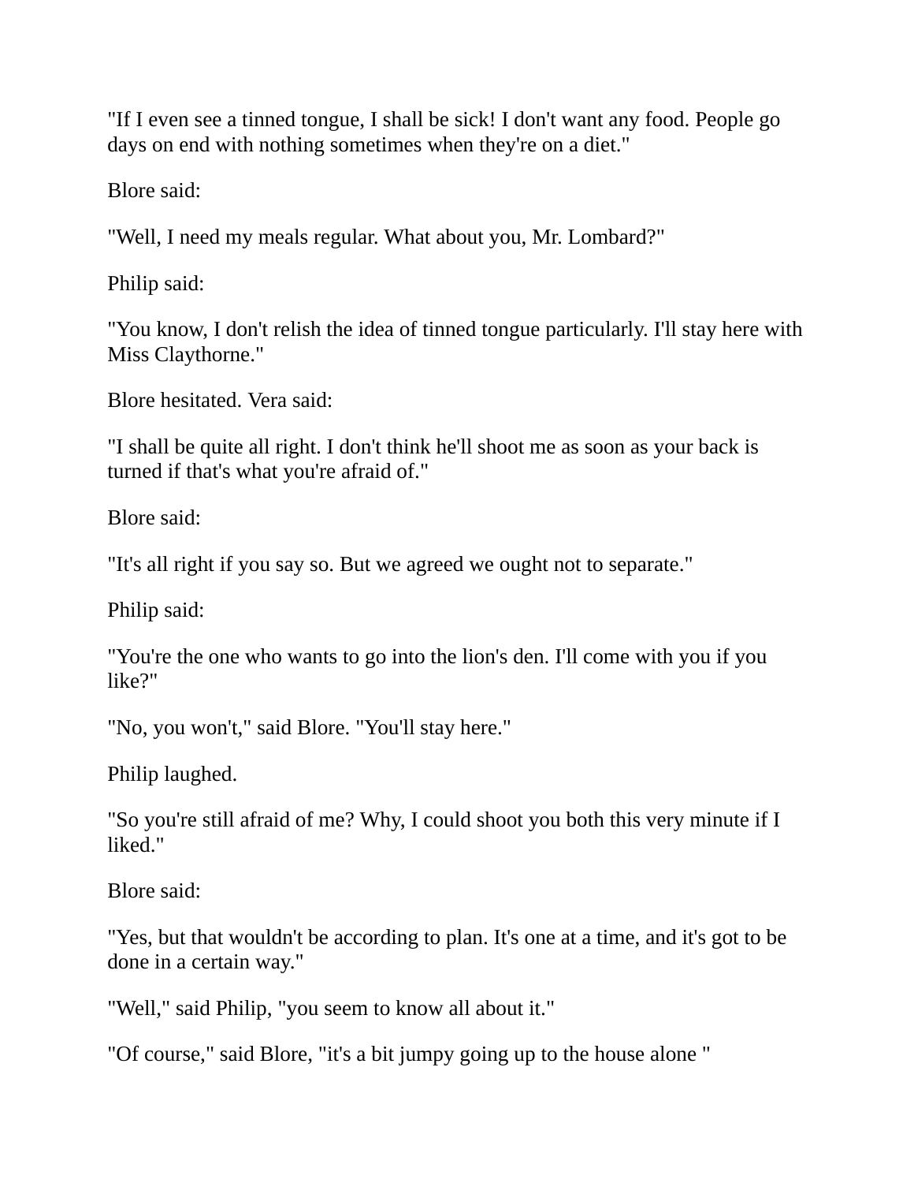"If I even see a tinned tongue, I shall be sick! I don't want any food. People go days on end with nothing sometimes when they're on a diet."

Blore said:

"Well, I need my meals regular. What about you, Mr. Lombard?"

Philip said:

"You know, I don't relish the idea of tinned tongue particularly. I'll stay here with Miss Claythorne."

Blore hesitated. Vera said:

"I shall be quite all right. I don't think he'll shoot me as soon as your back is turned if that's what you're afraid of."

Blore said:

"It's all right if you say so. But we agreed we ought not to separate."

Philip said:

"You're the one who wants to go into the lion's den. I'll come with you if you like?"

"No, you won't," said Blore. "You'll stay here."

Philip laughed.

"So you're still afraid of me? Why, I could shoot you both this very minute if I liked."

Blore said:

"Yes, but that wouldn't be according to plan. It's one at a time, and it's got to be done in a certain way."

"Well," said Philip, "you seem to know all about it."

"Of course," said Blore, "it's a bit jumpy going up to the house alone "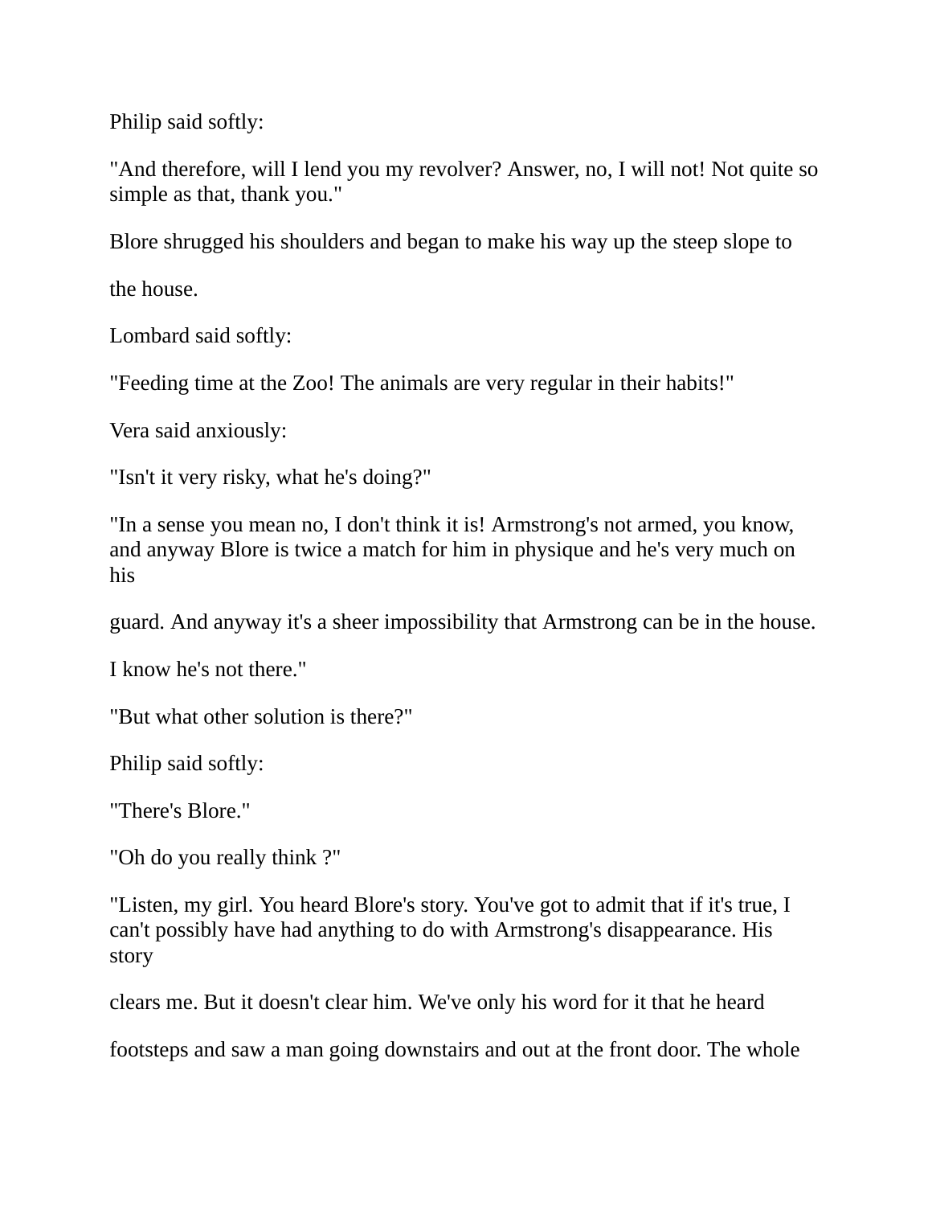Philip said softly:

"And therefore, will I lend you my revolver? Answer, no, I will not! Not quite so simple as that, thank you."

Blore shrugged his shoulders and began to make his way up the steep slope to the house.

Lombard said softly:

"Feeding time at the Zoo! The animals are very regular in their habits!"

Vera said anxiously:

"Isn't it very risky, what he's doing?"

"In a sense you mean no, I don't think it is! Armstrong's not armed, you know, and anyway Blore is twice a match for him in physique and he's very much on his guard. And anyway it's a sheer impossibility that Armstrong can be in the house. I know he's not there."

"But what other solution is there?"

Philip said softly:

"There's Blore."

"Oh do you really think ?"

"Listen, my girl. You heard Blore's story. You've got to admit that if it's true, I can't possibly have had anything to do with Armstrong's disappearance. His story clears me. But it doesn't clear him. We've only his word for it that he heard footsteps and saw a man going downstairs and out at the front door. The whole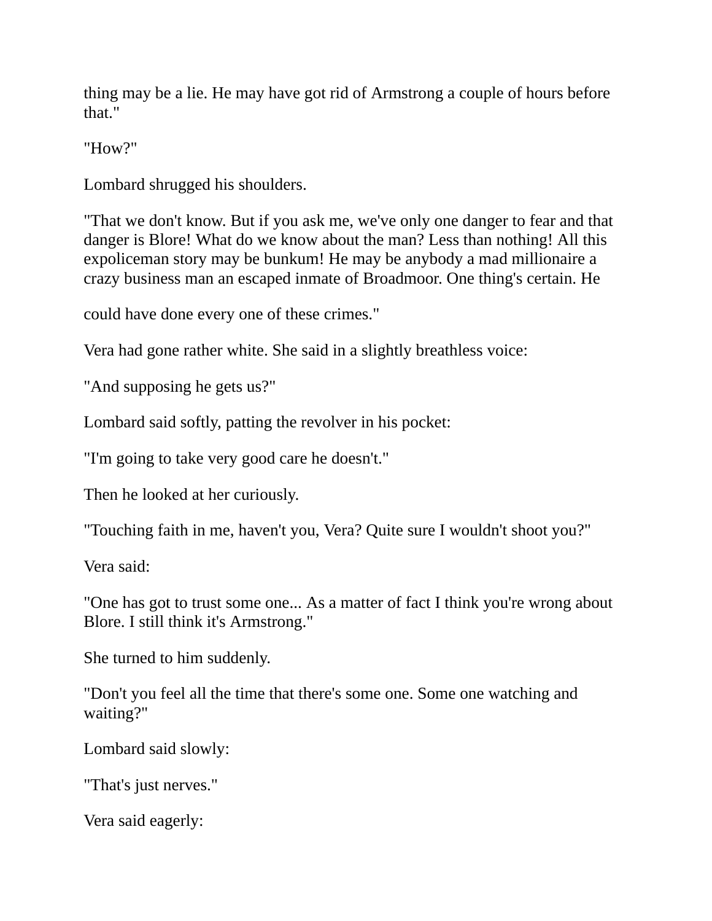thing may be a lie. He may have got rid of Armstrong a couple of hours before that."

"How?"

Lombard shrugged his shoulders.

"That we don't know. But if you ask me, we've only one danger to fear and that danger is Blore! What do we know about the man? Less than nothing! All this expoliceman story may be bunkum! He may be anybody a mad millionaire a crazy business man an escaped inmate of Broadmoor. One thing's certain. He could have done every one of these crimes."

Vera had gone rather white. She said in a slightly breathless voice:

"And supposing he gets us?"

Lombard said softly, patting the revolver in his pocket:

"I'm going to take very good care he doesn't."

Then he looked at her curiously.

"Touching faith in me, haven't you, Vera? Quite sure I wouldn't shoot you?"

Vera said:

"One has got to trust some one... As a matter of fact I think you're wrong about Blore. I still think it's Armstrong."

She turned to him suddenly.

"Don't you feel all the time that there's some one. Some one watching and waiting?"

Lombard said slowly:

"That's just nerves."

Vera said eagerly: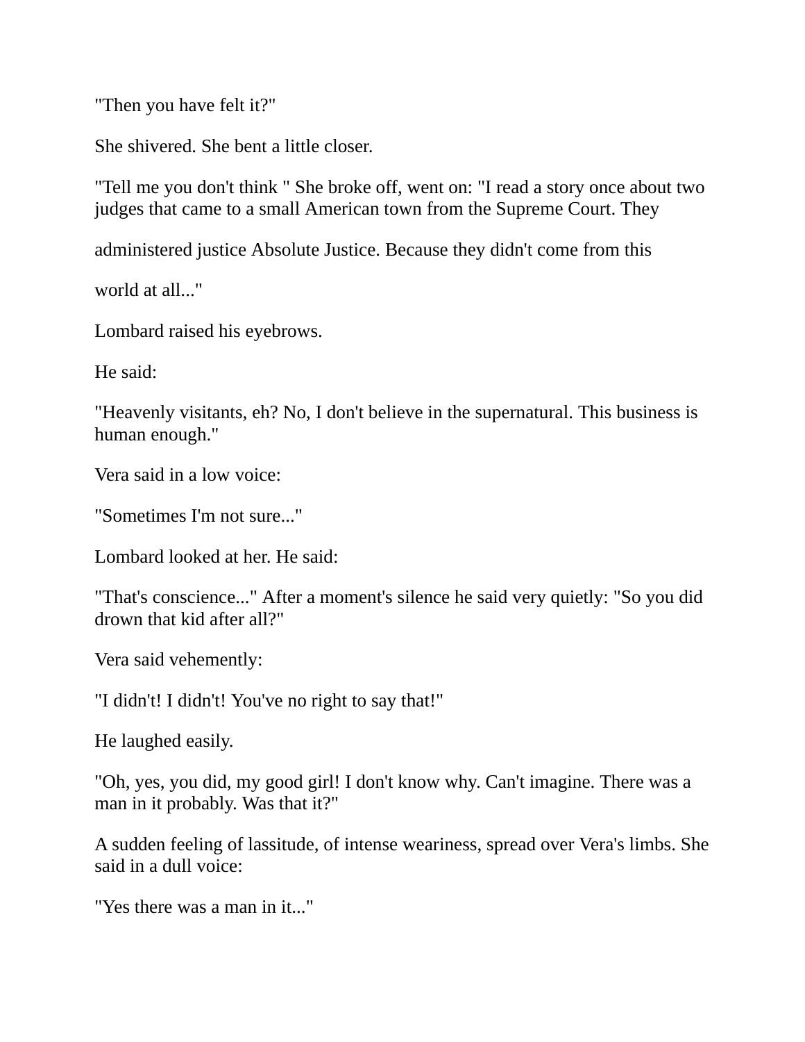"Then you have felt it?"

She shivered. She bent a little closer.

"Tell me you don't think " She broke off, went on: "I read a story once about two judges that came to a small American town from the Supreme Court. They

administered justice Absolute Justice. Because they didn't come from this

world at all..."

Lombard raised his eyebrows.

He said:

"Heavenly visitants, eh? No, I don't believe in the supernatural. This business is human enough."

Vera said in a low voice:

"Sometimes I'm not sure..."

Lombard looked at her. He said:

"That's conscience..." After a moment's silence he said very quietly: "So you did drown that kid after all?"

Vera said vehemently:

"I didn't! I didn't! You've no right to say that!"

He laughed easily.

"Oh, yes, you did, my good girl! I don't know why. Can't imagine. There was a man in it probably. Was that it?"

A sudden feeling of lassitude, of intense weariness, spread over Vera's limbs. She said in a dull voice:

"Yes there was a man in it..."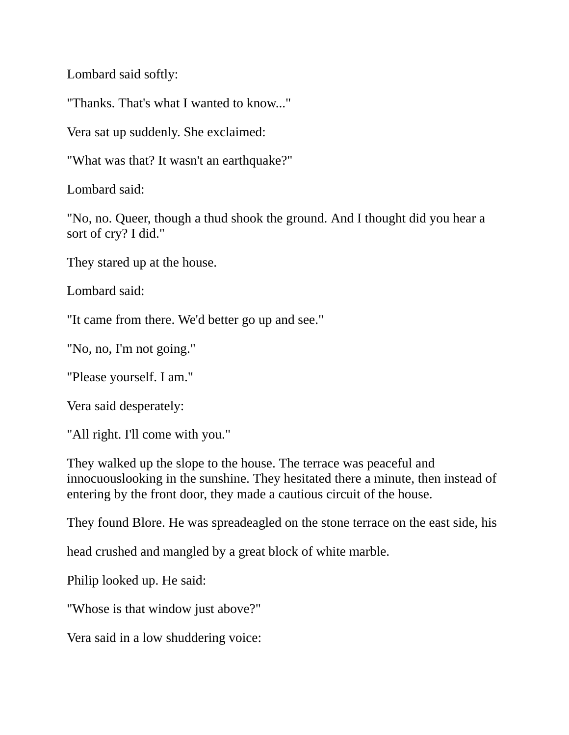Lombard said softly:

"Thanks. That's what I wanted to know..."

Vera sat up suddenly. She exclaimed:

"What was that? It wasn't an earthquake?"

Lombard said:

"No, no. Queer, though a thud shook the ground. And I thought did you hear a sort of cry? I did."

They stared up at the house.

Lombard said:

"It came from there. We'd better go up and see."

"No, no, I'm not going."

"Please yourself. I am."

Vera said desperately:

"All right. I'll come with you."

They walked up the slope to the house. The terrace was peaceful and innocuouslooking in the sunshine. They hesitated there a minute, then instead of entering by the front door, they made a cautious circuit of the house.

They found Blore. He was spreadeagled on the stone terrace on the east side, his

head crushed and mangled by a great block of white marble.

Philip looked up. He said:

"Whose is that window just above?"

Vera said in a low shuddering voice: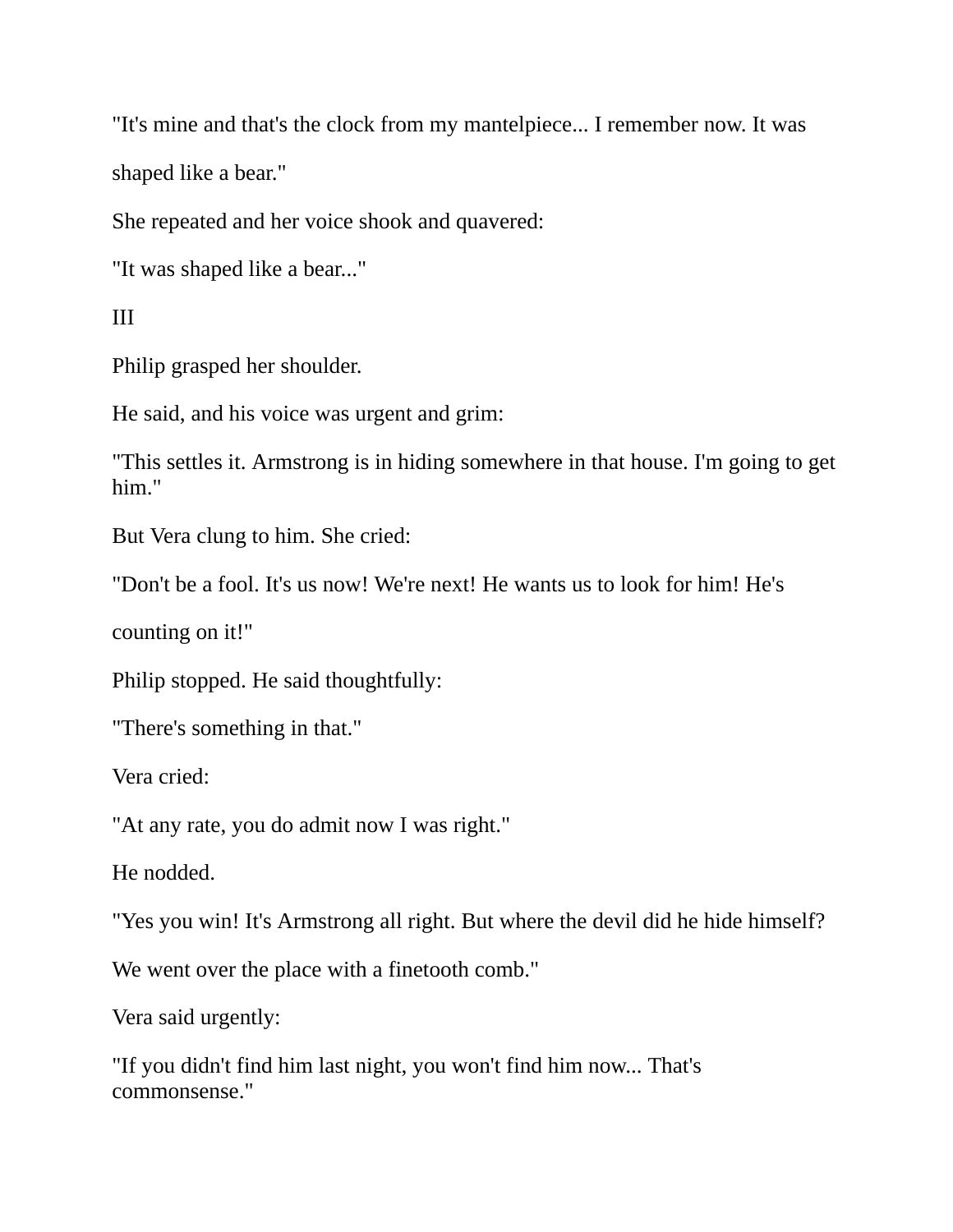"It's mine and that's the clock from my mantelpiece... I remember now. It was shaped like a bear."

She repeated and her voice shook and quavered:

"It was shaped like a bear..."

III

Philip grasped her shoulder.

He said, and his voice was urgent and grim:

"This settles it. Armstrong is in hiding somewhere in that house. I'm going to get him."

But Vera clung to him. She cried:

"Don't be a fool. It's us now! We're next! He wants us to look for him! He's counting on it!"

Philip stopped. He said thoughtfully:

"There's something in that."

Vera cried:

"At any rate, you do admit now I was right."

He nodded.

"Yes you win! It's Armstrong all right. But where the devil did he hide himself? We went over the place with a finetooth comb."

Vera said urgently:

"If you didn't find him last night, you won't find him now... That's commonsense."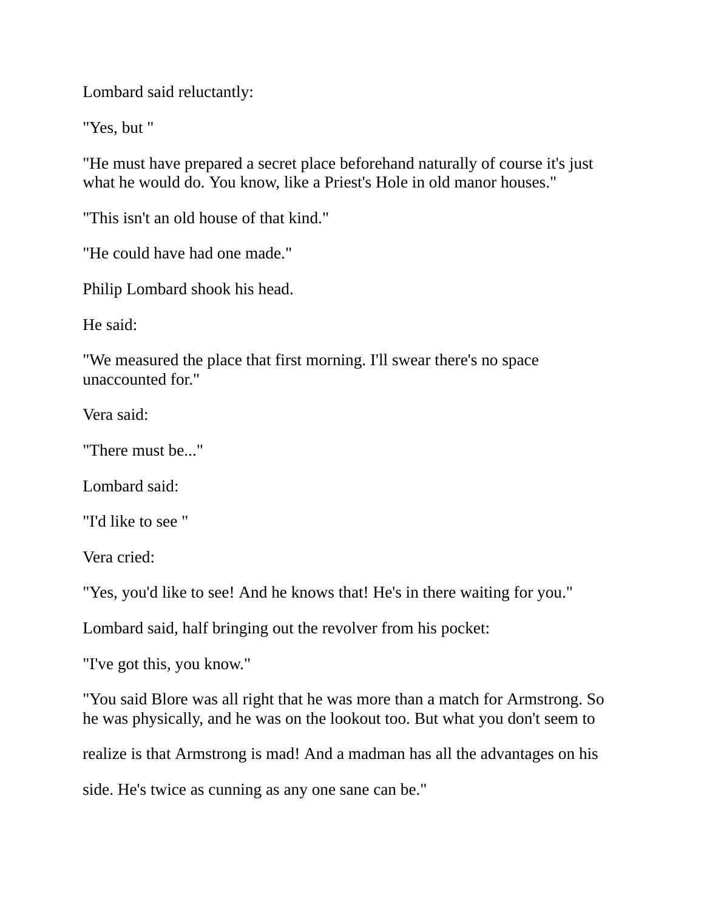Lombard said reluctantly:

"Yes, but "

"He must have prepared a secret place beforehand naturally of course it's just what he would do. You know, like a Priest's Hole in old manor houses."

"This isn't an old house of that kind."

"He could have had one made."

Philip Lombard shook his head.

He said:

"We measured the place that first morning. I'll swear there's no space unaccounted for."

Vera said:

"There must be..."

Lombard said:

"I'd like to see "

Vera cried:

"Yes, you'd like to see! And he knows that! He's in there waiting for you."

Lombard said, half bringing out the revolver from his pocket:

"I've got this, you know."

"You said Blore was all right that he was more than a match for Armstrong. So he was physically, and he was on the lookout too. But what you don't seem to realize is that Armstrong is mad! And a madman has all the advantages on his side. He's twice as cunning as any one sane can be."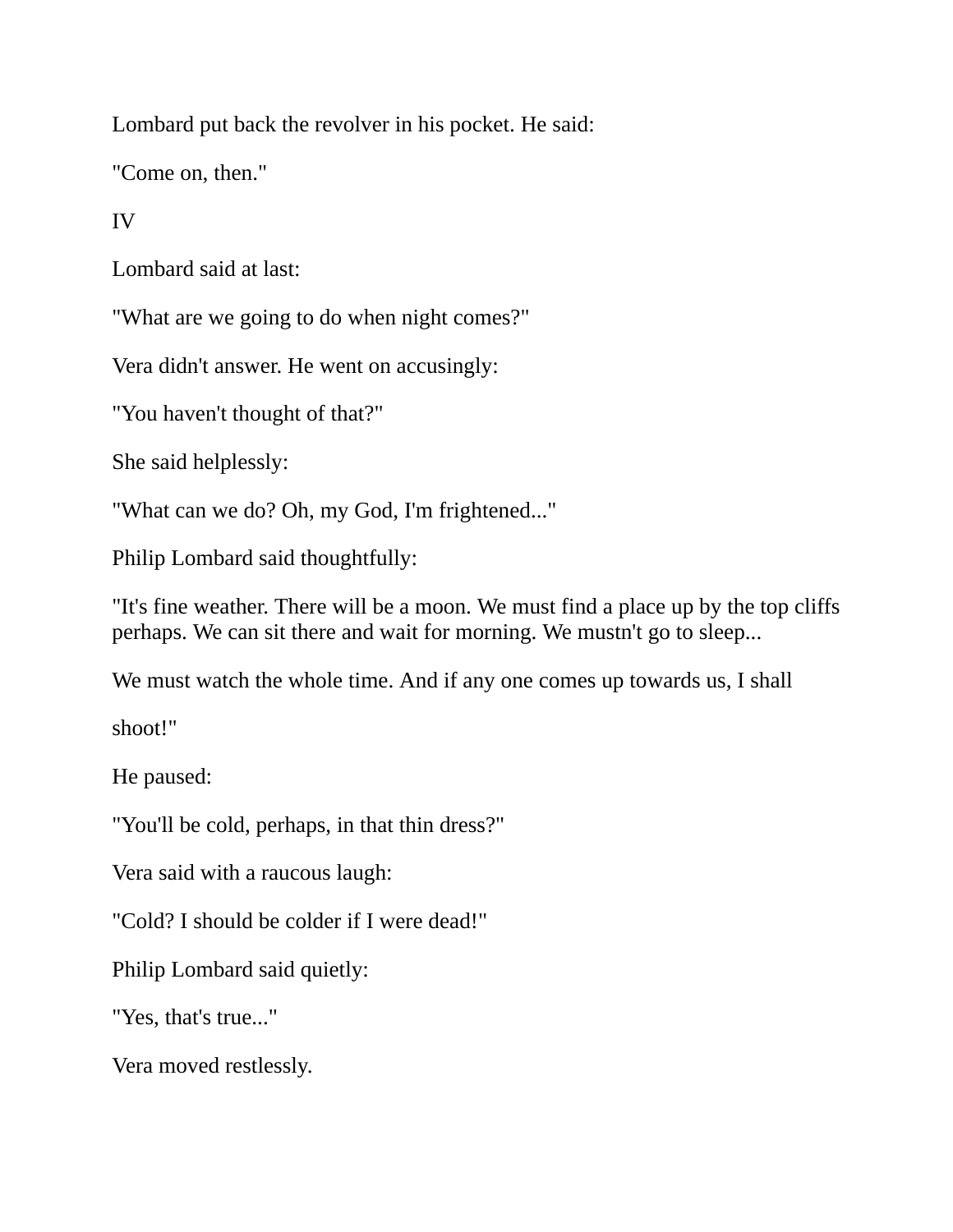Lombard put back the revolver in his pocket. He said:

"Come on, then."

IV

Lombard said at last:

"What are we going to do when night comes?"

Vera didn't answer. He went on accusingly:

"You haven't thought of that?"

She said helplessly:

"What can we do? Oh, my God, I'm frightened..."

Philip Lombard said thoughtfully:

"It's fine weather. There will be a moon. We must find a place up by the top cliffs perhaps. We can sit there and wait for morning. We mustn't go to sleep...

We must watch the whole time. And if any one comes up towards us, I shall

shoot!"

He paused:

"You'll be cold, perhaps, in that thin dress?"

Vera said with a raucous laugh:

"Cold? I should be colder if I were dead!"

Philip Lombard said quietly:

"Yes, that's true..."

Vera moved restlessly.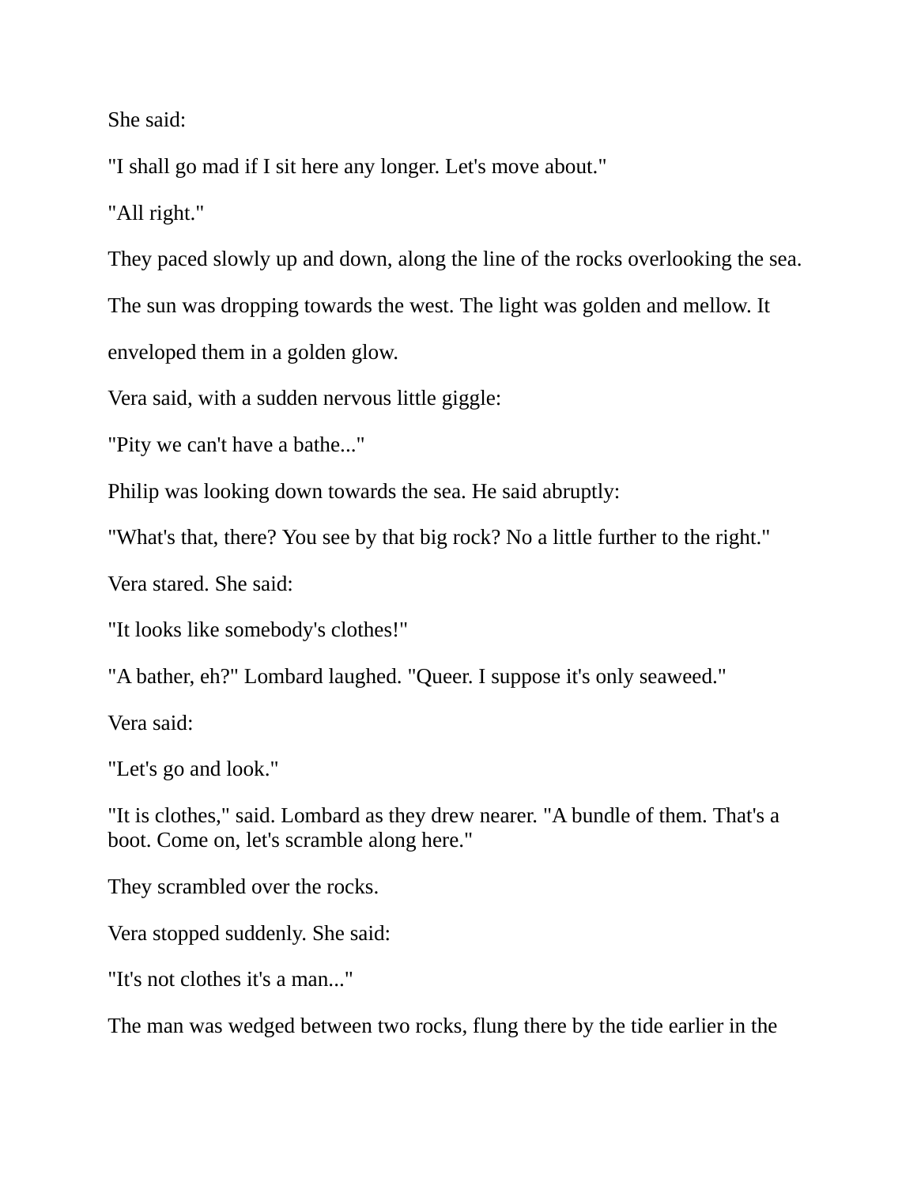She said:

"I shall go mad if I sit here any longer. Let's move about."

"All right."

They paced slowly up and down, along the line of the rocks overlooking the sea. The sun was dropping towards the west. The light was golden and mellow. It enveloped them in a golden glow.

Vera said, with a sudden nervous little giggle:

"Pity we can't have a bathe..."

Philip was looking down towards the sea. He said abruptly:

"What's that, there? You see by that big rock? No a little further to the right."

Vera stared. She said:

"It looks like somebody's clothes!"

"A bather, eh?" Lombard laughed. "Queer. I suppose it's only seaweed."

Vera said:

"Let's go and look."

"It is clothes," said. Lombard as they drew nearer. "A bundle of them. That's a boot. Come on, let's scramble along here."

They scrambled over the rocks.

Vera stopped suddenly. She said:

"It's not clothes it's a man..."

The man was wedged between two rocks, flung there by the tide earlier in the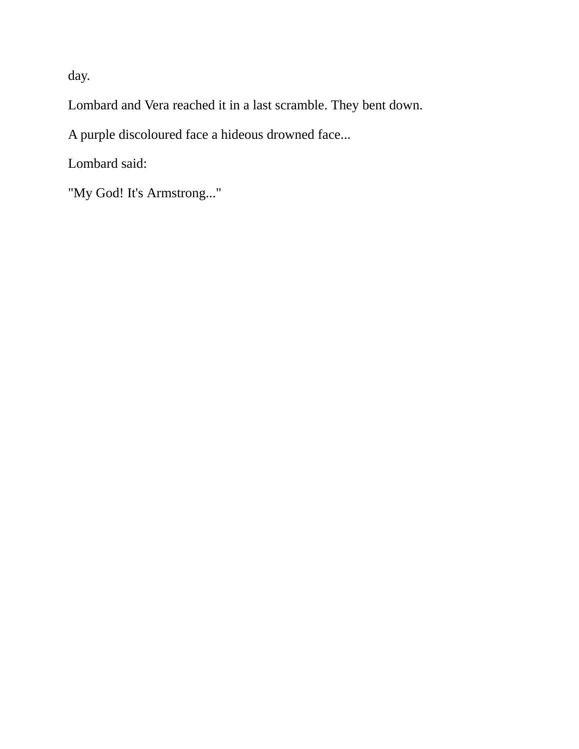day.

Lombard and Vera reached it in a last scramble. They bent down.

A purple discoloured face a hideous drowned face...

Lombard said:

"My God! It's Armstrong..."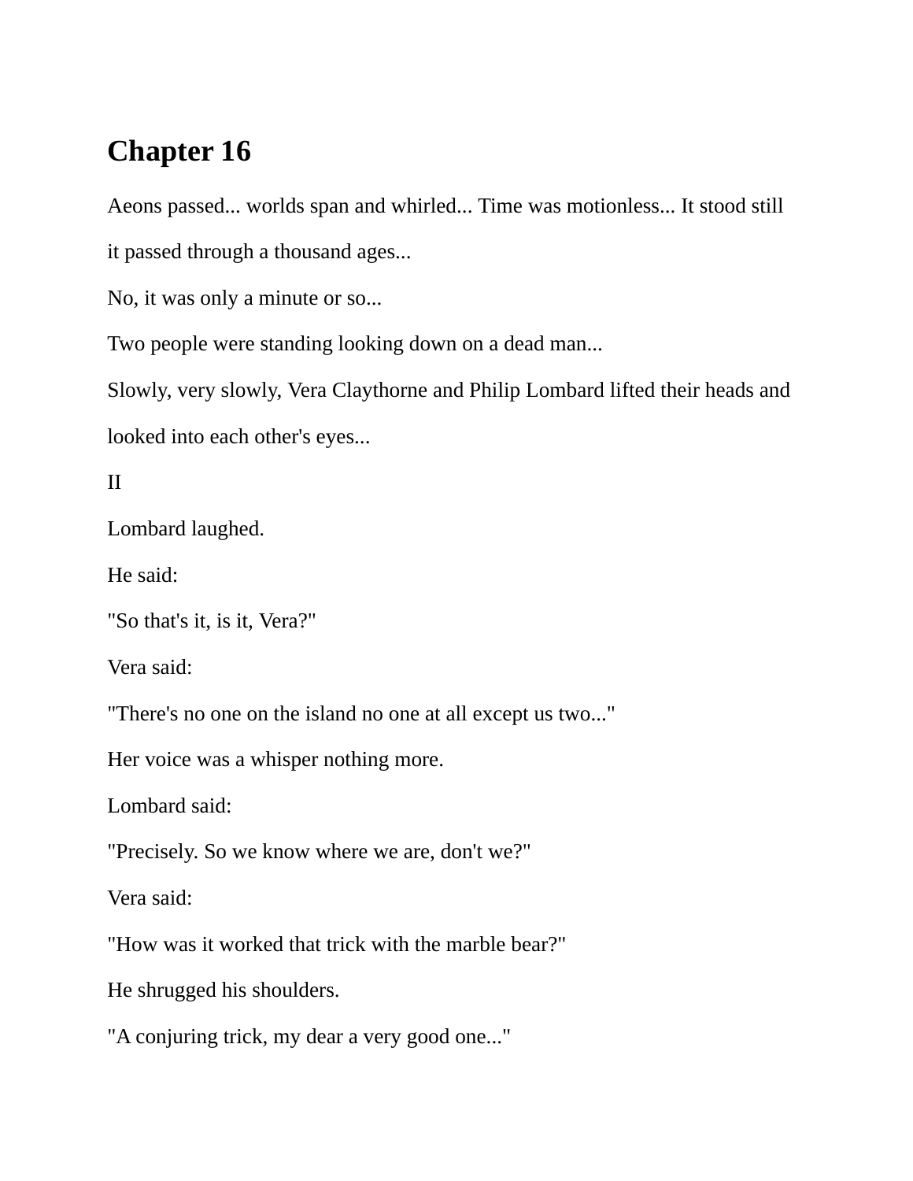# Chapter 16

Aeons passed... worlds span and whirled... Time was motionless... It stood still it passed through a thousand ages...

No, it was only a minute or so...

Two people were standing looking down on a dead man...

Slowly, very slowly, Vera Claythorne and Philip Lombard lifted their heads and looked into each other's eyes...

II

Lombard laughed.

He said:

"So that's it, is it, Vera?"

Vera said:

"There's no one on the island no one at all except us two..."

Her voice was a whisper nothing more.

Lombard said:

"Precisely. So we know where we are, don't we?"

Vera said:

"How was it worked that trick with the marble bear?"

He shrugged his shoulders.

"A conjuring trick, my dear a very good one..."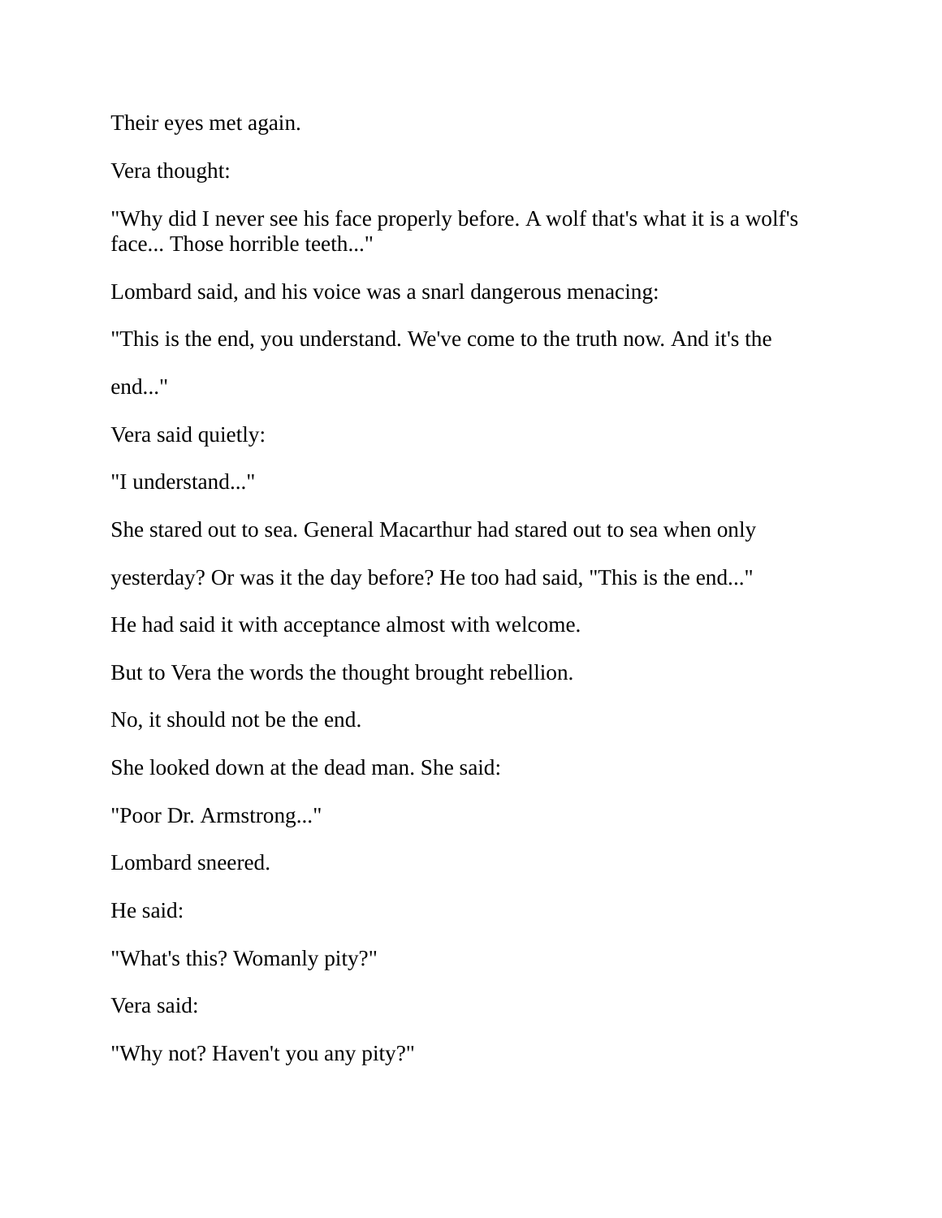Their eyes met again.

Vera thought:

"Why did I never see his face properly before. A wolf that's what it is a wolf's face... Those horrible teeth..."

Lombard said, and his voice was a snarl dangerous menacing:

"This is the end, you understand. We've come to the truth now. And it's the

end..."

Vera said quietly:

"I understand..."

She stared out to sea. General Macarthur had stared out to sea when only

yesterday? Or was it the day before? He too had said, "This is the end..."

He had said it with acceptance almost with welcome.

But to Vera the words the thought brought rebellion.

No, it should not be the end.

She looked down at the dead man. She said:

"Poor Dr. Armstrong..."

Lombard sneered.

He said:

"What's this? Womanly pity?"

Vera said:

"Why not? Haven't you any pity?"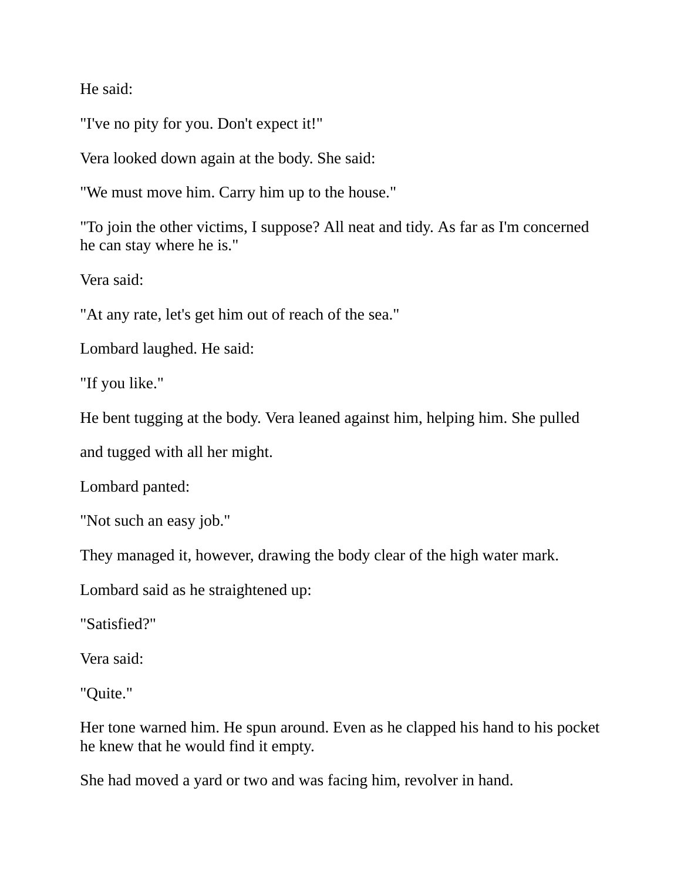He said:

"I've no pity for you. Don't expect it!"

Vera looked down again at the body. She said:

"We must move him. Carry him up to the house."

"To join the other victims, I suppose? All neat and tidy. As far as I'm concerned he can stay where he is."

Vera said:

"At any rate, let's get him out of reach of the sea."

Lombard laughed. He said:

"If you like."

He bent tugging at the body. Vera leaned against him, helping him. She pulled

and tugged with all her might.

Lombard panted:

"Not such an easy job."

They managed it, however, drawing the body clear of the high water mark.

Lombard said as he straightened up:

"Satisfied?"

Vera said:

"Quite."

Her tone warned him. He spun around. Even as he clapped his hand to his pocket he knew that he would find it empty.

She had moved a yard or two and was facing him, revolver in hand.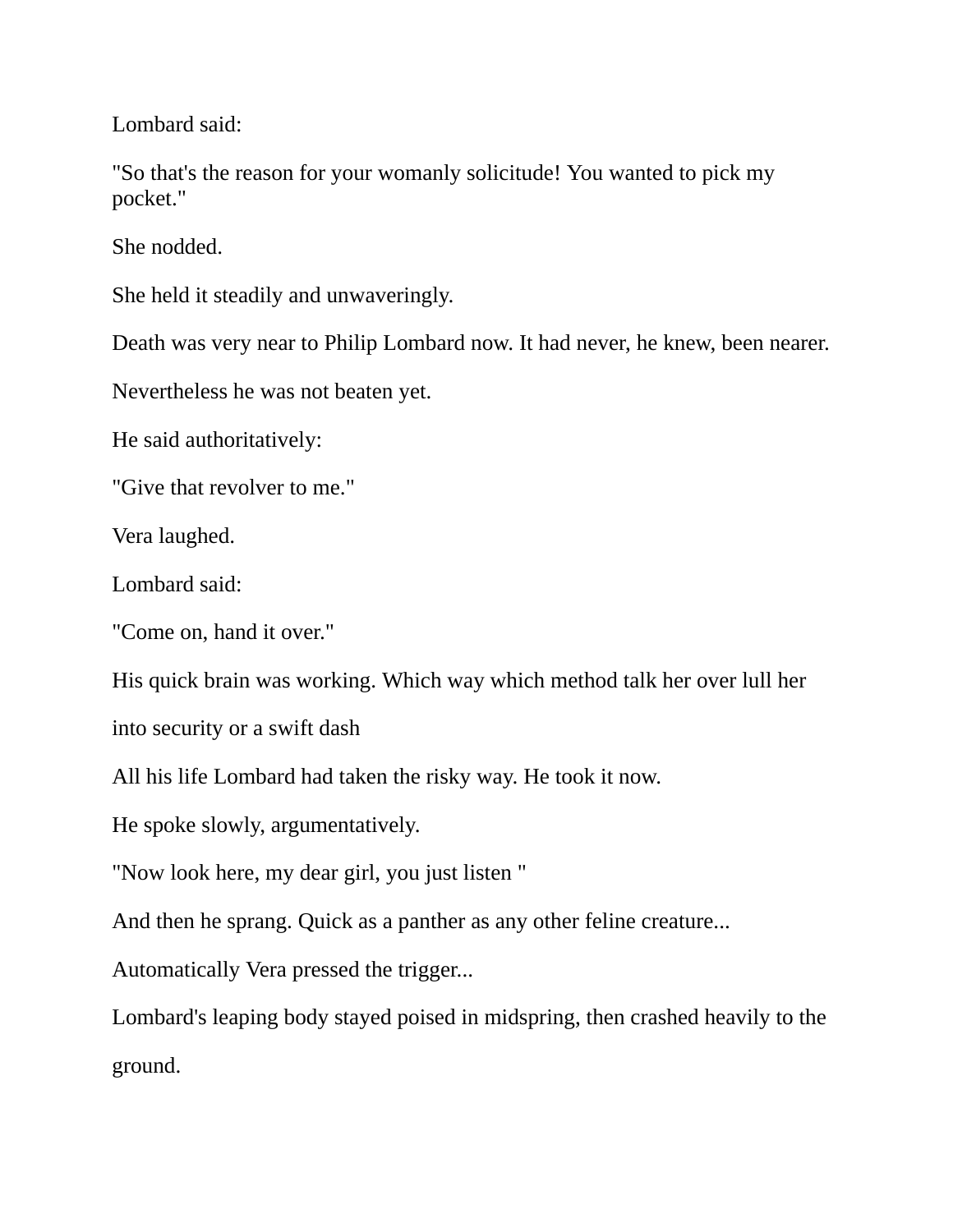Lombard said:

"So that's the reason for your womanly solicitude! You wanted to pick my pocket."

She nodded.

She held it steadily and unwaveringly.

Death was very near to Philip Lombard now. It had never, he knew, been nearer.

Nevertheless he was not beaten yet.

He said authoritatively:

"Give that revolver to me."

Vera laughed.

Lombard said:

"Come on, hand it over."

His quick brain was working. Which way which method talk her over lull her into security or a swift dash

All his life Lombard had taken the risky way. He took it now.

He spoke slowly, argumentatively.

"Now look here, my dear girl, you just listen "

And then he sprang. Quick as a panther as any other feline creature...

Automatically Vera pressed the trigger...

Lombard's leaping body stayed poised in midspring, then crashed heavily to the ground.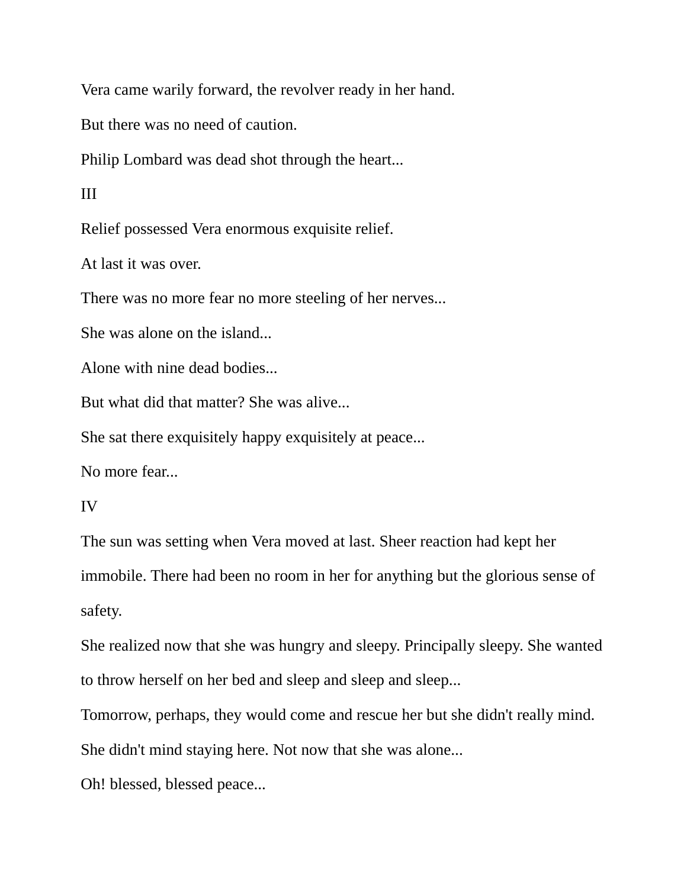Vera came warily forward, the revolver ready in her hand.

But there was no need of caution.

Philip Lombard was dead shot through the heart...

III

Relief possessed Vera enormous exquisite relief.

At last it was over.

There was no more fear no more steeling of her nerves...

She was alone on the island...

Alone with nine dead bodies...

But what did that matter? She was alive...

She sat there exquisitely happy exquisitely at peace...

No more fear...

IV

The sun was setting when Vera moved at last. Sheer reaction had kept her immobile. There had been no room in her for anything but the glorious sense of safety.

She realized now that she was hungry and sleepy. Principally sleepy. She wanted to throw herself on her bed and sleep and sleep and sleep...

Tomorrow, perhaps, they would come and rescue her but she didn't really mind. She didn't mind staying here. Not now that she was alone...

Oh! blessed, blessed peace...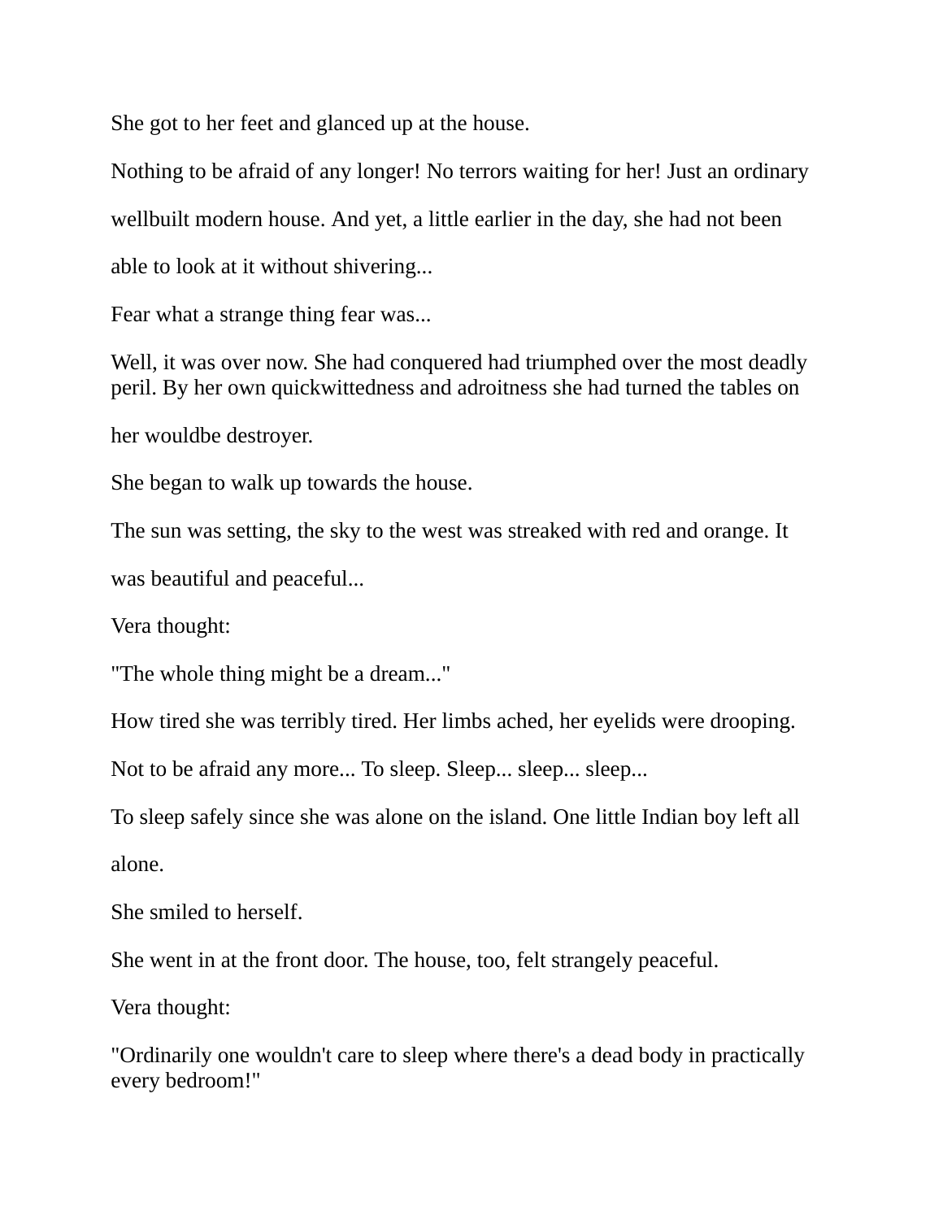She got to her feet and glanced up at the house.

Nothing to be afraid of any longer! No terrors waiting for her! Just an ordinary wellbuilt modern house. And yet, a little earlier in the day, she had not been able to look at it without shivering...

Fear what a strange thing fear was...

Well, it was over now. She had conquered had triumphed over the most deadly peril. By her own quickwittedness and adroitness she had turned the tables on her wouldbe destroyer.

She began to walk up towards the house.

The sun was setting, the sky to the west was streaked with red and orange. It was beautiful and peaceful...

Vera thought:

"The whole thing might be a dream..."

How tired she was terribly tired. Her limbs ached, her eyelids were drooping.

Not to be afraid any more... To sleep. Sleep... sleep... sleep...

To sleep safely since she was alone on the island. One little Indian boy left all alone.

She smiled to herself.

She went in at the front door. The house, too, felt strangely peaceful.

Vera thought:

"Ordinarily one wouldn't care to sleep where there's a dead body in practically every bedroom!"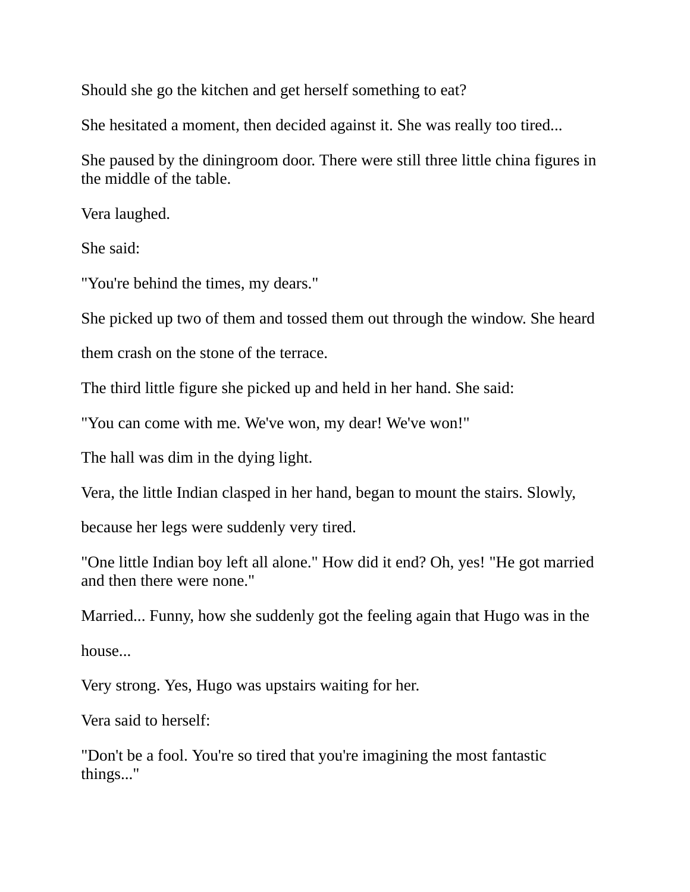Should she go the kitchen and get herself something to eat?

She hesitated a moment, then decided against it. She was really too tired...

She paused by the diningroom door. There were still three little china figures in the middle of the table.

Vera laughed.

She said:

"You're behind the times, my dears."

She picked up two of them and tossed them out through the window. She heard

them crash on the stone of the terrace.

The third little figure she picked up and held in her hand. She said:

"You can come with me. We've won, my dear! We've won!"

The hall was dim in the dying light.

Vera, the little Indian clasped in her hand, began to mount the stairs. Slowly,

because her legs were suddenly very tired.

"One little Indian boy left all alone." How did it end? Oh, yes! "He got married and then there were none."

Married... Funny, how she suddenly got the feeling again that Hugo was in the

house...

Very strong. Yes, Hugo was upstairs waiting for her.

Vera said to herself:

"Don't be a fool. You're so tired that you're imagining the most fantastic things..."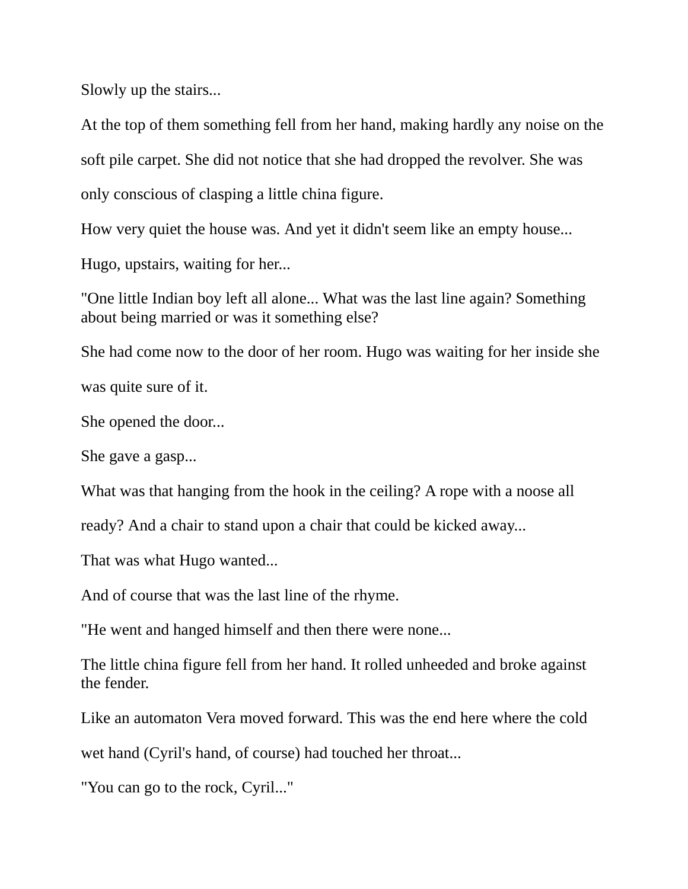Slowly up the stairs...

At the top of them something fell from her hand, making hardly any noise on the soft pile carpet. She did not notice that she had dropped the revolver. She was only conscious of clasping a little china figure.

How very quiet the house was. And yet it didn't seem like an empty house...

Hugo, upstairs, waiting for her...

"One little Indian boy left all alone... What was the last line again? Something about being married or was it something else?

She had come now to the door of her room. Hugo was waiting for her inside she was quite sure of it.

She opened the door...

She gave a gasp...

What was that hanging from the hook in the ceiling? A rope with a noose all ready? And a chair to stand upon a chair that could be kicked away...

That was what Hugo wanted...

And of course that was the last line of the rhyme.

"He went and hanged himself and then there were none...

The little china figure fell from her hand. It rolled unheeded and broke against the fender.

Like an automaton Vera moved forward. This was the end here where the cold wet hand (Cyril's hand, of course) had touched her throat...

"You can go to the rock, Cyril..."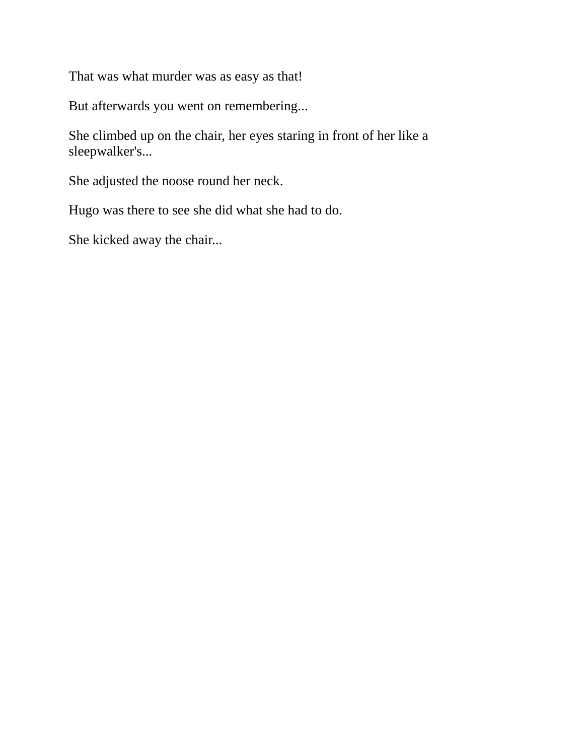That was what murder was as easy as that!

But afterwards you went on remembering...

She climbed up on the chair, her eyes staring in front of her like a sleepwalker's...

She adjusted the noose round her neck.

Hugo was there to see she did what she had to do.

She kicked away the chair...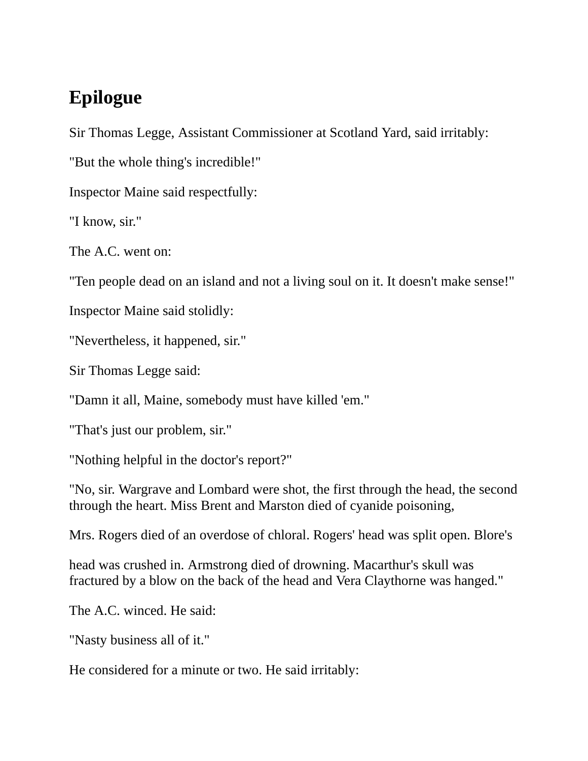# Epilogue

Sir Thomas Legge, Assistant Commissioner at Scotland Yard, said irritably:

"But the whole thing's incredible!"

Inspector Maine said respectfully:

"I know, sir."

The A.C. went on:

"Ten people dead on an island and not a living soul on it. It doesn't make sense!"

Inspector Maine said stolidly:

"Nevertheless, it happened, sir."

Sir Thomas Legge said:

"Damn it all, Maine, somebody must have killed 'em."

"That's just our problem, sir."

"Nothing helpful in the doctor's report?"

"No, sir. Wargrave and Lombard were shot, the first through the head, the second through the heart. Miss Brent and Marston died of cyanide poisoning,

Mrs. Rogers died of an overdose of chloral. Rogers' head was split open. Blore's

head was crushed in. Armstrong died of drowning. Macarthur's skull was fractured by a blow on the back of the head and Vera Claythorne was hanged."

The A.C. winced. He said:

"Nasty business all of it."

He considered for a minute or two. He said irritably: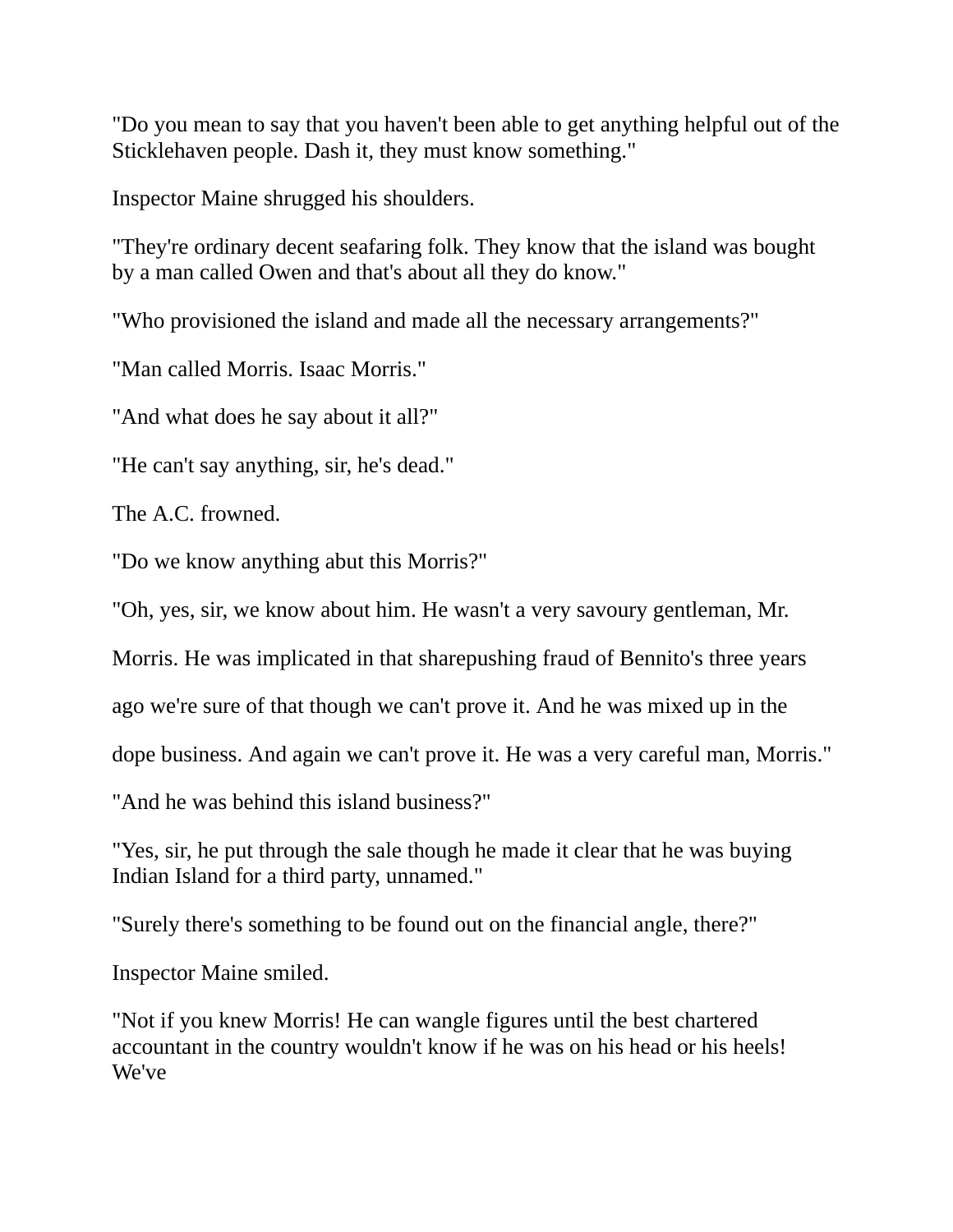"Do you mean to say that you haven't been able to get anything helpful out of the Sticklehaven people. Dash it, they must know something."

Inspector Maine shrugged his shoulders.

"They're ordinary decent seafaring folk. They know that the island was bought by a man called Owen and that's about all they do know."

"Who provisioned the island and made all the necessary arrangements?"

"Man called Morris. Isaac Morris."

"And what does he say about it all?"

"He can't say anything, sir, he's dead."

The A.C. frowned.

"Do we know anything abut this Morris?"

"Oh, yes, sir, we know about him. He wasn't a very savoury gentleman, Mr. Morris. He was implicated in that sharepushing fraud of Bennito's three years ago we're sure of that though we can't prove it. And he was mixed up in the dope business. And again we can't prove it. He was a very careful man, Morris."

"And he was behind this island business?"

"Yes, sir, he put through the sale though he made it clear that he was buying Indian Island for a third party, unnamed."

"Surely there's something to be found out on the financial angle, there?"

Inspector Maine smiled.

"Not if you knew Morris! He can wangle figures until the best chartered accountant in the country wouldn't know if he was on his head or his heels! We've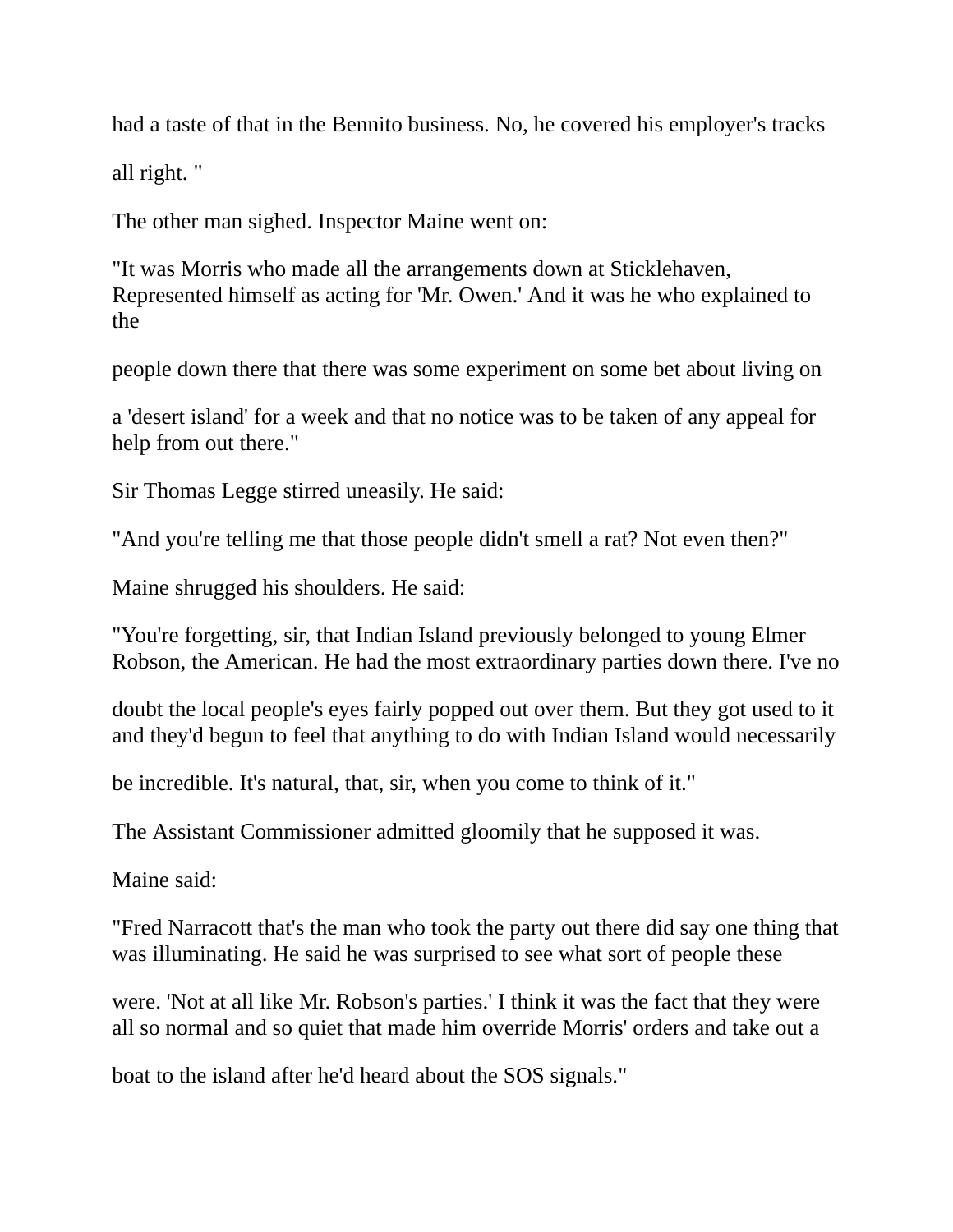had a taste of that in the Bennito business. No, he covered his employer's tracks all right. "

The other man sighed. Inspector Maine went on:

"It was Morris who made all the arrangements down at Sticklehaven, Represented himself as acting for 'Mr. Owen.' And it was he who explained to the people down there that there was some experiment on some bet about living on a 'desert island' for a week and that no notice was to be taken of any appeal for help from out there."

Sir Thomas Legge stirred uneasily. He said:

"And you're telling me that those people didn't smell a rat? Not even then?"

Maine shrugged his shoulders. He said:

"You're forgetting, sir, that Indian Island previously belonged to young Elmer Robson, the American. He had the most extraordinary parties down there. I've no doubt the local people's eyes fairly popped out over them. But they got used to it and they'd begun to feel that anything to do with Indian Island would necessarily be incredible. It's natural, that, sir, when you come to think of it."

The Assistant Commissioner admitted gloomily that he supposed it was.

Maine said:

"Fred Narracott that's the man who took the party out there did say one thing that was illuminating. He said he was surprised to see what sort of people these were. 'Not at all like Mr. Robson's parties.' I think it was the fact that they were all so normal and so quiet that made him override Morris' orders and take out a boat to the island after he'd heard about the SOS signals."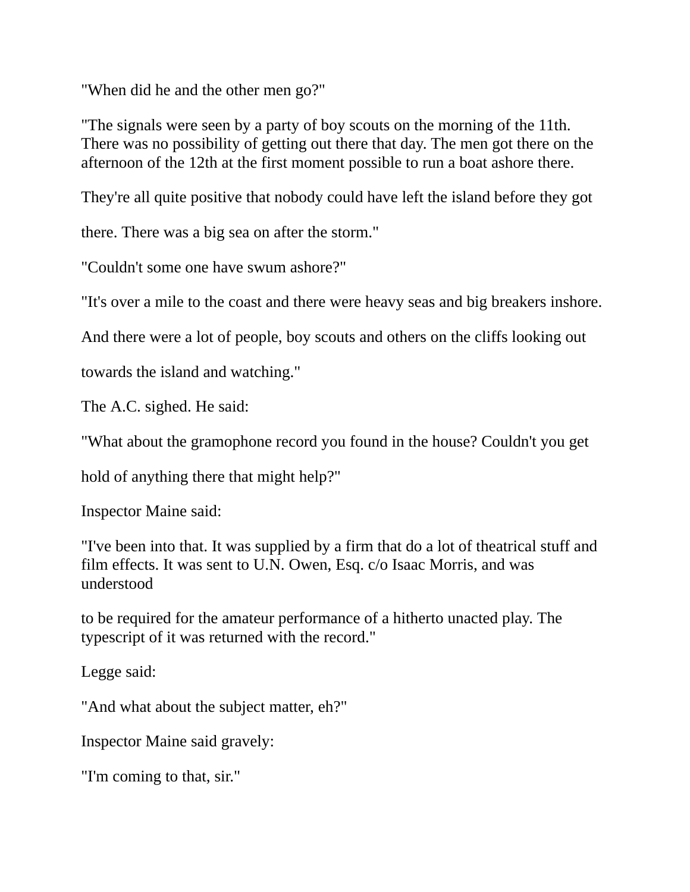"When did he and the other men go?"

"The signals were seen by a party of boy scouts on the morning of the 11th. There was no possibility of getting out there that day. The men got there on the afternoon of the 12th at the first moment possible to run a boat ashore there.

They're all quite positive that nobody could have left the island before they got

there. There was a big sea on after the storm."

"Couldn't some one have swum ashore?"

"It's over a mile to the coast and there were heavy seas and big breakers inshore.

And there were a lot of people, boy scouts and others on the cliffs looking out

towards the island and watching."

The A.C. sighed. He said:

"What about the gramophone record you found in the house? Couldn't you get

hold of anything there that might help?"

Inspector Maine said:

"I've been into that. It was supplied by a firm that do a lot of theatrical stuff and film effects. It was sent to U.N. Owen, Esq. c/o Isaac Morris, and was understood

to be required for the amateur performance of a hitherto unacted play. The typescript of it was returned with the record."

Legge said:

"And what about the subject matter, eh?"

Inspector Maine said gravely:

"I'm coming to that, sir."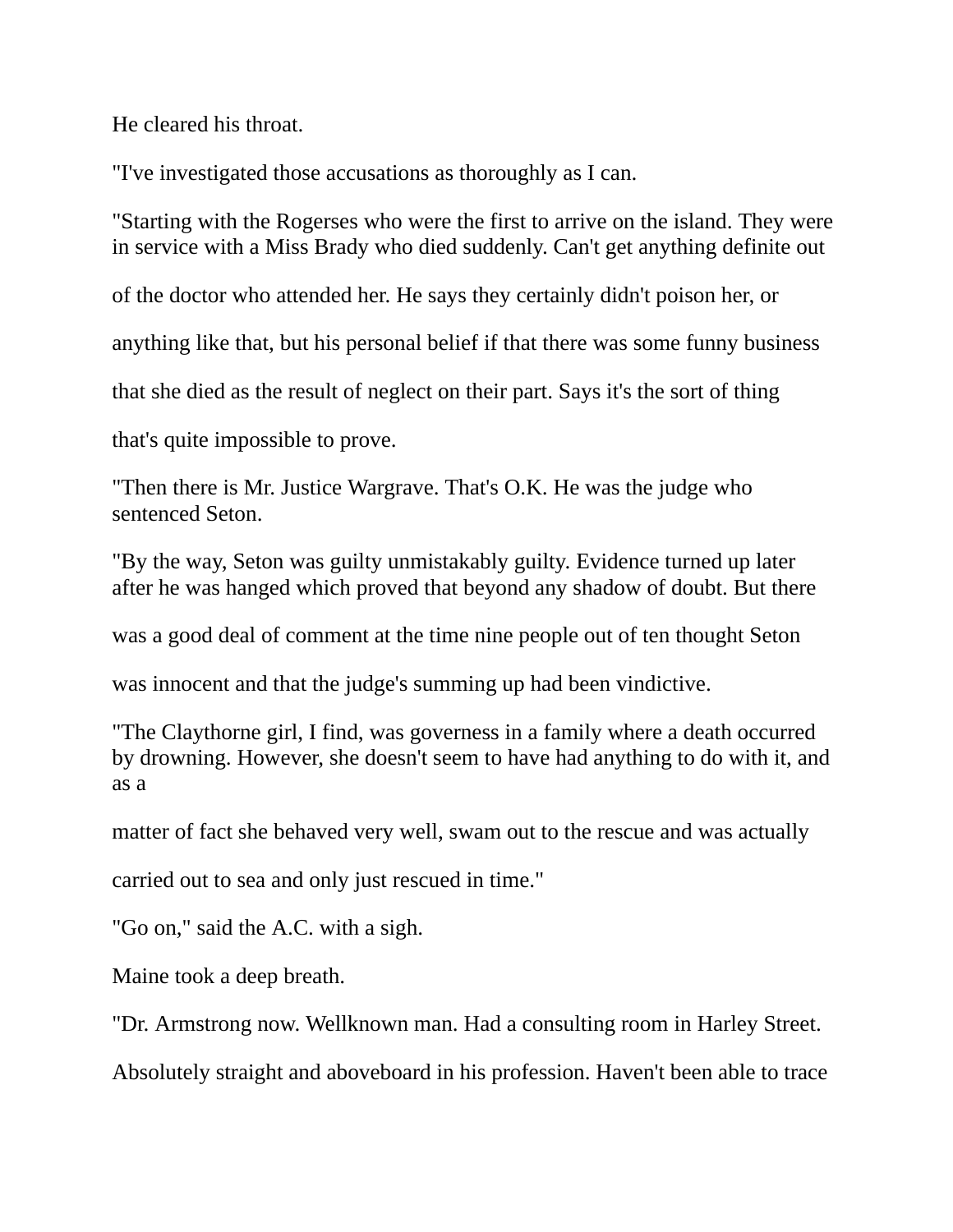He cleared his throat.

"I've investigated those accusations as thoroughly as I can.

"Starting with the Rogerses who were the first to arrive on the island. They were in service with a Miss Brady who died suddenly. Can't get anything definite out of the doctor who attended her. He says they certainly didn't poison her, or anything like that, but his personal belief if that there was some funny business that she died as the result of neglect on their part. Says it's the sort of thing that's quite impossible to prove.

"Then there is Mr. Justice Wargrave. That's O.K. He was the judge who sentenced Seton.

"By the way, Seton was guilty unmistakably guilty. Evidence turned up later after he was hanged which proved that beyond any shadow of doubt. But there was a good deal of comment at the time nine people out of ten thought Seton was innocent and that the judge's summing up had been vindictive.

"The Claythorne girl, I find, was governess in a family where a death occurred by drowning. However, she doesn't seem to have had anything to do with it, and as a matter of fact she behaved very well, swam out to the rescue and was actually carried out to sea and only just rescued in time."

"Go on," said the A.C. with a sigh.

Maine took a deep breath.

"Dr. Armstrong now. Wellknown man. Had a consulting room in Harley Street. Absolutely straight and aboveboard in his profession. Haven't been able to trace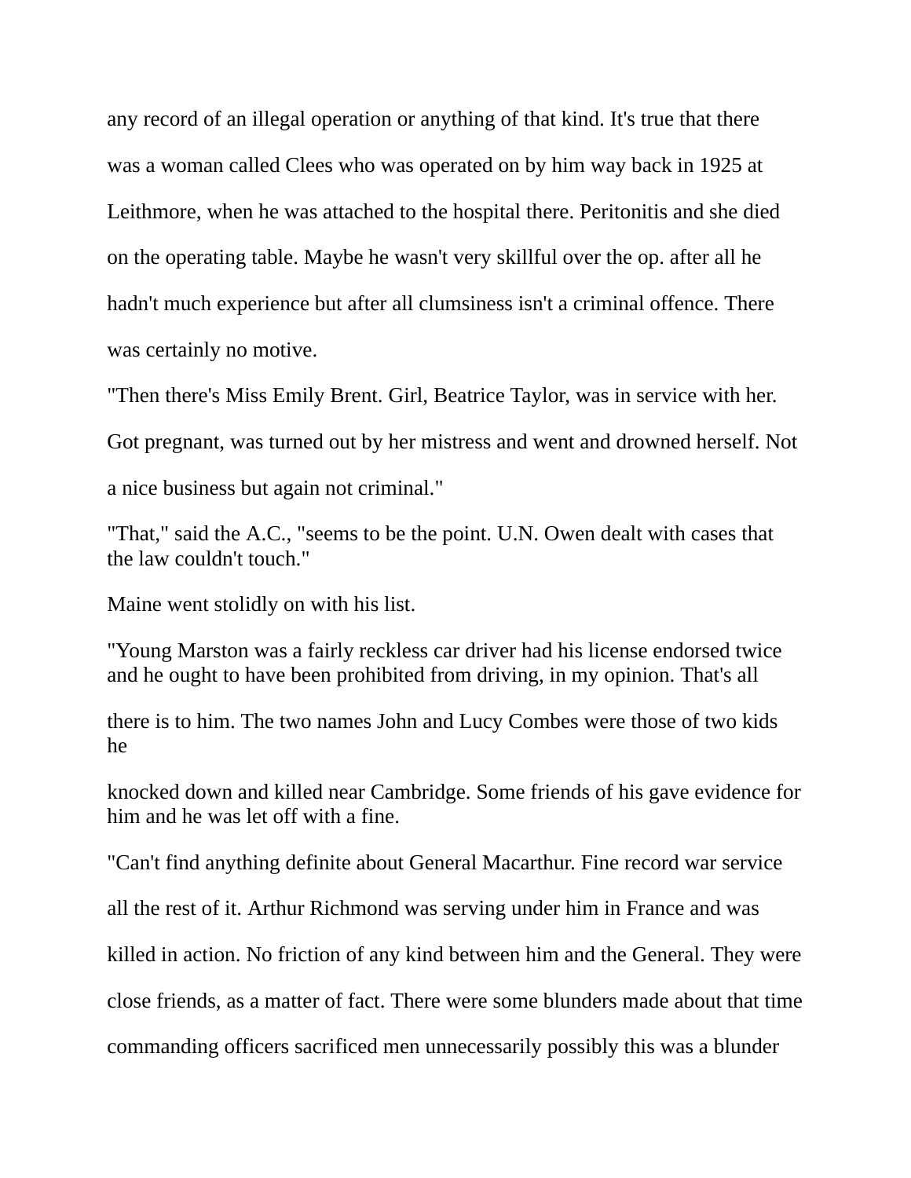any record of an illegal operation or anything of that kind. It's true that there was a woman called Clees who was operated on by him way back in 1925 at Leithmore, when he was attached to the hospital there. Peritonitis and she died on the operating table. Maybe he wasn't very skillful over the op. after all he hadn't much experience but after all clumsiness isn't a criminal offence. There was certainly no motive.

"Then there's Miss Emily Brent. Girl, Beatrice Taylor, was in service with her. Got pregnant, was turned out by her mistress and went and drowned herself. Not a nice business but again not criminal."

"That," said the A.C., "seems to be the point. U.N. Owen dealt with cases that the law couldn't touch."

Maine went stolidly on with his list.

"Young Marston was a fairly reckless car driver had his license endorsed twice and he ought to have been prohibited from driving, in my opinion. That's all there is to him. The two names John and Lucy Combes were those of two kids he knocked down and killed near Cambridge. Some friends of his gave evidence for him and he was let off with a fine.

"Can't find anything definite about General Macarthur. Fine record war service all the rest of it. Arthur Richmond was serving under him in France and was killed in action. No friction of any kind between him and the General. They were close friends, as a matter of fact. There were some blunders made about that time commanding officers sacrificed men unnecessarily possibly this was a blunder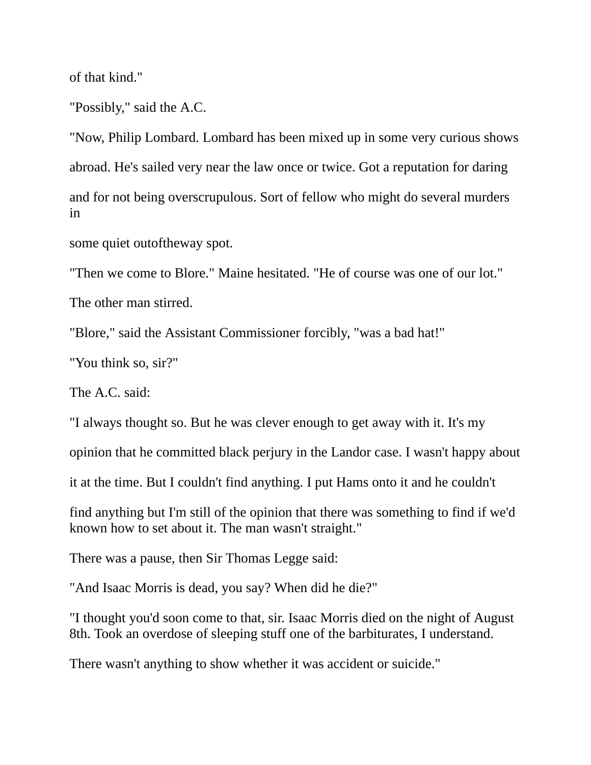of that kind."

"Possibly," said the A.C.

"Now, Philip Lombard. Lombard has been mixed up in some very curious shows abroad. He's sailed very near the law once or twice. Got a reputation for daring and for not being overscrupulous. Sort of fellow who might do several murders in some quiet outoftheway spot.

"Then we come to Blore." Maine hesitated. "He of course was one of our lot."

The other man stirred.

"Blore," said the Assistant Commissioner forcibly, "was a bad hat!"

"You think so, sir?"

The A.C. said:

"I always thought so. But he was clever enough to get away with it. It's my opinion that he committed black perjury in the Landor case. I wasn't happy about it at the time. But I couldn't find anything. I put Hams onto it and he couldn't find anything but I'm still of the opinion that there was something to find if we'd known how to set about it. The man wasn't straight."

There was a pause, then Sir Thomas Legge said:

"And Isaac Morris is dead, you say? When did he die?"

"I thought you'd soon come to that, sir. Isaac Morris died on the night of August 8th. Took an overdose of sleeping stuff one of the barbiturates, I understand. There wasn't anything to show whether it was accident or suicide."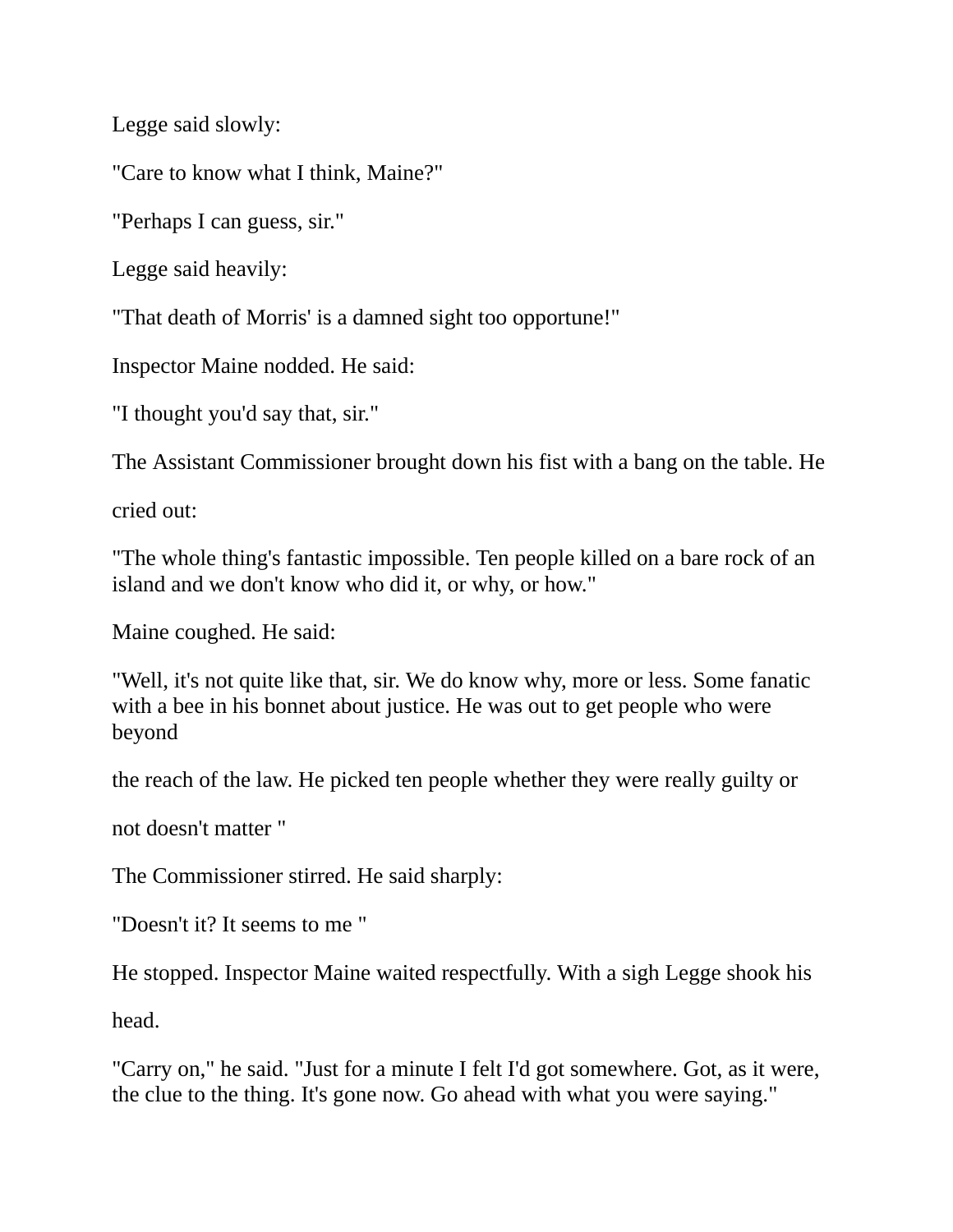Legge said slowly:

"Care to know what I think, Maine?"

"Perhaps I can guess, sir."

Legge said heavily:

"That death of Morris' is a damned sight too opportune!"

Inspector Maine nodded. He said:

"I thought you'd say that, sir."

The Assistant Commissioner brought down his fist with a bang on the table. He cried out:

"The whole thing's fantastic impossible. Ten people killed on a bare rock of an island and we don't know who did it, or why, or how."

Maine coughed. He said:

"Well, it's not quite like that, sir. We do know why, more or less. Some fanatic with a bee in his bonnet about justice. He was out to get people who were beyond the reach of the law. He picked ten people whether they were really guilty or not doesn't matter "

The Commissioner stirred. He said sharply:

"Doesn't it? It seems to me "

He stopped. Inspector Maine waited respectfully. With a sigh Legge shook his head.

"Carry on," he said. "Just for a minute I felt I'd got somewhere. Got, as it were, the clue to the thing. It's gone now. Go ahead with what you were saying."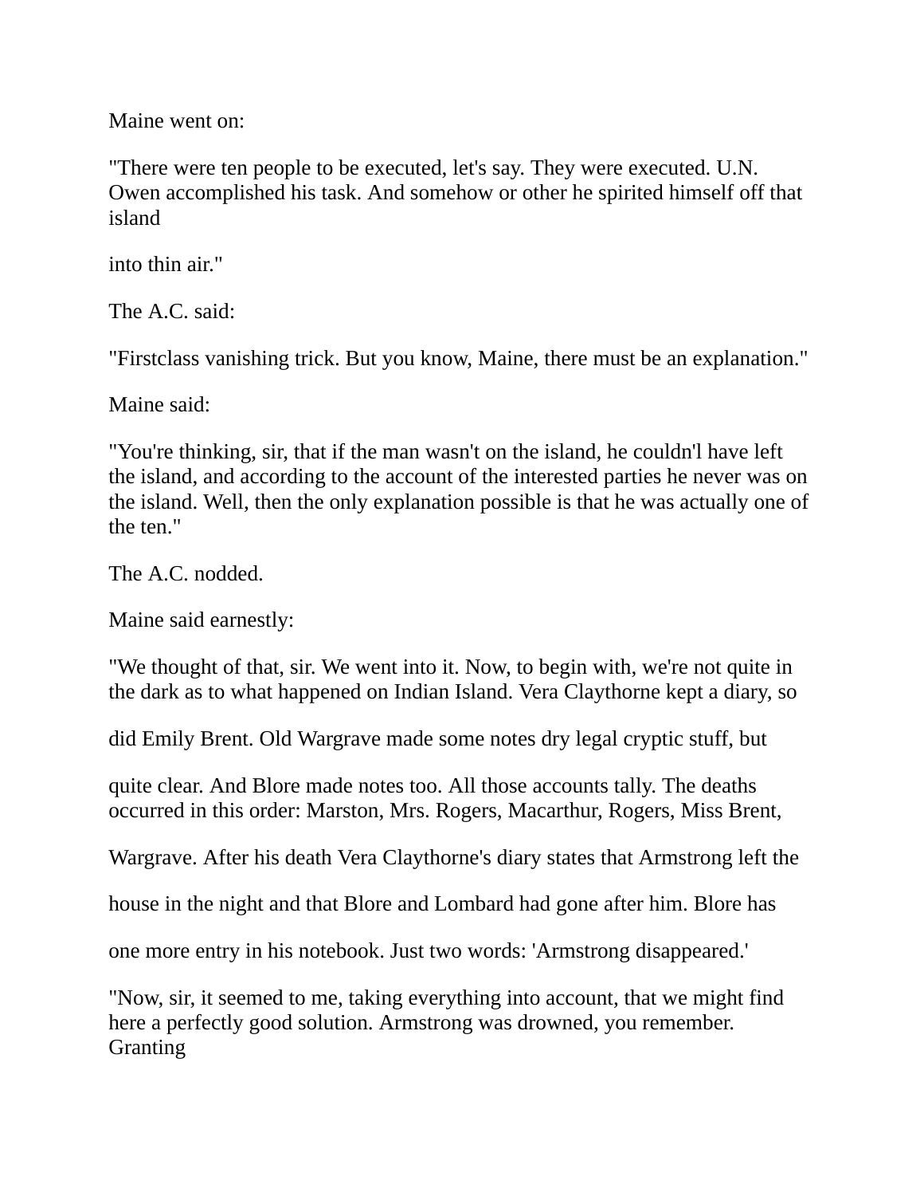Maine went on:

"There were ten people to be executed, let's say. They were executed. U.N. Owen accomplished his task. And somehow or other he spirited himself off that island into thin air."

The A.C. said:

"Firstclass vanishing trick. But you know, Maine, there must be an explanation."

Maine said:

"You're thinking, sir, that if the man wasn't on the island, he couldn'l have left the island, and according to the account of the interested parties he never was on the island. Well, then the only explanation possible is that he was actually one of the ten."

The A.C. nodded.

Maine said earnestly:

"We thought of that, sir. We went into it. Now, to begin with, we're not quite in the dark as to what happened on Indian Island. Vera Claythorne kept a diary, so did Emily Brent. Old Wargrave made some notes dry legal cryptic stuff, but quite clear. And Blore made notes too. All those accounts tally. The deaths occurred in this order: Marston, Mrs. Rogers, Macarthur, Rogers, Miss Brent, Wargrave. After his death Vera Claythorne's diary states that Armstrong left the house in the night and that Blore and Lombard had gone after him. Blore has one more entry in his notebook. Just two words: 'Armstrong disappeared.'

"Now, sir, it seemed to me, taking everything into account, that we might find here a perfectly good solution. Armstrong was drowned, you remember. Granting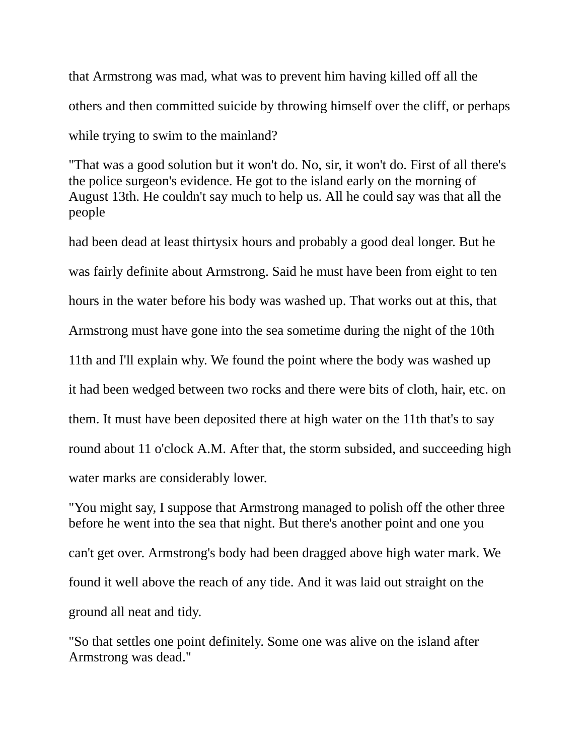that Armstrong was mad, what was to prevent him having killed off all the others and then committed suicide by throwing himself over the cliff, or perhaps while trying to swim to the mainland?

"That was a good solution but it won't do. No, sir, it won't do. First of all there's the police surgeon's evidence. He got to the island early on the morning of August 13th. He couldn't say much to help us. All he could say was that all the people had been dead at least thirtysix hours and probably a good deal longer. But he was fairly definite about Armstrong. Said he must have been from eight to ten hours in the water before his body was washed up. That works out at this, that Armstrong must have gone into the sea sometime during the night of the 10th 11th and I'll explain why. We found the point where the body was washed up it had been wedged between two rocks and there were bits of cloth, hair, etc. on them. It must have been deposited there at high water on the 11th that's to say round about 11 o'clock A.M. After that, the storm subsided, and succeeding high water marks are considerably lower.

"You might say, I suppose that Armstrong managed to polish off the other three before he went into the sea that night. But there's another point and one you can't get over. Armstrong's body had been dragged above high water mark. We found it well above the reach of any tide. And it was laid out straight on the ground all neat and tidy.

"So that settles one point definitely. Some one was alive on the island after Armstrong was dead."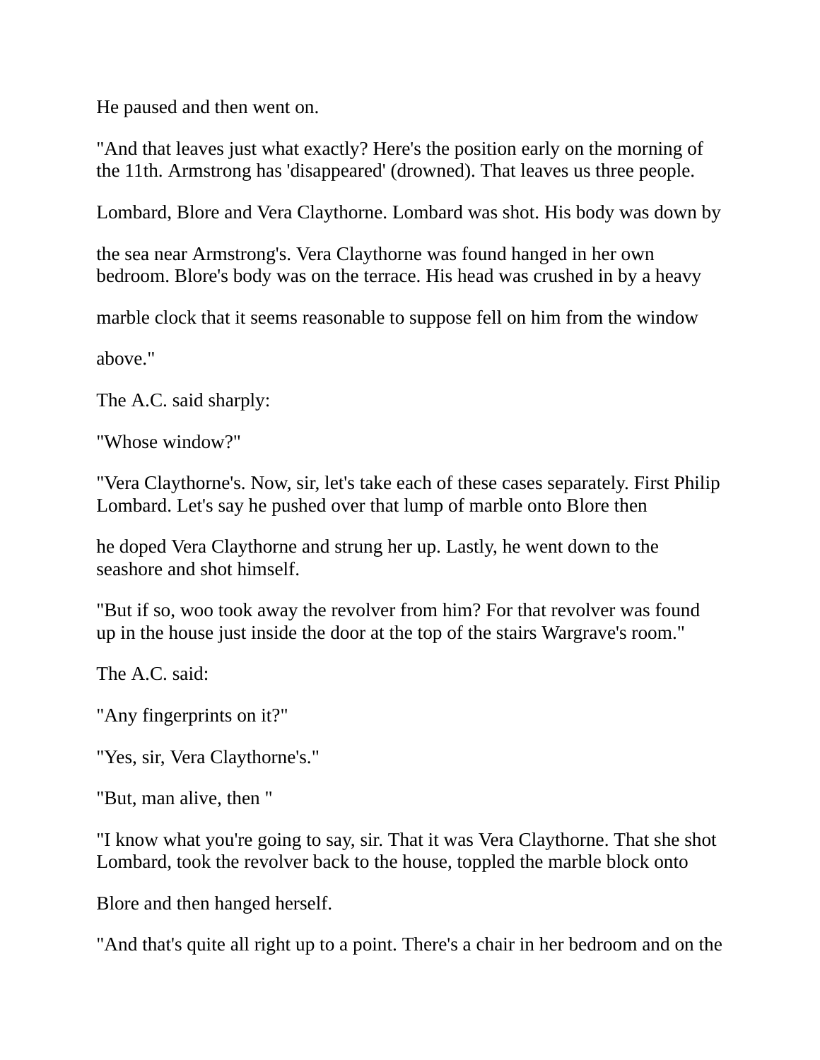He paused and then went on.

"And that leaves just what exactly? Here's the position early on the morning of the 11th. Armstrong has 'disappeared' (drowned). That leaves us three people.

Lombard, Blore and Vera Claythorne. Lombard was shot. His body was down by

the sea near Armstrong's. Vera Claythorne was found hanged in her own bedroom. Blore's body was on the terrace. His head was crushed in by a heavy

marble clock that it seems reasonable to suppose fell on him from the window

above."

The A.C. said sharply:

"Whose window?"

"Vera Claythorne's. Now, sir, let's take each of these cases separately. First Philip Lombard. Let's say he pushed over that lump of marble onto Blore then

he doped Vera Claythorne and strung her up. Lastly, he went down to the seashore and shot himself.

"But if so, woo took away the revolver from him? For that revolver was found up in the house just inside the door at the top of the stairs Wargrave's room."

The A.C. said:

"Any fingerprints on it?"

"Yes, sir, Vera Claythorne's."

"But, man alive, then "

"I know what you're going to say, sir. That it was Vera Claythorne. That she shot Lombard, took the revolver back to the house, toppled the marble block onto

Blore and then hanged herself.

"And that's quite all right up to a point. There's a chair in her bedroom and on the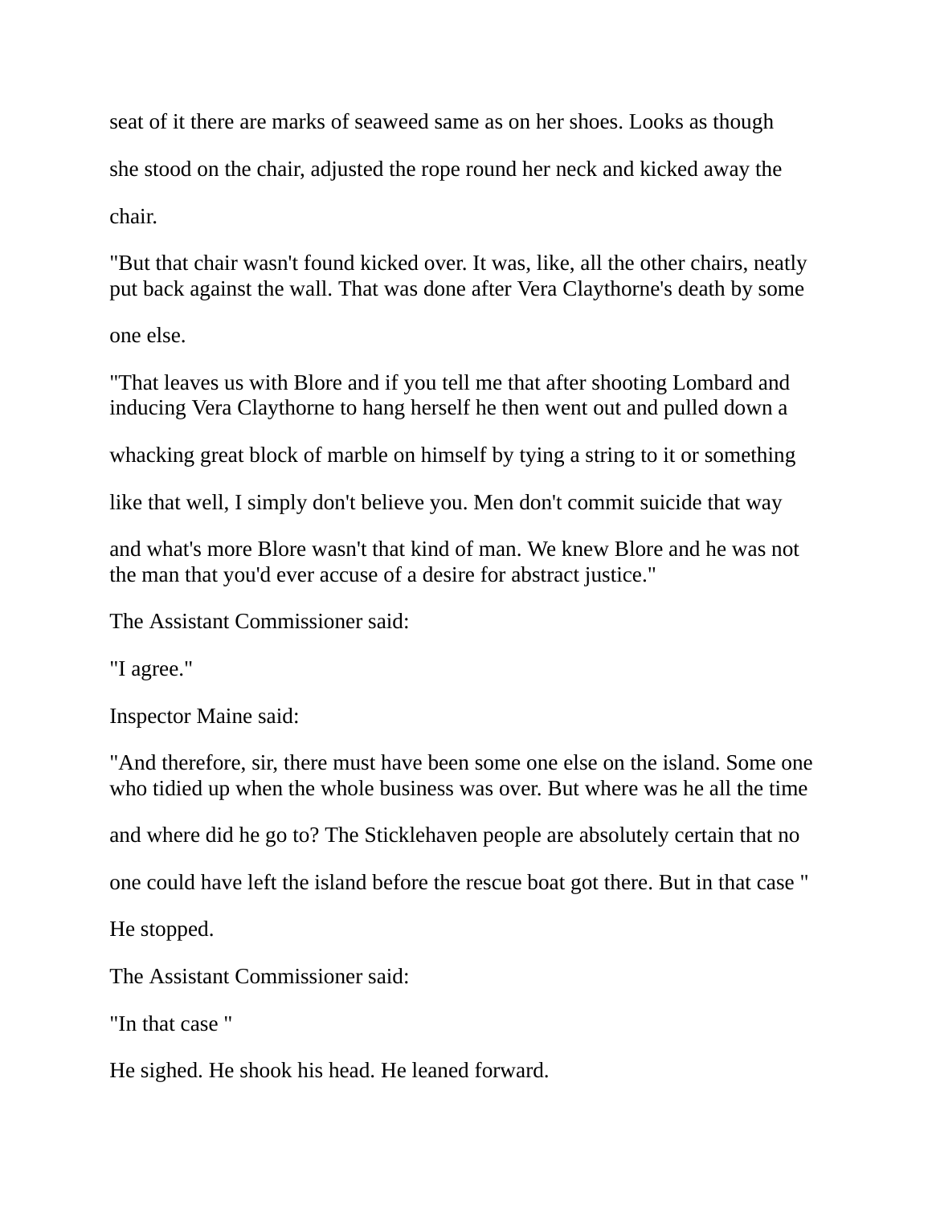seat of it there are marks of seaweed same as on her shoes. Looks as though she stood on the chair, adjusted the rope round her neck and kicked away the chair.

"But that chair wasn't found kicked over. It was, like, all the other chairs, neatly put back against the wall. That was done after Vera Claythorne's death by some one else.

"That leaves us with Blore and if you tell me that after shooting Lombard and inducing Vera Claythorne to hang herself he then went out and pulled down a whacking great block of marble on himself by tying a string to it or something like that well, I simply don't believe you. Men don't commit suicide that way and what's more Blore wasn't that kind of man. We knew Blore and he was not the man that you'd ever accuse of a desire for abstract justice."

The Assistant Commissioner said:

"I agree."

Inspector Maine said:

"And therefore, sir, there must have been some one else on the island. Some one who tidied up when the whole business was over. But where was he all the time and where did he go to? The Sticklehaven people are absolutely certain that no one could have left the island before the rescue boat got there. But in that case "

He stopped.

The Assistant Commissioner said:

"In that case "

He sighed. He shook his head. He leaned forward.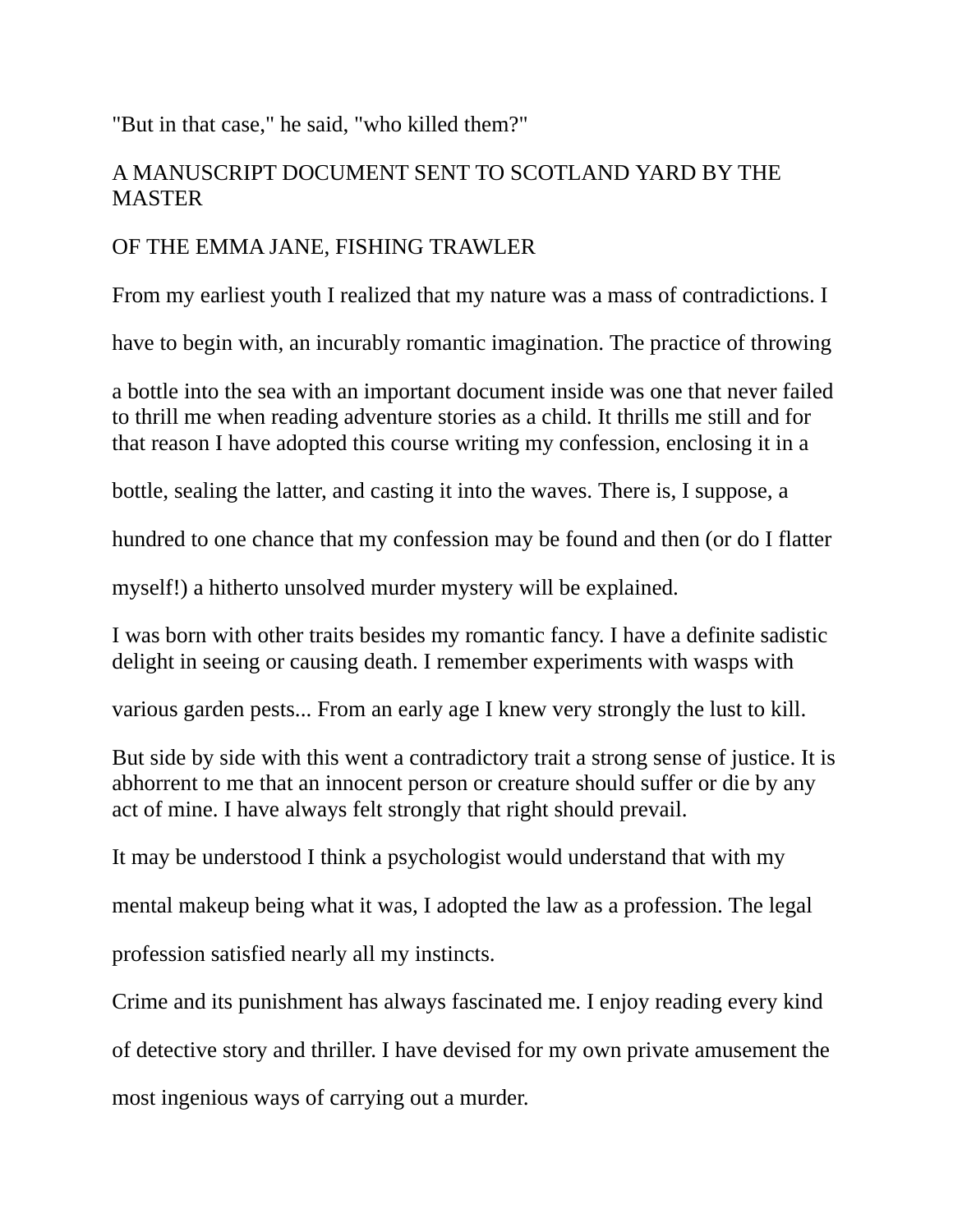"But in that case," he said, "who killed them?"

A MANUSCRIPT DOCUMENT SENT TO SCOTLAND YARD BY THE MASTER

OF THE EMMA JANE, FISHING TRAWLER

From my earliest youth I realized that my nature was a mass of contradictions. I have to begin with, an incurably romantic imagination. The practice of throwing a bottle into the sea with an important document inside was one that never failed to thrill me when reading adventure stories as a child. It thrills me still and for that reason I have adopted this course writing my confession, enclosing it in a bottle, sealing the latter, and casting it into the waves. There is, I suppose, a hundred to one chance that my confession may be found and then (or do I flatter myself!) a hitherto unsolved murder mystery will be explained.

I was born with other traits besides my romantic fancy. I have a definite sadistic delight in seeing or causing death. I remember experiments with wasps with various garden pests... From an early age I knew very strongly the lust to kill.

But side by side with this went a contradictory trait a strong sense of justice. It is abhorrent to me that an innocent person or creature should suffer or die by any act of mine. I have always felt strongly that right should prevail.

It may be understood I think a psychologist would understand that with my mental makeup being what it was, I adopted the law as a profession. The legal profession satisfied nearly all my instincts.

Crime and its punishment has always fascinated me. I enjoy reading every kind of detective story and thriller. I have devised for my own private amusement the most ingenious ways of carrying out a murder.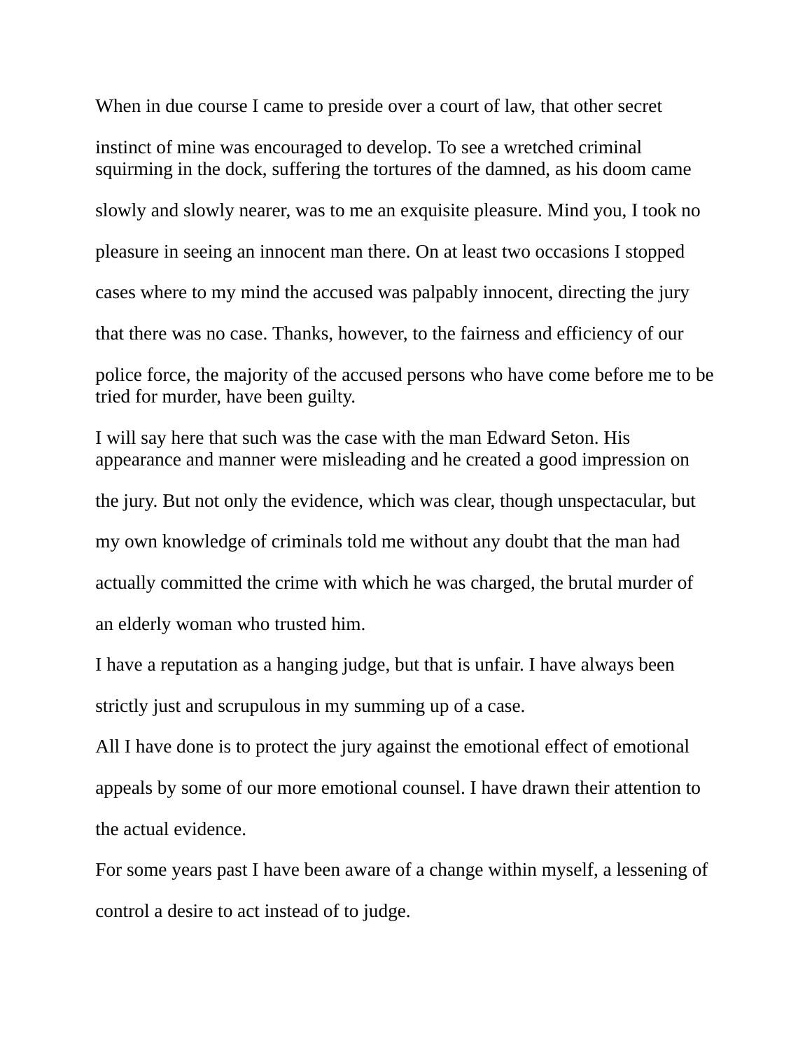When in due course I came to preside over a court of law, that other secret instinct of mine was encouraged to develop. To see a wretched criminal squirming in the dock, suffering the tortures of the damned, as his doom came slowly and slowly nearer, was to me an exquisite pleasure. Mind you, I took no pleasure in seeing an innocent man there. On at least two occasions I stopped cases where to my mind the accused was palpably innocent, directing the jury that there was no case. Thanks, however, to the fairness and efficiency of our police force, the majority of the accused persons who have come before me to be tried for murder, have been guilty.

I will say here that such was the case with the man Edward Seton. His appearance and manner were misleading and he created a good impression on the jury. But not only the evidence, which was clear, though unspectacular, but my own knowledge of criminals told me without any doubt that the man had actually committed the crime with which he was charged, the brutal murder of an elderly woman who trusted him.

I have a reputation as a hanging judge, but that is unfair. I have always been strictly just and scrupulous in my summing up of a case.

All I have done is to protect the jury against the emotional effect of emotional appeals by some of our more emotional counsel. I have drawn their attention to the actual evidence.

For some years past I have been aware of a change within myself, a lessening of control a desire to act instead of to judge.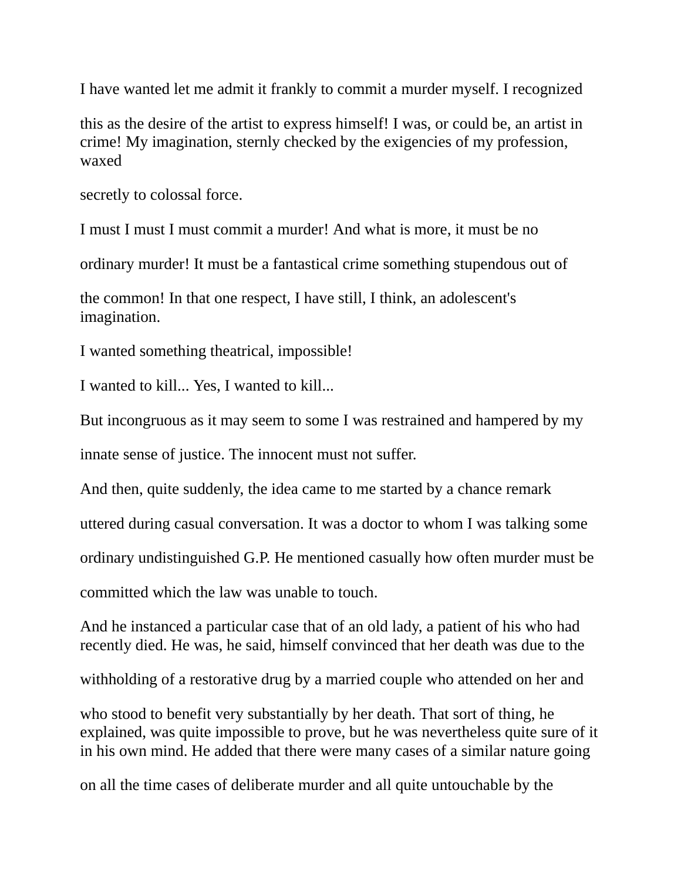I have wanted let me admit it frankly to commit a murder myself. I recognized this as the desire of the artist to express himself! I was, or could be, an artist in crime! My imagination, sternly checked by the exigencies of my profession, waxed secretly to colossal force.

I must I must I must commit a murder! And what is more, it must be no ordinary murder! It must be a fantastical crime something stupendous out of the common! In that one respect, I have still, I think, an adolescent's imagination.

I wanted something theatrical, impossible!

I wanted to kill... Yes, I wanted to kill...

But incongruous as it may seem to some I was restrained and hampered by my innate sense of justice. The innocent must not suffer.

And then, quite suddenly, the idea came to me started by a chance remark uttered during casual conversation. It was a doctor to whom I was talking some ordinary undistinguished G.P. He mentioned casually how often murder must be committed which the law was unable to touch.

And he instanced a particular case that of an old lady, a patient of his who had recently died. He was, he said, himself convinced that her death was due to the withholding of a restorative drug by a married couple who attended on her and who stood to benefit very substantially by her death. That sort of thing, he explained, was quite impossible to prove, but he was nevertheless quite sure of it in his own mind. He added that there were many cases of a similar nature going on all the time cases of deliberate murder and all quite untouchable by the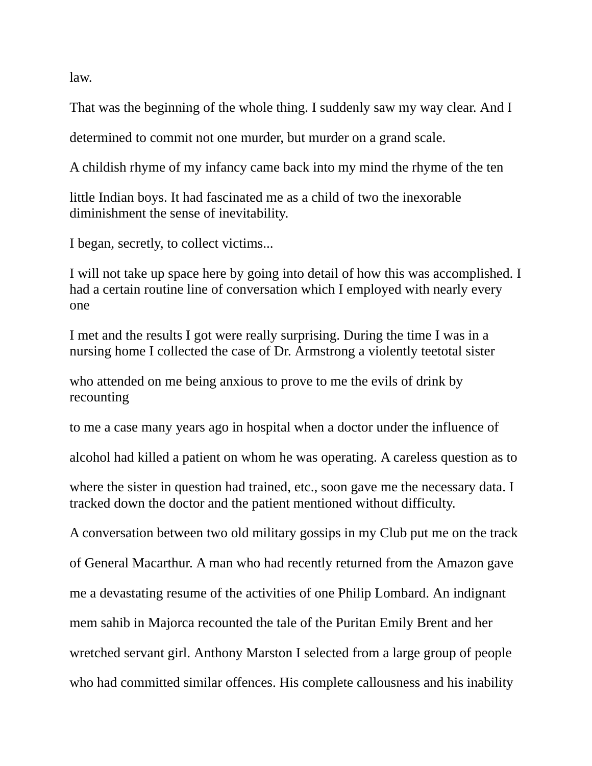law.

That was the beginning of the whole thing. I suddenly saw my way clear. And I determined to commit not one murder, but murder on a grand scale.

A childish rhyme of my infancy came back into my mind the rhyme of the ten little Indian boys. It had fascinated me as a child of two the inexorable diminishment the sense of inevitability.

I began, secretly, to collect victims...

I will not take up space here by going into detail of how this was accomplished. I had a certain routine line of conversation which I employed with nearly every one I met and the results I got were really surprising. During the time I was in a nursing home I collected the case of Dr. Armstrong a violently teetotal sister who attended on me being anxious to prove to me the evils of drink by recounting to me a case many years ago in hospital when a doctor under the influence of alcohol had killed a patient on whom he was operating. A careless question as to where the sister in question had trained, etc., soon gave me the necessary data. I tracked down the doctor and the patient mentioned without difficulty.

A conversation between two old military gossips in my Club put me on the track of General Macarthur. A man who had recently returned from the Amazon gave me a devastating resume of the activities of one Philip Lombard. An indignant mem sahib in Majorca recounted the tale of the Puritan Emily Brent and her wretched servant girl. Anthony Marston I selected from a large group of people who had committed similar offences. His complete callousness and his inability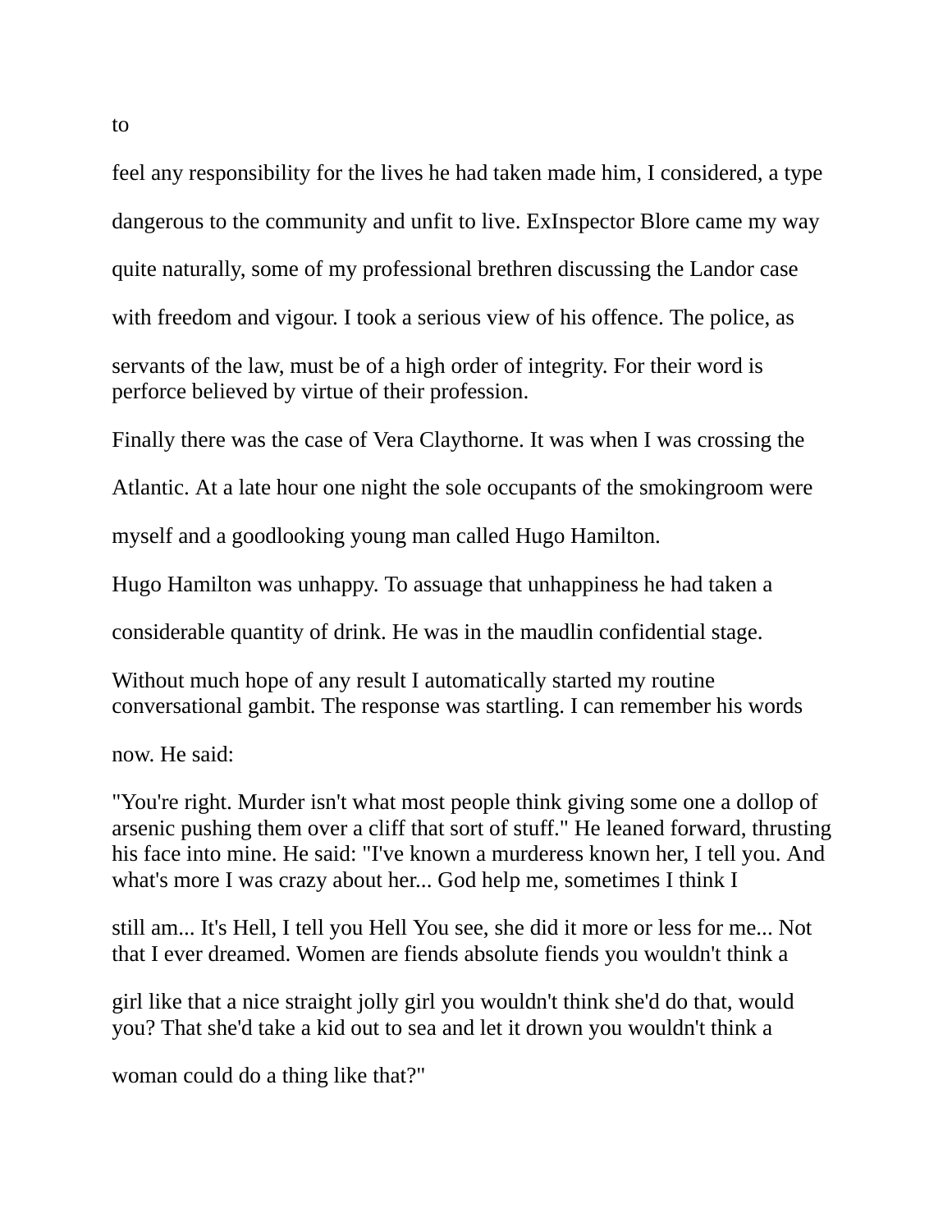to

feel any responsibility for the lives he had taken made him, I considered, a type dangerous to the community and unfit to live. ExInspector Blore came my way quite naturally, some of my professional brethren discussing the Landor case with freedom and vigour. I took a serious view of his offence. The police, as servants of the law, must be of a high order of integrity. For their word is perforce believed by virtue of their profession.

Finally there was the case of Vera Claythorne. It was when I was crossing the Atlantic. At a late hour one night the sole occupants of the smokingroom were myself and a goodlooking young man called Hugo Hamilton.

Hugo Hamilton was unhappy. To assuage that unhappiness he had taken a considerable quantity of drink. He was in the maudlin confidential stage.

Without much hope of any result I automatically started my routine conversational gambit. The response was startling. I can remember his words now. He said:

"You're right. Murder isn't what most people think giving some one a dollop of arsenic pushing them over a cliff that sort of stuff." He leaned forward, thrusting his face into mine. He said: "I've known a murderess known her, I tell you. And what's more I was crazy about her... God help me, sometimes I think I still am... It's Hell, I tell you Hell You see, she did it more or less for me... Not that I ever dreamed. Women are fiends absolute fiends you wouldn't think a girl like that a nice straight jolly girl you wouldn't think she'd do that, would you? That she'd take a kid out to sea and let it drown you wouldn't think a woman could do a thing like that?"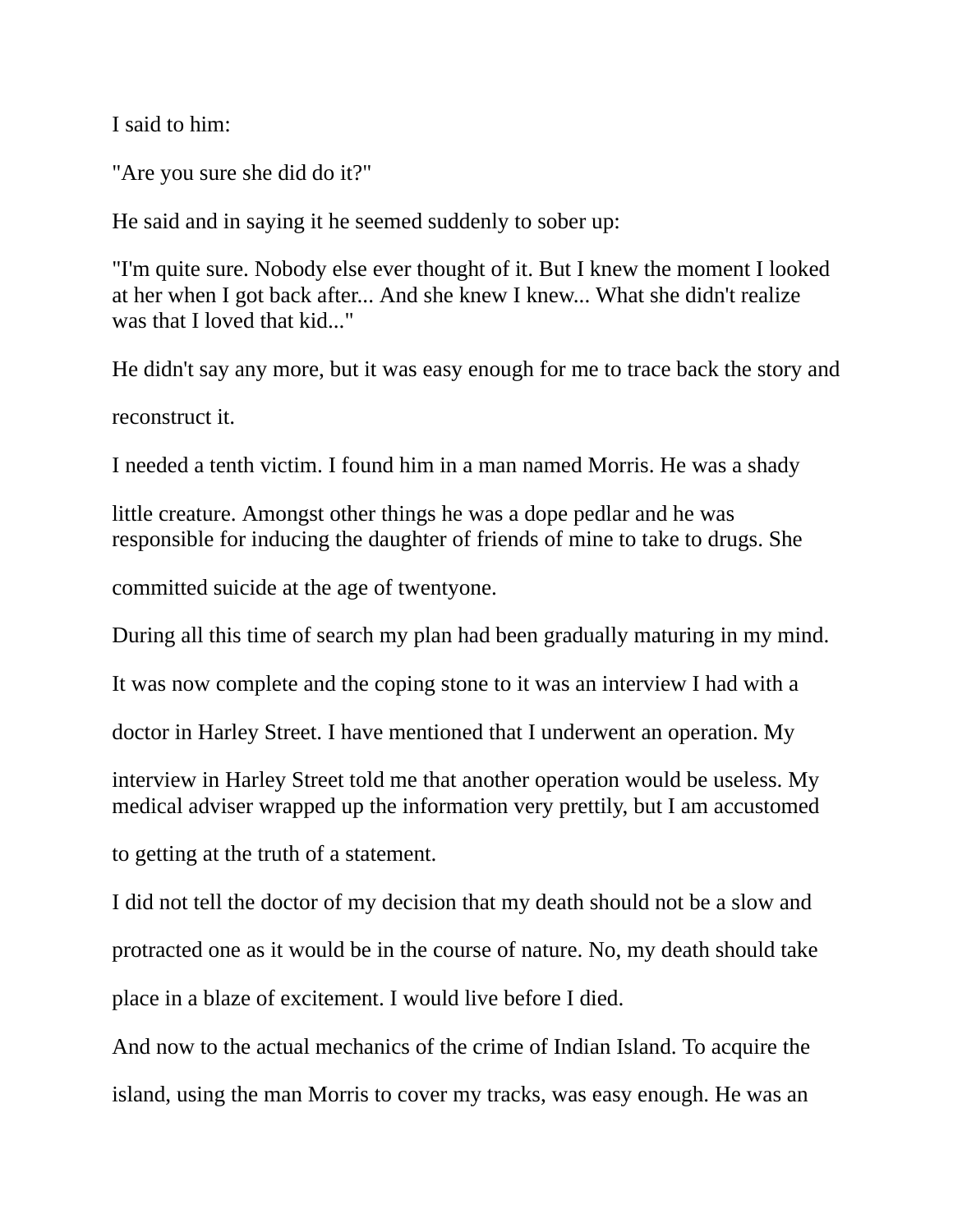I said to him:

"Are you sure she did do it?"

He said and in saying it he seemed suddenly to sober up:

"I'm quite sure. Nobody else ever thought of it. But I knew the moment I looked at her when I got back after... And she knew I knew... What she didn't realize was that I loved that kid..."

He didn't say any more, but it was easy enough for me to trace back the story and reconstruct it.

I needed a tenth victim. I found him in a man named Morris. He was a shady little creature. Amongst other things he was a dope pedlar and he was responsible for inducing the daughter of friends of mine to take to drugs. She committed suicide at the age of twentyone.

During all this time of search my plan had been gradually maturing in my mind. It was now complete and the coping stone to it was an interview I had with a doctor in Harley Street. I have mentioned that I underwent an operation. My interview in Harley Street told me that another operation would be useless. My medical adviser wrapped up the information very prettily, but I am accustomed to getting at the truth of a statement.

I did not tell the doctor of my decision that my death should not be a slow and protracted one as it would be in the course of nature. No, my death should take place in a blaze of excitement. I would live before I died.

And now to the actual mechanics of the crime of Indian Island. To acquire the island, using the man Morris to cover my tracks, was easy enough. He was an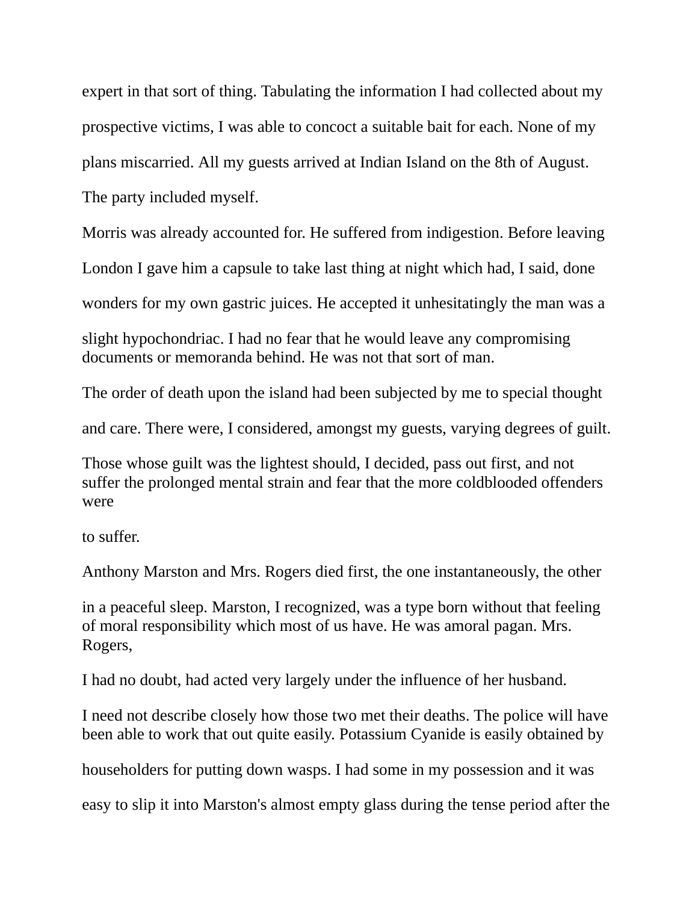expert in that sort of thing. Tabulating the information I had collected about my prospective victims, I was able to concoct a suitable bait for each. None of my plans miscarried. All my guests arrived at Indian Island on the 8th of August. The party included myself.

Morris was already accounted for. He suffered from indigestion. Before leaving London I gave him a capsule to take last thing at night which had, I said, done wonders for my own gastric juices. He accepted it unhesitatingly the man was a slight hypochondriac. I had no fear that he would leave any compromising documents or memoranda behind. He was not that sort of man.

The order of death upon the island had been subjected by me to special thought and care. There were, I considered, amongst my guests, varying degrees of guilt.

Those whose guilt was the lightest should, I decided, pass out first, and not suffer the prolonged mental strain and fear that the more coldblooded offenders were to suffer.

Anthony Marston and Mrs. Rogers died first, the one instantaneously, the other in a peaceful sleep. Marston, I recognized, was a type born without that feeling of moral responsibility which most of us have. He was amoral pagan. Mrs. Rogers, I had no doubt, had acted very largely under the influence of her husband.

I need not describe closely how those two met their deaths. The police will have been able to work that out quite easily. Potassium Cyanide is easily obtained by householders for putting down wasps. I had some in my possession and it was easy to slip it into Marston's almost empty glass during the tense period after the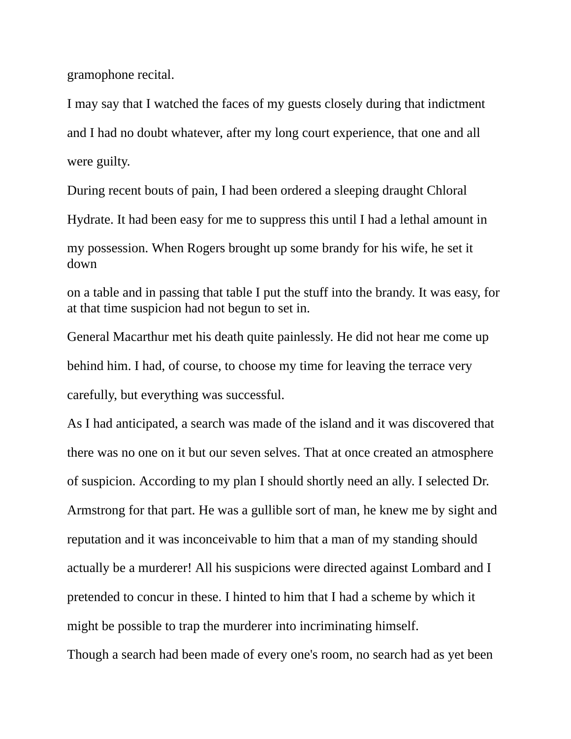gramophone recital.

I may say that I watched the faces of my guests closely during that indictment and I had no doubt whatever, after my long court experience, that one and all were guilty.

During recent bouts of pain, I had been ordered a sleeping draught Chloral Hydrate. It had been easy for me to suppress this until I had a lethal amount in my possession. When Rogers brought up some brandy for his wife, he set it down on a table and in passing that table I put the stuff into the brandy. It was easy, for at that time suspicion had not begun to set in.

General Macarthur met his death quite painlessly. He did not hear me come up behind him. I had, of course, to choose my time for leaving the terrace very carefully, but everything was successful.

As I had anticipated, a search was made of the island and it was discovered that there was no one on it but our seven selves. That at once created an atmosphere of suspicion. According to my plan I should shortly need an ally. I selected Dr. Armstrong for that part. He was a gullible sort of man, he knew me by sight and reputation and it was inconceivable to him that a man of my standing should actually be a murderer! All his suspicions were directed against Lombard and I pretended to concur in these. I hinted to him that I had a scheme by which it might be possible to trap the murderer into incriminating himself.

Though a search had been made of every one's room, no search had as yet been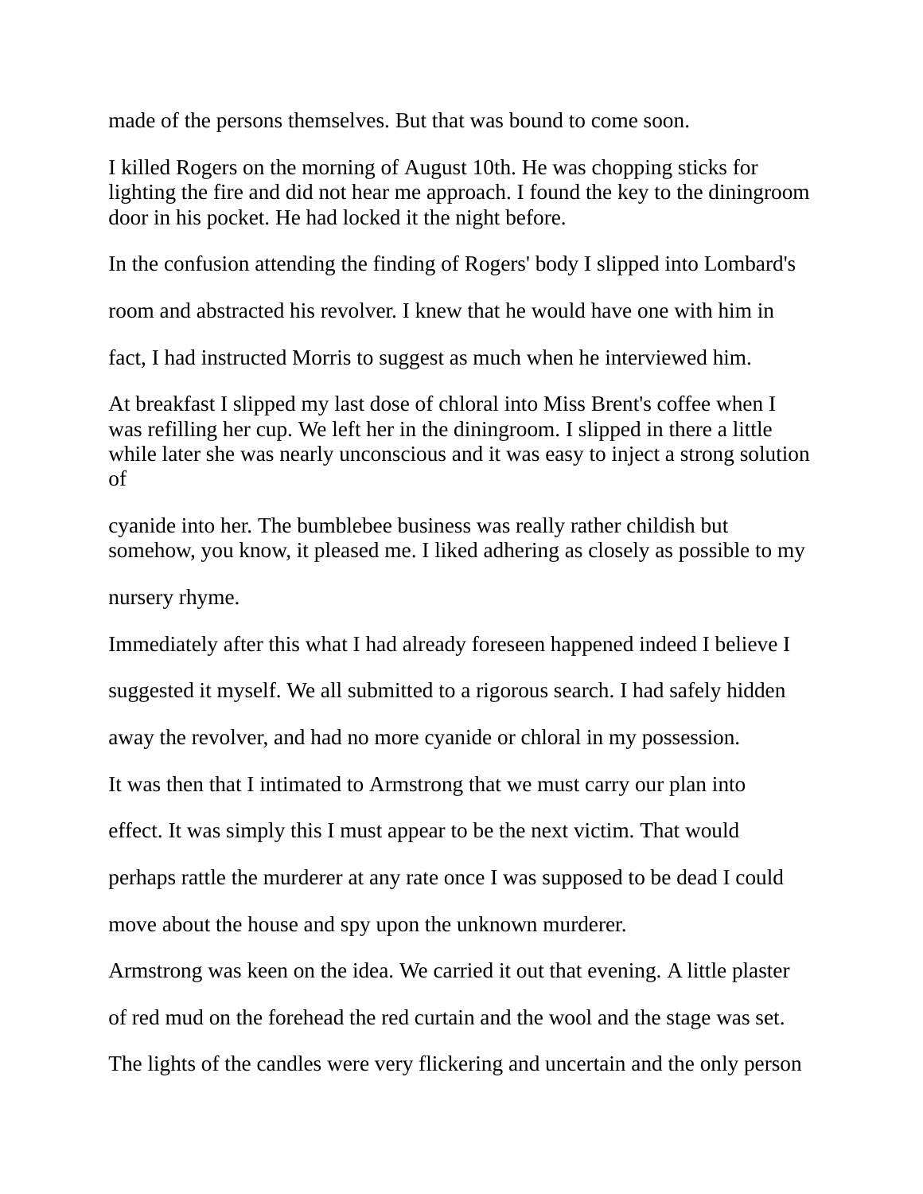made of the persons themselves. But that was bound to come soon.

I killed Rogers on the morning of August 10th. He was chopping sticks for lighting the fire and did not hear me approach. I found the key to the diningroom door in his pocket. He had locked it the night before.

In the confusion attending the finding of Rogers' body I slipped into Lombard's room and abstracted his revolver. I knew that he would have one with him in fact, I had instructed Morris to suggest as much when he interviewed him.

At breakfast I slipped my last dose of chloral into Miss Brent's coffee when I was refilling her cup. We left her in the diningroom. I slipped in there a little while later she was nearly unconscious and it was easy to inject a strong solution of cyanide into her. The bumblebee business was really rather childish but somehow, you know, it pleased me. I liked adhering as closely as possible to my nursery rhyme.

Immediately after this what I had already foreseen happened indeed I believe I suggested it myself. We all submitted to a rigorous search. I had safely hidden away the revolver, and had no more cyanide or chloral in my possession.

It was then that I intimated to Armstrong that we must carry our plan into effect. It was simply this I must appear to be the next victim. That would perhaps rattle the murderer at any rate once I was supposed to be dead I could move about the house and spy upon the unknown murderer.

Armstrong was keen on the idea. We carried it out that evening. A little plaster of red mud on the forehead the red curtain and the wool and the stage was set. The lights of the candles were very flickering and uncertain and the only person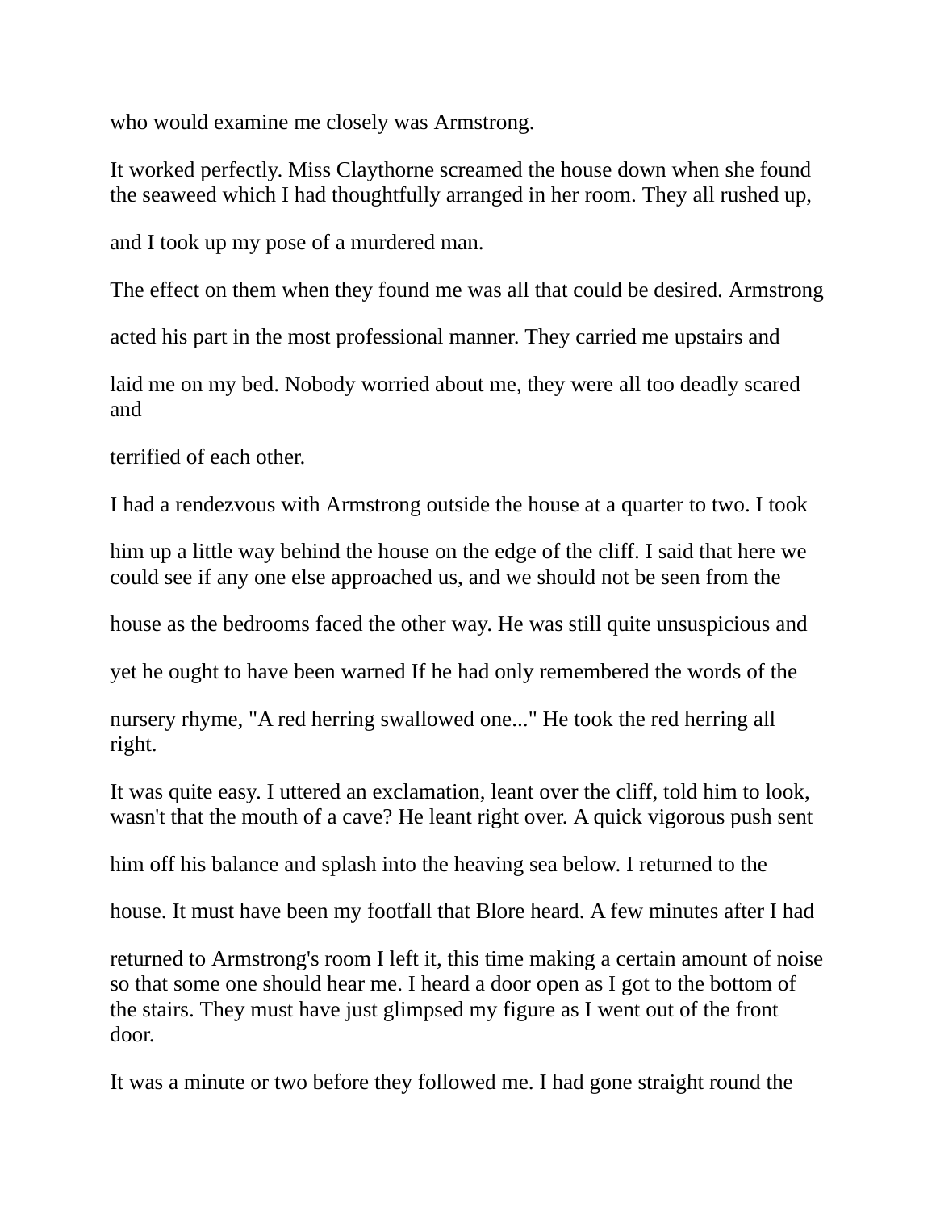who would examine me closely was Armstrong.

It worked perfectly. Miss Claythorne screamed the house down when she found the seaweed which I had thoughtfully arranged in her room. They all rushed up, and I took up my pose of a murdered man.

The effect on them when they found me was all that could be desired. Armstrong acted his part in the most professional manner. They carried me upstairs and laid me on my bed. Nobody worried about me, they were all too deadly scared and terrified of each other.

I had a rendezvous with Armstrong outside the house at a quarter to two. I took him up a little way behind the house on the edge of the cliff. I said that here we could see if any one else approached us, and we should not be seen from the house as the bedrooms faced the other way. He was still quite unsuspicious and yet he ought to have been warned If he had only remembered the words of the nursery rhyme, "A red herring swallowed one..." He took the red herring all right.

It was quite easy. I uttered an exclamation, leant over the cliff, told him to look, wasn't that the mouth of a cave? He leant right over. A quick vigorous push sent him off his balance and splash into the heaving sea below. I returned to the house. It must have been my footfall that Blore heard. A few minutes after I had returned to Armstrong's room I left it, this time making a certain amount of noise so that some one should hear me. I heard a door open as I got to the bottom of the stairs. They must have just glimpsed my figure as I went out of the front door.

It was a minute or two before they followed me. I had gone straight round the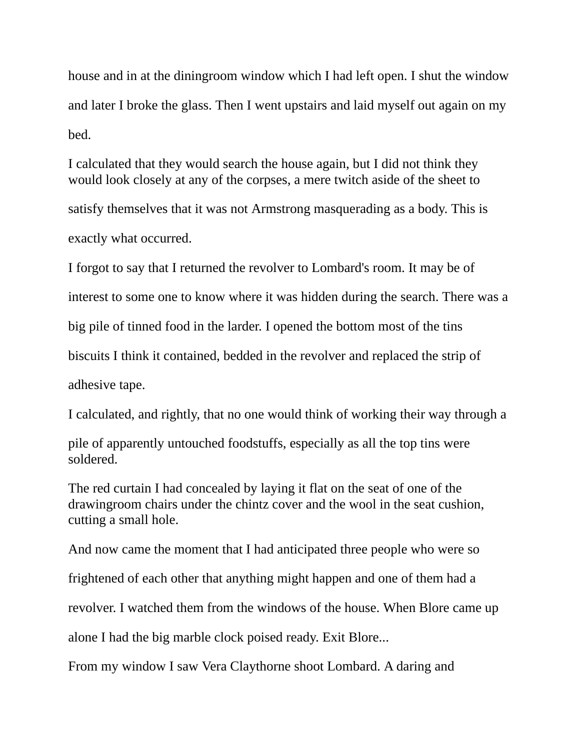house and in at the diningroom window which I had left open. I shut the window and later I broke the glass. Then I went upstairs and laid myself out again on my bed.

I calculated that they would search the house again, but I did not think they would look closely at any of the corpses, a mere twitch aside of the sheet to satisfy themselves that it was not Armstrong masquerading as a body. This is exactly what occurred.

I forgot to say that I returned the revolver to Lombard's room. It may be of interest to some one to know where it was hidden during the search. There was a big pile of tinned food in the larder. I opened the bottom most of the tins biscuits I think it contained, bedded in the revolver and replaced the strip of adhesive tape.

I calculated, and rightly, that no one would think of working their way through a pile of apparently untouched foodstuffs, especially as all the top tins were soldered.

The red curtain I had concealed by laying it flat on the seat of one of the drawingroom chairs under the chintz cover and the wool in the seat cushion, cutting a small hole.

And now came the moment that I had anticipated three people who were so frightened of each other that anything might happen and one of them had a revolver. I watched them from the windows of the house. When Blore came up alone I had the big marble clock poised ready. Exit Blore...

From my window I saw Vera Claythorne shoot Lombard. A daring and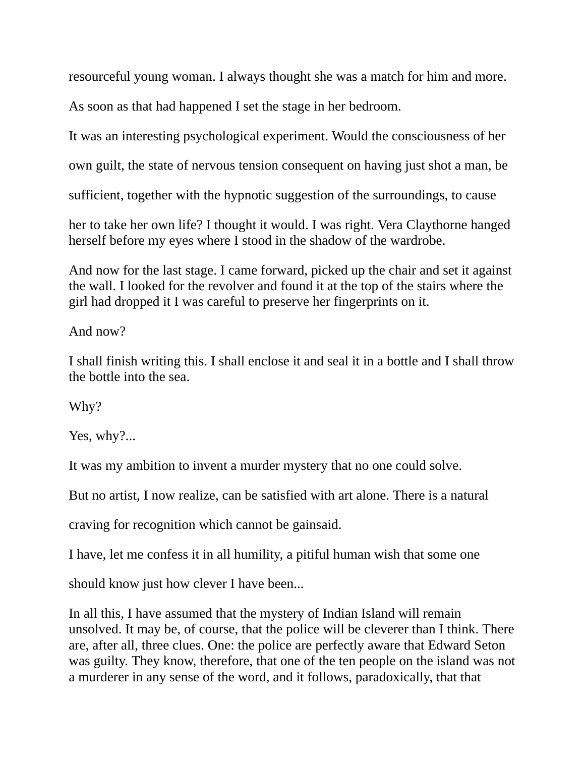resourceful young woman. I always thought she was a match for him and more.

As soon as that had happened I set the stage in her bedroom.

It was an interesting psychological experiment. Would the consciousness of her own guilt, the state of nervous tension consequent on having just shot a man, be sufficient, together with the hypnotic suggestion of the surroundings, to cause her to take her own life? I thought it would. I was right. Vera Claythorne hanged herself before my eyes where I stood in the shadow of the wardrobe.

And now for the last stage. I came forward, picked up the chair and set it against the wall. I looked for the revolver and found it at the top of the stairs where the girl had dropped it I was careful to preserve her fingerprints on it.

And now?

I shall finish writing this. I shall enclose it and seal it in a bottle and I shall throw the bottle into the sea.

Why?

Yes, why?...

It was my ambition to invent a murder mystery that no one could solve.

But no artist, I now realize, can be satisfied with art alone. There is a natural craving for recognition which cannot be gainsaid.

I have, let me confess it in all humility, a pitiful human wish that some one should know just how clever I have been...

In all this, I have assumed that the mystery of Indian Island will remain unsolved. It may be, of course, that the police will be cleverer than I think. There are, after all, three clues. One: the police are perfectly aware that Edward Seton was guilty. They know, therefore, that one of the ten people on the island was not a murderer in any sense of the word, and it follows, paradoxically, that that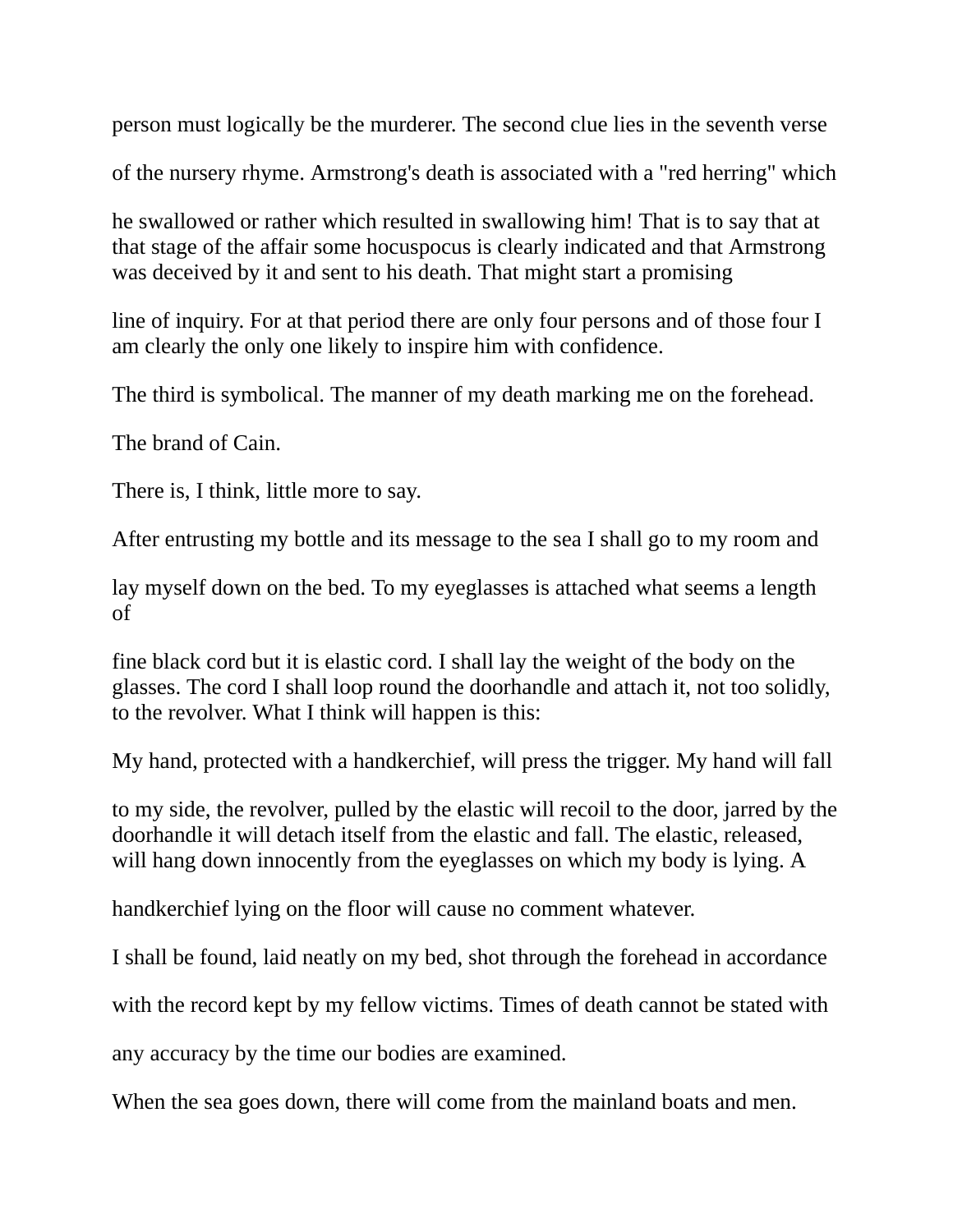person must logically be the murderer. The second clue lies in the seventh verse of the nursery rhyme. Armstrong's death is associated with a "red herring" which he swallowed or rather which resulted in swallowing him! That is to say that at that stage of the affair some hocuspocus is clearly indicated and that Armstrong was deceived by it and sent to his death. That might start a promising line of inquiry. For at that period there are only four persons and of those four I am clearly the only one likely to inspire him with confidence.

The third is symbolical. The manner of my death marking me on the forehead.

The brand of Cain.

There is, I think, little more to say.

After entrusting my bottle and its message to the sea I shall go to my room and lay myself down on the bed. To my eyeglasses is attached what seems a length of fine black cord but it is elastic cord. I shall lay the weight of the body on the glasses. The cord I shall loop round the doorhandle and attach it, not too solidly, to the revolver. What I think will happen is this:

My hand, protected with a handkerchief, will press the trigger. My hand will fall to my side, the revolver, pulled by the elastic will recoil to the door, jarred by the doorhandle it will detach itself from the elastic and fall. The elastic, released, will hang down innocently from the eyeglasses on which my body is lying. A handkerchief lying on the floor will cause no comment whatever.

I shall be found, laid neatly on my bed, shot through the forehead in accordance with the record kept by my fellow victims. Times of death cannot be stated with any accuracy by the time our bodies are examined.

When the sea goes down, there will come from the mainland boats and men.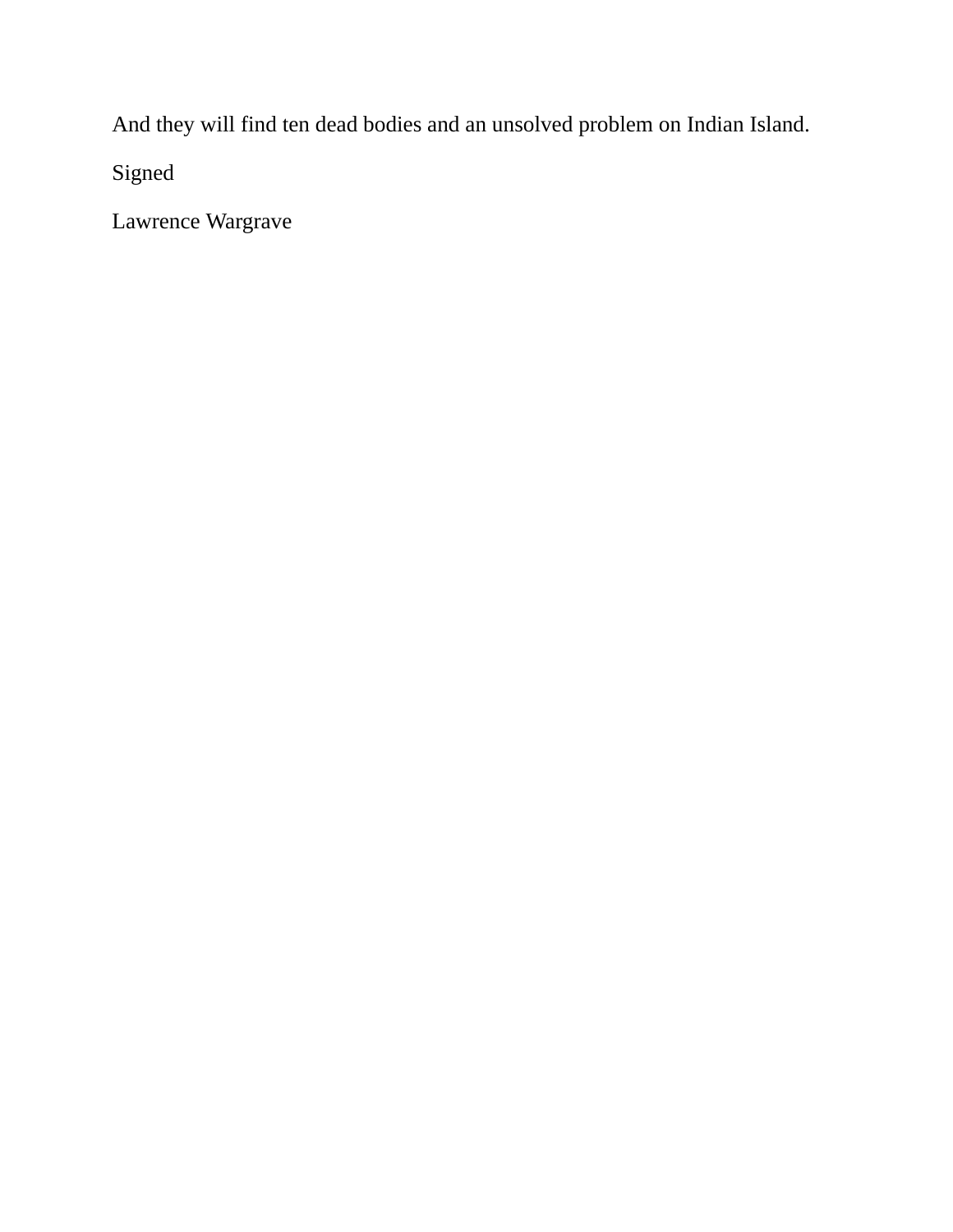And they will find ten dead bodies and an unsolved problem on Indian Island.

Signed

Lawrence Wargrave